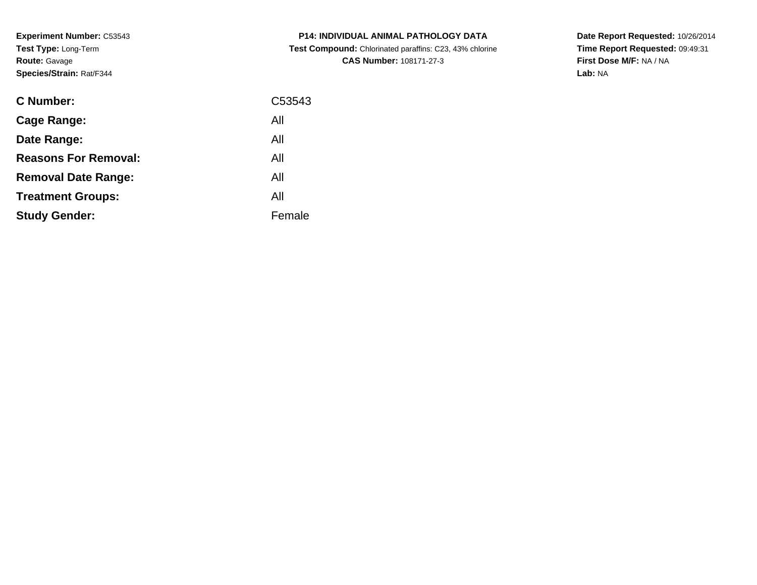**Experiment Number:** C53543
**Test Type:** Long-Term
**Route:** Gavage
**Species/Strain:** Rat/F344

**P14: INDIVIDUAL ANIMAL PATHOLOGY DATA**
**Test Compound:** Chlorinated paraffins: C23, 43% chlorine
**CAS Number:** 108171-27-3

**Date Report Requested:** 10/26/2014
**Time Report Requested:** 09:49:31
**First Dose M/F:** NA / NA
**Lab:** NA

| | |
|---|---|
| **C Number:** | C53543 |
| **Cage Range:** | All |
| **Date Range:** | All |
| **Reasons For Removal:** | All |
| **Removal Date Range:** | All |
| **Treatment Groups:** | All |
| **Study Gender:** | Female |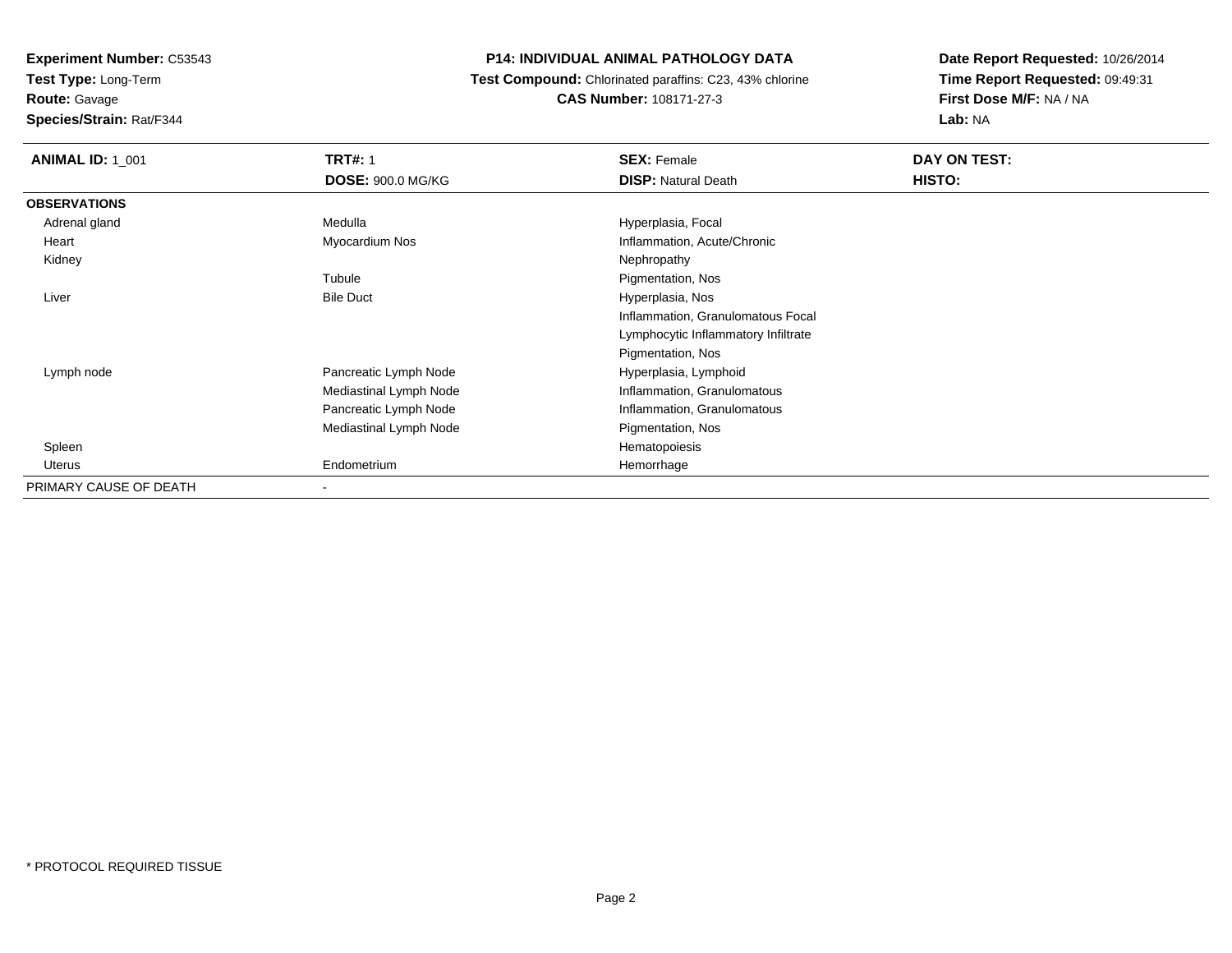**Experiment Number:** C53543
**Test Type:** Long-Term
**Route:** Gavage
**Species/Strain:** Rat/F344

**P14: INDIVIDUAL ANIMAL PATHOLOGY DATA**
**Test Compound:** Chlorinated paraffins: C23, 43% chlorine
**CAS Number:** 108171-27-3

**Date Report Requested:** 10/26/2014
**Time Report Requested:** 09:49:31
**First Dose M/F:** NA / NA
**Lab:** NA

| **ANIMAL ID:** 1_001 | **TRT#:** 1 | **SEX:** Female | **DAY ON TEST:** |
|---|---|---|---|
| | **DOSE:** 900.0 MG/KG | **DISP:** Natural Death | **HISTO:** |
| **OBSERVATIONS** | | | |
| Adrenal gland | Medulla | Hyperplasia, Focal | |
| Heart | Myocardium Nos | Inflammation, Acute/Chronic | |
| Kidney | | Nephropathy | |
| | Tubule | Pigmentation, Nos | |
| Liver | Bile Duct | Hyperplasia, Nos | |
| | | Inflammation, Granulomatous Focal | |
| | | Lymphocytic Inflammatory Infiltrate | |
| | | Pigmentation, Nos | |
| Lymph node | Pancreatic Lymph Node | Hyperplasia, Lymphoid | |
| | Mediastinal Lymph Node | Inflammation, Granulomatous | |
| | Pancreatic Lymph Node | Inflammation, Granulomatous | |
| | Mediastinal Lymph Node | Pigmentation, Nos | |
| Spleen | | Hematopoiesis | |
| Uterus | Endometrium | Hemorrhage | |
| PRIMARY CAUSE OF DEATH | - | | |

* PROTOCOL REQUIRED TISSUE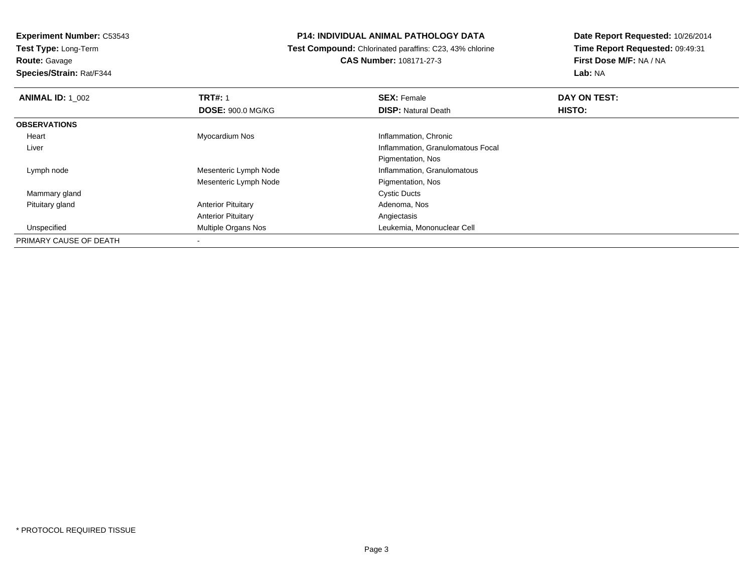**Experiment Number:** C53543
**Test Type:** Long-Term
**Route:** Gavage
**Species/Strain:** Rat/F344

**P14: INDIVIDUAL ANIMAL PATHOLOGY DATA**
**Test Compound:** Chlorinated paraffins: C23, 43% chlorine
**CAS Number:** 108171-27-3

**Date Report Requested:** 10/26/2014
**Time Report Requested:** 09:49:31
**First Dose M/F:** NA / NA
**Lab:** NA

| **ANIMAL ID:** 1_002 | **TRT#:** 1 | **SEX:** Female | **DAY ON TEST:** |
|---|---|---|---|
| | **DOSE:** 900.0 MG/KG | **DISP:** Natural Death | **HISTO:** |
| **OBSERVATIONS** | | | |
| Heart | Myocardium Nos | Inflammation, Chronic | |
| Liver | | Inflammation, Granulomatous Focal | |
| | | Pigmentation, Nos | |
| Lymph node | Mesenteric Lymph Node | Inflammation, Granulomatous | |
| | Mesenteric Lymph Node | Pigmentation, Nos | |
| Mammary gland | | Cystic Ducts | |
| Pituitary gland | Anterior Pituitary | Adenoma, Nos | |
| | Anterior Pituitary | Angiectasis | |
| Unspecified | Multiple Organs Nos | Leukemia, Mononuclear Cell | |
| PRIMARY CAUSE OF DEATH | - | | |

* PROTOCOL REQUIRED TISSUE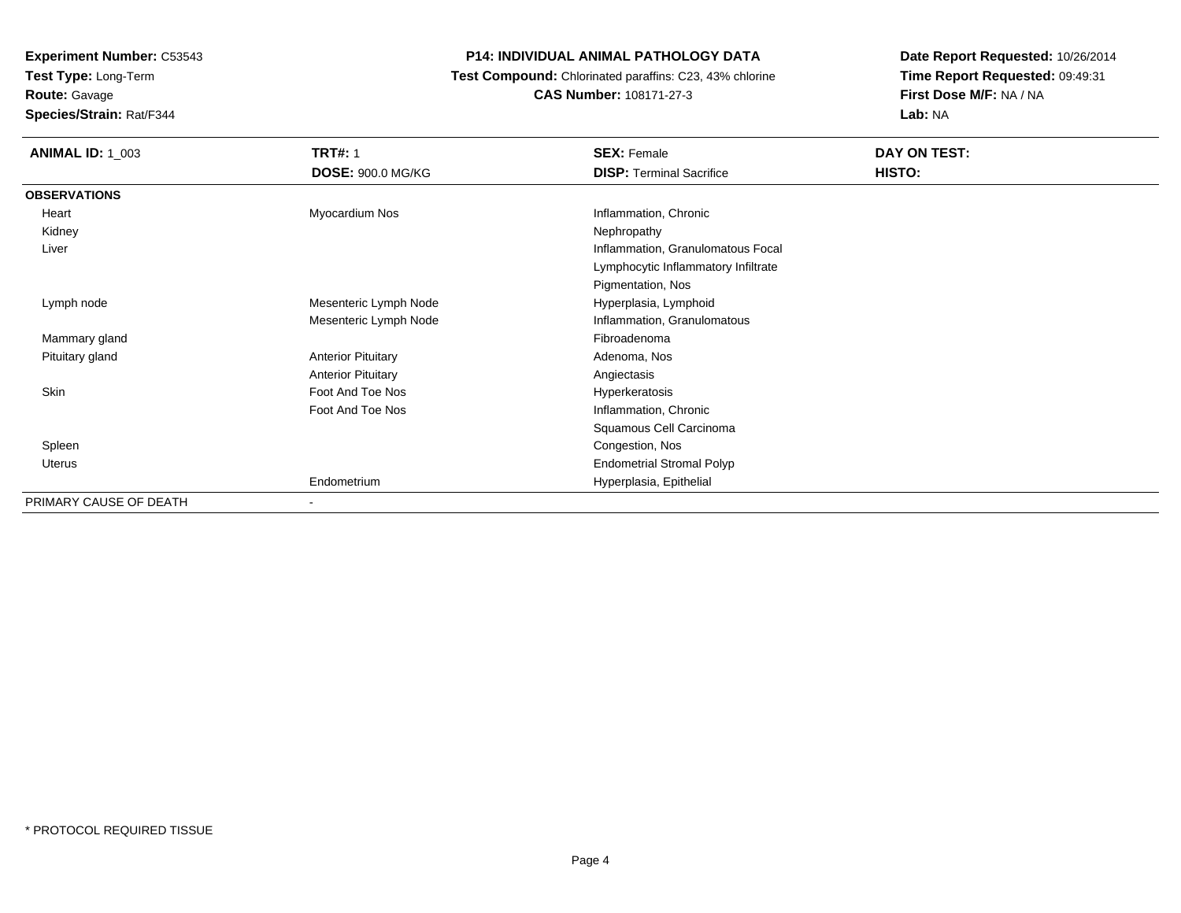**Experiment Number:** C53543
**Test Type:** Long-Term
**Route:** Gavage
**Species/Strain:** Rat/F344

# P14: INDIVIDUAL ANIMAL PATHOLOGY DATA

**Test Compound:** Chlorinated paraffins: C23, 43% chlorine
**CAS Number:** 108171-27-3

**Date Report Requested:** 10/26/2014
**Time Report Requested:** 09:49:31
**First Dose M/F:** NA / NA
**Lab:** NA

| **ANIMAL ID:** 1_003 | **TRT#:** 1 | **SEX:** Female | **DAY ON TEST:** |
|---|---|---|---|
| | **DOSE:** 900.0 MG/KG | **DISP:** Terminal Sacrifice | **HISTO:** |
| **OBSERVATIONS** | | | |
| Heart | Myocardium Nos | Inflammation, Chronic | |
| Kidney | | Nephropathy | |
| Liver | | Inflammation, Granulomatous Focal | |
| | | Lymphocytic Inflammatory Infiltrate | |
| | | Pigmentation, Nos | |
| Lymph node | Mesenteric Lymph Node | Hyperplasia, Lymphoid | |
| | Mesenteric Lymph Node | Inflammation, Granulomatous | |
| Mammary gland | | Fibroadenoma | |
| Pituitary gland | Anterior Pituitary | Adenoma, Nos | |
| | Anterior Pituitary | Angiectasis | |
| Skin | Foot And Toe Nos | Hyperkeratosis | |
| | Foot And Toe Nos | Inflammation, Chronic | |
| | | Squamous Cell Carcinoma | |
| Spleen | | Congestion, Nos | |
| Uterus | | Endometrial Stromal Polyp | |
| | Endometrium | Hyperplasia, Epithelial | |
| PRIMARY CAUSE OF DEATH | - | | |

* PROTOCOL REQUIRED TISSUE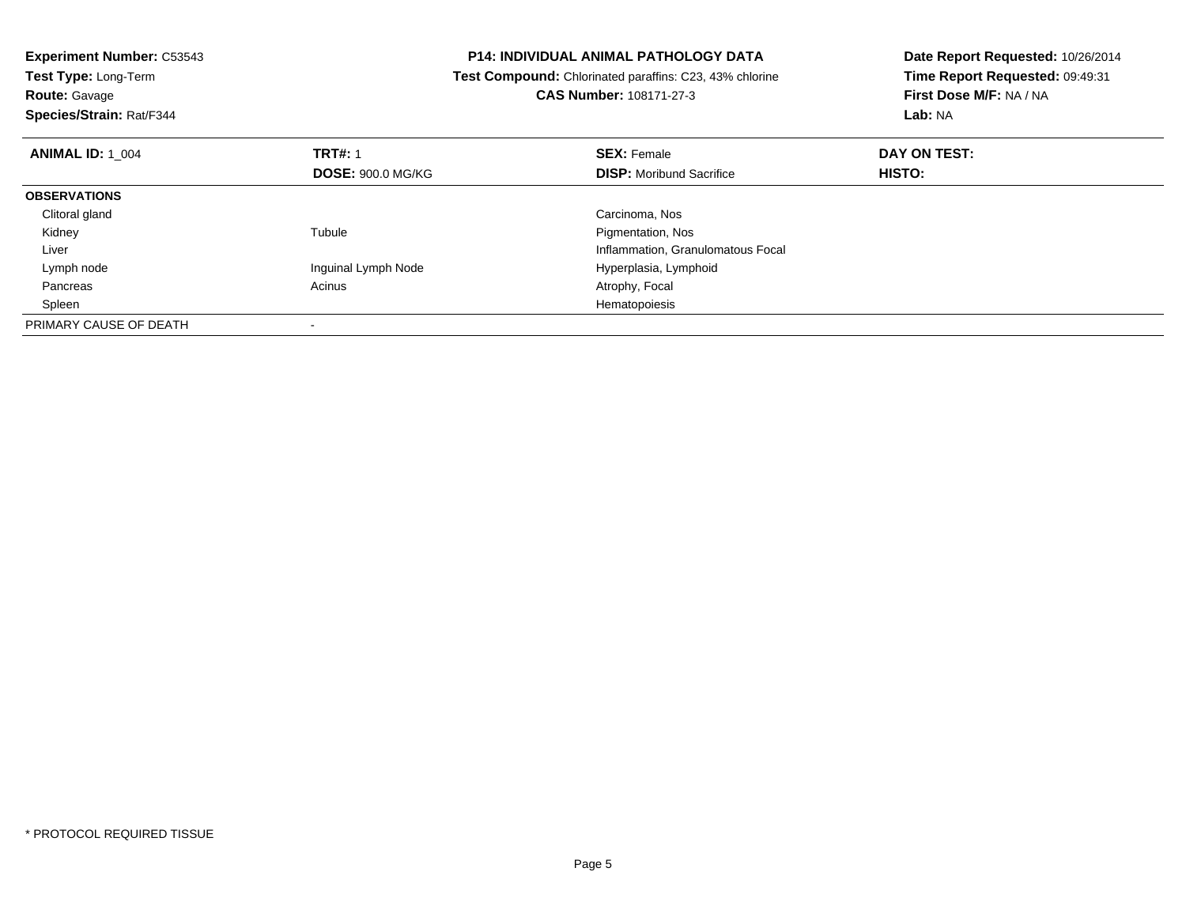**Experiment Number:** C53543
**Test Type:** Long-Term
**Route:** Gavage
**Species/Strain:** Rat/F344

**P14: INDIVIDUAL ANIMAL PATHOLOGY DATA**
**Test Compound:** Chlorinated paraffins: C23, 43% chlorine
**CAS Number:** 108171-27-3

**Date Report Requested:** 10/26/2014
**Time Report Requested:** 09:49:31
**First Dose M/F:** NA / NA
**Lab:** NA

| **ANIMAL ID:** 1_004 | **TRT#:** 1 | **SEX:** Female | **DAY ON TEST:** |
|---|---|---|---|
| | **DOSE:** 900.0 MG/KG | **DISP:** Moribund Sacrifice | **HISTO:** |
| **OBSERVATIONS** | | | |
| Clitoral gland | | Carcinoma, Nos | |
| Kidney | Tubule | Pigmentation, Nos | |
| Liver | | Inflammation, Granulomatous Focal | |
| Lymph node | Inguinal Lymph Node | Hyperplasia, Lymphoid | |
| Pancreas | Acinus | Atrophy, Focal | |
| Spleen | | Hematopoiesis | |
| PRIMARY CAUSE OF DEATH | - | | |

* PROTOCOL REQUIRED TISSUE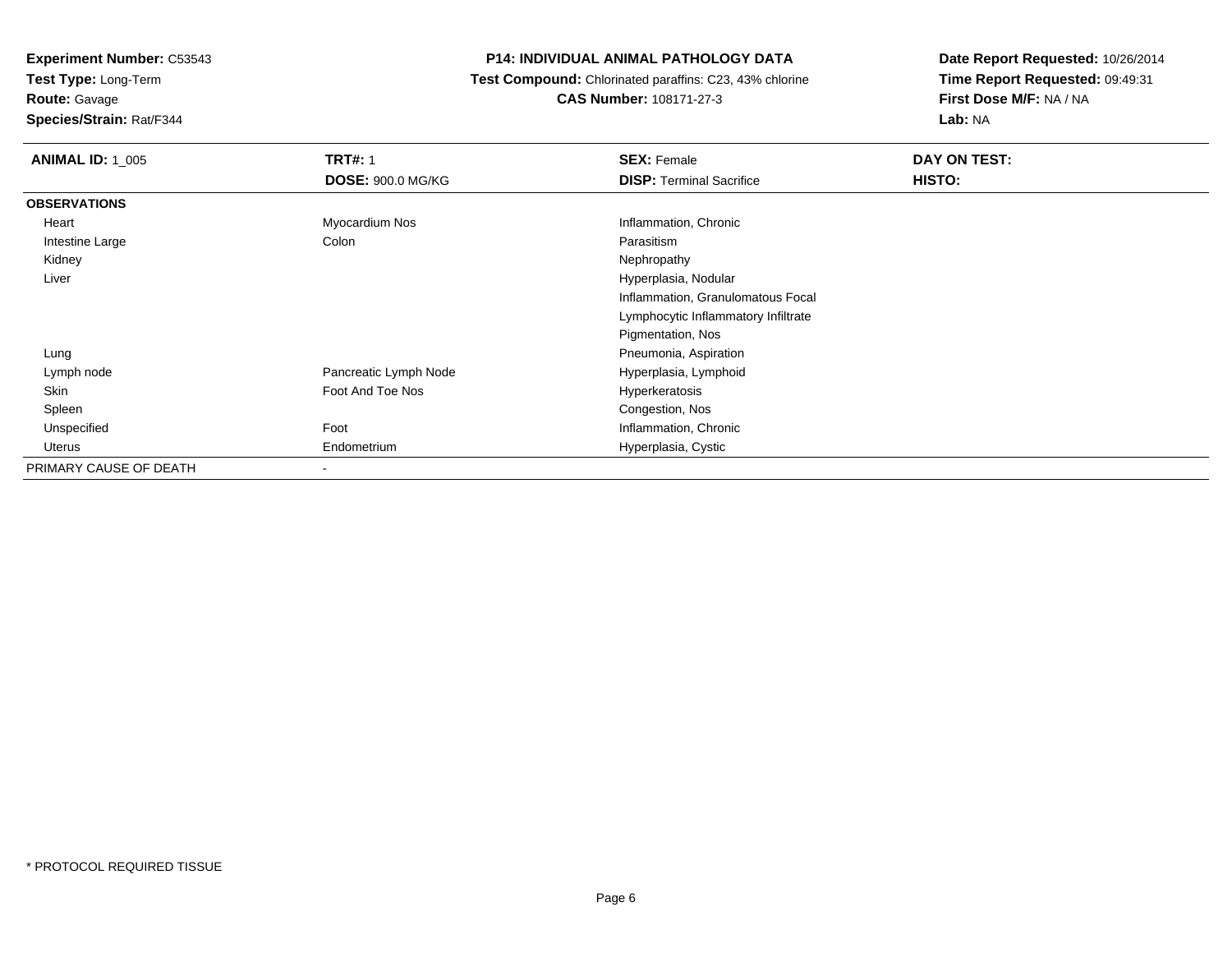**Experiment Number:** C53543
**Test Type:** Long-Term
**Route:** Gavage
**Species/Strain:** Rat/F344

## P14: INDIVIDUAL ANIMAL PATHOLOGY DATA

**Test Compound:** Chlorinated paraffins: C23, 43% chlorine
**CAS Number:** 108171-27-3

**Date Report Requested:** 10/26/2014
**Time Report Requested:** 09:49:31
**First Dose M/F:** NA / NA
**Lab:** NA

| **ANIMAL ID:** 1_005 | **TRT#:** 1 | **SEX:** Female | **DAY ON TEST:** |
|---|---|---|---|
| | **DOSE:** 900.0 MG/KG | **DISP:** Terminal Sacrifice | **HISTO:** |
| **OBSERVATIONS** | | | |
| Heart | Myocardium Nos | Inflammation, Chronic | |
| Intestine Large | Colon | Parasitism | |
| Kidney | | Nephropathy | |
| Liver | | Hyperplasia, Nodular | |
| | | Inflammation, Granulomatous Focal | |
| | | Lymphocytic Inflammatory Infiltrate | |
| | | Pigmentation, Nos | |
| Lung | | Pneumonia, Aspiration | |
| Lymph node | Pancreatic Lymph Node | Hyperplasia, Lymphoid | |
| Skin | Foot And Toe Nos | Hyperkeratosis | |
| Spleen | | Congestion, Nos | |
| Unspecified | Foot | Inflammation, Chronic | |
| Uterus | Endometrium | Hyperplasia, Cystic | |
| PRIMARY CAUSE OF DEATH | - | | |

* PROTOCOL REQUIRED TISSUE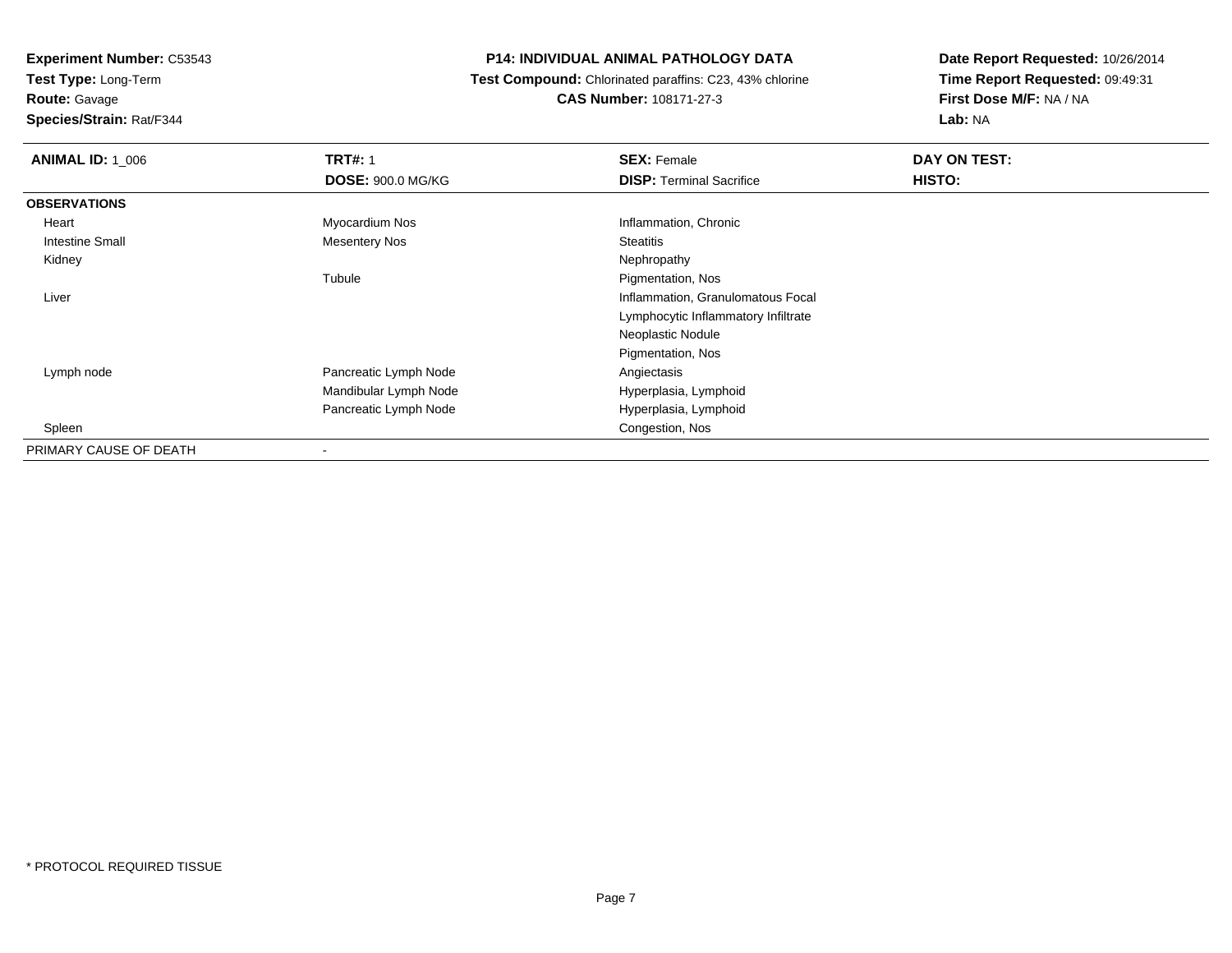**Experiment Number:** C53543
**Test Type:** Long-Term
**Route:** Gavage
**Species/Strain:** Rat/F344

# P14: INDIVIDUAL ANIMAL PATHOLOGY DATA

**Test Compound:** Chlorinated paraffins: C23, 43% chlorine
**CAS Number:** 108171-27-3

**Date Report Requested:** 10/26/2014
**Time Report Requested:** 09:49:31
**First Dose M/F:** NA / NA
**Lab:** NA

| **ANIMAL ID:** 1_006 | **TRT#:** 1 | **SEX:** Female | **DAY ON TEST:** |
|---|---|---|---|
| | **DOSE:** 900.0 MG/KG | **DISP:** Terminal Sacrifice | **HISTO:** |
| **OBSERVATIONS** | | | |
| Heart | Myocardium Nos | Inflammation, Chronic | |
| Intestine Small | Mesentery Nos | Steatitis | |
| Kidney | | Nephropathy | |
| | Tubule | Pigmentation, Nos | |
| Liver | | Inflammation, Granulomatous Focal | |
| | | Lymphocytic Inflammatory Infiltrate | |
| | | Neoplastic Nodule | |
| | | Pigmentation, Nos | |
| Lymph node | Pancreatic Lymph Node | Angiectasis | |
| | Mandibular Lymph Node | Hyperplasia, Lymphoid | |
| | Pancreatic Lymph Node | Hyperplasia, Lymphoid | |
| Spleen | | Congestion, Nos | |
| PRIMARY CAUSE OF DEATH | - | | |

* PROTOCOL REQUIRED TISSUE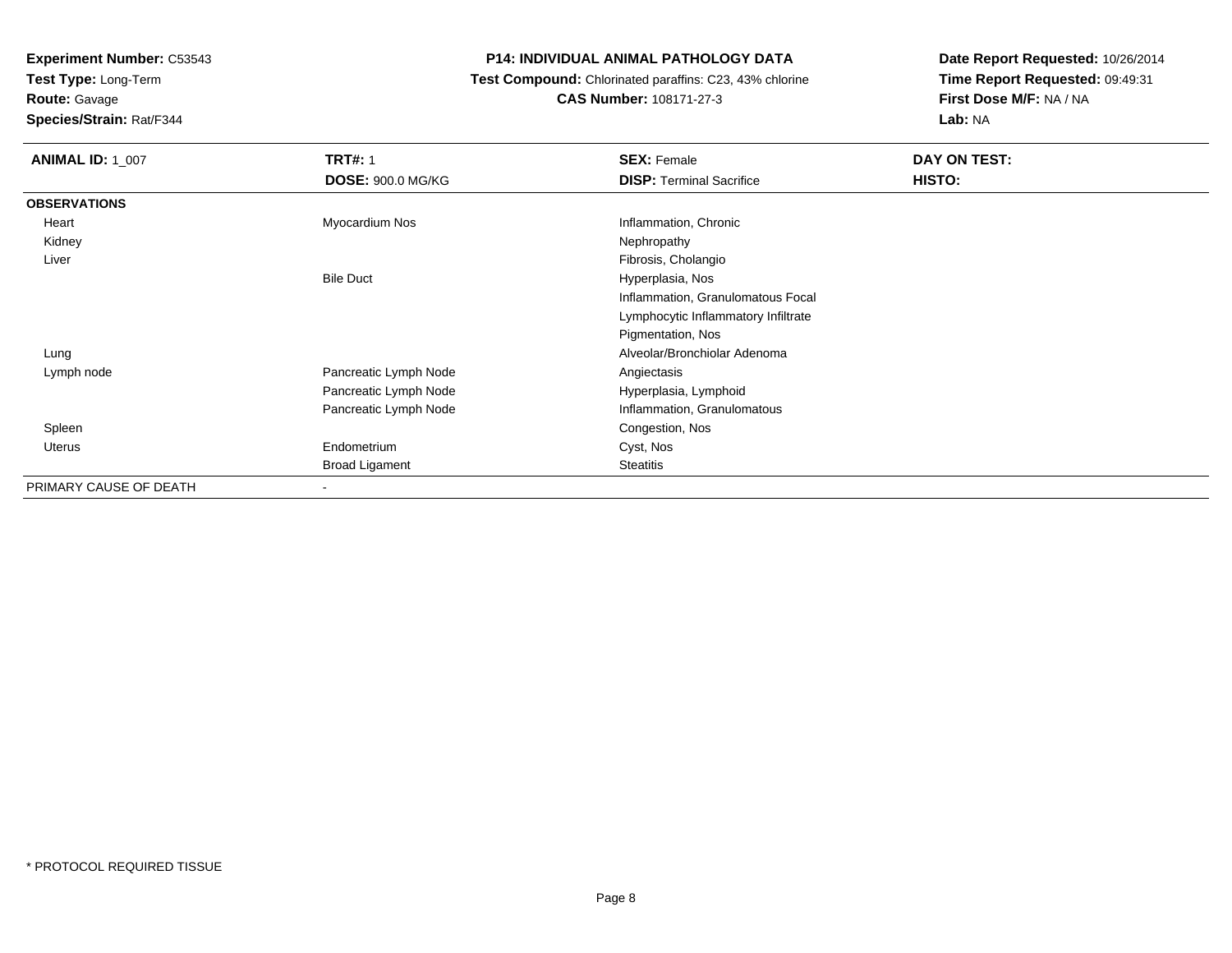**Experiment Number:** C53543
**Test Type:** Long-Term
**Route:** Gavage
**Species/Strain:** Rat/F344

**P14: INDIVIDUAL ANIMAL PATHOLOGY DATA**
**Test Compound:** Chlorinated paraffins: C23, 43% chlorine
**CAS Number:** 108171-27-3

**Date Report Requested:** 10/26/2014
**Time Report Requested:** 09:49:31
**First Dose M/F:** NA / NA
**Lab:** NA

| **ANIMAL ID:** 1_007 | **TRT#:** 1 | **SEX:** Female | **DAY ON TEST:** |
|---|---|---|---|
| | **DOSE:** 900.0 MG/KG | **DISP:** Terminal Sacrifice | **HISTO:** |
| **OBSERVATIONS** | | | |
| Heart | Myocardium Nos | Inflammation, Chronic | |
| Kidney | | Nephropathy | |
| Liver | | Fibrosis, Cholangio | |
| | Bile Duct | Hyperplasia, Nos | |
| | | Inflammation, Granulomatous Focal | |
| | | Lymphocytic Inflammatory Infiltrate | |
| | | Pigmentation, Nos | |
| Lung | | Alveolar/Bronchiolar Adenoma | |
| Lymph node | Pancreatic Lymph Node | Angiectasis | |
| | Pancreatic Lymph Node | Hyperplasia, Lymphoid | |
| | Pancreatic Lymph Node | Inflammation, Granulomatous | |
| Spleen | | Congestion, Nos | |
| Uterus | Endometrium | Cyst, Nos | |
| | Broad Ligament | Steatitis | |
| PRIMARY CAUSE OF DEATH | - | | |

* PROTOCOL REQUIRED TISSUE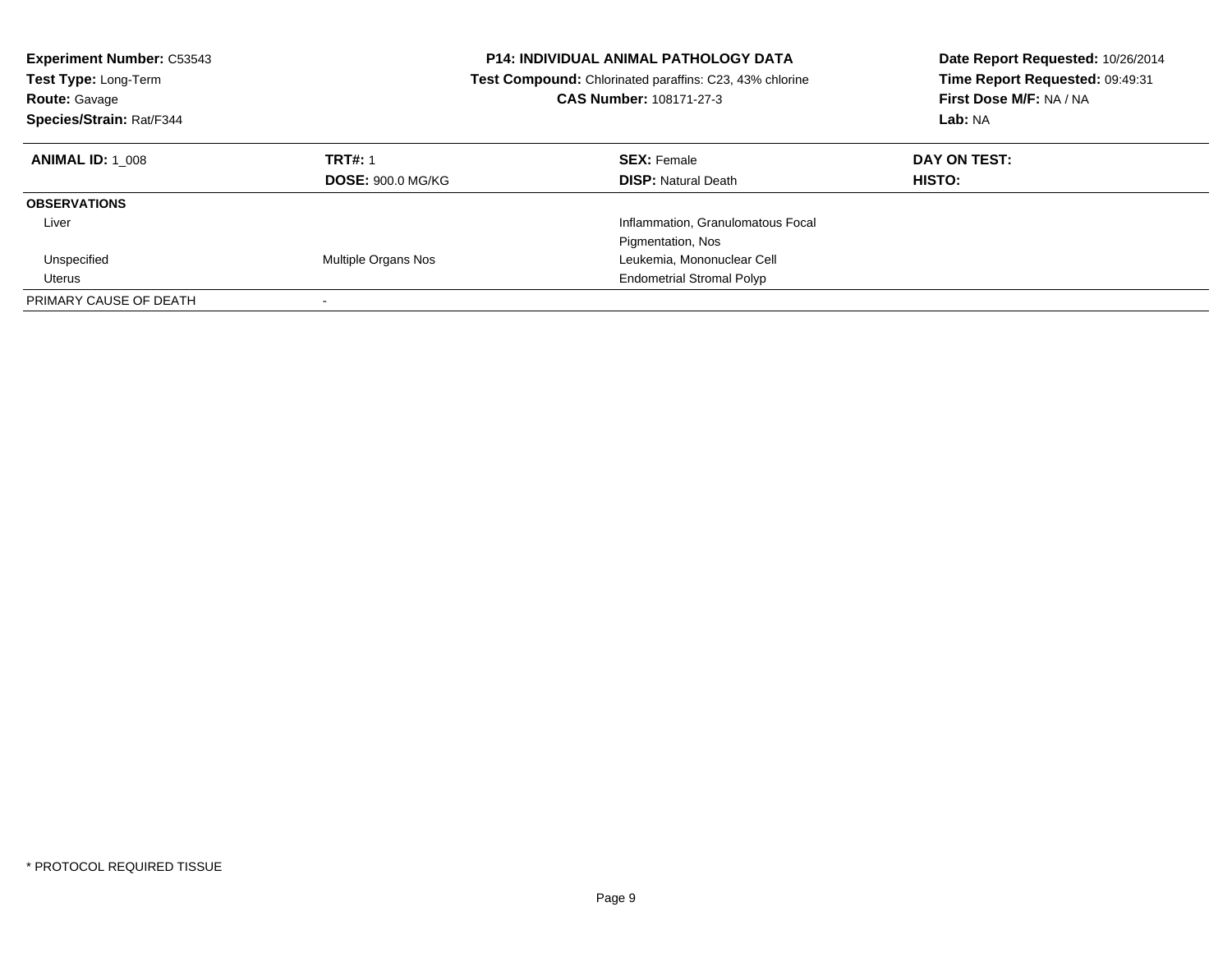**Experiment Number:** C53543
**Test Type:** Long-Term
**Route:** Gavage
**Species/Strain:** Rat/F344

**P14: INDIVIDUAL ANIMAL PATHOLOGY DATA**
**Test Compound:** Chlorinated paraffins: C23, 43% chlorine
**CAS Number:** 108171-27-3

**Date Report Requested:** 10/26/2014
**Time Report Requested:** 09:49:31
**First Dose M/F:** NA / NA
**Lab:** NA

| **ANIMAL ID:** 1_008 | **TRT#:** 1 | **SEX:** Female | **DAY ON TEST:** |
|---|---|---|---|
| | **DOSE:** 900.0 MG/KG | **DISP:** Natural Death | **HISTO:** |
| **OBSERVATIONS** | | | |
| Liver | | Inflammation, Granulomatous Focal | |
| | | Pigmentation, Nos | |
| Unspecified | Multiple Organs Nos | Leukemia, Mononuclear Cell | |
| Uterus | | Endometrial Stromal Polyp | |
| PRIMARY CAUSE OF DEATH | - | | |

* PROTOCOL REQUIRED TISSUE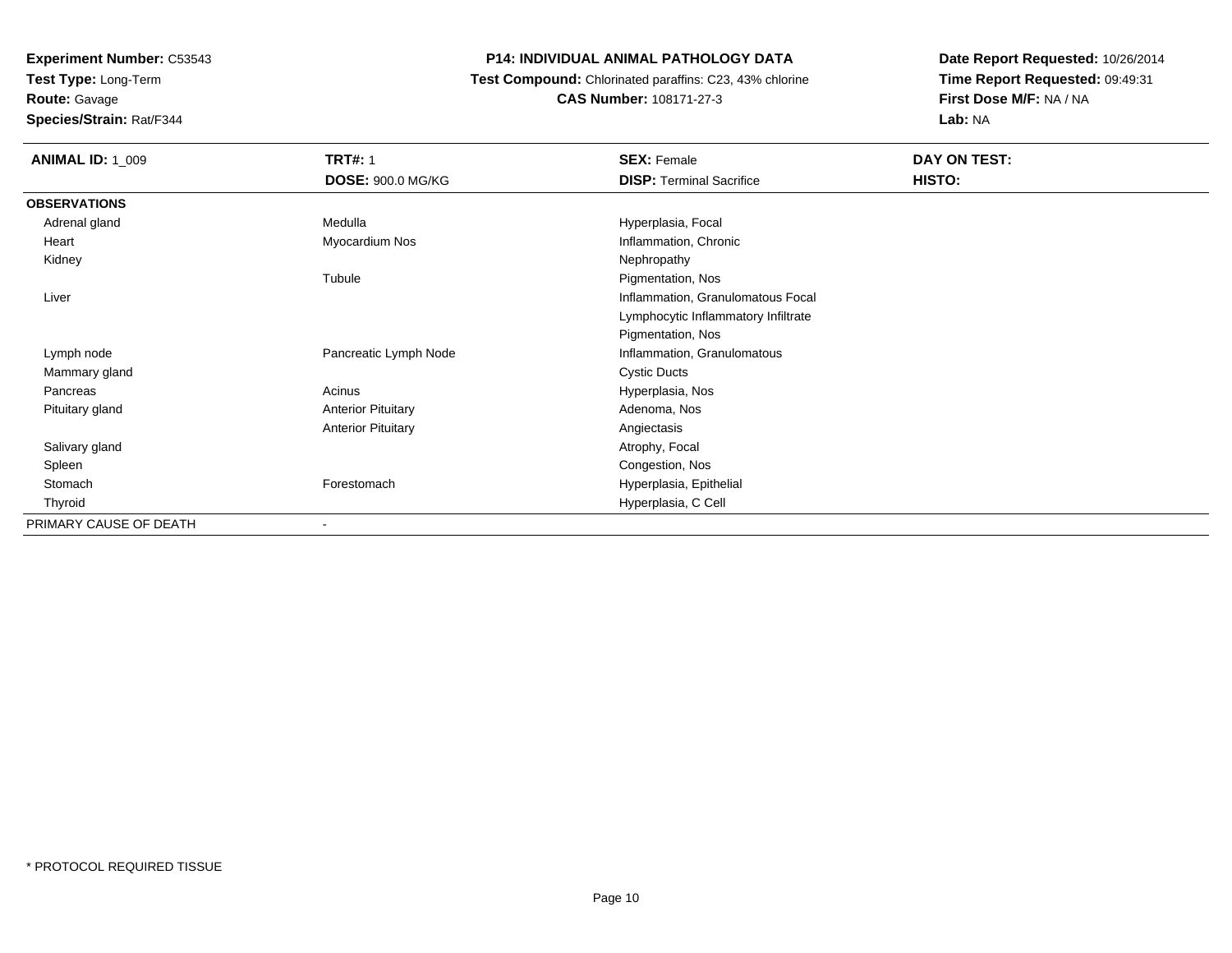**Experiment Number:** C53543
**Test Type:** Long-Term
**Route:** Gavage
**Species/Strain:** Rat/F344

# P14: INDIVIDUAL ANIMAL PATHOLOGY DATA

**Test Compound:** Chlorinated paraffins: C23, 43% chlorine
**CAS Number:** 108171-27-3

**Date Report Requested:** 10/26/2014
**Time Report Requested:** 09:49:31
**First Dose M/F:** NA / NA
**Lab:** NA

| **ANIMAL ID:** 1_009 | **TRT#:** 1 | **SEX:** Female | **DAY ON TEST:** |
|---|---|---|---|
| | **DOSE:** 900.0 MG/KG | **DISP:** Terminal Sacrifice | **HISTO:** |
| **OBSERVATIONS** | | | |
| Adrenal gland | Medulla | Hyperplasia, Focal | |
| Heart | Myocardium Nos | Inflammation, Chronic | |
| Kidney | | Nephropathy | |
| | Tubule | Pigmentation, Nos | |
| Liver | | Inflammation, Granulomatous Focal | |
| | | Lymphocytic Inflammatory Infiltrate | |
| | | Pigmentation, Nos | |
| Lymph node | Pancreatic Lymph Node | Inflammation, Granulomatous | |
| Mammary gland | | Cystic Ducts | |
| Pancreas | Acinus | Hyperplasia, Nos | |
| Pituitary gland | Anterior Pituitary | Adenoma, Nos | |
| | Anterior Pituitary | Angiectasis | |
| Salivary gland | | Atrophy, Focal | |
| Spleen | | Congestion, Nos | |
| Stomach | Forestomach | Hyperplasia, Epithelial | |
| Thyroid | | Hyperplasia, C Cell | |
| PRIMARY CAUSE OF DEATH | - | | |

* PROTOCOL REQUIRED TISSUE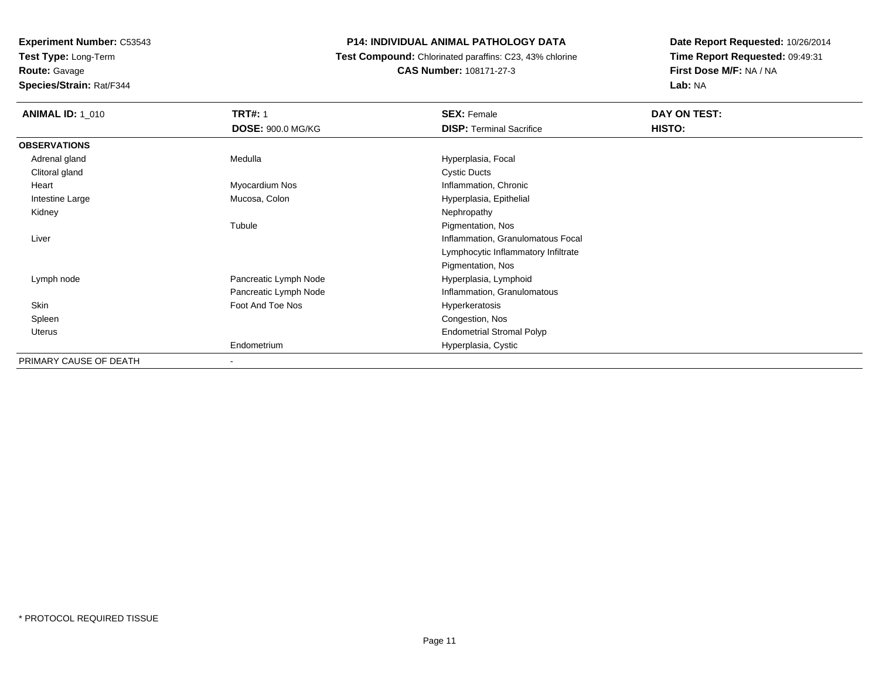**Experiment Number:** C53543
**Test Type:** Long-Term
**Route:** Gavage
**Species/Strain:** Rat/F344

**P14: INDIVIDUAL ANIMAL PATHOLOGY DATA**
**Test Compound:** Chlorinated paraffins: C23, 43% chlorine
**CAS Number:** 108171-27-3

**Date Report Requested:** 10/26/2014
**Time Report Requested:** 09:49:31
**First Dose M/F:** NA / NA
**Lab:** NA

| **ANIMAL ID:** 1_010 | **TRT#:** 1 | **SEX:** Female | **DAY ON TEST:** |
|---|---|---|---|
| | **DOSE:** 900.0 MG/KG | **DISP:** Terminal Sacrifice | **HISTO:** |
| **OBSERVATIONS** | | | |
| Adrenal gland | Medulla | Hyperplasia, Focal | |
| Clitoral gland | | Cystic Ducts | |
| Heart | Myocardium Nos | Inflammation, Chronic | |
| Intestine Large | Mucosa, Colon | Hyperplasia, Epithelial | |
| Kidney | | Nephropathy | |
| | Tubule | Pigmentation, Nos | |
| Liver | | Inflammation, Granulomatous Focal | |
| | | Lymphocytic Inflammatory Infiltrate | |
| | | Pigmentation, Nos | |
| Lymph node | Pancreatic Lymph Node | Hyperplasia, Lymphoid | |
| | Pancreatic Lymph Node | Inflammation, Granulomatous | |
| Skin | Foot And Toe Nos | Hyperkeratosis | |
| Spleen | | Congestion, Nos | |
| Uterus | | Endometrial Stromal Polyp | |
| | Endometrium | Hyperplasia, Cystic | |
| PRIMARY CAUSE OF DEATH | - | | |

* PROTOCOL REQUIRED TISSUE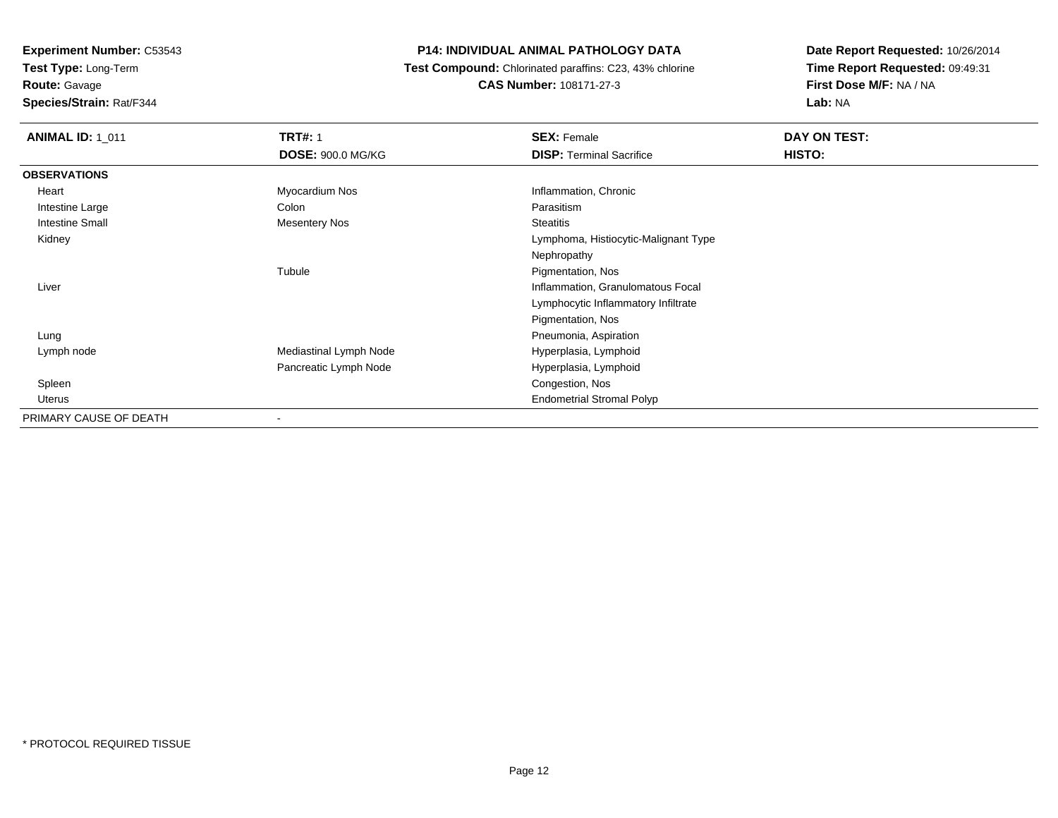**Experiment Number:** C53543
**Test Type:** Long-Term
**Route:** Gavage
**Species/Strain:** Rat/F344

**P14: INDIVIDUAL ANIMAL PATHOLOGY DATA**
**Test Compound:** Chlorinated paraffins: C23, 43% chlorine
**CAS Number:** 108171-27-3

**Date Report Requested:** 10/26/2014
**Time Report Requested:** 09:49:31
**First Dose M/F:** NA / NA
**Lab:** NA

| **ANIMAL ID:** 1_011 | **TRT#:** 1 | **SEX:** Female | **DAY ON TEST:** |
|---|---|---|---|
| | **DOSE:** 900.0 MG/KG | **DISP:** Terminal Sacrifice | **HISTO:** |
| **OBSERVATIONS** | | | |
| Heart | Myocardium Nos | Inflammation, Chronic | |
| Intestine Large | Colon | Parasitism | |
| Intestine Small | Mesentery Nos | Steatitis | |
| Kidney | | Lymphoma, Histiocytic-Malignant Type | |
| | | Nephropathy | |
| | Tubule | Pigmentation, Nos | |
| Liver | | Inflammation, Granulomatous Focal | |
| | | Lymphocytic Inflammatory Infiltrate | |
| | | Pigmentation, Nos | |
| Lung | | Pneumonia, Aspiration | |
| Lymph node | Mediastinal Lymph Node | Hyperplasia, Lymphoid | |
| | Pancreatic Lymph Node | Hyperplasia, Lymphoid | |
| Spleen | | Congestion, Nos | |
| Uterus | | Endometrial Stromal Polyp | |
| PRIMARY CAUSE OF DEATH | - | | |

* PROTOCOL REQUIRED TISSUE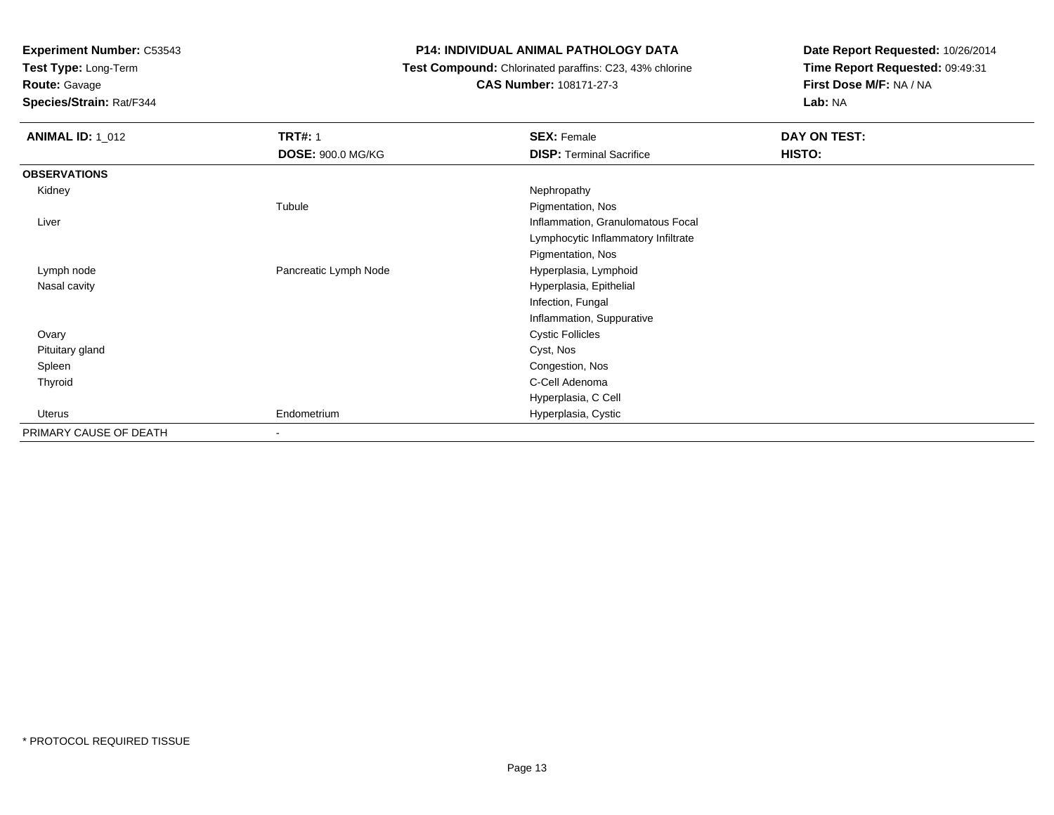**Experiment Number:** C53543
**Test Type:** Long-Term
**Route:** Gavage
**Species/Strain:** Rat/F344

## P14: INDIVIDUAL ANIMAL PATHOLOGY DATA

**Test Compound:** Chlorinated paraffins: C23, 43% chlorine
**CAS Number:** 108171-27-3

**Date Report Requested:** 10/26/2014
**Time Report Requested:** 09:49:31
**First Dose M/F:** NA / NA
**Lab:** NA

| **ANIMAL ID:** 1_012 | **TRT#:** 1 | **SEX:** Female | **DAY ON TEST:** |
|---|---|---|---|
| | **DOSE:** 900.0 MG/KG | **DISP:** Terminal Sacrifice | **HISTO:** |
| **OBSERVATIONS** | | | |
| Kidney | | Nephropathy | |
| | Tubule | Pigmentation, Nos | |
| Liver | | Inflammation, Granulomatous Focal | |
| | | Lymphocytic Inflammatory Infiltrate | |
| | | Pigmentation, Nos | |
| Lymph node | Pancreatic Lymph Node | Hyperplasia, Lymphoid | |
| Nasal cavity | | Hyperplasia, Epithelial | |
| | | Infection, Fungal | |
| | | Inflammation, Suppurative | |
| Ovary | | Cystic Follicles | |
| Pituitary gland | | Cyst, Nos | |
| Spleen | | Congestion, Nos | |
| Thyroid | | C-Cell Adenoma | |
| | | Hyperplasia, C Cell | |
| Uterus | Endometrium | Hyperplasia, Cystic | |
| PRIMARY CAUSE OF DEATH | - | | |

* PROTOCOL REQUIRED TISSUE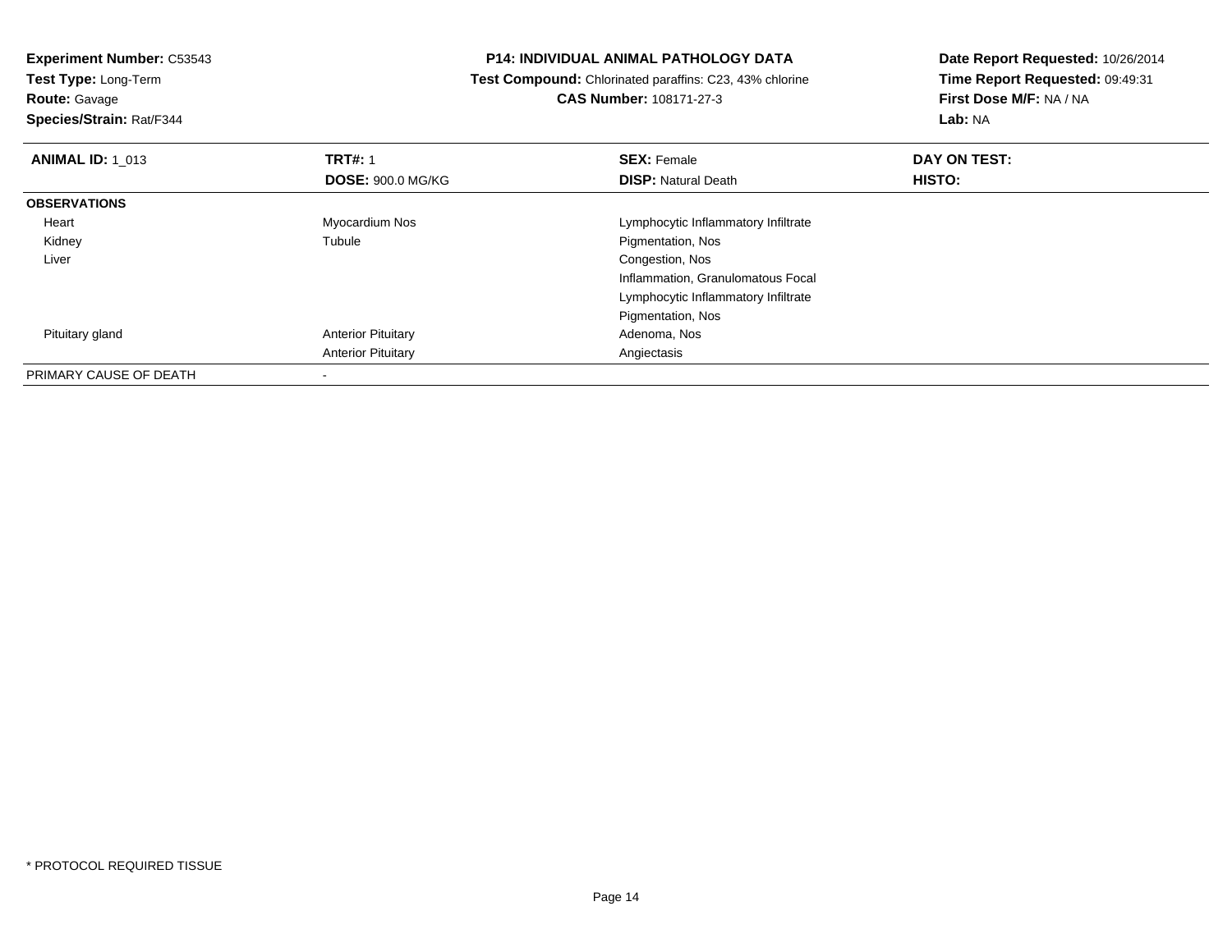**Experiment Number:** C53543
**Test Type:** Long-Term
**Route:** Gavage
**Species/Strain:** Rat/F344

**P14: INDIVIDUAL ANIMAL PATHOLOGY DATA**
**Test Compound:** Chlorinated paraffins: C23, 43% chlorine
**CAS Number:** 108171-27-3

**Date Report Requested:** 10/26/2014
**Time Report Requested:** 09:49:31
**First Dose M/F:** NA / NA
**Lab:** NA

| **ANIMAL ID:** 1_013 | **TRT#:** 1 | **SEX:** Female | **DAY ON TEST:** |
|---|---|---|---|
| | **DOSE:** 900.0 MG/KG | **DISP:** Natural Death | **HISTO:** |
| **OBSERVATIONS** | | | |
| Heart | Myocardium Nos | Lymphocytic Inflammatory Infiltrate | |
| Kidney | Tubule | Pigmentation, Nos | |
| Liver | | Congestion, Nos | |
| | | Inflammation, Granulomatous Focal | |
| | | Lymphocytic Inflammatory Infiltrate | |
| | | Pigmentation, Nos | |
| Pituitary gland | Anterior Pituitary | Adenoma, Nos | |
| | Anterior Pituitary | Angiectasis | |
| PRIMARY CAUSE OF DEATH | - | | |

\* PROTOCOL REQUIRED TISSUE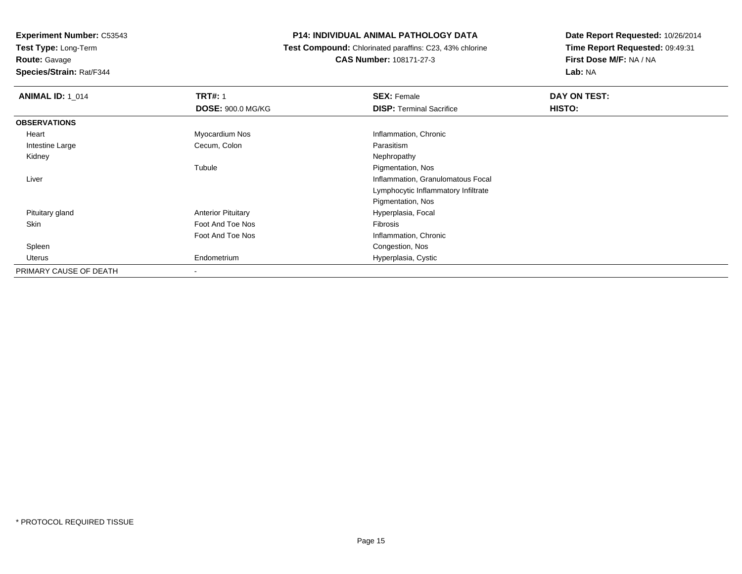**Experiment Number:** C53543
**Test Type:** Long-Term
**Route:** Gavage
**Species/Strain:** Rat/F344

**P14: INDIVIDUAL ANIMAL PATHOLOGY DATA**
**Test Compound:** Chlorinated paraffins: C23, 43% chlorine
**CAS Number:** 108171-27-3

**Date Report Requested:** 10/26/2014
**Time Report Requested:** 09:49:31
**First Dose M/F:** NA / NA
**Lab:** NA

| **ANIMAL ID:** 1_014 | **TRT#:** 1 | **SEX:** Female | **DAY ON TEST:** |
|---|---|---|---|
| | **DOSE:** 900.0 MG/KG | **DISP:** Terminal Sacrifice | **HISTO:** |
| **OBSERVATIONS** | | | |
| Heart | Myocardium Nos | Inflammation, Chronic | |
| Intestine Large | Cecum, Colon | Parasitism | |
| Kidney | | Nephropathy | |
| | Tubule | Pigmentation, Nos | |
| Liver | | Inflammation, Granulomatous Focal | |
| | | Lymphocytic Inflammatory Infiltrate | |
| | | Pigmentation, Nos | |
| Pituitary gland | Anterior Pituitary | Hyperplasia, Focal | |
| Skin | Foot And Toe Nos | Fibrosis | |
| | Foot And Toe Nos | Inflammation, Chronic | |
| Spleen | | Congestion, Nos | |
| Uterus | Endometrium | Hyperplasia, Cystic | |
| PRIMARY CAUSE OF DEATH | - | | |

* PROTOCOL REQUIRED TISSUE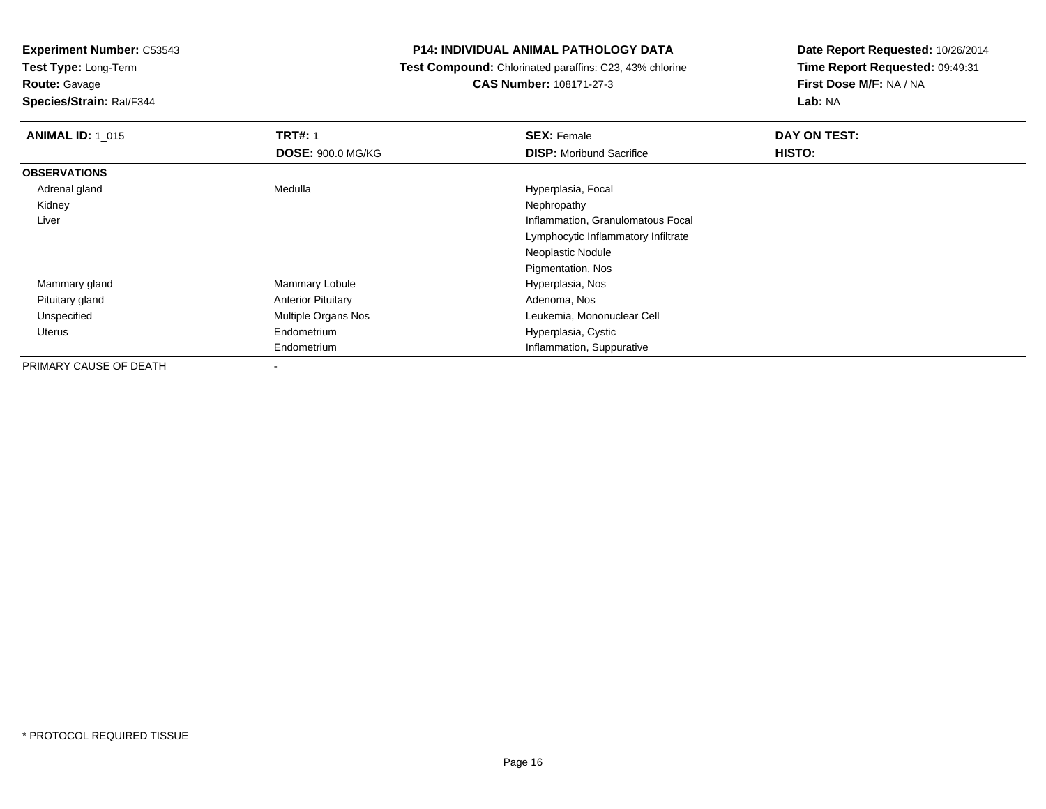**Experiment Number:** C53543
**Test Type:** Long-Term
**Route:** Gavage
**Species/Strain:** Rat/F344

**P14: INDIVIDUAL ANIMAL PATHOLOGY DATA**
**Test Compound:** Chlorinated paraffins: C23, 43% chlorine
**CAS Number:** 108171-27-3

**Date Report Requested:** 10/26/2014
**Time Report Requested:** 09:49:31
**First Dose M/F:** NA / NA
**Lab:** NA

| **ANIMAL ID:** 1_015 | **TRT#:** 1 | **SEX:** Female | **DAY ON TEST:** |
|---|---|---|---|
| | **DOSE:** 900.0 MG/KG | **DISP:** Moribund Sacrifice | **HISTO:** |
| **OBSERVATIONS** | | | |
| Adrenal gland | Medulla | Hyperplasia, Focal | |
| Kidney | | Nephropathy | |
| Liver | | Inflammation, Granulomatous Focal | |
| | | Lymphocytic Inflammatory Infiltrate | |
| | | Neoplastic Nodule | |
| | | Pigmentation, Nos | |
| Mammary gland | Mammary Lobule | Hyperplasia, Nos | |
| Pituitary gland | Anterior Pituitary | Adenoma, Nos | |
| Unspecified | Multiple Organs Nos | Leukemia, Mononuclear Cell | |
| Uterus | Endometrium | Hyperplasia, Cystic | |
| | Endometrium | Inflammation, Suppurative | |
| PRIMARY CAUSE OF DEATH | - | | |

* PROTOCOL REQUIRED TISSUE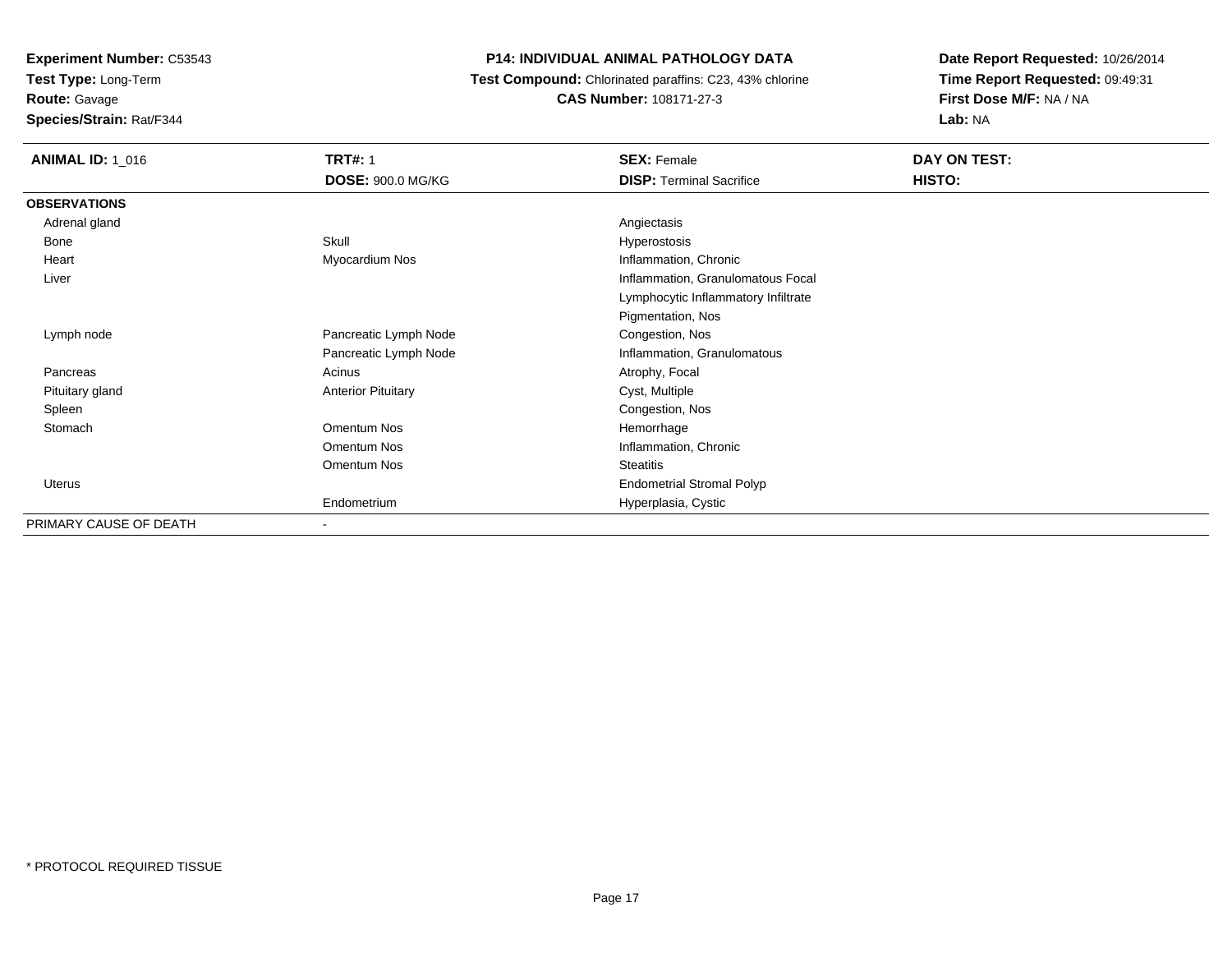**Experiment Number:** C53543
**Test Type:** Long-Term
**Route:** Gavage
**Species/Strain:** Rat/F344

**P14: INDIVIDUAL ANIMAL PATHOLOGY DATA**
**Test Compound:** Chlorinated paraffins: C23, 43% chlorine
**CAS Number:** 108171-27-3

**Date Report Requested:** 10/26/2014
**Time Report Requested:** 09:49:31
**First Dose M/F:** NA / NA
**Lab:** NA

| **ANIMAL ID:** 1_016 | **TRT#:** 1 | **SEX:** Female | **DAY ON TEST:** |
|---|---|---|---|
| | **DOSE:** 900.0 MG/KG | **DISP:** Terminal Sacrifice | **HISTO:** |
| **OBSERVATIONS** | | | |
| Adrenal gland | | Angiectasis | |
| Bone | Skull | Hyperostosis | |
| Heart | Myocardium Nos | Inflammation, Chronic | |
| Liver | | Inflammation, Granulomatous Focal | |
| | | Lymphocytic Inflammatory Infiltrate | |
| | | Pigmentation, Nos | |
| Lymph node | Pancreatic Lymph Node | Congestion, Nos | |
| | Pancreatic Lymph Node | Inflammation, Granulomatous | |
| Pancreas | Acinus | Atrophy, Focal | |
| Pituitary gland | Anterior Pituitary | Cyst, Multiple | |
| Spleen | | Congestion, Nos | |
| Stomach | Omentum Nos | Hemorrhage | |
| | Omentum Nos | Inflammation, Chronic | |
| | Omentum Nos | Steatitis | |
| Uterus | | Endometrial Stromal Polyp | |
| | Endometrium | Hyperplasia, Cystic | |
| PRIMARY CAUSE OF DEATH | - | | |

* PROTOCOL REQUIRED TISSUE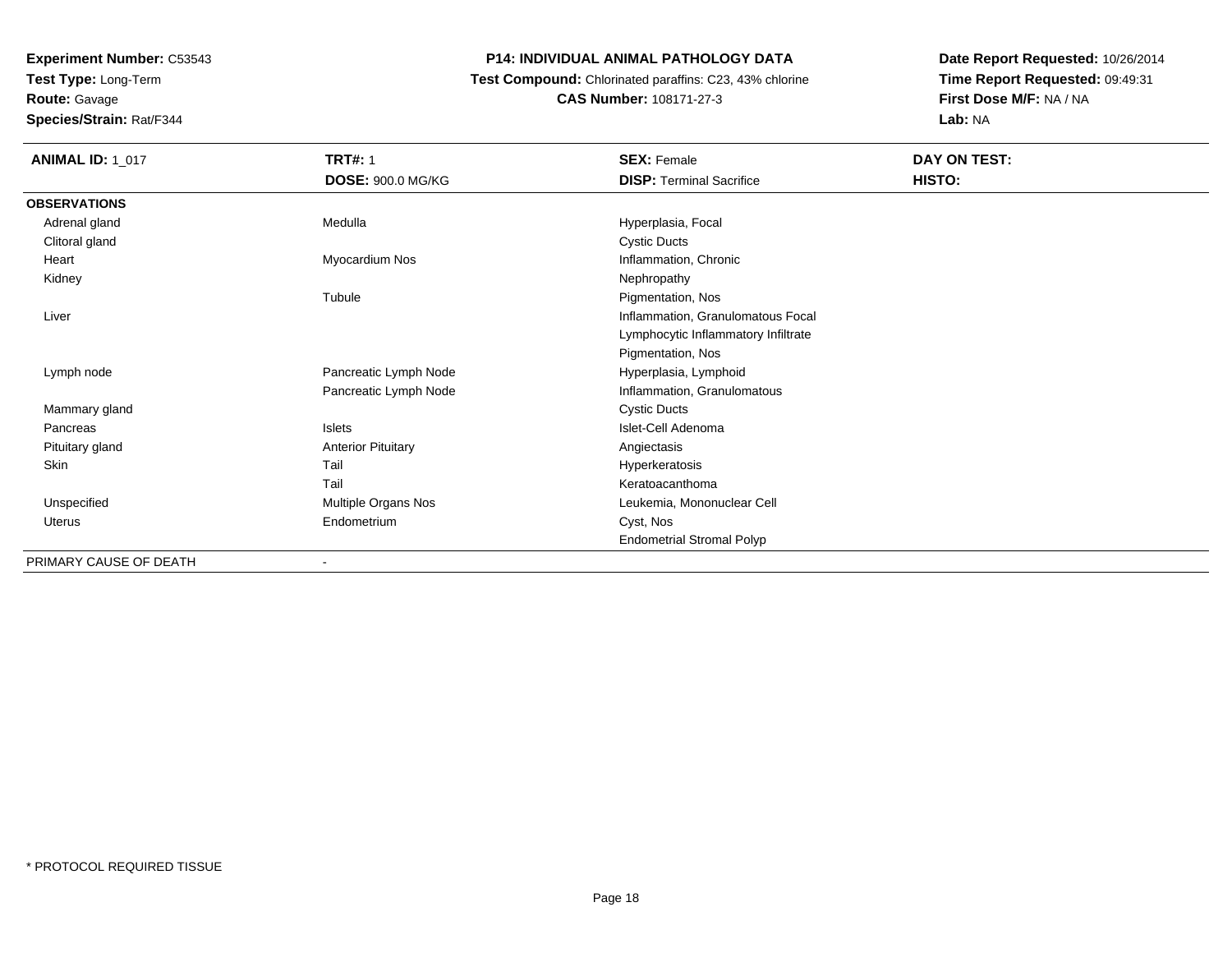**Experiment Number:** C53543
**Test Type:** Long-Term
**Route:** Gavage
**Species/Strain:** Rat/F344

**P14: INDIVIDUAL ANIMAL PATHOLOGY DATA**
**Test Compound:** Chlorinated paraffins: C23, 43% chlorine
**CAS Number:** 108171-27-3

**Date Report Requested:** 10/26/2014
**Time Report Requested:** 09:49:31
**First Dose M/F:** NA / NA
**Lab:** NA

| **ANIMAL ID:** 1_017 | **TRT#:** 1 | **SEX:** Female | **DAY ON TEST:** |
|---|---|---|---|
| | **DOSE:** 900.0 MG/KG | **DISP:** Terminal Sacrifice | **HISTO:** |
| **OBSERVATIONS** | | | |
| Adrenal gland | Medulla | Hyperplasia, Focal | |
| Clitoral gland | | Cystic Ducts | |
| Heart | Myocardium Nos | Inflammation, Chronic | |
| Kidney | | Nephropathy | |
| | Tubule | Pigmentation, Nos | |
| Liver | | Inflammation, Granulomatous Focal | |
| | | Lymphocytic Inflammatory Infiltrate | |
| | | Pigmentation, Nos | |
| Lymph node | Pancreatic Lymph Node | Hyperplasia, Lymphoid | |
| | Pancreatic Lymph Node | Inflammation, Granulomatous | |
| Mammary gland | | Cystic Ducts | |
| Pancreas | Islets | Islet-Cell Adenoma | |
| Pituitary gland | Anterior Pituitary | Angiectasis | |
| Skin | Tail | Hyperkeratosis | |
| | Tail | Keratoacanthoma | |
| Unspecified | Multiple Organs Nos | Leukemia, Mononuclear Cell | |
| Uterus | Endometrium | Cyst, Nos | |
| | | Endometrial Stromal Polyp | |
| PRIMARY CAUSE OF DEATH | - | | |

* PROTOCOL REQUIRED TISSUE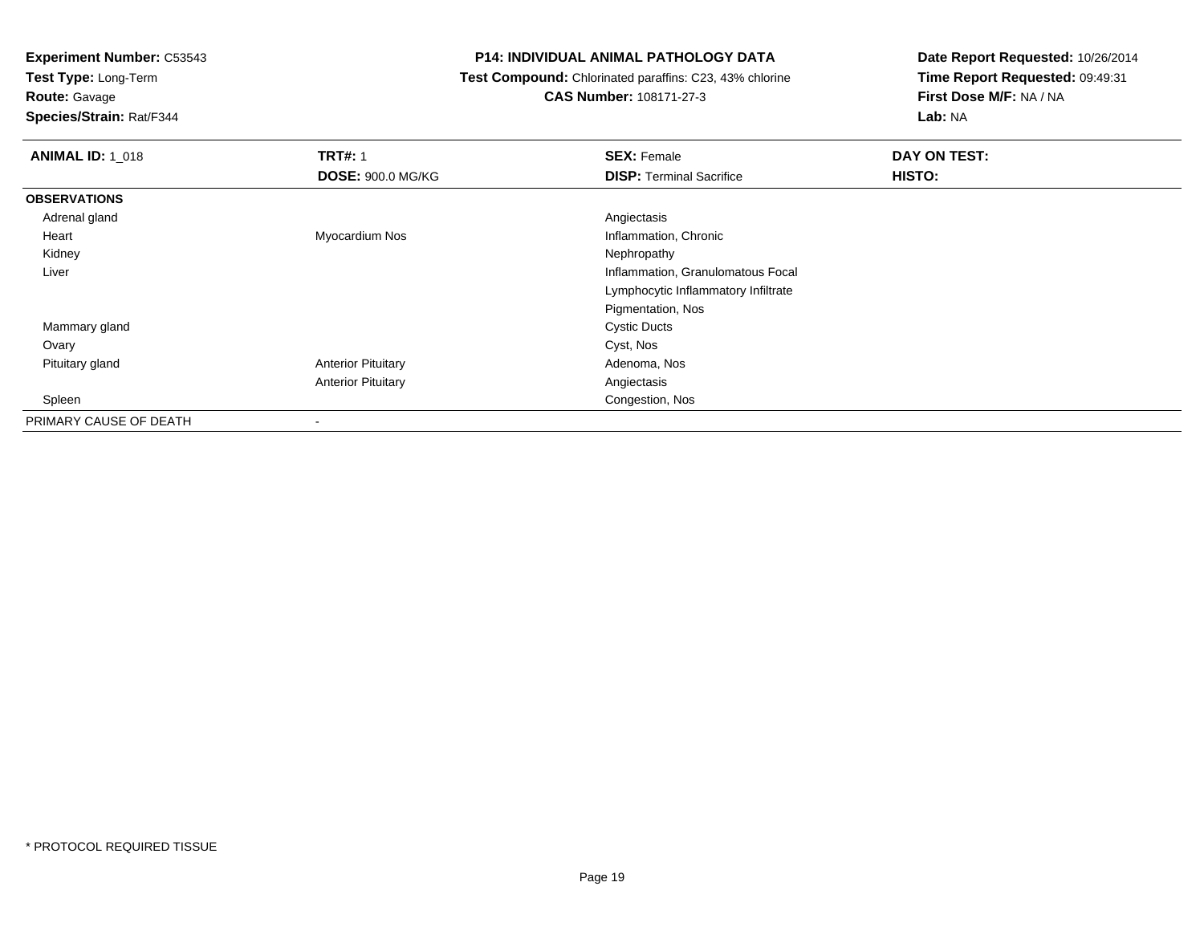**Experiment Number:** C53543
**Test Type:** Long-Term
**Route:** Gavage
**Species/Strain:** Rat/F344

**P14: INDIVIDUAL ANIMAL PATHOLOGY DATA**
**Test Compound:** Chlorinated paraffins: C23, 43% chlorine
**CAS Number:** 108171-27-3

**Date Report Requested:** 10/26/2014
**Time Report Requested:** 09:49:31
**First Dose M/F:** NA / NA
**Lab:** NA

| **ANIMAL ID:** 1_018 | **TRT#:** 1 | **SEX:** Female | **DAY ON TEST:** |
|---|---|---|---|
| | **DOSE:** 900.0 MG/KG | **DISP:** Terminal Sacrifice | **HISTO:** |
| **OBSERVATIONS** | | | |
| Adrenal gland | | Angiectasis | |
| Heart | Myocardium Nos | Inflammation, Chronic | |
| Kidney | | Nephropathy | |
| Liver | | Inflammation, Granulomatous Focal | |
| | | Lymphocytic Inflammatory Infiltrate | |
| | | Pigmentation, Nos | |
| Mammary gland | | Cystic Ducts | |
| Ovary | | Cyst, Nos | |
| Pituitary gland | Anterior Pituitary | Adenoma, Nos | |
| | Anterior Pituitary | Angiectasis | |
| Spleen | | Congestion, Nos | |
| PRIMARY CAUSE OF DEATH | - | | |

* PROTOCOL REQUIRED TISSUE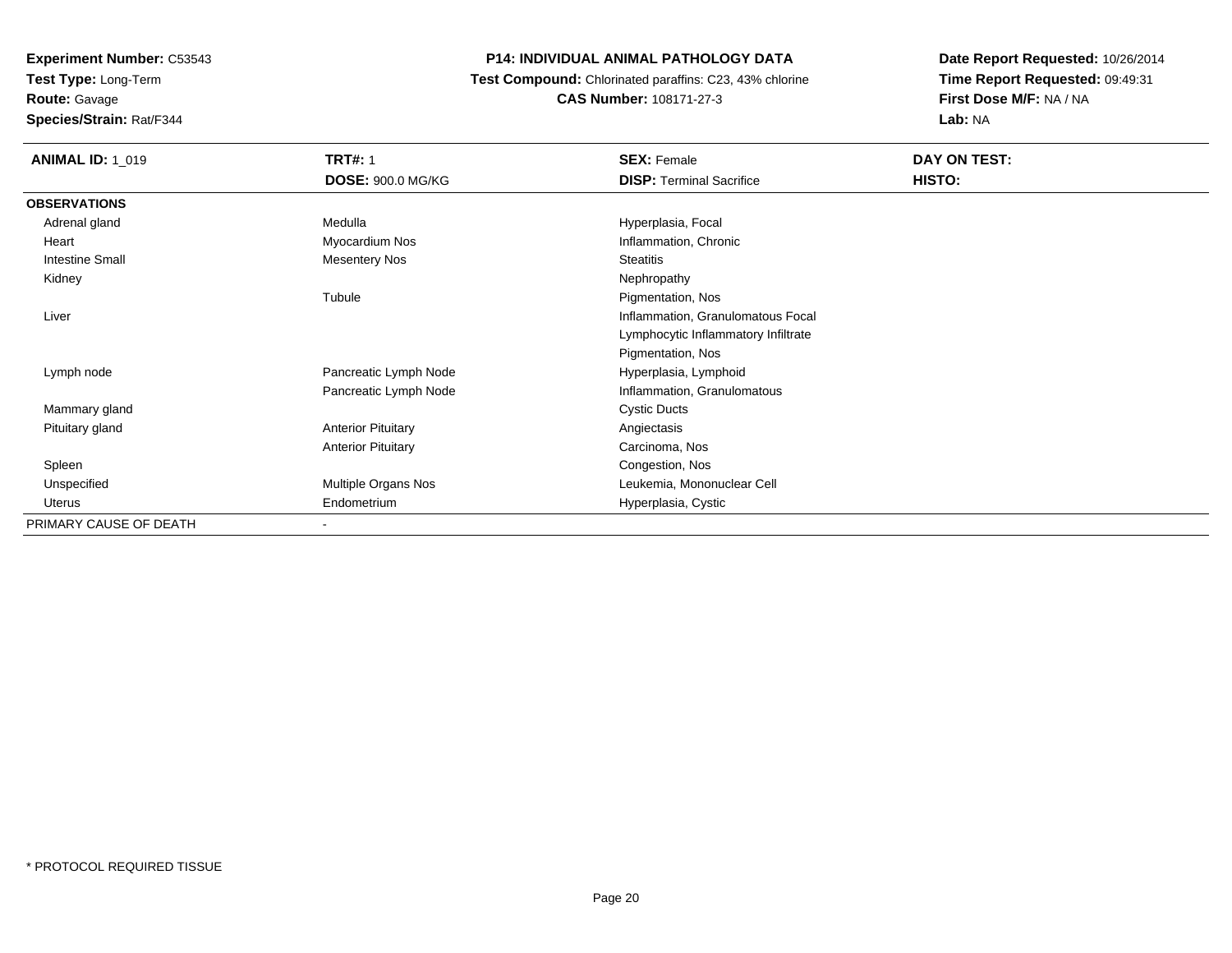**Experiment Number:** C53543
**Test Type:** Long-Term
**Route:** Gavage
**Species/Strain:** Rat/F344

**P14: INDIVIDUAL ANIMAL PATHOLOGY DATA**
**Test Compound:** Chlorinated paraffins: C23, 43% chlorine
**CAS Number:** 108171-27-3

**Date Report Requested:** 10/26/2014
**Time Report Requested:** 09:49:31
**First Dose M/F:** NA / NA
**Lab:** NA

| **ANIMAL ID:** 1_019 | **TRT#:** 1<br>**DOSE:** 900.0 MG/KG | **SEX:** Female<br>**DISP:** Terminal Sacrifice | **DAY ON TEST:**<br>**HISTO:** |
|---|---|---|---|
| **OBSERVATIONS** | | | |
| Adrenal gland | Medulla | Hyperplasia, Focal | |
| Heart | Myocardium Nos | Inflammation, Chronic | |
| Intestine Small | Mesentery Nos | Steatitis | |
| Kidney | | Nephropathy | |
| | Tubule | Pigmentation, Nos | |
| Liver | | Inflammation, Granulomatous Focal | |
| | | Lymphocytic Inflammatory Infiltrate | |
| | | Pigmentation, Nos | |
| Lymph node | Pancreatic Lymph Node | Hyperplasia, Lymphoid | |
| | Pancreatic Lymph Node | Inflammation, Granulomatous | |
| Mammary gland | | Cystic Ducts | |
| Pituitary gland | Anterior Pituitary | Angiectasis | |
| | Anterior Pituitary | Carcinoma, Nos | |
| Spleen | | Congestion, Nos | |
| Unspecified | Multiple Organs Nos | Leukemia, Mononuclear Cell | |
| Uterus | Endometrium | Hyperplasia, Cystic | |
| PRIMARY CAUSE OF DEATH | - | | |

* PROTOCOL REQUIRED TISSUE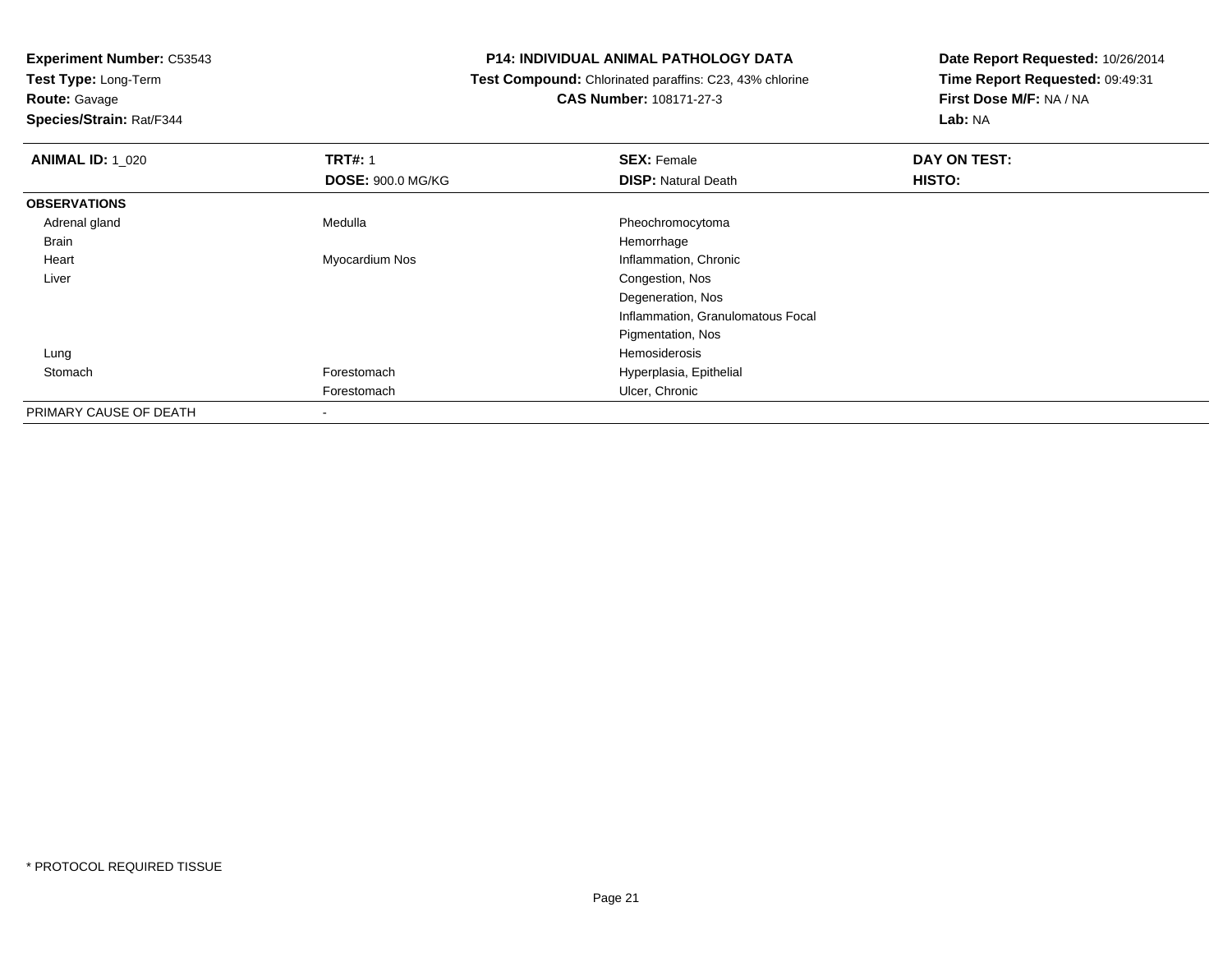**Experiment Number:** C53543
**Test Type:** Long-Term
**Route:** Gavage
**Species/Strain:** Rat/F344

**P14: INDIVIDUAL ANIMAL PATHOLOGY DATA**
**Test Compound:** Chlorinated paraffins: C23, 43% chlorine
**CAS Number:** 108171-27-3

**Date Report Requested:** 10/26/2014
**Time Report Requested:** 09:49:31
**First Dose M/F:** NA / NA
**Lab:** NA

| **ANIMAL ID:** 1_020 | **TRT#:** 1 | **SEX:** Female | **DAY ON TEST:** |
|---|---|---|---|
| | **DOSE:** 900.0 MG/KG | **DISP:** Natural Death | **HISTO:** |
| **OBSERVATIONS** | | | |
| Adrenal gland | Medulla | Pheochromocytoma | |
| Brain | | Hemorrhage | |
| Heart | Myocardium Nos | Inflammation, Chronic | |
| Liver | | Congestion, Nos | |
| | | Degeneration, Nos | |
| | | Inflammation, Granulomatous Focal | |
| | | Pigmentation, Nos | |
| Lung | | Hemosiderosis | |
| Stomach | Forestomach | Hyperplasia, Epithelial | |
| | Forestomach | Ulcer, Chronic | |
| PRIMARY CAUSE OF DEATH | - | | |

* PROTOCOL REQUIRED TISSUE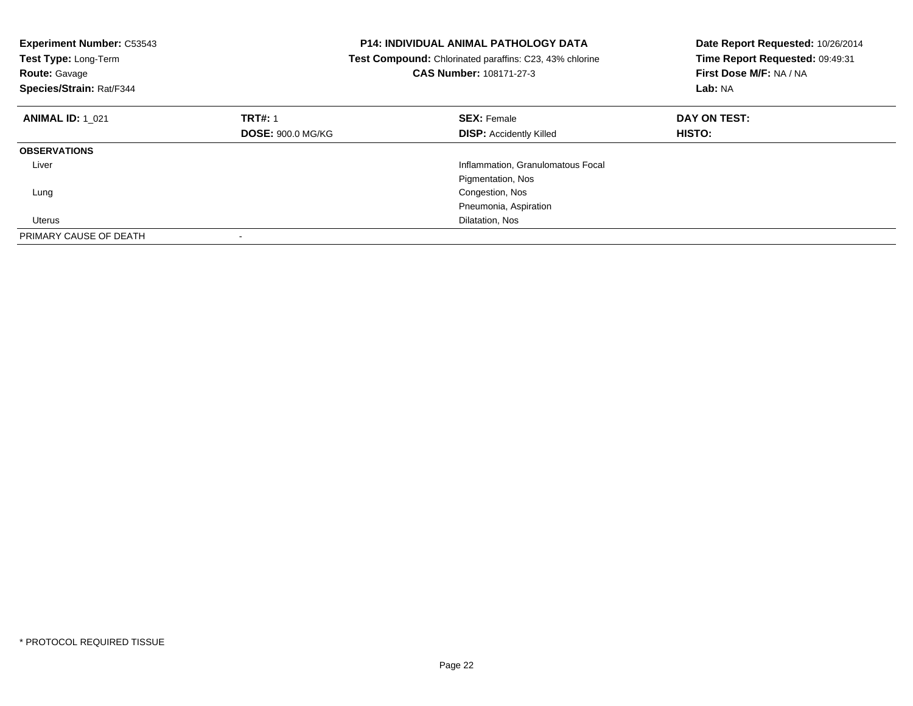**Experiment Number:** C53543
**Test Type:** Long-Term
**Route:** Gavage
**Species/Strain:** Rat/F344

**P14: INDIVIDUAL ANIMAL PATHOLOGY DATA**
**Test Compound:** Chlorinated paraffins: C23, 43% chlorine
**CAS Number:** 108171-27-3

**Date Report Requested:** 10/26/2014
**Time Report Requested:** 09:49:31
**First Dose M/F:** NA / NA
**Lab:** NA

| **ANIMAL ID:** 1_021 | **TRT#:** 1 | **SEX:** Female | **DAY ON TEST:** |
|---|---|---|---|
| | **DOSE:** 900.0 MG/KG | **DISP:** Accidently Killed | **HISTO:** |
| **OBSERVATIONS** | | | |
| Liver | | Inflammation, Granulomatous Focal | |
| | | Pigmentation, Nos | |
| Lung | | Congestion, Nos | |
| | | Pneumonia, Aspiration | |
| Uterus | | Dilatation, Nos | |
| PRIMARY CAUSE OF DEATH | - | | |

* PROTOCOL REQUIRED TISSUE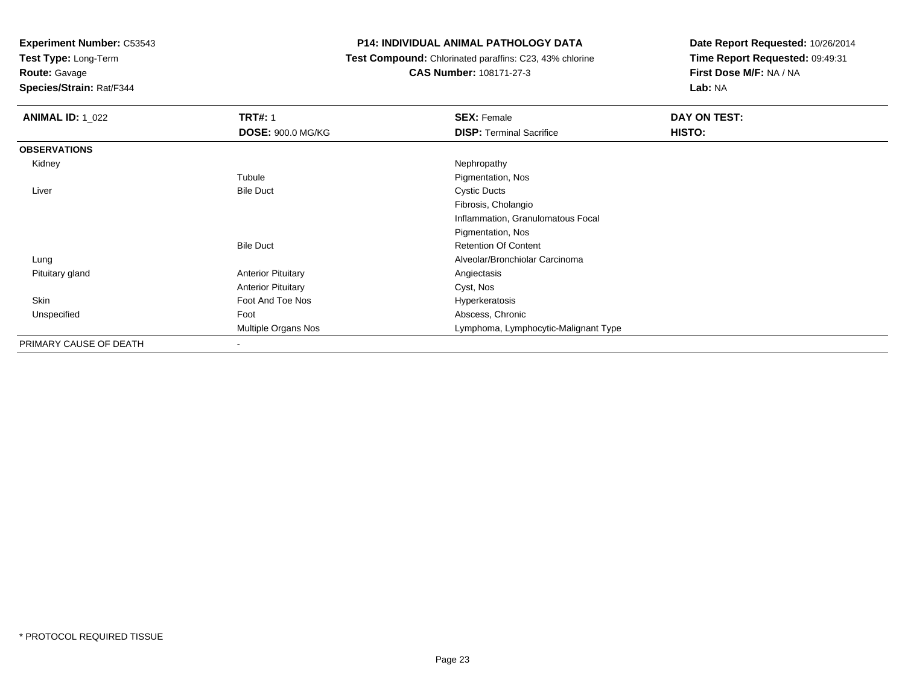**Experiment Number:** C53543
**Test Type:** Long-Term
**Route:** Gavage
**Species/Strain:** Rat/F344

**P14: INDIVIDUAL ANIMAL PATHOLOGY DATA**
**Test Compound:** Chlorinated paraffins: C23, 43% chlorine
**CAS Number:** 108171-27-3

**Date Report Requested:** 10/26/2014
**Time Report Requested:** 09:49:31
**First Dose M/F:** NA / NA
**Lab:** NA

| **ANIMAL ID:** 1_022 | **TRT#:** 1 | **SEX:** Female | **DAY ON TEST:** |
|---|---|---|---|
| | **DOSE:** 900.0 MG/KG | **DISP:** Terminal Sacrifice | **HISTO:** |
| **OBSERVATIONS** | | | |
| Kidney | | Nephropathy | |
| | Tubule | Pigmentation, Nos | |
| Liver | Bile Duct | Cystic Ducts | |
| | | Fibrosis, Cholangio | |
| | | Inflammation, Granulomatous Focal | |
| | | Pigmentation, Nos | |
| | Bile Duct | Retention Of Content | |
| Lung | | Alveolar/Bronchiolar Carcinoma | |
| Pituitary gland | Anterior Pituitary | Angiectasis | |
| | Anterior Pituitary | Cyst, Nos | |
| Skin | Foot And Toe Nos | Hyperkeratosis | |
| Unspecified | Foot | Abscess, Chronic | |
| | Multiple Organs Nos | Lymphoma, Lymphocytic-Malignant Type | |
| PRIMARY CAUSE OF DEATH | - | | |

* PROTOCOL REQUIRED TISSUE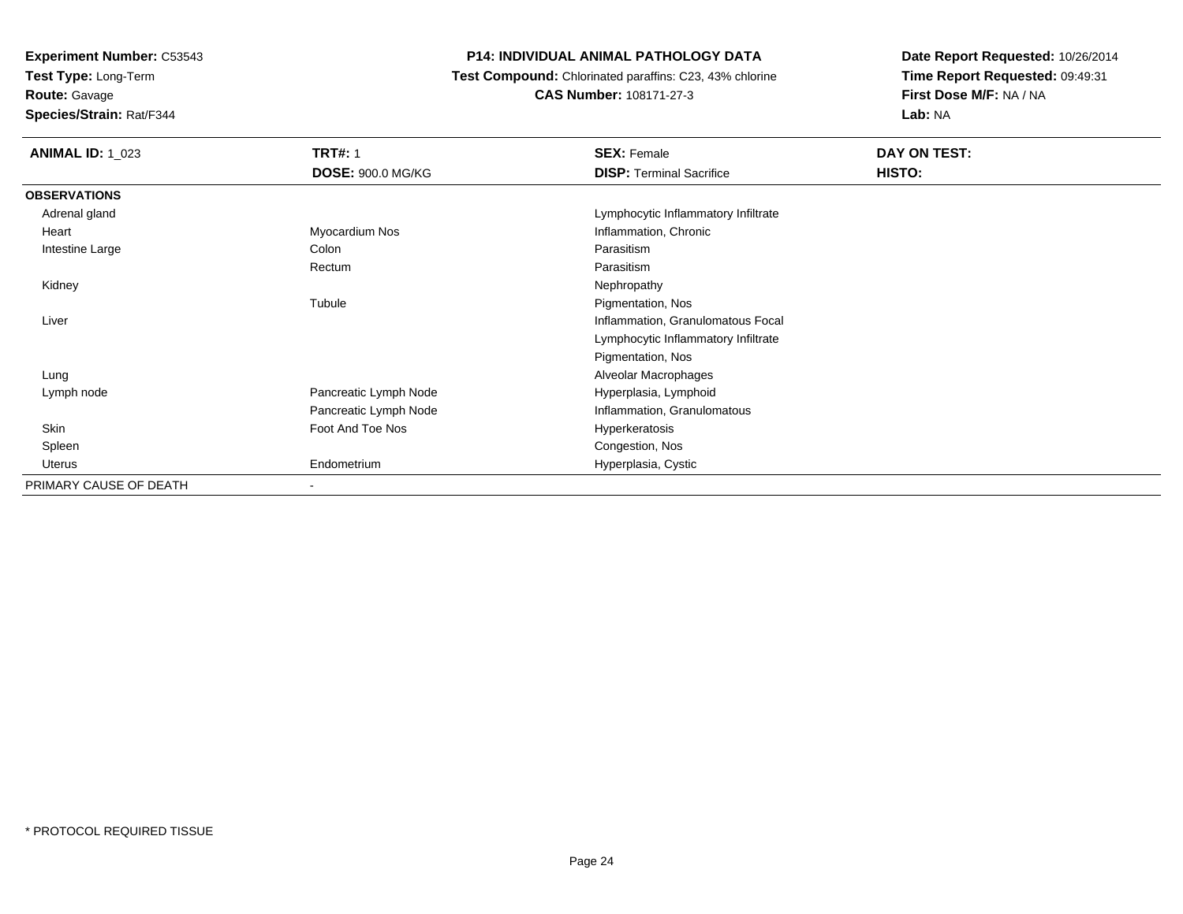**Experiment Number:** C53543
**Test Type:** Long-Term
**Route:** Gavage
**Species/Strain:** Rat/F344

# P14: INDIVIDUAL ANIMAL PATHOLOGY DATA

**Test Compound:** Chlorinated paraffins: C23, 43% chlorine
**CAS Number:** 108171-27-3

**Date Report Requested:** 10/26/2014
**Time Report Requested:** 09:49:31
**First Dose M/F:** NA / NA
**Lab:** NA

| **ANIMAL ID:** 1_023 | **TRT#:** 1 | **SEX:** Female | **DAY ON TEST:** |
|---|---|---|---|
| | **DOSE:** 900.0 MG/KG | **DISP:** Terminal Sacrifice | **HISTO:** |
| **OBSERVATIONS** | | | |
| Adrenal gland | | Lymphocytic Inflammatory Infiltrate | |
| Heart | Myocardium Nos | Inflammation, Chronic | |
| Intestine Large | Colon | Parasitism | |
| | Rectum | Parasitism | |
| Kidney | | Nephropathy | |
| | Tubule | Pigmentation, Nos | |
| Liver | | Inflammation, Granulomatous Focal | |
| | | Lymphocytic Inflammatory Infiltrate | |
| | | Pigmentation, Nos | |
| Lung | | Alveolar Macrophages | |
| Lymph node | Pancreatic Lymph Node | Hyperplasia, Lymphoid | |
| | Pancreatic Lymph Node | Inflammation, Granulomatous | |
| Skin | Foot And Toe Nos | Hyperkeratosis | |
| Spleen | | Congestion, Nos | |
| Uterus | Endometrium | Hyperplasia, Cystic | |
| PRIMARY CAUSE OF DEATH | - | | |

* PROTOCOL REQUIRED TISSUE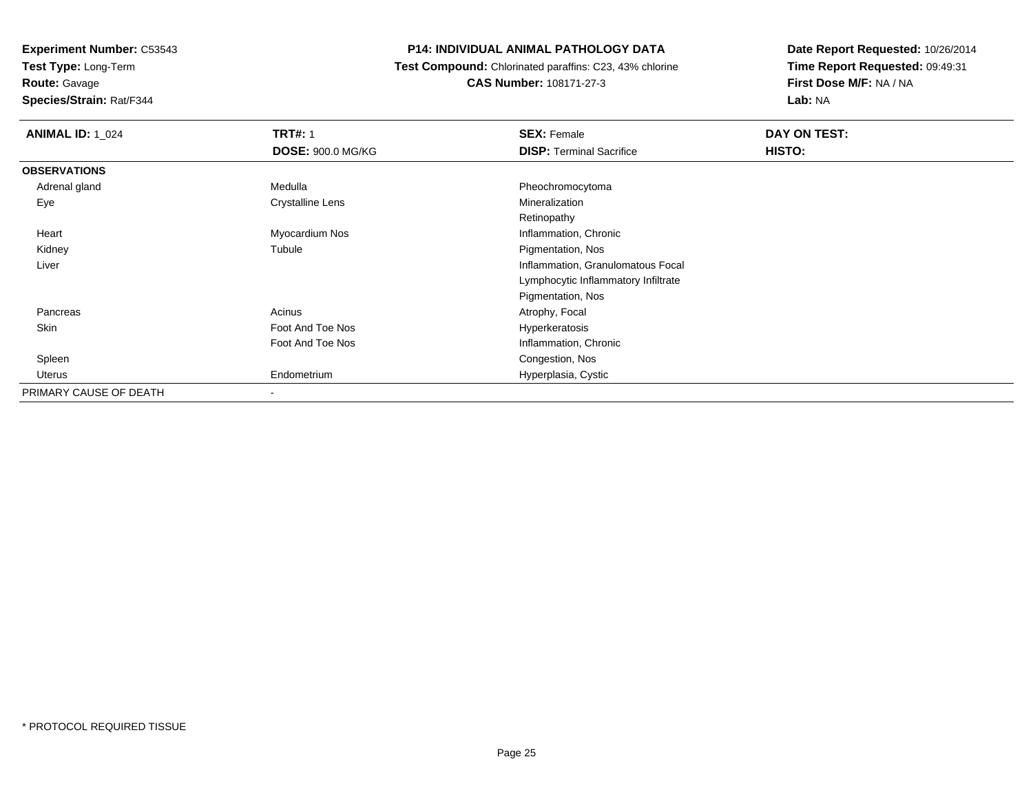**Experiment Number:** C53543
**Test Type:** Long-Term
**Route:** Gavage
**Species/Strain:** Rat/F344

**P14: INDIVIDUAL ANIMAL PATHOLOGY DATA**
**Test Compound:** Chlorinated paraffins: C23, 43% chlorine
**CAS Number:** 108171-27-3

**Date Report Requested:** 10/26/2014
**Time Report Requested:** 09:49:31
**First Dose M/F:** NA / NA
**Lab:** NA

| **ANIMAL ID:** 1_024 | **TRT#:** 1 | **SEX:** Female | **DAY ON TEST:** |
|---|---|---|---|
| | **DOSE:** 900.0 MG/KG | **DISP:** Terminal Sacrifice | **HISTO:** |
| **OBSERVATIONS** | | | |
| Adrenal gland | Medulla | Pheochromocytoma | |
| Eye | Crystalline Lens | Mineralization | |
| | | Retinopathy | |
| Heart | Myocardium Nos | Inflammation, Chronic | |
| Kidney | Tubule | Pigmentation, Nos | |
| Liver | | Inflammation, Granulomatous Focal | |
| | | Lymphocytic Inflammatory Infiltrate | |
| | | Pigmentation, Nos | |
| Pancreas | Acinus | Atrophy, Focal | |
| Skin | Foot And Toe Nos | Hyperkeratosis | |
| | Foot And Toe Nos | Inflammation, Chronic | |
| Spleen | | Congestion, Nos | |
| Uterus | Endometrium | Hyperplasia, Cystic | |
| PRIMARY CAUSE OF DEATH | - | | |

* PROTOCOL REQUIRED TISSUE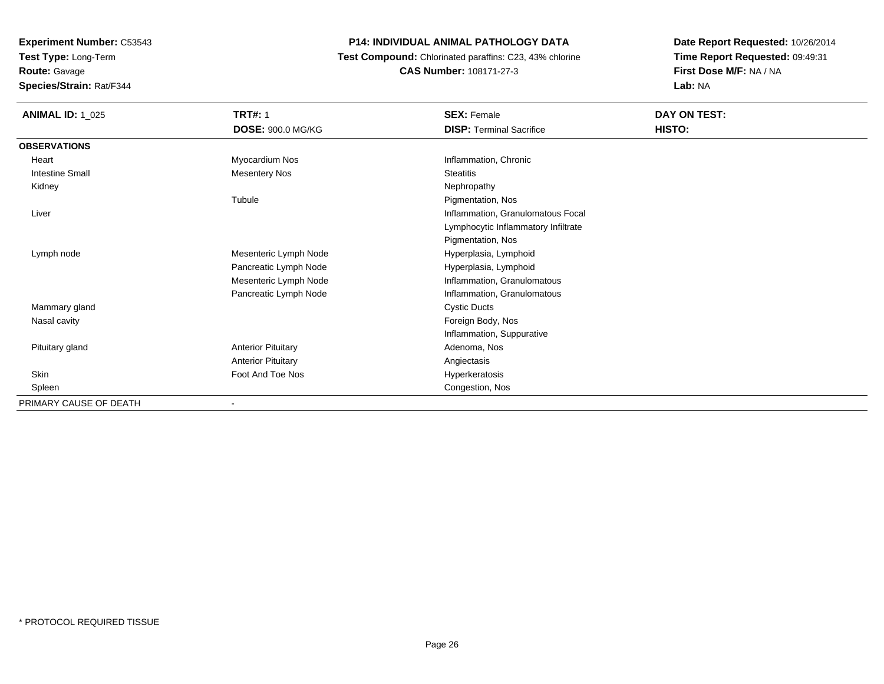**Experiment Number:** C53543
**Test Type:** Long-Term
**Route:** Gavage
**Species/Strain:** Rat/F344

**P14: INDIVIDUAL ANIMAL PATHOLOGY DATA**
**Test Compound:** Chlorinated paraffins: C23, 43% chlorine
**CAS Number:** 108171-27-3

**Date Report Requested:** 10/26/2014
**Time Report Requested:** 09:49:31
**First Dose M/F:** NA / NA
**Lab:** NA

| **ANIMAL ID:** 1_025 | **TRT#:** 1 | **SEX:** Female | **DAY ON TEST:** |
|---|---|---|---|
| | **DOSE:** 900.0 MG/KG | **DISP:** Terminal Sacrifice | **HISTO:** |
| **OBSERVATIONS** | | | |
| Heart | Myocardium Nos | Inflammation, Chronic | |
| Intestine Small | Mesentery Nos | Steatitis | |
| Kidney | | Nephropathy | |
| | Tubule | Pigmentation, Nos | |
| Liver | | Inflammation, Granulomatous Focal | |
| | | Lymphocytic Inflammatory Infiltrate | |
| | | Pigmentation, Nos | |
| Lymph node | Mesenteric Lymph Node | Hyperplasia, Lymphoid | |
| | Pancreatic Lymph Node | Hyperplasia, Lymphoid | |
| | Mesenteric Lymph Node | Inflammation, Granulomatous | |
| | Pancreatic Lymph Node | Inflammation, Granulomatous | |
| Mammary gland | | Cystic Ducts | |
| Nasal cavity | | Foreign Body, Nos | |
| | | Inflammation, Suppurative | |
| Pituitary gland | Anterior Pituitary | Adenoma, Nos | |
| | Anterior Pituitary | Angiectasis | |
| Skin | Foot And Toe Nos | Hyperkeratosis | |
| Spleen | | Congestion, Nos | |
| PRIMARY CAUSE OF DEATH | - | | |

* PROTOCOL REQUIRED TISSUE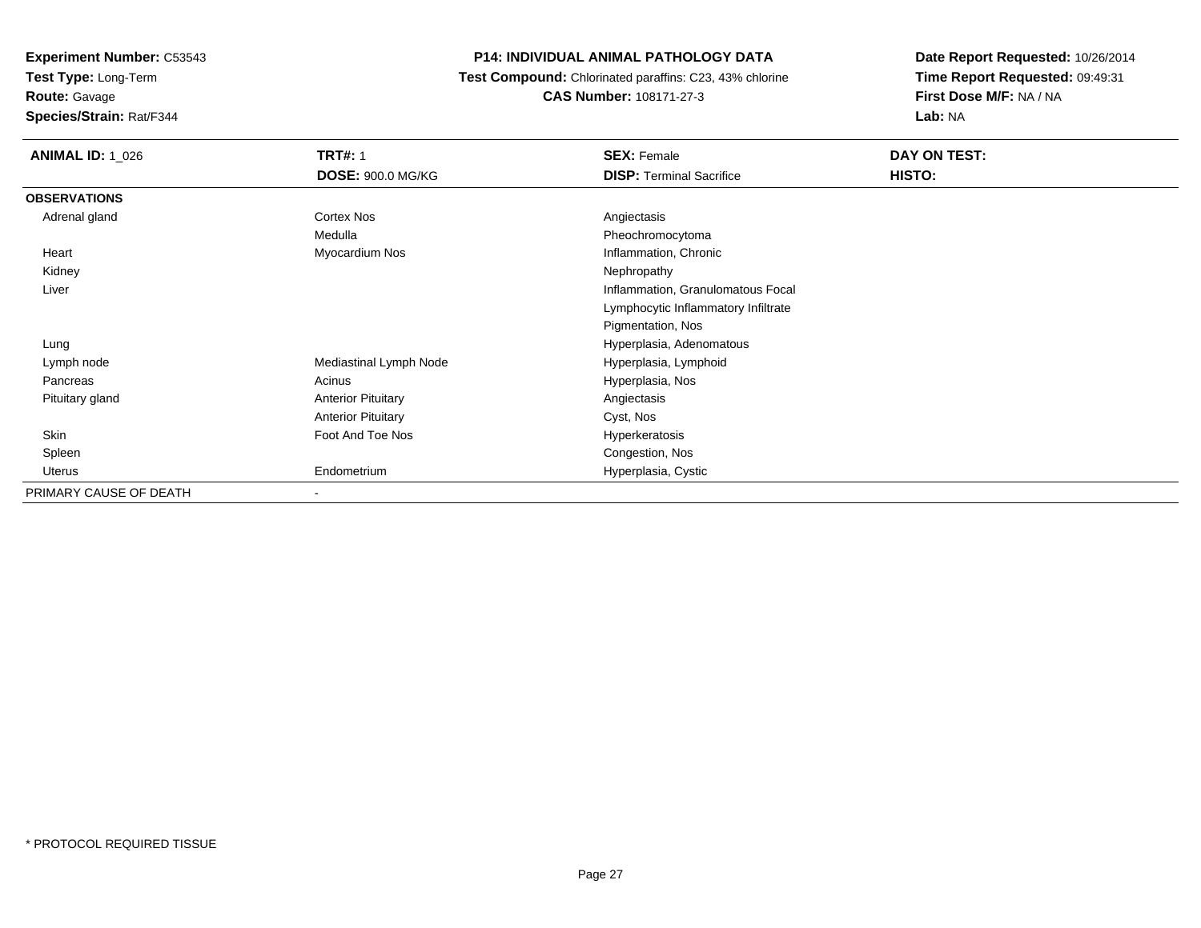**Experiment Number:** C53543
**Test Type:** Long-Term
**Route:** Gavage
**Species/Strain:** Rat/F344

**P14: INDIVIDUAL ANIMAL PATHOLOGY DATA**
**Test Compound:** Chlorinated paraffins: C23, 43% chlorine
**CAS Number:** 108171-27-3

**Date Report Requested:** 10/26/2014
**Time Report Requested:** 09:49:31
**First Dose M/F:** NA / NA
**Lab:** NA

| **ANIMAL ID:** 1_026 | **TRT#:** 1 | **SEX:** Female | **DAY ON TEST:** |
|---|---|---|---|
| | **DOSE:** 900.0 MG/KG | **DISP:** Terminal Sacrifice | **HISTO:** |
| **OBSERVATIONS** | | | |
| Adrenal gland | Cortex Nos | Angiectasis | |
| | Medulla | Pheochromocytoma | |
| Heart | Myocardium Nos | Inflammation, Chronic | |
| Kidney | | Nephropathy | |
| Liver | | Inflammation, Granulomatous Focal | |
| | | Lymphocytic Inflammatory Infiltrate | |
| | | Pigmentation, Nos | |
| Lung | | Hyperplasia, Adenomatous | |
| Lymph node | Mediastinal Lymph Node | Hyperplasia, Lymphoid | |
| Pancreas | Acinus | Hyperplasia, Nos | |
| Pituitary gland | Anterior Pituitary | Angiectasis | |
| | Anterior Pituitary | Cyst, Nos | |
| Skin | Foot And Toe Nos | Hyperkeratosis | |
| Spleen | | Congestion, Nos | |
| Uterus | Endometrium | Hyperplasia, Cystic | |
| PRIMARY CAUSE OF DEATH | - | | |

* PROTOCOL REQUIRED TISSUE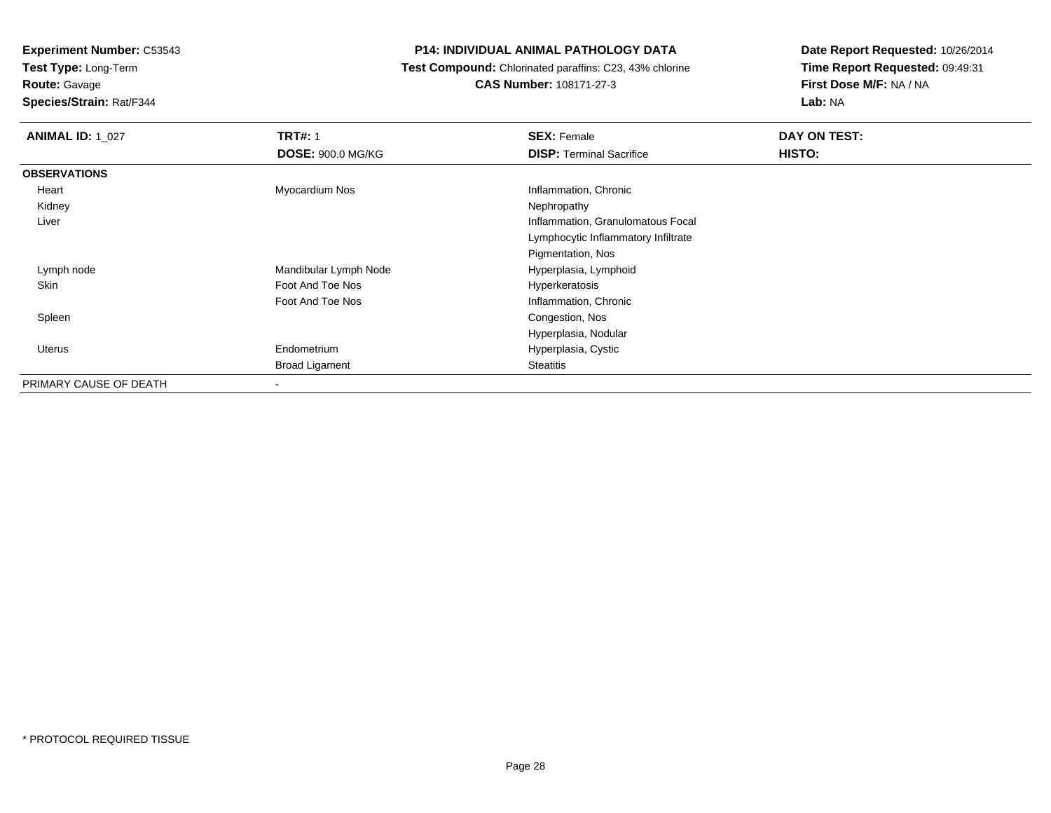**Experiment Number:** C53543
**Test Type:** Long-Term
**Route:** Gavage
**Species/Strain:** Rat/F344

**P14: INDIVIDUAL ANIMAL PATHOLOGY DATA**
**Test Compound:** Chlorinated paraffins: C23, 43% chlorine
**CAS Number:** 108171-27-3

**Date Report Requested:** 10/26/2014
**Time Report Requested:** 09:49:31
**First Dose M/F:** NA / NA
**Lab:** NA

| **ANIMAL ID:** 1_027 | **TRT#:** 1 | **SEX:** Female | **DAY ON TEST:** |
|---|---|---|---|
| | **DOSE:** 900.0 MG/KG | **DISP:** Terminal Sacrifice | **HISTO:** |
| **OBSERVATIONS** | | | |
| Heart | Myocardium Nos | Inflammation, Chronic | |
| Kidney | | Nephropathy | |
| Liver | | Inflammation, Granulomatous Focal | |
| | | Lymphocytic Inflammatory Infiltrate | |
| | | Pigmentation, Nos | |
| Lymph node | Mandibular Lymph Node | Hyperplasia, Lymphoid | |
| Skin | Foot And Toe Nos | Hyperkeratosis | |
| | Foot And Toe Nos | Inflammation, Chronic | |
| Spleen | | Congestion, Nos | |
| | | Hyperplasia, Nodular | |
| Uterus | Endometrium | Hyperplasia, Cystic | |
| | Broad Ligament | Steatitis | |
| PRIMARY CAUSE OF DEATH | - | | |

* PROTOCOL REQUIRED TISSUE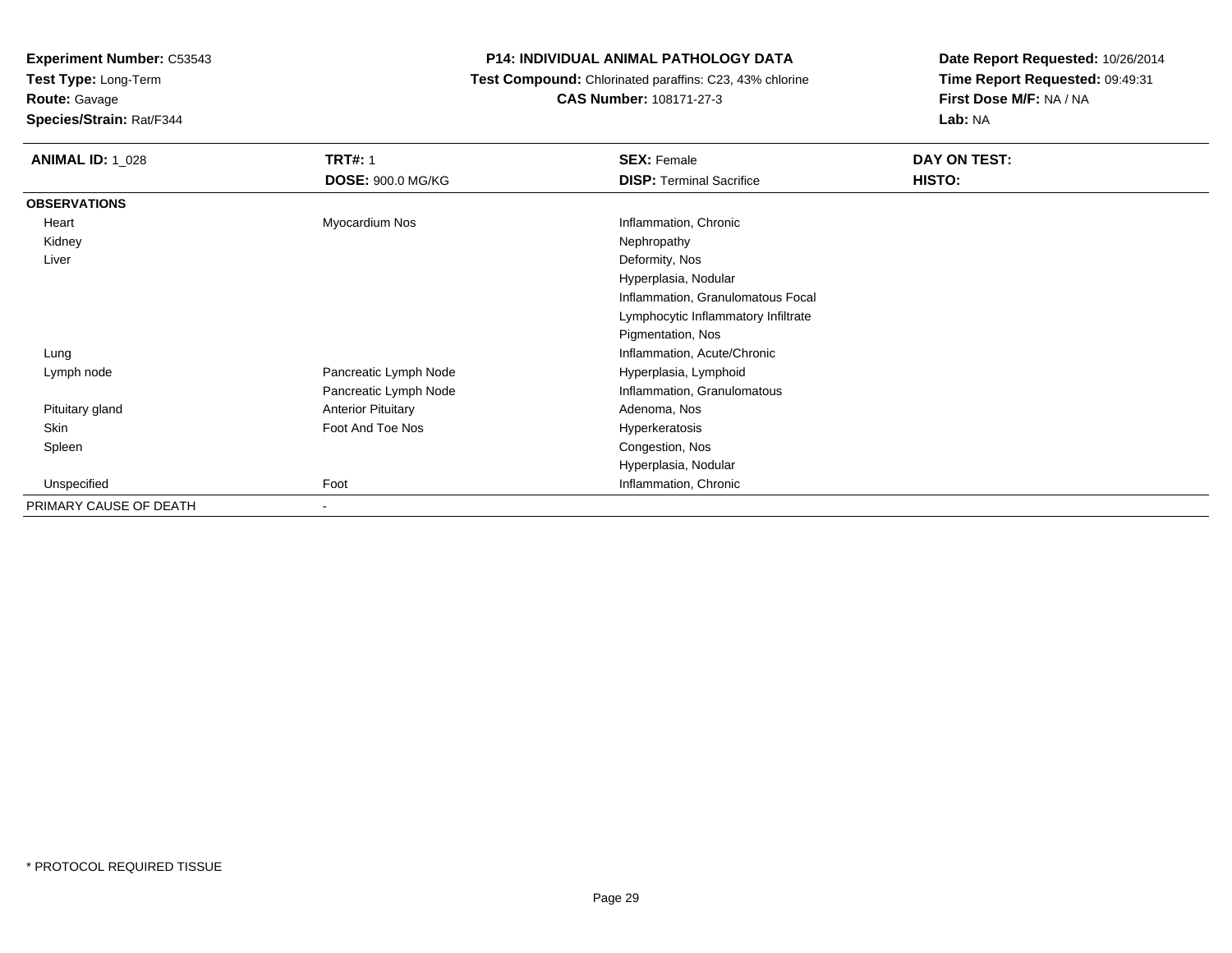**Experiment Number:** C53543
**Test Type:** Long-Term
**Route:** Gavage
**Species/Strain:** Rat/F344

**P14: INDIVIDUAL ANIMAL PATHOLOGY DATA**
**Test Compound:** Chlorinated paraffins: C23, 43% chlorine
**CAS Number:** 108171-27-3

**Date Report Requested:** 10/26/2014
**Time Report Requested:** 09:49:31
**First Dose M/F:** NA / NA
**Lab:** NA

| **ANIMAL ID:** 1_028 | **TRT#:** 1 | **SEX:** Female | **DAY ON TEST:** |
|---|---|---|---|
| | **DOSE:** 900.0 MG/KG | **DISP:** Terminal Sacrifice | **HISTO:** |
| **OBSERVATIONS** | | | |
| Heart | Myocardium Nos | Inflammation, Chronic | |
| Kidney | | Nephropathy | |
| Liver | | Deformity, Nos | |
| | | Hyperplasia, Nodular | |
| | | Inflammation, Granulomatous Focal | |
| | | Lymphocytic Inflammatory Infiltrate | |
| | | Pigmentation, Nos | |
| Lung | | Inflammation, Acute/Chronic | |
| Lymph node | Pancreatic Lymph Node | Hyperplasia, Lymphoid | |
| | Pancreatic Lymph Node | Inflammation, Granulomatous | |
| Pituitary gland | Anterior Pituitary | Adenoma, Nos | |
| Skin | Foot And Toe Nos | Hyperkeratosis | |
| Spleen | | Congestion, Nos | |
| | | Hyperplasia, Nodular | |
| Unspecified | Foot | Inflammation, Chronic | |
| PRIMARY CAUSE OF DEATH | - | | |

* PROTOCOL REQUIRED TISSUE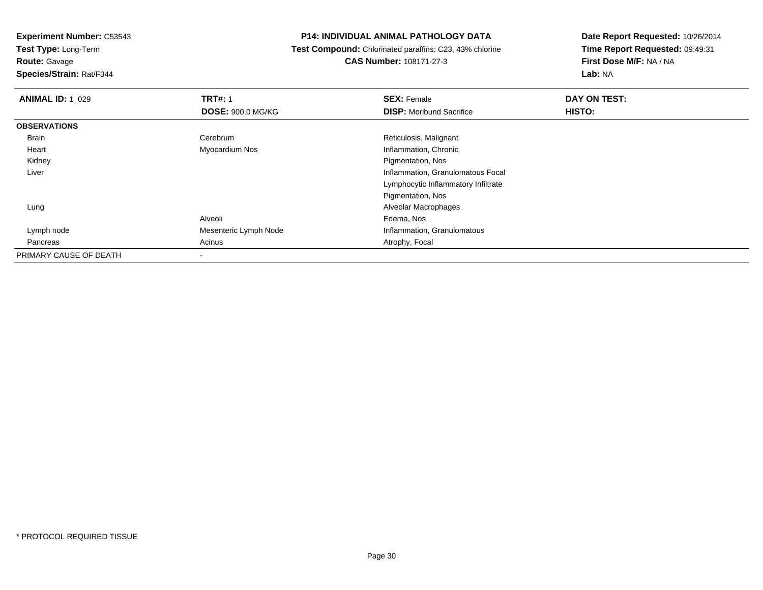**Experiment Number:** C53543
**Test Type:** Long-Term
**Route:** Gavage
**Species/Strain:** Rat/F344

**P14: INDIVIDUAL ANIMAL PATHOLOGY DATA**
**Test Compound:** Chlorinated paraffins: C23, 43% chlorine
**CAS Number:** 108171-27-3

**Date Report Requested:** 10/26/2014
**Time Report Requested:** 09:49:31
**First Dose M/F:** NA / NA
**Lab:** NA

| **ANIMAL ID:** 1_029 | **TRT#:** 1 | **SEX:** Female | **DAY ON TEST:** |
|---|---|---|---|
| | **DOSE:** 900.0 MG/KG | **DISP:** Moribund Sacrifice | **HISTO:** |
| **OBSERVATIONS** | | | |
| Brain | Cerebrum | Reticulosis, Malignant | |
| Heart | Myocardium Nos | Inflammation, Chronic | |
| Kidney | | Pigmentation, Nos | |
| Liver | | Inflammation, Granulomatous Focal | |
| | | Lymphocytic Inflammatory Infiltrate | |
| | | Pigmentation, Nos | |
| Lung | | Alveolar Macrophages | |
| | Alveoli | Edema, Nos | |
| Lymph node | Mesenteric Lymph Node | Inflammation, Granulomatous | |
| Pancreas | Acinus | Atrophy, Focal | |
| PRIMARY CAUSE OF DEATH | - | | |

* PROTOCOL REQUIRED TISSUE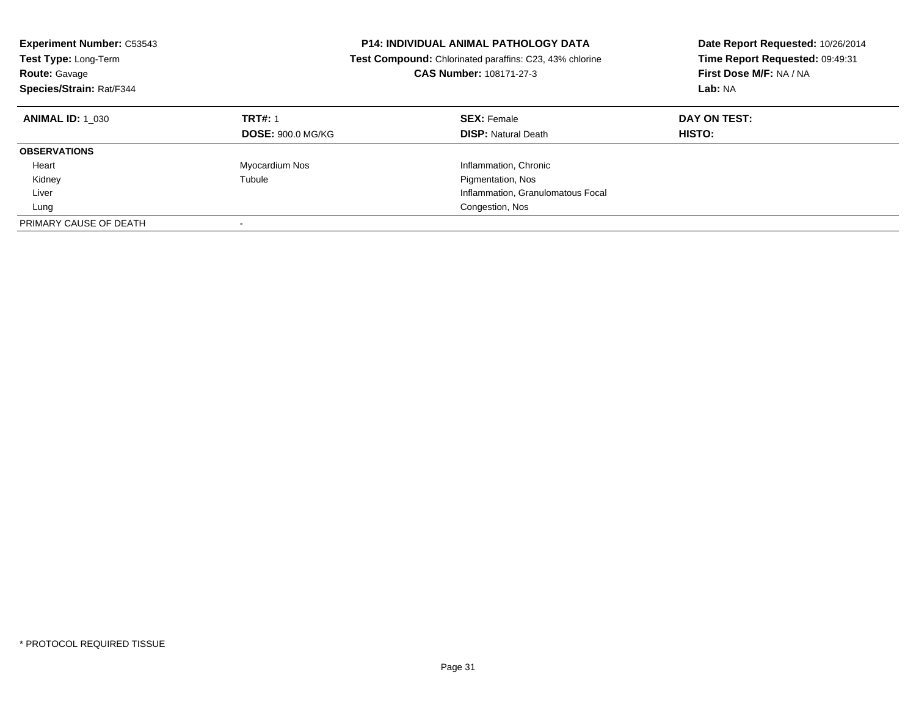**Experiment Number:** C53543
**Test Type:** Long-Term
**Route:** Gavage
**Species/Strain:** Rat/F344

**P14: INDIVIDUAL ANIMAL PATHOLOGY DATA**
**Test Compound:** Chlorinated paraffins: C23, 43% chlorine
**CAS Number:** 108171-27-3

**Date Report Requested:** 10/26/2014
**Time Report Requested:** 09:49:31
**First Dose M/F:** NA / NA
**Lab:** NA

| **ANIMAL ID:** 1_030 | **TRT#:** 1 | **SEX:** Female | **DAY ON TEST:** |
|---|---|---|---|
| | **DOSE:** 900.0 MG/KG | **DISP:** Natural Death | **HISTO:** |
| **OBSERVATIONS** | | | |
| Heart | Myocardium Nos | Inflammation, Chronic | |
| Kidney | Tubule | Pigmentation, Nos | |
| Liver | | Inflammation, Granulomatous Focal | |
| Lung | | Congestion, Nos | |
| PRIMARY CAUSE OF DEATH | - | | |

* PROTOCOL REQUIRED TISSUE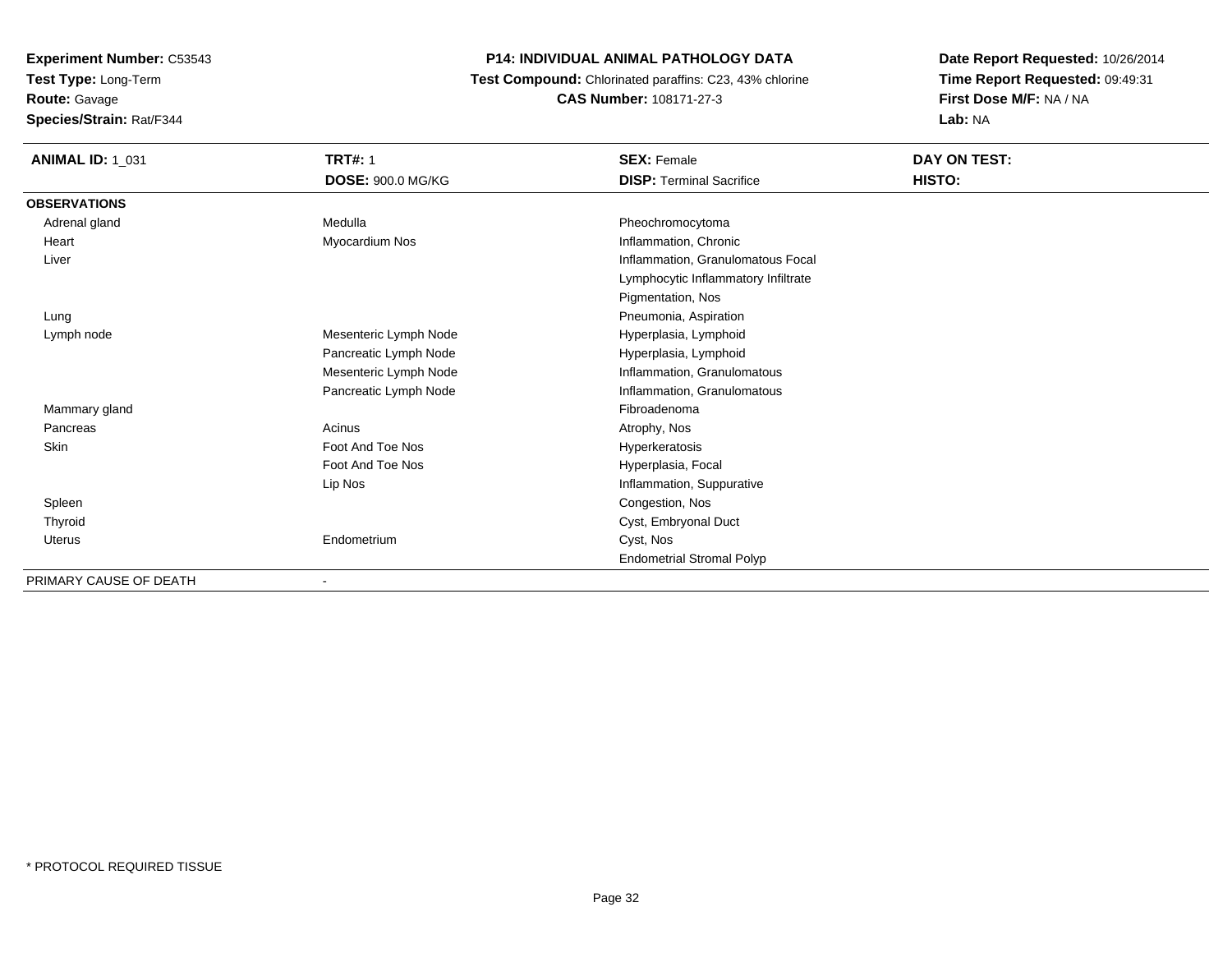**Experiment Number:** C53543
**Test Type:** Long-Term
**Route:** Gavage
**Species/Strain:** Rat/F344

**P14: INDIVIDUAL ANIMAL PATHOLOGY DATA**
**Test Compound:** Chlorinated paraffins: C23, 43% chlorine
**CAS Number:** 108171-27-3

**Date Report Requested:** 10/26/2014
**Time Report Requested:** 09:49:31
**First Dose M/F:** NA / NA
**Lab:** NA

| **ANIMAL ID:** 1_031 | **TRT#:** 1 | **SEX:** Female | **DAY ON TEST:** |
|---|---|---|---|
| | **DOSE:** 900.0 MG/KG | **DISP:** Terminal Sacrifice | **HISTO:** |
| **OBSERVATIONS** | | | |
| Adrenal gland | Medulla | Pheochromocytoma | |
| Heart | Myocardium Nos | Inflammation, Chronic | |
| Liver | | Inflammation, Granulomatous Focal | |
| | | Lymphocytic Inflammatory Infiltrate | |
| | | Pigmentation, Nos | |
| Lung | | Pneumonia, Aspiration | |
| Lymph node | Mesenteric Lymph Node | Hyperplasia, Lymphoid | |
| | Pancreatic Lymph Node | Hyperplasia, Lymphoid | |
| | Mesenteric Lymph Node | Inflammation, Granulomatous | |
| | Pancreatic Lymph Node | Inflammation, Granulomatous | |
| Mammary gland | | Fibroadenoma | |
| Pancreas | Acinus | Atrophy, Nos | |
| Skin | Foot And Toe Nos | Hyperkeratosis | |
| | Foot And Toe Nos | Hyperplasia, Focal | |
| | Lip Nos | Inflammation, Suppurative | |
| Spleen | | Congestion, Nos | |
| Thyroid | | Cyst, Embryonal Duct | |
| Uterus | Endometrium | Cyst, Nos | |
| | | Endometrial Stromal Polyp | |
| PRIMARY CAUSE OF DEATH | - | | |

\* PROTOCOL REQUIRED TISSUE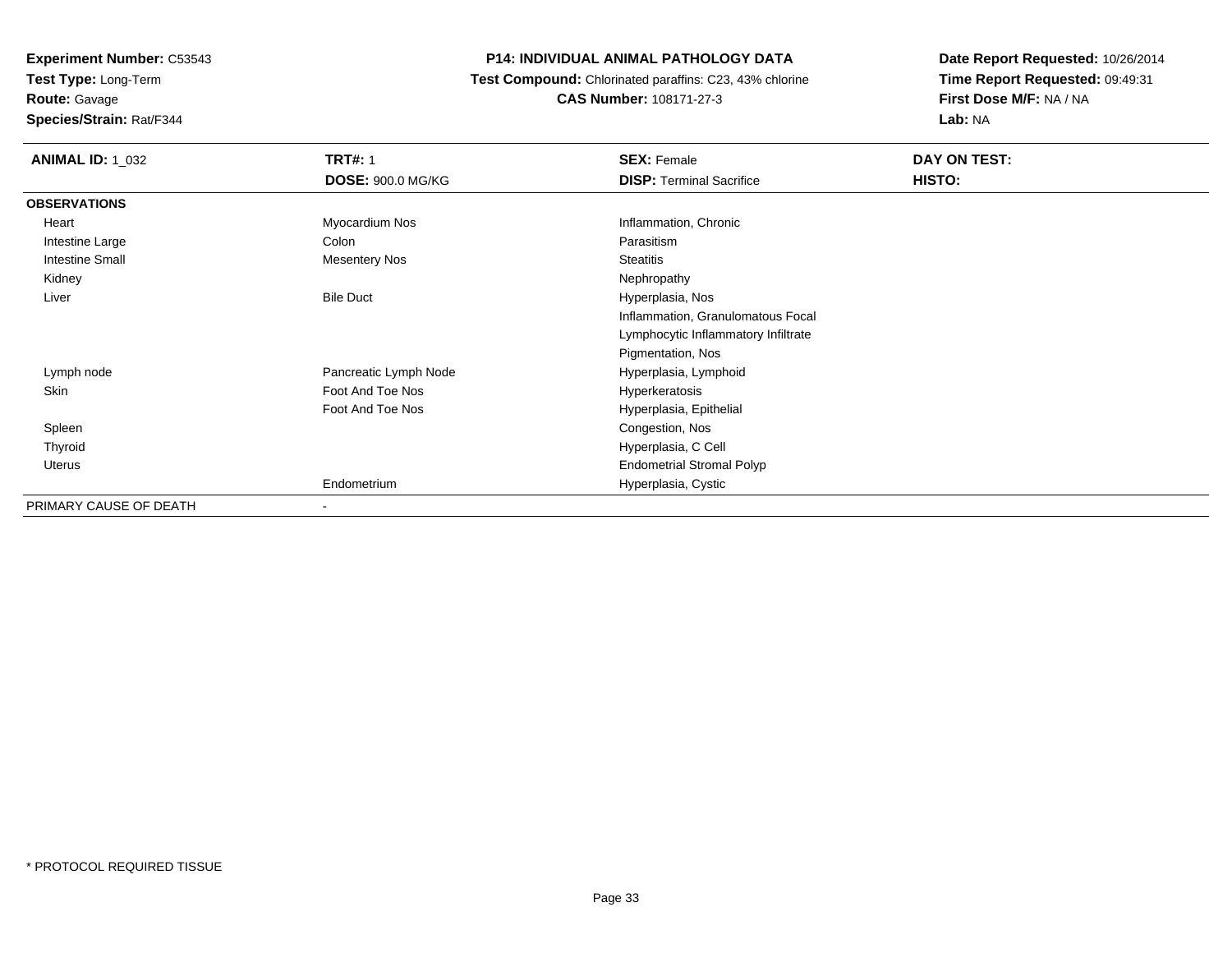**Experiment Number:** C53543
**Test Type:** Long-Term
**Route:** Gavage
**Species/Strain:** Rat/F344

**P14: INDIVIDUAL ANIMAL PATHOLOGY DATA**
**Test Compound:** Chlorinated paraffins: C23, 43% chlorine
**CAS Number:** 108171-27-3

**Date Report Requested:** 10/26/2014
**Time Report Requested:** 09:49:31
**First Dose M/F:** NA / NA
**Lab:** NA

| **ANIMAL ID:** 1_032 | **TRT#:** 1 | **SEX:** Female | **DAY ON TEST:** |
|---|---|---|---|
| | **DOSE:** 900.0 MG/KG | **DISP:** Terminal Sacrifice | **HISTO:** |
| **OBSERVATIONS** | | | |
| Heart | Myocardium Nos | Inflammation, Chronic | |
| Intestine Large | Colon | Parasitism | |
| Intestine Small | Mesentery Nos | Steatitis | |
| Kidney | | Nephropathy | |
| Liver | Bile Duct | Hyperplasia, Nos | |
| | | Inflammation, Granulomatous Focal | |
| | | Lymphocytic Inflammatory Infiltrate | |
| | | Pigmentation, Nos | |
| Lymph node | Pancreatic Lymph Node | Hyperplasia, Lymphoid | |
| Skin | Foot And Toe Nos | Hyperkeratosis | |
| | Foot And Toe Nos | Hyperplasia, Epithelial | |
| Spleen | | Congestion, Nos | |
| Thyroid | | Hyperplasia, C Cell | |
| Uterus | | Endometrial Stromal Polyp | |
| | Endometrium | Hyperplasia, Cystic | |
| PRIMARY CAUSE OF DEATH | - | | |

* PROTOCOL REQUIRED TISSUE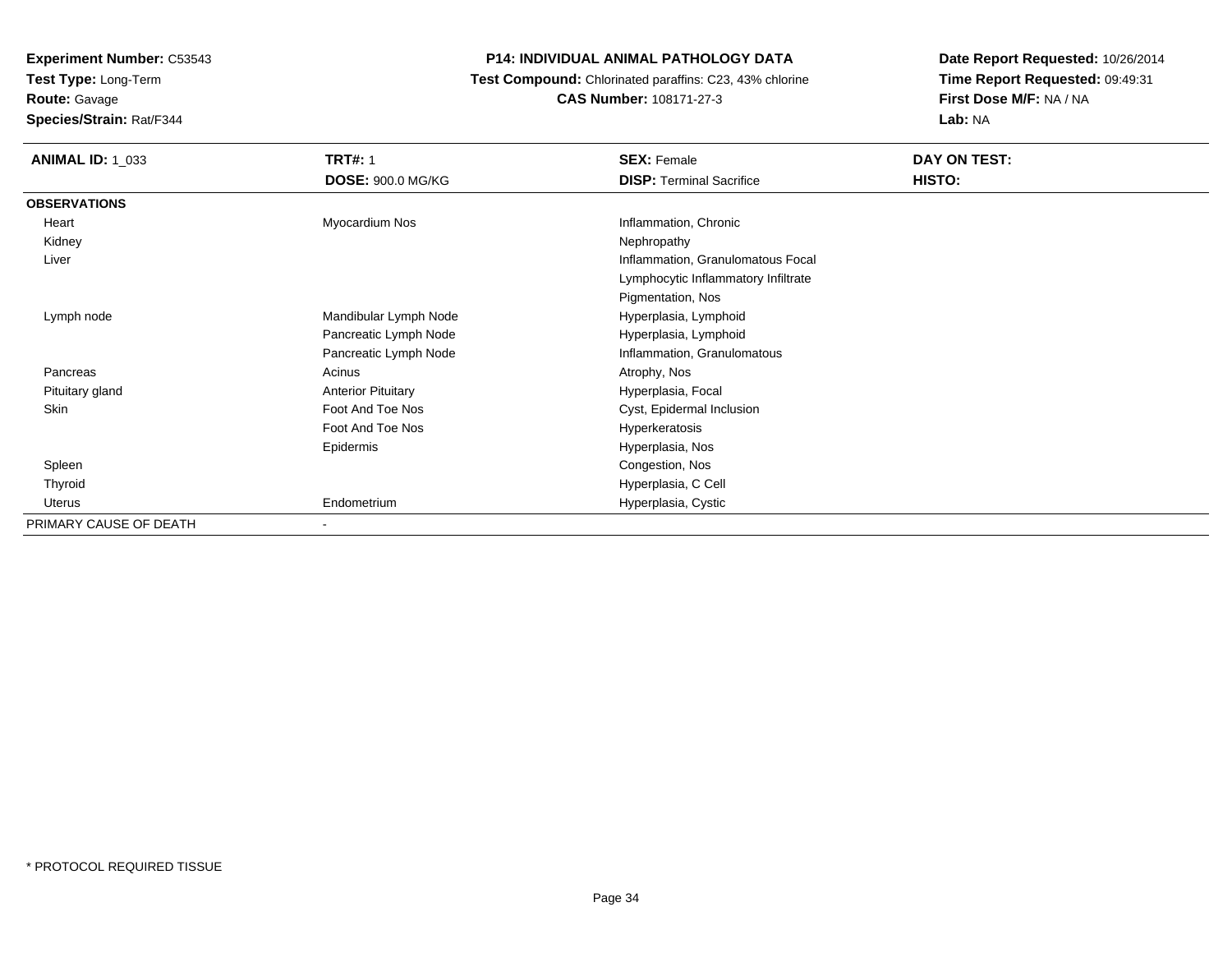**Experiment Number:** C53543
**Test Type:** Long-Term
**Route:** Gavage
**Species/Strain:** Rat/F344

**P14: INDIVIDUAL ANIMAL PATHOLOGY DATA**
**Test Compound:** Chlorinated paraffins: C23, 43% chlorine
**CAS Number:** 108171-27-3

**Date Report Requested:** 10/26/2014
**Time Report Requested:** 09:49:31
**First Dose M/F:** NA / NA
**Lab:** NA

| **ANIMAL ID:** 1_033 | **TRT#:** 1 | **SEX:** Female | **DAY ON TEST:** |
|---|---|---|---|
| | **DOSE:** 900.0 MG/KG | **DISP:** Terminal Sacrifice | **HISTO:** |
| **OBSERVATIONS** | | | |
| Heart | Myocardium Nos | Inflammation, Chronic | |
| Kidney | | Nephropathy | |
| Liver | | Inflammation, Granulomatous Focal | |
| | | Lymphocytic Inflammatory Infiltrate | |
| | | Pigmentation, Nos | |
| Lymph node | Mandibular Lymph Node | Hyperplasia, Lymphoid | |
| | Pancreatic Lymph Node | Hyperplasia, Lymphoid | |
| | Pancreatic Lymph Node | Inflammation, Granulomatous | |
| Pancreas | Acinus | Atrophy, Nos | |
| Pituitary gland | Anterior Pituitary | Hyperplasia, Focal | |
| Skin | Foot And Toe Nos | Cyst, Epidermal Inclusion | |
| | Foot And Toe Nos | Hyperkeratosis | |
| | Epidermis | Hyperplasia, Nos | |
| Spleen | | Congestion, Nos | |
| Thyroid | | Hyperplasia, C Cell | |
| Uterus | Endometrium | Hyperplasia, Cystic | |
| PRIMARY CAUSE OF DEATH | - | | |

\* PROTOCOL REQUIRED TISSUE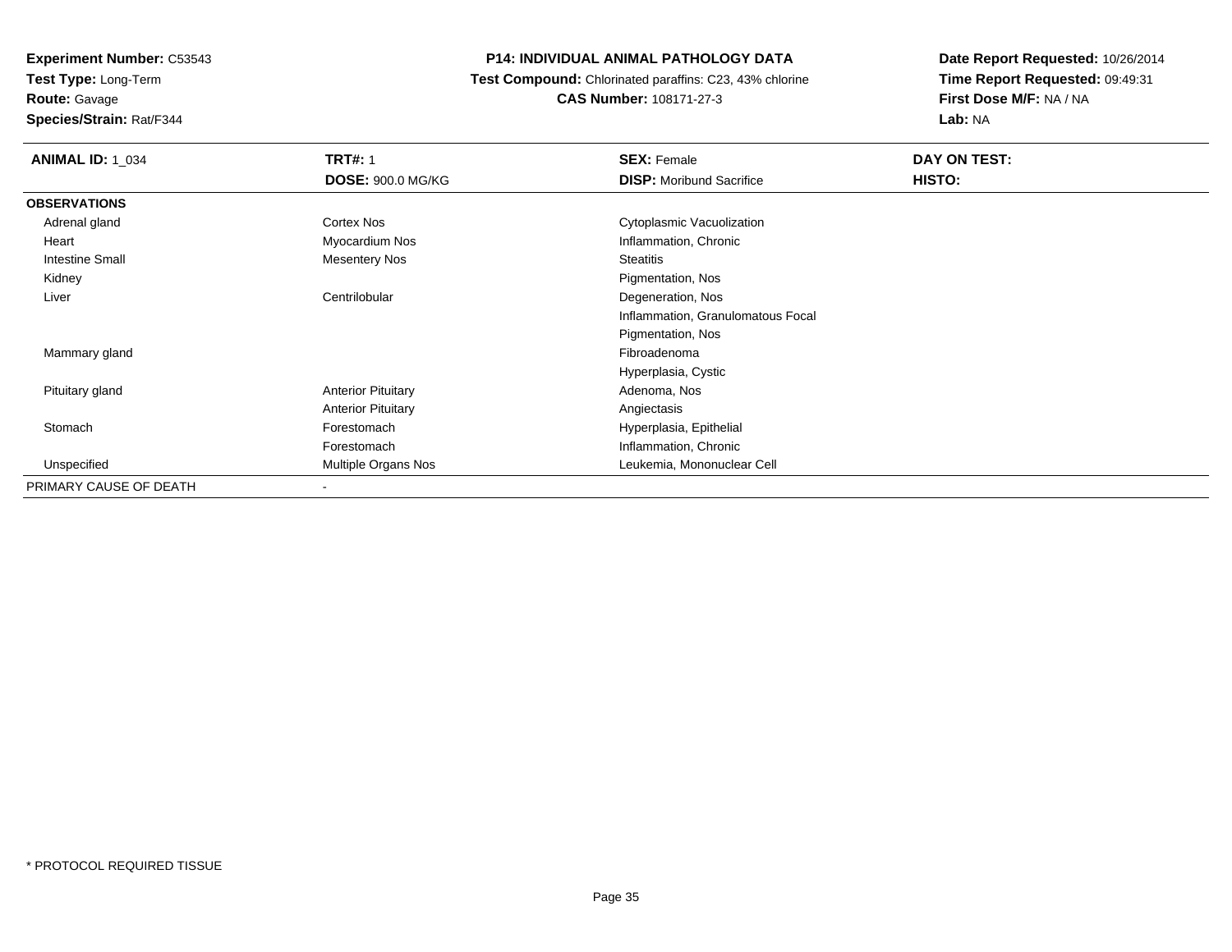**Experiment Number:** C53543
**Test Type:** Long-Term
**Route:** Gavage
**Species/Strain:** Rat/F344

**P14: INDIVIDUAL ANIMAL PATHOLOGY DATA**
**Test Compound:** Chlorinated paraffins: C23, 43% chlorine
**CAS Number:** 108171-27-3

**Date Report Requested:** 10/26/2014
**Time Report Requested:** 09:49:31
**First Dose M/F:** NA / NA
**Lab:** NA

| **ANIMAL ID:** 1_034 | **TRT#:** 1 | **SEX:** Female | **DAY ON TEST:** |
|---|---|---|---|
| | **DOSE:** 900.0 MG/KG | **DISP:** Moribund Sacrifice | **HISTO:** |
| **OBSERVATIONS** | | | |
| Adrenal gland | Cortex Nos | Cytoplasmic Vacuolization | |
| Heart | Myocardium Nos | Inflammation, Chronic | |
| Intestine Small | Mesentery Nos | Steatitis | |
| Kidney | | Pigmentation, Nos | |
| Liver | Centrilobular | Degeneration, Nos | |
| | | Inflammation, Granulomatous Focal | |
| | | Pigmentation, Nos | |
| Mammary gland | | Fibroadenoma | |
| | | Hyperplasia, Cystic | |
| Pituitary gland | Anterior Pituitary | Adenoma, Nos | |
| | Anterior Pituitary | Angiectasis | |
| Stomach | Forestomach | Hyperplasia, Epithelial | |
| | Forestomach | Inflammation, Chronic | |
| Unspecified | Multiple Organs Nos | Leukemia, Mononuclear Cell | |
| PRIMARY CAUSE OF DEATH | - | | |

* PROTOCOL REQUIRED TISSUE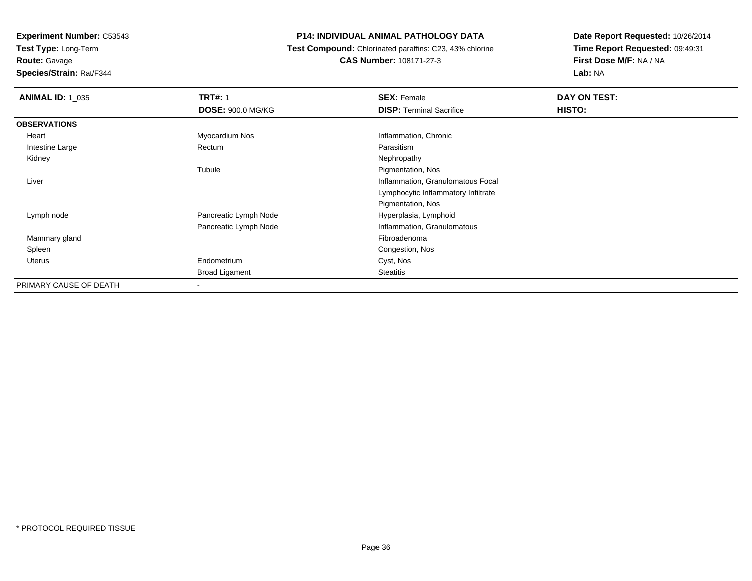**Experiment Number:** C53543
**Test Type:** Long-Term
**Route:** Gavage
**Species/Strain:** Rat/F344

**P14: INDIVIDUAL ANIMAL PATHOLOGY DATA**
**Test Compound:** Chlorinated paraffins: C23, 43% chlorine
**CAS Number:** 108171-27-3

**Date Report Requested:** 10/26/2014
**Time Report Requested:** 09:49:31
**First Dose M/F:** NA / NA
**Lab:** NA

| **ANIMAL ID:** 1_035 | **TRT#:** 1 | **SEX:** Female | **DAY ON TEST:** |
|---|---|---|---|
| | **DOSE:** 900.0 MG/KG | **DISP:** Terminal Sacrifice | **HISTO:** |
| **OBSERVATIONS** | | | |
| Heart | Myocardium Nos | Inflammation, Chronic | |
| Intestine Large | Rectum | Parasitism | |
| Kidney | | Nephropathy | |
| | Tubule | Pigmentation, Nos | |
| Liver | | Inflammation, Granulomatous Focal | |
| | | Lymphocytic Inflammatory Infiltrate | |
| | | Pigmentation, Nos | |
| Lymph node | Pancreatic Lymph Node | Hyperplasia, Lymphoid | |
| | Pancreatic Lymph Node | Inflammation, Granulomatous | |
| Mammary gland | | Fibroadenoma | |
| Spleen | | Congestion, Nos | |
| Uterus | Endometrium | Cyst, Nos | |
| | Broad Ligament | Steatitis | |
| PRIMARY CAUSE OF DEATH | - | | |

* PROTOCOL REQUIRED TISSUE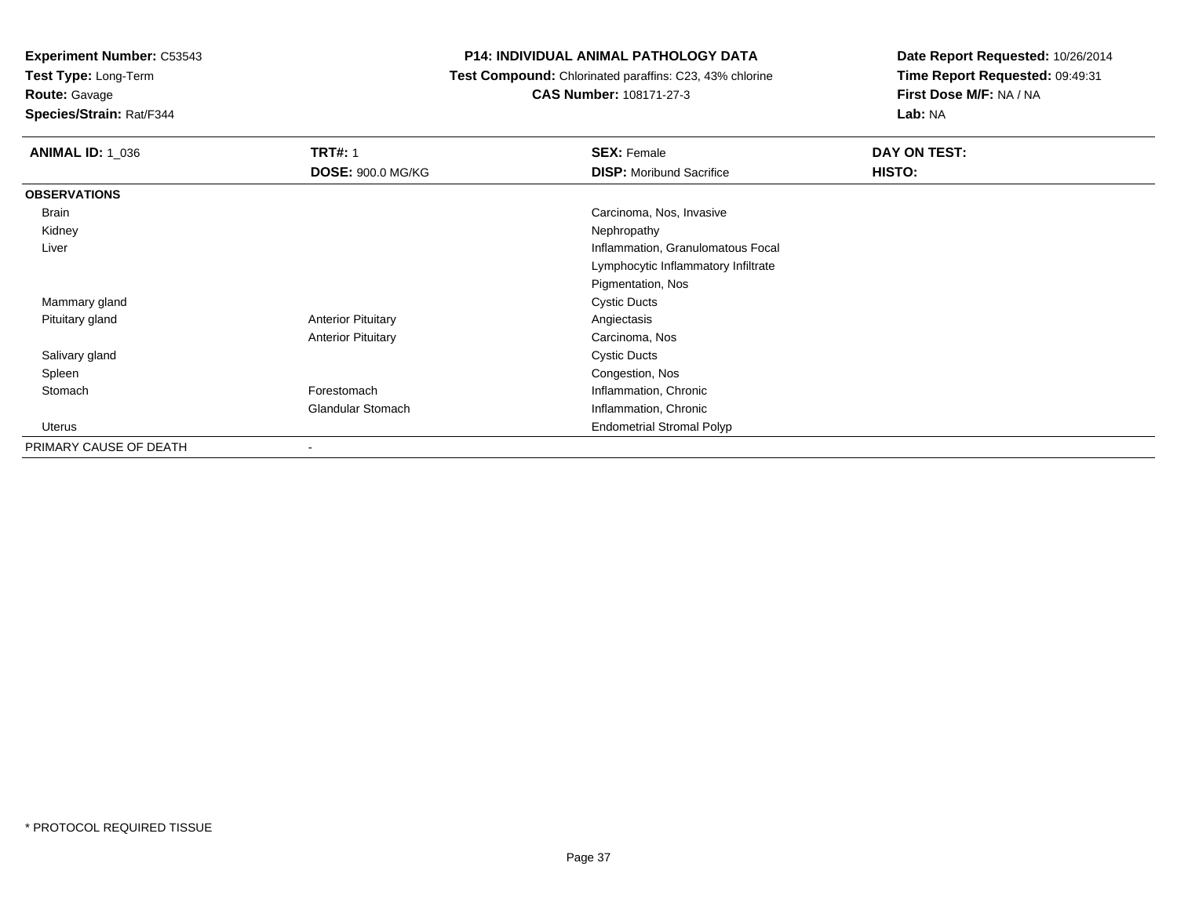**Experiment Number:** C53543
**Test Type:** Long-Term
**Route:** Gavage
**Species/Strain:** Rat/F344

**P14: INDIVIDUAL ANIMAL PATHOLOGY DATA**
**Test Compound:** Chlorinated paraffins: C23, 43% chlorine
**CAS Number:** 108171-27-3

**Date Report Requested:** 10/26/2014
**Time Report Requested:** 09:49:31
**First Dose M/F:** NA / NA
**Lab:** NA

| **ANIMAL ID:** 1_036 | **TRT#:** 1 | **SEX:** Female | **DAY ON TEST:** |
|---|---|---|---|
| | **DOSE:** 900.0 MG/KG | **DISP:** Moribund Sacrifice | **HISTO:** |
| **OBSERVATIONS** | | | |
| Brain | | Carcinoma, Nos, Invasive | |
| Kidney | | Nephropathy | |
| Liver | | Inflammation, Granulomatous Focal | |
| | | Lymphocytic Inflammatory Infiltrate | |
| | | Pigmentation, Nos | |
| Mammary gland | | Cystic Ducts | |
| Pituitary gland | Anterior Pituitary | Angiectasis | |
| | Anterior Pituitary | Carcinoma, Nos | |
| Salivary gland | | Cystic Ducts | |
| Spleen | | Congestion, Nos | |
| Stomach | Forestomach | Inflammation, Chronic | |
| | Glandular Stomach | Inflammation, Chronic | |
| Uterus | | Endometrial Stromal Polyp | |
| PRIMARY CAUSE OF DEATH | - | | |

* PROTOCOL REQUIRED TISSUE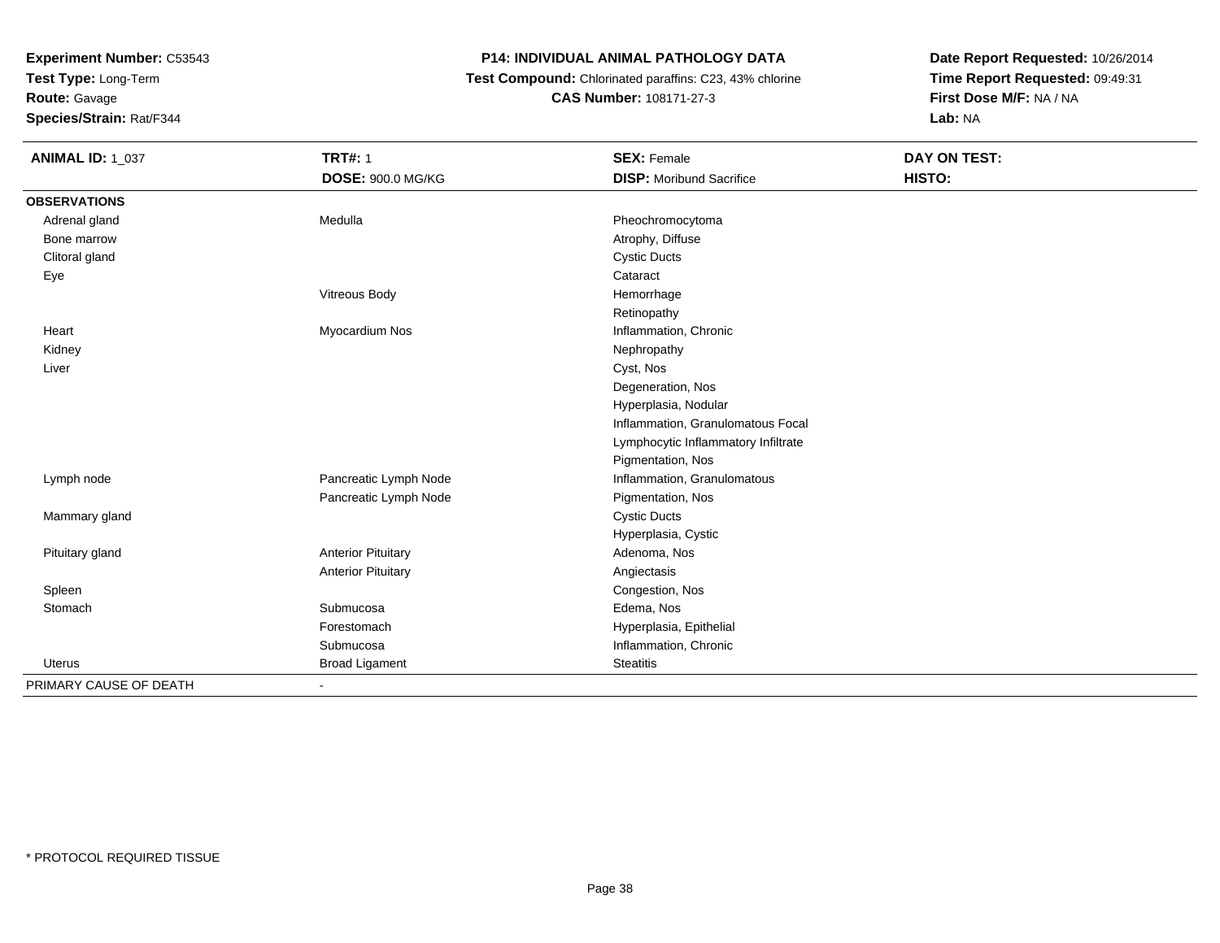**Experiment Number:** C53543
**Test Type:** Long-Term
**Route:** Gavage
**Species/Strain:** Rat/F344

**P14: INDIVIDUAL ANIMAL PATHOLOGY DATA**
**Test Compound:** Chlorinated paraffins: C23, 43% chlorine
**CAS Number:** 108171-27-3

**Date Report Requested:** 10/26/2014
**Time Report Requested:** 09:49:31
**First Dose M/F:** NA / NA
**Lab:** NA

| **ANIMAL ID:** 1_037 | **TRT#:** 1 | **SEX:** Female | **DAY ON TEST:** |
|---|---|---|---|
| | **DOSE:** 900.0 MG/KG | **DISP:** Moribund Sacrifice | **HISTO:** |
| **OBSERVATIONS** | | | |
| Adrenal gland | Medulla | Pheochromocytoma | |
| Bone marrow | | Atrophy, Diffuse | |
| Clitoral gland | | Cystic Ducts | |
| Eye | | Cataract | |
| | Vitreous Body | Hemorrhage | |
| | | Retinopathy | |
| Heart | Myocardium Nos | Inflammation, Chronic | |
| Kidney | | Nephropathy | |
| Liver | | Cyst, Nos | |
| | | Degeneration, Nos | |
| | | Hyperplasia, Nodular | |
| | | Inflammation, Granulomatous Focal | |
| | | Lymphocytic Inflammatory Infiltrate | |
| | | Pigmentation, Nos | |
| Lymph node | Pancreatic Lymph Node | Inflammation, Granulomatous | |
| | Pancreatic Lymph Node | Pigmentation, Nos | |
| Mammary gland | | Cystic Ducts | |
| | | Hyperplasia, Cystic | |
| Pituitary gland | Anterior Pituitary | Adenoma, Nos | |
| | Anterior Pituitary | Angiectasis | |
| Spleen | | Congestion, Nos | |
| Stomach | Submucosa | Edema, Nos | |
| | Forestomach | Hyperplasia, Epithelial | |
| | Submucosa | Inflammation, Chronic | |
| Uterus | Broad Ligament | Steatitis | |
| PRIMARY CAUSE OF DEATH | - | | |

* PROTOCOL REQUIRED TISSUE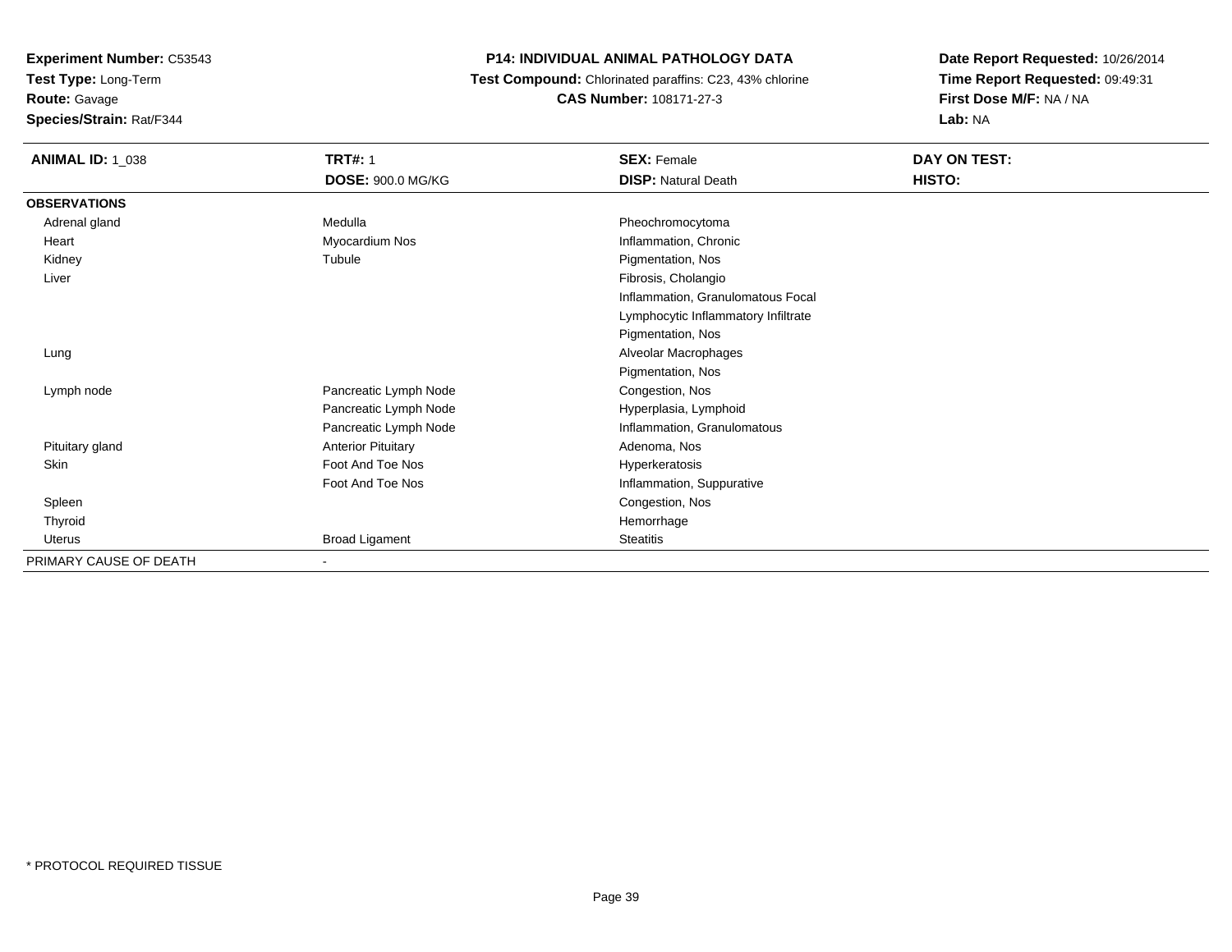**Experiment Number:** C53543
**Test Type:** Long-Term
**Route:** Gavage
**Species/Strain:** Rat/F344

**P14: INDIVIDUAL ANIMAL PATHOLOGY DATA**
**Test Compound:** Chlorinated paraffins: C23, 43% chlorine
**CAS Number:** 108171-27-3

**Date Report Requested:** 10/26/2014
**Time Report Requested:** 09:49:31
**First Dose M/F:** NA / NA
**Lab:** NA

| **ANIMAL ID:** 1_038 | **TRT#:** 1 | **SEX:** Female | **DAY ON TEST:** |
|---|---|---|---|
| | **DOSE:** 900.0 MG/KG | **DISP:** Natural Death | **HISTO:** |
| **OBSERVATIONS** | | | |
| Adrenal gland | Medulla | Pheochromocytoma | |
| Heart | Myocardium Nos | Inflammation, Chronic | |
| Kidney | Tubule | Pigmentation, Nos | |
| Liver | | Fibrosis, Cholangio | |
| | | Inflammation, Granulomatous Focal | |
| | | Lymphocytic Inflammatory Infiltrate | |
| | | Pigmentation, Nos | |
| Lung | | Alveolar Macrophages | |
| | | Pigmentation, Nos | |
| Lymph node | Pancreatic Lymph Node | Congestion, Nos | |
| | Pancreatic Lymph Node | Hyperplasia, Lymphoid | |
| | Pancreatic Lymph Node | Inflammation, Granulomatous | |
| Pituitary gland | Anterior Pituitary | Adenoma, Nos | |
| Skin | Foot And Toe Nos | Hyperkeratosis | |
| | Foot And Toe Nos | Inflammation, Suppurative | |
| Spleen | | Congestion, Nos | |
| Thyroid | | Hemorrhage | |
| Uterus | Broad Ligament | Steatitis | |
| PRIMARY CAUSE OF DEATH | - | | |

* PROTOCOL REQUIRED TISSUE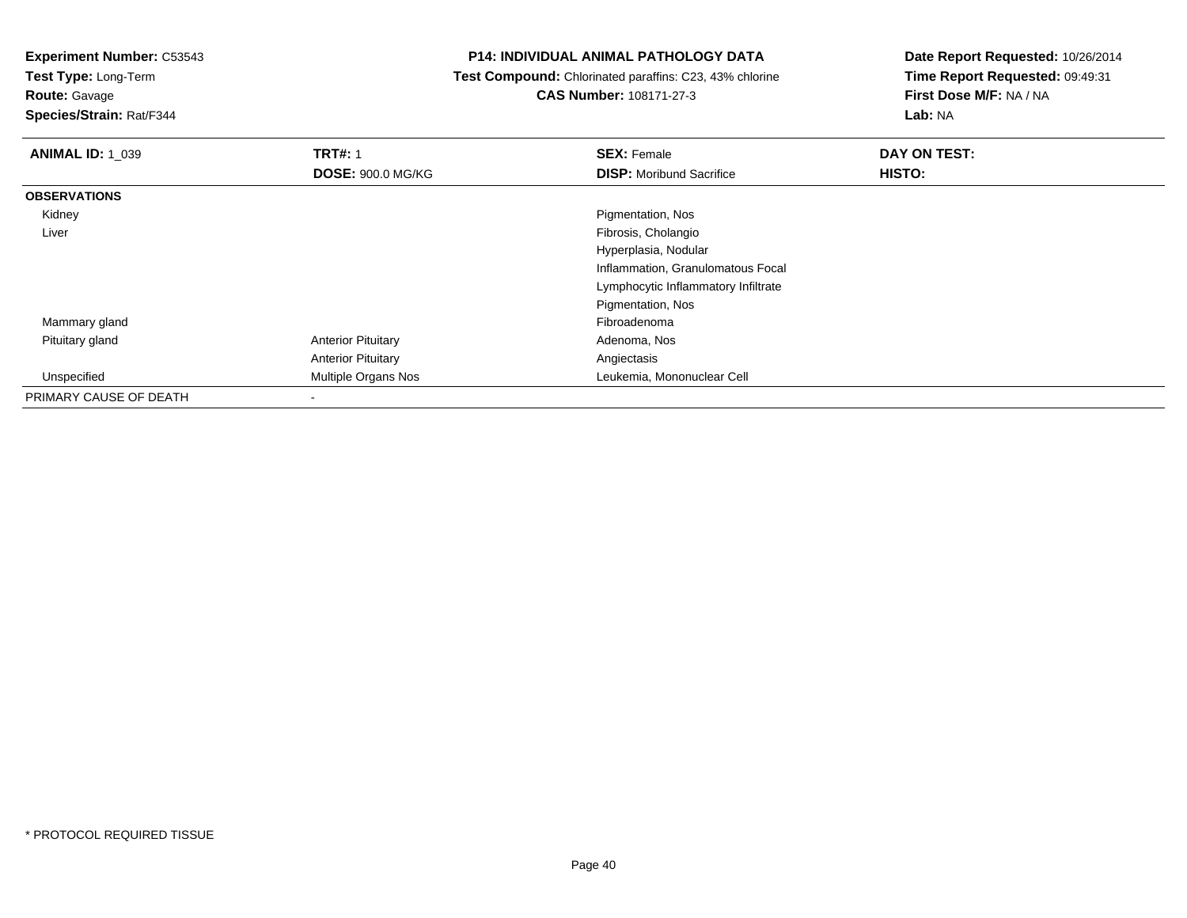**Experiment Number:** C53543
**Test Type:** Long-Term
**Route:** Gavage
**Species/Strain:** Rat/F344

**P14: INDIVIDUAL ANIMAL PATHOLOGY DATA**
**Test Compound:** Chlorinated paraffins: C23, 43% chlorine
**CAS Number:** 108171-27-3

**Date Report Requested:** 10/26/2014
**Time Report Requested:** 09:49:31
**First Dose M/F:** NA / NA
**Lab:** NA

| **ANIMAL ID:** 1_039 | **TRT#:** 1 | **SEX:** Female | **DAY ON TEST:** |
|---|---|---|---|
| | **DOSE:** 900.0 MG/KG | **DISP:** Moribund Sacrifice | **HISTO:** |
| **OBSERVATIONS** | | | |
| Kidney | | Pigmentation, Nos | |
| Liver | | Fibrosis, Cholangio | |
| | | Hyperplasia, Nodular | |
| | | Inflammation, Granulomatous Focal | |
| | | Lymphocytic Inflammatory Infiltrate | |
| | | Pigmentation, Nos | |
| Mammary gland | | Fibroadenoma | |
| Pituitary gland | Anterior Pituitary | Adenoma, Nos | |
| | Anterior Pituitary | Angiectasis | |
| Unspecified | Multiple Organs Nos | Leukemia, Mononuclear Cell | |
| PRIMARY CAUSE OF DEATH | - | | |

* PROTOCOL REQUIRED TISSUE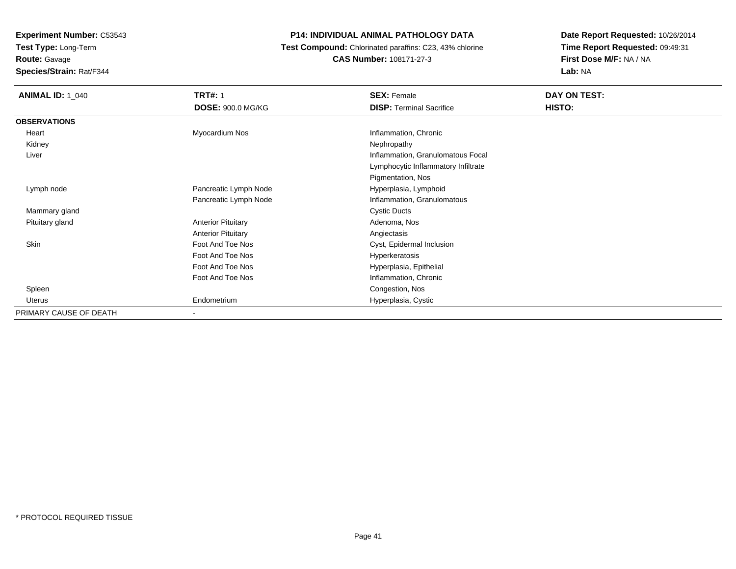**Experiment Number:** C53543
**Test Type:** Long-Term
**Route:** Gavage
**Species/Strain:** Rat/F344

**P14: INDIVIDUAL ANIMAL PATHOLOGY DATA**
**Test Compound:** Chlorinated paraffins: C23, 43% chlorine
**CAS Number:** 108171-27-3

**Date Report Requested:** 10/26/2014
**Time Report Requested:** 09:49:31
**First Dose M/F:** NA / NA
**Lab:** NA

| **ANIMAL ID:** 1_040 | **TRT#:** 1 | **SEX:** Female | **DAY ON TEST:** |
|---|---|---|---|
| | **DOSE:** 900.0 MG/KG | **DISP:** Terminal Sacrifice | **HISTO:** |
| **OBSERVATIONS** | | | |
| Heart | Myocardium Nos | Inflammation, Chronic | |
| Kidney | | Nephropathy | |
| Liver | | Inflammation, Granulomatous Focal | |
| | | Lymphocytic Inflammatory Infiltrate | |
| | | Pigmentation, Nos | |
| Lymph node | Pancreatic Lymph Node | Hyperplasia, Lymphoid | |
| | Pancreatic Lymph Node | Inflammation, Granulomatous | |
| Mammary gland | | Cystic Ducts | |
| Pituitary gland | Anterior Pituitary | Adenoma, Nos | |
| | Anterior Pituitary | Angiectasis | |
| Skin | Foot And Toe Nos | Cyst, Epidermal Inclusion | |
| | Foot And Toe Nos | Hyperkeratosis | |
| | Foot And Toe Nos | Hyperplasia, Epithelial | |
| | Foot And Toe Nos | Inflammation, Chronic | |
| Spleen | | Congestion, Nos | |
| Uterus | Endometrium | Hyperplasia, Cystic | |
| PRIMARY CAUSE OF DEATH | - | | |

* PROTOCOL REQUIRED TISSUE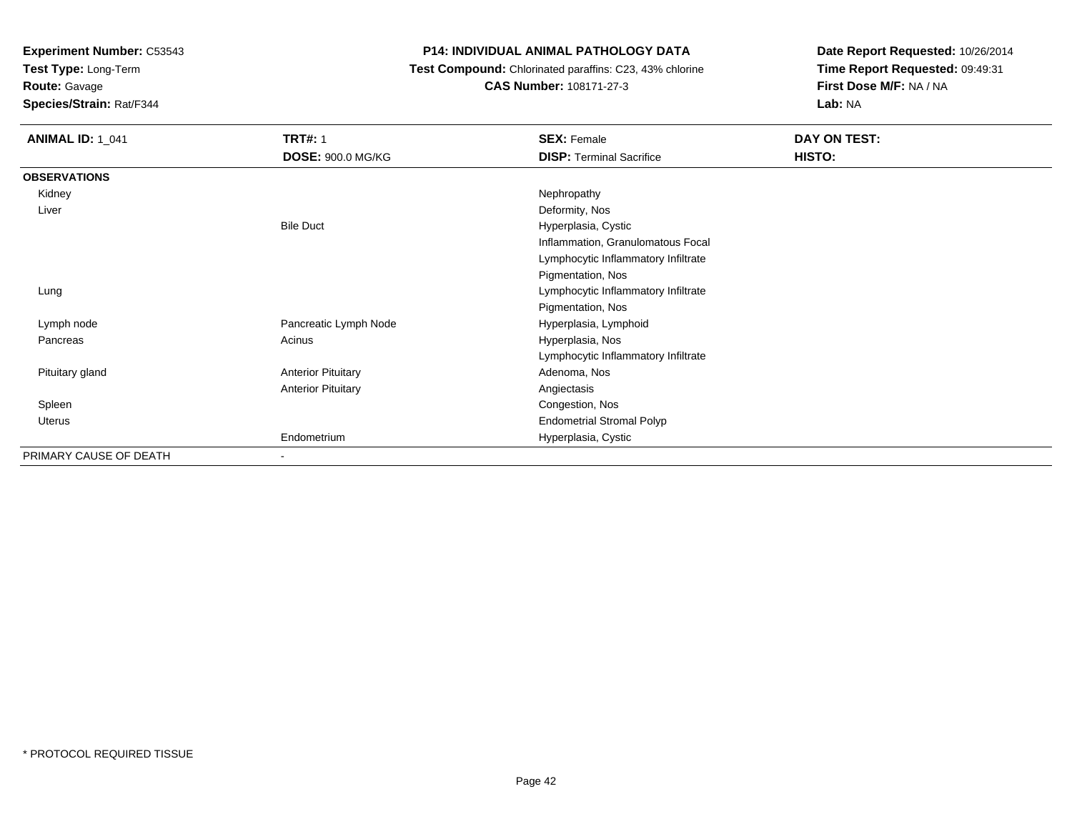**Experiment Number:** C53543
**Test Type:** Long-Term
**Route:** Gavage
**Species/Strain:** Rat/F344

# P14: INDIVIDUAL ANIMAL PATHOLOGY DATA

**Test Compound:** Chlorinated paraffins: C23, 43% chlorine
**CAS Number:** 108171-27-3

**Date Report Requested:** 10/26/2014
**Time Report Requested:** 09:49:31
**First Dose M/F:** NA / NA
**Lab:** NA

| **ANIMAL ID:** 1_041 | **TRT#:** 1 | **SEX:** Female | **DAY ON TEST:** |
|---|---|---|---|
| | **DOSE:** 900.0 MG/KG | **DISP:** Terminal Sacrifice | **HISTO:** |
| **OBSERVATIONS** | | | |
| Kidney | | Nephropathy | |
| Liver | | Deformity, Nos | |
| | Bile Duct | Hyperplasia, Cystic | |
| | | Inflammation, Granulomatous Focal | |
| | | Lymphocytic Inflammatory Infiltrate | |
| | | Pigmentation, Nos | |
| Lung | | Lymphocytic Inflammatory Infiltrate | |
| | | Pigmentation, Nos | |
| Lymph node | Pancreatic Lymph Node | Hyperplasia, Lymphoid | |
| Pancreas | Acinus | Hyperplasia, Nos | |
| | | Lymphocytic Inflammatory Infiltrate | |
| Pituitary gland | Anterior Pituitary | Adenoma, Nos | |
| | Anterior Pituitary | Angiectasis | |
| Spleen | | Congestion, Nos | |
| Uterus | | Endometrial Stromal Polyp | |
| | Endometrium | Hyperplasia, Cystic | |
| PRIMARY CAUSE OF DEATH | - | | |

* PROTOCOL REQUIRED TISSUE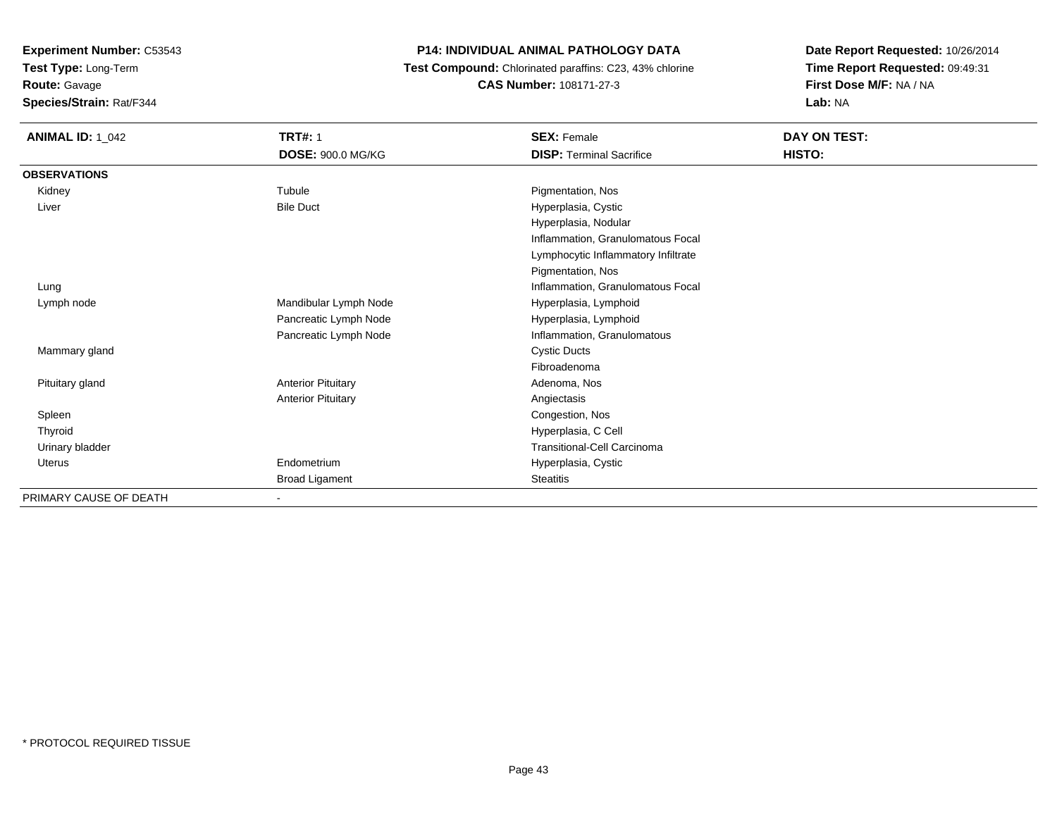**Experiment Number:** C53543
**Test Type:** Long-Term
**Route:** Gavage
**Species/Strain:** Rat/F344

**P14: INDIVIDUAL ANIMAL PATHOLOGY DATA**
**Test Compound:** Chlorinated paraffins: C23, 43% chlorine
**CAS Number:** 108171-27-3

**Date Report Requested:** 10/26/2014
**Time Report Requested:** 09:49:31
**First Dose M/F:** NA / NA
**Lab:** NA

| **ANIMAL ID:** 1_042 | **TRT#:** 1 | **SEX:** Female | **DAY ON TEST:** |
|---|---|---|---|
| | **DOSE:** 900.0 MG/KG | **DISP:** Terminal Sacrifice | **HISTO:** |
| **OBSERVATIONS** | | | |
| Kidney | Tubule | Pigmentation, Nos | |
| Liver | Bile Duct | Hyperplasia, Cystic | |
| | | Hyperplasia, Nodular | |
| | | Inflammation, Granulomatous Focal | |
| | | Lymphocytic Inflammatory Infiltrate | |
| | | Pigmentation, Nos | |
| Lung | | Inflammation, Granulomatous Focal | |
| Lymph node | Mandibular Lymph Node | Hyperplasia, Lymphoid | |
| | Pancreatic Lymph Node | Hyperplasia, Lymphoid | |
| | Pancreatic Lymph Node | Inflammation, Granulomatous | |
| Mammary gland | | Cystic Ducts | |
| | | Fibroadenoma | |
| Pituitary gland | Anterior Pituitary | Adenoma, Nos | |
| | Anterior Pituitary | Angiectasis | |
| Spleen | | Congestion, Nos | |
| Thyroid | | Hyperplasia, C Cell | |
| Urinary bladder | | Transitional-Cell Carcinoma | |
| Uterus | Endometrium | Hyperplasia, Cystic | |
| | Broad Ligament | Steatitis | |
| PRIMARY CAUSE OF DEATH | - | | |

* PROTOCOL REQUIRED TISSUE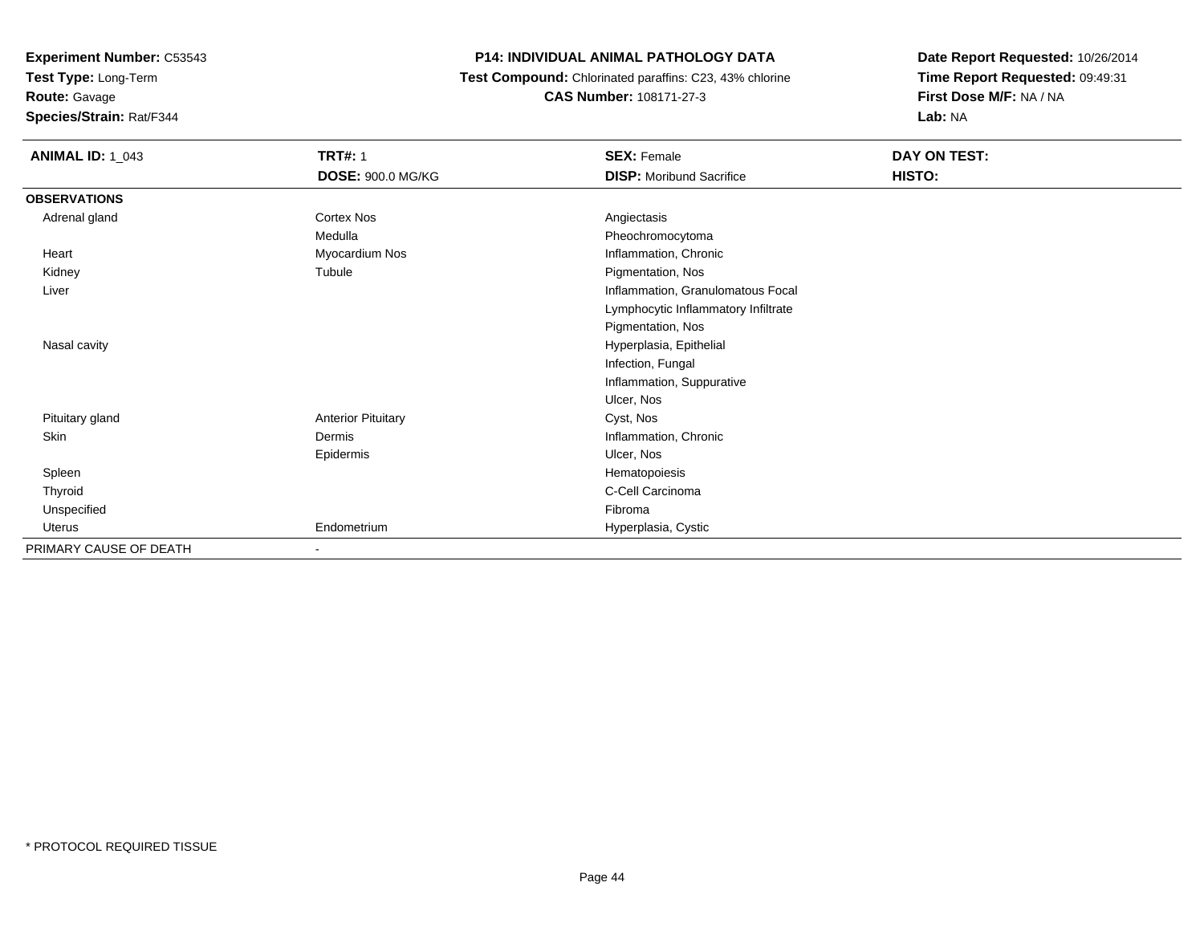**Experiment Number:** C53543
**Test Type:** Long-Term
**Route:** Gavage
**Species/Strain:** Rat/F344

**P14: INDIVIDUAL ANIMAL PATHOLOGY DATA**
**Test Compound:** Chlorinated paraffins: C23, 43% chlorine
**CAS Number:** 108171-27-3

**Date Report Requested:** 10/26/2014
**Time Report Requested:** 09:49:31
**First Dose M/F:** NA / NA
**Lab:** NA

| **ANIMAL ID:** 1_043 | **TRT#:** 1 | **SEX:** Female | **DAY ON TEST:** |
|---|---|---|---|
| | **DOSE:** 900.0 MG/KG | **DISP:** Moribund Sacrifice | **HISTO:** |
| **OBSERVATIONS** | | | |
| Adrenal gland | Cortex Nos | Angiectasis | |
| | Medulla | Pheochromocytoma | |
| Heart | Myocardium Nos | Inflammation, Chronic | |
| Kidney | Tubule | Pigmentation, Nos | |
| Liver | | Inflammation, Granulomatous Focal | |
| | | Lymphocytic Inflammatory Infiltrate | |
| | | Pigmentation, Nos | |
| Nasal cavity | | Hyperplasia, Epithelial | |
| | | Infection, Fungal | |
| | | Inflammation, Suppurative | |
| | | Ulcer, Nos | |
| Pituitary gland | Anterior Pituitary | Cyst, Nos | |
| Skin | Dermis | Inflammation, Chronic | |
| | Epidermis | Ulcer, Nos | |
| Spleen | | Hematopoiesis | |
| Thyroid | | C-Cell Carcinoma | |
| Unspecified | | Fibroma | |
| Uterus | Endometrium | Hyperplasia, Cystic | |
| PRIMARY CAUSE OF DEATH | - | | |

* PROTOCOL REQUIRED TISSUE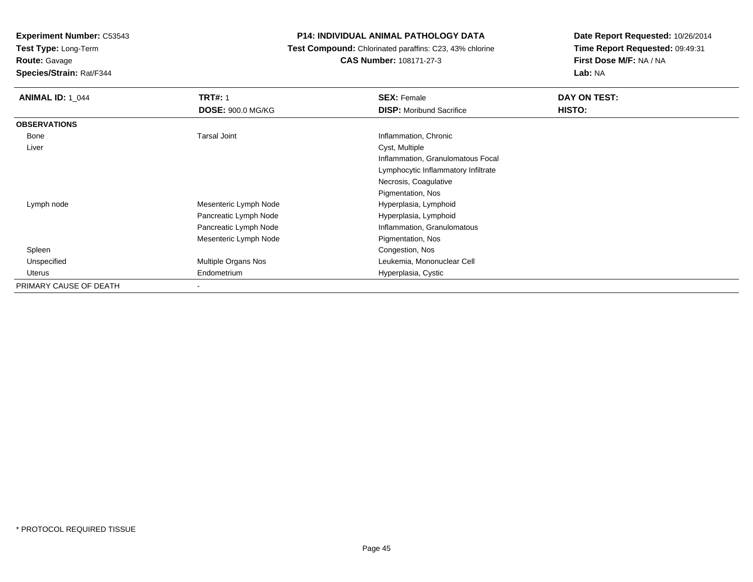**Experiment Number:** C53543
**Test Type:** Long-Term
**Route:** Gavage
**Species/Strain:** Rat/F344

**P14: INDIVIDUAL ANIMAL PATHOLOGY DATA**
**Test Compound:** Chlorinated paraffins: C23, 43% chlorine
**CAS Number:** 108171-27-3

**Date Report Requested:** 10/26/2014
**Time Report Requested:** 09:49:31
**First Dose M/F:** NA / NA
**Lab:** NA

| **ANIMAL ID:** 1_044 | **TRT#:** 1 | **SEX:** Female | **DAY ON TEST:** |
|---|---|---|---|
| | **DOSE:** 900.0 MG/KG | **DISP:** Moribund Sacrifice | **HISTO:** |
| **OBSERVATIONS** | | | |
| Bone | Tarsal Joint | Inflammation, Chronic | |
| Liver | | Cyst, Multiple | |
| | | Inflammation, Granulomatous Focal | |
| | | Lymphocytic Inflammatory Infiltrate | |
| | | Necrosis, Coagulative | |
| | | Pigmentation, Nos | |
| Lymph node | Mesenteric Lymph Node | Hyperplasia, Lymphoid | |
| | Pancreatic Lymph Node | Hyperplasia, Lymphoid | |
| | Pancreatic Lymph Node | Inflammation, Granulomatous | |
| | Mesenteric Lymph Node | Pigmentation, Nos | |
| Spleen | | Congestion, Nos | |
| Unspecified | Multiple Organs Nos | Leukemia, Mononuclear Cell | |
| Uterus | Endometrium | Hyperplasia, Cystic | |
| PRIMARY CAUSE OF DEATH | - | | |

* PROTOCOL REQUIRED TISSUE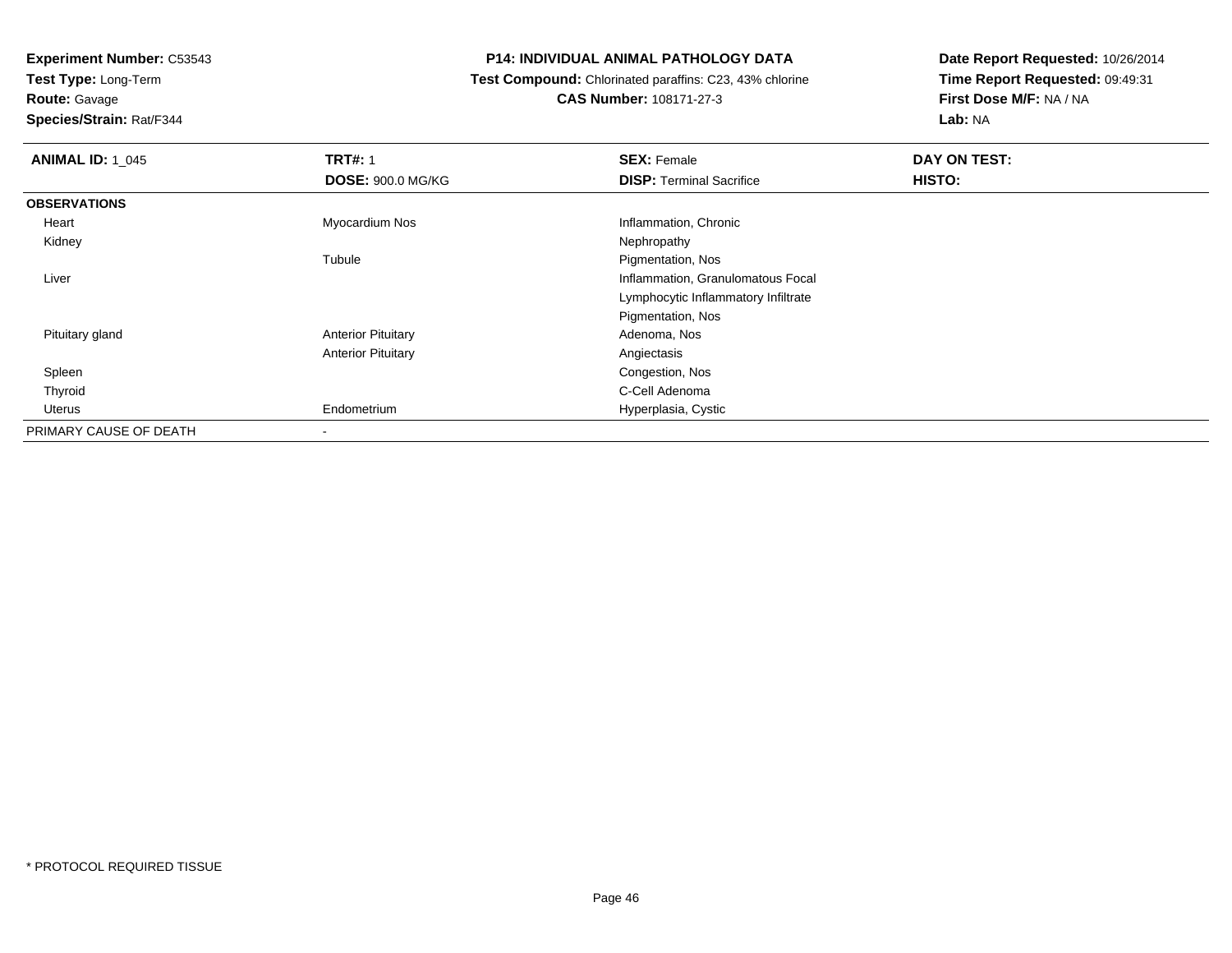**Experiment Number:** C53543
**Test Type:** Long-Term
**Route:** Gavage
**Species/Strain:** Rat/F344

# P14: INDIVIDUAL ANIMAL PATHOLOGY DATA

**Test Compound:** Chlorinated paraffins: C23, 43% chlorine
**CAS Number:** 108171-27-3

**Date Report Requested:** 10/26/2014
**Time Report Requested:** 09:49:31
**First Dose M/F:** NA / NA
**Lab:** NA

| **ANIMAL ID:** 1_045 | **TRT#:** 1 | **SEX:** Female | **DAY ON TEST:** |
|---|---|---|---|
| | **DOSE:** 900.0 MG/KG | **DISP:** Terminal Sacrifice | **HISTO:** |
| **OBSERVATIONS** | | | |
| Heart | Myocardium Nos | Inflammation, Chronic | |
| Kidney | | Nephropathy | |
| | Tubule | Pigmentation, Nos | |
| Liver | | Inflammation, Granulomatous Focal | |
| | | Lymphocytic Inflammatory Infiltrate | |
| | | Pigmentation, Nos | |
| Pituitary gland | Anterior Pituitary | Adenoma, Nos | |
| | Anterior Pituitary | Angiectasis | |
| Spleen | | Congestion, Nos | |
| Thyroid | | C-Cell Adenoma | |
| Uterus | Endometrium | Hyperplasia, Cystic | |
| PRIMARY CAUSE OF DEATH | - | | |

* PROTOCOL REQUIRED TISSUE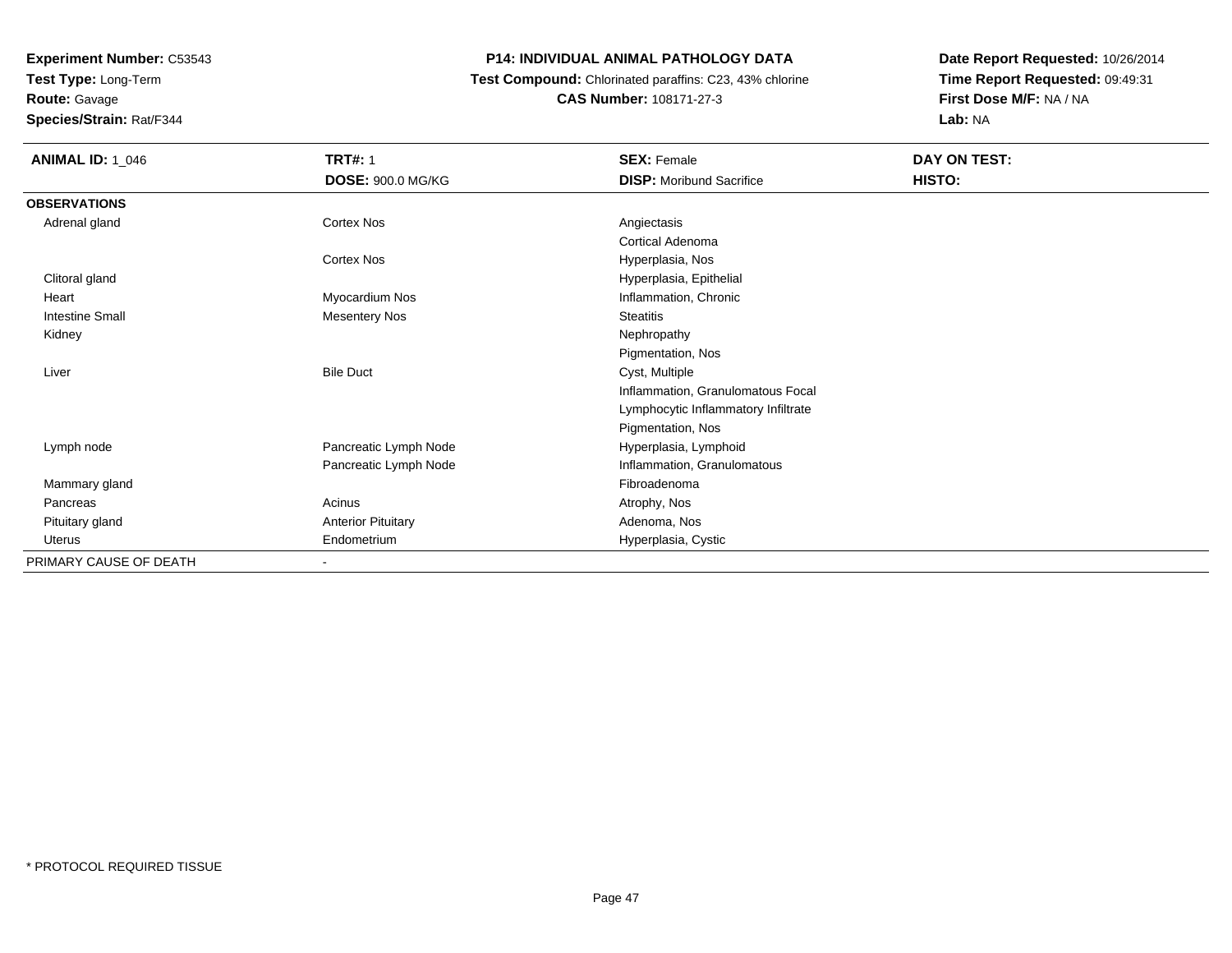**Experiment Number:** C53543
**Test Type:** Long-Term
**Route:** Gavage
**Species/Strain:** Rat/F344

**P14: INDIVIDUAL ANIMAL PATHOLOGY DATA**
**Test Compound:** Chlorinated paraffins: C23, 43% chlorine
**CAS Number:** 108171-27-3

**Date Report Requested:** 10/26/2014
**Time Report Requested:** 09:49:31
**First Dose M/F:** NA / NA
**Lab:** NA

| **ANIMAL ID:** 1_046 | **TRT#:** 1 | **SEX:** Female | **DAY ON TEST:** |
|---|---|---|---|
| | **DOSE:** 900.0 MG/KG | **DISP:** Moribund Sacrifice | **HISTO:** |
| **OBSERVATIONS** | | | |
| Adrenal gland | Cortex Nos | Angiectasis | |
| | | Cortical Adenoma | |
| | Cortex Nos | Hyperplasia, Nos | |
| Clitoral gland | | Hyperplasia, Epithelial | |
| Heart | Myocardium Nos | Inflammation, Chronic | |
| Intestine Small | Mesentery Nos | Steatitis | |
| Kidney | | Nephropathy | |
| | | Pigmentation, Nos | |
| Liver | Bile Duct | Cyst, Multiple | |
| | | Inflammation, Granulomatous Focal | |
| | | Lymphocytic Inflammatory Infiltrate | |
| | | Pigmentation, Nos | |
| Lymph node | Pancreatic Lymph Node | Hyperplasia, Lymphoid | |
| | Pancreatic Lymph Node | Inflammation, Granulomatous | |
| Mammary gland | | Fibroadenoma | |
| Pancreas | Acinus | Atrophy, Nos | |
| Pituitary gland | Anterior Pituitary | Adenoma, Nos | |
| Uterus | Endometrium | Hyperplasia, Cystic | |
| PRIMARY CAUSE OF DEATH | - | | |

\* PROTOCOL REQUIRED TISSUE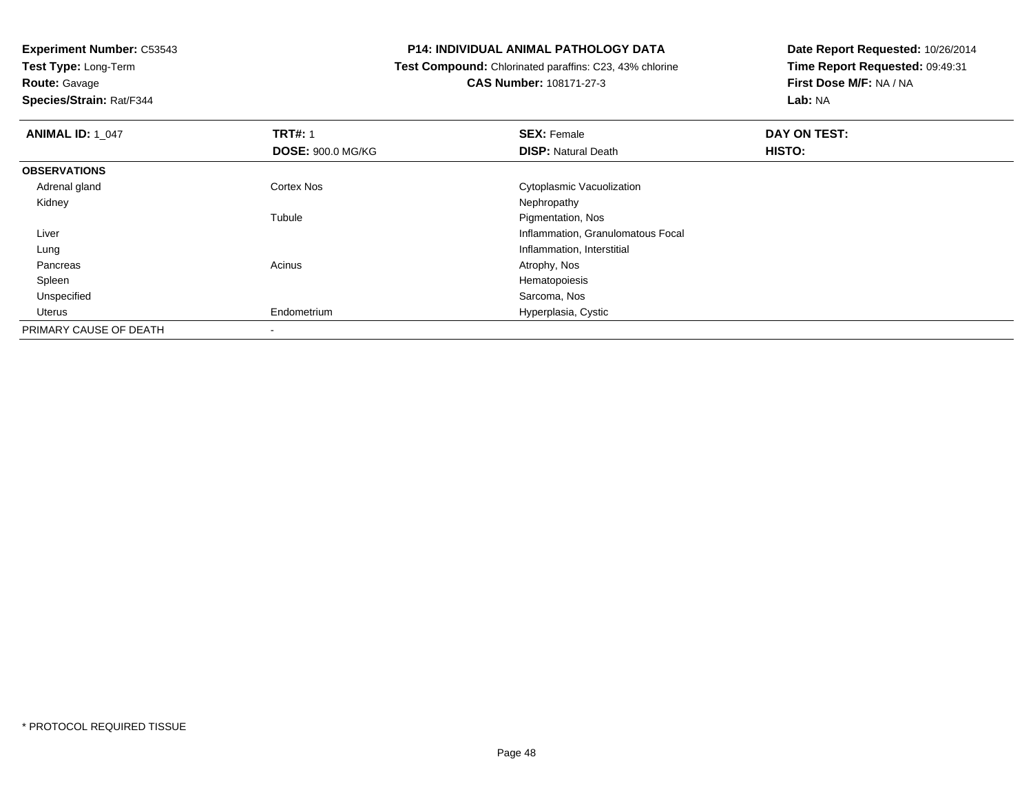**Experiment Number:** C53543
**Test Type:** Long-Term
**Route:** Gavage
**Species/Strain:** Rat/F344

**P14: INDIVIDUAL ANIMAL PATHOLOGY DATA**
**Test Compound:** Chlorinated paraffins: C23, 43% chlorine
**CAS Number:** 108171-27-3

**Date Report Requested:** 10/26/2014
**Time Report Requested:** 09:49:31
**First Dose M/F:** NA / NA
**Lab:** NA

| **ANIMAL ID:** 1_047 | **TRT#:** 1 | **SEX:** Female | **DAY ON TEST:** |
|---|---|---|---|
| | **DOSE:** 900.0 MG/KG | **DISP:** Natural Death | **HISTO:** |
| **OBSERVATIONS** | | | |
| Adrenal gland | Cortex Nos | Cytoplasmic Vacuolization | |
| Kidney | | Nephropathy | |
| | Tubule | Pigmentation, Nos | |
| Liver | | Inflammation, Granulomatous Focal | |
| Lung | | Inflammation, Interstitial | |
| Pancreas | Acinus | Atrophy, Nos | |
| Spleen | | Hematopoiesis | |
| Unspecified | | Sarcoma, Nos | |
| Uterus | Endometrium | Hyperplasia, Cystic | |
| PRIMARY CAUSE OF DEATH | - | | |

* PROTOCOL REQUIRED TISSUE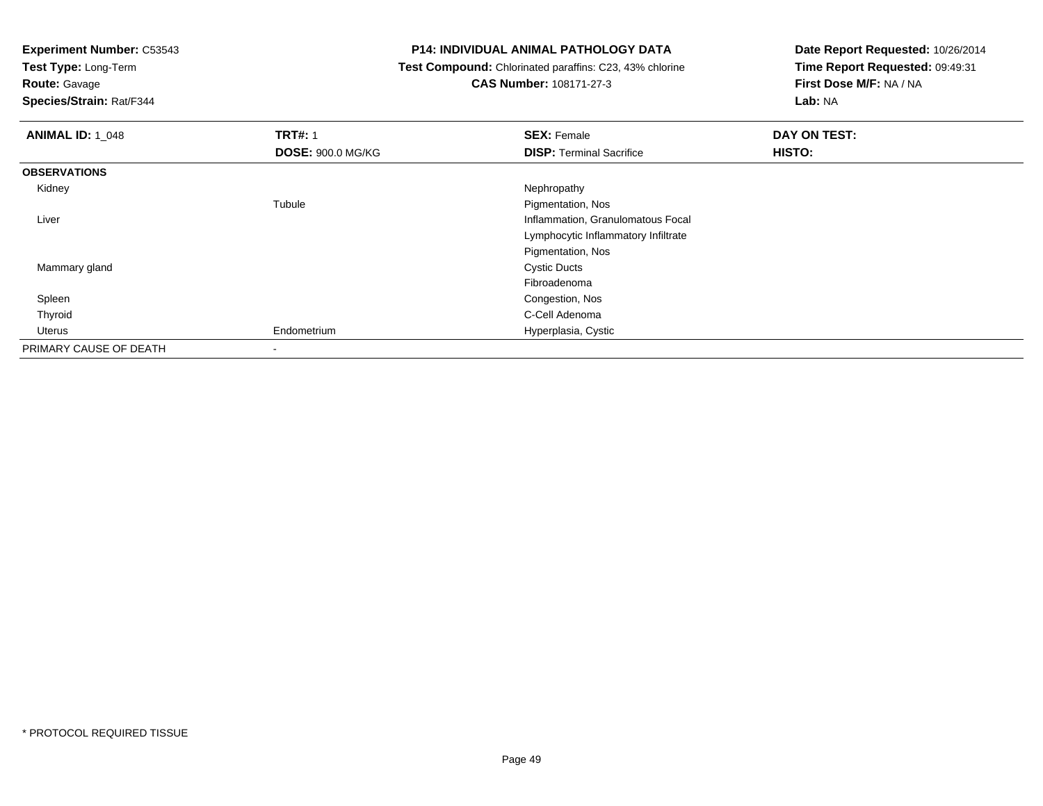**Experiment Number:** C53543
**Test Type:** Long-Term
**Route:** Gavage
**Species/Strain:** Rat/F344

**P14: INDIVIDUAL ANIMAL PATHOLOGY DATA**
**Test Compound:** Chlorinated paraffins: C23, 43% chlorine
**CAS Number:** 108171-27-3

**Date Report Requested:** 10/26/2014
**Time Report Requested:** 09:49:31
**First Dose M/F:** NA / NA
**Lab:** NA

| **ANIMAL ID:** 1_048 | **TRT#:** 1 | **SEX:** Female | **DAY ON TEST:** |
|---|---|---|---|
| | **DOSE:** 900.0 MG/KG | **DISP:** Terminal Sacrifice | **HISTO:** |
| **OBSERVATIONS** | | | |
| Kidney | | Nephropathy | |
| | Tubule | Pigmentation, Nos | |
| Liver | | Inflammation, Granulomatous Focal | |
| | | Lymphocytic Inflammatory Infiltrate | |
| | | Pigmentation, Nos | |
| Mammary gland | | Cystic Ducts | |
| | | Fibroadenoma | |
| Spleen | | Congestion, Nos | |
| Thyroid | | C-Cell Adenoma | |
| Uterus | Endometrium | Hyperplasia, Cystic | |
| PRIMARY CAUSE OF DEATH | - | | |

* PROTOCOL REQUIRED TISSUE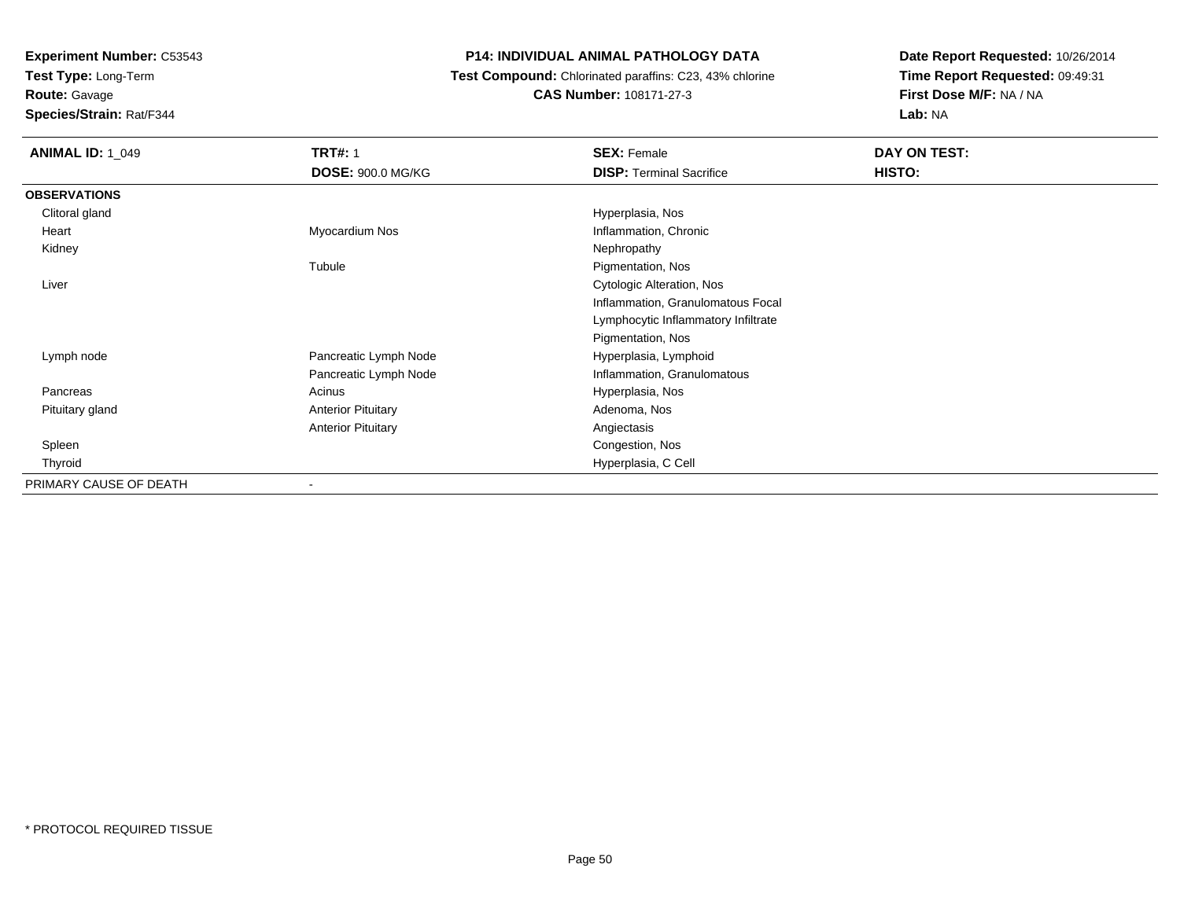**Experiment Number:** C53543
**Test Type:** Long-Term
**Route:** Gavage
**Species/Strain:** Rat/F344

**P14: INDIVIDUAL ANIMAL PATHOLOGY DATA**
**Test Compound:** Chlorinated paraffins: C23, 43% chlorine
**CAS Number:** 108171-27-3

**Date Report Requested:** 10/26/2014
**Time Report Requested:** 09:49:31
**First Dose M/F:** NA / NA
**Lab:** NA

| **ANIMAL ID:** 1_049 | **TRT#:** 1 | **SEX:** Female | **DAY ON TEST:** |
|---|---|---|---|
| | **DOSE:** 900.0 MG/KG | **DISP:** Terminal Sacrifice | **HISTO:** |
| **OBSERVATIONS** | | | |
| Clitoral gland | | Hyperplasia, Nos | |
| Heart | Myocardium Nos | Inflammation, Chronic | |
| Kidney | | Nephropathy | |
| | Tubule | Pigmentation, Nos | |
| Liver | | Cytologic Alteration, Nos | |
| | | Inflammation, Granulomatous Focal | |
| | | Lymphocytic Inflammatory Infiltrate | |
| | | Pigmentation, Nos | |
| Lymph node | Pancreatic Lymph Node | Hyperplasia, Lymphoid | |
| | Pancreatic Lymph Node | Inflammation, Granulomatous | |
| Pancreas | Acinus | Hyperplasia, Nos | |
| Pituitary gland | Anterior Pituitary | Adenoma, Nos | |
| | Anterior Pituitary | Angiectasis | |
| Spleen | | Congestion, Nos | |
| Thyroid | | Hyperplasia, C Cell | |
| PRIMARY CAUSE OF DEATH | - | | |

* PROTOCOL REQUIRED TISSUE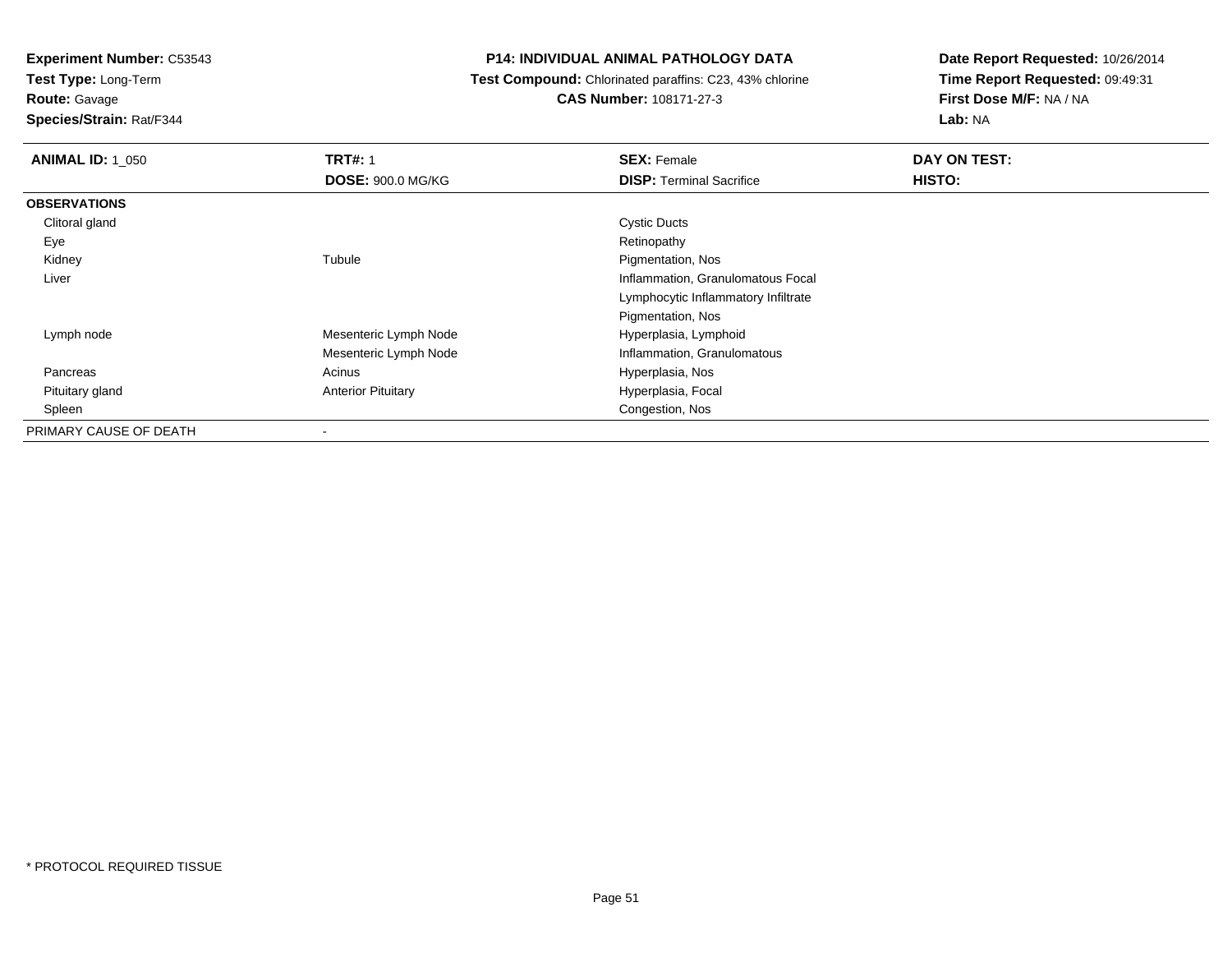**Experiment Number:** C53543
**Test Type:** Long-Term
**Route:** Gavage
**Species/Strain:** Rat/F344

**P14: INDIVIDUAL ANIMAL PATHOLOGY DATA**
**Test Compound:** Chlorinated paraffins: C23, 43% chlorine
**CAS Number:** 108171-27-3

**Date Report Requested:** 10/26/2014
**Time Report Requested:** 09:49:31
**First Dose M/F:** NA / NA
**Lab:** NA

| **ANIMAL ID:** 1_050 | **TRT#:** 1 | **SEX:** Female | **DAY ON TEST:** |
|---|---|---|---|
| | **DOSE:** 900.0 MG/KG | **DISP:** Terminal Sacrifice | **HISTO:** |
| **OBSERVATIONS** | | | |
| Clitoral gland | | Cystic Ducts | |
| Eye | | Retinopathy | |
| Kidney | Tubule | Pigmentation, Nos | |
| Liver | | Inflammation, Granulomatous Focal | |
| | | Lymphocytic Inflammatory Infiltrate | |
| | | Pigmentation, Nos | |
| Lymph node | Mesenteric Lymph Node | Hyperplasia, Lymphoid | |
| | Mesenteric Lymph Node | Inflammation, Granulomatous | |
| Pancreas | Acinus | Hyperplasia, Nos | |
| Pituitary gland | Anterior Pituitary | Hyperplasia, Focal | |
| Spleen | | Congestion, Nos | |
| PRIMARY CAUSE OF DEATH | - | | |

* PROTOCOL REQUIRED TISSUE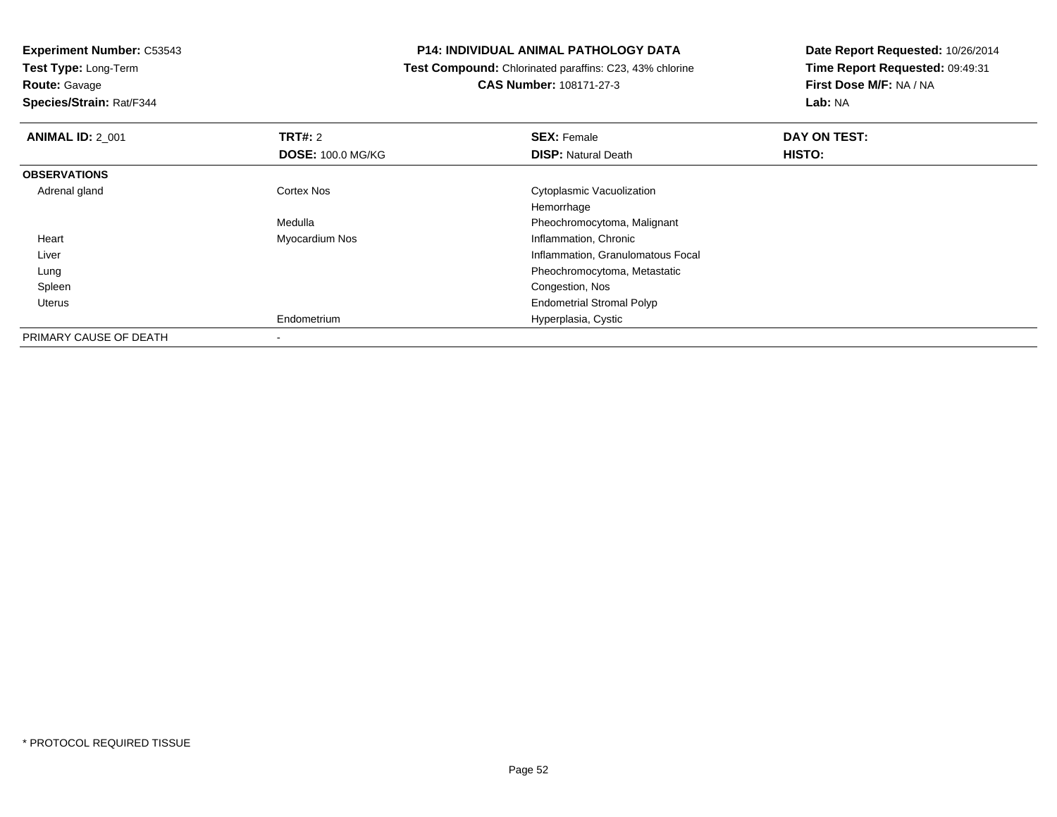**Experiment Number:** C53543
**Test Type:** Long-Term
**Route:** Gavage
**Species/Strain:** Rat/F344

**P14: INDIVIDUAL ANIMAL PATHOLOGY DATA**
**Test Compound:** Chlorinated paraffins: C23, 43% chlorine
**CAS Number:** 108171-27-3

**Date Report Requested:** 10/26/2014
**Time Report Requested:** 09:49:31
**First Dose M/F:** NA / NA
**Lab:** NA

| **ANIMAL ID:** 2_001 | **TRT#:** 2 | **SEX:** Female | **DAY ON TEST:** |
|---|---|---|---|
| | **DOSE:** 100.0 MG/KG | **DISP:** Natural Death | **HISTO:** |
| **OBSERVATIONS** | | | |
| Adrenal gland | Cortex Nos | Cytoplasmic Vacuolization | |
| | | Hemorrhage | |
| | Medulla | Pheochromocytoma, Malignant | |
| Heart | Myocardium Nos | Inflammation, Chronic | |
| Liver | | Inflammation, Granulomatous Focal | |
| Lung | | Pheochromocytoma, Metastatic | |
| Spleen | | Congestion, Nos | |
| Uterus | | Endometrial Stromal Polyp | |
| | Endometrium | Hyperplasia, Cystic | |
| PRIMARY CAUSE OF DEATH | - | | |

* PROTOCOL REQUIRED TISSUE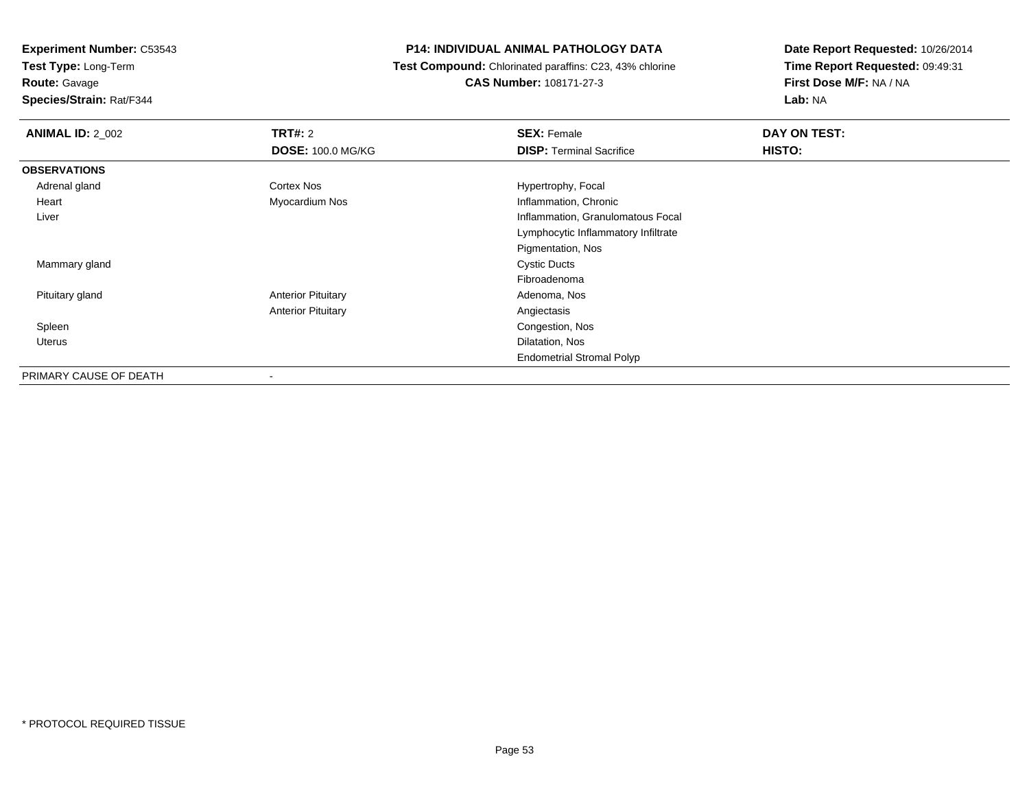**Experiment Number:** C53543
**Test Type:** Long-Term
**Route:** Gavage
**Species/Strain:** Rat/F344

**P14: INDIVIDUAL ANIMAL PATHOLOGY DATA**
**Test Compound:** Chlorinated paraffins: C23, 43% chlorine
**CAS Number:** 108171-27-3

**Date Report Requested:** 10/26/2014
**Time Report Requested:** 09:49:31
**First Dose M/F:** NA / NA
**Lab:** NA

| **ANIMAL ID:** 2_002 | **TRT#:** 2 | **SEX:** Female | **DAY ON TEST:** |
|---|---|---|---|
| | **DOSE:** 100.0 MG/KG | **DISP:** Terminal Sacrifice | **HISTO:** |
| **OBSERVATIONS** | | | |
| Adrenal gland | Cortex Nos | Hypertrophy, Focal | |
| Heart | Myocardium Nos | Inflammation, Chronic | |
| Liver | | Inflammation, Granulomatous Focal | |
| | | Lymphocytic Inflammatory Infiltrate | |
| | | Pigmentation, Nos | |
| Mammary gland | | Cystic Ducts | |
| | | Fibroadenoma | |
| Pituitary gland | Anterior Pituitary | Adenoma, Nos | |
| | Anterior Pituitary | Angiectasis | |
| Spleen | | Congestion, Nos | |
| Uterus | | Dilatation, Nos | |
| | | Endometrial Stromal Polyp | |
| PRIMARY CAUSE OF DEATH | - | | |

* PROTOCOL REQUIRED TISSUE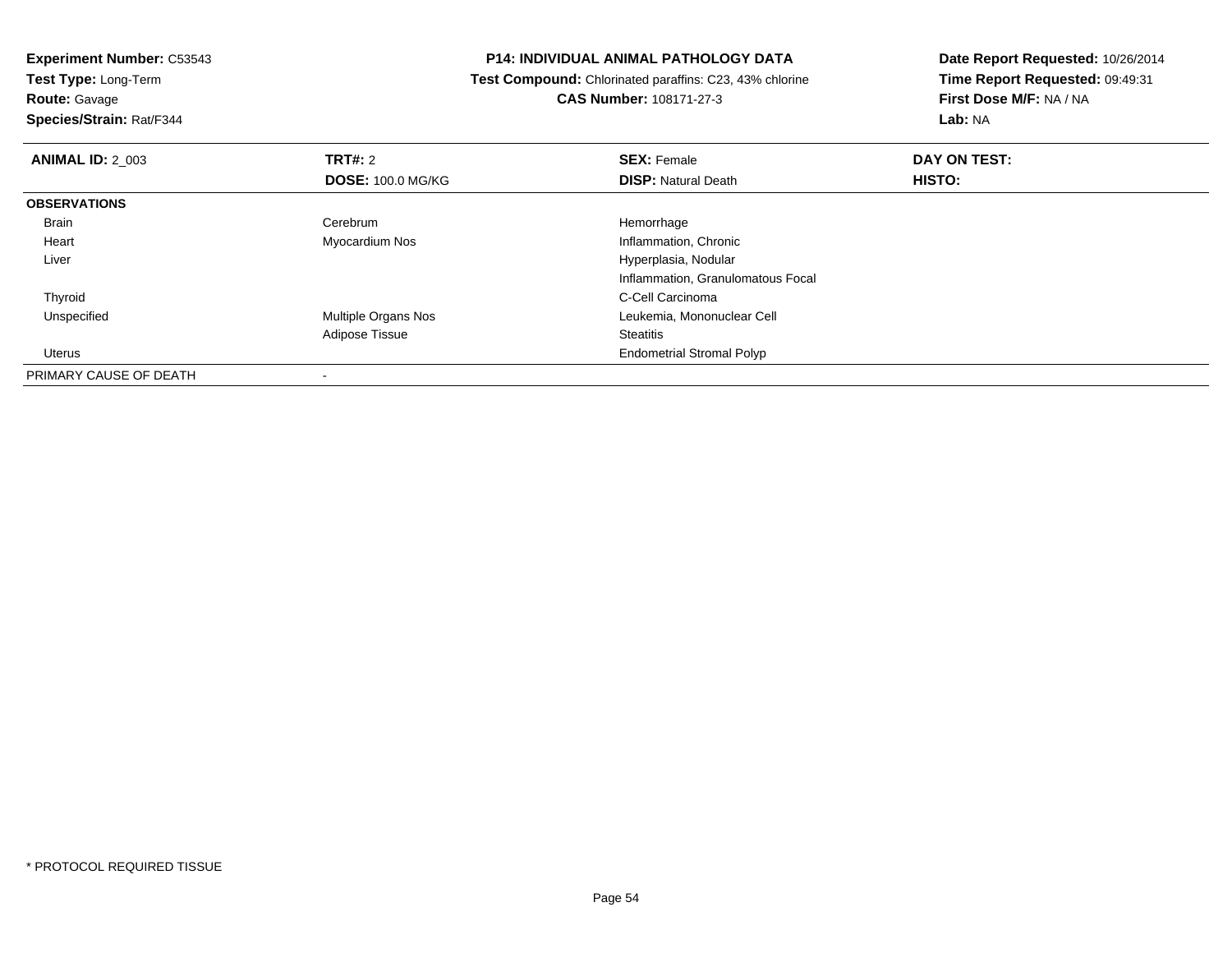**Experiment Number:** C53543
**Test Type:** Long-Term
**Route:** Gavage
**Species/Strain:** Rat/F344

**P14: INDIVIDUAL ANIMAL PATHOLOGY DATA**
**Test Compound:** Chlorinated paraffins: C23, 43% chlorine
**CAS Number:** 108171-27-3

**Date Report Requested:** 10/26/2014
**Time Report Requested:** 09:49:31
**First Dose M/F:** NA / NA
**Lab:** NA

| **ANIMAL ID:** 2_003 | **TRT#:** 2 | **SEX:** Female | **DAY ON TEST:** |
|---|---|---|---|
| | **DOSE:** 100.0 MG/KG | **DISP:** Natural Death | **HISTO:** |
| **OBSERVATIONS** | | | |
| Brain | Cerebrum | Hemorrhage | |
| Heart | Myocardium Nos | Inflammation, Chronic | |
| Liver | | Hyperplasia, Nodular | |
| | | Inflammation, Granulomatous Focal | |
| Thyroid | | C-Cell Carcinoma | |
| Unspecified | Multiple Organs Nos | Leukemia, Mononuclear Cell | |
| | Adipose Tissue | Steatitis | |
| Uterus | | Endometrial Stromal Polyp | |
| PRIMARY CAUSE OF DEATH | - | | |

* PROTOCOL REQUIRED TISSUE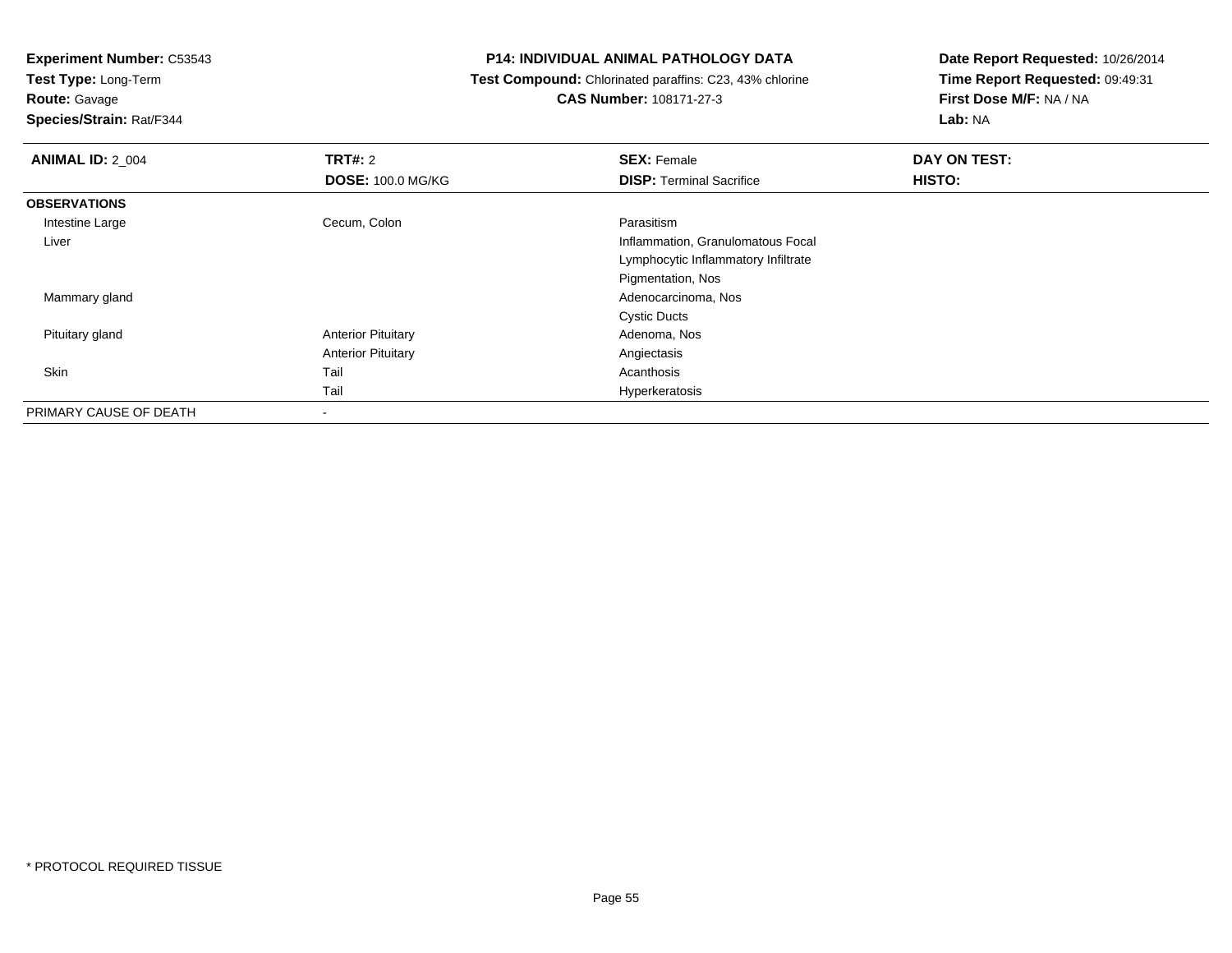**Experiment Number:** C53543
**Test Type:** Long-Term
**Route:** Gavage
**Species/Strain:** Rat/F344

**P14: INDIVIDUAL ANIMAL PATHOLOGY DATA**
**Test Compound:** Chlorinated paraffins: C23, 43% chlorine
**CAS Number:** 108171-27-3

**Date Report Requested:** 10/26/2014
**Time Report Requested:** 09:49:31
**First Dose M/F:** NA / NA
**Lab:** NA

| **ANIMAL ID:** 2_004 | **TRT#:** 2 | **SEX:** Female | **DAY ON TEST:** |
|---|---|---|---|
| | **DOSE:** 100.0 MG/KG | **DISP:** Terminal Sacrifice | **HISTO:** |
| **OBSERVATIONS** | | | |
| Intestine Large | Cecum, Colon | Parasitism | |
| Liver | | Inflammation, Granulomatous Focal | |
| | | Lymphocytic Inflammatory Infiltrate | |
| | | Pigmentation, Nos | |
| Mammary gland | | Adenocarcinoma, Nos | |
| | | Cystic Ducts | |
| Pituitary gland | Anterior Pituitary | Adenoma, Nos | |
| | Anterior Pituitary | Angiectasis | |
| Skin | Tail | Acanthosis | |
| | Tail | Hyperkeratosis | |
| PRIMARY CAUSE OF DEATH | - | | |

* PROTOCOL REQUIRED TISSUE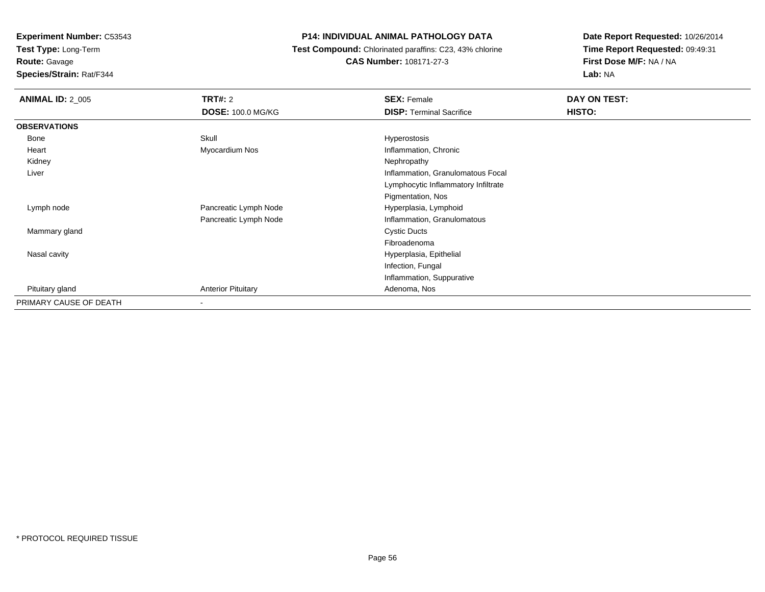**Experiment Number:** C53543
**Test Type:** Long-Term
**Route:** Gavage
**Species/Strain:** Rat/F344

**P14: INDIVIDUAL ANIMAL PATHOLOGY DATA**
**Test Compound:** Chlorinated paraffins: C23, 43% chlorine
**CAS Number:** 108171-27-3

**Date Report Requested:** 10/26/2014
**Time Report Requested:** 09:49:31
**First Dose M/F:** NA / NA
**Lab:** NA

| **ANIMAL ID:** 2_005 | **TRT#:** 2 | **SEX:** Female | **DAY ON TEST:** |
|---|---|---|---|
| | **DOSE:** 100.0 MG/KG | **DISP:** Terminal Sacrifice | **HISTO:** |
| **OBSERVATIONS** | | | |
| Bone | Skull | Hyperostosis | |
| Heart | Myocardium Nos | Inflammation, Chronic | |
| Kidney | | Nephropathy | |
| Liver | | Inflammation, Granulomatous Focal | |
| | | Lymphocytic Inflammatory Infiltrate | |
| | | Pigmentation, Nos | |
| Lymph node | Pancreatic Lymph Node | Hyperplasia, Lymphoid | |
| | Pancreatic Lymph Node | Inflammation, Granulomatous | |
| Mammary gland | | Cystic Ducts | |
| | | Fibroadenoma | |
| Nasal cavity | | Hyperplasia, Epithelial | |
| | | Infection, Fungal | |
| | | Inflammation, Suppurative | |
| Pituitary gland | Anterior Pituitary | Adenoma, Nos | |
| PRIMARY CAUSE OF DEATH | - | | |

* PROTOCOL REQUIRED TISSUE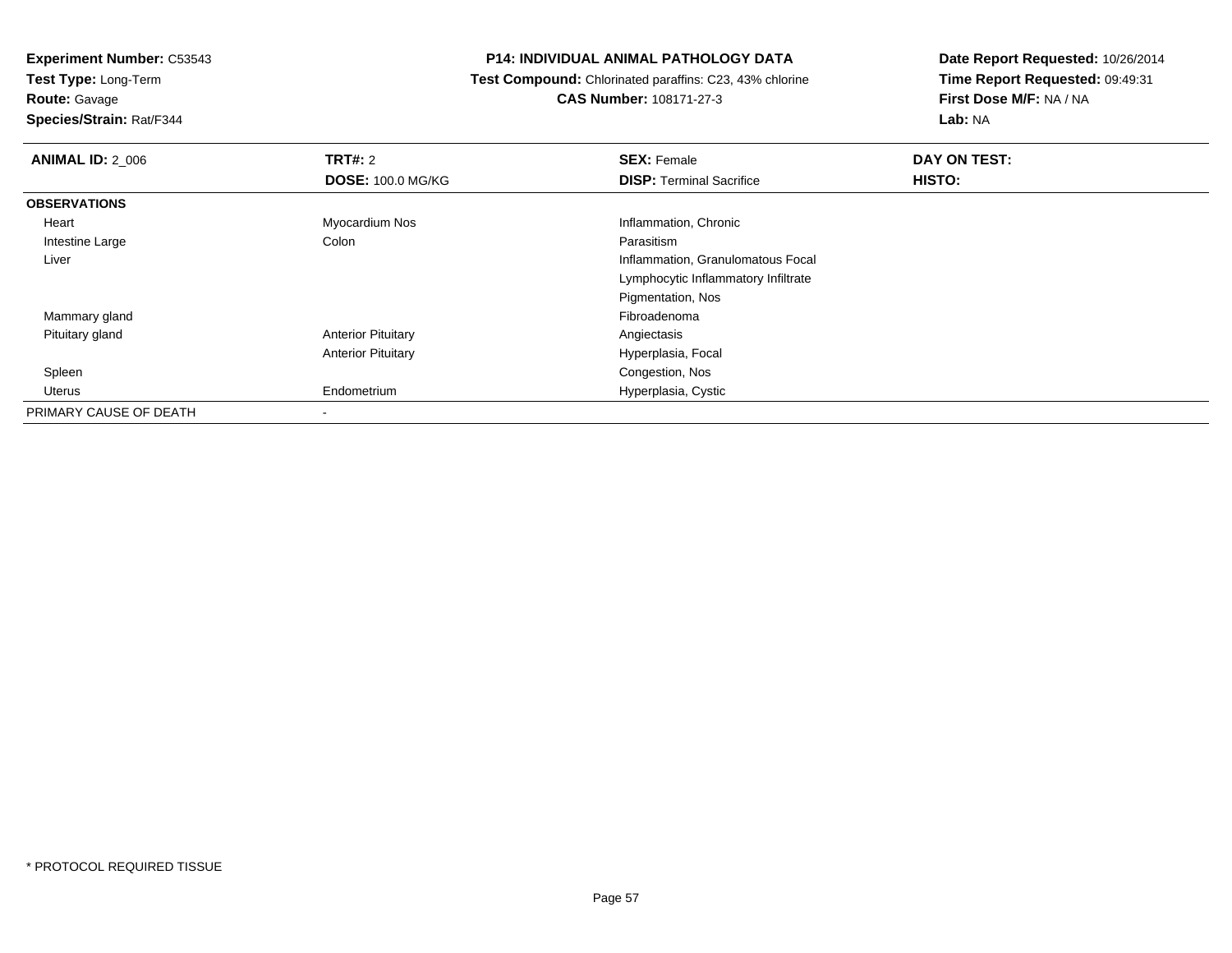**Experiment Number:** C53543
**Test Type:** Long-Term
**Route:** Gavage
**Species/Strain:** Rat/F344

**P14: INDIVIDUAL ANIMAL PATHOLOGY DATA**
**Test Compound:** Chlorinated paraffins: C23, 43% chlorine
**CAS Number:** 108171-27-3

**Date Report Requested:** 10/26/2014
**Time Report Requested:** 09:49:31
**First Dose M/F:** NA / NA
**Lab:** NA

| **ANIMAL ID:** 2_006 | **TRT#:** 2 | **SEX:** Female | **DAY ON TEST:** |
|---|---|---|---|
| | **DOSE:** 100.0 MG/KG | **DISP:** Terminal Sacrifice | **HISTO:** |
| **OBSERVATIONS** | | | |
| Heart | Myocardium Nos | Inflammation, Chronic | |
| Intestine Large | Colon | Parasitism | |
| Liver | | Inflammation, Granulomatous Focal | |
| | | Lymphocytic Inflammatory Infiltrate | |
| | | Pigmentation, Nos | |
| Mammary gland | | Fibroadenoma | |
| Pituitary gland | Anterior Pituitary | Angiectasis | |
| | Anterior Pituitary | Hyperplasia, Focal | |
| Spleen | | Congestion, Nos | |
| Uterus | Endometrium | Hyperplasia, Cystic | |
| PRIMARY CAUSE OF DEATH | - | | |

* PROTOCOL REQUIRED TISSUE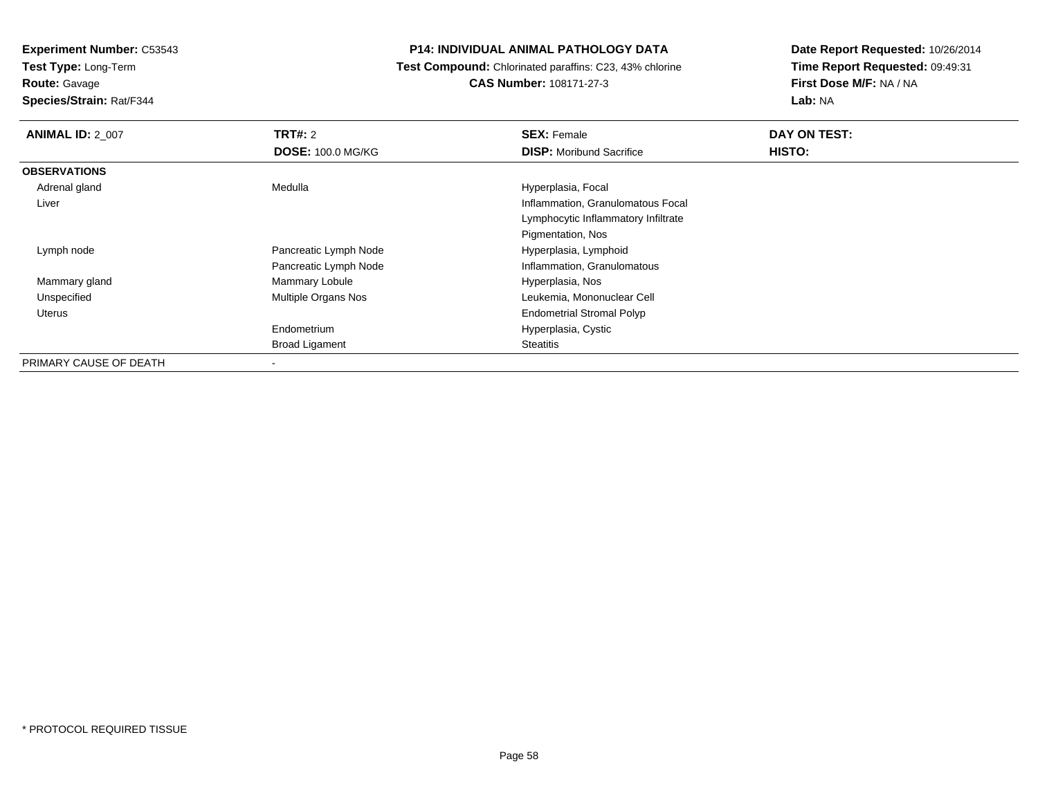**Experiment Number:** C53543
**Test Type:** Long-Term
**Route:** Gavage
**Species/Strain:** Rat/F344

# P14: INDIVIDUAL ANIMAL PATHOLOGY DATA

**Test Compound:** Chlorinated paraffins: C23, 43% chlorine
**CAS Number:** 108171-27-3

**Date Report Requested:** 10/26/2014
**Time Report Requested:** 09:49:31
**First Dose M/F:** NA / NA
**Lab:** NA

| **ANIMAL ID:** 2_007 | **TRT#:** 2 | **SEX:** Female | **DAY ON TEST:** |
|---|---|---|---|
| | **DOSE:** 100.0 MG/KG | **DISP:** Moribund Sacrifice | **HISTO:** |
| **OBSERVATIONS** | | | |
| Adrenal gland | Medulla | Hyperplasia, Focal | |
| Liver | | Inflammation, Granulomatous Focal | |
| | | Lymphocytic Inflammatory Infiltrate | |
| | | Pigmentation, Nos | |
| Lymph node | Pancreatic Lymph Node | Hyperplasia, Lymphoid | |
| | Pancreatic Lymph Node | Inflammation, Granulomatous | |
| Mammary gland | Mammary Lobule | Hyperplasia, Nos | |
| Unspecified | Multiple Organs Nos | Leukemia, Mononuclear Cell | |
| Uterus | | Endometrial Stromal Polyp | |
| | Endometrium | Hyperplasia, Cystic | |
| | Broad Ligament | Steatitis | |
| PRIMARY CAUSE OF DEATH | - | | |

* PROTOCOL REQUIRED TISSUE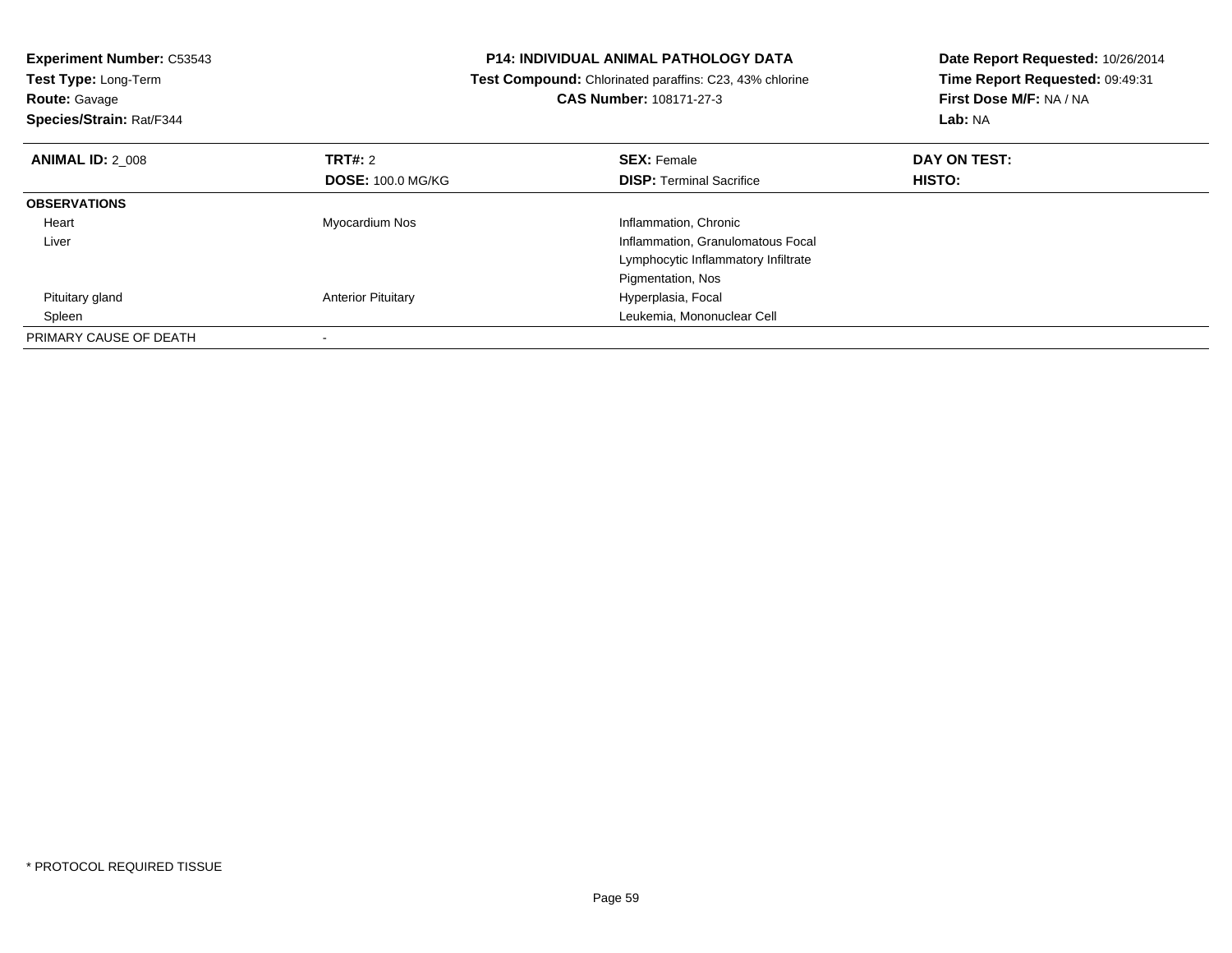**Experiment Number:** C53543
**Test Type:** Long-Term
**Route:** Gavage
**Species/Strain:** Rat/F344

**P14: INDIVIDUAL ANIMAL PATHOLOGY DATA**
**Test Compound:** Chlorinated paraffins: C23, 43% chlorine
**CAS Number:** 108171-27-3

**Date Report Requested:** 10/26/2014
**Time Report Requested:** 09:49:31
**First Dose M/F:** NA / NA
**Lab:** NA

| **ANIMAL ID:** 2_008 | **TRT#:** 2 | **SEX:** Female | **DAY ON TEST:** |
|---|---|---|---|
| | **DOSE:** 100.0 MG/KG | **DISP:** Terminal Sacrifice | **HISTO:** |
| **OBSERVATIONS** | | | |
| Heart | Myocardium Nos | Inflammation, Chronic | |
| Liver | | Inflammation, Granulomatous Focal | |
| | | Lymphocytic Inflammatory Infiltrate | |
| | | Pigmentation, Nos | |
| Pituitary gland | Anterior Pituitary | Hyperplasia, Focal | |
| Spleen | | Leukemia, Mononuclear Cell | |
| PRIMARY CAUSE OF DEATH | - | | |

* PROTOCOL REQUIRED TISSUE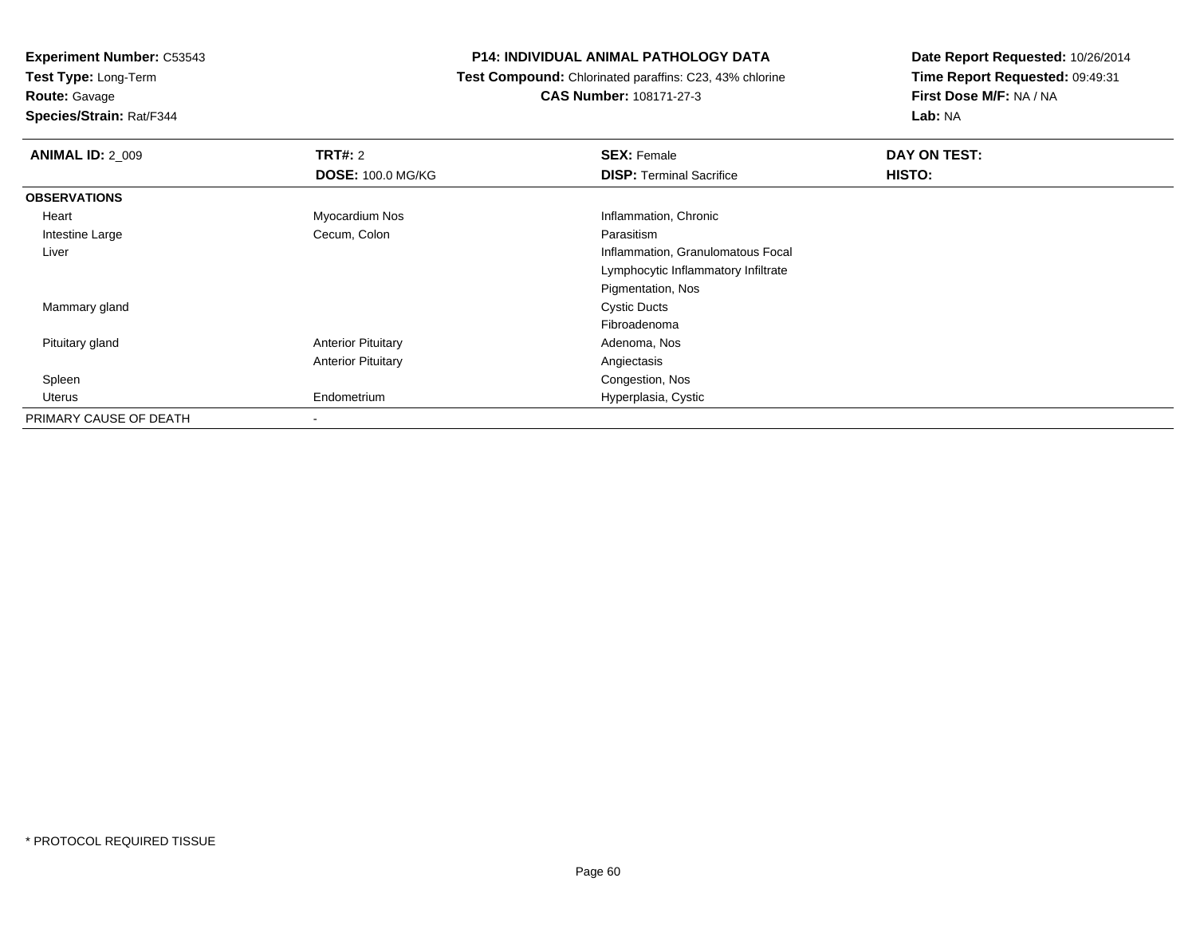**Experiment Number:** C53543
**Test Type:** Long-Term
**Route:** Gavage
**Species/Strain:** Rat/F344

**P14: INDIVIDUAL ANIMAL PATHOLOGY DATA**
**Test Compound:** Chlorinated paraffins: C23, 43% chlorine
**CAS Number:** 108171-27-3

**Date Report Requested:** 10/26/2014
**Time Report Requested:** 09:49:31
**First Dose M/F:** NA / NA
**Lab:** NA

| **ANIMAL ID:** 2_009 | **TRT#:** 2 | **SEX:** Female | **DAY ON TEST:** |
|---|---|---|---|
| | **DOSE:** 100.0 MG/KG | **DISP:** Terminal Sacrifice | **HISTO:** |
| **OBSERVATIONS** | | | |
| Heart | Myocardium Nos | Inflammation, Chronic | |
| Intestine Large | Cecum, Colon | Parasitism | |
| Liver | | Inflammation, Granulomatous Focal | |
| | | Lymphocytic Inflammatory Infiltrate | |
| | | Pigmentation, Nos | |
| Mammary gland | | Cystic Ducts | |
| | | Fibroadenoma | |
| Pituitary gland | Anterior Pituitary | Adenoma, Nos | |
| | Anterior Pituitary | Angiectasis | |
| Spleen | | Congestion, Nos | |
| Uterus | Endometrium | Hyperplasia, Cystic | |
| PRIMARY CAUSE OF DEATH | - | | |

* PROTOCOL REQUIRED TISSUE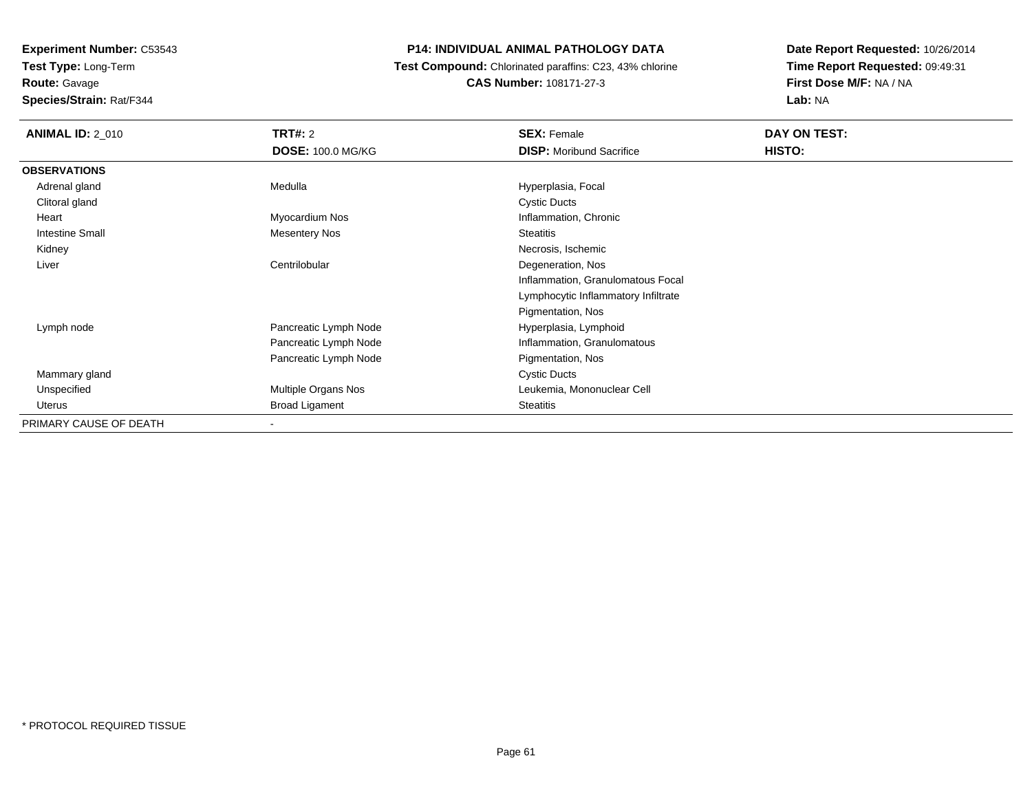**Experiment Number:** C53543
**Test Type:** Long-Term
**Route:** Gavage
**Species/Strain:** Rat/F344

# P14: INDIVIDUAL ANIMAL PATHOLOGY DATA

**Test Compound:** Chlorinated paraffins: C23, 43% chlorine
**CAS Number:** 108171-27-3

**Date Report Requested:** 10/26/2014
**Time Report Requested:** 09:49:31
**First Dose M/F:** NA / NA
**Lab:** NA

| **ANIMAL ID:** 2_010 | **TRT#:** 2<br>**DOSE:** 100.0 MG/KG | **SEX:** Female<br>**DISP:** Moribund Sacrifice | **DAY ON TEST:**<br>**HISTO:** |
|---|---|---|---|
| **OBSERVATIONS** | | | |
| Adrenal gland | Medulla | Hyperplasia, Focal | |
| Clitoral gland | | Cystic Ducts | |
| Heart | Myocardium Nos | Inflammation, Chronic | |
| Intestine Small | Mesentery Nos | Steatitis | |
| Kidney | | Necrosis, Ischemic | |
| Liver | Centrilobular | Degeneration, Nos | |
| | | Inflammation, Granulomatous Focal | |
| | | Lymphocytic Inflammatory Infiltrate | |
| | | Pigmentation, Nos | |
| Lymph node | Pancreatic Lymph Node | Hyperplasia, Lymphoid | |
| | Pancreatic Lymph Node | Inflammation, Granulomatous | |
| | Pancreatic Lymph Node | Pigmentation, Nos | |
| Mammary gland | | Cystic Ducts | |
| Unspecified | Multiple Organs Nos | Leukemia, Mononuclear Cell | |
| Uterus | Broad Ligament | Steatitis | |
| PRIMARY CAUSE OF DEATH | - | | |

* PROTOCOL REQUIRED TISSUE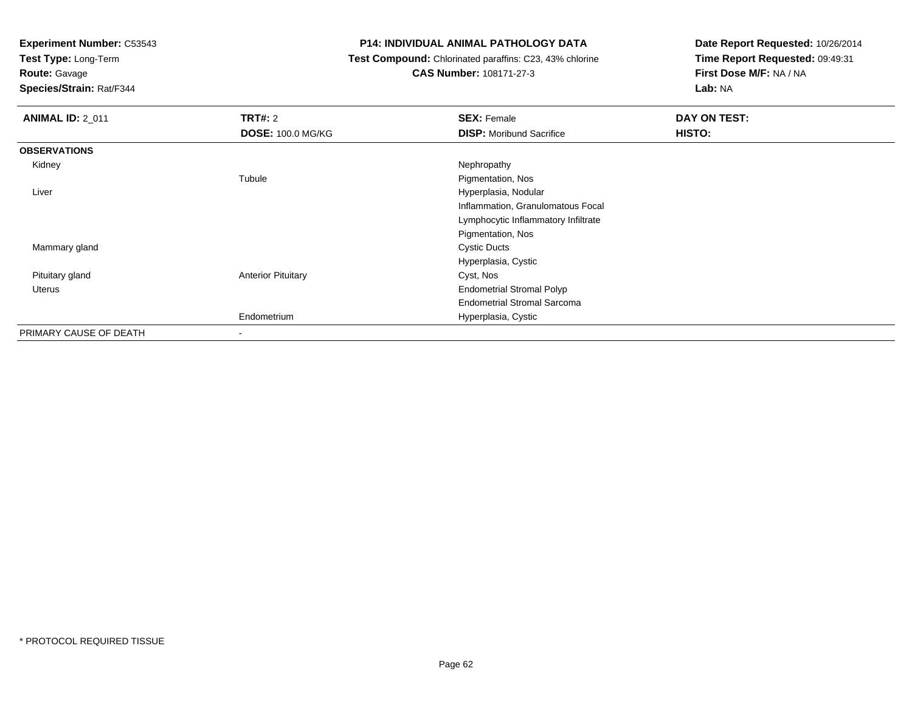**Experiment Number:** C53543
**Test Type:** Long-Term
**Route:** Gavage
**Species/Strain:** Rat/F344

**P14: INDIVIDUAL ANIMAL PATHOLOGY DATA**
**Test Compound:** Chlorinated paraffins: C23, 43% chlorine
**CAS Number:** 108171-27-3

**Date Report Requested:** 10/26/2014
**Time Report Requested:** 09:49:31
**First Dose M/F:** NA / NA
**Lab:** NA

| **ANIMAL ID:** 2_011 | **TRT#:** 2 | **SEX:** Female | **DAY ON TEST:** |
|---|---|---|---|
| | **DOSE:** 100.0 MG/KG | **DISP:** Moribund Sacrifice | **HISTO:** |
| **OBSERVATIONS** | | | |
| Kidney | | Nephropathy | |
| | Tubule | Pigmentation, Nos | |
| Liver | | Hyperplasia, Nodular | |
| | | Inflammation, Granulomatous Focal | |
| | | Lymphocytic Inflammatory Infiltrate | |
| | | Pigmentation, Nos | |
| Mammary gland | | Cystic Ducts | |
| | | Hyperplasia, Cystic | |
| Pituitary gland | Anterior Pituitary | Cyst, Nos | |
| Uterus | | Endometrial Stromal Polyp | |
| | | Endometrial Stromal Sarcoma | |
| | Endometrium | Hyperplasia, Cystic | |
| PRIMARY CAUSE OF DEATH | - | | |

* PROTOCOL REQUIRED TISSUE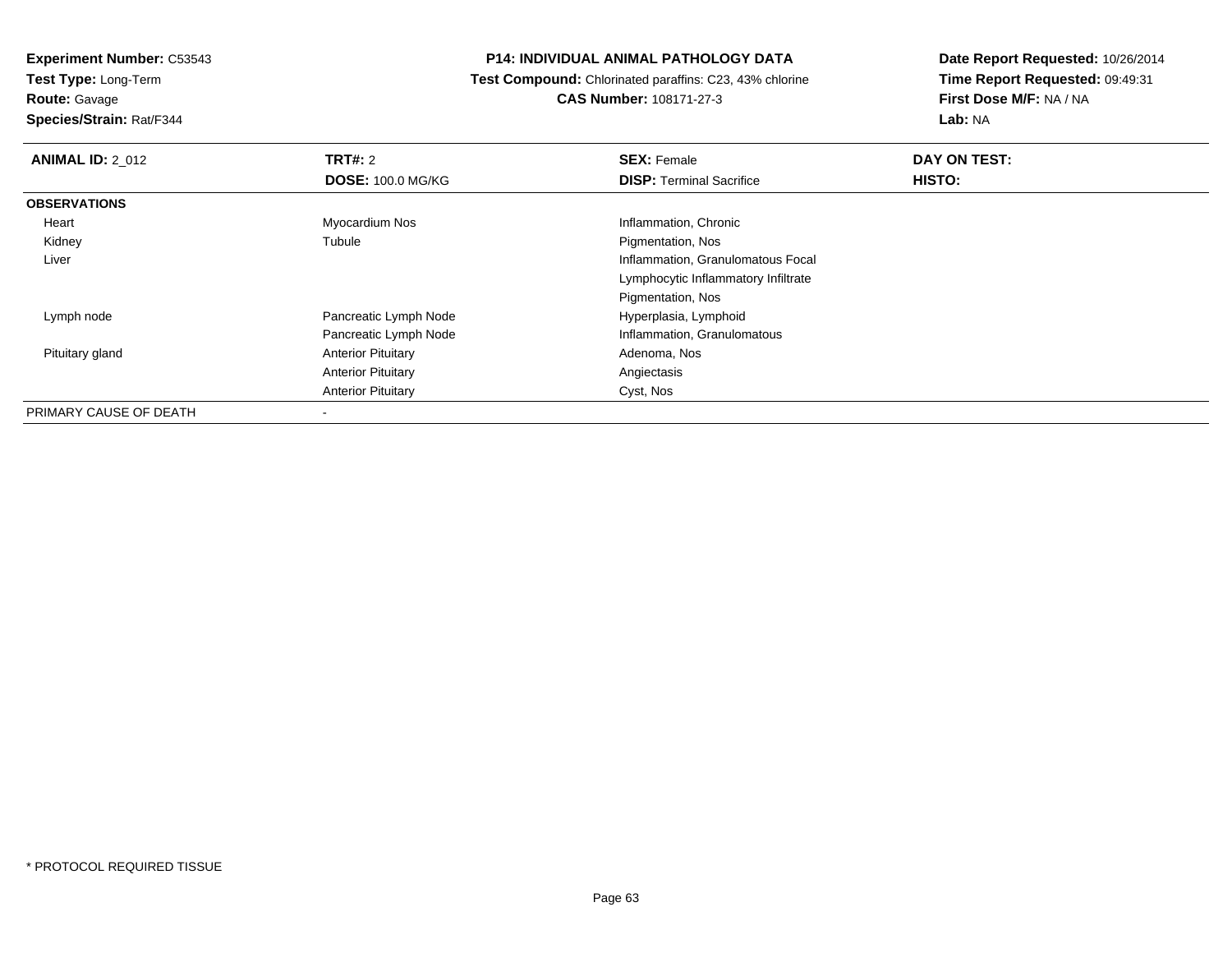**Experiment Number:** C53543
**Test Type:** Long-Term
**Route:** Gavage
**Species/Strain:** Rat/F344

# P14: INDIVIDUAL ANIMAL PATHOLOGY DATA

**Test Compound:** Chlorinated paraffins: C23, 43% chlorine
**CAS Number:** 108171-27-3

**Date Report Requested:** 10/26/2014
**Time Report Requested:** 09:49:31
**First Dose M/F:** NA / NA
**Lab:** NA

| **ANIMAL ID:** 2_012 | **TRT#:** 2 | **SEX:** Female | **DAY ON TEST:** |
|---|---|---|---|
| | **DOSE:** 100.0 MG/KG | **DISP:** Terminal Sacrifice | **HISTO:** |
| **OBSERVATIONS** | | | |
| Heart | Myocardium Nos | Inflammation, Chronic | |
| Kidney | Tubule | Pigmentation, Nos | |
| Liver | | Inflammation, Granulomatous Focal | |
| | | Lymphocytic Inflammatory Infiltrate | |
| | | Pigmentation, Nos | |
| Lymph node | Pancreatic Lymph Node | Hyperplasia, Lymphoid | |
| | Pancreatic Lymph Node | Inflammation, Granulomatous | |
| Pituitary gland | Anterior Pituitary | Adenoma, Nos | |
| | Anterior Pituitary | Angiectasis | |
| | Anterior Pituitary | Cyst, Nos | |
| PRIMARY CAUSE OF DEATH | - | | |

* PROTOCOL REQUIRED TISSUE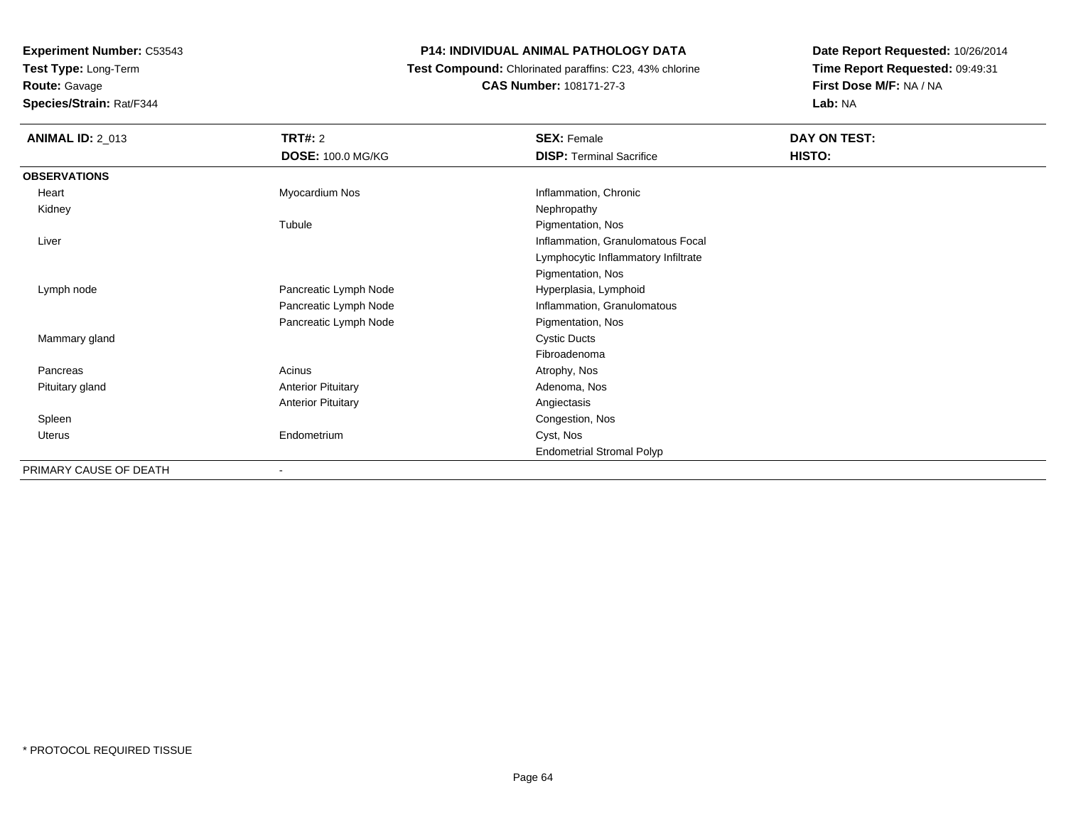**Experiment Number:** C53543
**Test Type:** Long-Term
**Route:** Gavage
**Species/Strain:** Rat/F344

**P14: INDIVIDUAL ANIMAL PATHOLOGY DATA**
**Test Compound:** Chlorinated paraffins: C23, 43% chlorine
**CAS Number:** 108171-27-3

**Date Report Requested:** 10/26/2014
**Time Report Requested:** 09:49:31
**First Dose M/F:** NA / NA
**Lab:** NA

| **ANIMAL ID:** 2_013 | **TRT#:** 2 | **SEX:** Female | **DAY ON TEST:** |
|---|---|---|---|
| | **DOSE:** 100.0 MG/KG | **DISP:** Terminal Sacrifice | **HISTO:** |
| **OBSERVATIONS** | | | |
| Heart | Myocardium Nos | Inflammation, Chronic | |
| Kidney | | Nephropathy | |
| | Tubule | Pigmentation, Nos | |
| Liver | | Inflammation, Granulomatous Focal | |
| | | Lymphocytic Inflammatory Infiltrate | |
| | | Pigmentation, Nos | |
| Lymph node | Pancreatic Lymph Node | Hyperplasia, Lymphoid | |
| | Pancreatic Lymph Node | Inflammation, Granulomatous | |
| | Pancreatic Lymph Node | Pigmentation, Nos | |
| Mammary gland | | Cystic Ducts | |
| | | Fibroadenoma | |
| Pancreas | Acinus | Atrophy, Nos | |
| Pituitary gland | Anterior Pituitary | Adenoma, Nos | |
| | Anterior Pituitary | Angiectasis | |
| Spleen | | Congestion, Nos | |
| Uterus | Endometrium | Cyst, Nos | |
| | | Endometrial Stromal Polyp | |
| PRIMARY CAUSE OF DEATH | - | | |

* PROTOCOL REQUIRED TISSUE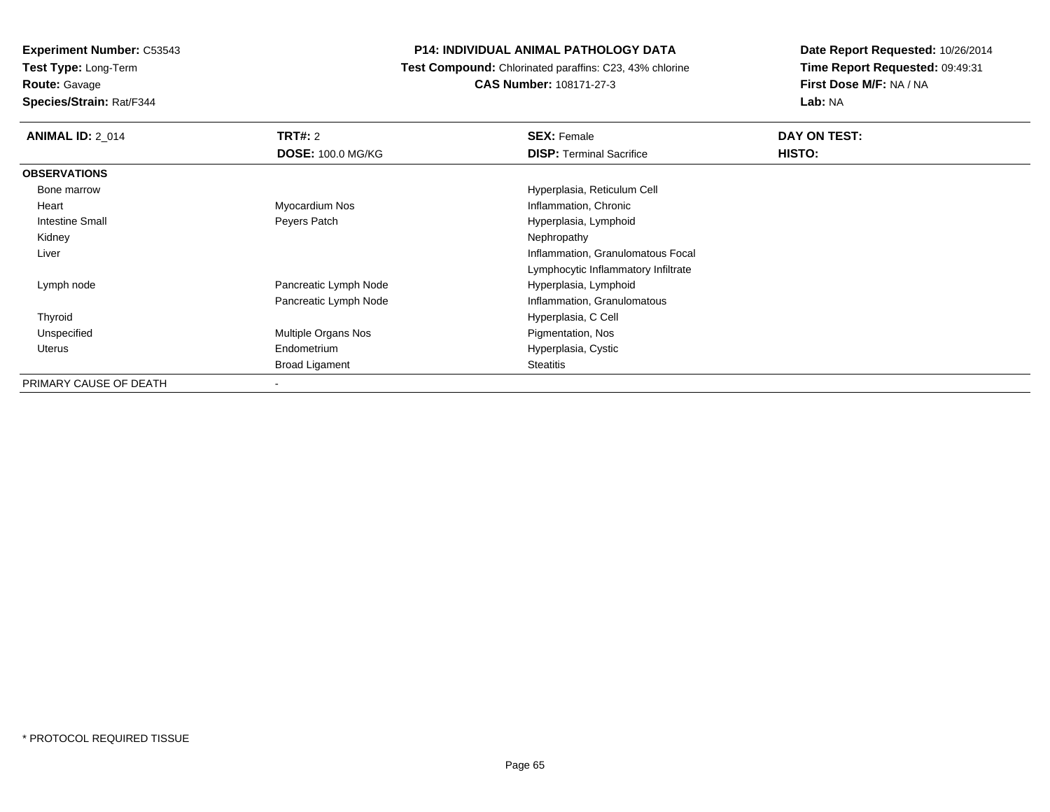**Experiment Number:** C53543
**Test Type:** Long-Term
**Route:** Gavage
**Species/Strain:** Rat/F344

**P14: INDIVIDUAL ANIMAL PATHOLOGY DATA**
**Test Compound:** Chlorinated paraffins: C23, 43% chlorine
**CAS Number:** 108171-27-3

**Date Report Requested:** 10/26/2014
**Time Report Requested:** 09:49:31
**First Dose M/F:** NA / NA
**Lab:** NA

| **ANIMAL ID:** 2_014 | **TRT#:** 2 | **SEX:** Female | **DAY ON TEST:** |
|---|---|---|---|
| | **DOSE:** 100.0 MG/KG | **DISP:** Terminal Sacrifice | **HISTO:** |
| **OBSERVATIONS** | | | |
| Bone marrow | | Hyperplasia, Reticulum Cell | |
| Heart | Myocardium Nos | Inflammation, Chronic | |
| Intestine Small | Peyers Patch | Hyperplasia, Lymphoid | |
| Kidney | | Nephropathy | |
| Liver | | Inflammation, Granulomatous Focal | |
| | | Lymphocytic Inflammatory Infiltrate | |
| Lymph node | Pancreatic Lymph Node | Hyperplasia, Lymphoid | |
| | Pancreatic Lymph Node | Inflammation, Granulomatous | |
| Thyroid | | Hyperplasia, C Cell | |
| Unspecified | Multiple Organs Nos | Pigmentation, Nos | |
| Uterus | Endometrium | Hyperplasia, Cystic | |
| | Broad Ligament | Steatitis | |
| PRIMARY CAUSE OF DEATH | - | | |

\* PROTOCOL REQUIRED TISSUE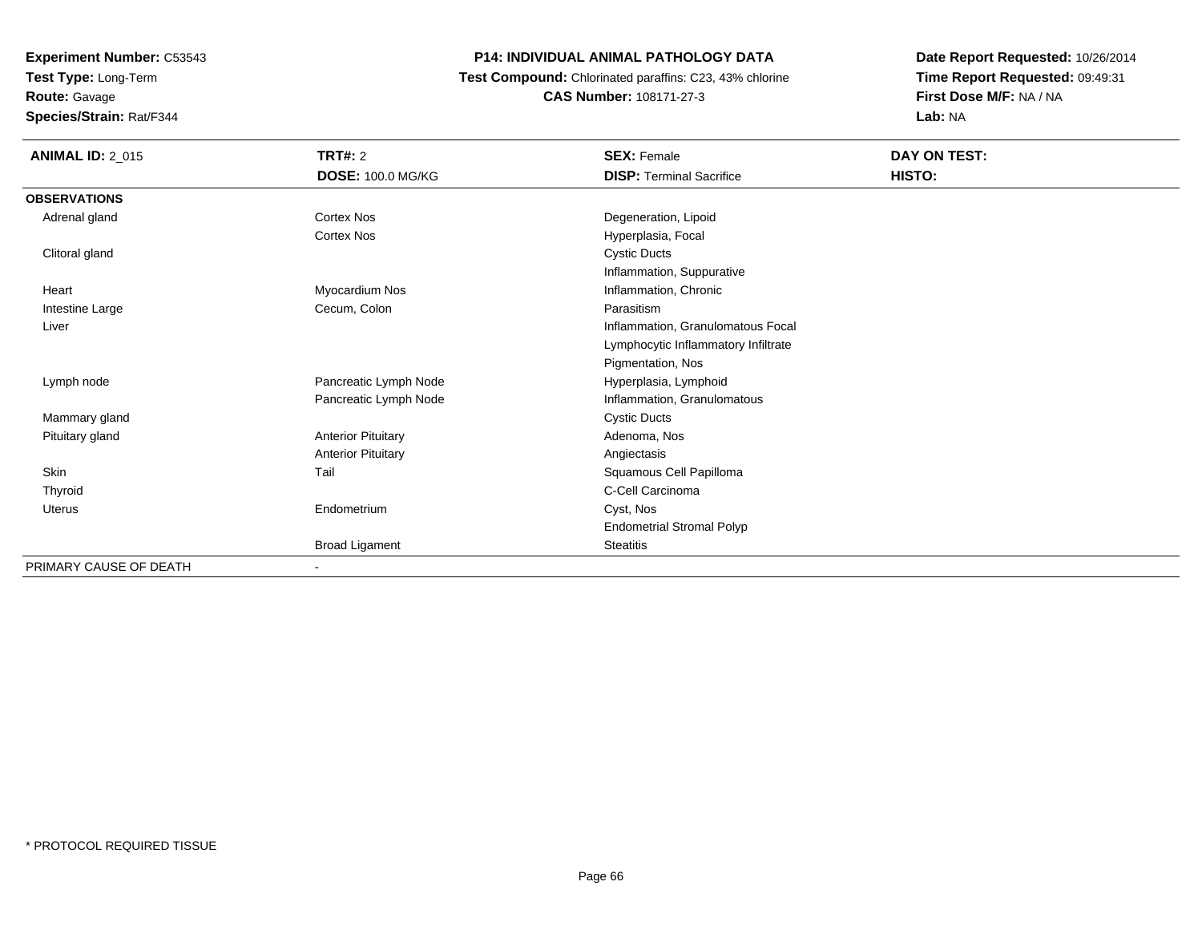**Experiment Number:** C53543
**Test Type:** Long-Term
**Route:** Gavage
**Species/Strain:** Rat/F344

**P14: INDIVIDUAL ANIMAL PATHOLOGY DATA**
**Test Compound:** Chlorinated paraffins: C23, 43% chlorine
**CAS Number:** 108171-27-3

**Date Report Requested:** 10/26/2014
**Time Report Requested:** 09:49:31
**First Dose M/F:** NA / NA
**Lab:** NA

| **ANIMAL ID:** 2_015 | **TRT#:** 2<br>**DOSE:** 100.0 MG/KG | **SEX:** Female<br>**DISP:** Terminal Sacrifice | **DAY ON TEST:**<br>**HISTO:** |
|---|---|---|---|
| **OBSERVATIONS** | | | |
| Adrenal gland | Cortex Nos | Degeneration, Lipoid | |
| | Cortex Nos | Hyperplasia, Focal | |
| Clitoral gland | | Cystic Ducts | |
| | | Inflammation, Suppurative | |
| Heart | Myocardium Nos | Inflammation, Chronic | |
| Intestine Large | Cecum, Colon | Parasitism | |
| Liver | | Inflammation, Granulomatous Focal | |
| | | Lymphocytic Inflammatory Infiltrate | |
| | | Pigmentation, Nos | |
| Lymph node | Pancreatic Lymph Node | Hyperplasia, Lymphoid | |
| | Pancreatic Lymph Node | Inflammation, Granulomatous | |
| Mammary gland | | Cystic Ducts | |
| Pituitary gland | Anterior Pituitary | Adenoma, Nos | |
| | Anterior Pituitary | Angiectasis | |
| Skin | Tail | Squamous Cell Papilloma | |
| Thyroid | | C-Cell Carcinoma | |
| Uterus | Endometrium | Cyst, Nos | |
| | | Endometrial Stromal Polyp | |
| | Broad Ligament | Steatitis | |
| PRIMARY CAUSE OF DEATH | - | | |

* PROTOCOL REQUIRED TISSUE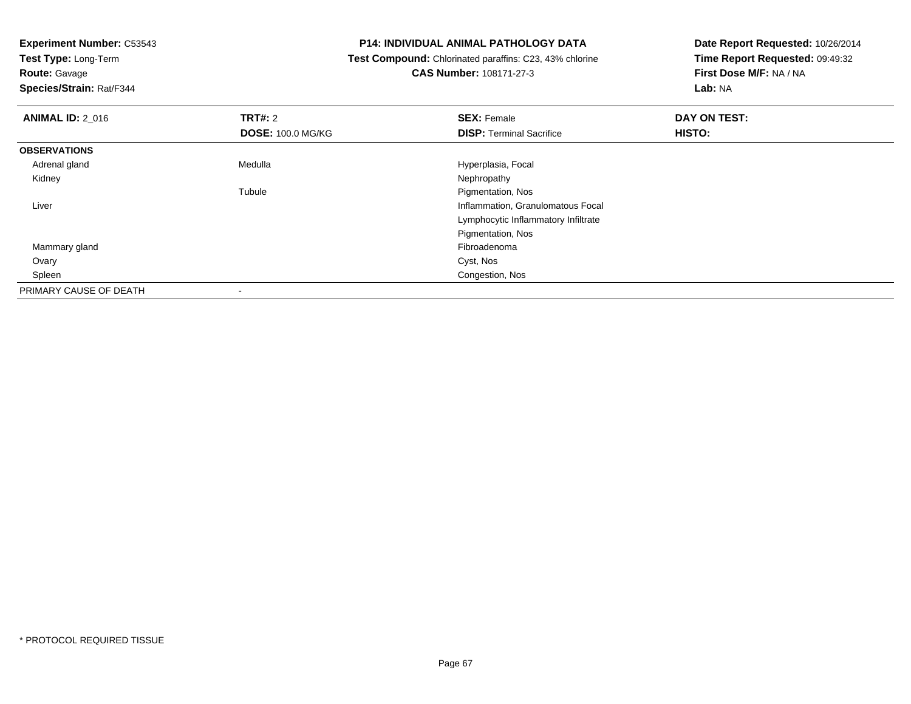**Experiment Number:** C53543
**Test Type:** Long-Term
**Route:** Gavage
**Species/Strain:** Rat/F344

**P14: INDIVIDUAL ANIMAL PATHOLOGY DATA**
**Test Compound:** Chlorinated paraffins: C23, 43% chlorine
**CAS Number:** 108171-27-3

**Date Report Requested:** 10/26/2014
**Time Report Requested:** 09:49:32
**First Dose M/F:** NA / NA
**Lab:** NA

| **ANIMAL ID:** 2_016 | **TRT#:** 2 | **SEX:** Female | **DAY ON TEST:** |
|---|---|---|---|
| | **DOSE:** 100.0 MG/KG | **DISP:** Terminal Sacrifice | **HISTO:** |
| **OBSERVATIONS** | | | |
| Adrenal gland | Medulla | Hyperplasia, Focal | |
| Kidney | | Nephropathy | |
| | Tubule | Pigmentation, Nos | |
| Liver | | Inflammation, Granulomatous Focal | |
| | | Lymphocytic Inflammatory Infiltrate | |
| | | Pigmentation, Nos | |
| Mammary gland | | Fibroadenoma | |
| Ovary | | Cyst, Nos | |
| Spleen | | Congestion, Nos | |
| PRIMARY CAUSE OF DEATH | - | | |

* PROTOCOL REQUIRED TISSUE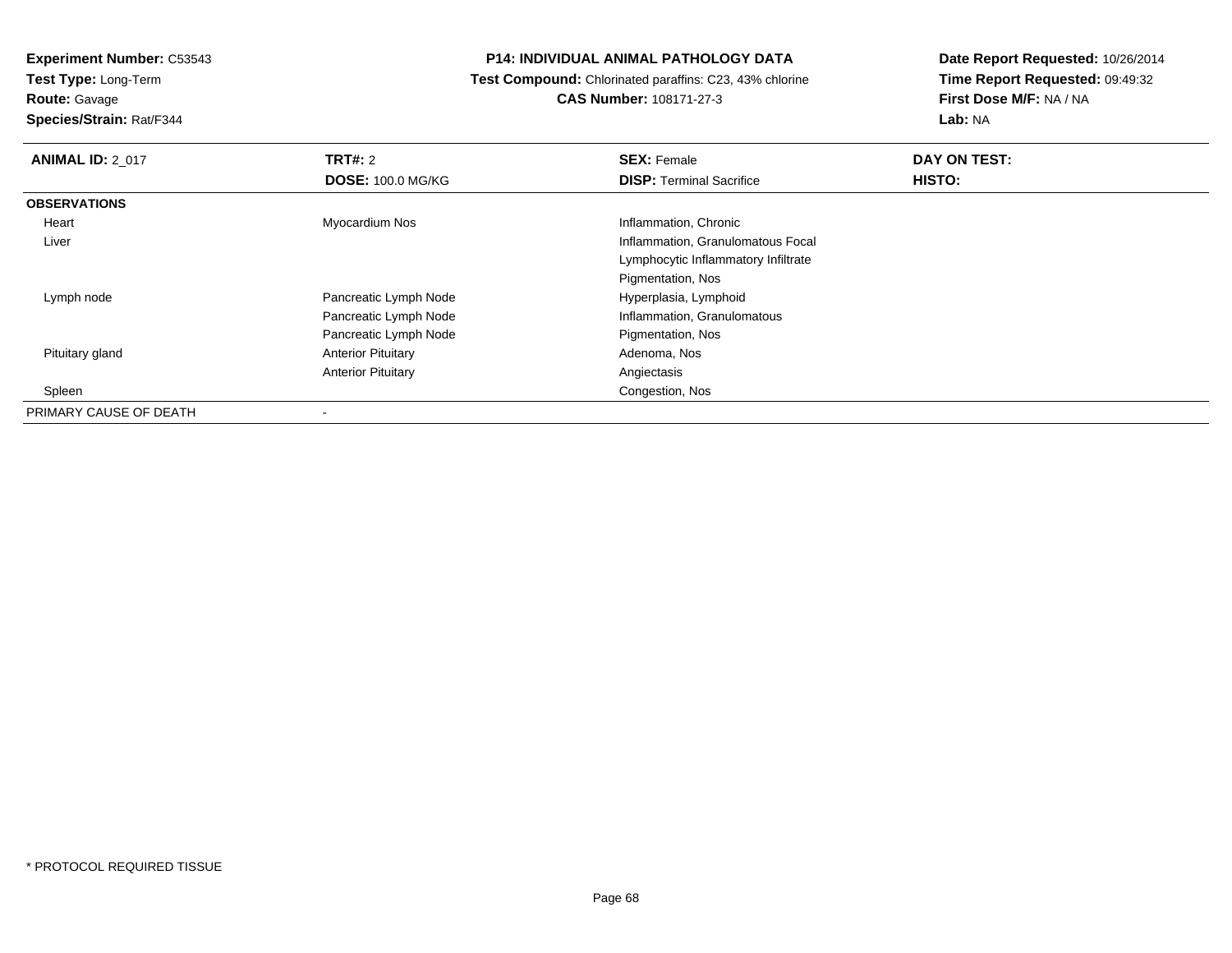**Experiment Number:** C53543
**Test Type:** Long-Term
**Route:** Gavage
**Species/Strain:** Rat/F344

**P14: INDIVIDUAL ANIMAL PATHOLOGY DATA**
**Test Compound:** Chlorinated paraffins: C23, 43% chlorine
**CAS Number:** 108171-27-3

**Date Report Requested:** 10/26/2014
**Time Report Requested:** 09:49:32
**First Dose M/F:** NA / NA
**Lab:** NA

| **ANIMAL ID:** 2_017 | **TRT#:** 2 | **SEX:** Female | **DAY ON TEST:** |
|---|---|---|---|
| | **DOSE:** 100.0 MG/KG | **DISP:** Terminal Sacrifice | **HISTO:** |
| **OBSERVATIONS** | | | |
| Heart | Myocardium Nos | Inflammation, Chronic | |
| Liver | | Inflammation, Granulomatous Focal | |
| | | Lymphocytic Inflammatory Infiltrate | |
| | | Pigmentation, Nos | |
| Lymph node | Pancreatic Lymph Node | Hyperplasia, Lymphoid | |
| | Pancreatic Lymph Node | Inflammation, Granulomatous | |
| | Pancreatic Lymph Node | Pigmentation, Nos | |
| Pituitary gland | Anterior Pituitary | Adenoma, Nos | |
| | Anterior Pituitary | Angiectasis | |
| Spleen | | Congestion, Nos | |
| PRIMARY CAUSE OF DEATH | - | | |

* PROTOCOL REQUIRED TISSUE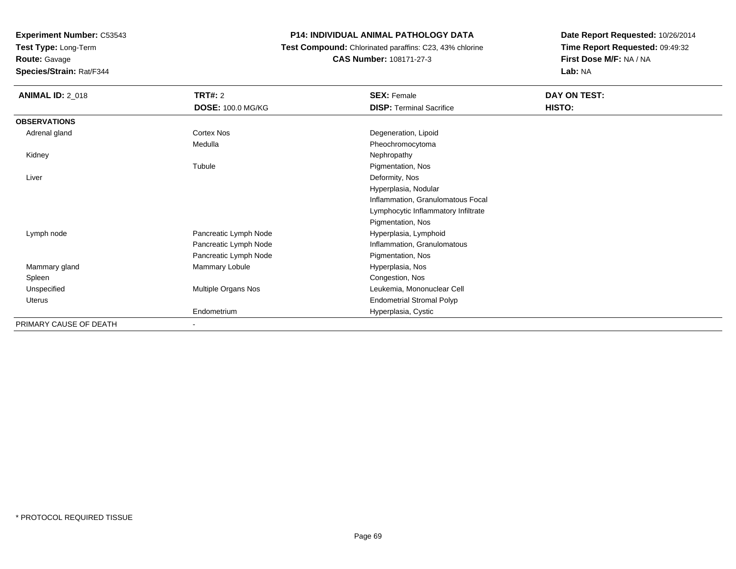**Experiment Number:** C53543
**Test Type:** Long-Term
**Route:** Gavage
**Species/Strain:** Rat/F344

# P14: INDIVIDUAL ANIMAL PATHOLOGY DATA

**Test Compound:** Chlorinated paraffins: C23, 43% chlorine
**CAS Number:** 108171-27-3

**Date Report Requested:** 10/26/2014
**Time Report Requested:** 09:49:32
**First Dose M/F:** NA / NA
**Lab:** NA

| **ANIMAL ID:** 2_018 | **TRT#:** 2 | **SEX:** Female | **DAY ON TEST:** |
|---|---|---|---|
| | **DOSE:** 100.0 MG/KG | **DISP:** Terminal Sacrifice | **HISTO:** |
| **OBSERVATIONS** | | | |
| Adrenal gland | Cortex Nos | Degeneration, Lipoid | |
| | Medulla | Pheochromocytoma | |
| Kidney | | Nephropathy | |
| | Tubule | Pigmentation, Nos | |
| Liver | | Deformity, Nos | |
| | | Hyperplasia, Nodular | |
| | | Inflammation, Granulomatous Focal | |
| | | Lymphocytic Inflammatory Infiltrate | |
| | | Pigmentation, Nos | |
| Lymph node | Pancreatic Lymph Node | Hyperplasia, Lymphoid | |
| | Pancreatic Lymph Node | Inflammation, Granulomatous | |
| | Pancreatic Lymph Node | Pigmentation, Nos | |
| Mammary gland | Mammary Lobule | Hyperplasia, Nos | |
| Spleen | | Congestion, Nos | |
| Unspecified | Multiple Organs Nos | Leukemia, Mononuclear Cell | |
| Uterus | | Endometrial Stromal Polyp | |
| | Endometrium | Hyperplasia, Cystic | |
| PRIMARY CAUSE OF DEATH | - | | |

\* PROTOCOL REQUIRED TISSUE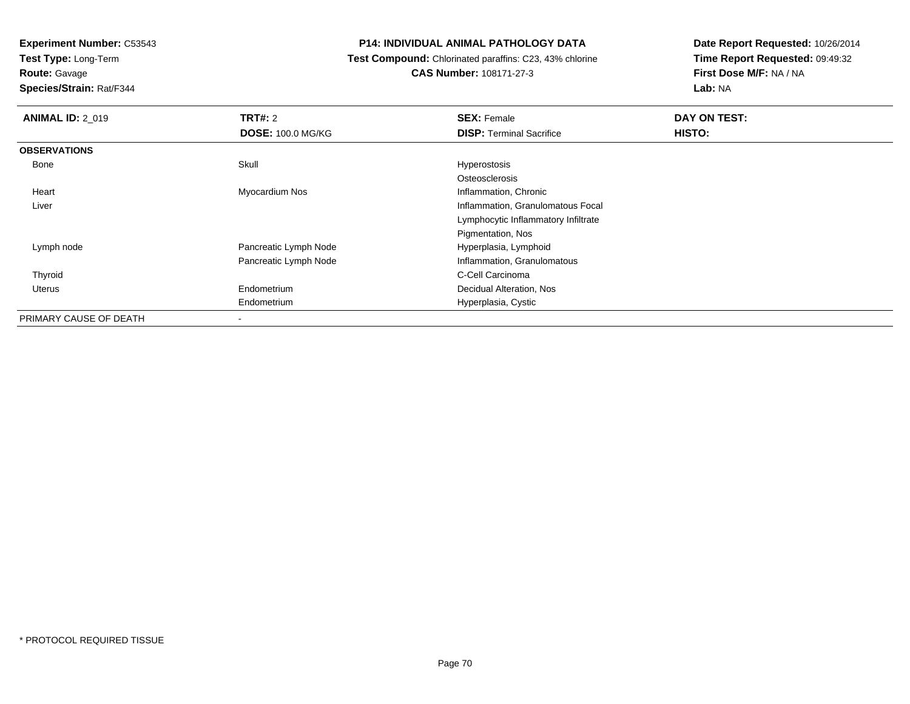**Experiment Number:** C53543
**Test Type:** Long-Term
**Route:** Gavage
**Species/Strain:** Rat/F344

**P14: INDIVIDUAL ANIMAL PATHOLOGY DATA**
**Test Compound:** Chlorinated paraffins: C23, 43% chlorine
**CAS Number:** 108171-27-3

**Date Report Requested:** 10/26/2014
**Time Report Requested:** 09:49:32
**First Dose M/F:** NA / NA
**Lab:** NA

| **ANIMAL ID:** 2_019 | **TRT#:** 2 | **SEX:** Female | **DAY ON TEST:** |
|---|---|---|---|
| | **DOSE:** 100.0 MG/KG | **DISP:** Terminal Sacrifice | **HISTO:** |
| **OBSERVATIONS** | | | |
| Bone | Skull | Hyperostosis | |
| | | Osteosclerosis | |
| Heart | Myocardium Nos | Inflammation, Chronic | |
| Liver | | Inflammation, Granulomatous Focal | |
| | | Lymphocytic Inflammatory Infiltrate | |
| | | Pigmentation, Nos | |
| Lymph node | Pancreatic Lymph Node | Hyperplasia, Lymphoid | |
| | Pancreatic Lymph Node | Inflammation, Granulomatous | |
| Thyroid | | C-Cell Carcinoma | |
| Uterus | Endometrium | Decidual Alteration, Nos | |
| | Endometrium | Hyperplasia, Cystic | |
| PRIMARY CAUSE OF DEATH | - | | |

* PROTOCOL REQUIRED TISSUE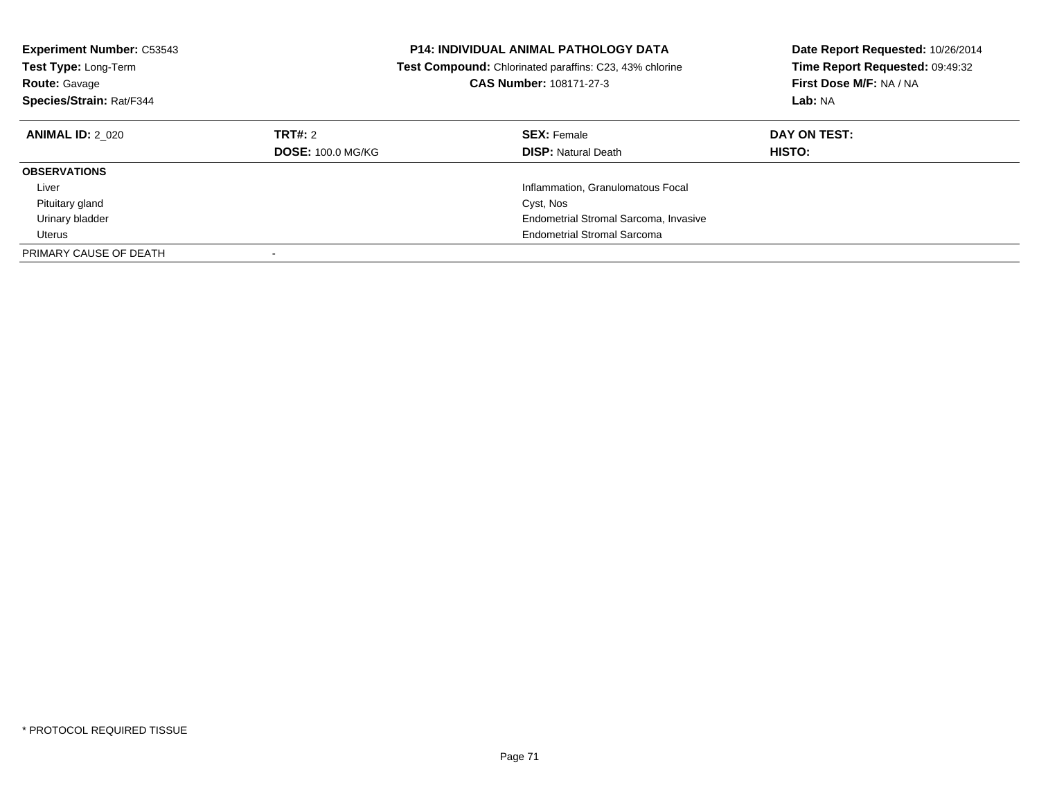**Experiment Number:** C53543
**Test Type:** Long-Term
**Route:** Gavage
**Species/Strain:** Rat/F344

**P14: INDIVIDUAL ANIMAL PATHOLOGY DATA**
**Test Compound:** Chlorinated paraffins: C23, 43% chlorine
**CAS Number:** 108171-27-3

**Date Report Requested:** 10/26/2014
**Time Report Requested:** 09:49:32
**First Dose M/F:** NA / NA
**Lab:** NA

| **ANIMAL ID:** 2_020 | **TRT#:** 2 | **SEX:** Female | **DAY ON TEST:** |
|---|---|---|---|
| | **DOSE:** 100.0 MG/KG | **DISP:** Natural Death | **HISTO:** |
| **OBSERVATIONS** | | | |
| Liver | | Inflammation, Granulomatous Focal | |
| Pituitary gland | | Cyst, Nos | |
| Urinary bladder | | Endometrial Stromal Sarcoma, Invasive | |
| Uterus | | Endometrial Stromal Sarcoma | |
| PRIMARY CAUSE OF DEATH | - | | |

* PROTOCOL REQUIRED TISSUE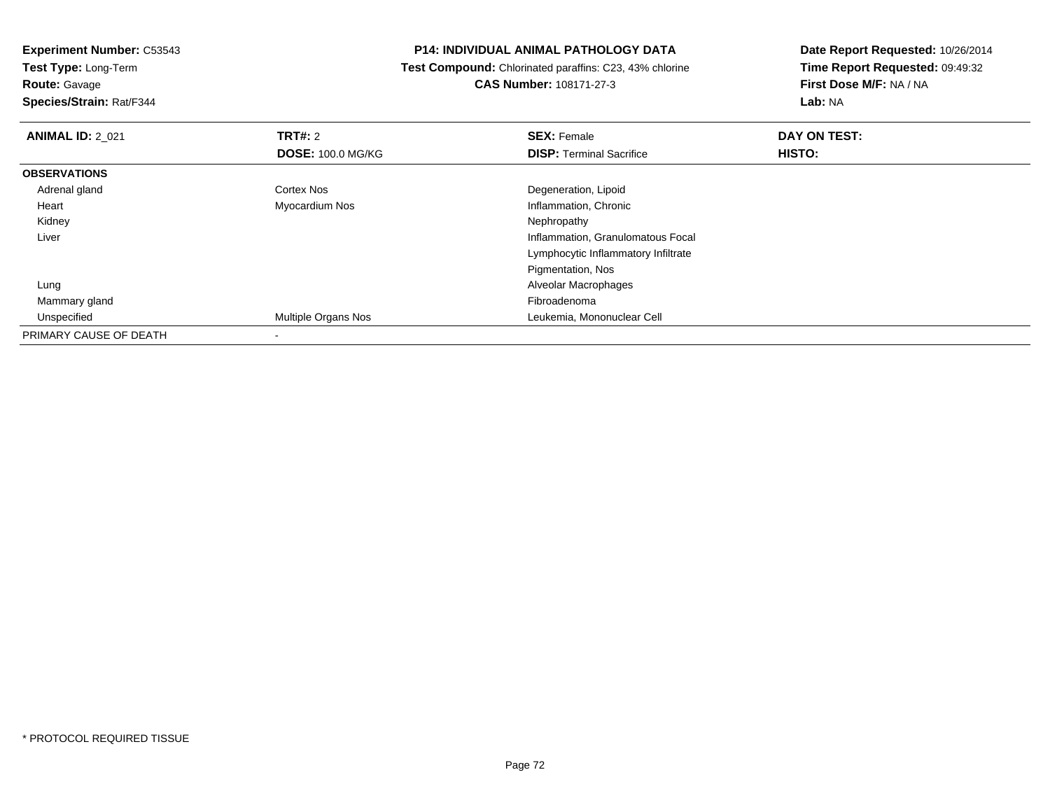**Experiment Number:** C53543
**Test Type:** Long-Term
**Route:** Gavage
**Species/Strain:** Rat/F344

**P14: INDIVIDUAL ANIMAL PATHOLOGY DATA**
**Test Compound:** Chlorinated paraffins: C23, 43% chlorine
**CAS Number:** 108171-27-3

**Date Report Requested:** 10/26/2014
**Time Report Requested:** 09:49:32
**First Dose M/F:** NA / NA
**Lab:** NA

| **ANIMAL ID:** 2_021 | **TRT#:** 2 | **SEX:** Female | **DAY ON TEST:** |
|---|---|---|---|
| | **DOSE:** 100.0 MG/KG | **DISP:** Terminal Sacrifice | **HISTO:** |
| **OBSERVATIONS** | | | |
| Adrenal gland | Cortex Nos | Degeneration, Lipoid | |
| Heart | Myocardium Nos | Inflammation, Chronic | |
| Kidney | | Nephropathy | |
| Liver | | Inflammation, Granulomatous Focal | |
| | | Lymphocytic Inflammatory Infiltrate | |
| | | Pigmentation, Nos | |
| Lung | | Alveolar Macrophages | |
| Mammary gland | | Fibroadenoma | |
| Unspecified | Multiple Organs Nos | Leukemia, Mononuclear Cell | |
| PRIMARY CAUSE OF DEATH | - | | |

* PROTOCOL REQUIRED TISSUE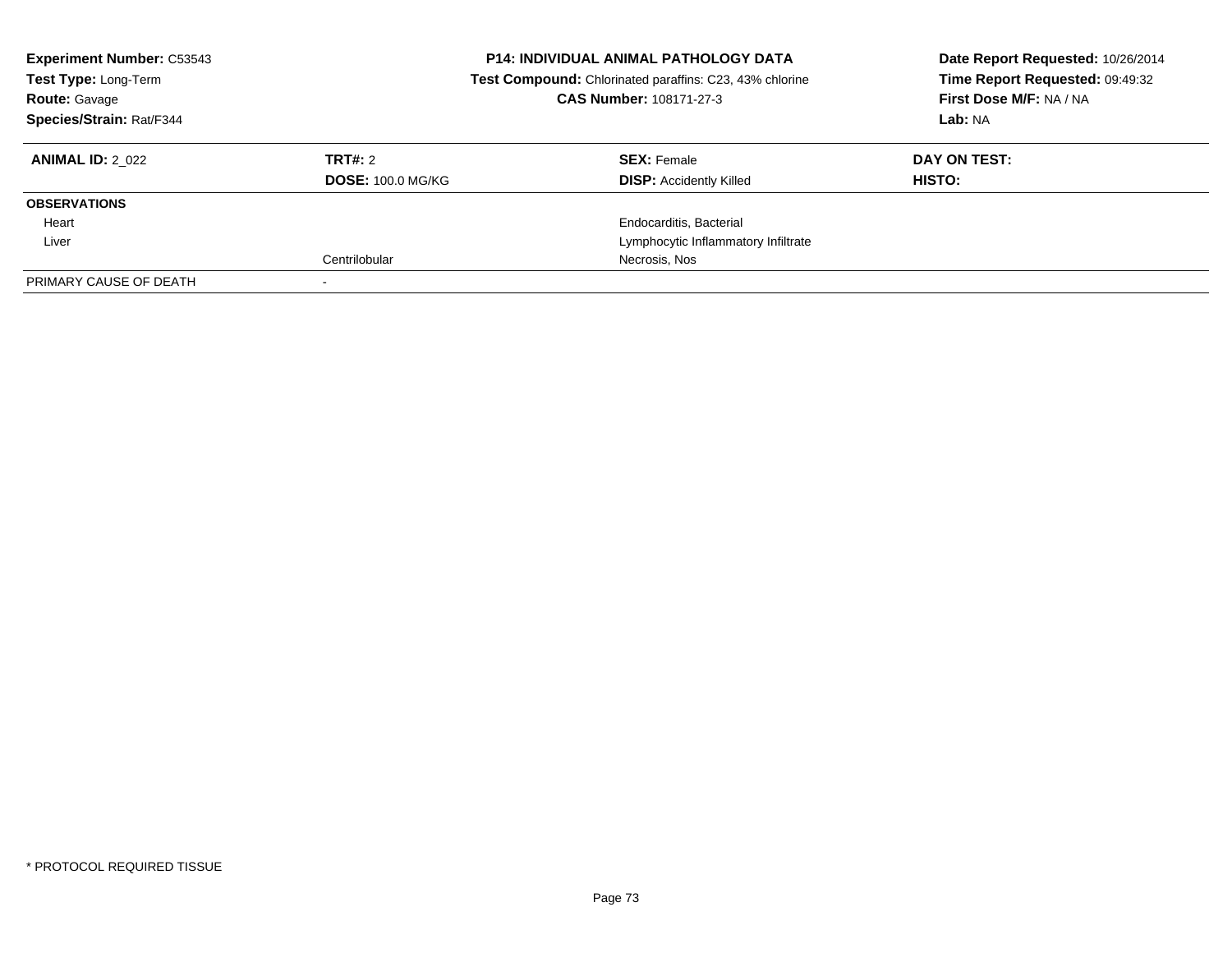| **Experiment Number:** C53543 | **P14: INDIVIDUAL ANIMAL PATHOLOGY DATA** | **Date Report Requested:** 10/26/2014 |
|---|---|---|
| **Test Type:** Long-Term | **Test Compound:** Chlorinated paraffins: C23, 43% chlorine | **Time Report Requested:** 09:49:32 |
| **Route:** Gavage | **CAS Number:** 108171-27-3 | **First Dose M/F:** NA / NA |
| **Species/Strain:** Rat/F344 | | **Lab:** NA |

| **ANIMAL ID:** 2_022 | **TRT#:** 2 | **SEX:** Female | **DAY ON TEST:** |
|---|---|---|---|
| | **DOSE:** 100.0 MG/KG | **DISP:** Accidently Killed | **HISTO:** |
| **OBSERVATIONS** | | | |
| Heart | | Endocarditis, Bacterial | |
| Liver | | Lymphocytic Inflammatory Infiltrate | |
| | Centrilobular | Necrosis, Nos | |
| PRIMARY CAUSE OF DEATH | - | | |

* PROTOCOL REQUIRED TISSUE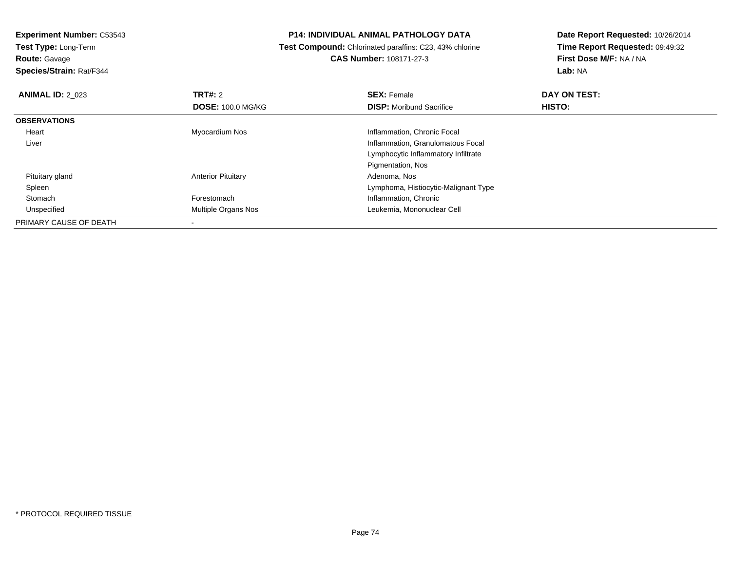**Experiment Number:** C53543
**Test Type:** Long-Term
**Route:** Gavage
**Species/Strain:** Rat/F344

**P14: INDIVIDUAL ANIMAL PATHOLOGY DATA**
**Test Compound:** Chlorinated paraffins: C23, 43% chlorine
**CAS Number:** 108171-27-3

**Date Report Requested:** 10/26/2014
**Time Report Requested:** 09:49:32
**First Dose M/F:** NA / NA
**Lab:** NA

| **ANIMAL ID:** 2_023 | **TRT#:** 2 | **SEX:** Female | **DAY ON TEST:** |
|---|---|---|---|
| | **DOSE:** 100.0 MG/KG | **DISP:** Moribund Sacrifice | **HISTO:** |
| **OBSERVATIONS** | | | |
| Heart | Myocardium Nos | Inflammation, Chronic Focal | |
| Liver | | Inflammation, Granulomatous Focal | |
| | | Lymphocytic Inflammatory Infiltrate | |
| | | Pigmentation, Nos | |
| Pituitary gland | Anterior Pituitary | Adenoma, Nos | |
| Spleen | | Lymphoma, Histiocytic-Malignant Type | |
| Stomach | Forestomach | Inflammation, Chronic | |
| Unspecified | Multiple Organs Nos | Leukemia, Mononuclear Cell | |
| PRIMARY CAUSE OF DEATH | - | | |

* PROTOCOL REQUIRED TISSUE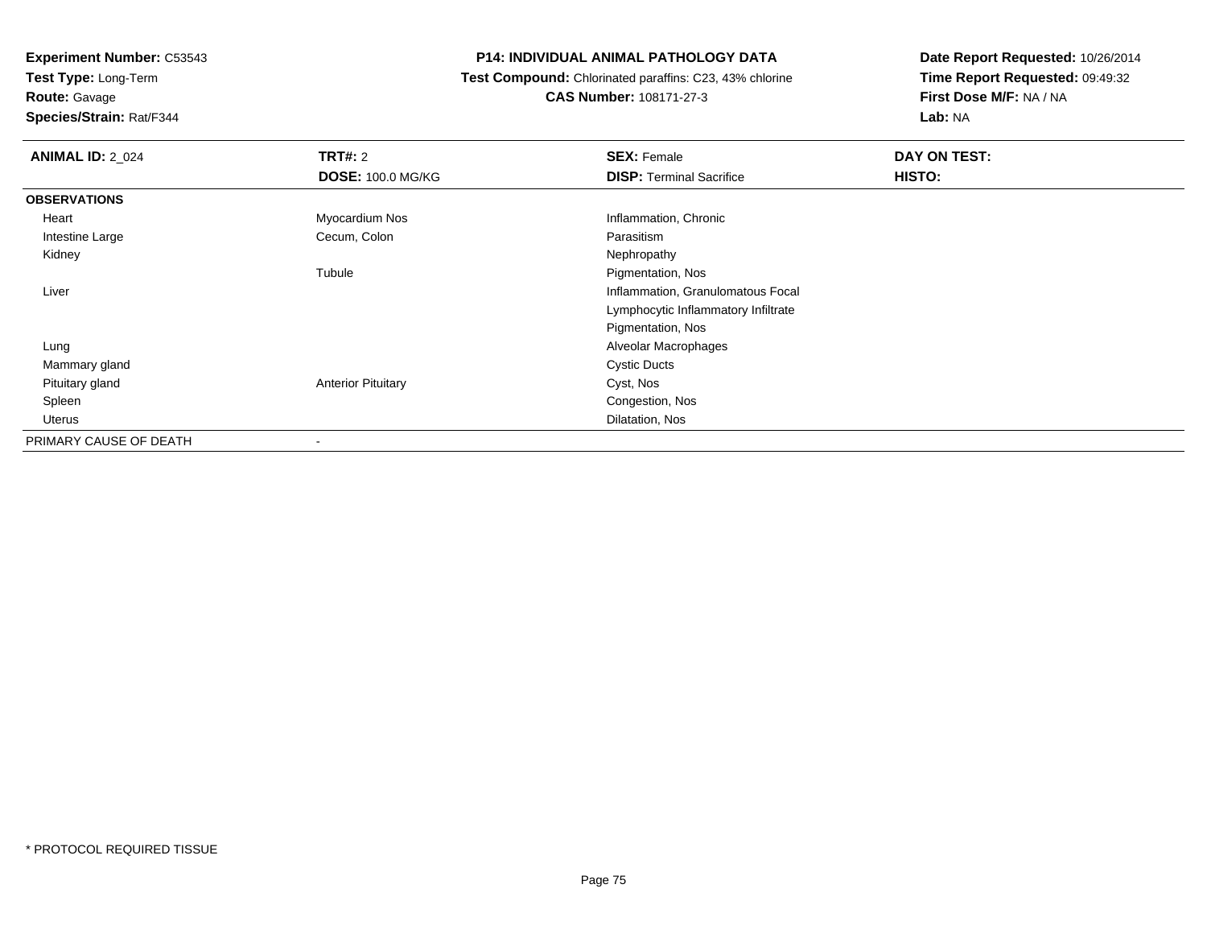**Experiment Number:** C53543
**Test Type:** Long-Term
**Route:** Gavage
**Species/Strain:** Rat/F344

**P14: INDIVIDUAL ANIMAL PATHOLOGY DATA**
**Test Compound:** Chlorinated paraffins: C23, 43% chlorine
**CAS Number:** 108171-27-3

**Date Report Requested:** 10/26/2014
**Time Report Requested:** 09:49:32
**First Dose M/F:** NA / NA
**Lab:** NA

| **ANIMAL ID:** 2_024 | **TRT#:** 2 | **SEX:** Female | **DAY ON TEST:** |
|---|---|---|---|
| | **DOSE:** 100.0 MG/KG | **DISP:** Terminal Sacrifice | **HISTO:** |
| **OBSERVATIONS** | | | |
| Heart | Myocardium Nos | Inflammation, Chronic | |
| Intestine Large | Cecum, Colon | Parasitism | |
| Kidney | | Nephropathy | |
| | Tubule | Pigmentation, Nos | |
| Liver | | Inflammation, Granulomatous Focal | |
| | | Lymphocytic Inflammatory Infiltrate | |
| | | Pigmentation, Nos | |
| Lung | | Alveolar Macrophages | |
| Mammary gland | | Cystic Ducts | |
| Pituitary gland | Anterior Pituitary | Cyst, Nos | |
| Spleen | | Congestion, Nos | |
| Uterus | | Dilatation, Nos | |
| PRIMARY CAUSE OF DEATH | - | | |

* PROTOCOL REQUIRED TISSUE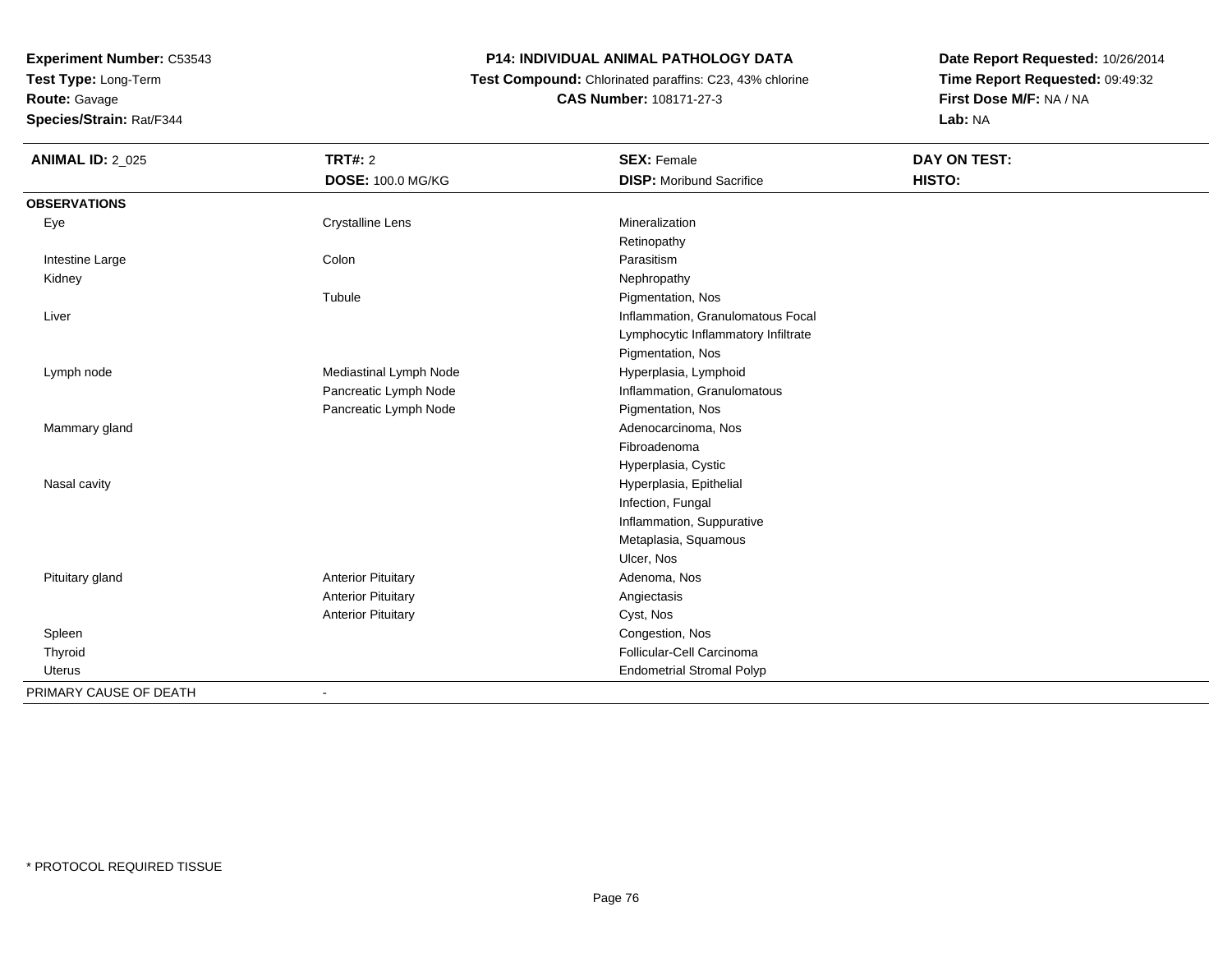**Experiment Number:** C53543
**Test Type:** Long-Term
**Route:** Gavage
**Species/Strain:** Rat/F344

**P14: INDIVIDUAL ANIMAL PATHOLOGY DATA**
**Test Compound:** Chlorinated paraffins: C23, 43% chlorine
**CAS Number:** 108171-27-3

**Date Report Requested:** 10/26/2014
**Time Report Requested:** 09:49:32
**First Dose M/F:** NA / NA
**Lab:** NA

| **ANIMAL ID:** 2_025 | **TRT#:** 2 | **SEX:** Female | **DAY ON TEST:** |
|---|---|---|---|
| | **DOSE:** 100.0 MG/KG | **DISP:** Moribund Sacrifice | **HISTO:** |
| **OBSERVATIONS** | | | |
| Eye | Crystalline Lens | Mineralization | |
| | | Retinopathy | |
| Intestine Large | Colon | Parasitism | |
| Kidney | | Nephropathy | |
| | Tubule | Pigmentation, Nos | |
| Liver | | Inflammation, Granulomatous Focal | |
| | | Lymphocytic Inflammatory Infiltrate | |
| | | Pigmentation, Nos | |
| Lymph node | Mediastinal Lymph Node | Hyperplasia, Lymphoid | |
| | Pancreatic Lymph Node | Inflammation, Granulomatous | |
| | Pancreatic Lymph Node | Pigmentation, Nos | |
| Mammary gland | | Adenocarcinoma, Nos | |
| | | Fibroadenoma | |
| | | Hyperplasia, Cystic | |
| Nasal cavity | | Hyperplasia, Epithelial | |
| | | Infection, Fungal | |
| | | Inflammation, Suppurative | |
| | | Metaplasia, Squamous | |
| | | Ulcer, Nos | |
| Pituitary gland | Anterior Pituitary | Adenoma, Nos | |
| | Anterior Pituitary | Angiectasis | |
| | Anterior Pituitary | Cyst, Nos | |
| Spleen | | Congestion, Nos | |
| Thyroid | | Follicular-Cell Carcinoma | |
| Uterus | | Endometrial Stromal Polyp | |
| PRIMARY CAUSE OF DEATH | - | | |

* PROTOCOL REQUIRED TISSUE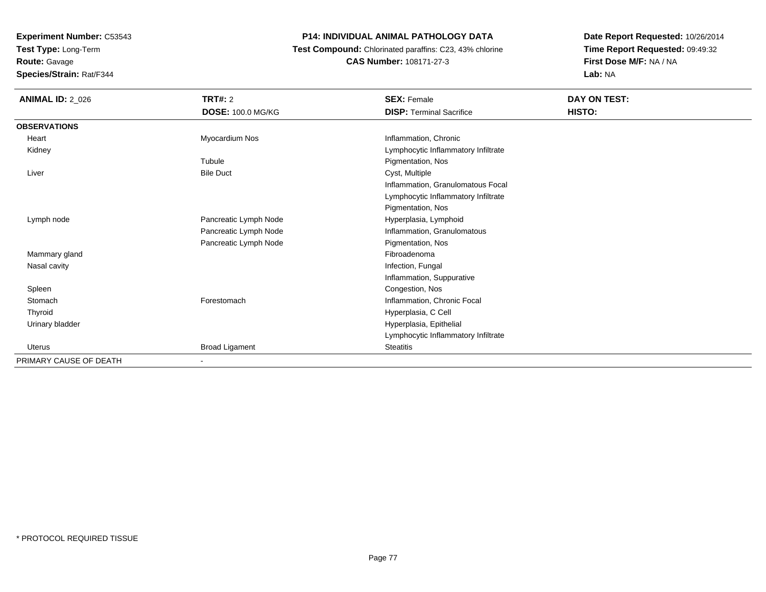**Experiment Number:** C53543
**Test Type:** Long-Term
**Route:** Gavage
**Species/Strain:** Rat/F344

**P14: INDIVIDUAL ANIMAL PATHOLOGY DATA**
**Test Compound:** Chlorinated paraffins: C23, 43% chlorine
**CAS Number:** 108171-27-3

**Date Report Requested:** 10/26/2014
**Time Report Requested:** 09:49:32
**First Dose M/F:** NA / NA
**Lab:** NA

| **ANIMAL ID:** 2_026 | **TRT#:** 2 | **SEX:** Female | **DAY ON TEST:** |
|---|---|---|---|
| | **DOSE:** 100.0 MG/KG | **DISP:** Terminal Sacrifice | **HISTO:** |
| **OBSERVATIONS** | | | |
| Heart | Myocardium Nos | Inflammation, Chronic | |
| Kidney | | Lymphocytic Inflammatory Infiltrate | |
| | Tubule | Pigmentation, Nos | |
| Liver | Bile Duct | Cyst, Multiple | |
| | | Inflammation, Granulomatous Focal | |
| | | Lymphocytic Inflammatory Infiltrate | |
| | | Pigmentation, Nos | |
| Lymph node | Pancreatic Lymph Node | Hyperplasia, Lymphoid | |
| | Pancreatic Lymph Node | Inflammation, Granulomatous | |
| | Pancreatic Lymph Node | Pigmentation, Nos | |
| Mammary gland | | Fibroadenoma | |
| Nasal cavity | | Infection, Fungal | |
| | | Inflammation, Suppurative | |
| Spleen | | Congestion, Nos | |
| Stomach | Forestomach | Inflammation, Chronic Focal | |
| Thyroid | | Hyperplasia, C Cell | |
| Urinary bladder | | Hyperplasia, Epithelial | |
| | | Lymphocytic Inflammatory Infiltrate | |
| Uterus | Broad Ligament | Steatitis | |
| PRIMARY CAUSE OF DEATH | - | | |

* PROTOCOL REQUIRED TISSUE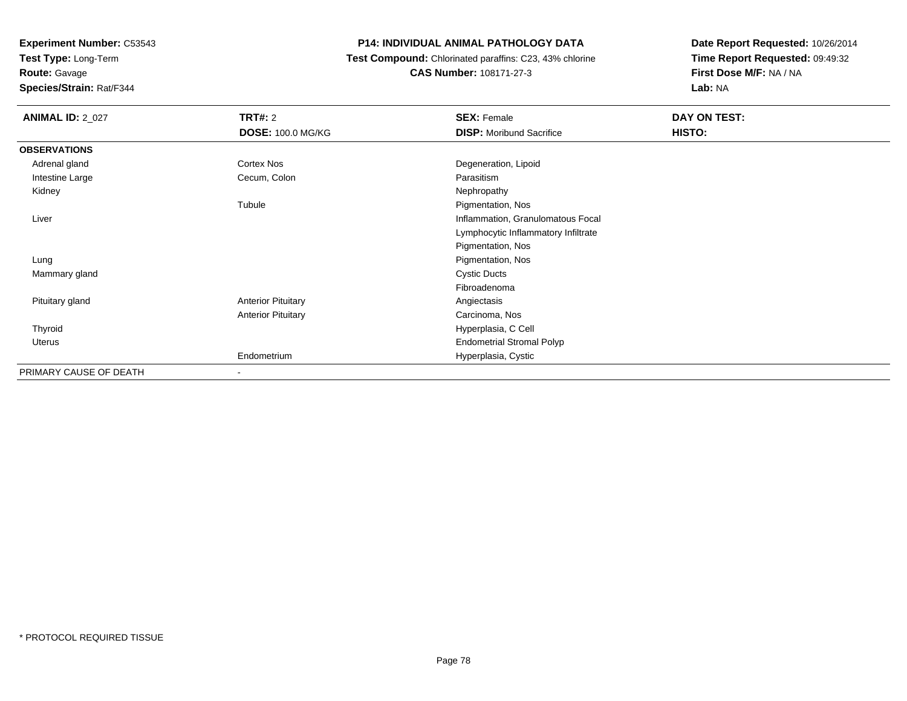**Experiment Number:** C53543
**Test Type:** Long-Term
**Route:** Gavage
**Species/Strain:** Rat/F344

**P14: INDIVIDUAL ANIMAL PATHOLOGY DATA**
**Test Compound:** Chlorinated paraffins: C23, 43% chlorine
**CAS Number:** 108171-27-3

**Date Report Requested:** 10/26/2014
**Time Report Requested:** 09:49:32
**First Dose M/F:** NA / NA
**Lab:** NA

| **ANIMAL ID:** 2_027 | **TRT#:** 2 | **SEX:** Female | **DAY ON TEST:** |
|---|---|---|---|
| | **DOSE:** 100.0 MG/KG | **DISP:** Moribund Sacrifice | **HISTO:** |
| **OBSERVATIONS** | | | |
| Adrenal gland | Cortex Nos | Degeneration, Lipoid | |
| Intestine Large | Cecum, Colon | Parasitism | |
| Kidney | | Nephropathy | |
| | Tubule | Pigmentation, Nos | |
| Liver | | Inflammation, Granulomatous Focal | |
| | | Lymphocytic Inflammatory Infiltrate | |
| | | Pigmentation, Nos | |
| Lung | | Pigmentation, Nos | |
| Mammary gland | | Cystic Ducts | |
| | | Fibroadenoma | |
| Pituitary gland | Anterior Pituitary | Angiectasis | |
| | Anterior Pituitary | Carcinoma, Nos | |
| Thyroid | | Hyperplasia, C Cell | |
| Uterus | | Endometrial Stromal Polyp | |
| | Endometrium | Hyperplasia, Cystic | |
| PRIMARY CAUSE OF DEATH | - | | |

* PROTOCOL REQUIRED TISSUE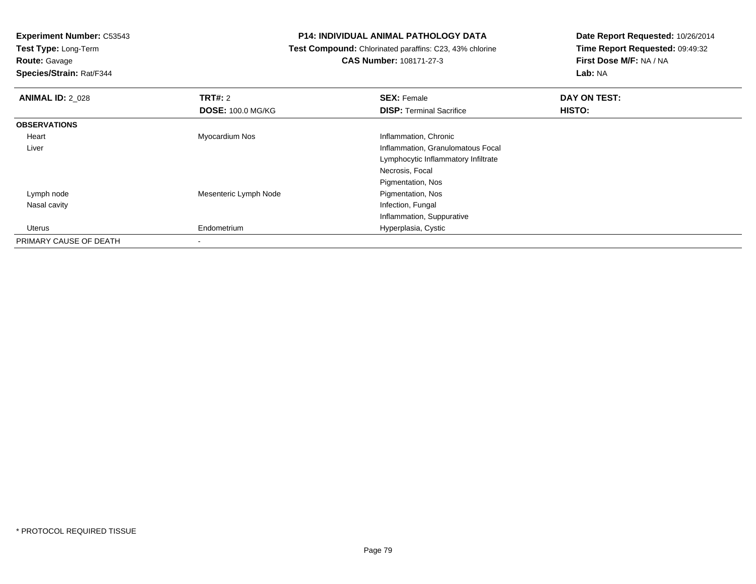**Experiment Number:** C53543
**Test Type:** Long-Term
**Route:** Gavage
**Species/Strain:** Rat/F344

**P14: INDIVIDUAL ANIMAL PATHOLOGY DATA**
**Test Compound:** Chlorinated paraffins: C23, 43% chlorine
**CAS Number:** 108171-27-3

**Date Report Requested:** 10/26/2014
**Time Report Requested:** 09:49:32
**First Dose M/F:** NA / NA
**Lab:** NA

| **ANIMAL ID:** 2_028 | **TRT#:** 2 | **SEX:** Female | **DAY ON TEST:** |
|---|---|---|---|
| | **DOSE:** 100.0 MG/KG | **DISP:** Terminal Sacrifice | **HISTO:** |
| **OBSERVATIONS** | | | |
| Heart | Myocardium Nos | Inflammation, Chronic | |
| Liver | | Inflammation, Granulomatous Focal | |
| | | Lymphocytic Inflammatory Infiltrate | |
| | | Necrosis, Focal | |
| | | Pigmentation, Nos | |
| Lymph node | Mesenteric Lymph Node | Pigmentation, Nos | |
| Nasal cavity | | Infection, Fungal | |
| | | Inflammation, Suppurative | |
| Uterus | Endometrium | Hyperplasia, Cystic | |
| PRIMARY CAUSE OF DEATH | - | | |

* PROTOCOL REQUIRED TISSUE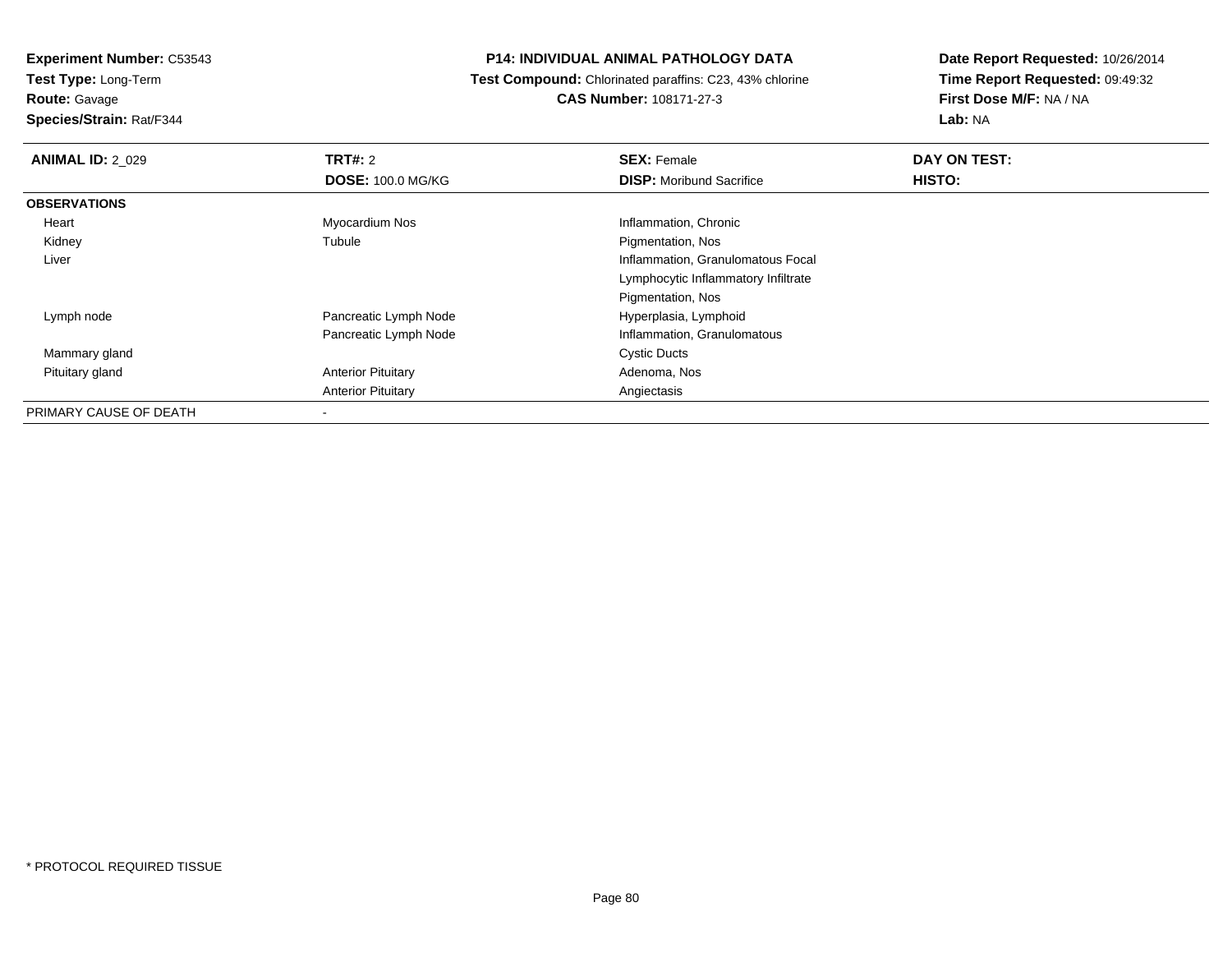**Experiment Number:** C53543
**Test Type:** Long-Term
**Route:** Gavage
**Species/Strain:** Rat/F344

**P14: INDIVIDUAL ANIMAL PATHOLOGY DATA**
**Test Compound:** Chlorinated paraffins: C23, 43% chlorine
**CAS Number:** 108171-27-3

**Date Report Requested:** 10/26/2014
**Time Report Requested:** 09:49:32
**First Dose M/F:** NA / NA
**Lab:** NA

| **ANIMAL ID:** 2_029 | **TRT#:** 2 | **SEX:** Female | **DAY ON TEST:** |
|---|---|---|---|
| | **DOSE:** 100.0 MG/KG | **DISP:** Moribund Sacrifice | **HISTO:** |
| **OBSERVATIONS** | | | |
| Heart | Myocardium Nos | Inflammation, Chronic | |
| Kidney | Tubule | Pigmentation, Nos | |
| Liver | | Inflammation, Granulomatous Focal | |
| | | Lymphocytic Inflammatory Infiltrate | |
| | | Pigmentation, Nos | |
| Lymph node | Pancreatic Lymph Node | Hyperplasia, Lymphoid | |
| | Pancreatic Lymph Node | Inflammation, Granulomatous | |
| Mammary gland | | Cystic Ducts | |
| Pituitary gland | Anterior Pituitary | Adenoma, Nos | |
| | Anterior Pituitary | Angiectasis | |
| PRIMARY CAUSE OF DEATH | - | | |

* PROTOCOL REQUIRED TISSUE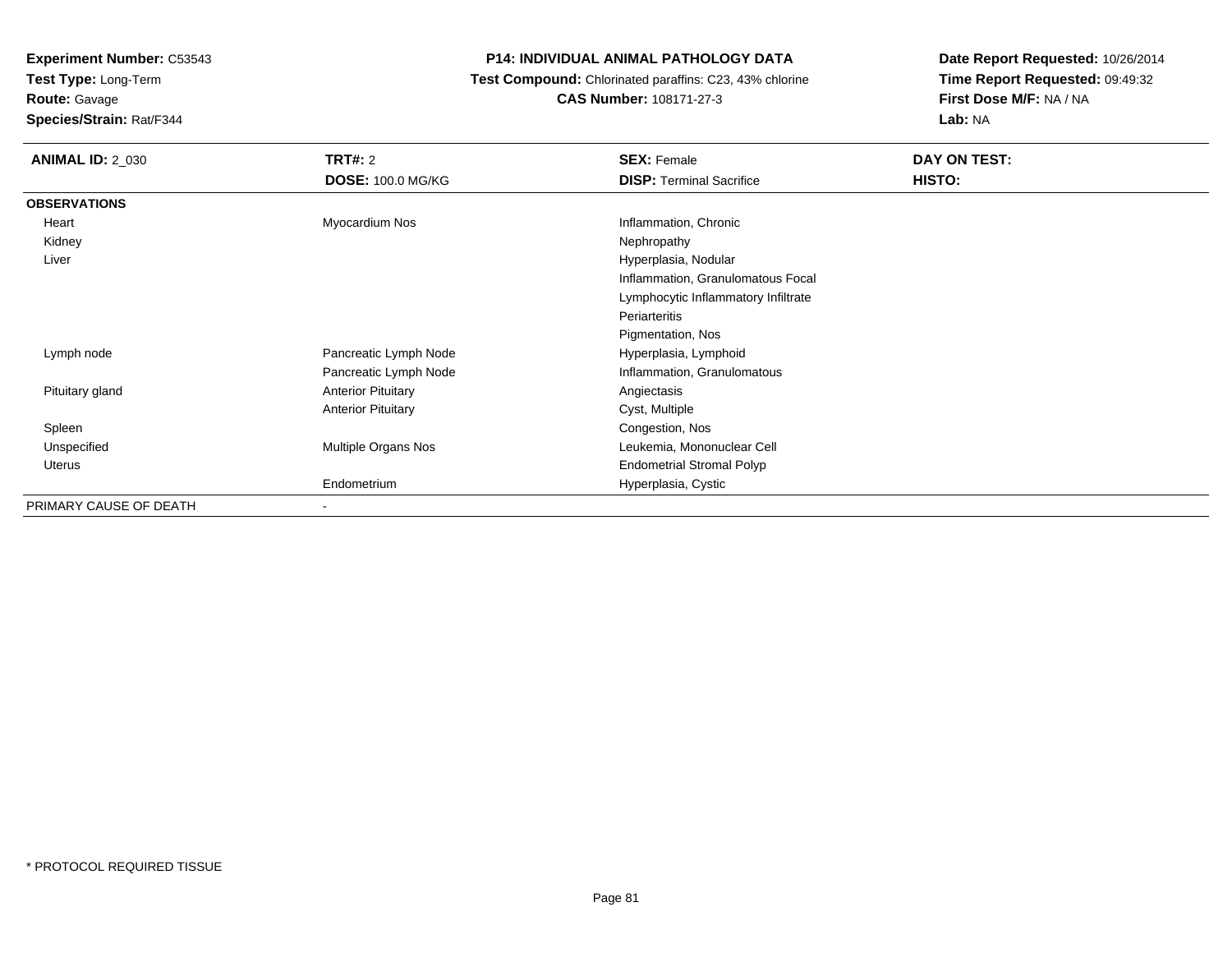**Experiment Number:** C53543
**Test Type:** Long-Term
**Route:** Gavage
**Species/Strain:** Rat/F344

**P14: INDIVIDUAL ANIMAL PATHOLOGY DATA**
**Test Compound:** Chlorinated paraffins: C23, 43% chlorine
**CAS Number:** 108171-27-3

**Date Report Requested:** 10/26/2014
**Time Report Requested:** 09:49:32
**First Dose M/F:** NA / NA
**Lab:** NA

| **ANIMAL ID:** 2_030 | **TRT#:** 2 | **SEX:** Female | **DAY ON TEST:** |
|---|---|---|---|
| | **DOSE:** 100.0 MG/KG | **DISP:** Terminal Sacrifice | **HISTO:** |
| **OBSERVATIONS** | | | |
| Heart | Myocardium Nos | Inflammation, Chronic | |
| Kidney | | Nephropathy | |
| Liver | | Hyperplasia, Nodular | |
| | | Inflammation, Granulomatous Focal | |
| | | Lymphocytic Inflammatory Infiltrate | |
| | | Periarteritis | |
| | | Pigmentation, Nos | |
| Lymph node | Pancreatic Lymph Node | Hyperplasia, Lymphoid | |
| | Pancreatic Lymph Node | Inflammation, Granulomatous | |
| Pituitary gland | Anterior Pituitary | Angiectasis | |
| | Anterior Pituitary | Cyst, Multiple | |
| Spleen | | Congestion, Nos | |
| Unspecified | Multiple Organs Nos | Leukemia, Mononuclear Cell | |
| Uterus | | Endometrial Stromal Polyp | |
| | Endometrium | Hyperplasia, Cystic | |
| PRIMARY CAUSE OF DEATH | - | | |

* PROTOCOL REQUIRED TISSUE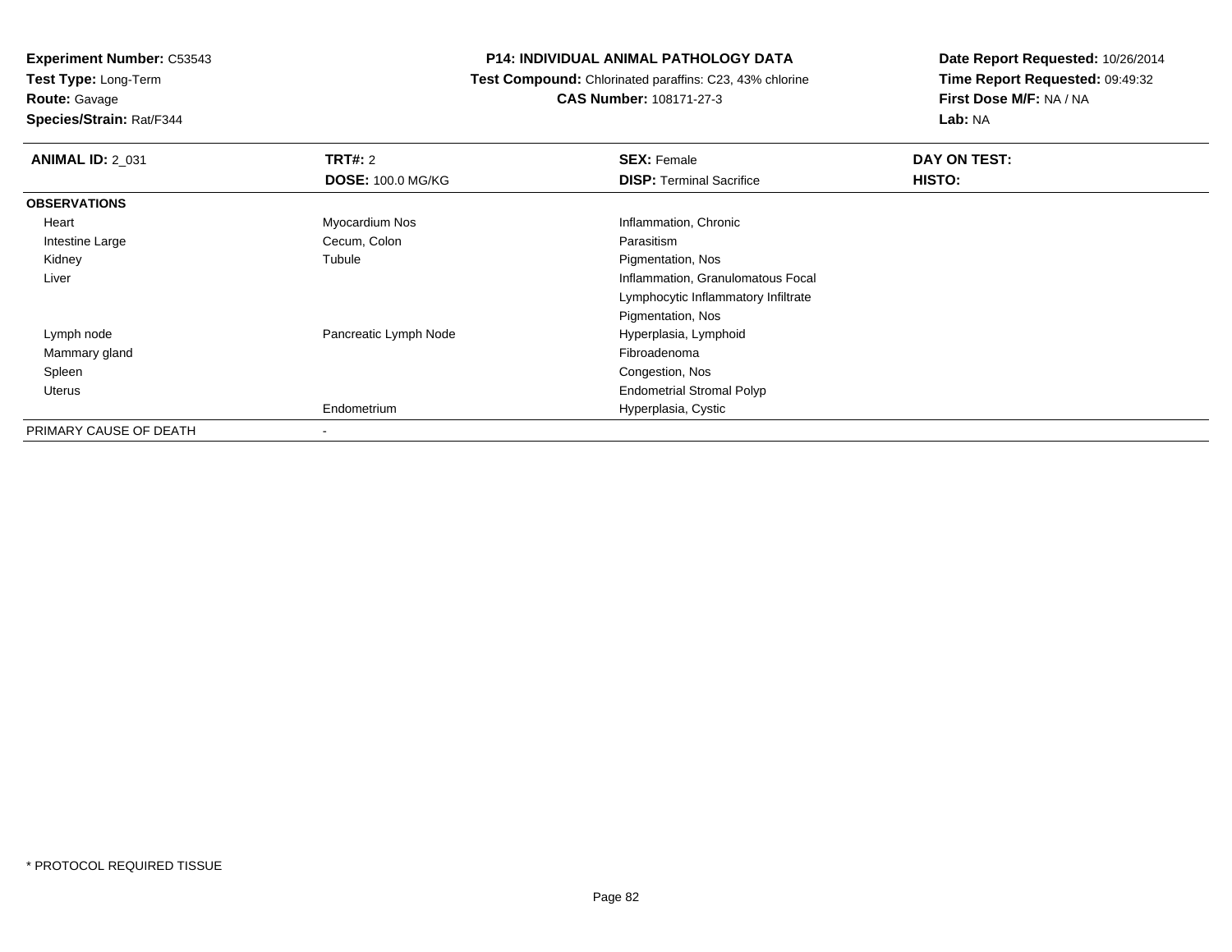**Experiment Number:** C53543
**Test Type:** Long-Term
**Route:** Gavage
**Species/Strain:** Rat/F344

# P14: INDIVIDUAL ANIMAL PATHOLOGY DATA

**Test Compound:** Chlorinated paraffins: C23, 43% chlorine
**CAS Number:** 108171-27-3

**Date Report Requested:** 10/26/2014
**Time Report Requested:** 09:49:32
**First Dose M/F:** NA / NA
**Lab:** NA

| **ANIMAL ID:** 2_031 | **TRT#:** 2 | **SEX:** Female | **DAY ON TEST:** |
|---|---|---|---|
| | **DOSE:** 100.0 MG/KG | **DISP:** Terminal Sacrifice | **HISTO:** |
| **OBSERVATIONS** | | | |
| Heart | Myocardium Nos | Inflammation, Chronic | |
| Intestine Large | Cecum, Colon | Parasitism | |
| Kidney | Tubule | Pigmentation, Nos | |
| Liver | | Inflammation, Granulomatous Focal | |
| | | Lymphocytic Inflammatory Infiltrate | |
| | | Pigmentation, Nos | |
| Lymph node | Pancreatic Lymph Node | Hyperplasia, Lymphoid | |
| Mammary gland | | Fibroadenoma | |
| Spleen | | Congestion, Nos | |
| Uterus | | Endometrial Stromal Polyp | |
| | Endometrium | Hyperplasia, Cystic | |
| PRIMARY CAUSE OF DEATH | - | | |

* PROTOCOL REQUIRED TISSUE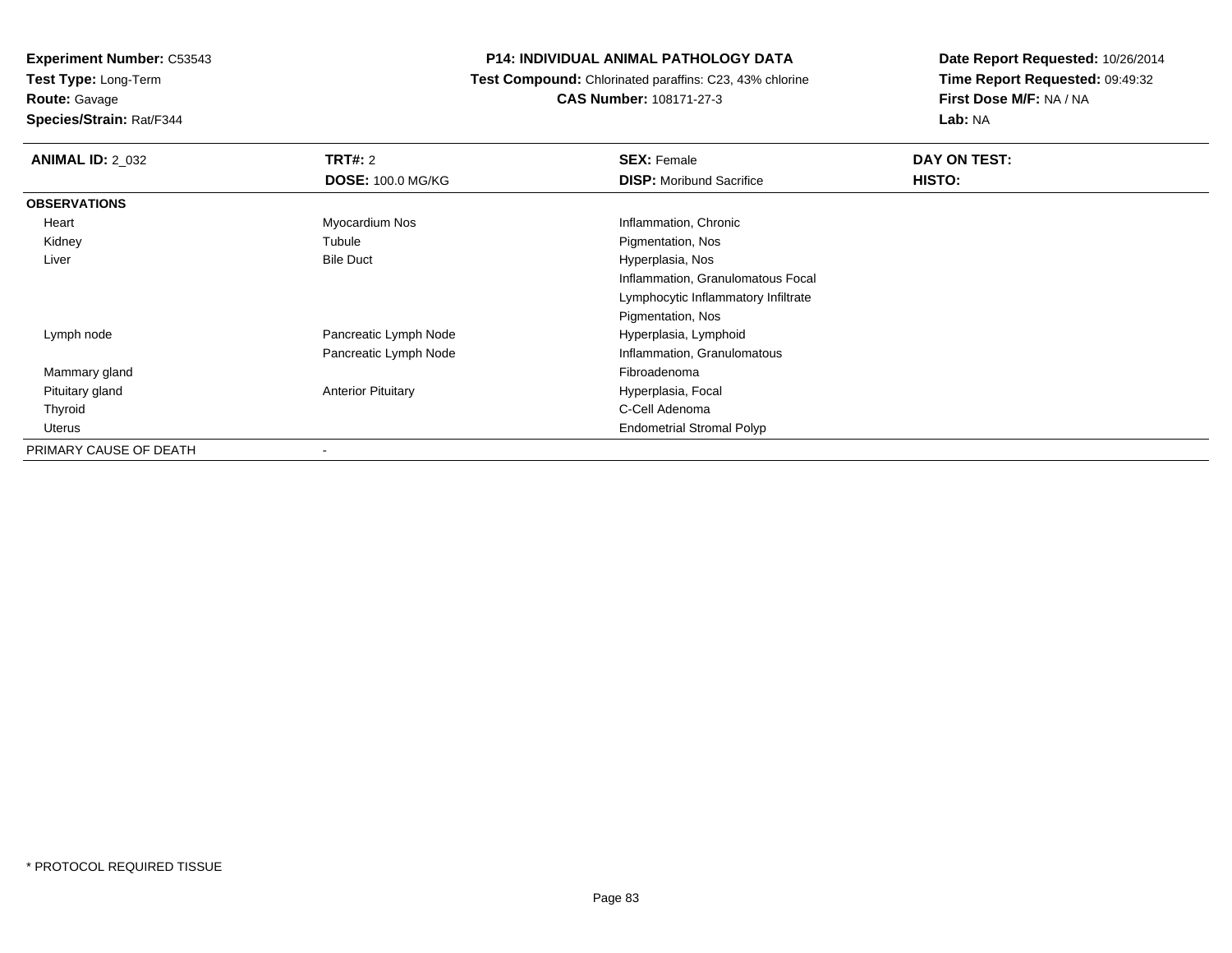**Experiment Number:** C53543
**Test Type:** Long-Term
**Route:** Gavage
**Species/Strain:** Rat/F344

**P14: INDIVIDUAL ANIMAL PATHOLOGY DATA**
**Test Compound:** Chlorinated paraffins: C23, 43% chlorine
**CAS Number:** 108171-27-3

**Date Report Requested:** 10/26/2014
**Time Report Requested:** 09:49:32
**First Dose M/F:** NA / NA
**Lab:** NA

| **ANIMAL ID:** 2_032 | **TRT#:** 2 | **SEX:** Female | **DAY ON TEST:** |
|---|---|---|---|
| | **DOSE:** 100.0 MG/KG | **DISP:** Moribund Sacrifice | **HISTO:** |
| **OBSERVATIONS** | | | |
| Heart | Myocardium Nos | Inflammation, Chronic | |
| Kidney | Tubule | Pigmentation, Nos | |
| Liver | Bile Duct | Hyperplasia, Nos | |
| | | Inflammation, Granulomatous Focal | |
| | | Lymphocytic Inflammatory Infiltrate | |
| | | Pigmentation, Nos | |
| Lymph node | Pancreatic Lymph Node | Hyperplasia, Lymphoid | |
| | Pancreatic Lymph Node | Inflammation, Granulomatous | |
| Mammary gland | | Fibroadenoma | |
| Pituitary gland | Anterior Pituitary | Hyperplasia, Focal | |
| Thyroid | | C-Cell Adenoma | |
| Uterus | | Endometrial Stromal Polyp | |
| PRIMARY CAUSE OF DEATH | - | | |

* PROTOCOL REQUIRED TISSUE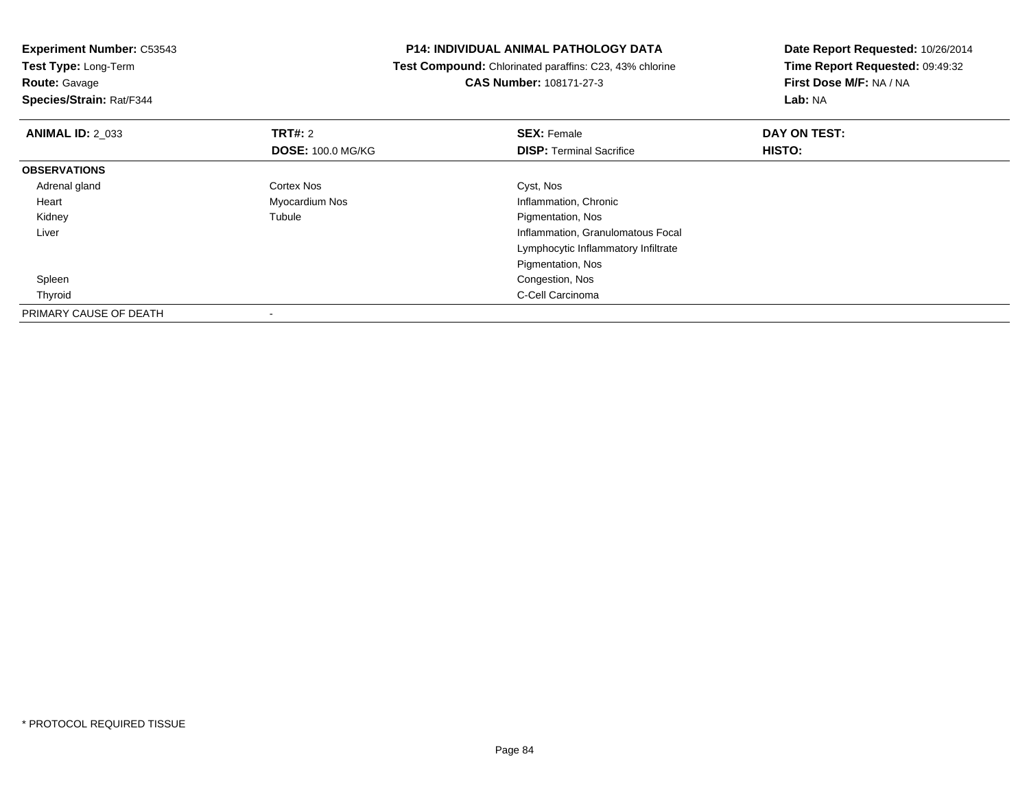**Experiment Number:** C53543
**Test Type:** Long-Term
**Route:** Gavage
**Species/Strain:** Rat/F344

**P14: INDIVIDUAL ANIMAL PATHOLOGY DATA**
**Test Compound:** Chlorinated paraffins: C23, 43% chlorine
**CAS Number:** 108171-27-3

**Date Report Requested:** 10/26/2014
**Time Report Requested:** 09:49:32
**First Dose M/F:** NA / NA
**Lab:** NA

| **ANIMAL ID:** 2_033 | **TRT#:** 2 | **SEX:** Female | **DAY ON TEST:** |
|---|---|---|---|
| | **DOSE:** 100.0 MG/KG | **DISP:** Terminal Sacrifice | **HISTO:** |
| **OBSERVATIONS** | | | |
| Adrenal gland | Cortex Nos | Cyst, Nos | |
| Heart | Myocardium Nos | Inflammation, Chronic | |
| Kidney | Tubule | Pigmentation, Nos | |
| Liver | | Inflammation, Granulomatous Focal | |
| | | Lymphocytic Inflammatory Infiltrate | |
| | | Pigmentation, Nos | |
| Spleen | | Congestion, Nos | |
| Thyroid | | C-Cell Carcinoma | |
| PRIMARY CAUSE OF DEATH | - | | |

* PROTOCOL REQUIRED TISSUE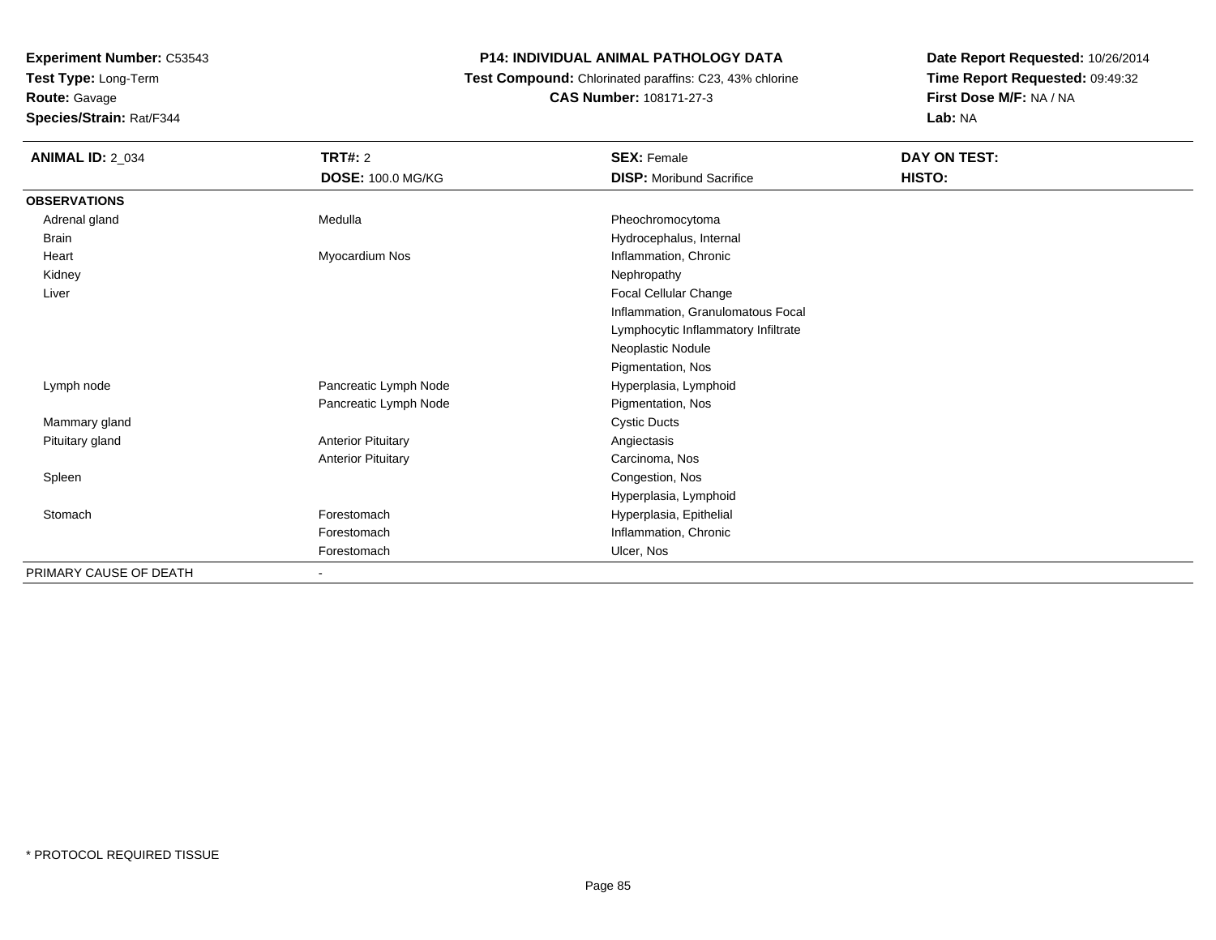**Experiment Number:** C53543
**Test Type:** Long-Term
**Route:** Gavage
**Species/Strain:** Rat/F344

**P14: INDIVIDUAL ANIMAL PATHOLOGY DATA**
**Test Compound:** Chlorinated paraffins: C23, 43% chlorine
**CAS Number:** 108171-27-3

**Date Report Requested:** 10/26/2014
**Time Report Requested:** 09:49:32
**First Dose M/F:** NA / NA
**Lab:** NA

| **ANIMAL ID:** 2_034 | **TRT#:** 2 | **SEX:** Female | **DAY ON TEST:** |
|---|---|---|---|
| | **DOSE:** 100.0 MG/KG | **DISP:** Moribund Sacrifice | **HISTO:** |
| **OBSERVATIONS** | | | |
| Adrenal gland | Medulla | Pheochromocytoma | |
| Brain | | Hydrocephalus, Internal | |
| Heart | Myocardium Nos | Inflammation, Chronic | |
| Kidney | | Nephropathy | |
| Liver | | Focal Cellular Change | |
| | | Inflammation, Granulomatous Focal | |
| | | Lymphocytic Inflammatory Infiltrate | |
| | | Neoplastic Nodule | |
| | | Pigmentation, Nos | |
| Lymph node | Pancreatic Lymph Node | Hyperplasia, Lymphoid | |
| | Pancreatic Lymph Node | Pigmentation, Nos | |
| Mammary gland | | Cystic Ducts | |
| Pituitary gland | Anterior Pituitary | Angiectasis | |
| | Anterior Pituitary | Carcinoma, Nos | |
| Spleen | | Congestion, Nos | |
| | | Hyperplasia, Lymphoid | |
| Stomach | Forestomach | Hyperplasia, Epithelial | |
| | Forestomach | Inflammation, Chronic | |
| | Forestomach | Ulcer, Nos | |
| PRIMARY CAUSE OF DEATH | - | | |

* PROTOCOL REQUIRED TISSUE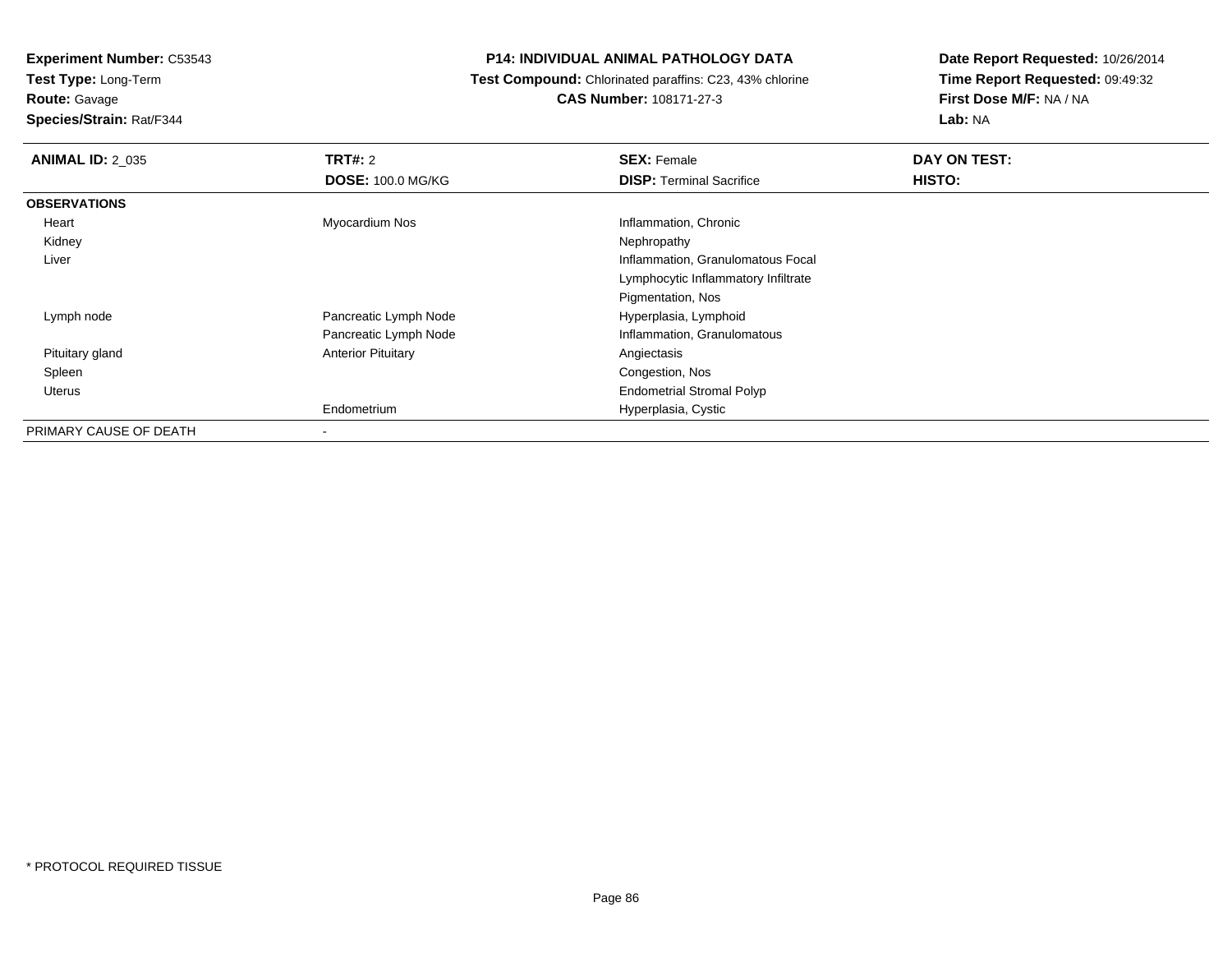**Experiment Number:** C53543
**Test Type:** Long-Term
**Route:** Gavage
**Species/Strain:** Rat/F344

# P14: INDIVIDUAL ANIMAL PATHOLOGY DATA

**Test Compound:** Chlorinated paraffins: C23, 43% chlorine
**CAS Number:** 108171-27-3

**Date Report Requested:** 10/26/2014
**Time Report Requested:** 09:49:32
**First Dose M/F:** NA / NA
**Lab:** NA

| **ANIMAL ID:** 2_035 | **TRT#:** 2 | **SEX:** Female | **DAY ON TEST:** |
|---|---|---|---|
| | **DOSE:** 100.0 MG/KG | **DISP:** Terminal Sacrifice | **HISTO:** |
| **OBSERVATIONS** | | | |
| Heart | Myocardium Nos | Inflammation, Chronic | |
| Kidney | | Nephropathy | |
| Liver | | Inflammation, Granulomatous Focal | |
| | | Lymphocytic Inflammatory Infiltrate | |
| | | Pigmentation, Nos | |
| Lymph node | Pancreatic Lymph Node | Hyperplasia, Lymphoid | |
| | Pancreatic Lymph Node | Inflammation, Granulomatous | |
| Pituitary gland | Anterior Pituitary | Angiectasis | |
| Spleen | | Congestion, Nos | |
| Uterus | | Endometrial Stromal Polyp | |
| | Endometrium | Hyperplasia, Cystic | |
| PRIMARY CAUSE OF DEATH | - | | |

* PROTOCOL REQUIRED TISSUE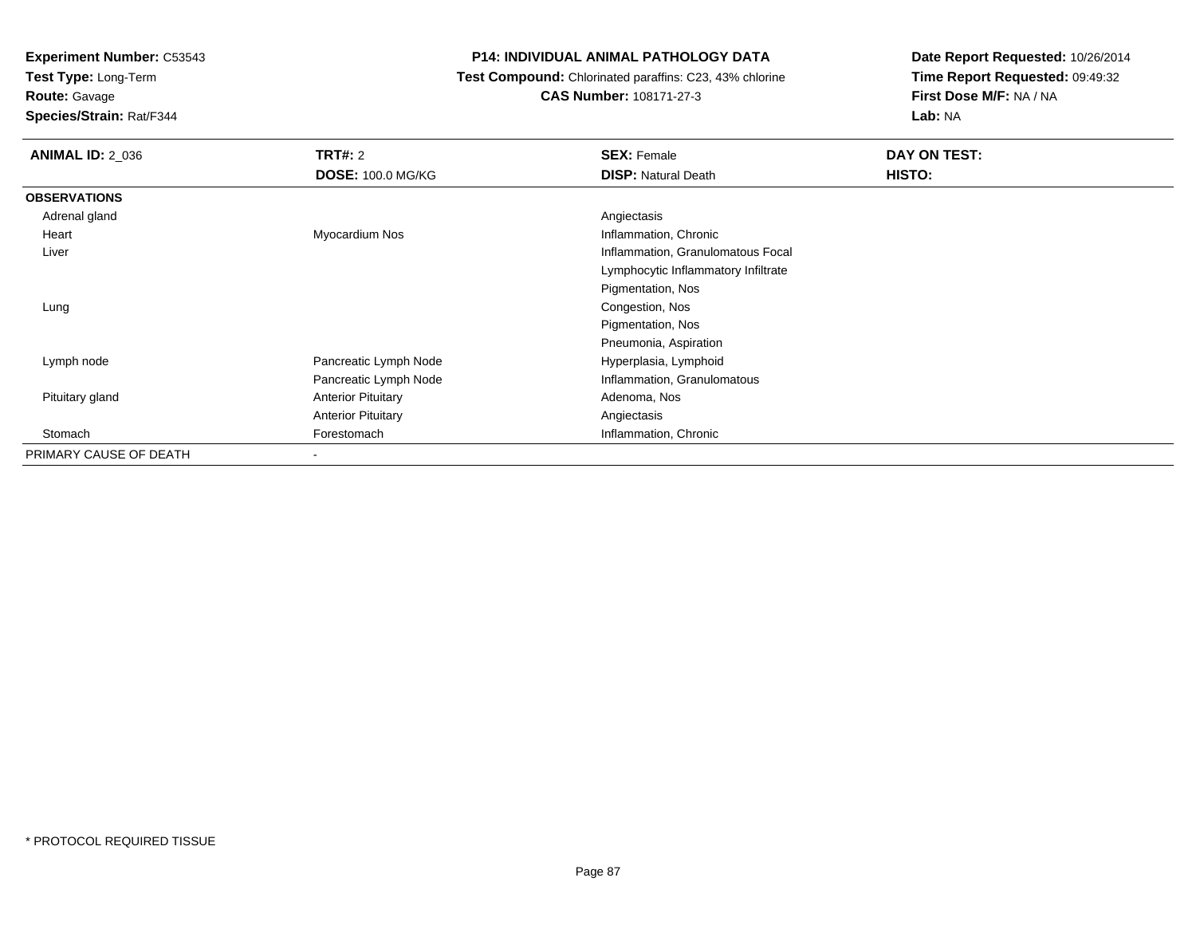**Experiment Number:** C53543
**Test Type:** Long-Term
**Route:** Gavage
**Species/Strain:** Rat/F344

**P14: INDIVIDUAL ANIMAL PATHOLOGY DATA**
**Test Compound:** Chlorinated paraffins: C23, 43% chlorine
**CAS Number:** 108171-27-3

**Date Report Requested:** 10/26/2014
**Time Report Requested:** 09:49:32
**First Dose M/F:** NA / NA
**Lab:** NA

| **ANIMAL ID:** 2_036 | **TRT#:** 2<br>**DOSE:** 100.0 MG/KG | **SEX:** Female<br>**DISP:** Natural Death | **DAY ON TEST:**<br>**HISTO:** |
|---|---|---|---|
| **OBSERVATIONS** | | | |
| Adrenal gland | | Angiectasis | |
| Heart | Myocardium Nos | Inflammation, Chronic | |
| Liver | | Inflammation, Granulomatous Focal | |
| | | Lymphocytic Inflammatory Infiltrate | |
| | | Pigmentation, Nos | |
| Lung | | Congestion, Nos | |
| | | Pigmentation, Nos | |
| | | Pneumonia, Aspiration | |
| Lymph node | Pancreatic Lymph Node | Hyperplasia, Lymphoid | |
| | Pancreatic Lymph Node | Inflammation, Granulomatous | |
| Pituitary gland | Anterior Pituitary | Adenoma, Nos | |
| | Anterior Pituitary | Angiectasis | |
| Stomach | Forestomach | Inflammation, Chronic | |
| PRIMARY CAUSE OF DEATH | - | | |

* PROTOCOL REQUIRED TISSUE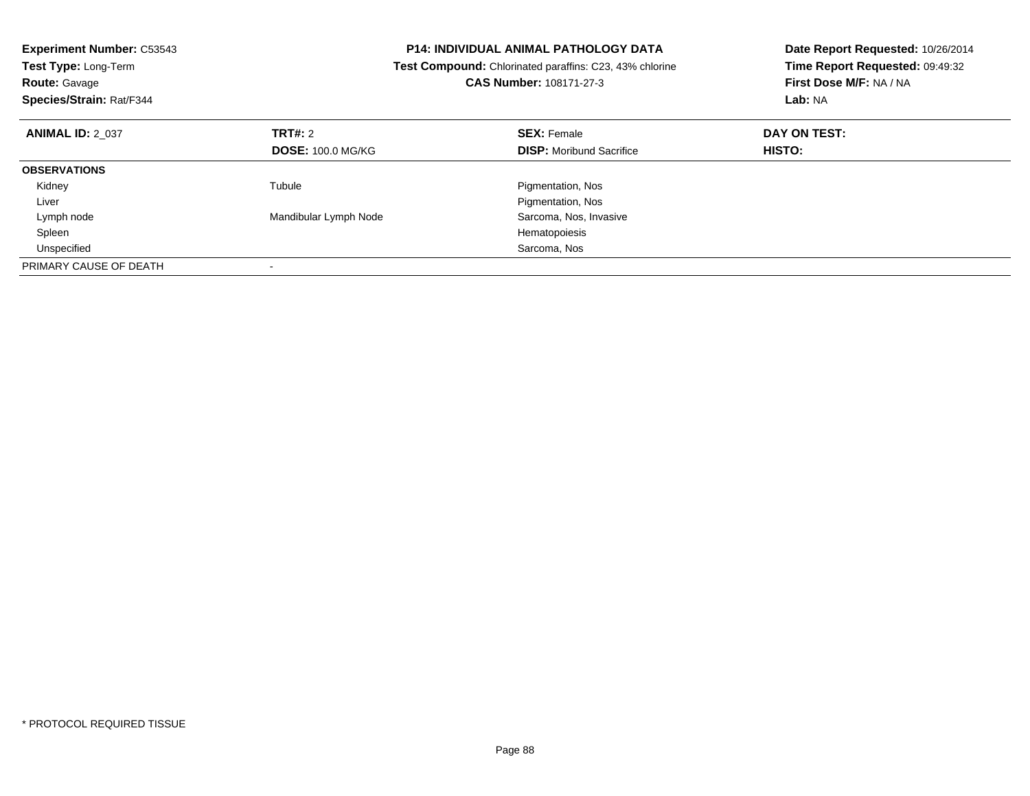**Experiment Number:** C53543
**Test Type:** Long-Term
**Route:** Gavage
**Species/Strain:** Rat/F344

**P14: INDIVIDUAL ANIMAL PATHOLOGY DATA**
**Test Compound:** Chlorinated paraffins: C23, 43% chlorine
**CAS Number:** 108171-27-3

**Date Report Requested:** 10/26/2014
**Time Report Requested:** 09:49:32
**First Dose M/F:** NA / NA
**Lab:** NA

| **ANIMAL ID:** 2_037 | **TRT#:** 2 | **SEX:** Female | **DAY ON TEST:** |
|---|---|---|---|
| | **DOSE:** 100.0 MG/KG | **DISP:** Moribund Sacrifice | **HISTO:** |
| **OBSERVATIONS** | | | |
| Kidney | Tubule | Pigmentation, Nos | |
| Liver | | Pigmentation, Nos | |
| Lymph node | Mandibular Lymph Node | Sarcoma, Nos, Invasive | |
| Spleen | | Hematopoiesis | |
| Unspecified | | Sarcoma, Nos | |
| PRIMARY CAUSE OF DEATH | - | | |

* PROTOCOL REQUIRED TISSUE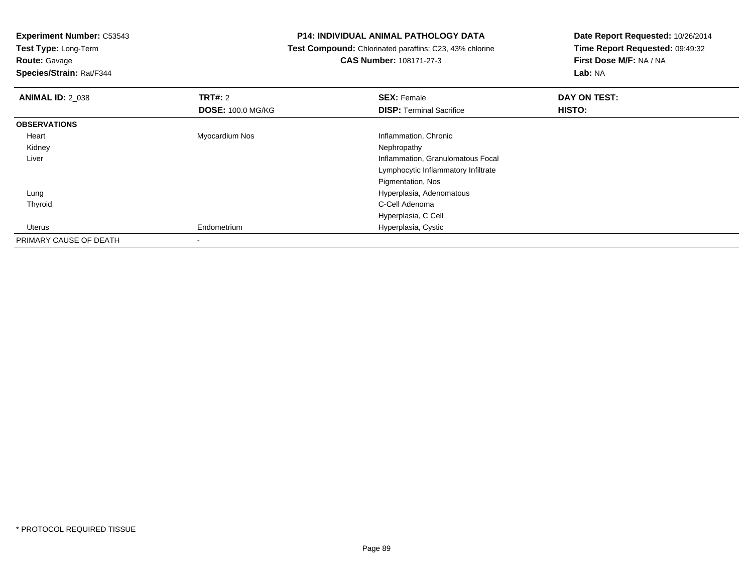**Experiment Number:** C53543
**Test Type:** Long-Term
**Route:** Gavage
**Species/Strain:** Rat/F344

**P14: INDIVIDUAL ANIMAL PATHOLOGY DATA**
**Test Compound:** Chlorinated paraffins: C23, 43% chlorine
**CAS Number:** 108171-27-3

**Date Report Requested:** 10/26/2014
**Time Report Requested:** 09:49:32
**First Dose M/F:** NA / NA
**Lab:** NA

| **ANIMAL ID:** 2_038 | **TRT#:** 2 | **SEX:** Female | **DAY ON TEST:** |
|---|---|---|---|
| | **DOSE:** 100.0 MG/KG | **DISP:** Terminal Sacrifice | **HISTO:** |
| **OBSERVATIONS** | | | |
| Heart | Myocardium Nos | Inflammation, Chronic | |
| Kidney | | Nephropathy | |
| Liver | | Inflammation, Granulomatous Focal | |
| | | Lymphocytic Inflammatory Infiltrate | |
| | | Pigmentation, Nos | |
| Lung | | Hyperplasia, Adenomatous | |
| Thyroid | | C-Cell Adenoma | |
| | | Hyperplasia, C Cell | |
| Uterus | Endometrium | Hyperplasia, Cystic | |
| PRIMARY CAUSE OF DEATH | - | | |

* PROTOCOL REQUIRED TISSUE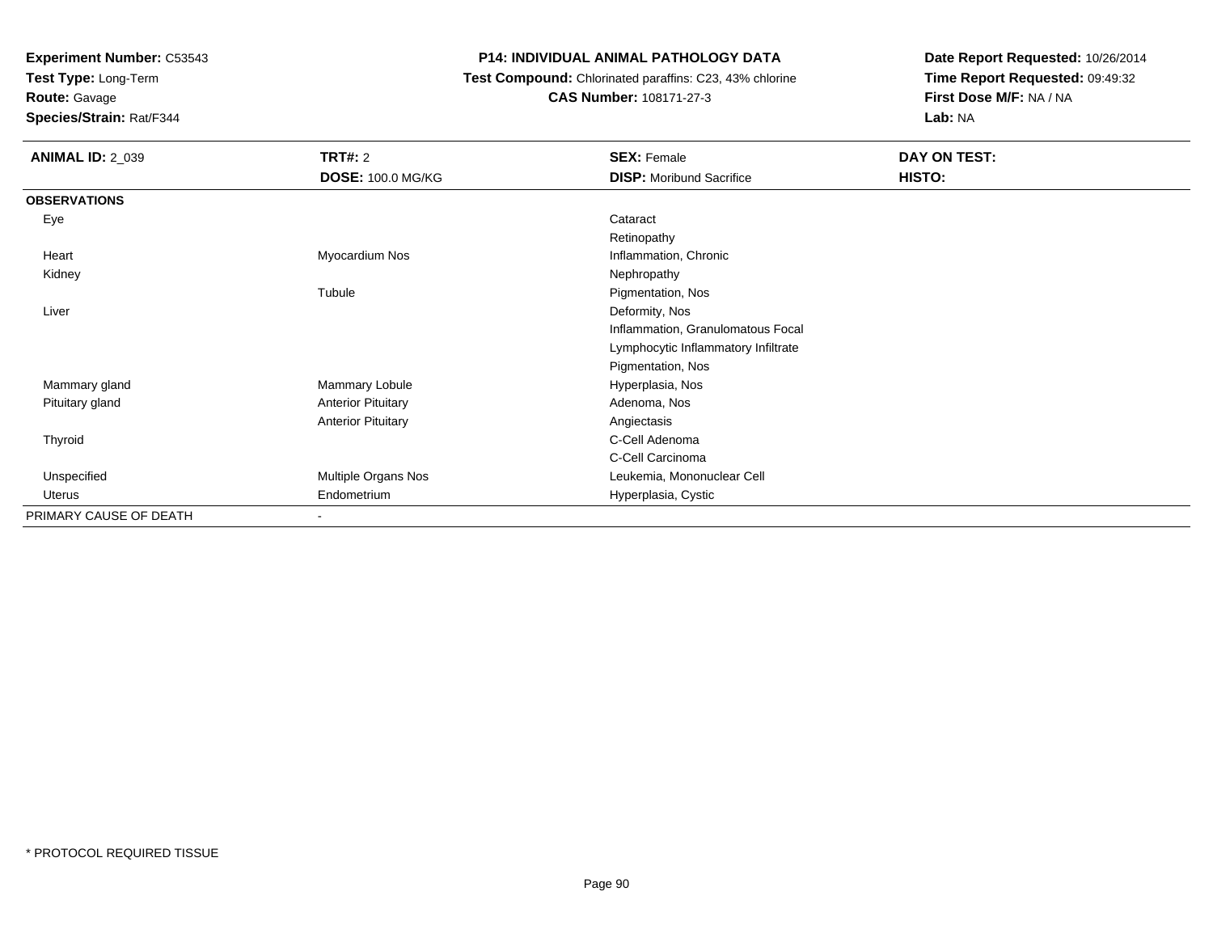**Experiment Number:** C53543
**Test Type:** Long-Term
**Route:** Gavage
**Species/Strain:** Rat/F344

**P14: INDIVIDUAL ANIMAL PATHOLOGY DATA**
**Test Compound:** Chlorinated paraffins: C23, 43% chlorine
**CAS Number:** 108171-27-3

**Date Report Requested:** 10/26/2014
**Time Report Requested:** 09:49:32
**First Dose M/F:** NA / NA
**Lab:** NA

| **ANIMAL ID:** 2_039 | **TRT#:** 2 | **SEX:** Female | **DAY ON TEST:** |
|---|---|---|---|
| | **DOSE:** 100.0 MG/KG | **DISP:** Moribund Sacrifice | **HISTO:** |
| **OBSERVATIONS** | | | |
| Eye | | Cataract | |
| | | Retinopathy | |
| Heart | Myocardium Nos | Inflammation, Chronic | |
| Kidney | | Nephropathy | |
| | Tubule | Pigmentation, Nos | |
| Liver | | Deformity, Nos | |
| | | Inflammation, Granulomatous Focal | |
| | | Lymphocytic Inflammatory Infiltrate | |
| | | Pigmentation, Nos | |
| Mammary gland | Mammary Lobule | Hyperplasia, Nos | |
| Pituitary gland | Anterior Pituitary | Adenoma, Nos | |
| | Anterior Pituitary | Angiectasis | |
| Thyroid | | C-Cell Adenoma | |
| | | C-Cell Carcinoma | |
| Unspecified | Multiple Organs Nos | Leukemia, Mononuclear Cell | |
| Uterus | Endometrium | Hyperplasia, Cystic | |
| PRIMARY CAUSE OF DEATH | - | | |

* PROTOCOL REQUIRED TISSUE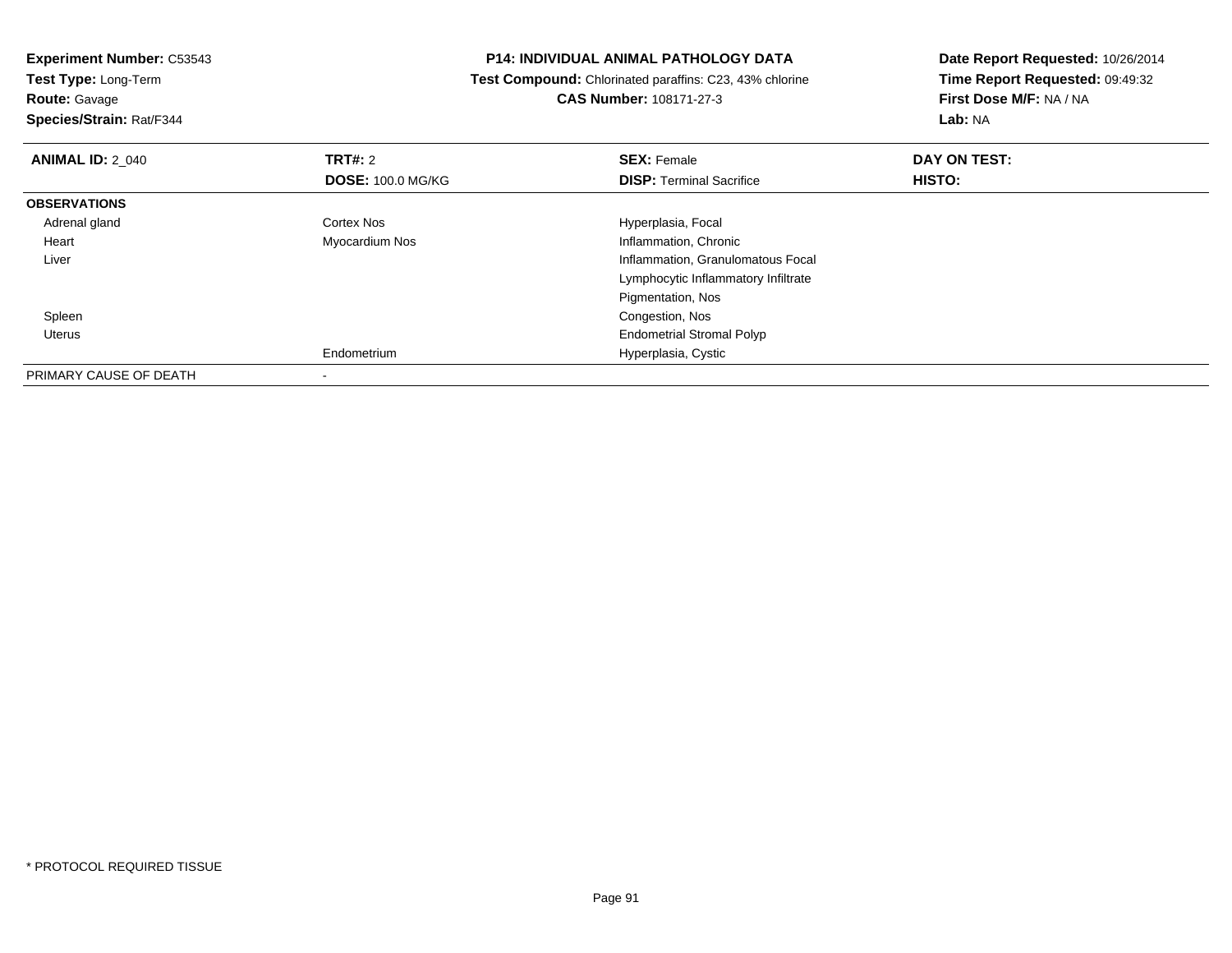**Experiment Number:** C53543
**Test Type:** Long-Term
**Route:** Gavage
**Species/Strain:** Rat/F344

# P14: INDIVIDUAL ANIMAL PATHOLOGY DATA

**Test Compound:** Chlorinated paraffins: C23, 43% chlorine
**CAS Number:** 108171-27-3

**Date Report Requested:** 10/26/2014
**Time Report Requested:** 09:49:32
**First Dose M/F:** NA / NA
**Lab:** NA

| **ANIMAL ID:** 2_040 | **TRT#:** 2 | **SEX:** Female | **DAY ON TEST:** |
|---|---|---|---|
| | **DOSE:** 100.0 MG/KG | **DISP:** Terminal Sacrifice | **HISTO:** |
| **OBSERVATIONS** | | | |
| Adrenal gland | Cortex Nos | Hyperplasia, Focal | |
| Heart | Myocardium Nos | Inflammation, Chronic | |
| Liver | | Inflammation, Granulomatous Focal | |
| | | Lymphocytic Inflammatory Infiltrate | |
| | | Pigmentation, Nos | |
| Spleen | | Congestion, Nos | |
| Uterus | | Endometrial Stromal Polyp | |
| | Endometrium | Hyperplasia, Cystic | |
| PRIMARY CAUSE OF DEATH | - | | |

* PROTOCOL REQUIRED TISSUE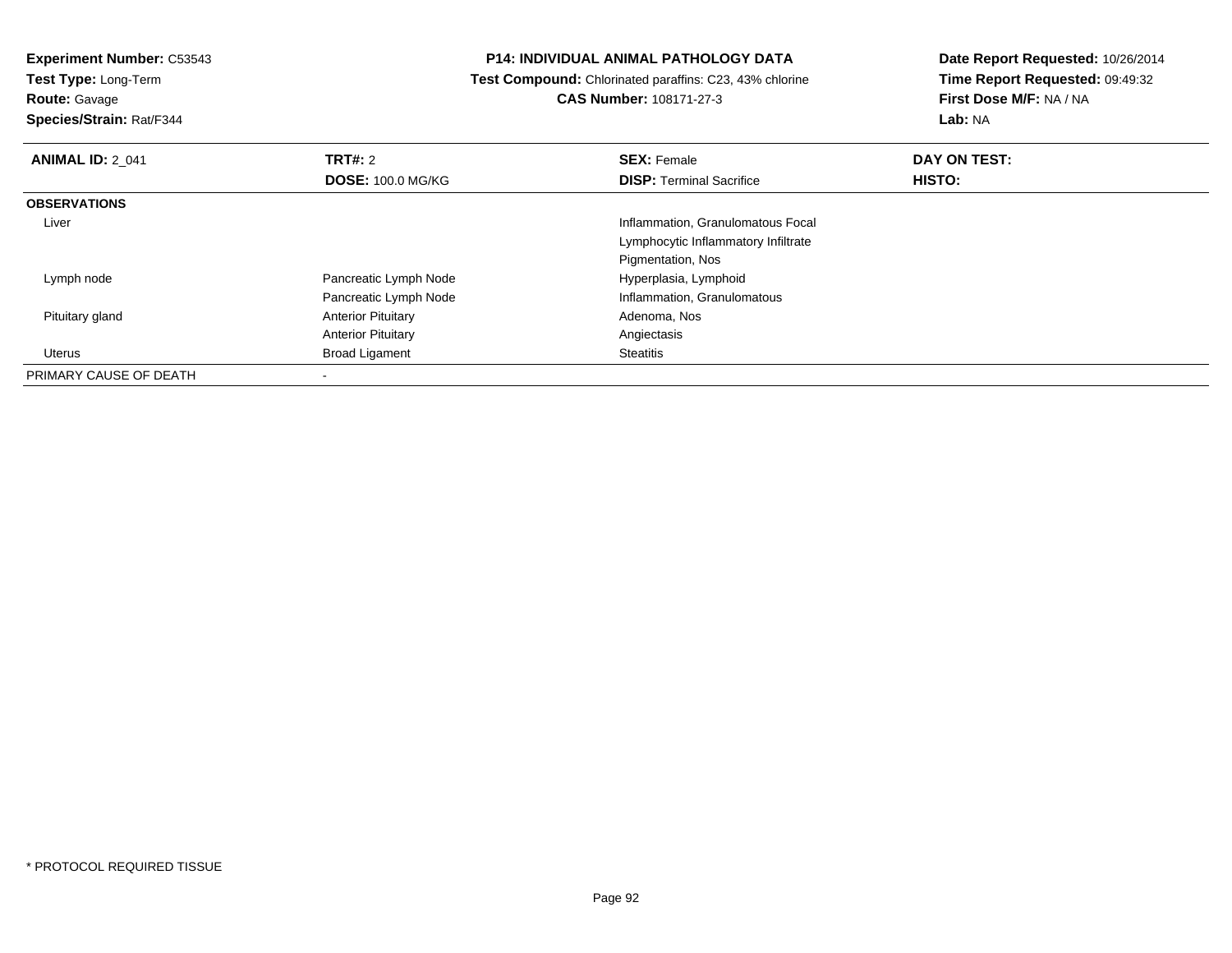**Experiment Number:** C53543
**Test Type:** Long-Term
**Route:** Gavage
**Species/Strain:** Rat/F344

**P14: INDIVIDUAL ANIMAL PATHOLOGY DATA**
**Test Compound:** Chlorinated paraffins: C23, 43% chlorine
**CAS Number:** 108171-27-3

**Date Report Requested:** 10/26/2014
**Time Report Requested:** 09:49:32
**First Dose M/F:** NA / NA
**Lab:** NA

| **ANIMAL ID:** 2_041 | **TRT#:** 2 | **SEX:** Female | **DAY ON TEST:** |
|---|---|---|---|
| | **DOSE:** 100.0 MG/KG | **DISP:** Terminal Sacrifice | **HISTO:** |
| **OBSERVATIONS** | | | |
| Liver | | Inflammation, Granulomatous Focal | |
| | | Lymphocytic Inflammatory Infiltrate | |
| | | Pigmentation, Nos | |
| Lymph node | Pancreatic Lymph Node | Hyperplasia, Lymphoid | |
| | Pancreatic Lymph Node | Inflammation, Granulomatous | |
| Pituitary gland | Anterior Pituitary | Adenoma, Nos | |
| | Anterior Pituitary | Angiectasis | |
| Uterus | Broad Ligament | Steatitis | |
| PRIMARY CAUSE OF DEATH | - | | |

* PROTOCOL REQUIRED TISSUE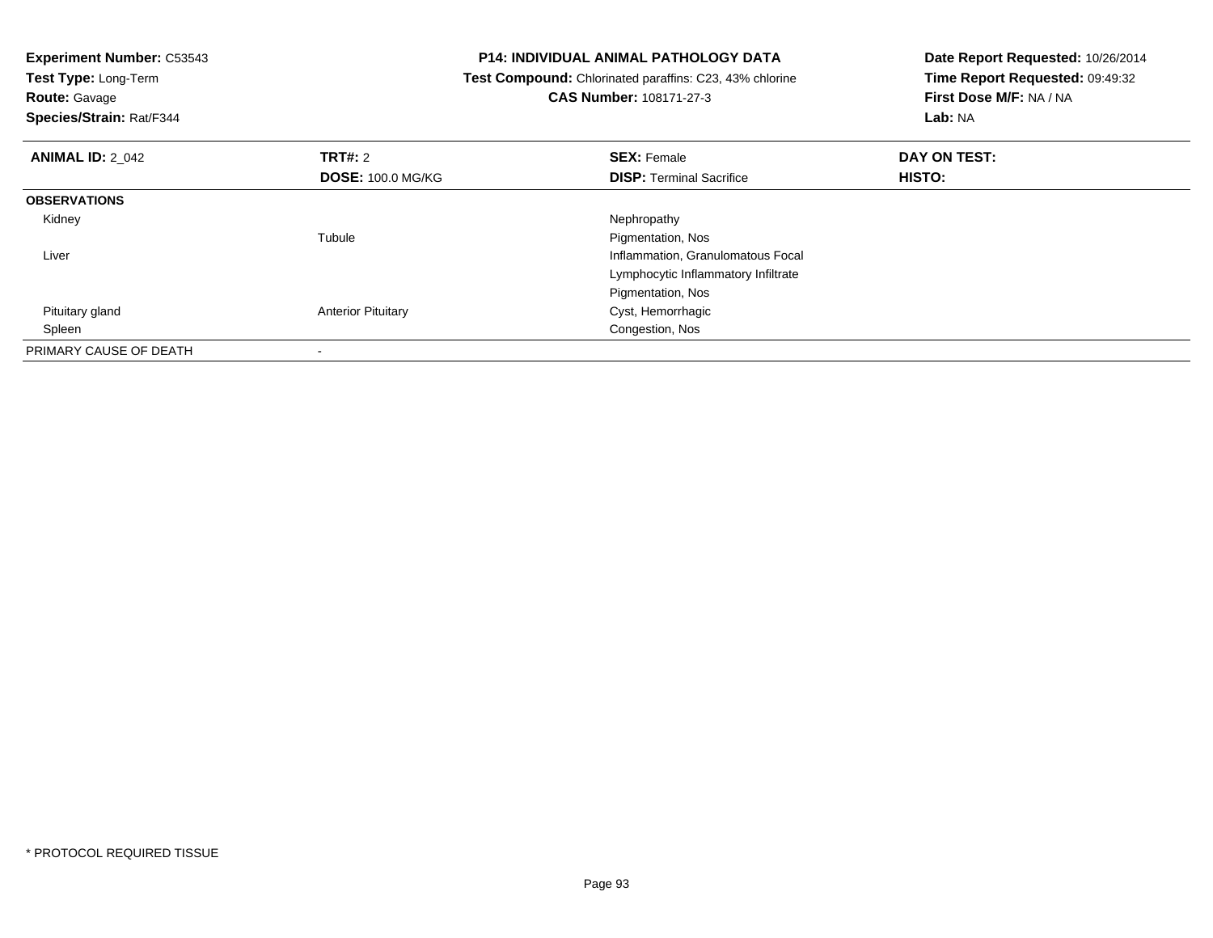**Experiment Number:** C53543
**Test Type:** Long-Term
**Route:** Gavage
**Species/Strain:** Rat/F344

**P14: INDIVIDUAL ANIMAL PATHOLOGY DATA**
**Test Compound:** Chlorinated paraffins: C23, 43% chlorine
**CAS Number:** 108171-27-3

**Date Report Requested:** 10/26/2014
**Time Report Requested:** 09:49:32
**First Dose M/F:** NA / NA
**Lab:** NA

| **ANIMAL ID:** 2_042 | **TRT#:** 2 | **SEX:** Female | **DAY ON TEST:** |
|---|---|---|---|
| | **DOSE:** 100.0 MG/KG | **DISP:** Terminal Sacrifice | **HISTO:** |
| **OBSERVATIONS** | | | |
| Kidney | | Nephropathy | |
| | Tubule | Pigmentation, Nos | |
| Liver | | Inflammation, Granulomatous Focal | |
| | | Lymphocytic Inflammatory Infiltrate | |
| | | Pigmentation, Nos | |
| Pituitary gland | Anterior Pituitary | Cyst, Hemorrhagic | |
| Spleen | | Congestion, Nos | |
| PRIMARY CAUSE OF DEATH | - | | |

* PROTOCOL REQUIRED TISSUE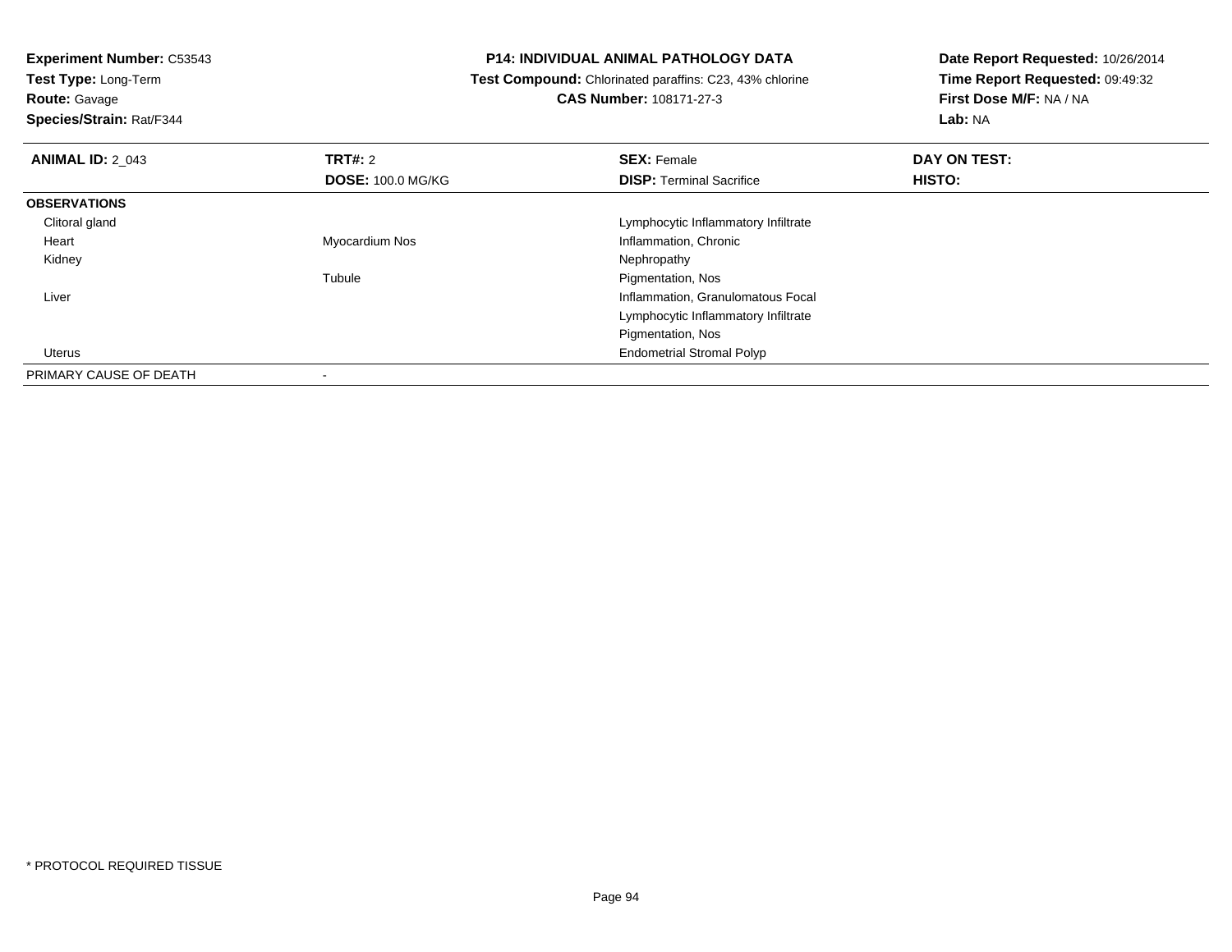**Experiment Number:** C53543
**Test Type:** Long-Term
**Route:** Gavage
**Species/Strain:** Rat/F344

# P14: INDIVIDUAL ANIMAL PATHOLOGY DATA

**Test Compound:** Chlorinated paraffins: C23, 43% chlorine
**CAS Number:** 108171-27-3

**Date Report Requested:** 10/26/2014
**Time Report Requested:** 09:49:32
**First Dose M/F:** NA / NA
**Lab:** NA

| **ANIMAL ID:** 2_043 | **TRT#:** 2 | **SEX:** Female | **DAY ON TEST:** |
|---|---|---|---|
| | **DOSE:** 100.0 MG/KG | **DISP:** Terminal Sacrifice | **HISTO:** |
| **OBSERVATIONS** | | | |
| Clitoral gland | | Lymphocytic Inflammatory Infiltrate | |
| Heart | Myocardium Nos | Inflammation, Chronic | |
| Kidney | | Nephropathy | |
| | Tubule | Pigmentation, Nos | |
| Liver | | Inflammation, Granulomatous Focal | |
| | | Lymphocytic Inflammatory Infiltrate | |
| | | Pigmentation, Nos | |
| Uterus | | Endometrial Stromal Polyp | |
| PRIMARY CAUSE OF DEATH | - | | |

\* PROTOCOL REQUIRED TISSUE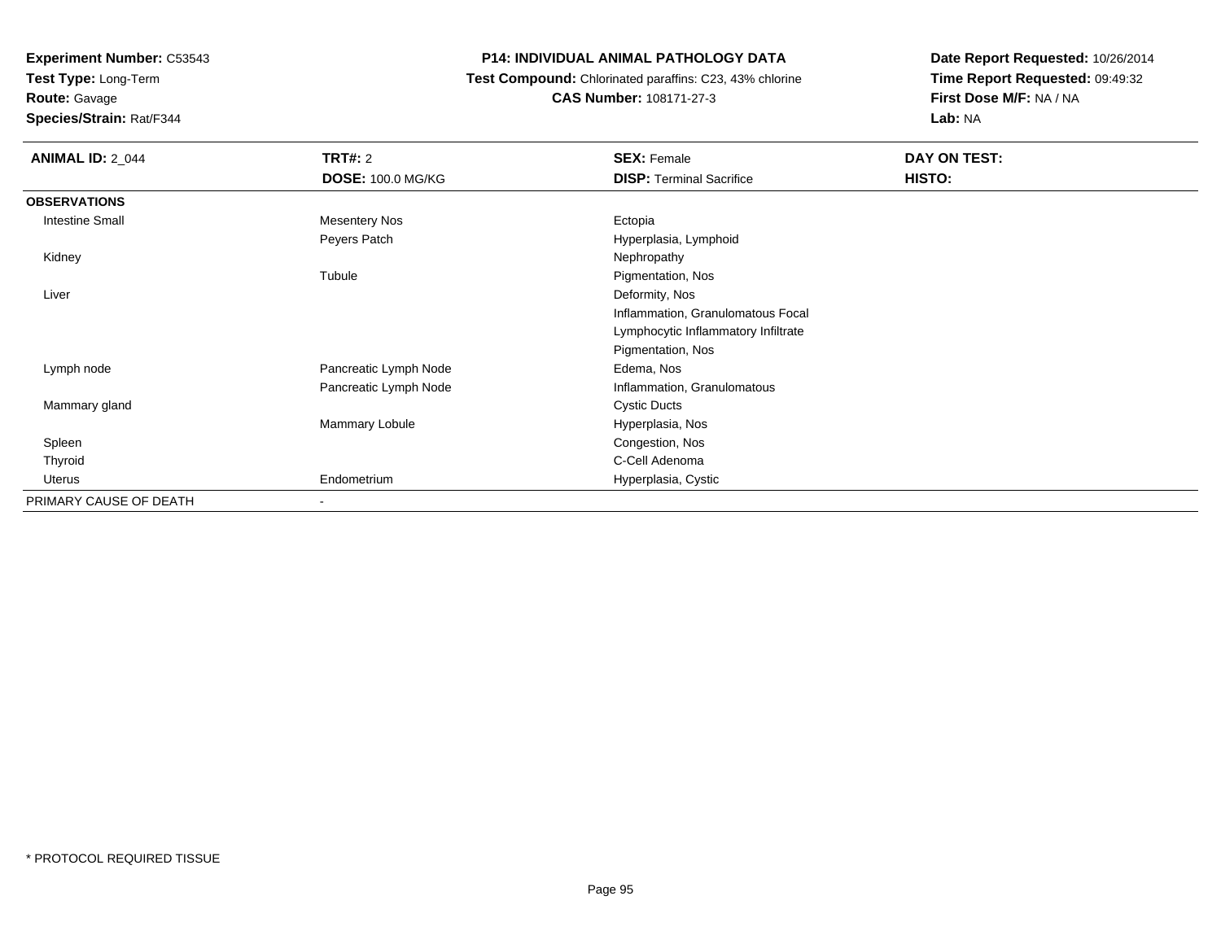**Experiment Number:** C53543
**Test Type:** Long-Term
**Route:** Gavage
**Species/Strain:** Rat/F344

**P14: INDIVIDUAL ANIMAL PATHOLOGY DATA**
**Test Compound:** Chlorinated paraffins: C23, 43% chlorine
**CAS Number:** 108171-27-3

**Date Report Requested:** 10/26/2014
**Time Report Requested:** 09:49:32
**First Dose M/F:** NA / NA
**Lab:** NA

| **ANIMAL ID:** 2_044 | **TRT#:** 2 | **SEX:** Female | **DAY ON TEST:** |
|---|---|---|---|
| | **DOSE:** 100.0 MG/KG | **DISP:** Terminal Sacrifice | **HISTO:** |
| **OBSERVATIONS** | | | |
| Intestine Small | Mesentery Nos | Ectopia | |
| | Peyers Patch | Hyperplasia, Lymphoid | |
| Kidney | | Nephropathy | |
| | Tubule | Pigmentation, Nos | |
| Liver | | Deformity, Nos | |
| | | Inflammation, Granulomatous Focal | |
| | | Lymphocytic Inflammatory Infiltrate | |
| | | Pigmentation, Nos | |
| Lymph node | Pancreatic Lymph Node | Edema, Nos | |
| | Pancreatic Lymph Node | Inflammation, Granulomatous | |
| Mammary gland | | Cystic Ducts | |
| | Mammary Lobule | Hyperplasia, Nos | |
| Spleen | | Congestion, Nos | |
| Thyroid | | C-Cell Adenoma | |
| Uterus | Endometrium | Hyperplasia, Cystic | |
| PRIMARY CAUSE OF DEATH | - | | |

* PROTOCOL REQUIRED TISSUE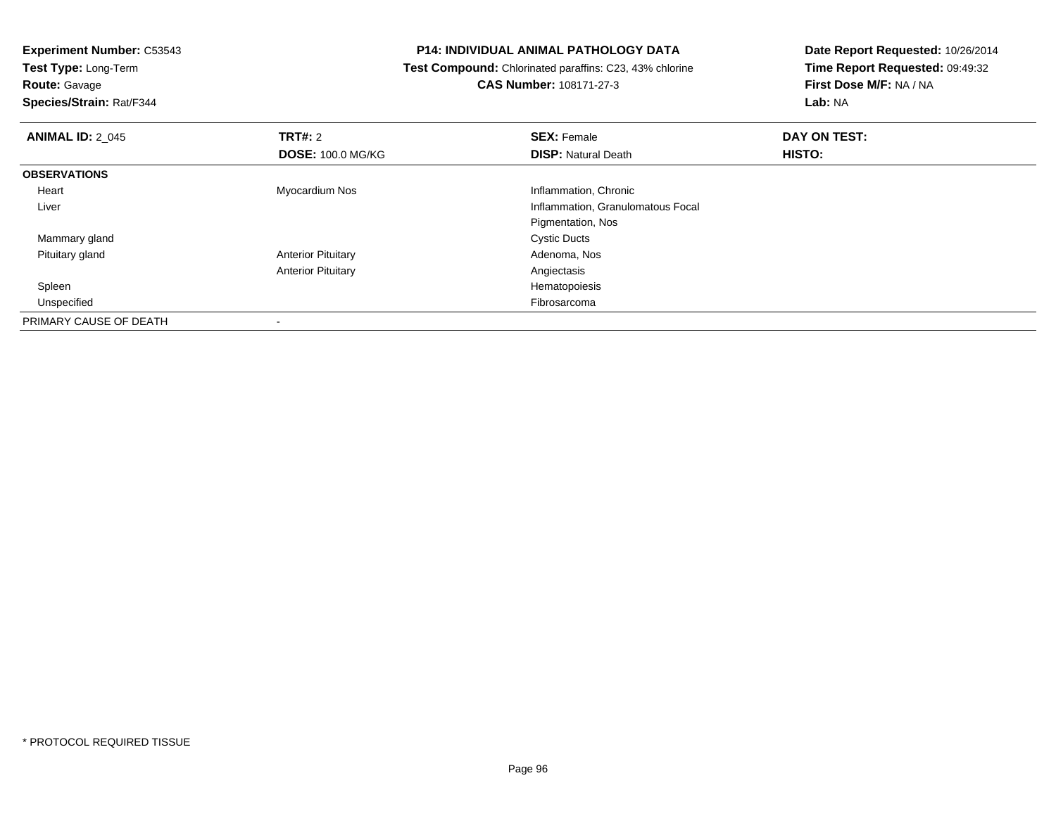**Experiment Number:** C53543
**Test Type:** Long-Term
**Route:** Gavage
**Species/Strain:** Rat/F344

**P14: INDIVIDUAL ANIMAL PATHOLOGY DATA**
**Test Compound:** Chlorinated paraffins: C23, 43% chlorine
**CAS Number:** 108171-27-3

**Date Report Requested:** 10/26/2014
**Time Report Requested:** 09:49:32
**First Dose M/F:** NA / NA
**Lab:** NA

| **ANIMAL ID:** 2_045 | **TRT#:** 2 | **SEX:** Female | **DAY ON TEST:** |
|---|---|---|---|
| | **DOSE:** 100.0 MG/KG | **DISP:** Natural Death | **HISTO:** |
| **OBSERVATIONS** | | | |
| Heart | Myocardium Nos | Inflammation, Chronic | |
| Liver | | Inflammation, Granulomatous Focal | |
| | | Pigmentation, Nos | |
| Mammary gland | | Cystic Ducts | |
| Pituitary gland | Anterior Pituitary | Adenoma, Nos | |
| | Anterior Pituitary | Angiectasis | |
| Spleen | | Hematopoiesis | |
| Unspecified | | Fibrosarcoma | |
| PRIMARY CAUSE OF DEATH | - | | |

* PROTOCOL REQUIRED TISSUE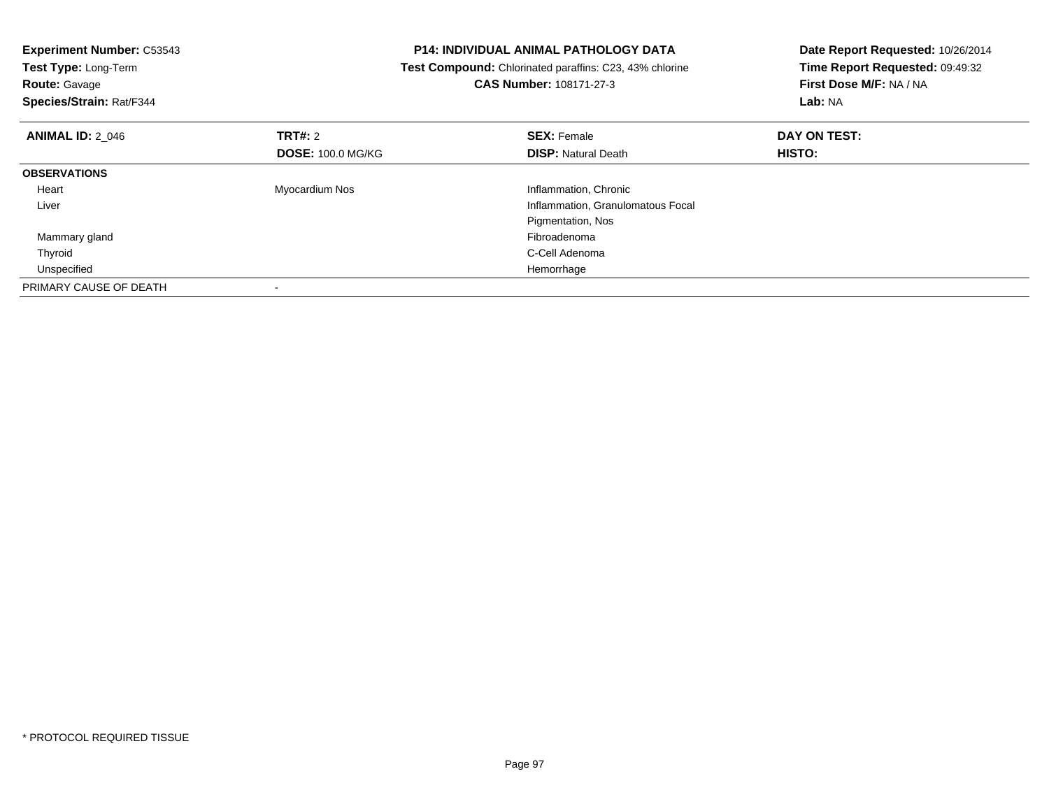**Experiment Number:** C53543
**Test Type:** Long-Term
**Route:** Gavage
**Species/Strain:** Rat/F344

**P14: INDIVIDUAL ANIMAL PATHOLOGY DATA**
**Test Compound:** Chlorinated paraffins: C23, 43% chlorine
**CAS Number:** 108171-27-3

**Date Report Requested:** 10/26/2014
**Time Report Requested:** 09:49:32
**First Dose M/F:** NA / NA
**Lab:** NA

| **ANIMAL ID:** 2_046 | **TRT#:** 2 | **SEX:** Female | **DAY ON TEST:** |
|---|---|---|---|
| | **DOSE:** 100.0 MG/KG | **DISP:** Natural Death | **HISTO:** |
| **OBSERVATIONS** | | | |
| Heart | Myocardium Nos | Inflammation, Chronic | |
| Liver | | Inflammation, Granulomatous Focal | |
| | | Pigmentation, Nos | |
| Mammary gland | | Fibroadenoma | |
| Thyroid | | C-Cell Adenoma | |
| Unspecified | | Hemorrhage | |
| PRIMARY CAUSE OF DEATH | - | | |

* PROTOCOL REQUIRED TISSUE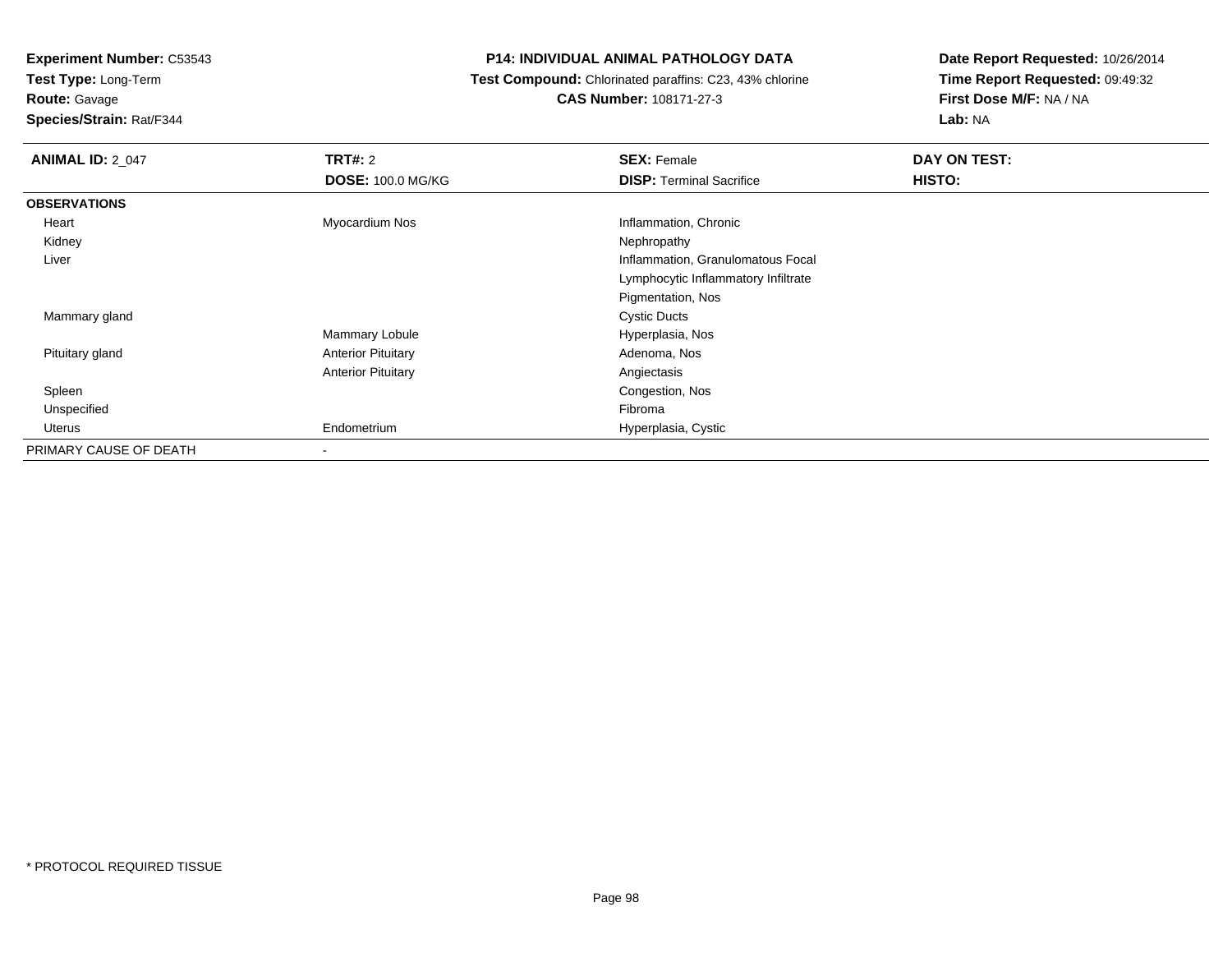**Experiment Number:** C53543
**Test Type:** Long-Term
**Route:** Gavage
**Species/Strain:** Rat/F344

**P14: INDIVIDUAL ANIMAL PATHOLOGY DATA**
**Test Compound:** Chlorinated paraffins: C23, 43% chlorine
**CAS Number:** 108171-27-3

**Date Report Requested:** 10/26/2014
**Time Report Requested:** 09:49:32
**First Dose M/F:** NA / NA
**Lab:** NA

| **ANIMAL ID:** 2_047 | **TRT#:** 2 | **SEX:** Female | **DAY ON TEST:** |
|---|---|---|---|
| | **DOSE:** 100.0 MG/KG | **DISP:** Terminal Sacrifice | **HISTO:** |
| **OBSERVATIONS** | | | |
| Heart | Myocardium Nos | Inflammation, Chronic | |
| Kidney | | Nephropathy | |
| Liver | | Inflammation, Granulomatous Focal | |
| | | Lymphocytic Inflammatory Infiltrate | |
| | | Pigmentation, Nos | |
| Mammary gland | | Cystic Ducts | |
| | Mammary Lobule | Hyperplasia, Nos | |
| Pituitary gland | Anterior Pituitary | Adenoma, Nos | |
| | Anterior Pituitary | Angiectasis | |
| Spleen | | Congestion, Nos | |
| Unspecified | | Fibroma | |
| Uterus | Endometrium | Hyperplasia, Cystic | |
| PRIMARY CAUSE OF DEATH | - | | |

* PROTOCOL REQUIRED TISSUE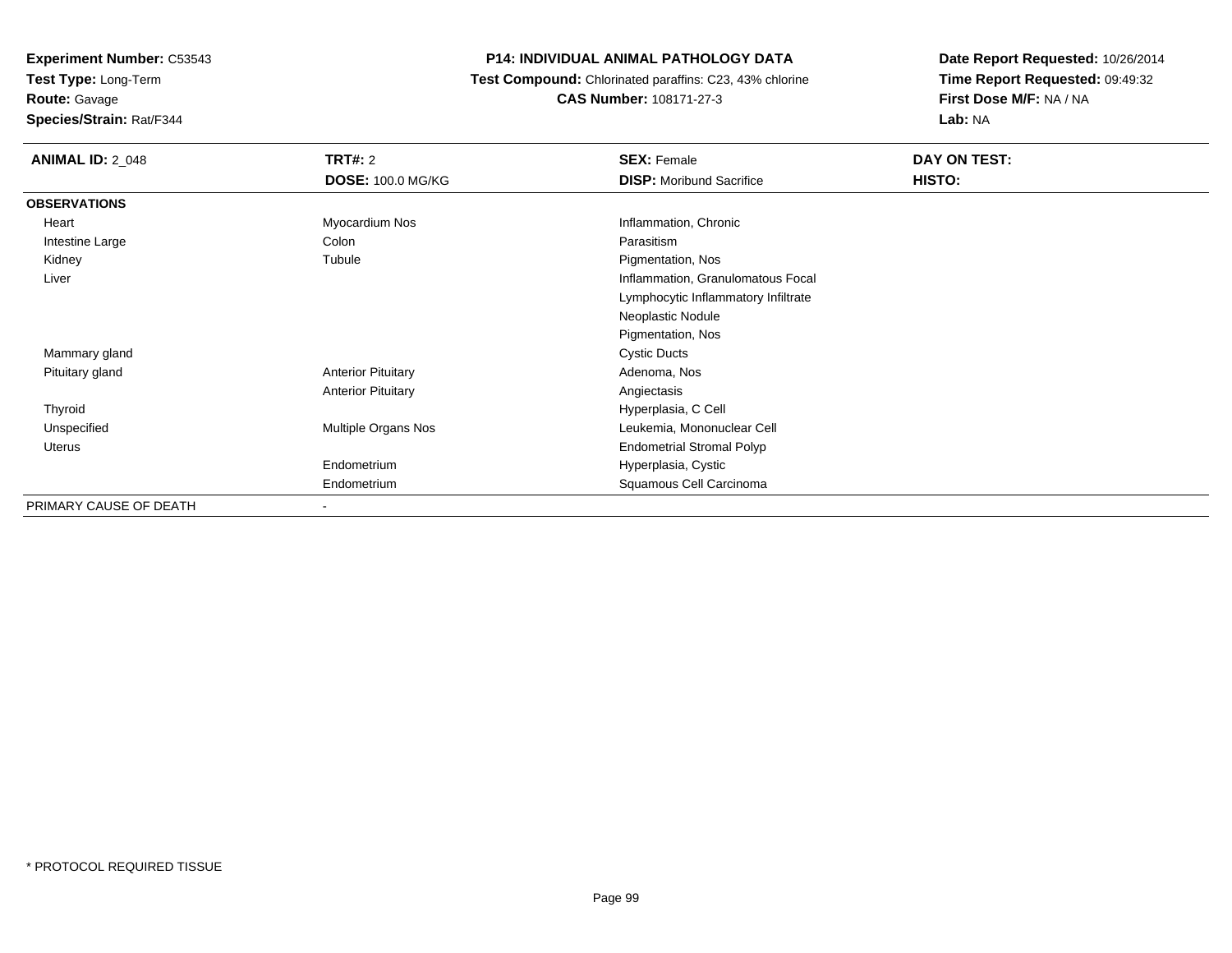**Experiment Number:** C53543
**Test Type:** Long-Term
**Route:** Gavage
**Species/Strain:** Rat/F344

**P14: INDIVIDUAL ANIMAL PATHOLOGY DATA**
**Test Compound:** Chlorinated paraffins: C23, 43% chlorine
**CAS Number:** 108171-27-3

**Date Report Requested:** 10/26/2014
**Time Report Requested:** 09:49:32
**First Dose M/F:** NA / NA
**Lab:** NA

| **ANIMAL ID:** 2_048 | **TRT#:** 2 | **SEX:** Female | **DAY ON TEST:** |
|---|---|---|---|
| | **DOSE:** 100.0 MG/KG | **DISP:** Moribund Sacrifice | **HISTO:** |
| **OBSERVATIONS** | | | |
| Heart | Myocardium Nos | Inflammation, Chronic | |
| Intestine Large | Colon | Parasitism | |
| Kidney | Tubule | Pigmentation, Nos | |
| Liver | | Inflammation, Granulomatous Focal | |
| | | Lymphocytic Inflammatory Infiltrate | |
| | | Neoplastic Nodule | |
| | | Pigmentation, Nos | |
| Mammary gland | | Cystic Ducts | |
| Pituitary gland | Anterior Pituitary | Adenoma, Nos | |
| | Anterior Pituitary | Angiectasis | |
| Thyroid | | Hyperplasia, C Cell | |
| Unspecified | Multiple Organs Nos | Leukemia, Mononuclear Cell | |
| Uterus | | Endometrial Stromal Polyp | |
| | Endometrium | Hyperplasia, Cystic | |
| | Endometrium | Squamous Cell Carcinoma | |
| PRIMARY CAUSE OF DEATH | - | | |

\* PROTOCOL REQUIRED TISSUE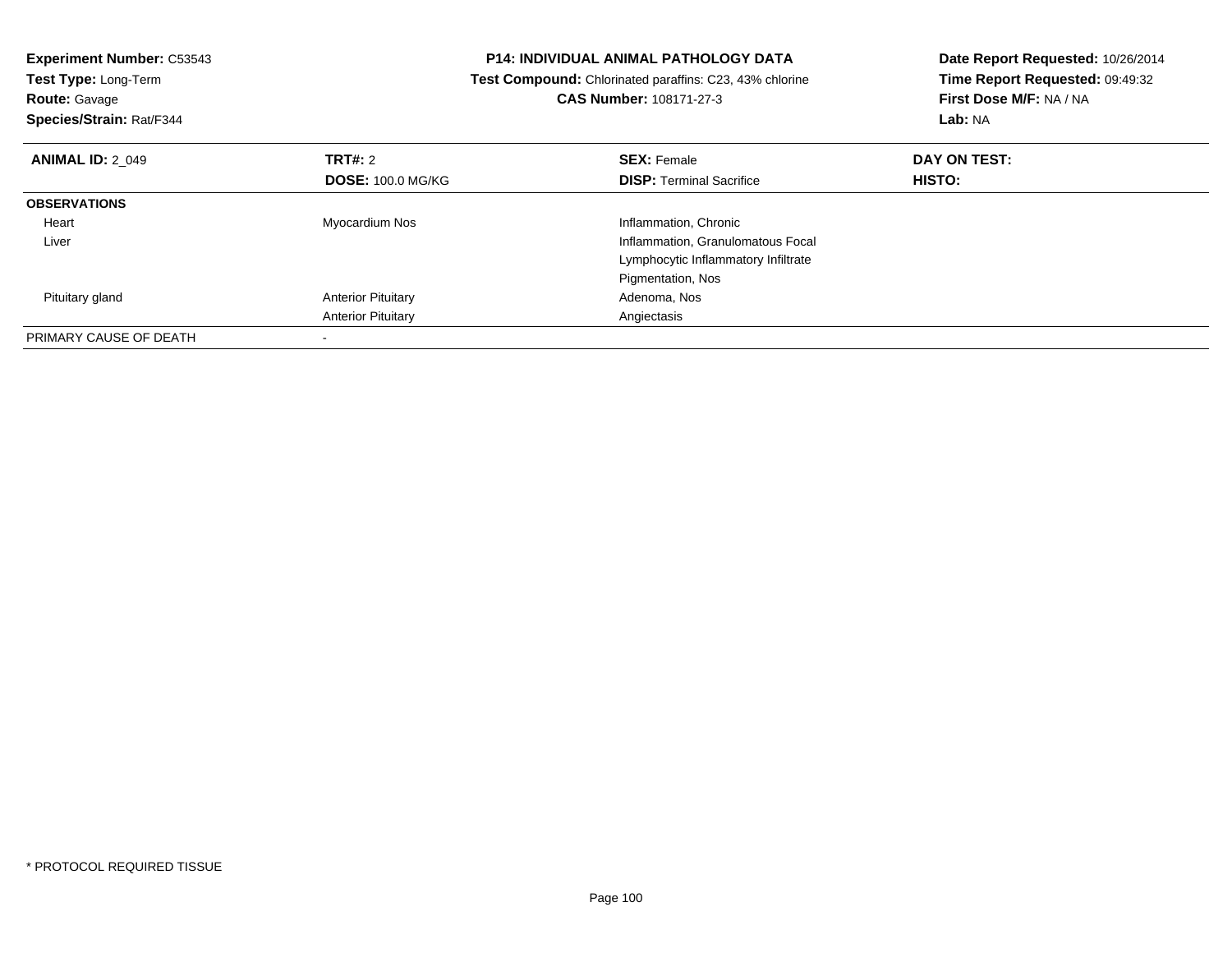**Experiment Number:** C53543
**Test Type:** Long-Term
**Route:** Gavage
**Species/Strain:** Rat/F344

**P14: INDIVIDUAL ANIMAL PATHOLOGY DATA**
**Test Compound:** Chlorinated paraffins: C23, 43% chlorine
**CAS Number:** 108171-27-3

**Date Report Requested:** 10/26/2014
**Time Report Requested:** 09:49:32
**First Dose M/F:** NA / NA
**Lab:** NA

| **ANIMAL ID:** 2_049 | **TRT#:** 2 | **SEX:** Female | **DAY ON TEST:** |
|---|---|---|---|
| | **DOSE:** 100.0 MG/KG | **DISP:** Terminal Sacrifice | **HISTO:** |
| **OBSERVATIONS** | | | |
| Heart | Myocardium Nos | Inflammation, Chronic | |
| Liver | | Inflammation, Granulomatous Focal | |
| | | Lymphocytic Inflammatory Infiltrate | |
| | | Pigmentation, Nos | |
| Pituitary gland | Anterior Pituitary | Adenoma, Nos | |
| | Anterior Pituitary | Angiectasis | |
| PRIMARY CAUSE OF DEATH | - | | |

* PROTOCOL REQUIRED TISSUE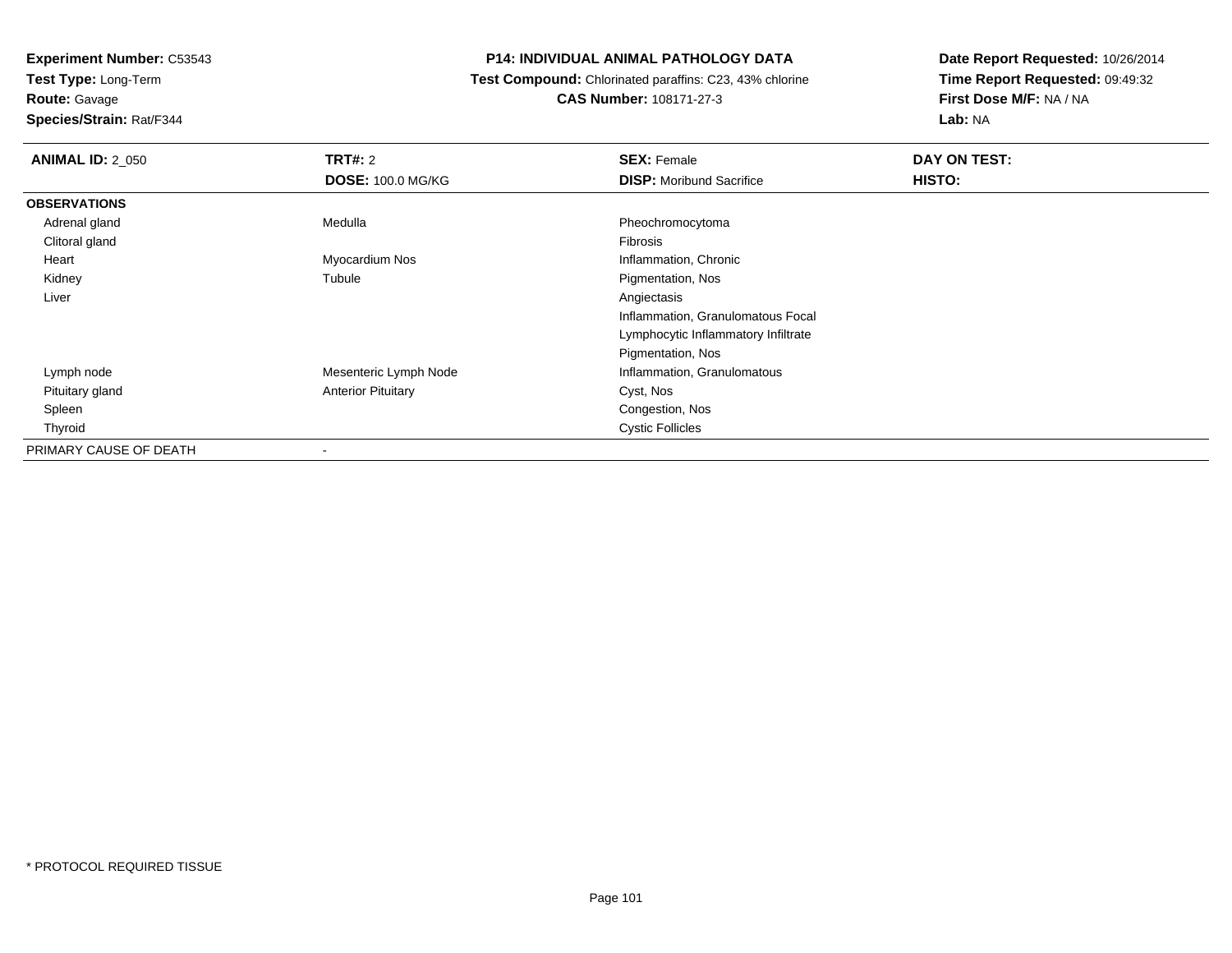**Experiment Number:** C53543
**Test Type:** Long-Term
**Route:** Gavage
**Species/Strain:** Rat/F344

# P14: INDIVIDUAL ANIMAL PATHOLOGY DATA

**Test Compound:** Chlorinated paraffins: C23, 43% chlorine
**CAS Number:** 108171-27-3

**Date Report Requested:** 10/26/2014
**Time Report Requested:** 09:49:32
**First Dose M/F:** NA / NA
**Lab:** NA

| **ANIMAL ID:** 2_050 | **TRT#:** 2 | **SEX:** Female | **DAY ON TEST:** |
|---|---|---|---|
| | **DOSE:** 100.0 MG/KG | **DISP:** Moribund Sacrifice | **HISTO:** |
| **OBSERVATIONS** | | | |
| Adrenal gland | Medulla | Pheochromocytoma | |
| Clitoral gland | | Fibrosis | |
| Heart | Myocardium Nos | Inflammation, Chronic | |
| Kidney | Tubule | Pigmentation, Nos | |
| Liver | | Angiectasis | |
| | | Inflammation, Granulomatous Focal | |
| | | Lymphocytic Inflammatory Infiltrate | |
| | | Pigmentation, Nos | |
| Lymph node | Mesenteric Lymph Node | Inflammation, Granulomatous | |
| Pituitary gland | Anterior Pituitary | Cyst, Nos | |
| Spleen | | Congestion, Nos | |
| Thyroid | | Cystic Follicles | |
| PRIMARY CAUSE OF DEATH | - | | |

* PROTOCOL REQUIRED TISSUE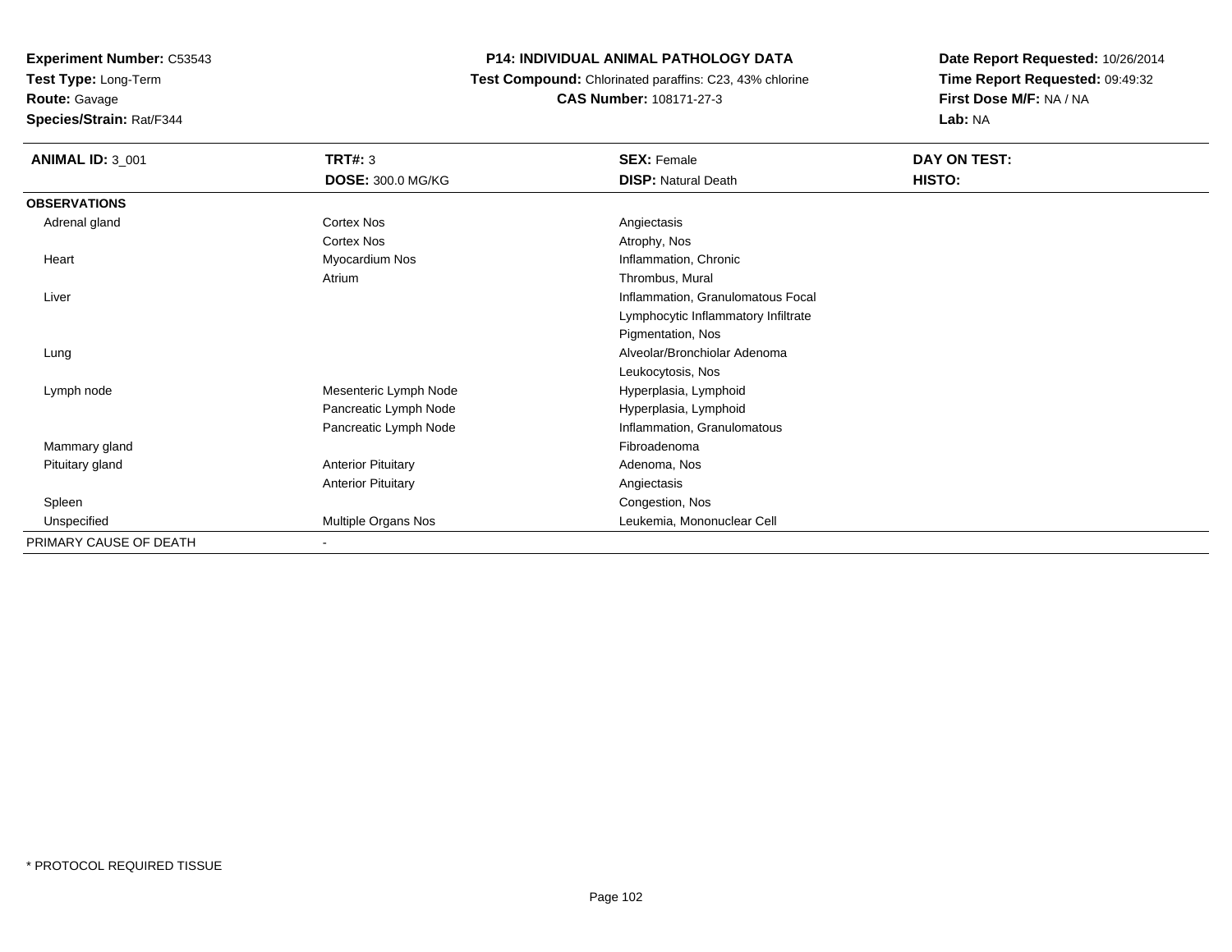**Experiment Number:** C53543
**Test Type:** Long-Term
**Route:** Gavage
**Species/Strain:** Rat/F344

**P14: INDIVIDUAL ANIMAL PATHOLOGY DATA**
**Test Compound:** Chlorinated paraffins: C23, 43% chlorine
**CAS Number:** 108171-27-3

**Date Report Requested:** 10/26/2014
**Time Report Requested:** 09:49:32
**First Dose M/F:** NA / NA
**Lab:** NA

| **ANIMAL ID:** 3_001 | **TRT#:** 3 | **SEX:** Female | **DAY ON TEST:** |
|---|---|---|---|
| | **DOSE:** 300.0 MG/KG | **DISP:** Natural Death | **HISTO:** |
| **OBSERVATIONS** | | | |
| Adrenal gland | Cortex Nos | Angiectasis | |
| | Cortex Nos | Atrophy, Nos | |
| Heart | Myocardium Nos | Inflammation, Chronic | |
| | Atrium | Thrombus, Mural | |
| Liver | | Inflammation, Granulomatous Focal | |
| | | Lymphocytic Inflammatory Infiltrate | |
| | | Pigmentation, Nos | |
| Lung | | Alveolar/Bronchiolar Adenoma | |
| | | Leukocytosis, Nos | |
| Lymph node | Mesenteric Lymph Node | Hyperplasia, Lymphoid | |
| | Pancreatic Lymph Node | Hyperplasia, Lymphoid | |
| | Pancreatic Lymph Node | Inflammation, Granulomatous | |
| Mammary gland | | Fibroadenoma | |
| Pituitary gland | Anterior Pituitary | Adenoma, Nos | |
| | Anterior Pituitary | Angiectasis | |
| Spleen | | Congestion, Nos | |
| Unspecified | Multiple Organs Nos | Leukemia, Mononuclear Cell | |
| PRIMARY CAUSE OF DEATH | - | | |

* PROTOCOL REQUIRED TISSUE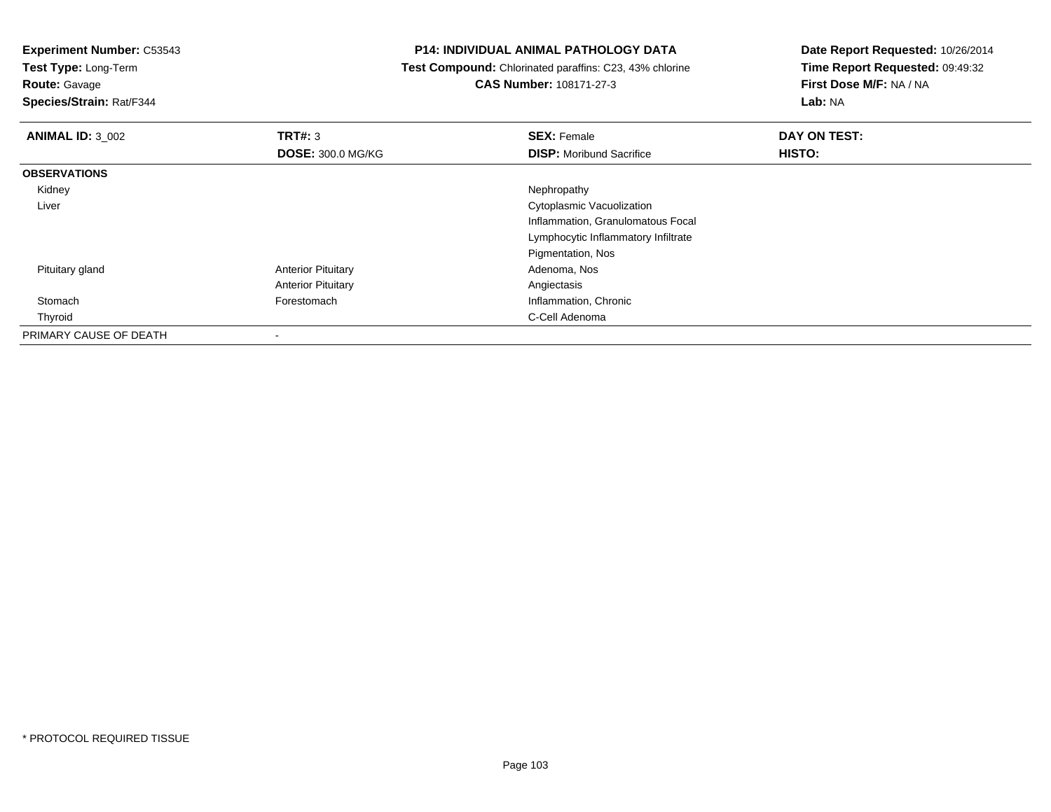**Experiment Number:** C53543
**Test Type:** Long-Term
**Route:** Gavage
**Species/Strain:** Rat/F344

**P14: INDIVIDUAL ANIMAL PATHOLOGY DATA**
**Test Compound:** Chlorinated paraffins: C23, 43% chlorine
**CAS Number:** 108171-27-3

**Date Report Requested:** 10/26/2014
**Time Report Requested:** 09:49:32
**First Dose M/F:** NA / NA
**Lab:** NA

| **ANIMAL ID:** 3_002 | **TRT#:** 3 | **SEX:** Female | **DAY ON TEST:** |
|---|---|---|---|
| | **DOSE:** 300.0 MG/KG | **DISP:** Moribund Sacrifice | **HISTO:** |
| **OBSERVATIONS** | | | |
| Kidney | | Nephropathy | |
| Liver | | Cytoplasmic Vacuolization | |
| | | Inflammation, Granulomatous Focal | |
| | | Lymphocytic Inflammatory Infiltrate | |
| | | Pigmentation, Nos | |
| Pituitary gland | Anterior Pituitary | Adenoma, Nos | |
| | Anterior Pituitary | Angiectasis | |
| Stomach | Forestomach | Inflammation, Chronic | |
| Thyroid | | C-Cell Adenoma | |
| PRIMARY CAUSE OF DEATH | - | | |

* PROTOCOL REQUIRED TISSUE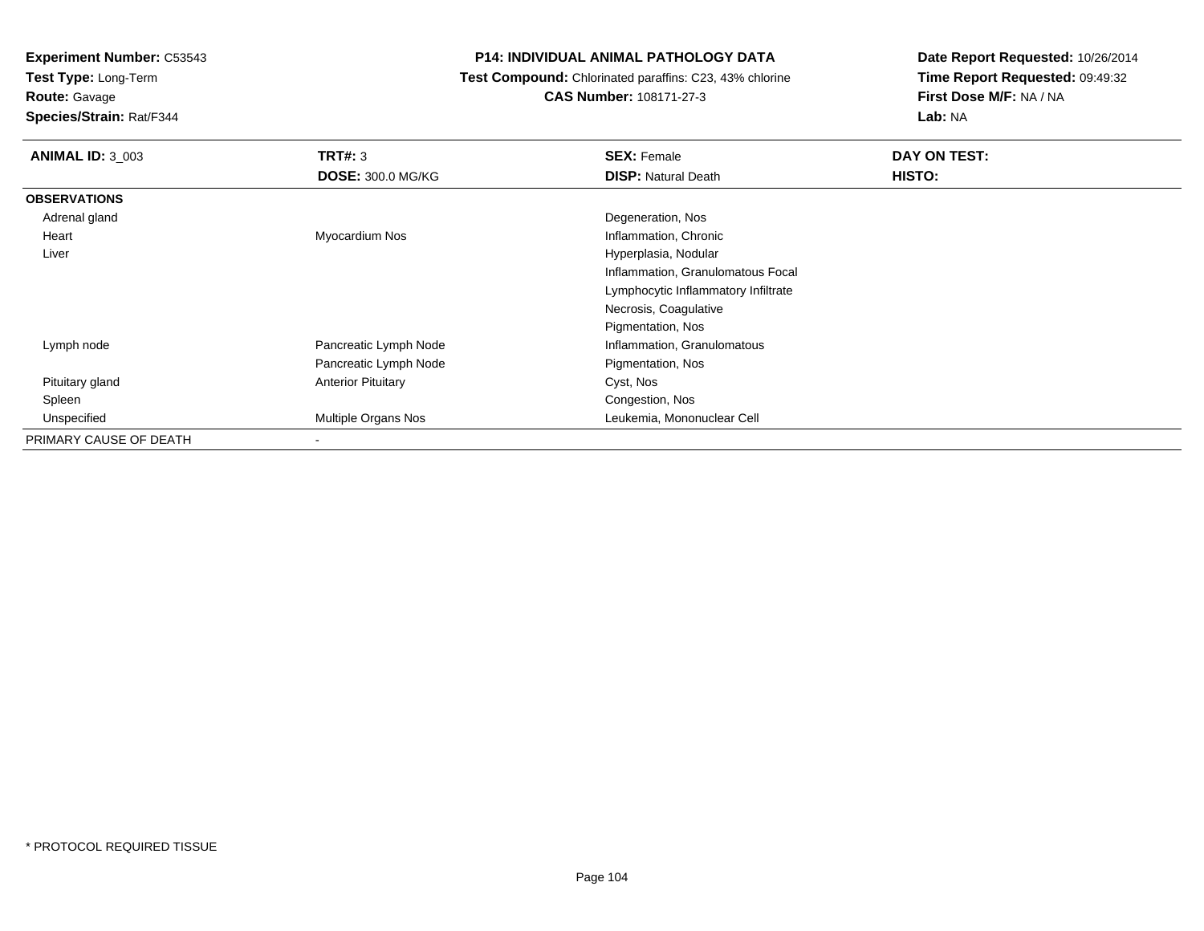**Experiment Number:** C53543
**Test Type:** Long-Term
**Route:** Gavage
**Species/Strain:** Rat/F344

# P14: INDIVIDUAL ANIMAL PATHOLOGY DATA

**Test Compound:** Chlorinated paraffins: C23, 43% chlorine
**CAS Number:** 108171-27-3

**Date Report Requested:** 10/26/2014
**Time Report Requested:** 09:49:32
**First Dose M/F:** NA / NA
**Lab:** NA

| **ANIMAL ID:** 3_003 | **TRT#:** 3 | **SEX:** Female | **DAY ON TEST:** |
|---|---|---|---|
| | **DOSE:** 300.0 MG/KG | **DISP:** Natural Death | **HISTO:** |
| **OBSERVATIONS** | | | |
| Adrenal gland | | Degeneration, Nos | |
| Heart | Myocardium Nos | Inflammation, Chronic | |
| Liver | | Hyperplasia, Nodular | |
| | | Inflammation, Granulomatous Focal | |
| | | Lymphocytic Inflammatory Infiltrate | |
| | | Necrosis, Coagulative | |
| | | Pigmentation, Nos | |
| Lymph node | Pancreatic Lymph Node | Inflammation, Granulomatous | |
| | Pancreatic Lymph Node | Pigmentation, Nos | |
| Pituitary gland | Anterior Pituitary | Cyst, Nos | |
| Spleen | | Congestion, Nos | |
| Unspecified | Multiple Organs Nos | Leukemia, Mononuclear Cell | |
| PRIMARY CAUSE OF DEATH | - | | |

\* PROTOCOL REQUIRED TISSUE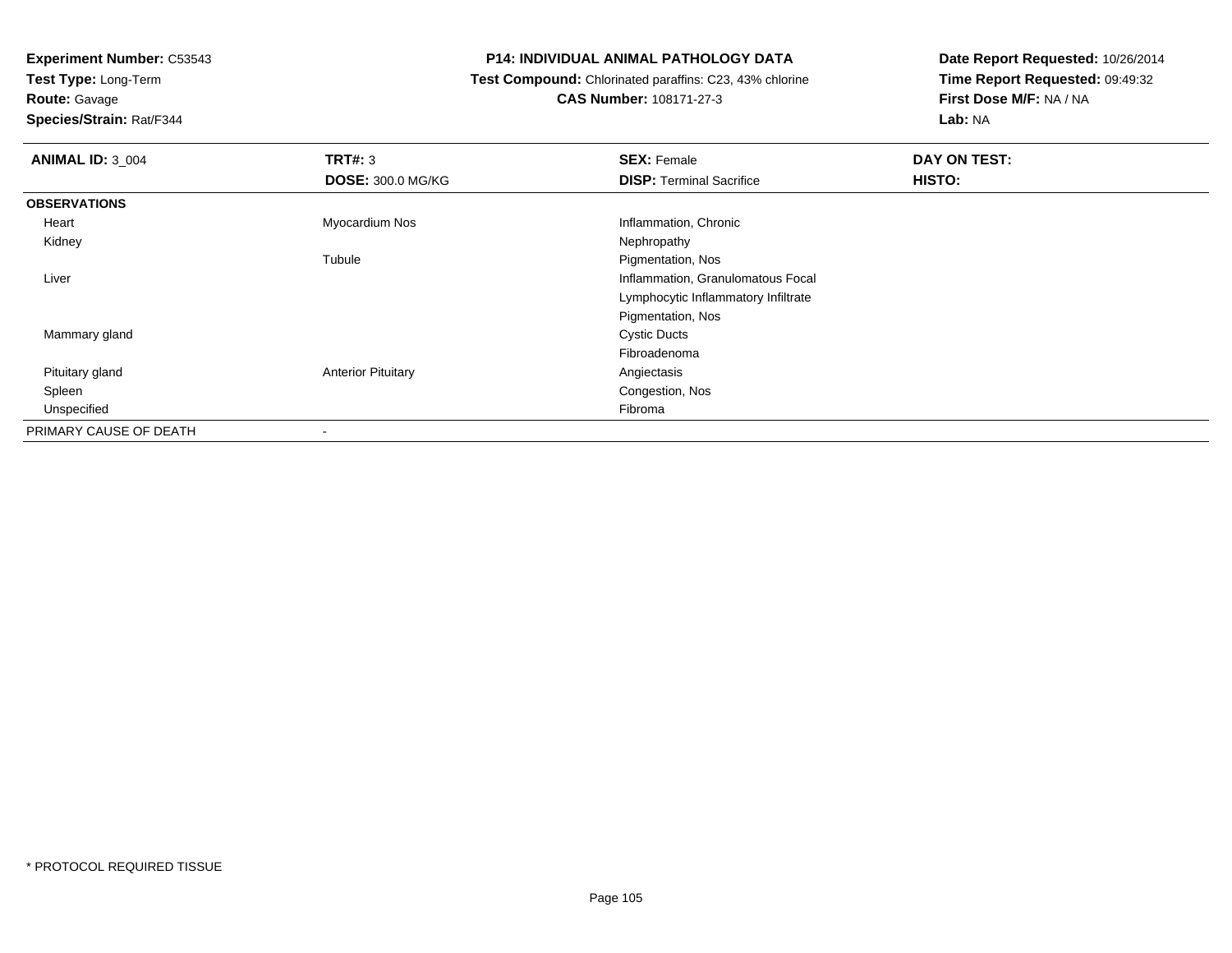**Experiment Number:** C53543
**Test Type:** Long-Term
**Route:** Gavage
**Species/Strain:** Rat/F344

## P14: INDIVIDUAL ANIMAL PATHOLOGY DATA

**Test Compound:** Chlorinated paraffins: C23, 43% chlorine
**CAS Number:** 108171-27-3

**Date Report Requested:** 10/26/2014
**Time Report Requested:** 09:49:32
**First Dose M/F:** NA / NA
**Lab:** NA

| **ANIMAL ID:** 3_004 | **TRT#:** 3 | **SEX:** Female | **DAY ON TEST:** |
|---|---|---|---|
| | **DOSE:** 300.0 MG/KG | **DISP:** Terminal Sacrifice | **HISTO:** |
| **OBSERVATIONS** | | | |
| Heart | Myocardium Nos | Inflammation, Chronic | |
| Kidney | | Nephropathy | |
| | Tubule | Pigmentation, Nos | |
| Liver | | Inflammation, Granulomatous Focal | |
| | | Lymphocytic Inflammatory Infiltrate | |
| | | Pigmentation, Nos | |
| Mammary gland | | Cystic Ducts | |
| | | Fibroadenoma | |
| Pituitary gland | Anterior Pituitary | Angiectasis | |
| Spleen | | Congestion, Nos | |
| Unspecified | | Fibroma | |
| PRIMARY CAUSE OF DEATH | - | | |

\* PROTOCOL REQUIRED TISSUE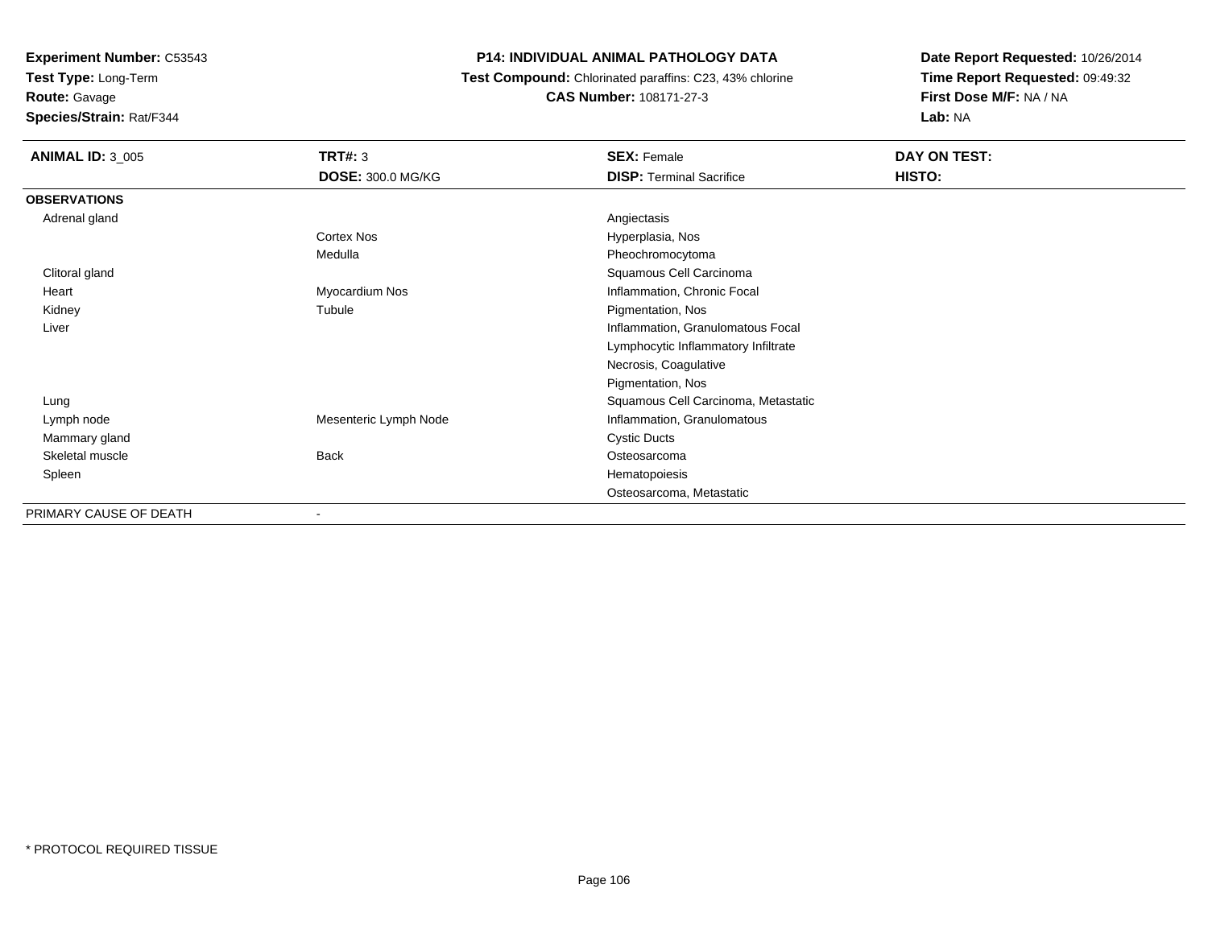**Experiment Number:** C53543
**Test Type:** Long-Term
**Route:** Gavage
**Species/Strain:** Rat/F344

**P14: INDIVIDUAL ANIMAL PATHOLOGY DATA**
**Test Compound:** Chlorinated paraffins: C23, 43% chlorine
**CAS Number:** 108171-27-3

**Date Report Requested:** 10/26/2014
**Time Report Requested:** 09:49:32
**First Dose M/F:** NA / NA
**Lab:** NA

| **ANIMAL ID:** 3_005 | **TRT#:** 3 | **SEX:** Female | **DAY ON TEST:** |
|---|---|---|---|
| | **DOSE:** 300.0 MG/KG | **DISP:** Terminal Sacrifice | **HISTO:** |
| **OBSERVATIONS** | | | |
| Adrenal gland | | Angiectasis | |
| | Cortex Nos | Hyperplasia, Nos | |
| | Medulla | Pheochromocytoma | |
| Clitoral gland | | Squamous Cell Carcinoma | |
| Heart | Myocardium Nos | Inflammation, Chronic Focal | |
| Kidney | Tubule | Pigmentation, Nos | |
| Liver | | Inflammation, Granulomatous Focal | |
| | | Lymphocytic Inflammatory Infiltrate | |
| | | Necrosis, Coagulative | |
| | | Pigmentation, Nos | |
| Lung | | Squamous Cell Carcinoma, Metastatic | |
| Lymph node | Mesenteric Lymph Node | Inflammation, Granulomatous | |
| Mammary gland | | Cystic Ducts | |
| Skeletal muscle | Back | Osteosarcoma | |
| Spleen | | Hematopoiesis | |
| | | Osteosarcoma, Metastatic | |
| PRIMARY CAUSE OF DEATH | - | | |

* PROTOCOL REQUIRED TISSUE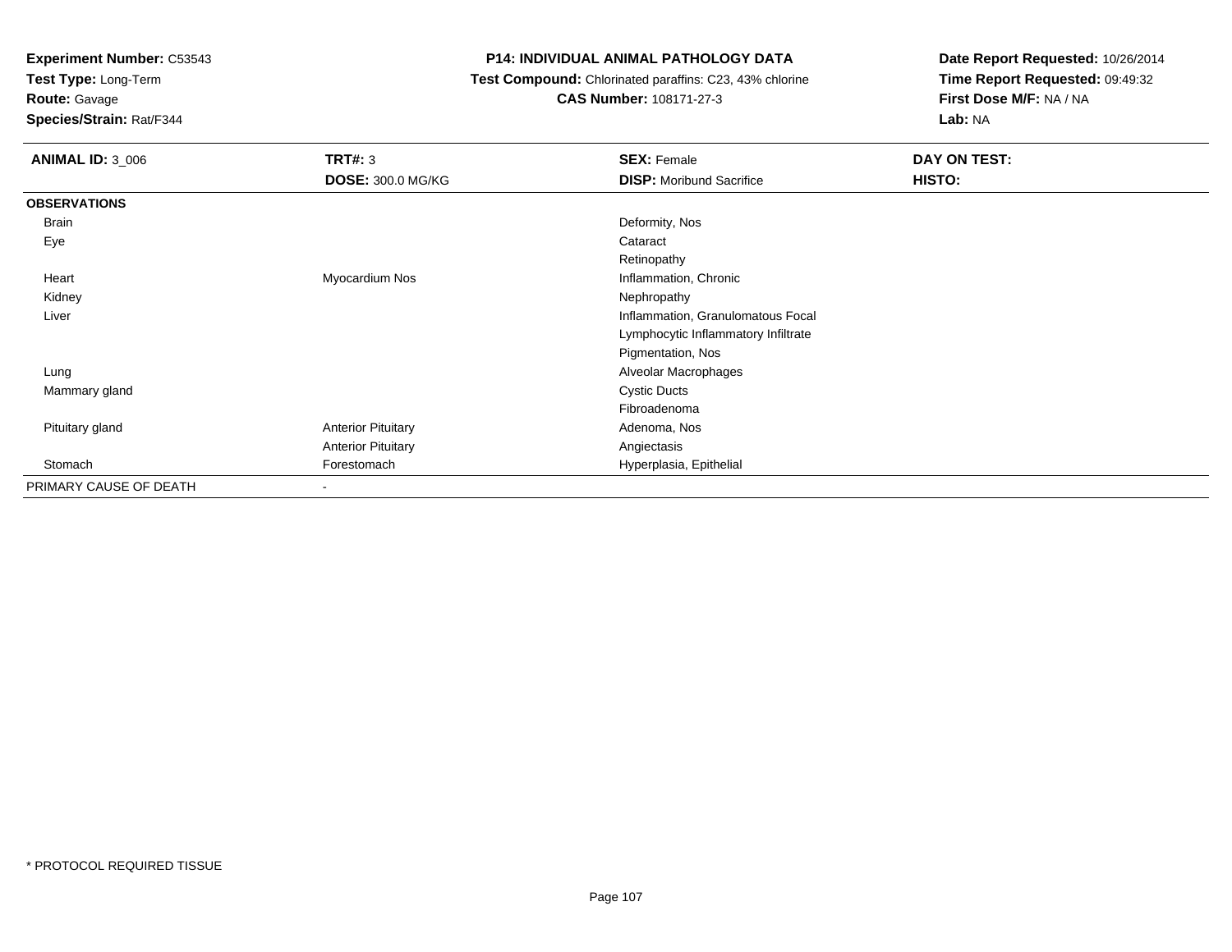**Experiment Number:** C53543
**Test Type:** Long-Term
**Route:** Gavage
**Species/Strain:** Rat/F344

**P14: INDIVIDUAL ANIMAL PATHOLOGY DATA**
**Test Compound:** Chlorinated paraffins: C23, 43% chlorine
**CAS Number:** 108171-27-3

**Date Report Requested:** 10/26/2014
**Time Report Requested:** 09:49:32
**First Dose M/F:** NA / NA
**Lab:** NA

| **ANIMAL ID:** 3_006 | **TRT#:** 3 | **SEX:** Female | **DAY ON TEST:** |
|---|---|---|---|
| | **DOSE:** 300.0 MG/KG | **DISP:** Moribund Sacrifice | **HISTO:** |
| **OBSERVATIONS** | | | |
| Brain | | Deformity, Nos | |
| Eye | | Cataract | |
| | | Retinopathy | |
| Heart | Myocardium Nos | Inflammation, Chronic | |
| Kidney | | Nephropathy | |
| Liver | | Inflammation, Granulomatous Focal | |
| | | Lymphocytic Inflammatory Infiltrate | |
| | | Pigmentation, Nos | |
| Lung | | Alveolar Macrophages | |
| Mammary gland | | Cystic Ducts | |
| | | Fibroadenoma | |
| Pituitary gland | Anterior Pituitary | Adenoma, Nos | |
| | Anterior Pituitary | Angiectasis | |
| Stomach | Forestomach | Hyperplasia, Epithelial | |
| PRIMARY CAUSE OF DEATH | - | | |

* PROTOCOL REQUIRED TISSUE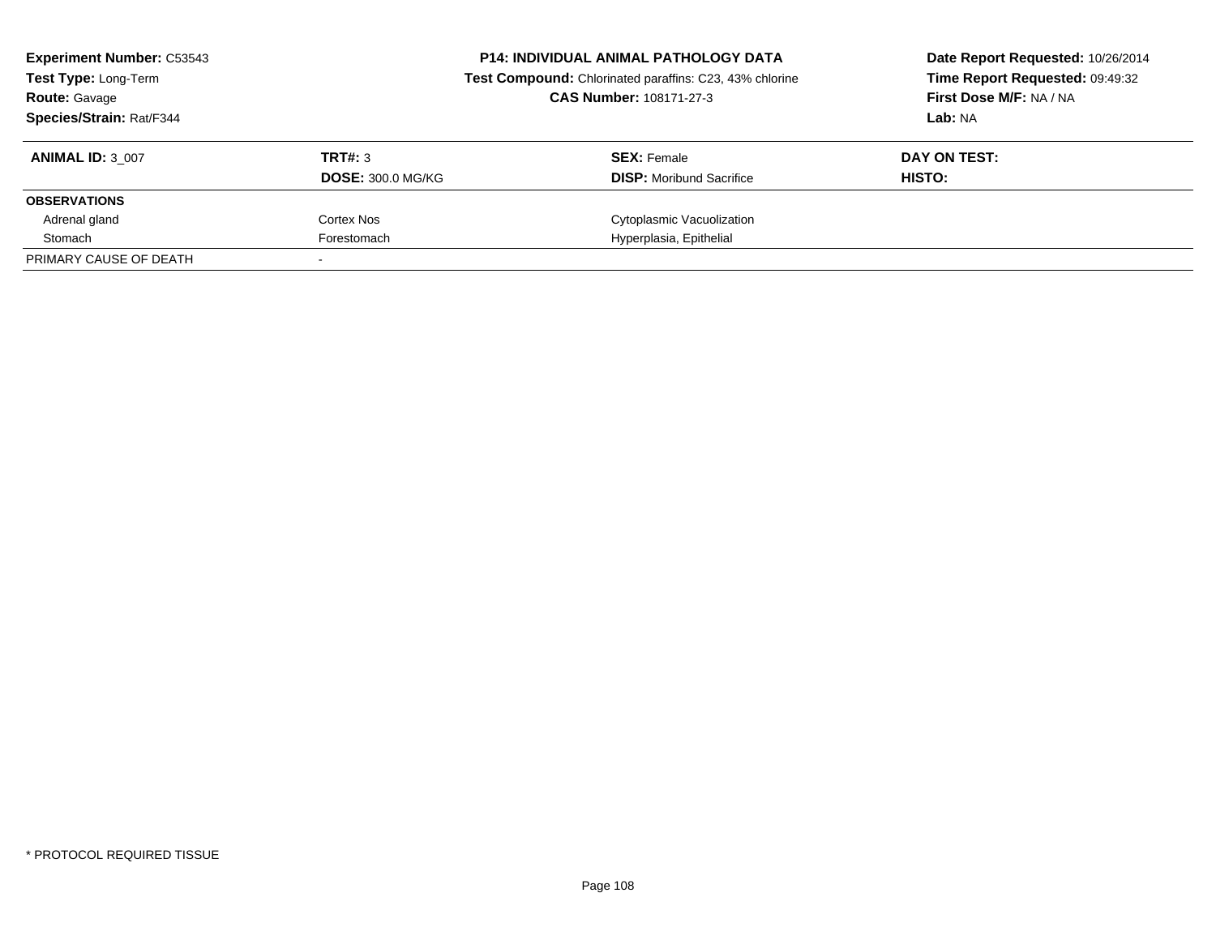**Experiment Number:** C53543
**Test Type:** Long-Term
**Route:** Gavage
**Species/Strain:** Rat/F344

**P14: INDIVIDUAL ANIMAL PATHOLOGY DATA**
**Test Compound:** Chlorinated paraffins: C23, 43% chlorine
**CAS Number:** 108171-27-3

**Date Report Requested:** 10/26/2014
**Time Report Requested:** 09:49:32
**First Dose M/F:** NA / NA
**Lab:** NA

| **ANIMAL ID:** 3_007 | **TRT#:** 3 | **SEX:** Female | **DAY ON TEST:** |
|---|---|---|---|
| | **DOSE:** 300.0 MG/KG | **DISP:** Moribund Sacrifice | **HISTO:** |
| **OBSERVATIONS** | | | |
| Adrenal gland | Cortex Nos | Cytoplasmic Vacuolization | |
| Stomach | Forestomach | Hyperplasia, Epithelial | |
| PRIMARY CAUSE OF DEATH | - | | |

* PROTOCOL REQUIRED TISSUE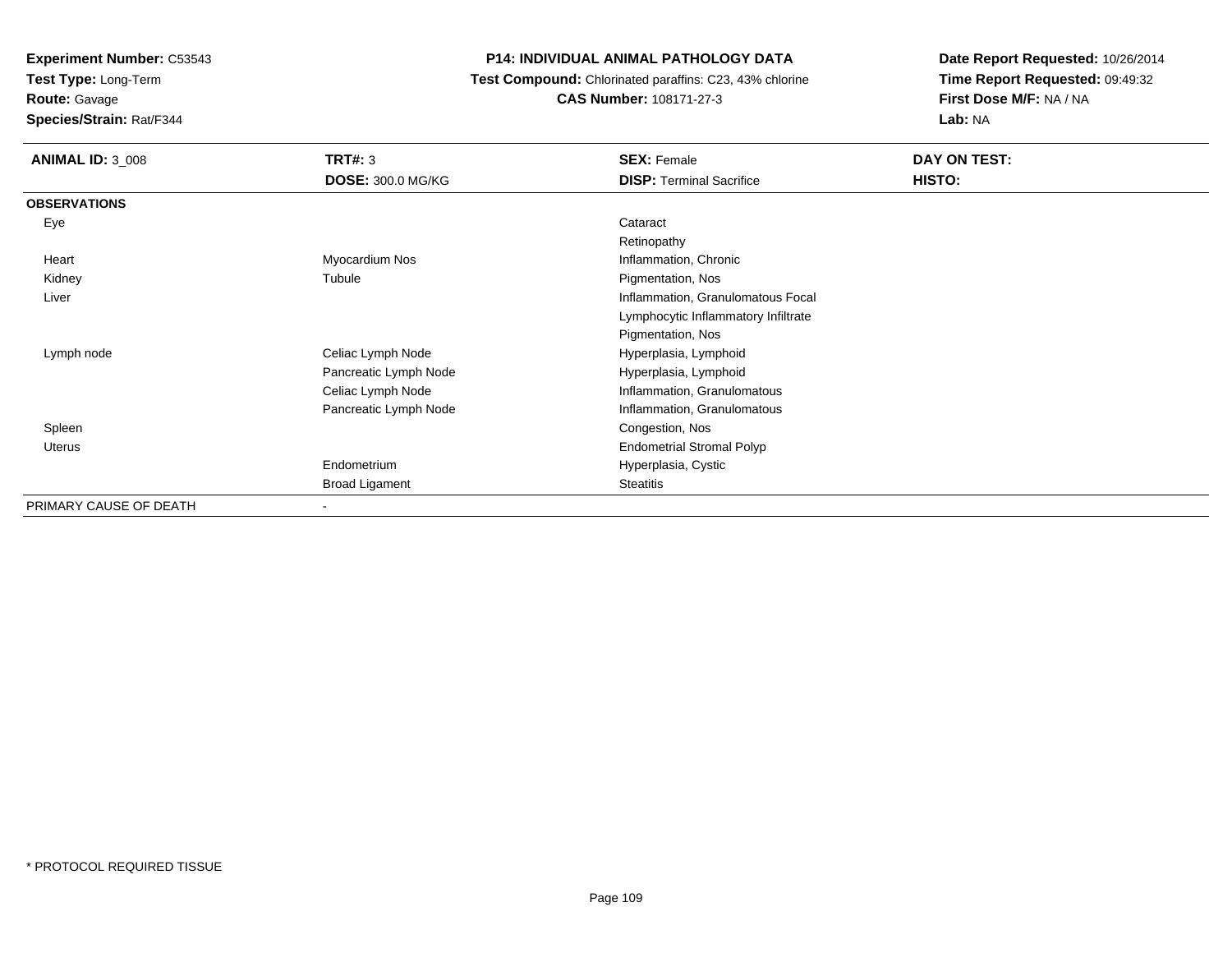**Experiment Number:** C53543
**Test Type:** Long-Term
**Route:** Gavage
**Species/Strain:** Rat/F344

**P14: INDIVIDUAL ANIMAL PATHOLOGY DATA**
**Test Compound:** Chlorinated paraffins: C23, 43% chlorine
**CAS Number:** 108171-27-3

**Date Report Requested:** 10/26/2014
**Time Report Requested:** 09:49:32
**First Dose M/F:** NA / NA
**Lab:** NA

| **ANIMAL ID:** 3_008 | **TRT#:** 3 | **SEX:** Female | **DAY ON TEST:** |
|---|---|---|---|
| | **DOSE:** 300.0 MG/KG | **DISP:** Terminal Sacrifice | **HISTO:** |
| **OBSERVATIONS** | | | |
| Eye | | Cataract | |
| | | Retinopathy | |
| Heart | Myocardium Nos | Inflammation, Chronic | |
| Kidney | Tubule | Pigmentation, Nos | |
| Liver | | Inflammation, Granulomatous Focal | |
| | | Lymphocytic Inflammatory Infiltrate | |
| | | Pigmentation, Nos | |
| Lymph node | Celiac Lymph Node | Hyperplasia, Lymphoid | |
| | Pancreatic Lymph Node | Hyperplasia, Lymphoid | |
| | Celiac Lymph Node | Inflammation, Granulomatous | |
| | Pancreatic Lymph Node | Inflammation, Granulomatous | |
| Spleen | | Congestion, Nos | |
| Uterus | | Endometrial Stromal Polyp | |
| | Endometrium | Hyperplasia, Cystic | |
| | Broad Ligament | Steatitis | |
| PRIMARY CAUSE OF DEATH | - | | |

* PROTOCOL REQUIRED TISSUE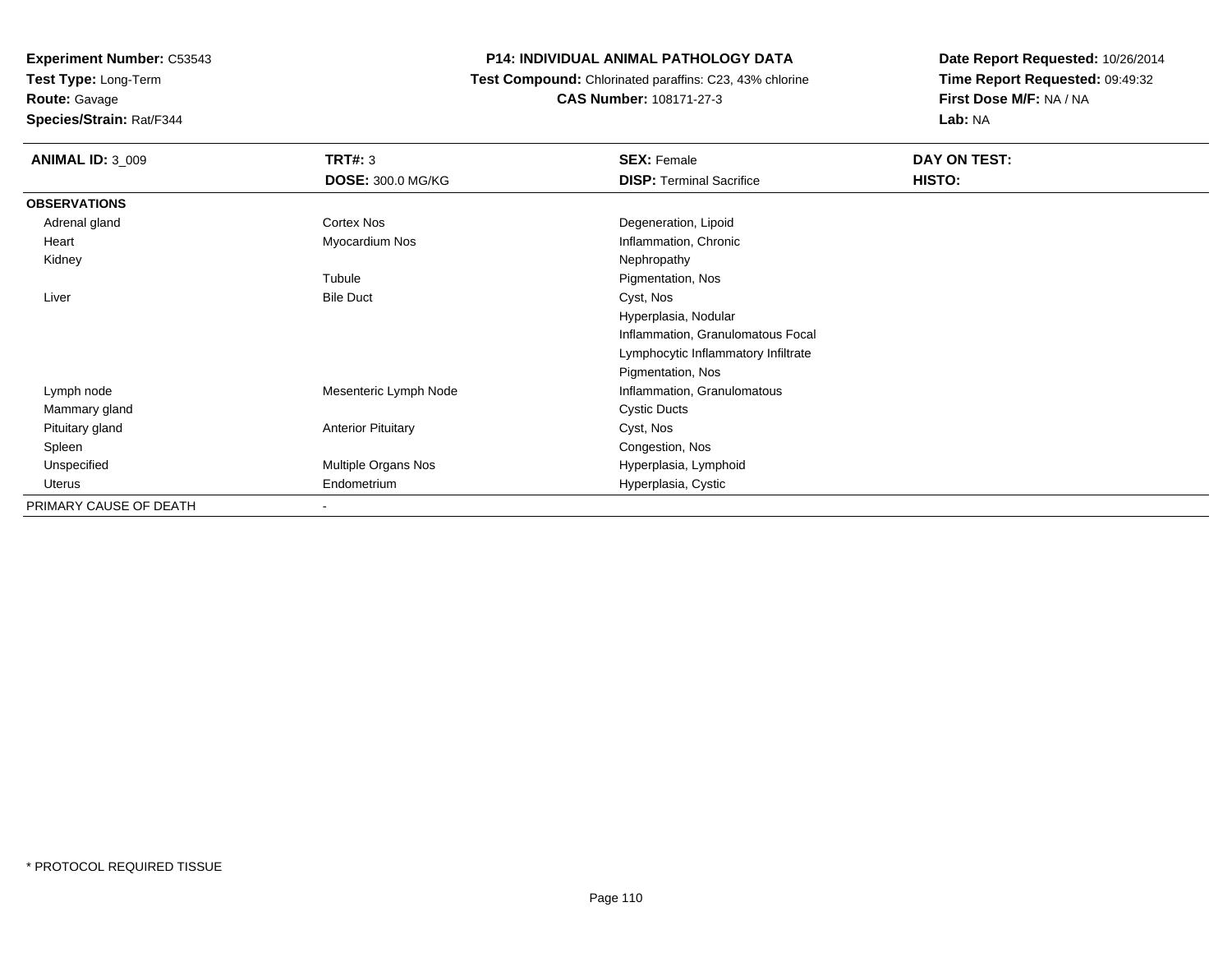**Experiment Number:** C53543
**Test Type:** Long-Term
**Route:** Gavage
**Species/Strain:** Rat/F344

**P14: INDIVIDUAL ANIMAL PATHOLOGY DATA**
**Test Compound:** Chlorinated paraffins: C23, 43% chlorine
**CAS Number:** 108171-27-3

**Date Report Requested:** 10/26/2014
**Time Report Requested:** 09:49:32
**First Dose M/F:** NA / NA
**Lab:** NA

| **ANIMAL ID:** 3_009 | **TRT#:** 3 | **SEX:** Female | **DAY ON TEST:** |
|---|---|---|---|
| | **DOSE:** 300.0 MG/KG | **DISP:** Terminal Sacrifice | **HISTO:** |
| **OBSERVATIONS** | | | |
| Adrenal gland | Cortex Nos | Degeneration, Lipoid | |
| Heart | Myocardium Nos | Inflammation, Chronic | |
| Kidney | | Nephropathy | |
| | Tubule | Pigmentation, Nos | |
| Liver | Bile Duct | Cyst, Nos | |
| | | Hyperplasia, Nodular | |
| | | Inflammation, Granulomatous Focal | |
| | | Lymphocytic Inflammatory Infiltrate | |
| | | Pigmentation, Nos | |
| Lymph node | Mesenteric Lymph Node | Inflammation, Granulomatous | |
| Mammary gland | | Cystic Ducts | |
| Pituitary gland | Anterior Pituitary | Cyst, Nos | |
| Spleen | | Congestion, Nos | |
| Unspecified | Multiple Organs Nos | Hyperplasia, Lymphoid | |
| Uterus | Endometrium | Hyperplasia, Cystic | |
| PRIMARY CAUSE OF DEATH | - | | |

* PROTOCOL REQUIRED TISSUE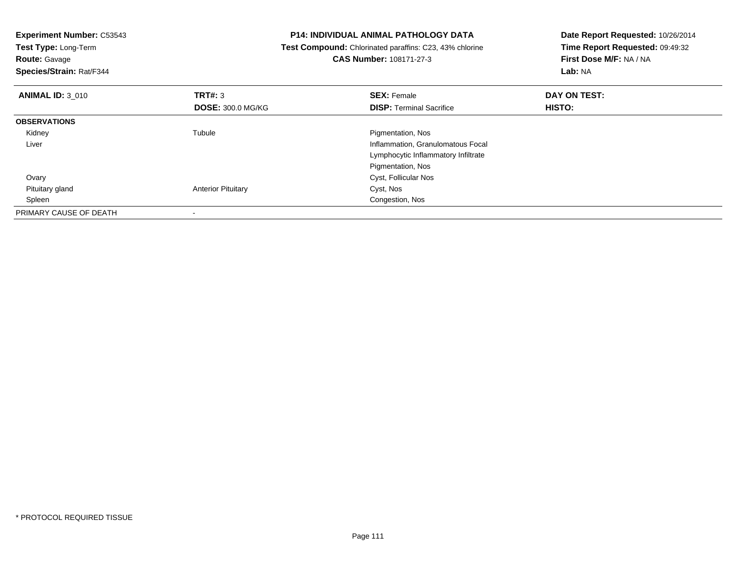**Experiment Number:** C53543
**Test Type:** Long-Term
**Route:** Gavage
**Species/Strain:** Rat/F344

**P14: INDIVIDUAL ANIMAL PATHOLOGY DATA**
**Test Compound:** Chlorinated paraffins: C23, 43% chlorine
**CAS Number:** 108171-27-3

**Date Report Requested:** 10/26/2014
**Time Report Requested:** 09:49:32
**First Dose M/F:** NA / NA
**Lab:** NA

| **ANIMAL ID:** 3_010 | **TRT#:** 3 | **SEX:** Female | **DAY ON TEST:** |
|---|---|---|---|
| | **DOSE:** 300.0 MG/KG | **DISP:** Terminal Sacrifice | **HISTO:** |
| **OBSERVATIONS** | | | |
| Kidney | Tubule | Pigmentation, Nos | |
| Liver | | Inflammation, Granulomatous Focal | |
| | | Lymphocytic Inflammatory Infiltrate | |
| | | Pigmentation, Nos | |
| Ovary | | Cyst, Follicular Nos | |
| Pituitary gland | Anterior Pituitary | Cyst, Nos | |
| Spleen | | Congestion, Nos | |
| PRIMARY CAUSE OF DEATH | - | | |

* PROTOCOL REQUIRED TISSUE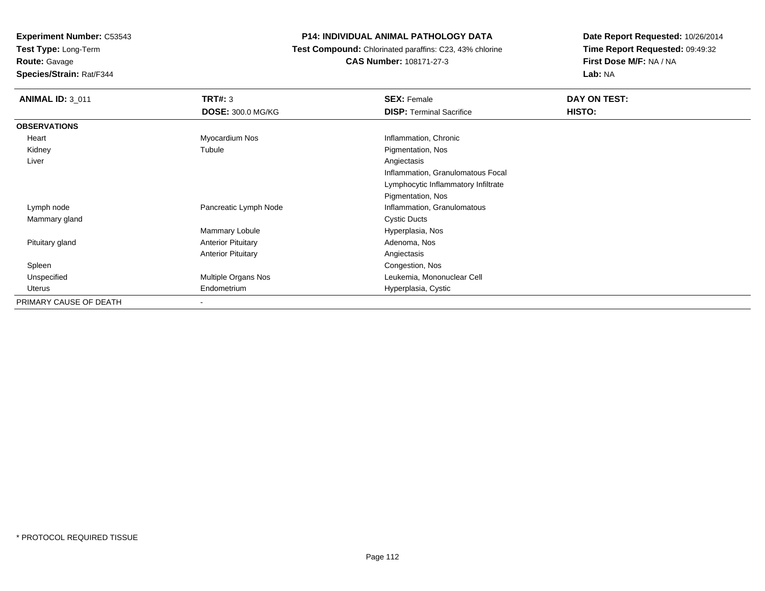**Experiment Number:** C53543
**Test Type:** Long-Term
**Route:** Gavage
**Species/Strain:** Rat/F344

# P14: INDIVIDUAL ANIMAL PATHOLOGY DATA

**Test Compound:** Chlorinated paraffins: C23, 43% chlorine
**CAS Number:** 108171-27-3

**Date Report Requested:** 10/26/2014
**Time Report Requested:** 09:49:32
**First Dose M/F:** NA / NA
**Lab:** NA

| **ANIMAL ID:** 3_011 | **TRT#:** 3 | **SEX:** Female | **DAY ON TEST:** |
|---|---|---|---|
| | **DOSE:** 300.0 MG/KG | **DISP:** Terminal Sacrifice | **HISTO:** |
| **OBSERVATIONS** | | | |
| Heart | Myocardium Nos | Inflammation, Chronic | |
| Kidney | Tubule | Pigmentation, Nos | |
| Liver | | Angiectasis | |
| | | Inflammation, Granulomatous Focal | |
| | | Lymphocytic Inflammatory Infiltrate | |
| | | Pigmentation, Nos | |
| Lymph node | Pancreatic Lymph Node | Inflammation, Granulomatous | |
| Mammary gland | | Cystic Ducts | |
| | Mammary Lobule | Hyperplasia, Nos | |
| Pituitary gland | Anterior Pituitary | Adenoma, Nos | |
| | Anterior Pituitary | Angiectasis | |
| Spleen | | Congestion, Nos | |
| Unspecified | Multiple Organs Nos | Leukemia, Mononuclear Cell | |
| Uterus | Endometrium | Hyperplasia, Cystic | |
| PRIMARY CAUSE OF DEATH | - | | |

* PROTOCOL REQUIRED TISSUE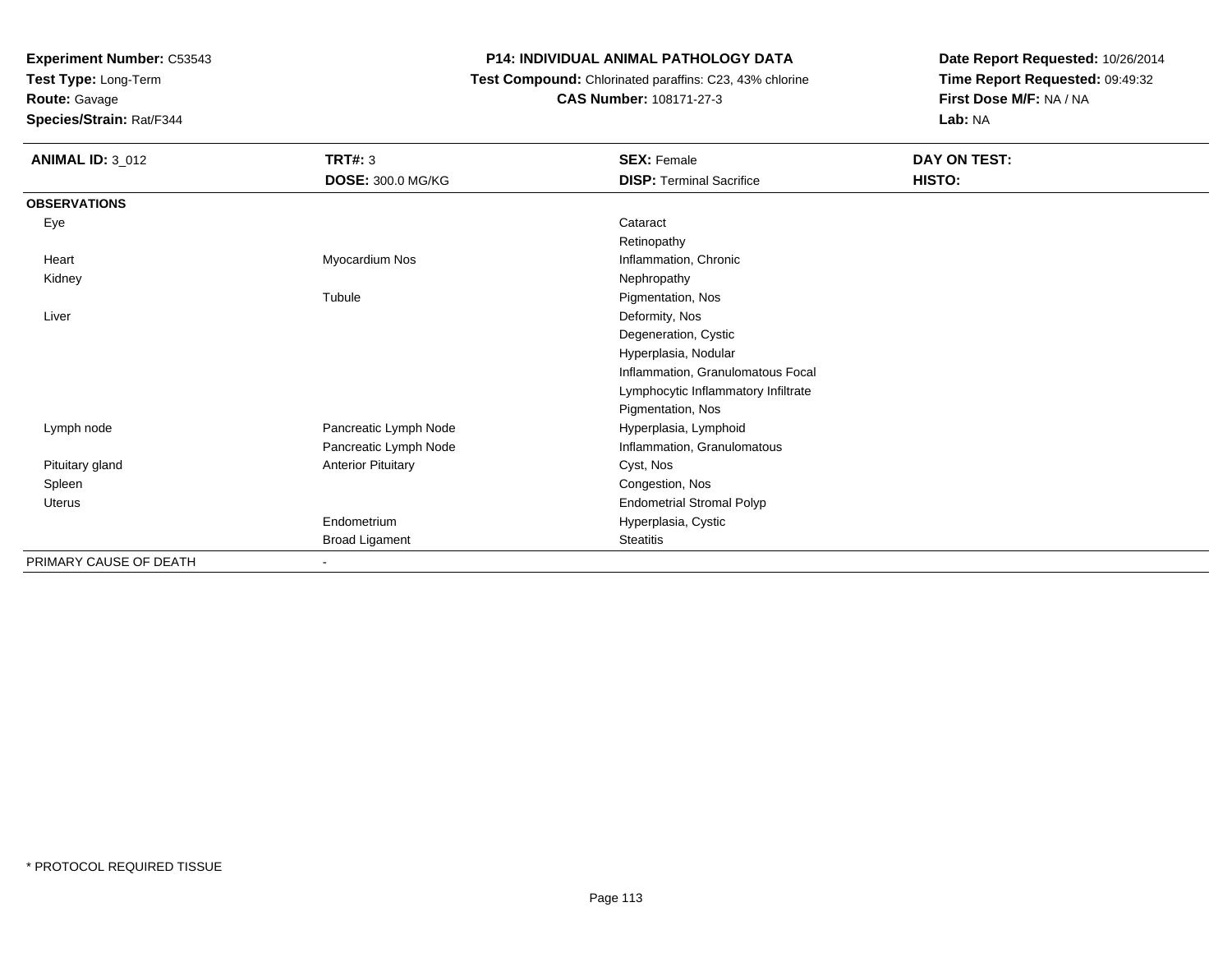**Experiment Number:** C53543
**Test Type:** Long-Term
**Route:** Gavage
**Species/Strain:** Rat/F344

**P14: INDIVIDUAL ANIMAL PATHOLOGY DATA**
**Test Compound:** Chlorinated paraffins: C23, 43% chlorine
**CAS Number:** 108171-27-3

**Date Report Requested:** 10/26/2014
**Time Report Requested:** 09:49:32
**First Dose M/F:** NA / NA
**Lab:** NA

| **ANIMAL ID:** 3_012 | **TRT#:** 3 | **SEX:** Female | **DAY ON TEST:** |
|---|---|---|---|
| | **DOSE:** 300.0 MG/KG | **DISP:** Terminal Sacrifice | **HISTO:** |
| **OBSERVATIONS** | | | |
| Eye | | Cataract | |
| | | Retinopathy | |
| Heart | Myocardium Nos | Inflammation, Chronic | |
| Kidney | | Nephropathy | |
| | Tubule | Pigmentation, Nos | |
| Liver | | Deformity, Nos | |
| | | Degeneration, Cystic | |
| | | Hyperplasia, Nodular | |
| | | Inflammation, Granulomatous Focal | |
| | | Lymphocytic Inflammatory Infiltrate | |
| | | Pigmentation, Nos | |
| Lymph node | Pancreatic Lymph Node | Hyperplasia, Lymphoid | |
| | Pancreatic Lymph Node | Inflammation, Granulomatous | |
| Pituitary gland | Anterior Pituitary | Cyst, Nos | |
| Spleen | | Congestion, Nos | |
| Uterus | | Endometrial Stromal Polyp | |
| | Endometrium | Hyperplasia, Cystic | |
| | Broad Ligament | Steatitis | |
| PRIMARY CAUSE OF DEATH | - | | |

* PROTOCOL REQUIRED TISSUE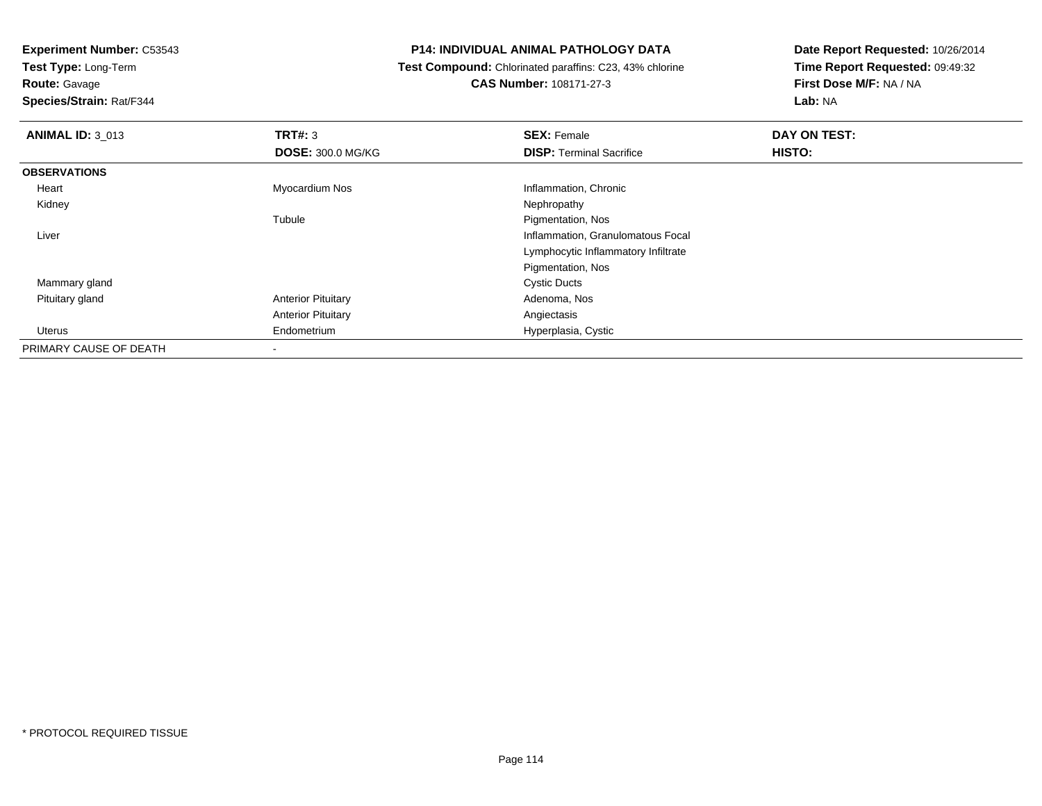**Experiment Number:** C53543
**Test Type:** Long-Term
**Route:** Gavage
**Species/Strain:** Rat/F344

**P14: INDIVIDUAL ANIMAL PATHOLOGY DATA**
**Test Compound:** Chlorinated paraffins: C23, 43% chlorine
**CAS Number:** 108171-27-3

**Date Report Requested:** 10/26/2014
**Time Report Requested:** 09:49:32
**First Dose M/F:** NA / NA
**Lab:** NA

| **ANIMAL ID:** 3_013 | **TRT#:** 3 | **SEX:** Female | **DAY ON TEST:** |
|---|---|---|---|
| | **DOSE:** 300.0 MG/KG | **DISP:** Terminal Sacrifice | **HISTO:** |
| **OBSERVATIONS** | | | |
| Heart | Myocardium Nos | Inflammation, Chronic | |
| Kidney | | Nephropathy | |
| | Tubule | Pigmentation, Nos | |
| Liver | | Inflammation, Granulomatous Focal | |
| | | Lymphocytic Inflammatory Infiltrate | |
| | | Pigmentation, Nos | |
| Mammary gland | | Cystic Ducts | |
| Pituitary gland | Anterior Pituitary | Adenoma, Nos | |
| | Anterior Pituitary | Angiectasis | |
| Uterus | Endometrium | Hyperplasia, Cystic | |
| PRIMARY CAUSE OF DEATH | - | | |

* PROTOCOL REQUIRED TISSUE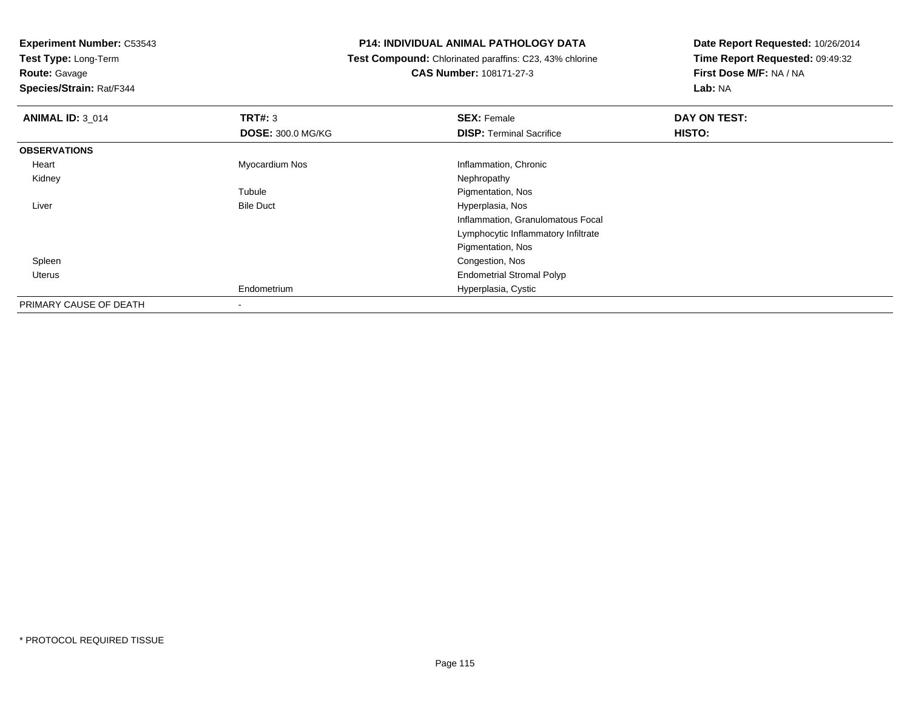**Experiment Number:** C53543
**Test Type:** Long-Term
**Route:** Gavage
**Species/Strain:** Rat/F344

**P14: INDIVIDUAL ANIMAL PATHOLOGY DATA**
**Test Compound:** Chlorinated paraffins: C23, 43% chlorine
**CAS Number:** 108171-27-3

**Date Report Requested:** 10/26/2014
**Time Report Requested:** 09:49:32
**First Dose M/F:** NA / NA
**Lab:** NA

| **ANIMAL ID:** 3_014 | **TRT#:** 3 | **SEX:** Female | **DAY ON TEST:** |
|---|---|---|---|
| | **DOSE:** 300.0 MG/KG | **DISP:** Terminal Sacrifice | **HISTO:** |
| **OBSERVATIONS** | | | |
| Heart | Myocardium Nos | Inflammation, Chronic | |
| Kidney | | Nephropathy | |
| | Tubule | Pigmentation, Nos | |
| Liver | Bile Duct | Hyperplasia, Nos | |
| | | Inflammation, Granulomatous Focal | |
| | | Lymphocytic Inflammatory Infiltrate | |
| | | Pigmentation, Nos | |
| Spleen | | Congestion, Nos | |
| Uterus | | Endometrial Stromal Polyp | |
| | Endometrium | Hyperplasia, Cystic | |
| PRIMARY CAUSE OF DEATH | - | | |

* PROTOCOL REQUIRED TISSUE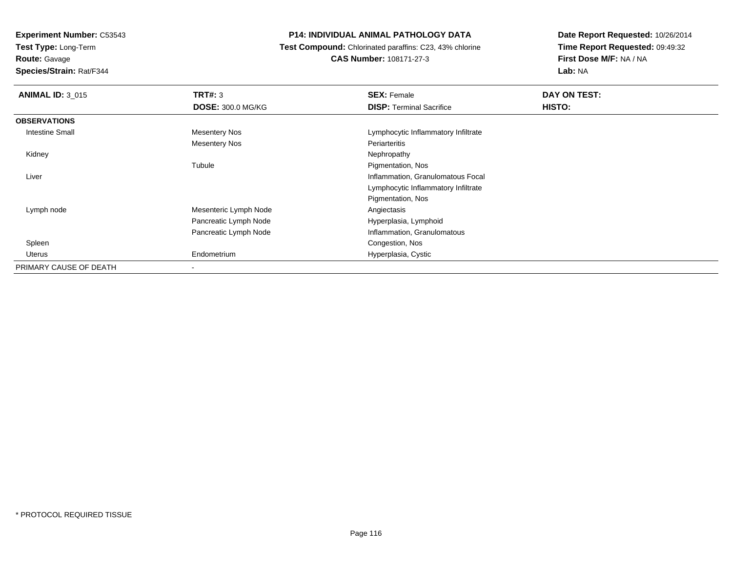**Experiment Number:** C53543
**Test Type:** Long-Term
**Route:** Gavage
**Species/Strain:** Rat/F344

**P14: INDIVIDUAL ANIMAL PATHOLOGY DATA**
**Test Compound:** Chlorinated paraffins: C23, 43% chlorine
**CAS Number:** 108171-27-3

**Date Report Requested:** 10/26/2014
**Time Report Requested:** 09:49:32
**First Dose M/F:** NA / NA
**Lab:** NA

| **ANIMAL ID:** 3_015 | **TRT#:** 3 | **SEX:** Female | **DAY ON TEST:** |
|---|---|---|---|
| | **DOSE:** 300.0 MG/KG | **DISP:** Terminal Sacrifice | **HISTO:** |
| **OBSERVATIONS** | | | |
| Intestine Small | Mesentery Nos | Lymphocytic Inflammatory Infiltrate | |
| | Mesentery Nos | Periarteritis | |
| Kidney | | Nephropathy | |
| | Tubule | Pigmentation, Nos | |
| Liver | | Inflammation, Granulomatous Focal | |
| | | Lymphocytic Inflammatory Infiltrate | |
| | | Pigmentation, Nos | |
| Lymph node | Mesenteric Lymph Node | Angiectasis | |
| | Pancreatic Lymph Node | Hyperplasia, Lymphoid | |
| | Pancreatic Lymph Node | Inflammation, Granulomatous | |
| Spleen | | Congestion, Nos | |
| Uterus | Endometrium | Hyperplasia, Cystic | |
| PRIMARY CAUSE OF DEATH | - | | |

* PROTOCOL REQUIRED TISSUE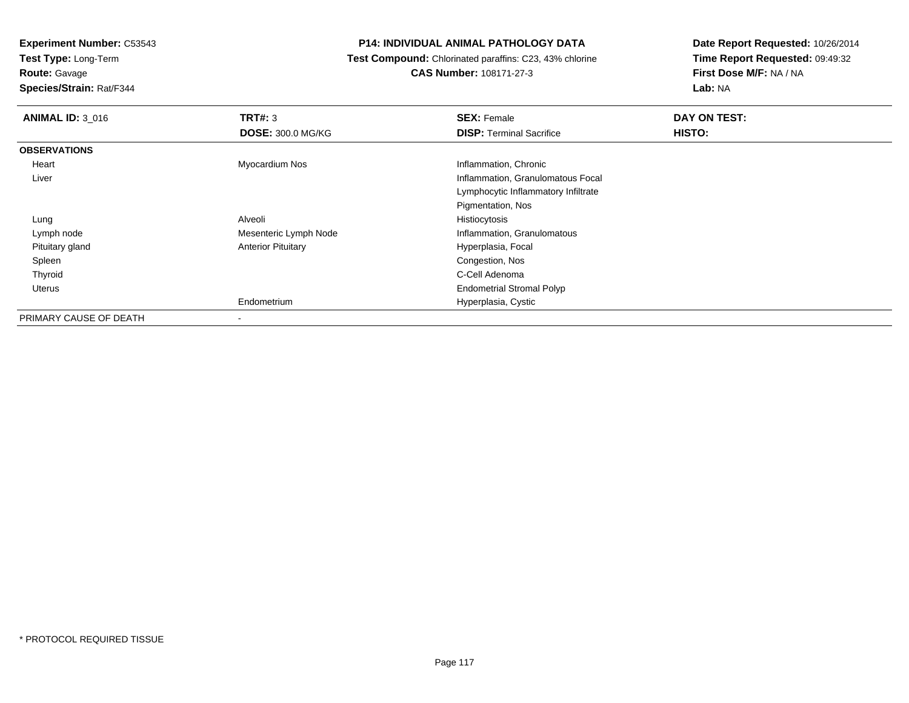**Experiment Number:** C53543
**Test Type:** Long-Term
**Route:** Gavage
**Species/Strain:** Rat/F344

## P14: INDIVIDUAL ANIMAL PATHOLOGY DATA

**Test Compound:** Chlorinated paraffins: C23, 43% chlorine
**CAS Number:** 108171-27-3

**Date Report Requested:** 10/26/2014
**Time Report Requested:** 09:49:32
**First Dose M/F:** NA / NA
**Lab:** NA

| **ANIMAL ID:** 3_016 | **TRT#:** 3 | **SEX:** Female | **DAY ON TEST:** |
|---|---|---|---|
| | **DOSE:** 300.0 MG/KG | **DISP:** Terminal Sacrifice | **HISTO:** |
| **OBSERVATIONS** | | | |
| Heart | Myocardium Nos | Inflammation, Chronic | |
| Liver | | Inflammation, Granulomatous Focal | |
| | | Lymphocytic Inflammatory Infiltrate | |
| | | Pigmentation, Nos | |
| Lung | Alveoli | Histiocytosis | |
| Lymph node | Mesenteric Lymph Node | Inflammation, Granulomatous | |
| Pituitary gland | Anterior Pituitary | Hyperplasia, Focal | |
| Spleen | | Congestion, Nos | |
| Thyroid | | C-Cell Adenoma | |
| Uterus | | Endometrial Stromal Polyp | |
| | Endometrium | Hyperplasia, Cystic | |
| PRIMARY CAUSE OF DEATH | - | | |

* PROTOCOL REQUIRED TISSUE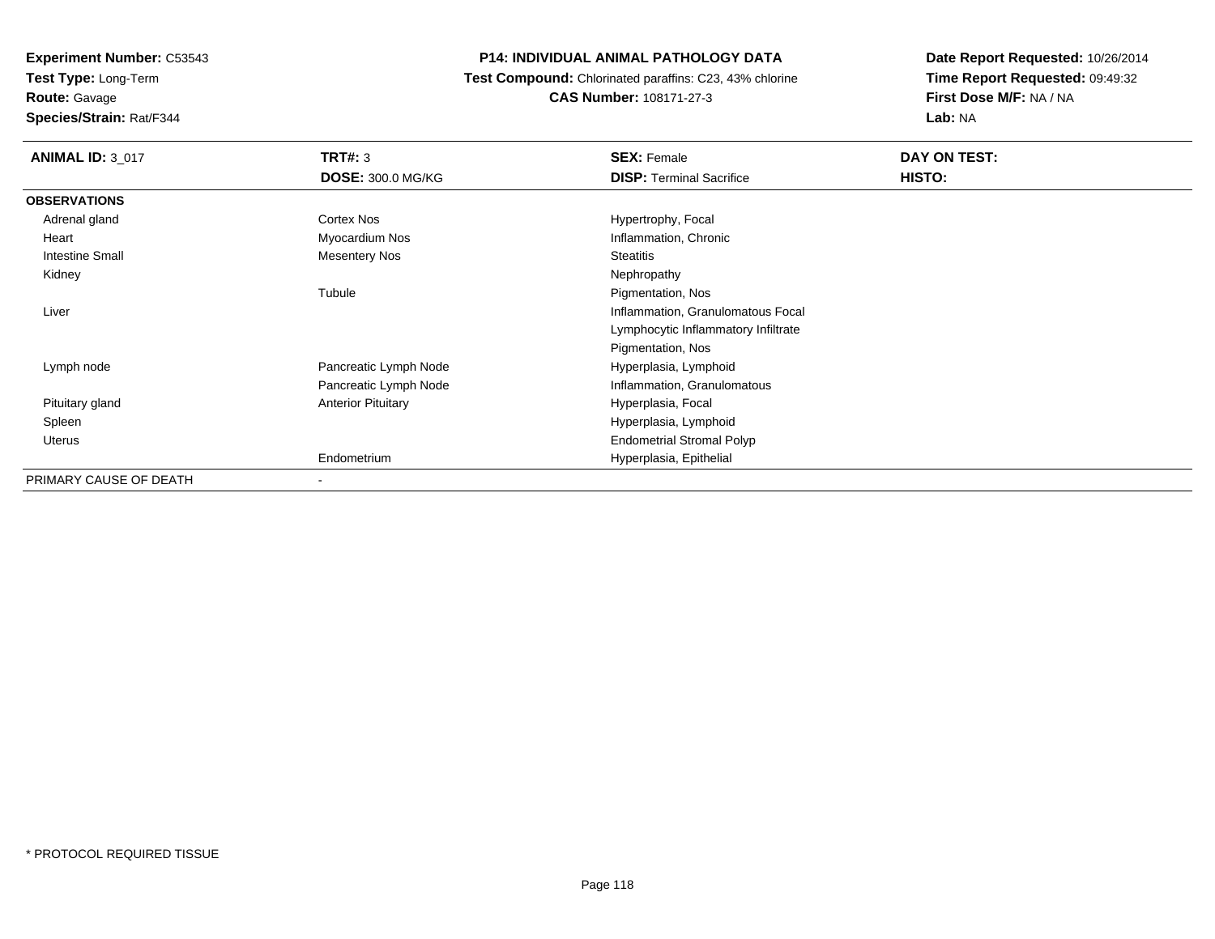**Experiment Number:** C53543
**Test Type:** Long-Term
**Route:** Gavage
**Species/Strain:** Rat/F344

# P14: INDIVIDUAL ANIMAL PATHOLOGY DATA

**Test Compound:** Chlorinated paraffins: C23, 43% chlorine
**CAS Number:** 108171-27-3

**Date Report Requested:** 10/26/2014
**Time Report Requested:** 09:49:32
**First Dose M/F:** NA / NA
**Lab:** NA

| **ANIMAL ID:** 3_017 | **TRT#:** 3 | **SEX:** Female | **DAY ON TEST:** |
|---|---|---|---|
| | **DOSE:** 300.0 MG/KG | **DISP:** Terminal Sacrifice | **HISTO:** |
| **OBSERVATIONS** | | | |
| Adrenal gland | Cortex Nos | Hypertrophy, Focal | |
| Heart | Myocardium Nos | Inflammation, Chronic | |
| Intestine Small | Mesentery Nos | Steatitis | |
| Kidney | | Nephropathy | |
| | Tubule | Pigmentation, Nos | |
| Liver | | Inflammation, Granulomatous Focal | |
| | | Lymphocytic Inflammatory Infiltrate | |
| | | Pigmentation, Nos | |
| Lymph node | Pancreatic Lymph Node | Hyperplasia, Lymphoid | |
| | Pancreatic Lymph Node | Inflammation, Granulomatous | |
| Pituitary gland | Anterior Pituitary | Hyperplasia, Focal | |
| Spleen | | Hyperplasia, Lymphoid | |
| Uterus | | Endometrial Stromal Polyp | |
| | Endometrium | Hyperplasia, Epithelial | |
| PRIMARY CAUSE OF DEATH | - | | |

* PROTOCOL REQUIRED TISSUE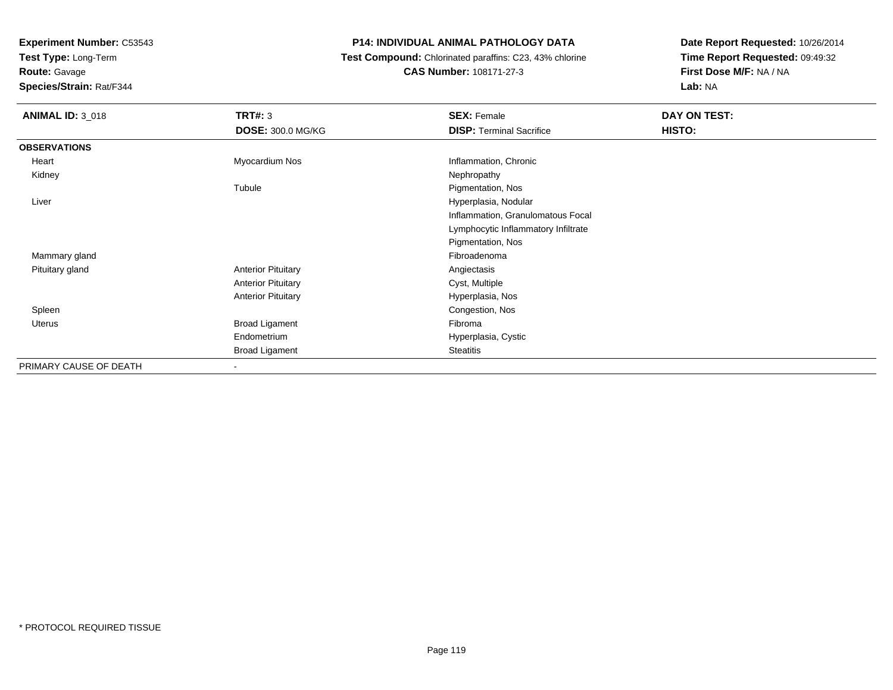**Experiment Number:** C53543
**Test Type:** Long-Term
**Route:** Gavage
**Species/Strain:** Rat/F344

**P14: INDIVIDUAL ANIMAL PATHOLOGY DATA**
**Test Compound:** Chlorinated paraffins: C23, 43% chlorine
**CAS Number:** 108171-27-3

**Date Report Requested:** 10/26/2014
**Time Report Requested:** 09:49:32
**First Dose M/F:** NA / NA
**Lab:** NA

| **ANIMAL ID:** 3_018 | **TRT#:** 3 | **SEX:** Female | **DAY ON TEST:** |
|---|---|---|---|
| | **DOSE:** 300.0 MG/KG | **DISP:** Terminal Sacrifice | **HISTO:** |
| **OBSERVATIONS** | | | |
| Heart | Myocardium Nos | Inflammation, Chronic | |
| Kidney | | Nephropathy | |
| | Tubule | Pigmentation, Nos | |
| Liver | | Hyperplasia, Nodular | |
| | | Inflammation, Granulomatous Focal | |
| | | Lymphocytic Inflammatory Infiltrate | |
| | | Pigmentation, Nos | |
| Mammary gland | | Fibroadenoma | |
| Pituitary gland | Anterior Pituitary | Angiectasis | |
| | Anterior Pituitary | Cyst, Multiple | |
| | Anterior Pituitary | Hyperplasia, Nos | |
| Spleen | | Congestion, Nos | |
| Uterus | Broad Ligament | Fibroma | |
| | Endometrium | Hyperplasia, Cystic | |
| | Broad Ligament | Steatitis | |
| PRIMARY CAUSE OF DEATH | - | | |

* PROTOCOL REQUIRED TISSUE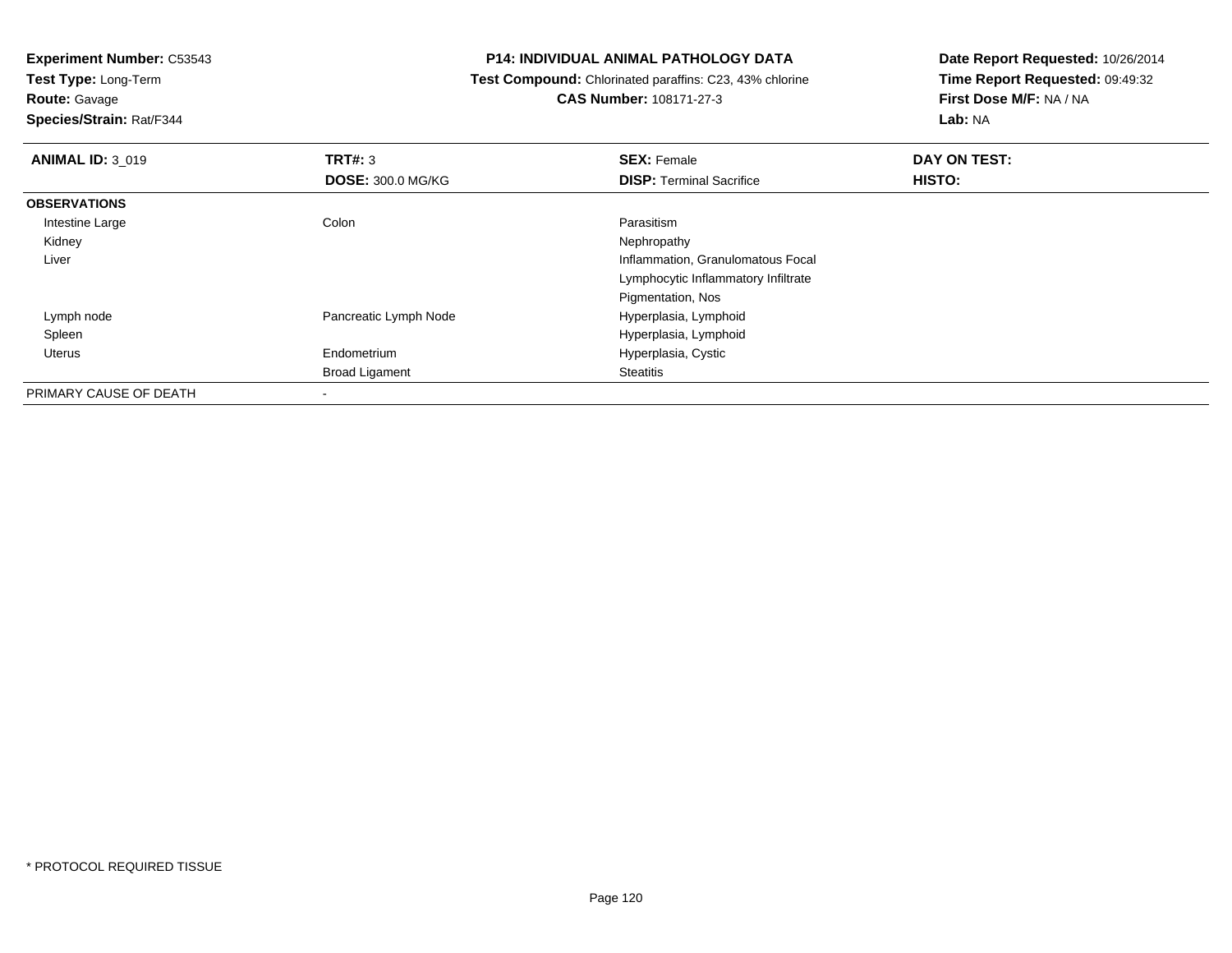**Experiment Number:** C53543
**Test Type:** Long-Term
**Route:** Gavage
**Species/Strain:** Rat/F344

**P14: INDIVIDUAL ANIMAL PATHOLOGY DATA**
**Test Compound:** Chlorinated paraffins: C23, 43% chlorine
**CAS Number:** 108171-27-3

**Date Report Requested:** 10/26/2014
**Time Report Requested:** 09:49:32
**First Dose M/F:** NA / NA
**Lab:** NA

| **ANIMAL ID:** 3_019 | **TRT#:** 3 | **SEX:** Female | **DAY ON TEST:** |
|---|---|---|---|
| | **DOSE:** 300.0 MG/KG | **DISP:** Terminal Sacrifice | **HISTO:** |
| **OBSERVATIONS** | | | |
| Intestine Large | Colon | Parasitism | |
| Kidney | | Nephropathy | |
| Liver | | Inflammation, Granulomatous Focal | |
| | | Lymphocytic Inflammatory Infiltrate | |
| | | Pigmentation, Nos | |
| Lymph node | Pancreatic Lymph Node | Hyperplasia, Lymphoid | |
| Spleen | | Hyperplasia, Lymphoid | |
| Uterus | Endometrium | Hyperplasia, Cystic | |
| | Broad Ligament | Steatitis | |
| PRIMARY CAUSE OF DEATH | - | | |

* PROTOCOL REQUIRED TISSUE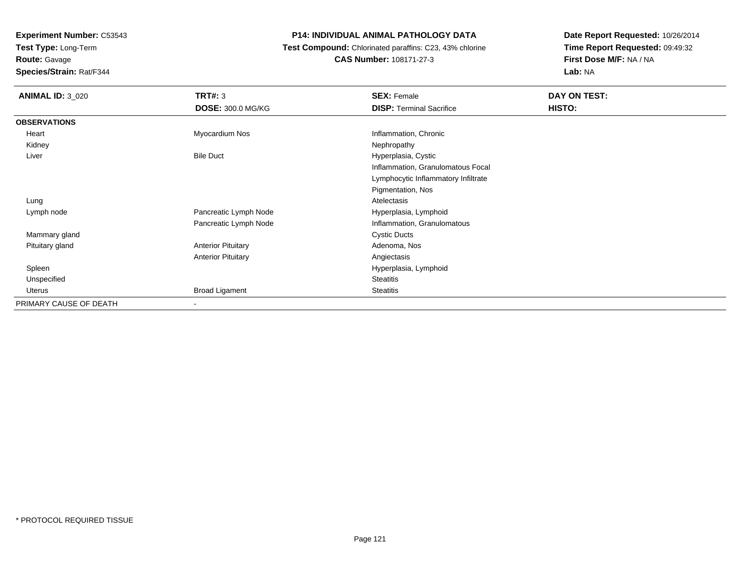**Experiment Number:** C53543
**Test Type:** Long-Term
**Route:** Gavage
**Species/Strain:** Rat/F344

**P14: INDIVIDUAL ANIMAL PATHOLOGY DATA**
**Test Compound:** Chlorinated paraffins: C23, 43% chlorine
**CAS Number:** 108171-27-3

**Date Report Requested:** 10/26/2014
**Time Report Requested:** 09:49:32
**First Dose M/F:** NA / NA
**Lab:** NA

| **ANIMAL ID:** 3_020 | **TRT#:** 3 | **SEX:** Female | **DAY ON TEST:** |
|---|---|---|---|
| | **DOSE:** 300.0 MG/KG | **DISP:** Terminal Sacrifice | **HISTO:** |
| **OBSERVATIONS** | | | |
| Heart | Myocardium Nos | Inflammation, Chronic | |
| Kidney | | Nephropathy | |
| Liver | Bile Duct | Hyperplasia, Cystic | |
| | | Inflammation, Granulomatous Focal | |
| | | Lymphocytic Inflammatory Infiltrate | |
| | | Pigmentation, Nos | |
| Lung | | Atelectasis | |
| Lymph node | Pancreatic Lymph Node | Hyperplasia, Lymphoid | |
| | Pancreatic Lymph Node | Inflammation, Granulomatous | |
| Mammary gland | | Cystic Ducts | |
| Pituitary gland | Anterior Pituitary | Adenoma, Nos | |
| | Anterior Pituitary | Angiectasis | |
| Spleen | | Hyperplasia, Lymphoid | |
| Unspecified | | Steatitis | |
| Uterus | Broad Ligament | Steatitis | |
| PRIMARY CAUSE OF DEATH | - | | |

* PROTOCOL REQUIRED TISSUE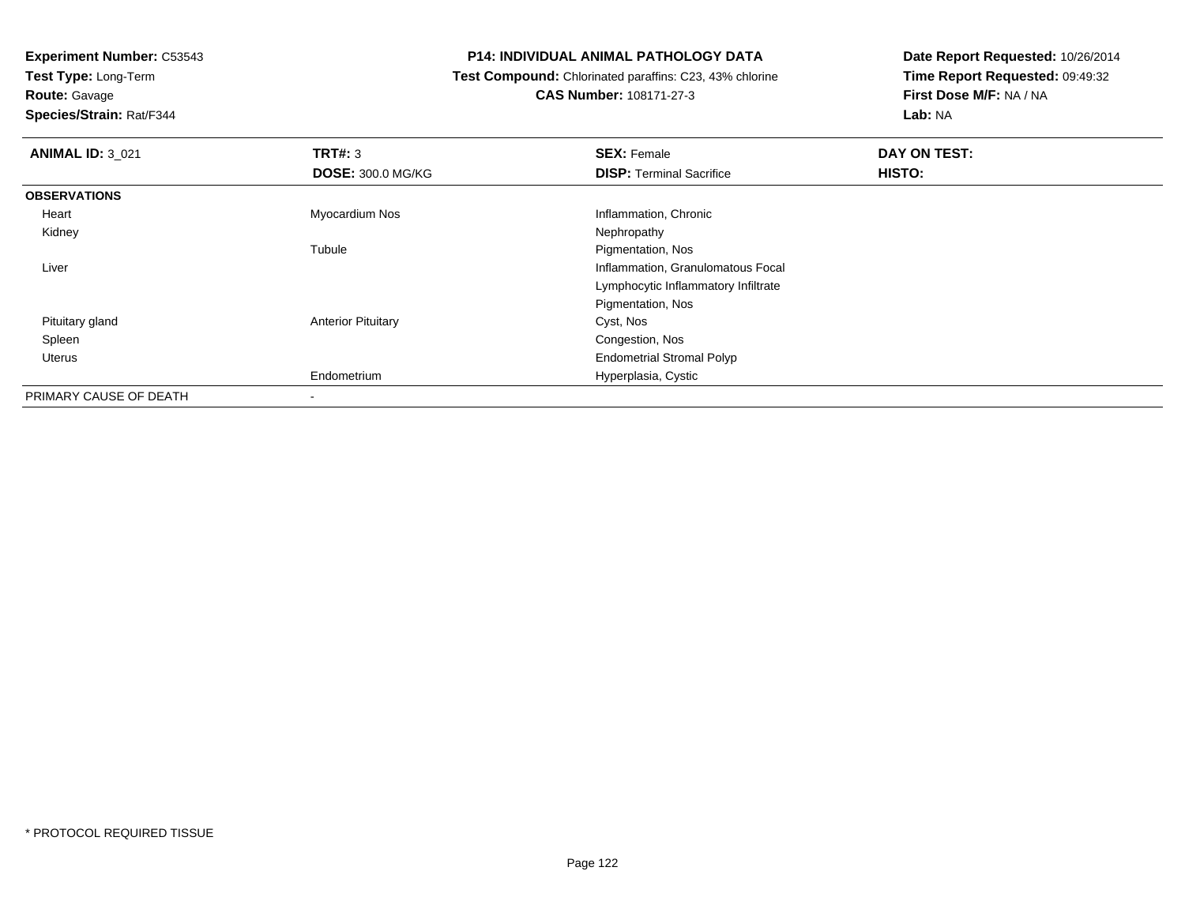**Experiment Number:** C53543
**Test Type:** Long-Term
**Route:** Gavage
**Species/Strain:** Rat/F344

**P14: INDIVIDUAL ANIMAL PATHOLOGY DATA**
**Test Compound:** Chlorinated paraffins: C23, 43% chlorine
**CAS Number:** 108171-27-3

**Date Report Requested:** 10/26/2014
**Time Report Requested:** 09:49:32
**First Dose M/F:** NA / NA
**Lab:** NA

| **ANIMAL ID:** 3_021 | **TRT#:** 3 | **SEX:** Female | **DAY ON TEST:** |
|---|---|---|---|
| | **DOSE:** 300.0 MG/KG | **DISP:** Terminal Sacrifice | **HISTO:** |
| **OBSERVATIONS** | | | |
| Heart | Myocardium Nos | Inflammation, Chronic | |
| Kidney | | Nephropathy | |
| | Tubule | Pigmentation, Nos | |
| Liver | | Inflammation, Granulomatous Focal | |
| | | Lymphocytic Inflammatory Infiltrate | |
| | | Pigmentation, Nos | |
| Pituitary gland | Anterior Pituitary | Cyst, Nos | |
| Spleen | | Congestion, Nos | |
| Uterus | | Endometrial Stromal Polyp | |
| | Endometrium | Hyperplasia, Cystic | |
| PRIMARY CAUSE OF DEATH | - | | |

\* PROTOCOL REQUIRED TISSUE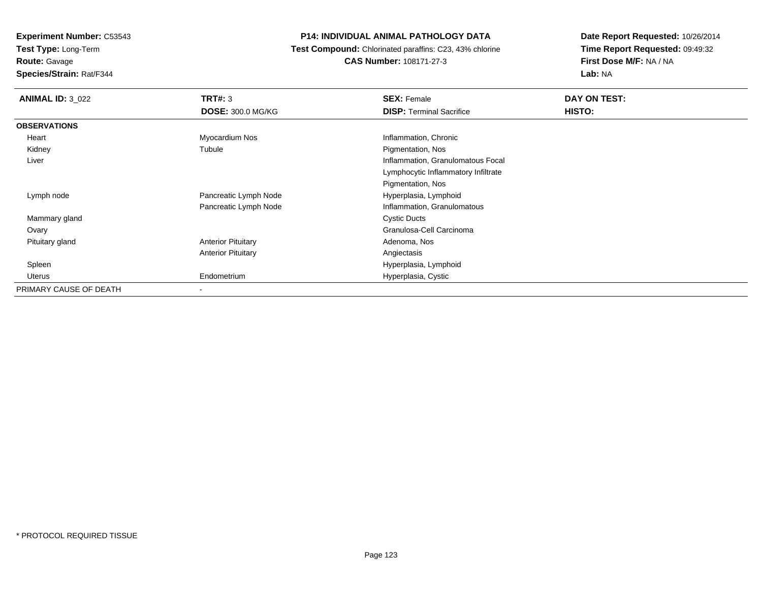**Experiment Number:** C53543
**Test Type:** Long-Term
**Route:** Gavage
**Species/Strain:** Rat/F344

# P14: INDIVIDUAL ANIMAL PATHOLOGY DATA

**Test Compound:** Chlorinated paraffins: C23, 43% chlorine
**CAS Number:** 108171-27-3

**Date Report Requested:** 10/26/2014
**Time Report Requested:** 09:49:32
**First Dose M/F:** NA / NA
**Lab:** NA

| **ANIMAL ID:** 3_022 | **TRT#:** 3 | **SEX:** Female | **DAY ON TEST:** |
|---|---|---|---|
| | **DOSE:** 300.0 MG/KG | **DISP:** Terminal Sacrifice | **HISTO:** |
| **OBSERVATIONS** | | | |
| Heart | Myocardium Nos | Inflammation, Chronic | |
| Kidney | Tubule | Pigmentation, Nos | |
| Liver | | Inflammation, Granulomatous Focal | |
| | | Lymphocytic Inflammatory Infiltrate | |
| | | Pigmentation, Nos | |
| Lymph node | Pancreatic Lymph Node | Hyperplasia, Lymphoid | |
| | Pancreatic Lymph Node | Inflammation, Granulomatous | |
| Mammary gland | | Cystic Ducts | |
| Ovary | | Granulosa-Cell Carcinoma | |
| Pituitary gland | Anterior Pituitary | Adenoma, Nos | |
| | Anterior Pituitary | Angiectasis | |
| Spleen | | Hyperplasia, Lymphoid | |
| Uterus | Endometrium | Hyperplasia, Cystic | |
| PRIMARY CAUSE OF DEATH | - | | |

* PROTOCOL REQUIRED TISSUE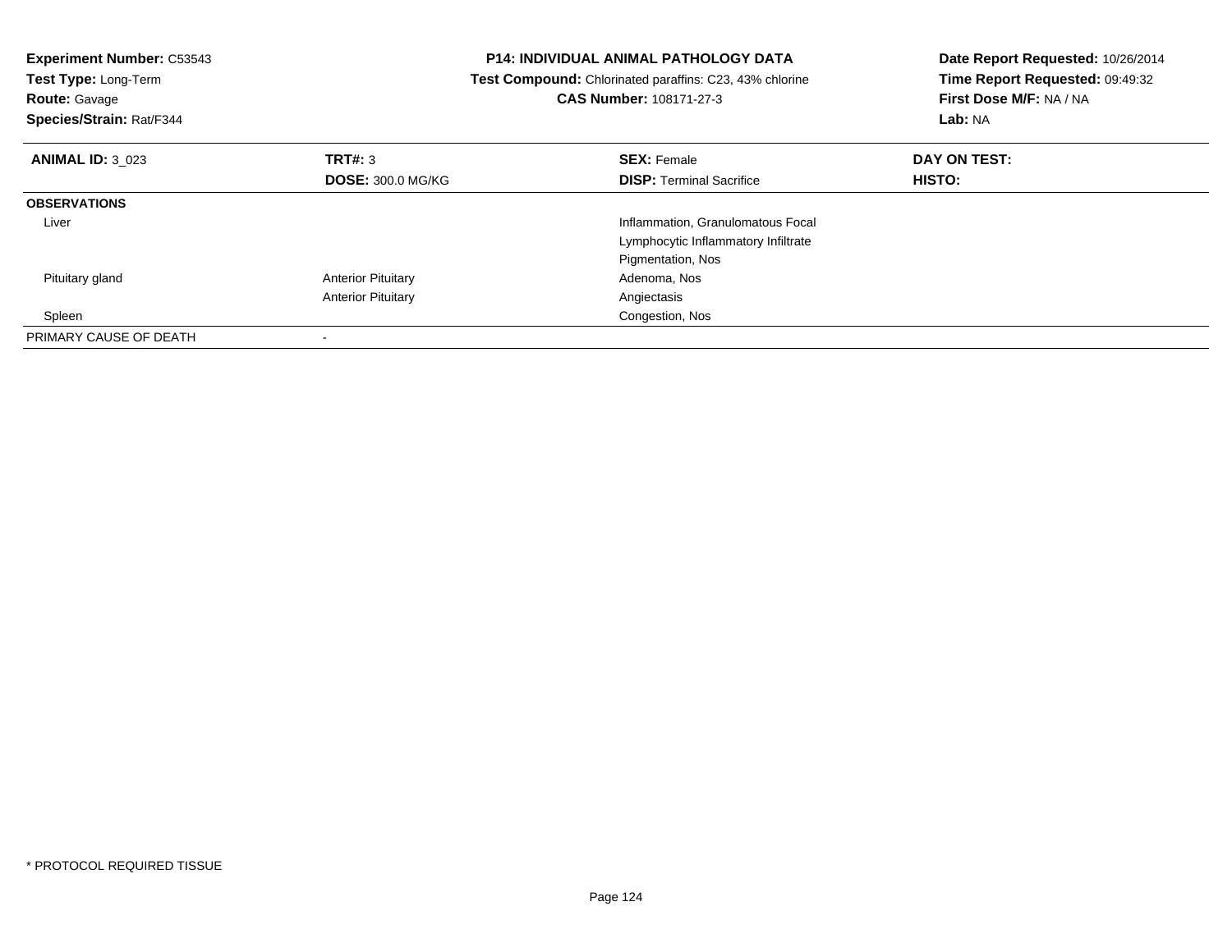**Experiment Number:** C53543
**Test Type:** Long-Term
**Route:** Gavage
**Species/Strain:** Rat/F344

**P14: INDIVIDUAL ANIMAL PATHOLOGY DATA**
**Test Compound:** Chlorinated paraffins: C23, 43% chlorine
**CAS Number:** 108171-27-3

**Date Report Requested:** 10/26/2014
**Time Report Requested:** 09:49:32
**First Dose M/F:** NA / NA
**Lab:** NA

| **ANIMAL ID:** 3_023 | **TRT#:** 3 | **SEX:** Female | **DAY ON TEST:** |
|---|---|---|---|
| | **DOSE:** 300.0 MG/KG | **DISP:** Terminal Sacrifice | **HISTO:** |
| **OBSERVATIONS** | | | |
| Liver | | Inflammation, Granulomatous Focal | |
| | | Lymphocytic Inflammatory Infiltrate | |
| | | Pigmentation, Nos | |
| Pituitary gland | Anterior Pituitary | Adenoma, Nos | |
| | Anterior Pituitary | Angiectasis | |
| Spleen | | Congestion, Nos | |
| PRIMARY CAUSE OF DEATH | - | | |

* PROTOCOL REQUIRED TISSUE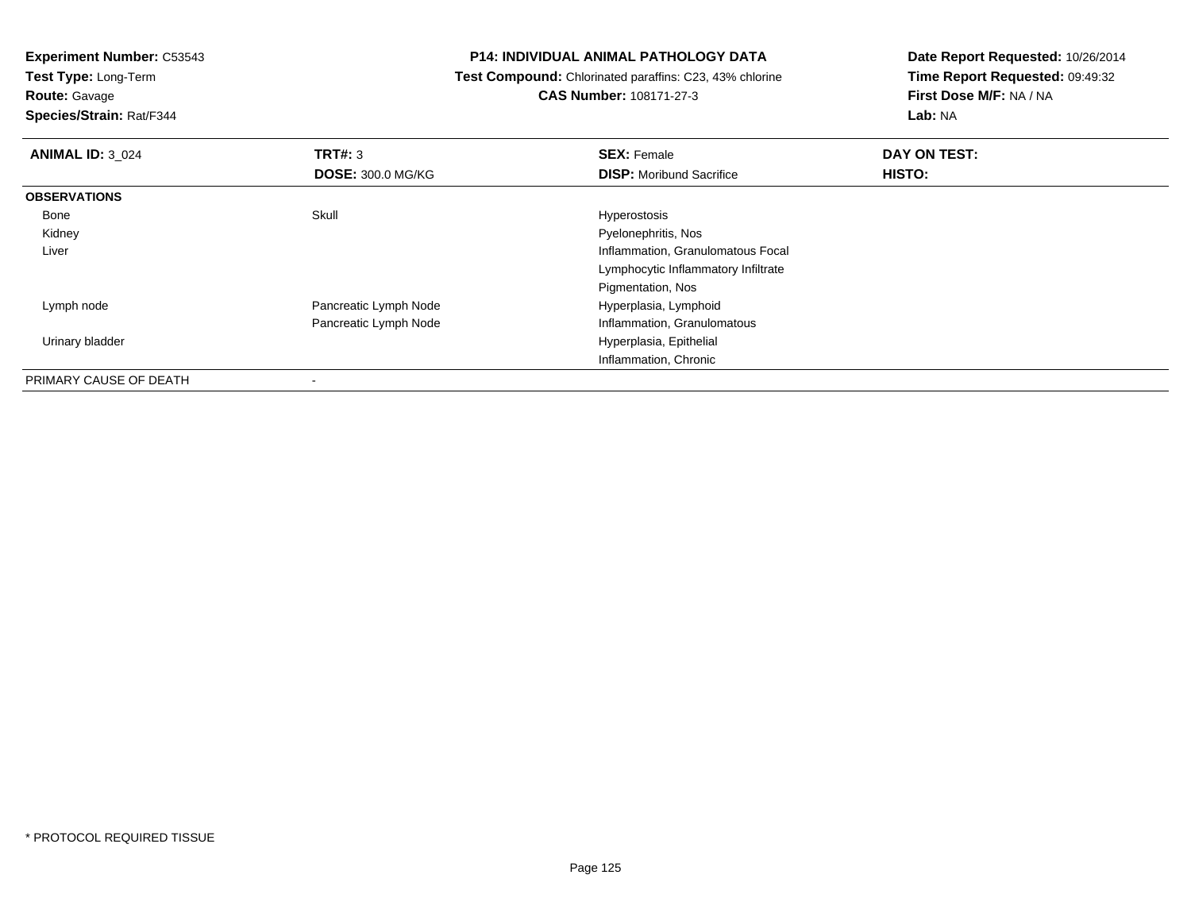**Experiment Number:** C53543
**Test Type:** Long-Term
**Route:** Gavage
**Species/Strain:** Rat/F344

## P14: INDIVIDUAL ANIMAL PATHOLOGY DATA

**Test Compound:** Chlorinated paraffins: C23, 43% chlorine
**CAS Number:** 108171-27-3

**Date Report Requested:** 10/26/2014
**Time Report Requested:** 09:49:32
**First Dose M/F:** NA / NA
**Lab:** NA

| **ANIMAL ID:** 3_024 | **TRT#:** 3 | **SEX:** Female | **DAY ON TEST:** |
|---|---|---|---|
| | **DOSE:** 300.0 MG/KG | **DISP:** Moribund Sacrifice | **HISTO:** |
| **OBSERVATIONS** | | | |
| Bone | Skull | Hyperostosis | |
| Kidney | | Pyelonephritis, Nos | |
| Liver | | Inflammation, Granulomatous Focal | |
| | | Lymphocytic Inflammatory Infiltrate | |
| | | Pigmentation, Nos | |
| Lymph node | Pancreatic Lymph Node | Hyperplasia, Lymphoid | |
| | Pancreatic Lymph Node | Inflammation, Granulomatous | |
| Urinary bladder | | Hyperplasia, Epithelial | |
| | | Inflammation, Chronic | |
| PRIMARY CAUSE OF DEATH | - | | |

* PROTOCOL REQUIRED TISSUE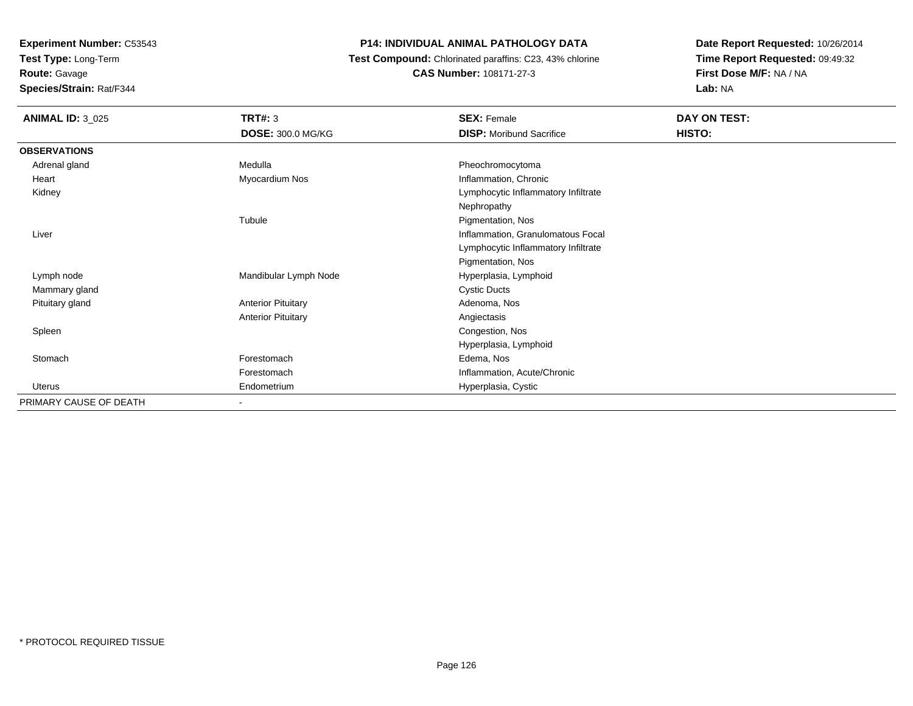**Experiment Number:** C53543
**Test Type:** Long-Term
**Route:** Gavage
**Species/Strain:** Rat/F344

**P14: INDIVIDUAL ANIMAL PATHOLOGY DATA**
**Test Compound:** Chlorinated paraffins: C23, 43% chlorine
**CAS Number:** 108171-27-3

**Date Report Requested:** 10/26/2014
**Time Report Requested:** 09:49:32
**First Dose M/F:** NA / NA
**Lab:** NA

| **ANIMAL ID:** 3_025 | **TRT#:** 3 | **SEX:** Female | **DAY ON TEST:** |
|---|---|---|---|
| | **DOSE:** 300.0 MG/KG | **DISP:** Moribund Sacrifice | **HISTO:** |
| **OBSERVATIONS** | | | |
| Adrenal gland | Medulla | Pheochromocytoma | |
| Heart | Myocardium Nos | Inflammation, Chronic | |
| Kidney | | Lymphocytic Inflammatory Infiltrate | |
| | | Nephropathy | |
| | Tubule | Pigmentation, Nos | |
| Liver | | Inflammation, Granulomatous Focal | |
| | | Lymphocytic Inflammatory Infiltrate | |
| | | Pigmentation, Nos | |
| Lymph node | Mandibular Lymph Node | Hyperplasia, Lymphoid | |
| Mammary gland | | Cystic Ducts | |
| Pituitary gland | Anterior Pituitary | Adenoma, Nos | |
| | Anterior Pituitary | Angiectasis | |
| Spleen | | Congestion, Nos | |
| | | Hyperplasia, Lymphoid | |
| Stomach | Forestomach | Edema, Nos | |
| | Forestomach | Inflammation, Acute/Chronic | |
| Uterus | Endometrium | Hyperplasia, Cystic | |
| PRIMARY CAUSE OF DEATH | - | | |

* PROTOCOL REQUIRED TISSUE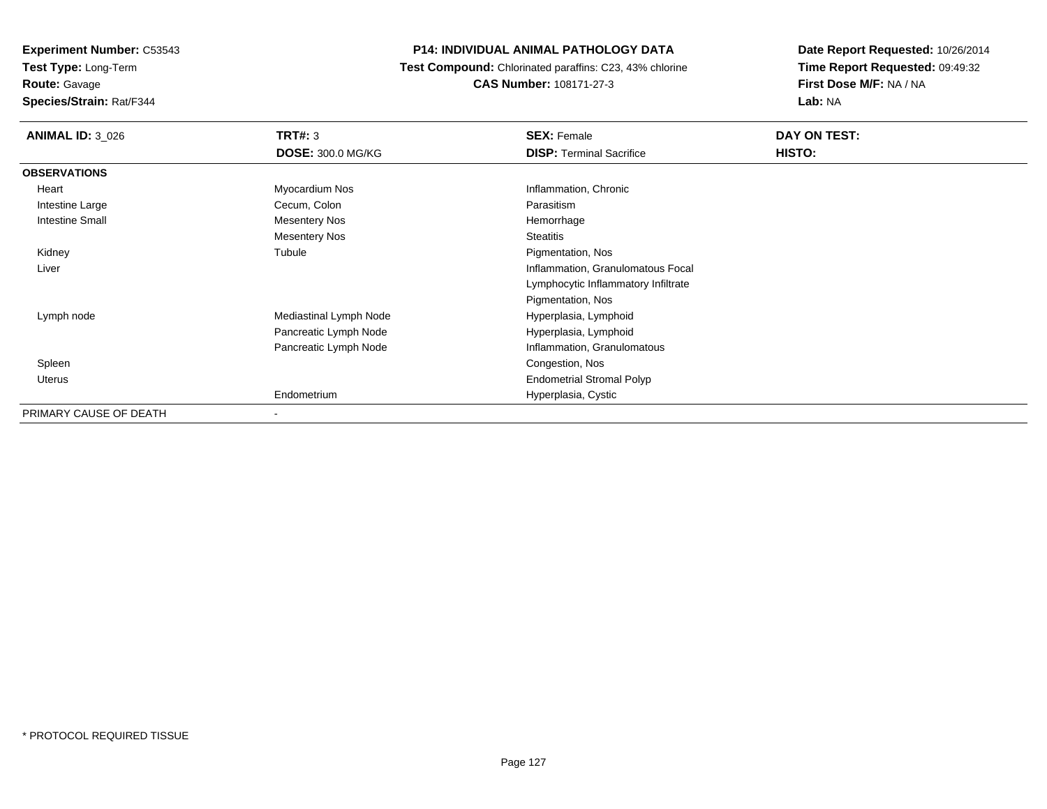**Experiment Number:** C53543
**Test Type:** Long-Term
**Route:** Gavage
**Species/Strain:** Rat/F344

**P14: INDIVIDUAL ANIMAL PATHOLOGY DATA**
**Test Compound:** Chlorinated paraffins: C23, 43% chlorine
**CAS Number:** 108171-27-3

**Date Report Requested:** 10/26/2014
**Time Report Requested:** 09:49:32
**First Dose M/F:** NA / NA
**Lab:** NA

| **ANIMAL ID:** 3_026 | **TRT#:** 3 | **SEX:** Female | **DAY ON TEST:** |
|---|---|---|---|
| | **DOSE:** 300.0 MG/KG | **DISP:** Terminal Sacrifice | **HISTO:** |
| **OBSERVATIONS** | | | |
| Heart | Myocardium Nos | Inflammation, Chronic | |
| Intestine Large | Cecum, Colon | Parasitism | |
| Intestine Small | Mesentery Nos | Hemorrhage | |
| | Mesentery Nos | Steatitis | |
| Kidney | Tubule | Pigmentation, Nos | |
| Liver | | Inflammation, Granulomatous Focal | |
| | | Lymphocytic Inflammatory Infiltrate | |
| | | Pigmentation, Nos | |
| Lymph node | Mediastinal Lymph Node | Hyperplasia, Lymphoid | |
| | Pancreatic Lymph Node | Hyperplasia, Lymphoid | |
| | Pancreatic Lymph Node | Inflammation, Granulomatous | |
| Spleen | | Congestion, Nos | |
| Uterus | | Endometrial Stromal Polyp | |
| | Endometrium | Hyperplasia, Cystic | |
| PRIMARY CAUSE OF DEATH | - | | |

* PROTOCOL REQUIRED TISSUE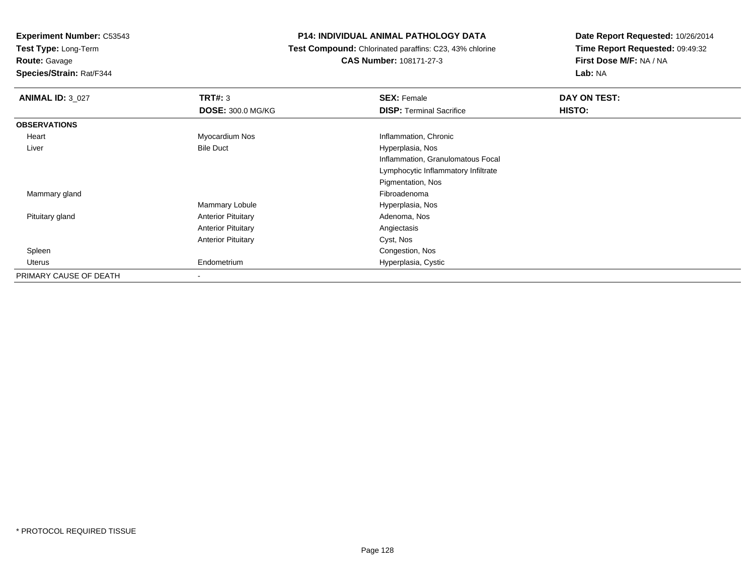**Experiment Number:** C53543
**Test Type:** Long-Term
**Route:** Gavage
**Species/Strain:** Rat/F344

# P14: INDIVIDUAL ANIMAL PATHOLOGY DATA

**Test Compound:** Chlorinated paraffins: C23, 43% chlorine
**CAS Number:** 108171-27-3

**Date Report Requested:** 10/26/2014
**Time Report Requested:** 09:49:32
**First Dose M/F:** NA / NA
**Lab:** NA

| **ANIMAL ID:** 3_027 | **TRT#:** 3 | **SEX:** Female | **DAY ON TEST:** |
|---|---|---|---|
| | **DOSE:** 300.0 MG/KG | **DISP:** Terminal Sacrifice | **HISTO:** |
| **OBSERVATIONS** | | | |
| Heart | Myocardium Nos | Inflammation, Chronic | |
| Liver | Bile Duct | Hyperplasia, Nos | |
| | | Inflammation, Granulomatous Focal | |
| | | Lymphocytic Inflammatory Infiltrate | |
| | | Pigmentation, Nos | |
| Mammary gland | | Fibroadenoma | |
| | Mammary Lobule | Hyperplasia, Nos | |
| Pituitary gland | Anterior Pituitary | Adenoma, Nos | |
| | Anterior Pituitary | Angiectasis | |
| | Anterior Pituitary | Cyst, Nos | |
| Spleen | | Congestion, Nos | |
| Uterus | Endometrium | Hyperplasia, Cystic | |
| PRIMARY CAUSE OF DEATH | - | | |

* PROTOCOL REQUIRED TISSUE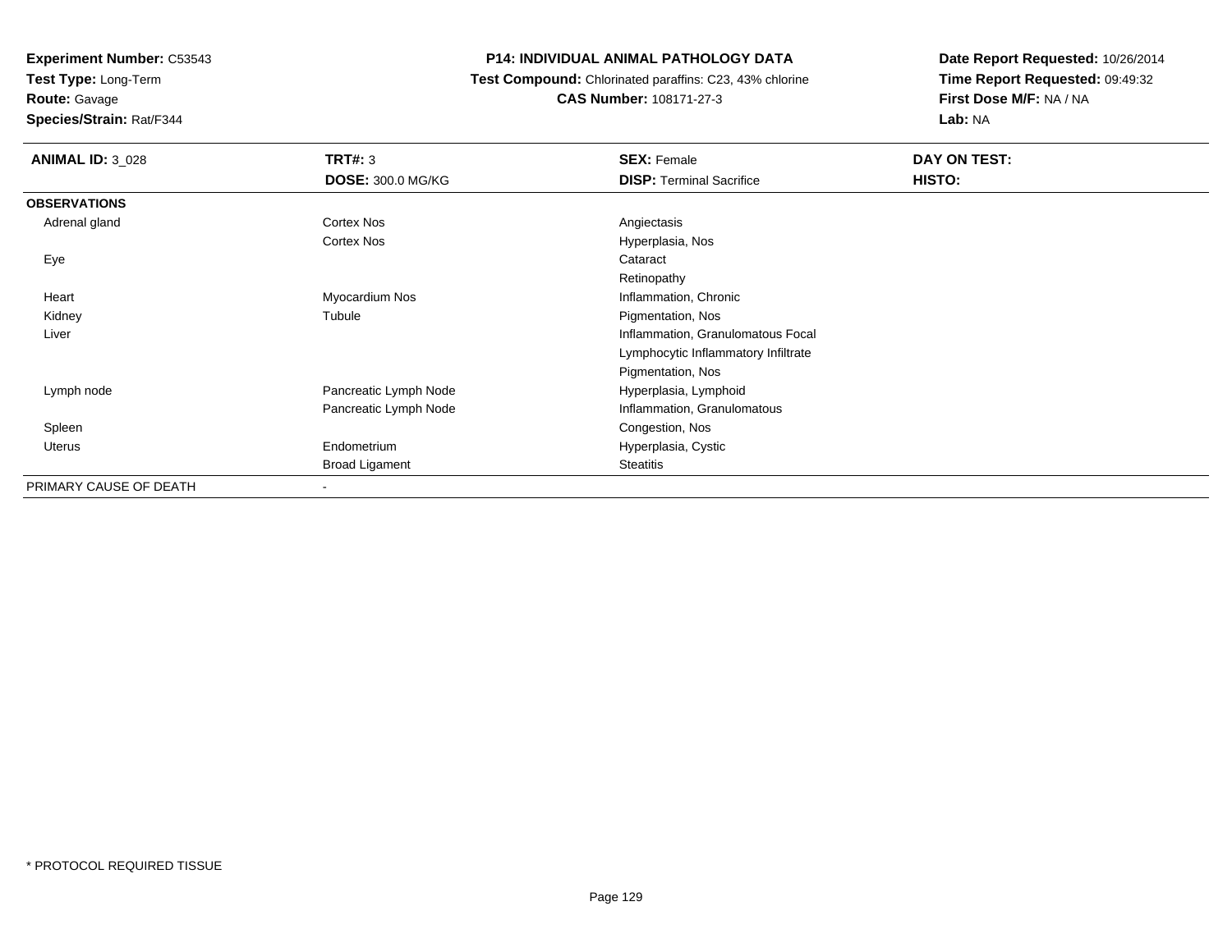**Experiment Number:** C53543
**Test Type:** Long-Term
**Route:** Gavage
**Species/Strain:** Rat/F344

**P14: INDIVIDUAL ANIMAL PATHOLOGY DATA**
**Test Compound:** Chlorinated paraffins: C23, 43% chlorine
**CAS Number:** 108171-27-3

**Date Report Requested:** 10/26/2014
**Time Report Requested:** 09:49:32
**First Dose M/F:** NA / NA
**Lab:** NA

| **ANIMAL ID:** 3_028 | **TRT#:** 3 | **SEX:** Female | **DAY ON TEST:** |
|---|---|---|---|
| | **DOSE:** 300.0 MG/KG | **DISP:** Terminal Sacrifice | **HISTO:** |
| **OBSERVATIONS** | | | |
| Adrenal gland | Cortex Nos | Angiectasis | |
| | Cortex Nos | Hyperplasia, Nos | |
| Eye | | Cataract | |
| | | Retinopathy | |
| Heart | Myocardium Nos | Inflammation, Chronic | |
| Kidney | Tubule | Pigmentation, Nos | |
| Liver | | Inflammation, Granulomatous Focal | |
| | | Lymphocytic Inflammatory Infiltrate | |
| | | Pigmentation, Nos | |
| Lymph node | Pancreatic Lymph Node | Hyperplasia, Lymphoid | |
| | Pancreatic Lymph Node | Inflammation, Granulomatous | |
| Spleen | | Congestion, Nos | |
| Uterus | Endometrium | Hyperplasia, Cystic | |
| | Broad Ligament | Steatitis | |
| PRIMARY CAUSE OF DEATH | - | | |

* PROTOCOL REQUIRED TISSUE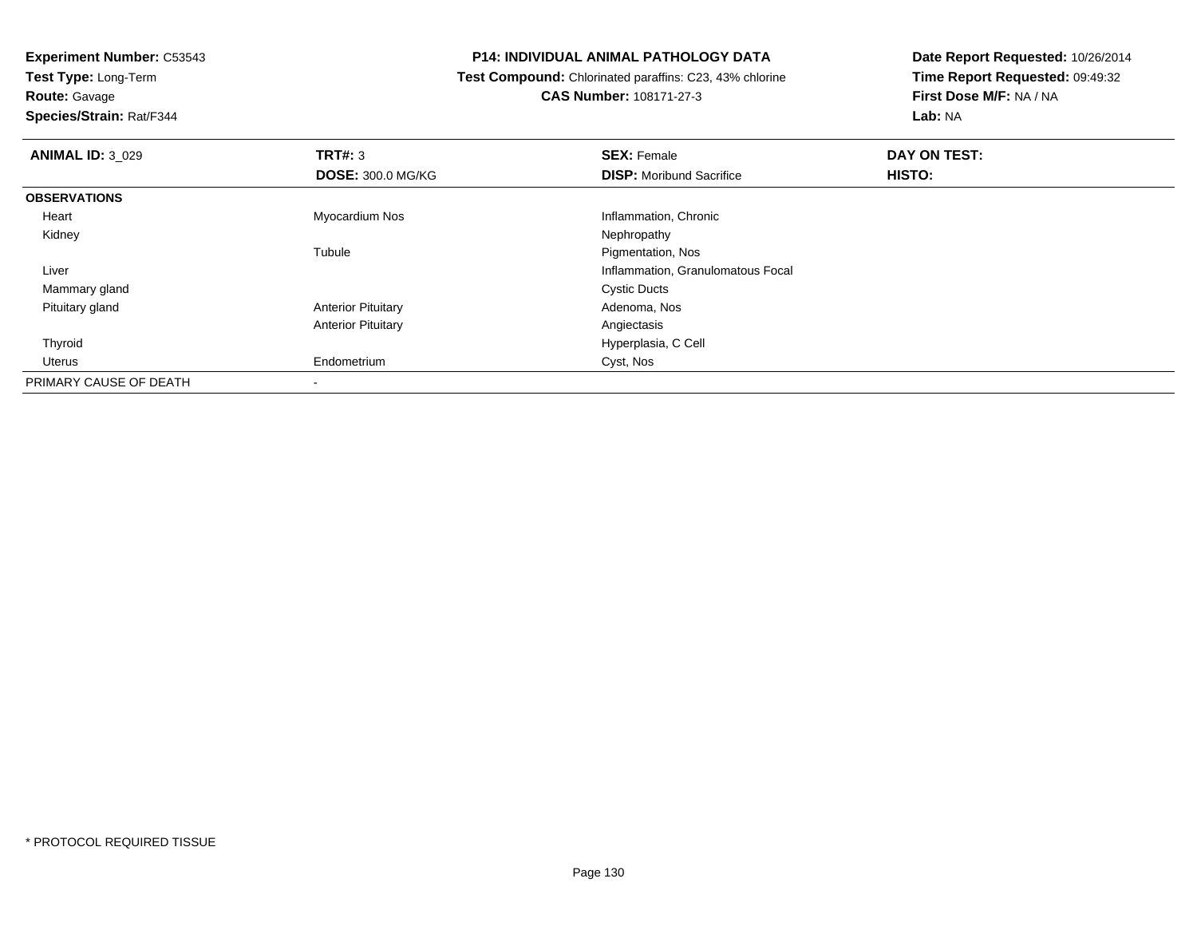**Experiment Number:** C53543
**Test Type:** Long-Term
**Route:** Gavage
**Species/Strain:** Rat/F344

**P14: INDIVIDUAL ANIMAL PATHOLOGY DATA**
**Test Compound:** Chlorinated paraffins: C23, 43% chlorine
**CAS Number:** 108171-27-3

**Date Report Requested:** 10/26/2014
**Time Report Requested:** 09:49:32
**First Dose M/F:** NA / NA
**Lab:** NA

| **ANIMAL ID:** 3_029 | **TRT#:** 3 | **SEX:** Female | **DAY ON TEST:** |
|---|---|---|---|
| | **DOSE:** 300.0 MG/KG | **DISP:** Moribund Sacrifice | **HISTO:** |
| **OBSERVATIONS** | | | |
| Heart | Myocardium Nos | Inflammation, Chronic | |
| Kidney | | Nephropathy | |
| | Tubule | Pigmentation, Nos | |
| Liver | | Inflammation, Granulomatous Focal | |
| Mammary gland | | Cystic Ducts | |
| Pituitary gland | Anterior Pituitary | Adenoma, Nos | |
| | Anterior Pituitary | Angiectasis | |
| Thyroid | | Hyperplasia, C Cell | |
| Uterus | Endometrium | Cyst, Nos | |
| PRIMARY CAUSE OF DEATH | - | | |

* PROTOCOL REQUIRED TISSUE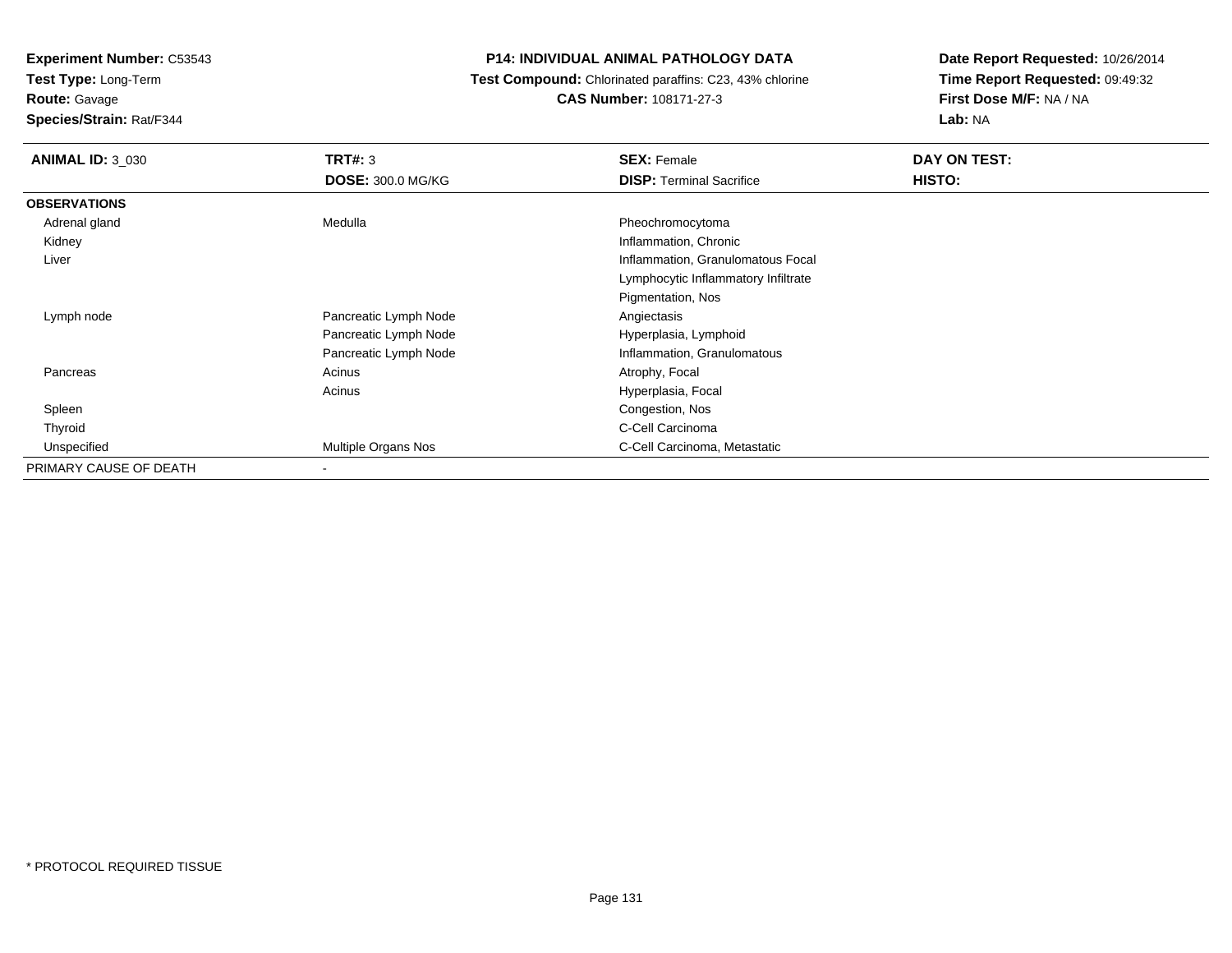**Experiment Number:** C53543
**Test Type:** Long-Term
**Route:** Gavage
**Species/Strain:** Rat/F344

**P14: INDIVIDUAL ANIMAL PATHOLOGY DATA**
**Test Compound:** Chlorinated paraffins: C23, 43% chlorine
**CAS Number:** 108171-27-3

**Date Report Requested:** 10/26/2014
**Time Report Requested:** 09:49:32
**First Dose M/F:** NA / NA
**Lab:** NA

| **ANIMAL ID:** 3_030 | **TRT#:** 3 | **SEX:** Female | **DAY ON TEST:** |
|---|---|---|---|
| | **DOSE:** 300.0 MG/KG | **DISP:** Terminal Sacrifice | **HISTO:** |
| **OBSERVATIONS** | | | |
| Adrenal gland | Medulla | Pheochromocytoma | |
| Kidney | | Inflammation, Chronic | |
| Liver | | Inflammation, Granulomatous Focal | |
| | | Lymphocytic Inflammatory Infiltrate | |
| | | Pigmentation, Nos | |
| Lymph node | Pancreatic Lymph Node | Angiectasis | |
| | Pancreatic Lymph Node | Hyperplasia, Lymphoid | |
| | Pancreatic Lymph Node | Inflammation, Granulomatous | |
| Pancreas | Acinus | Atrophy, Focal | |
| | Acinus | Hyperplasia, Focal | |
| Spleen | | Congestion, Nos | |
| Thyroid | | C-Cell Carcinoma | |
| Unspecified | Multiple Organs Nos | C-Cell Carcinoma, Metastatic | |
| PRIMARY CAUSE OF DEATH | - | | |

\* PROTOCOL REQUIRED TISSUE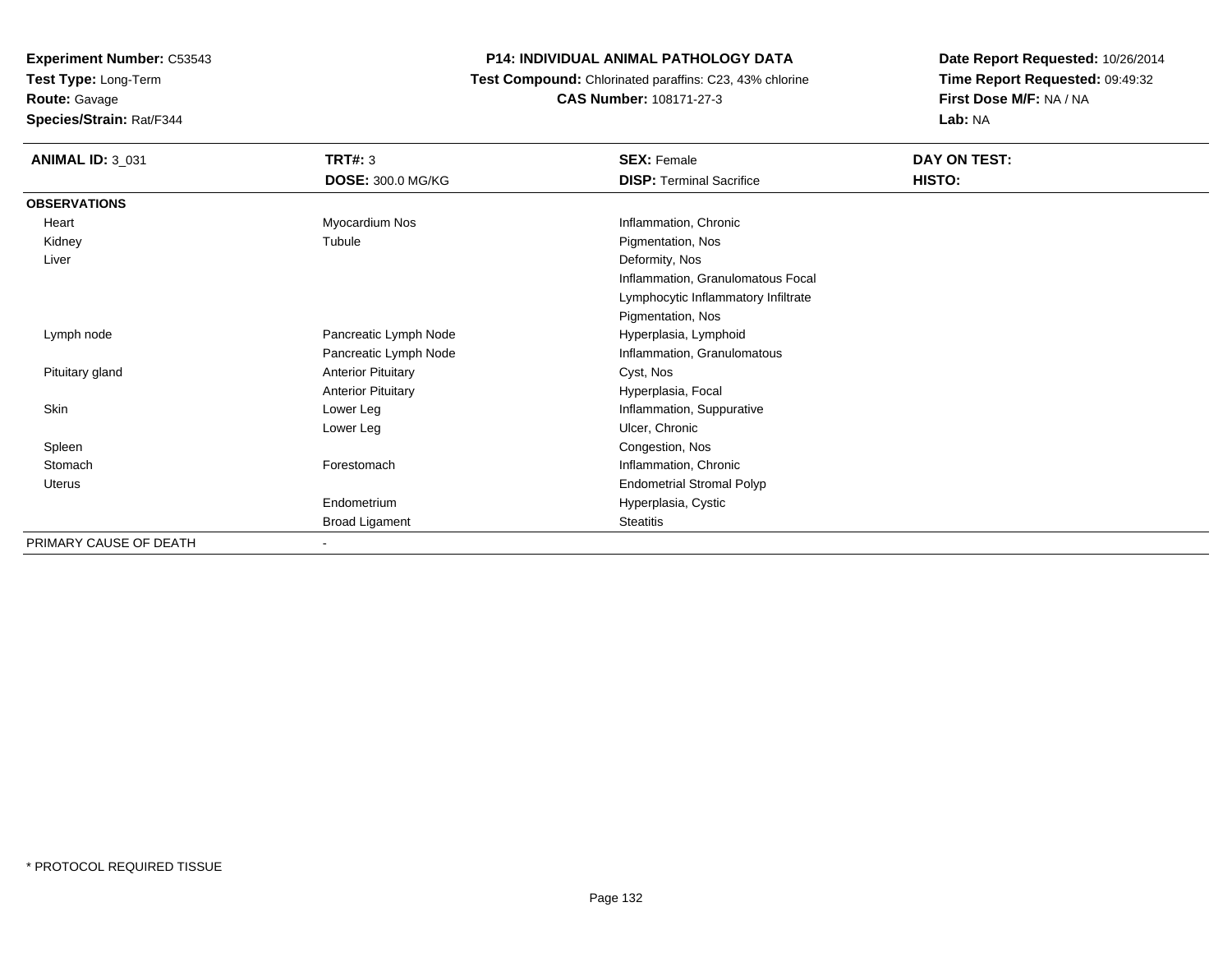**Experiment Number:** C53543
**Test Type:** Long-Term
**Route:** Gavage
**Species/Strain:** Rat/F344

**P14: INDIVIDUAL ANIMAL PATHOLOGY DATA**
**Test Compound:** Chlorinated paraffins: C23, 43% chlorine
**CAS Number:** 108171-27-3

**Date Report Requested:** 10/26/2014
**Time Report Requested:** 09:49:32
**First Dose M/F:** NA / NA
**Lab:** NA

| **ANIMAL ID:** 3_031 | **TRT#:** 3 | **SEX:** Female | **DAY ON TEST:** |
|---|---|---|---|
| | **DOSE:** 300.0 MG/KG | **DISP:** Terminal Sacrifice | **HISTO:** |
| **OBSERVATIONS** | | | |
| Heart | Myocardium Nos | Inflammation, Chronic | |
| Kidney | Tubule | Pigmentation, Nos | |
| Liver | | Deformity, Nos | |
| | | Inflammation, Granulomatous Focal | |
| | | Lymphocytic Inflammatory Infiltrate | |
| | | Pigmentation, Nos | |
| Lymph node | Pancreatic Lymph Node | Hyperplasia, Lymphoid | |
| | Pancreatic Lymph Node | Inflammation, Granulomatous | |
| Pituitary gland | Anterior Pituitary | Cyst, Nos | |
| | Anterior Pituitary | Hyperplasia, Focal | |
| Skin | Lower Leg | Inflammation, Suppurative | |
| | Lower Leg | Ulcer, Chronic | |
| Spleen | | Congestion, Nos | |
| Stomach | Forestomach | Inflammation, Chronic | |
| Uterus | | Endometrial Stromal Polyp | |
| | Endometrium | Hyperplasia, Cystic | |
| | Broad Ligament | Steatitis | |
| PRIMARY CAUSE OF DEATH | - | | |

* PROTOCOL REQUIRED TISSUE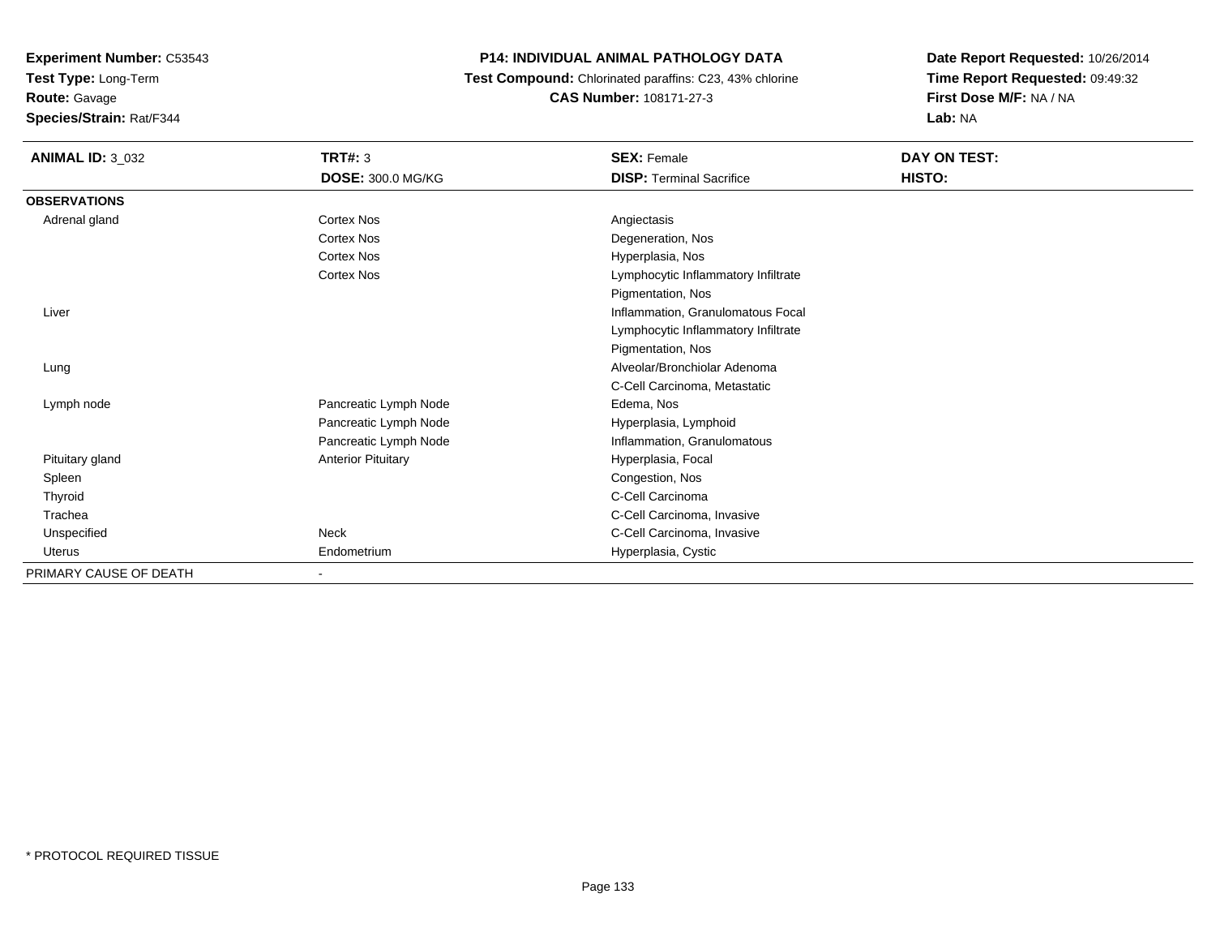**Experiment Number:** C53543
**Test Type:** Long-Term
**Route:** Gavage
**Species/Strain:** Rat/F344

**P14: INDIVIDUAL ANIMAL PATHOLOGY DATA**
**Test Compound:** Chlorinated paraffins: C23, 43% chlorine
**CAS Number:** 108171-27-3

**Date Report Requested:** 10/26/2014
**Time Report Requested:** 09:49:32
**First Dose M/F:** NA / NA
**Lab:** NA

| **ANIMAL ID:** 3_032 | **TRT#:** 3 | **SEX:** Female | **DAY ON TEST:** |
|---|---|---|---|
| | **DOSE:** 300.0 MG/KG | **DISP:** Terminal Sacrifice | **HISTO:** |
| **OBSERVATIONS** | | | |
| Adrenal gland | Cortex Nos | Angiectasis | |
| | Cortex Nos | Degeneration, Nos | |
| | Cortex Nos | Hyperplasia, Nos | |
| | Cortex Nos | Lymphocytic Inflammatory Infiltrate | |
| | | Pigmentation, Nos | |
| Liver | | Inflammation, Granulomatous Focal | |
| | | Lymphocytic Inflammatory Infiltrate | |
| | | Pigmentation, Nos | |
| Lung | | Alveolar/Bronchiolar Adenoma | |
| | | C-Cell Carcinoma, Metastatic | |
| Lymph node | Pancreatic Lymph Node | Edema, Nos | |
| | Pancreatic Lymph Node | Hyperplasia, Lymphoid | |
| | Pancreatic Lymph Node | Inflammation, Granulomatous | |
| Pituitary gland | Anterior Pituitary | Hyperplasia, Focal | |
| Spleen | | Congestion, Nos | |
| Thyroid | | C-Cell Carcinoma | |
| Trachea | | C-Cell Carcinoma, Invasive | |
| Unspecified | Neck | C-Cell Carcinoma, Invasive | |
| Uterus | Endometrium | Hyperplasia, Cystic | |
| PRIMARY CAUSE OF DEATH | - | | |

* PROTOCOL REQUIRED TISSUE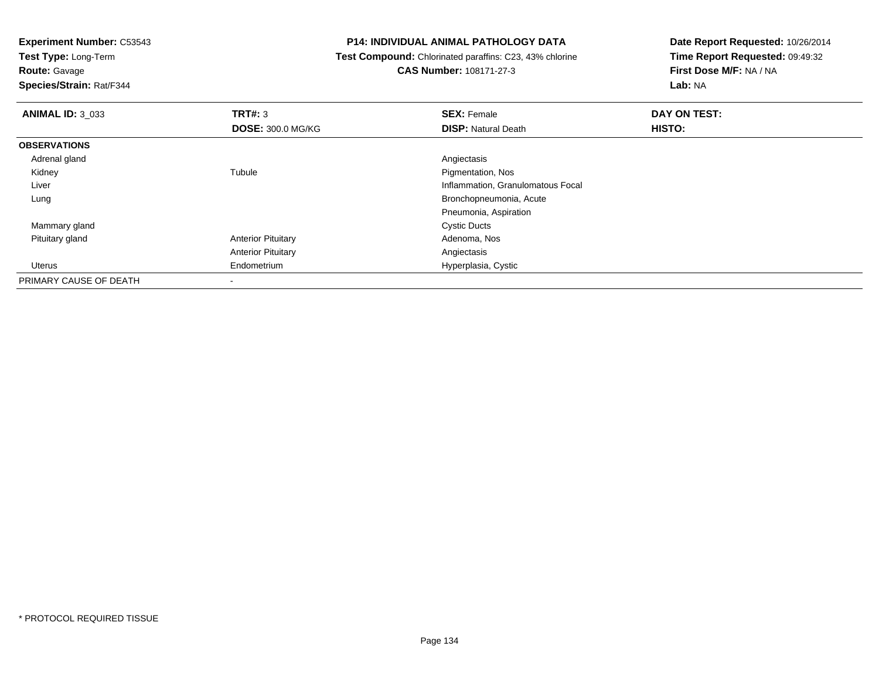**Experiment Number:** C53543
**Test Type:** Long-Term
**Route:** Gavage
**Species/Strain:** Rat/F344

**P14: INDIVIDUAL ANIMAL PATHOLOGY DATA**
**Test Compound:** Chlorinated paraffins: C23, 43% chlorine
**CAS Number:** 108171-27-3

**Date Report Requested:** 10/26/2014
**Time Report Requested:** 09:49:32
**First Dose M/F:** NA / NA
**Lab:** NA

| **ANIMAL ID:** 3_033 | **TRT#:** 3 | **SEX:** Female | **DAY ON TEST:** |
|---|---|---|---|
| | **DOSE:** 300.0 MG/KG | **DISP:** Natural Death | **HISTO:** |
| **OBSERVATIONS** | | | |
| Adrenal gland | | Angiectasis | |
| Kidney | Tubule | Pigmentation, Nos | |
| Liver | | Inflammation, Granulomatous Focal | |
| Lung | | Bronchopneumonia, Acute | |
| | | Pneumonia, Aspiration | |
| Mammary gland | | Cystic Ducts | |
| Pituitary gland | Anterior Pituitary | Adenoma, Nos | |
| | Anterior Pituitary | Angiectasis | |
| Uterus | Endometrium | Hyperplasia, Cystic | |
| PRIMARY CAUSE OF DEATH | - | | |

* PROTOCOL REQUIRED TISSUE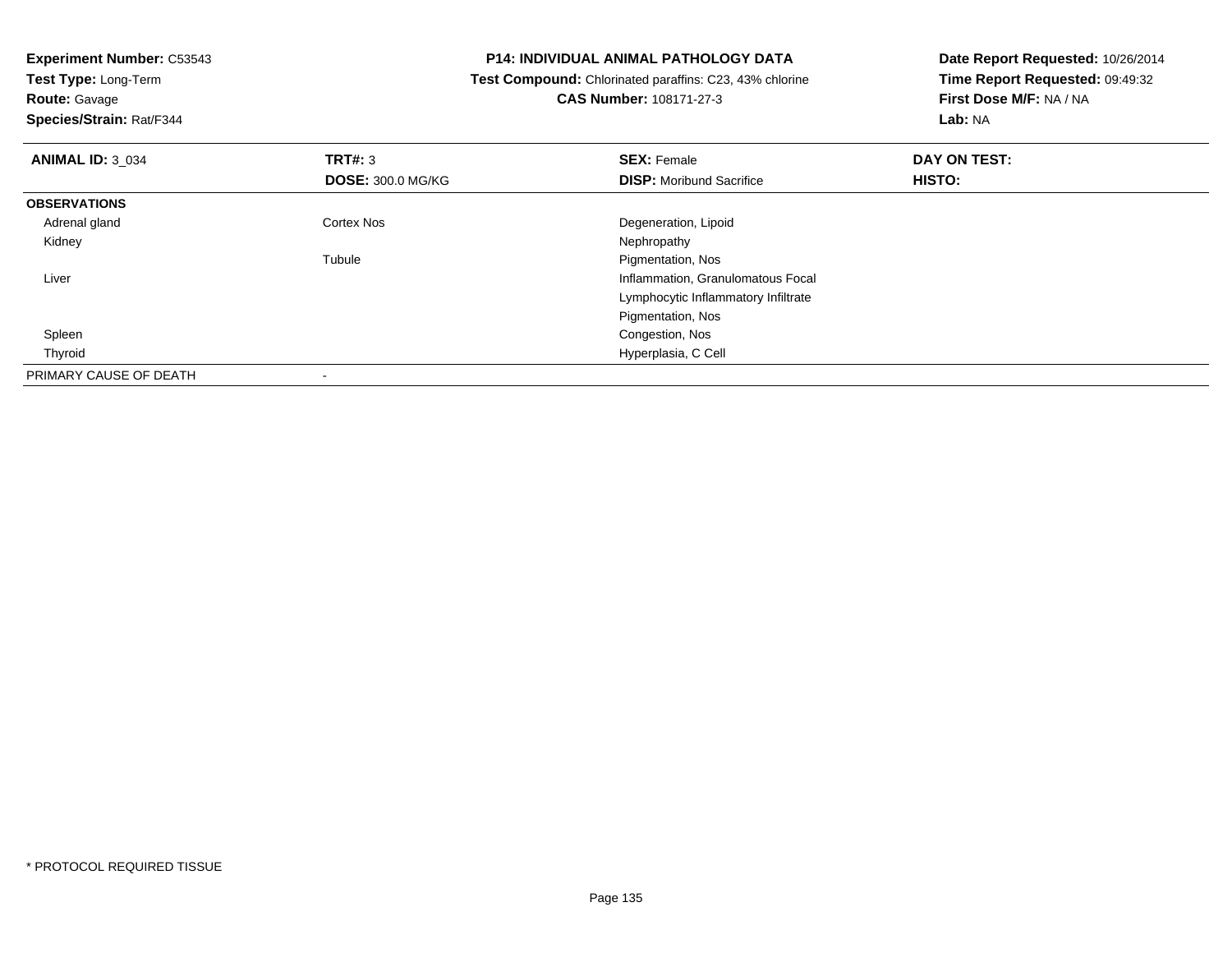**Experiment Number:** C53543
**Test Type:** Long-Term
**Route:** Gavage
**Species/Strain:** Rat/F344

**P14: INDIVIDUAL ANIMAL PATHOLOGY DATA**
**Test Compound:** Chlorinated paraffins: C23, 43% chlorine
**CAS Number:** 108171-27-3

**Date Report Requested:** 10/26/2014
**Time Report Requested:** 09:49:32
**First Dose M/F:** NA / NA
**Lab:** NA

| **ANIMAL ID:** 3_034 | **TRT#:** 3 | **SEX:** Female | **DAY ON TEST:** |
|---|---|---|---|
| | **DOSE:** 300.0 MG/KG | **DISP:** Moribund Sacrifice | **HISTO:** |
| **OBSERVATIONS** | | | |
| Adrenal gland | Cortex Nos | Degeneration, Lipoid | |
| Kidney | | Nephropathy | |
| | Tubule | Pigmentation, Nos | |
| Liver | | Inflammation, Granulomatous Focal | |
| | | Lymphocytic Inflammatory Infiltrate | |
| | | Pigmentation, Nos | |
| Spleen | | Congestion, Nos | |
| Thyroid | | Hyperplasia, C Cell | |
| PRIMARY CAUSE OF DEATH | - | | |

* PROTOCOL REQUIRED TISSUE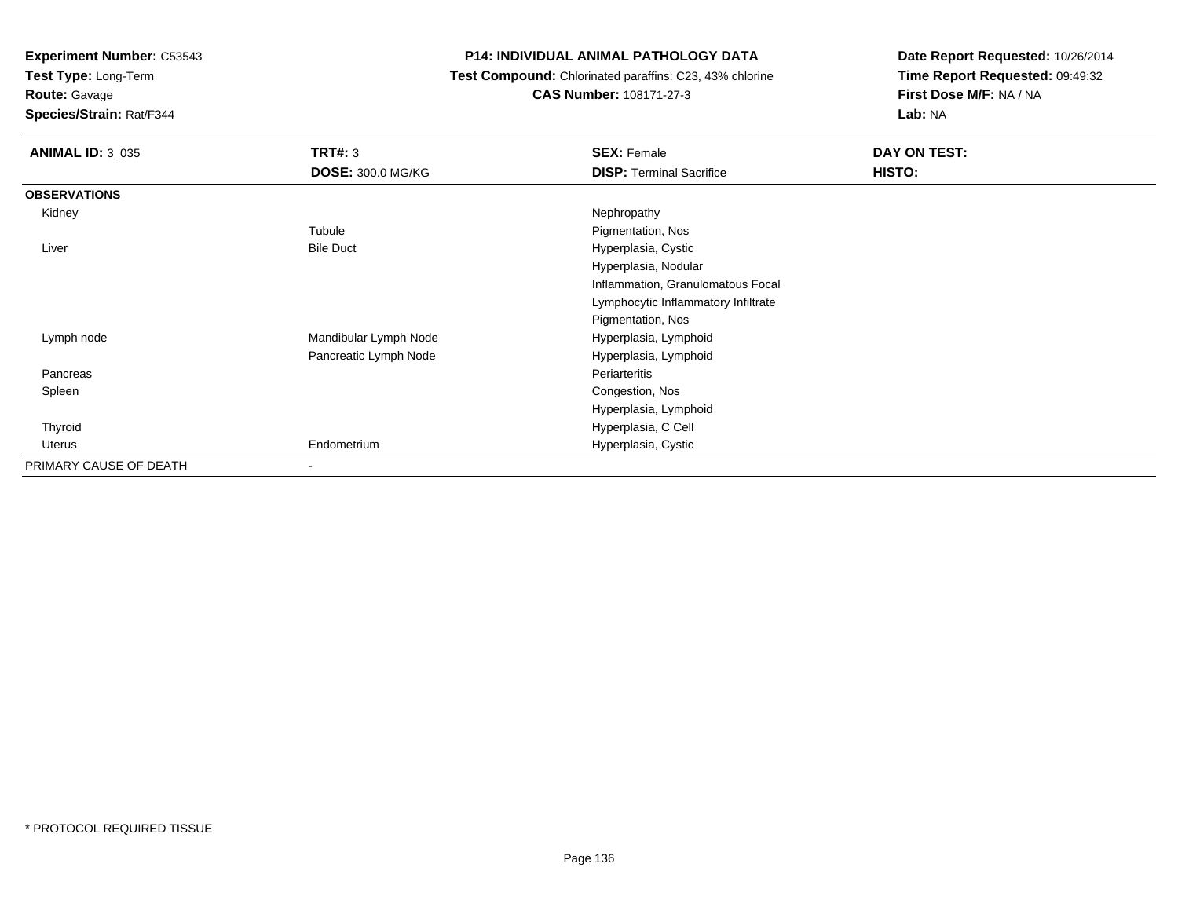**Experiment Number:** C53543
**Test Type:** Long-Term
**Route:** Gavage
**Species/Strain:** Rat/F344

**P14: INDIVIDUAL ANIMAL PATHOLOGY DATA**
**Test Compound:** Chlorinated paraffins: C23, 43% chlorine
**CAS Number:** 108171-27-3

**Date Report Requested:** 10/26/2014
**Time Report Requested:** 09:49:32
**First Dose M/F:** NA / NA
**Lab:** NA

| **ANIMAL ID:** 3_035 | **TRT#:** 3 | **SEX:** Female | **DAY ON TEST:** |
|---|---|---|---|
| | **DOSE:** 300.0 MG/KG | **DISP:** Terminal Sacrifice | **HISTO:** |
| **OBSERVATIONS** | | | |
| Kidney | | Nephropathy | |
| | Tubule | Pigmentation, Nos | |
| Liver | Bile Duct | Hyperplasia, Cystic | |
| | | Hyperplasia, Nodular | |
| | | Inflammation, Granulomatous Focal | |
| | | Lymphocytic Inflammatory Infiltrate | |
| | | Pigmentation, Nos | |
| Lymph node | Mandibular Lymph Node | Hyperplasia, Lymphoid | |
| | Pancreatic Lymph Node | Hyperplasia, Lymphoid | |
| Pancreas | | Periarteritis | |
| Spleen | | Congestion, Nos | |
| | | Hyperplasia, Lymphoid | |
| Thyroid | | Hyperplasia, C Cell | |
| Uterus | Endometrium | Hyperplasia, Cystic | |
| PRIMARY CAUSE OF DEATH | - | | |

* PROTOCOL REQUIRED TISSUE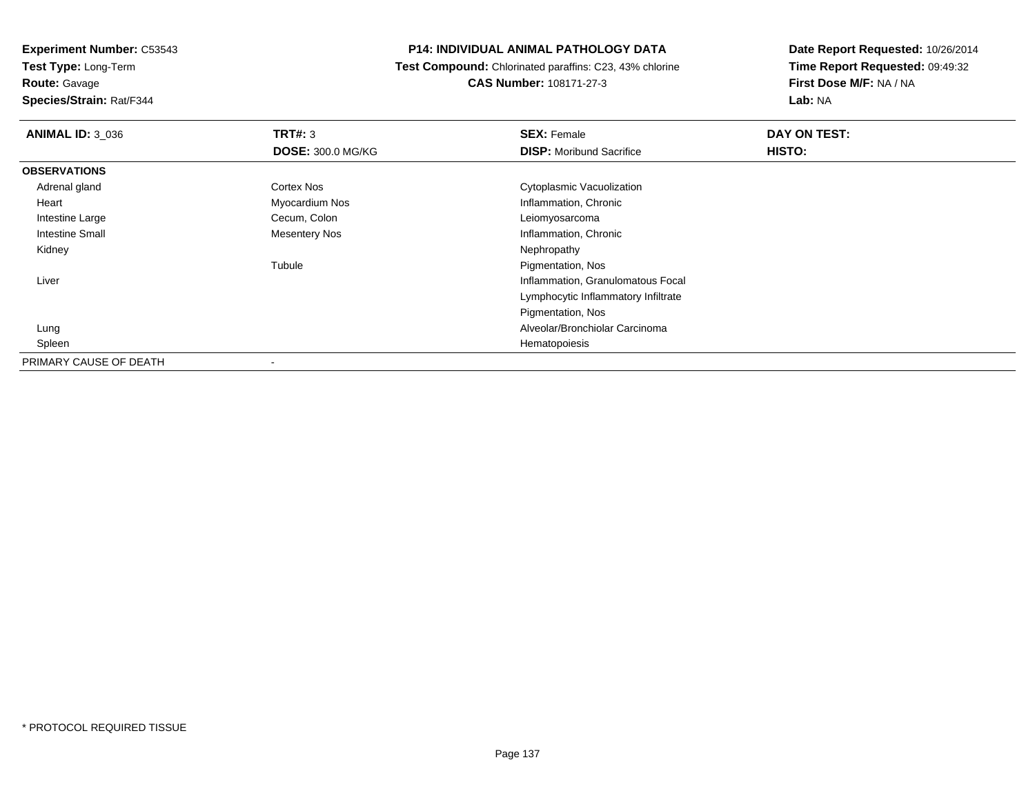**Experiment Number:** C53543
**Test Type:** Long-Term
**Route:** Gavage
**Species/Strain:** Rat/F344

**P14: INDIVIDUAL ANIMAL PATHOLOGY DATA**
**Test Compound:** Chlorinated paraffins: C23, 43% chlorine
**CAS Number:** 108171-27-3

**Date Report Requested:** 10/26/2014
**Time Report Requested:** 09:49:32
**First Dose M/F:** NA / NA
**Lab:** NA

| **ANIMAL ID:** 3_036 | **TRT#:** 3 | **SEX:** Female | **DAY ON TEST:** |
|---|---|---|---|
| | **DOSE:** 300.0 MG/KG | **DISP:** Moribund Sacrifice | **HISTO:** |
| **OBSERVATIONS** | | | |
| Adrenal gland | Cortex Nos | Cytoplasmic Vacuolization | |
| Heart | Myocardium Nos | Inflammation, Chronic | |
| Intestine Large | Cecum, Colon | Leiomyosarcoma | |
| Intestine Small | Mesentery Nos | Inflammation, Chronic | |
| Kidney | | Nephropathy | |
| | Tubule | Pigmentation, Nos | |
| Liver | | Inflammation, Granulomatous Focal | |
| | | Lymphocytic Inflammatory Infiltrate | |
| | | Pigmentation, Nos | |
| Lung | | Alveolar/Bronchiolar Carcinoma | |
| Spleen | | Hematopoiesis | |
| PRIMARY CAUSE OF DEATH | - | | |

* PROTOCOL REQUIRED TISSUE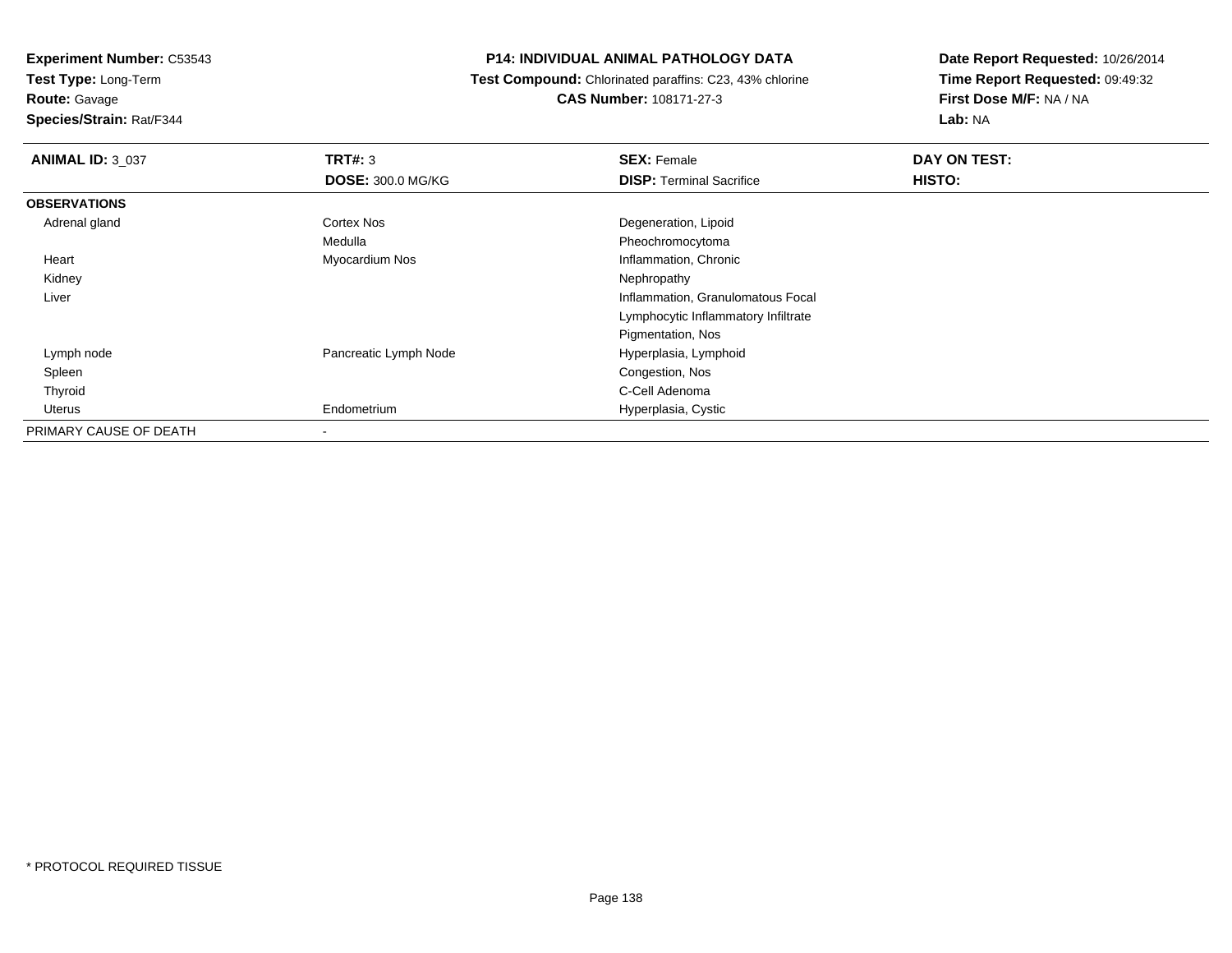**Experiment Number:** C53543
**Test Type:** Long-Term
**Route:** Gavage
**Species/Strain:** Rat/F344

# P14: INDIVIDUAL ANIMAL PATHOLOGY DATA

**Test Compound:** Chlorinated paraffins: C23, 43% chlorine
**CAS Number:** 108171-27-3

**Date Report Requested:** 10/26/2014
**Time Report Requested:** 09:49:32
**First Dose M/F:** NA / NA
**Lab:** NA

| **ANIMAL ID:** 3_037 | **TRT#:** 3 | **SEX:** Female | **DAY ON TEST:** |
|---|---|---|---|
| | **DOSE:** 300.0 MG/KG | **DISP:** Terminal Sacrifice | **HISTO:** |
| **OBSERVATIONS** | | | |
| Adrenal gland | Cortex Nos | Degeneration, Lipoid | |
| | Medulla | Pheochromocytoma | |
| Heart | Myocardium Nos | Inflammation, Chronic | |
| Kidney | | Nephropathy | |
| Liver | | Inflammation, Granulomatous Focal | |
| | | Lymphocytic Inflammatory Infiltrate | |
| | | Pigmentation, Nos | |
| Lymph node | Pancreatic Lymph Node | Hyperplasia, Lymphoid | |
| Spleen | | Congestion, Nos | |
| Thyroid | | C-Cell Adenoma | |
| Uterus | Endometrium | Hyperplasia, Cystic | |
| PRIMARY CAUSE OF DEATH | - | | |

* PROTOCOL REQUIRED TISSUE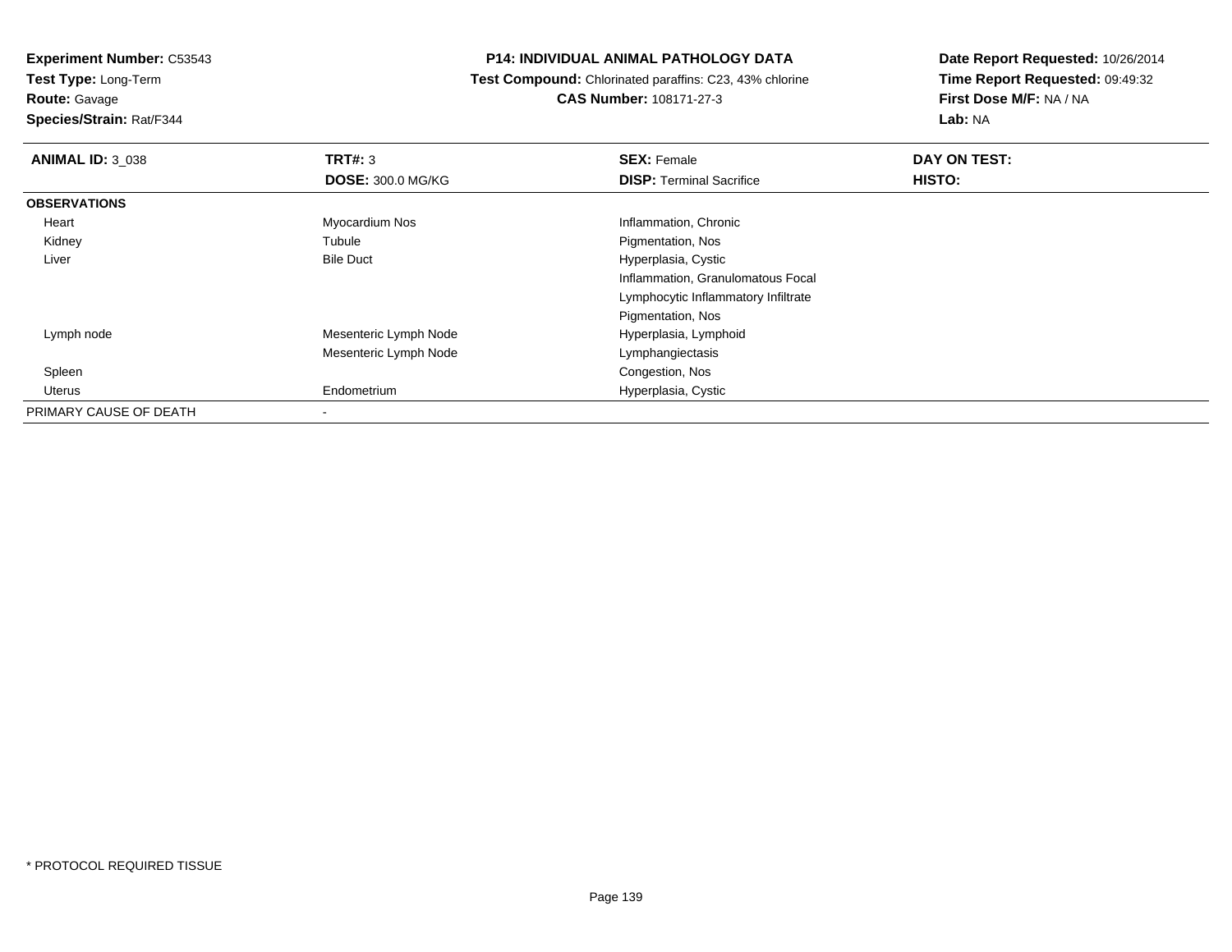**Experiment Number:** C53543
**Test Type:** Long-Term
**Route:** Gavage
**Species/Strain:** Rat/F344

**P14: INDIVIDUAL ANIMAL PATHOLOGY DATA**
**Test Compound:** Chlorinated paraffins: C23, 43% chlorine
**CAS Number:** 108171-27-3

**Date Report Requested:** 10/26/2014
**Time Report Requested:** 09:49:32
**First Dose M/F:** NA / NA
**Lab:** NA

| **ANIMAL ID:** 3_038 | **TRT#:** 3 | **SEX:** Female | **DAY ON TEST:** |
|---|---|---|---|
| | **DOSE:** 300.0 MG/KG | **DISP:** Terminal Sacrifice | **HISTO:** |
| **OBSERVATIONS** | | | |
| Heart | Myocardium Nos | Inflammation, Chronic | |
| Kidney | Tubule | Pigmentation, Nos | |
| Liver | Bile Duct | Hyperplasia, Cystic | |
| | | Inflammation, Granulomatous Focal | |
| | | Lymphocytic Inflammatory Infiltrate | |
| | | Pigmentation, Nos | |
| Lymph node | Mesenteric Lymph Node | Hyperplasia, Lymphoid | |
| | Mesenteric Lymph Node | Lymphangiectasis | |
| Spleen | | Congestion, Nos | |
| Uterus | Endometrium | Hyperplasia, Cystic | |
| PRIMARY CAUSE OF DEATH | - | | |

* PROTOCOL REQUIRED TISSUE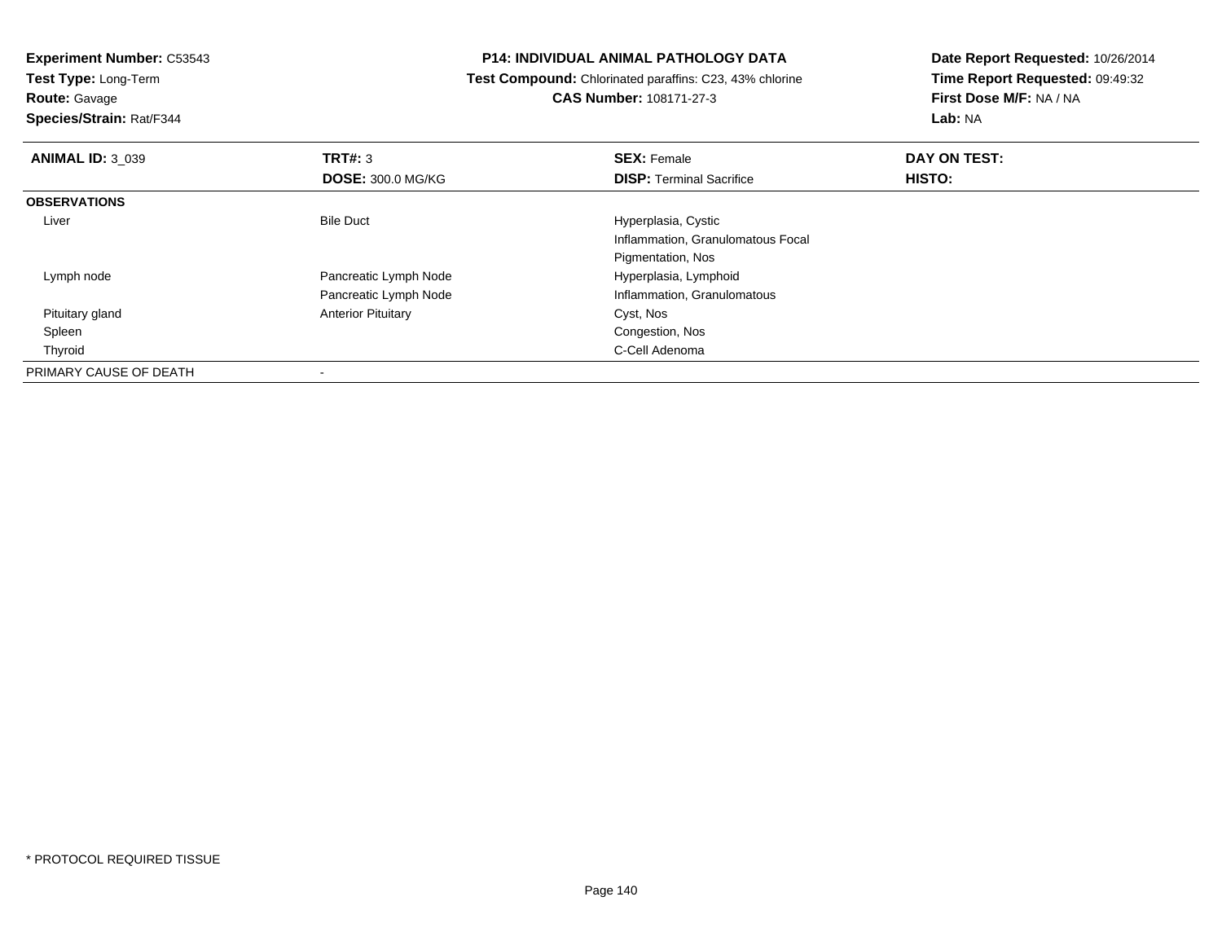**Experiment Number:** C53543
**Test Type:** Long-Term
**Route:** Gavage
**Species/Strain:** Rat/F344

**P14: INDIVIDUAL ANIMAL PATHOLOGY DATA**
**Test Compound:** Chlorinated paraffins: C23, 43% chlorine
**CAS Number:** 108171-27-3

**Date Report Requested:** 10/26/2014
**Time Report Requested:** 09:49:32
**First Dose M/F:** NA / NA
**Lab:** NA

| **ANIMAL ID:** 3_039 | **TRT#:** 3 | **SEX:** Female | **DAY ON TEST:** |
|---|---|---|---|
| | **DOSE:** 300.0 MG/KG | **DISP:** Terminal Sacrifice | **HISTO:** |
| **OBSERVATIONS** | | | |
| Liver | Bile Duct | Hyperplasia, Cystic | |
| | | Inflammation, Granulomatous Focal | |
| | | Pigmentation, Nos | |
| Lymph node | Pancreatic Lymph Node | Hyperplasia, Lymphoid | |
| | Pancreatic Lymph Node | Inflammation, Granulomatous | |
| Pituitary gland | Anterior Pituitary | Cyst, Nos | |
| Spleen | | Congestion, Nos | |
| Thyroid | | C-Cell Adenoma | |
| PRIMARY CAUSE OF DEATH | - | | |

* PROTOCOL REQUIRED TISSUE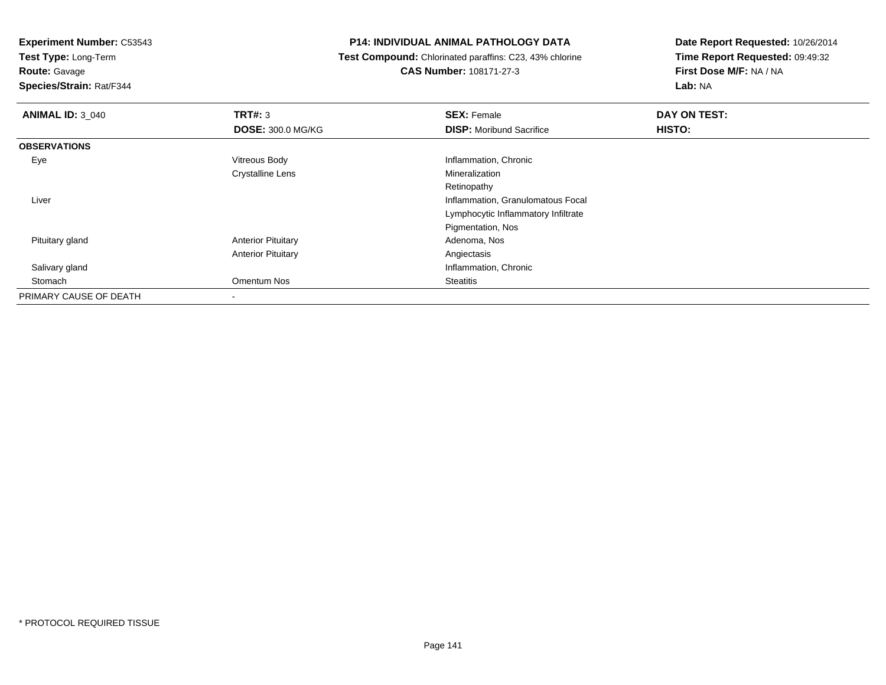**Experiment Number:** C53543
**Test Type:** Long-Term
**Route:** Gavage
**Species/Strain:** Rat/F344

**P14: INDIVIDUAL ANIMAL PATHOLOGY DATA**
**Test Compound:** Chlorinated paraffins: C23, 43% chlorine
**CAS Number:** 108171-27-3

**Date Report Requested:** 10/26/2014
**Time Report Requested:** 09:49:32
**First Dose M/F:** NA / NA
**Lab:** NA

| **ANIMAL ID:** 3_040 | **TRT#:** 3 | **SEX:** Female | **DAY ON TEST:** |
|---|---|---|---|
| | **DOSE:** 300.0 MG/KG | **DISP:** Moribund Sacrifice | **HISTO:** |
| **OBSERVATIONS** | | | |
| Eye | Vitreous Body | Inflammation, Chronic | |
| | Crystalline Lens | Mineralization | |
| | | Retinopathy | |
| Liver | | Inflammation, Granulomatous Focal | |
| | | Lymphocytic Inflammatory Infiltrate | |
| | | Pigmentation, Nos | |
| Pituitary gland | Anterior Pituitary | Adenoma, Nos | |
| | Anterior Pituitary | Angiectasis | |
| Salivary gland | | Inflammation, Chronic | |
| Stomach | Omentum Nos | Steatitis | |
| PRIMARY CAUSE OF DEATH | - | | |

* PROTOCOL REQUIRED TISSUE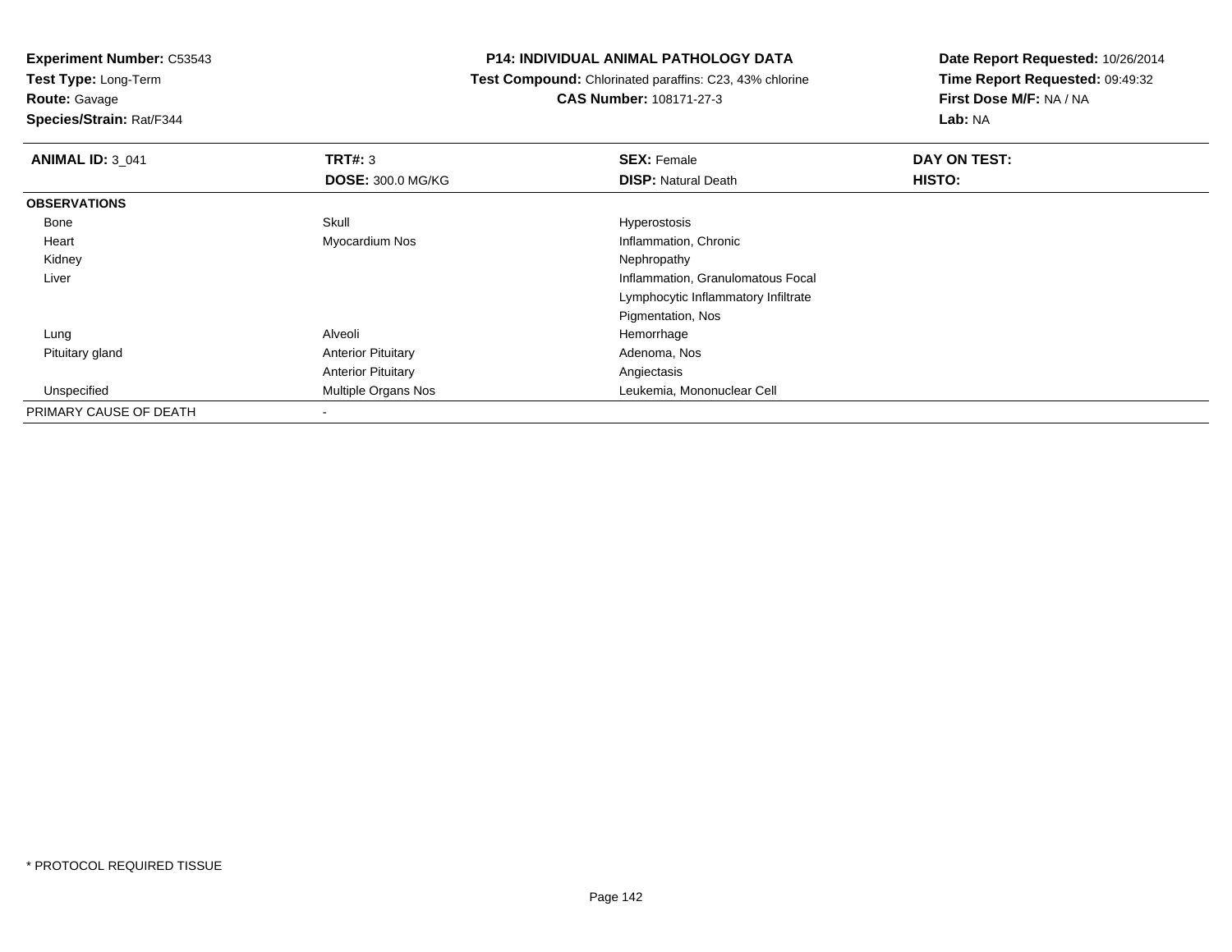**Experiment Number:** C53543
**Test Type:** Long-Term
**Route:** Gavage
**Species/Strain:** Rat/F344

**P14: INDIVIDUAL ANIMAL PATHOLOGY DATA**
**Test Compound:** Chlorinated paraffins: C23, 43% chlorine
**CAS Number:** 108171-27-3

**Date Report Requested:** 10/26/2014
**Time Report Requested:** 09:49:32
**First Dose M/F:** NA / NA
**Lab:** NA

| **ANIMAL ID:** 3_041 | **TRT#:** 3 | **SEX:** Female | **DAY ON TEST:** |
|---|---|---|---|
| | **DOSE:** 300.0 MG/KG | **DISP:** Natural Death | **HISTO:** |
| **OBSERVATIONS** | | | |
| Bone | Skull | Hyperostosis | |
| Heart | Myocardium Nos | Inflammation, Chronic | |
| Kidney | | Nephropathy | |
| Liver | | Inflammation, Granulomatous Focal | |
| | | Lymphocytic Inflammatory Infiltrate | |
| | | Pigmentation, Nos | |
| Lung | Alveoli | Hemorrhage | |
| Pituitary gland | Anterior Pituitary | Adenoma, Nos | |
| | Anterior Pituitary | Angiectasis | |
| Unspecified | Multiple Organs Nos | Leukemia, Mononuclear Cell | |
| PRIMARY CAUSE OF DEATH | - | | |

* PROTOCOL REQUIRED TISSUE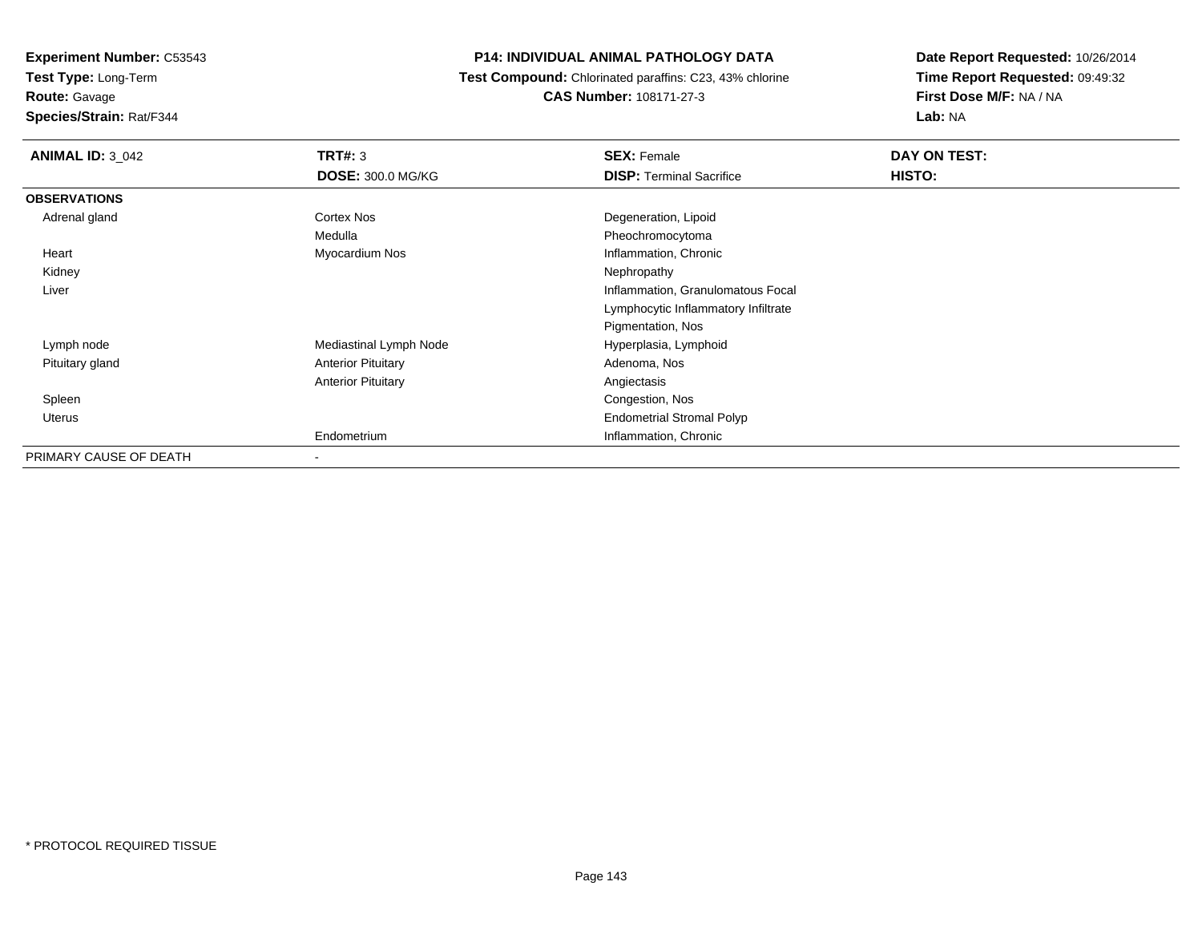**Experiment Number:** C53543
**Test Type:** Long-Term
**Route:** Gavage
**Species/Strain:** Rat/F344

**P14: INDIVIDUAL ANIMAL PATHOLOGY DATA**
**Test Compound:** Chlorinated paraffins: C23, 43% chlorine
**CAS Number:** 108171-27-3

**Date Report Requested:** 10/26/2014
**Time Report Requested:** 09:49:32
**First Dose M/F:** NA / NA
**Lab:** NA

| **ANIMAL ID:** 3_042 | **TRT#:** 3 | **SEX:** Female | **DAY ON TEST:** |
|---|---|---|---|
| | **DOSE:** 300.0 MG/KG | **DISP:** Terminal Sacrifice | **HISTO:** |
| **OBSERVATIONS** | | | |
| Adrenal gland | Cortex Nos | Degeneration, Lipoid | |
| | Medulla | Pheochromocytoma | |
| Heart | Myocardium Nos | Inflammation, Chronic | |
| Kidney | | Nephropathy | |
| Liver | | Inflammation, Granulomatous Focal | |
| | | Lymphocytic Inflammatory Infiltrate | |
| | | Pigmentation, Nos | |
| Lymph node | Mediastinal Lymph Node | Hyperplasia, Lymphoid | |
| Pituitary gland | Anterior Pituitary | Adenoma, Nos | |
| | Anterior Pituitary | Angiectasis | |
| Spleen | | Congestion, Nos | |
| Uterus | | Endometrial Stromal Polyp | |
| | Endometrium | Inflammation, Chronic | |
| PRIMARY CAUSE OF DEATH | - | | |

* PROTOCOL REQUIRED TISSUE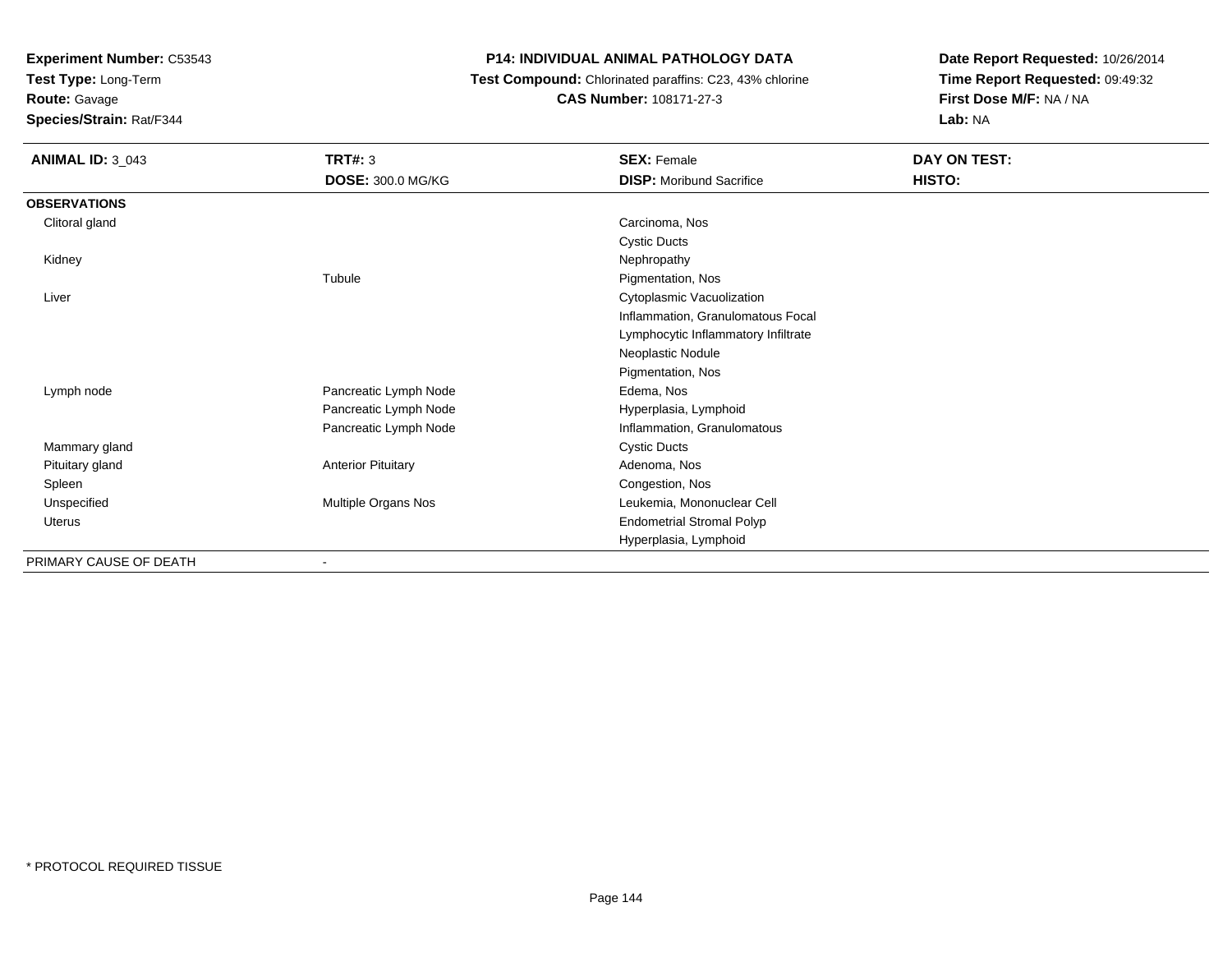**Experiment Number:** C53543
**Test Type:** Long-Term
**Route:** Gavage
**Species/Strain:** Rat/F344

**P14: INDIVIDUAL ANIMAL PATHOLOGY DATA**
**Test Compound:** Chlorinated paraffins: C23, 43% chlorine
**CAS Number:** 108171-27-3

**Date Report Requested:** 10/26/2014
**Time Report Requested:** 09:49:32
**First Dose M/F:** NA / NA
**Lab:** NA

| **ANIMAL ID:** 3_043 | **TRT#:** 3 | **SEX:** Female | **DAY ON TEST:** |
|---|---|---|---|
| | **DOSE:** 300.0 MG/KG | **DISP:** Moribund Sacrifice | **HISTO:** |
| **OBSERVATIONS** | | | |
| Clitoral gland | | Carcinoma, Nos | |
| | | Cystic Ducts | |
| Kidney | | Nephropathy | |
| | Tubule | Pigmentation, Nos | |
| Liver | | Cytoplasmic Vacuolization | |
| | | Inflammation, Granulomatous Focal | |
| | | Lymphocytic Inflammatory Infiltrate | |
| | | Neoplastic Nodule | |
| | | Pigmentation, Nos | |
| Lymph node | Pancreatic Lymph Node | Edema, Nos | |
| | Pancreatic Lymph Node | Hyperplasia, Lymphoid | |
| | Pancreatic Lymph Node | Inflammation, Granulomatous | |
| Mammary gland | | Cystic Ducts | |
| Pituitary gland | Anterior Pituitary | Adenoma, Nos | |
| Spleen | | Congestion, Nos | |
| Unspecified | Multiple Organs Nos | Leukemia, Mononuclear Cell | |
| Uterus | | Endometrial Stromal Polyp | |
| | | Hyperplasia, Lymphoid | |
| PRIMARY CAUSE OF DEATH | - | | |

\* PROTOCOL REQUIRED TISSUE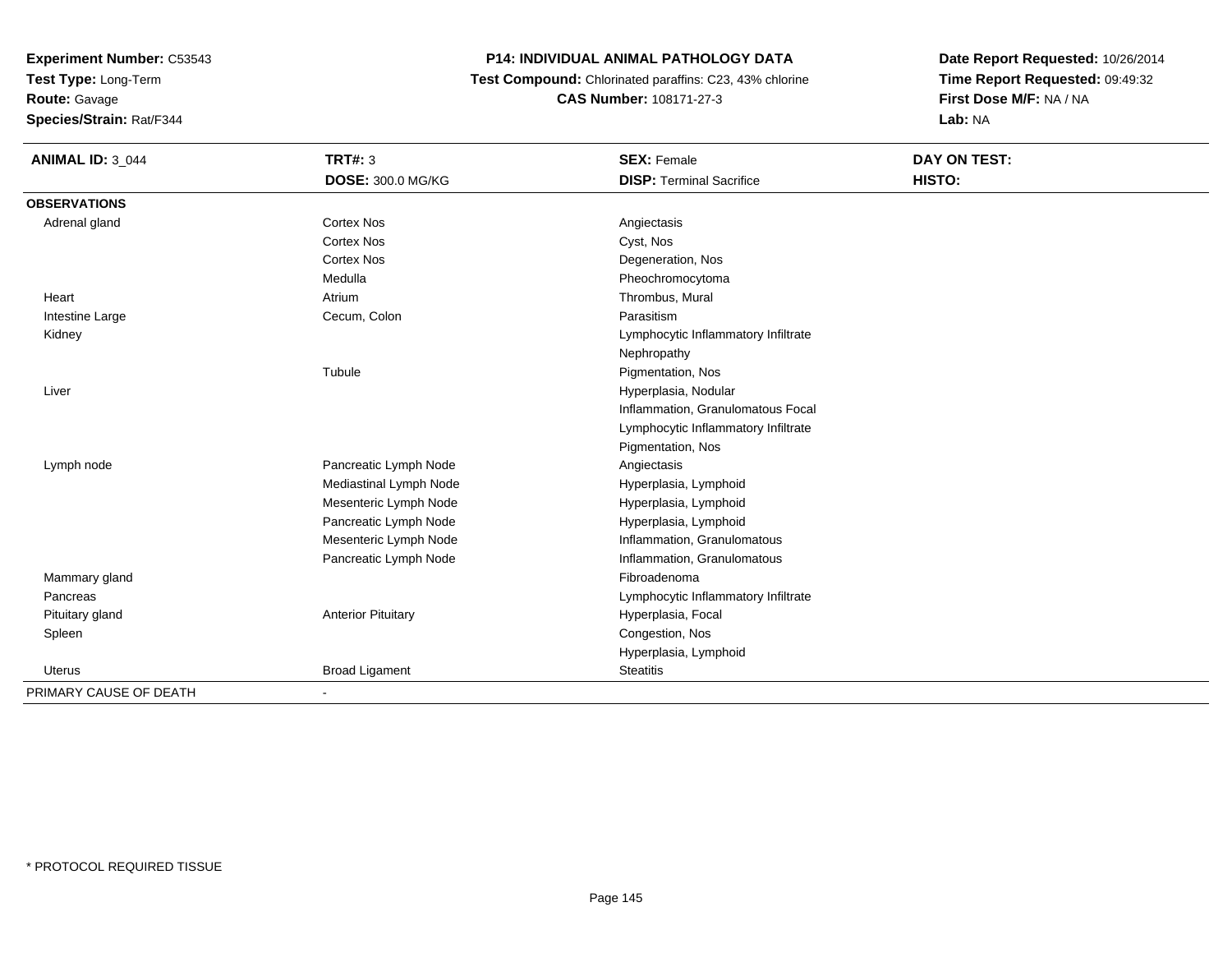**Experiment Number:** C53543
**Test Type:** Long-Term
**Route:** Gavage
**Species/Strain:** Rat/F344

# P14: INDIVIDUAL ANIMAL PATHOLOGY DATA

**Test Compound:** Chlorinated paraffins: C23, 43% chlorine
**CAS Number:** 108171-27-3

**Date Report Requested:** 10/26/2014
**Time Report Requested:** 09:49:32
**First Dose M/F:** NA / NA
**Lab:** NA

| **ANIMAL ID:** 3_044 | **TRT#:** 3 | **SEX:** Female | **DAY ON TEST:** |
|---|---|---|---|
| | **DOSE:** 300.0 MG/KG | **DISP:** Terminal Sacrifice | **HISTO:** |
| **OBSERVATIONS** | | | |
| Adrenal gland | Cortex Nos | Angiectasis | |
| | Cortex Nos | Cyst, Nos | |
| | Cortex Nos | Degeneration, Nos | |
| | Medulla | Pheochromocytoma | |
| Heart | Atrium | Thrombus, Mural | |
| Intestine Large | Cecum, Colon | Parasitism | |
| Kidney | | Lymphocytic Inflammatory Infiltrate | |
| | | Nephropathy | |
| | Tubule | Pigmentation, Nos | |
| Liver | | Hyperplasia, Nodular | |
| | | Inflammation, Granulomatous Focal | |
| | | Lymphocytic Inflammatory Infiltrate | |
| | | Pigmentation, Nos | |
| Lymph node | Pancreatic Lymph Node | Angiectasis | |
| | Mediastinal Lymph Node | Hyperplasia, Lymphoid | |
| | Mesenteric Lymph Node | Hyperplasia, Lymphoid | |
| | Pancreatic Lymph Node | Hyperplasia, Lymphoid | |
| | Mesenteric Lymph Node | Inflammation, Granulomatous | |
| | Pancreatic Lymph Node | Inflammation, Granulomatous | |
| Mammary gland | | Fibroadenoma | |
| Pancreas | | Lymphocytic Inflammatory Infiltrate | |
| Pituitary gland | Anterior Pituitary | Hyperplasia, Focal | |
| Spleen | | Congestion, Nos | |
| | | Hyperplasia, Lymphoid | |
| Uterus | Broad Ligament | Steatitis | |
| PRIMARY CAUSE OF DEATH | - | | |

* PROTOCOL REQUIRED TISSUE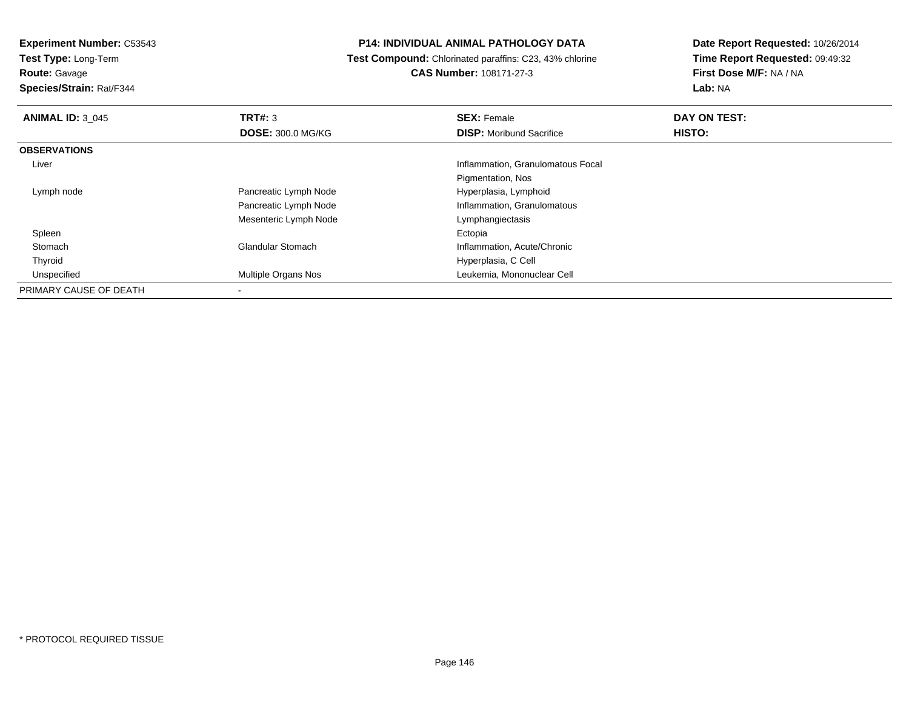**Experiment Number:** C53543
**Test Type:** Long-Term
**Route:** Gavage
**Species/Strain:** Rat/F344

**P14: INDIVIDUAL ANIMAL PATHOLOGY DATA**
**Test Compound:** Chlorinated paraffins: C23, 43% chlorine
**CAS Number:** 108171-27-3

**Date Report Requested:** 10/26/2014
**Time Report Requested:** 09:49:32
**First Dose M/F:** NA / NA
**Lab:** NA

| **ANIMAL ID:** 3_045 | **TRT#:** 3 | **SEX:** Female | **DAY ON TEST:** |
|---|---|---|---|
| | **DOSE:** 300.0 MG/KG | **DISP:** Moribund Sacrifice | **HISTO:** |
| **OBSERVATIONS** | | | |
| Liver | | Inflammation, Granulomatous Focal | |
| | | Pigmentation, Nos | |
| Lymph node | Pancreatic Lymph Node | Hyperplasia, Lymphoid | |
| | Pancreatic Lymph Node | Inflammation, Granulomatous | |
| | Mesenteric Lymph Node | Lymphangiectasis | |
| Spleen | | Ectopia | |
| Stomach | Glandular Stomach | Inflammation, Acute/Chronic | |
| Thyroid | | Hyperplasia, C Cell | |
| Unspecified | Multiple Organs Nos | Leukemia, Mononuclear Cell | |
| PRIMARY CAUSE OF DEATH | - | | |

* PROTOCOL REQUIRED TISSUE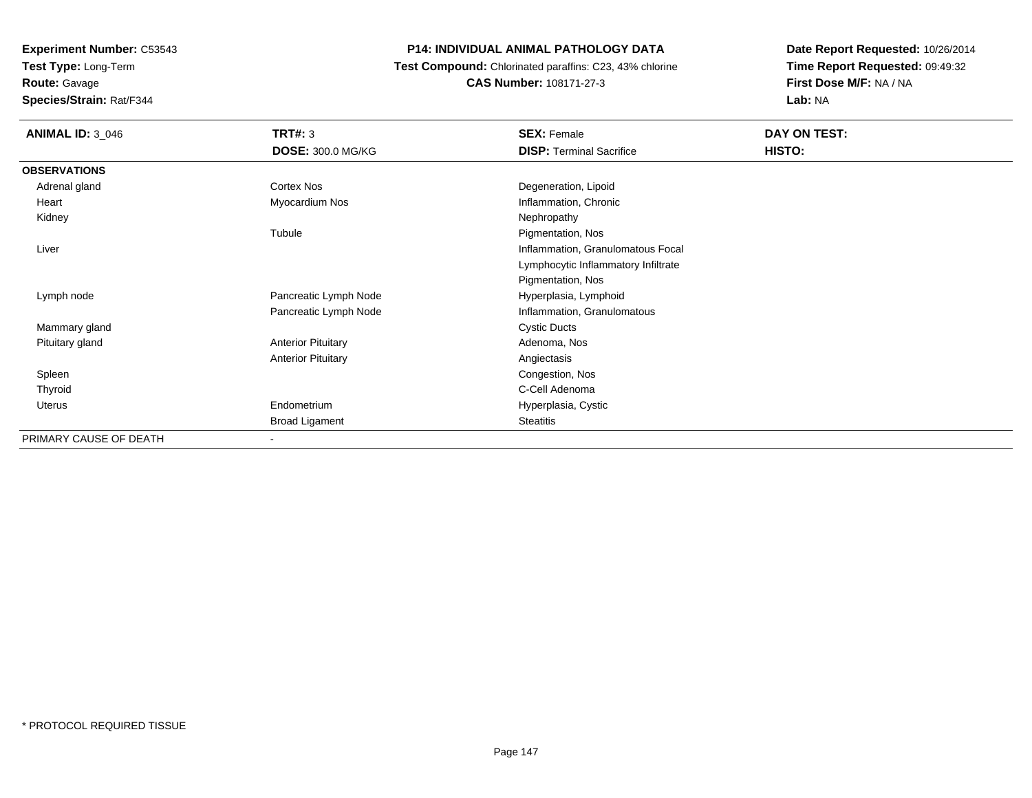**Experiment Number:** C53543
**Test Type:** Long-Term
**Route:** Gavage
**Species/Strain:** Rat/F344

**P14: INDIVIDUAL ANIMAL PATHOLOGY DATA**
**Test Compound:** Chlorinated paraffins: C23, 43% chlorine
**CAS Number:** 108171-27-3

**Date Report Requested:** 10/26/2014
**Time Report Requested:** 09:49:32
**First Dose M/F:** NA / NA
**Lab:** NA

| **ANIMAL ID:** 3_046 | **TRT#:** 3 | **SEX:** Female | **DAY ON TEST:** |
|---|---|---|---|
| | **DOSE:** 300.0 MG/KG | **DISP:** Terminal Sacrifice | **HISTO:** |
| **OBSERVATIONS** | | | |
| Adrenal gland | Cortex Nos | Degeneration, Lipoid | |
| Heart | Myocardium Nos | Inflammation, Chronic | |
| Kidney | | Nephropathy | |
| | Tubule | Pigmentation, Nos | |
| Liver | | Inflammation, Granulomatous Focal | |
| | | Lymphocytic Inflammatory Infiltrate | |
| | | Pigmentation, Nos | |
| Lymph node | Pancreatic Lymph Node | Hyperplasia, Lymphoid | |
| | Pancreatic Lymph Node | Inflammation, Granulomatous | |
| Mammary gland | | Cystic Ducts | |
| Pituitary gland | Anterior Pituitary | Adenoma, Nos | |
| | Anterior Pituitary | Angiectasis | |
| Spleen | | Congestion, Nos | |
| Thyroid | | C-Cell Adenoma | |
| Uterus | Endometrium | Hyperplasia, Cystic | |
| | Broad Ligament | Steatitis | |
| PRIMARY CAUSE OF DEATH | - | | |

* PROTOCOL REQUIRED TISSUE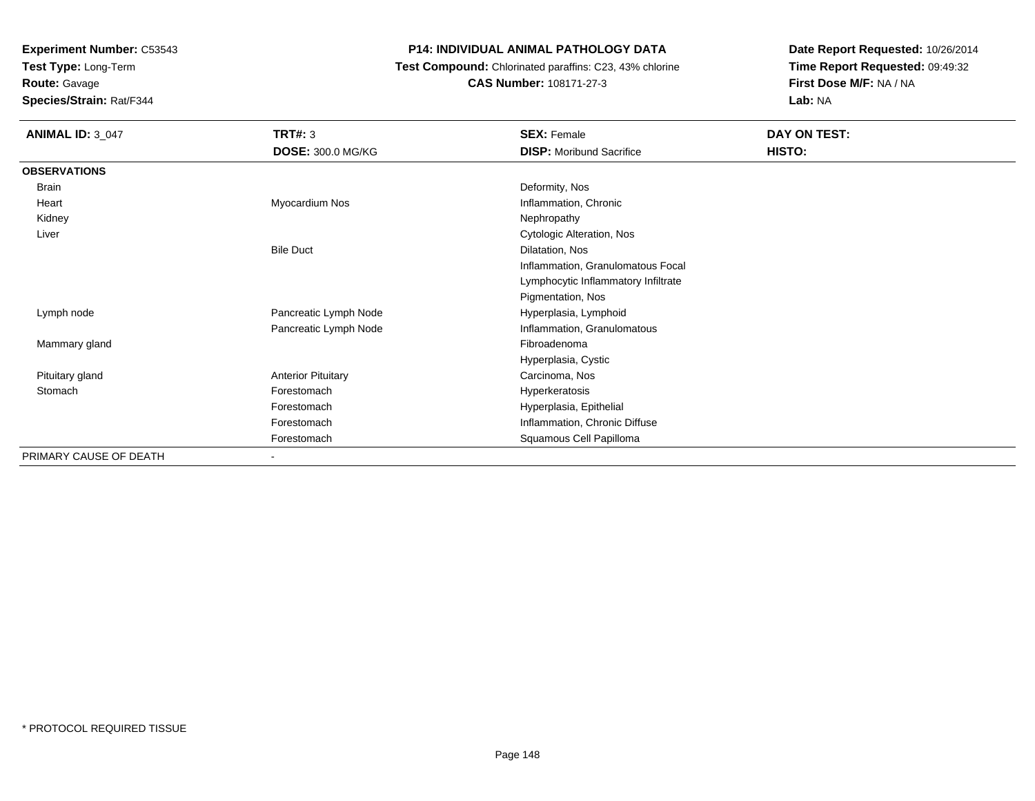**Experiment Number:** C53543
**Test Type:** Long-Term
**Route:** Gavage
**Species/Strain:** Rat/F344

**P14: INDIVIDUAL ANIMAL PATHOLOGY DATA**
**Test Compound:** Chlorinated paraffins: C23, 43% chlorine
**CAS Number:** 108171-27-3

**Date Report Requested:** 10/26/2014
**Time Report Requested:** 09:49:32
**First Dose M/F:** NA / NA
**Lab:** NA

| **ANIMAL ID:** 3_047 | **TRT#:** 3 | **SEX:** Female | **DAY ON TEST:** |
|---|---|---|---|
| | **DOSE:** 300.0 MG/KG | **DISP:** Moribund Sacrifice | **HISTO:** |
| **OBSERVATIONS** | | | |
| Brain | | Deformity, Nos | |
| Heart | Myocardium Nos | Inflammation, Chronic | |
| Kidney | | Nephropathy | |
| Liver | | Cytologic Alteration, Nos | |
| | Bile Duct | Dilatation, Nos | |
| | | Inflammation, Granulomatous Focal | |
| | | Lymphocytic Inflammatory Infiltrate | |
| | | Pigmentation, Nos | |
| Lymph node | Pancreatic Lymph Node | Hyperplasia, Lymphoid | |
| | Pancreatic Lymph Node | Inflammation, Granulomatous | |
| Mammary gland | | Fibroadenoma | |
| | | Hyperplasia, Cystic | |
| Pituitary gland | Anterior Pituitary | Carcinoma, Nos | |
| Stomach | Forestomach | Hyperkeratosis | |
| | Forestomach | Hyperplasia, Epithelial | |
| | Forestomach | Inflammation, Chronic Diffuse | |
| | Forestomach | Squamous Cell Papilloma | |
| PRIMARY CAUSE OF DEATH | - | | |

* PROTOCOL REQUIRED TISSUE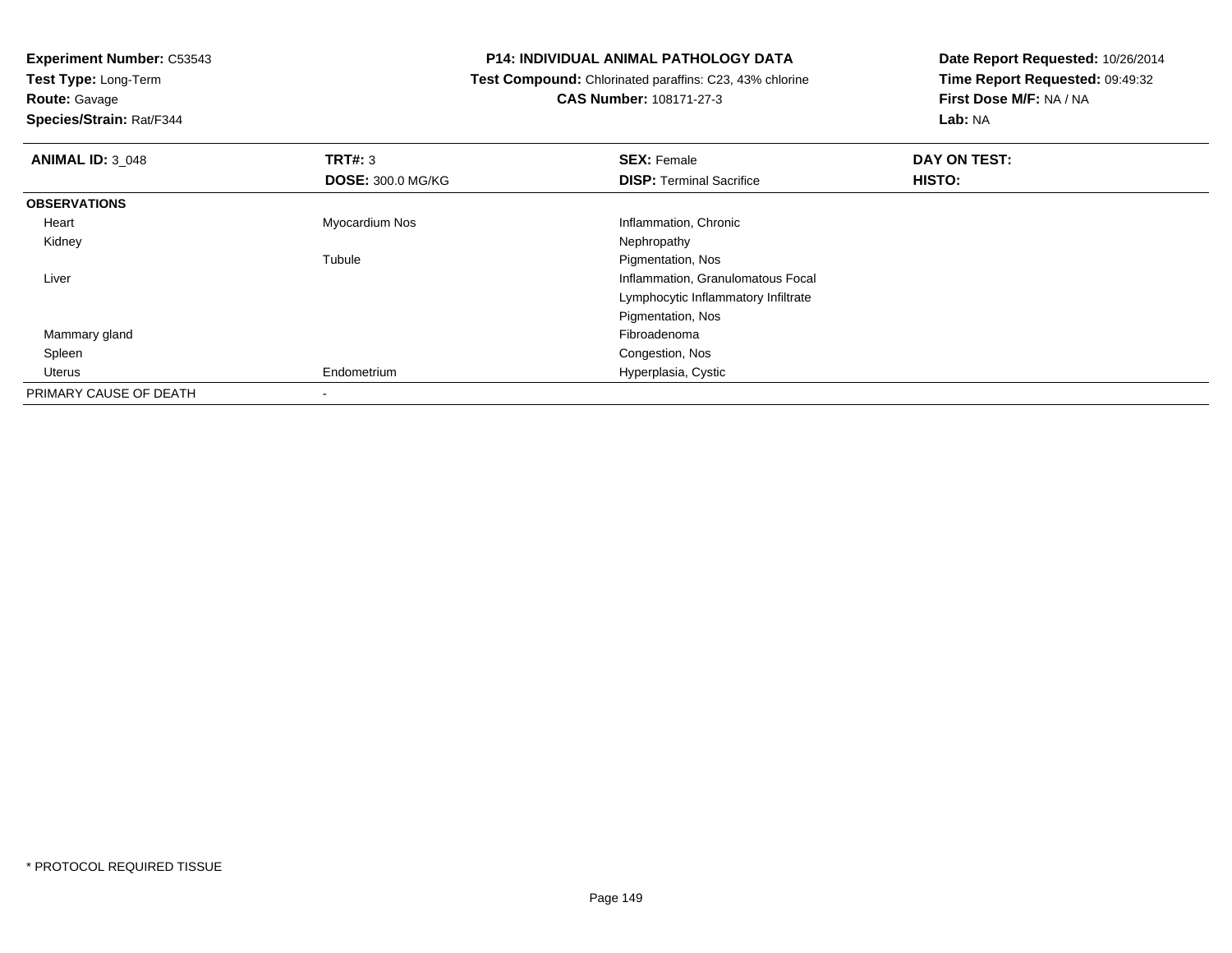**Experiment Number:** C53543
**Test Type:** Long-Term
**Route:** Gavage
**Species/Strain:** Rat/F344

**P14: INDIVIDUAL ANIMAL PATHOLOGY DATA**
**Test Compound:** Chlorinated paraffins: C23, 43% chlorine
**CAS Number:** 108171-27-3

**Date Report Requested:** 10/26/2014
**Time Report Requested:** 09:49:32
**First Dose M/F:** NA / NA
**Lab:** NA

| **ANIMAL ID:** 3_048 | **TRT#:** 3 | **SEX:** Female | **DAY ON TEST:** |
|---|---|---|---|
| | **DOSE:** 300.0 MG/KG | **DISP:** Terminal Sacrifice | **HISTO:** |
| **OBSERVATIONS** | | | |
| Heart | Myocardium Nos | Inflammation, Chronic | |
| Kidney | | Nephropathy | |
| | Tubule | Pigmentation, Nos | |
| Liver | | Inflammation, Granulomatous Focal | |
| | | Lymphocytic Inflammatory Infiltrate | |
| | | Pigmentation, Nos | |
| Mammary gland | | Fibroadenoma | |
| Spleen | | Congestion, Nos | |
| Uterus | Endometrium | Hyperplasia, Cystic | |
| PRIMARY CAUSE OF DEATH | - | | |

* PROTOCOL REQUIRED TISSUE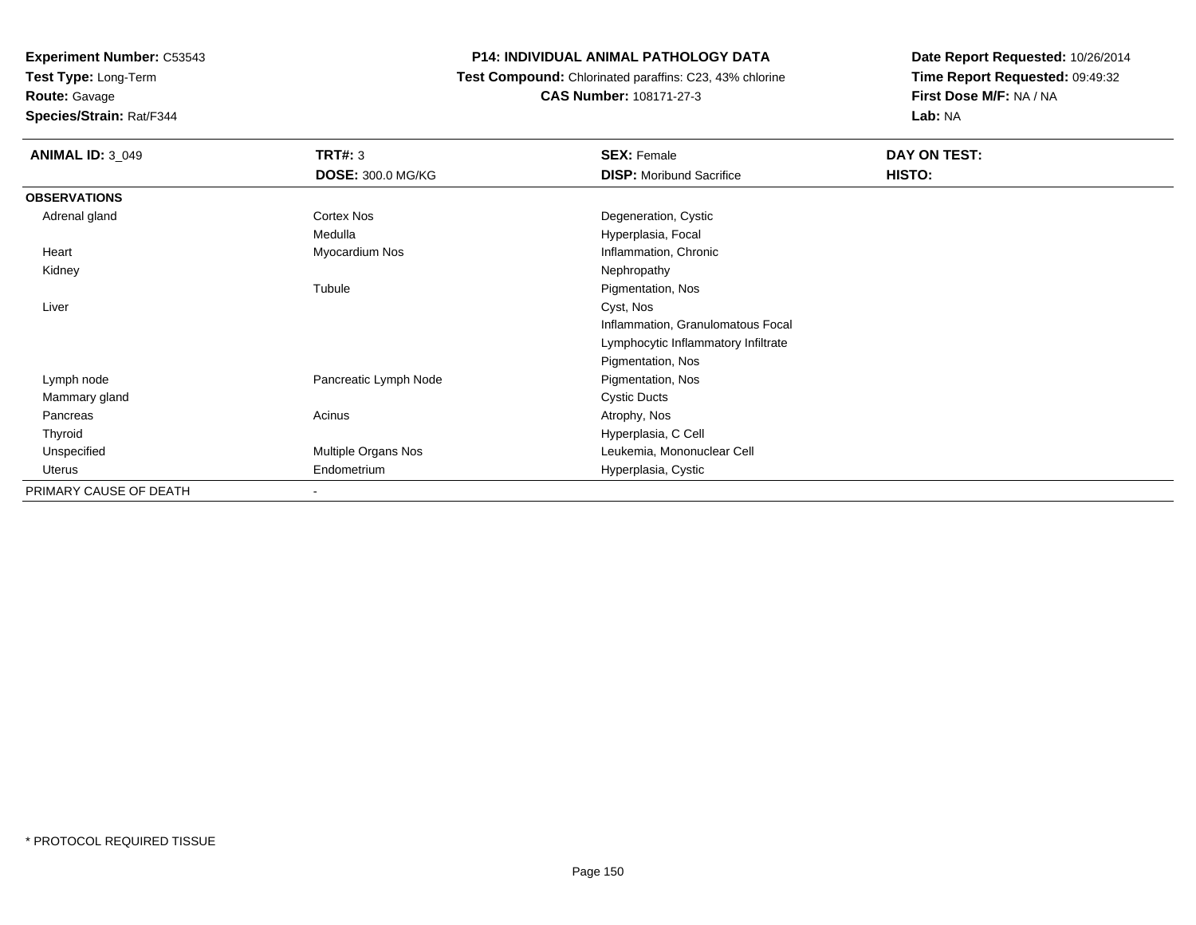**Experiment Number:** C53543
**Test Type:** Long-Term
**Route:** Gavage
**Species/Strain:** Rat/F344

**P14: INDIVIDUAL ANIMAL PATHOLOGY DATA**
**Test Compound:** Chlorinated paraffins: C23, 43% chlorine
**CAS Number:** 108171-27-3

**Date Report Requested:** 10/26/2014
**Time Report Requested:** 09:49:32
**First Dose M/F:** NA / NA
**Lab:** NA

| **ANIMAL ID:** 3_049 | **TRT#:** 3 | **SEX:** Female | **DAY ON TEST:** |
|---|---|---|---|
| | **DOSE:** 300.0 MG/KG | **DISP:** Moribund Sacrifice | **HISTO:** |
| **OBSERVATIONS** | | | |
| Adrenal gland | Cortex Nos | Degeneration, Cystic | |
| | Medulla | Hyperplasia, Focal | |
| Heart | Myocardium Nos | Inflammation, Chronic | |
| Kidney | | Nephropathy | |
| | Tubule | Pigmentation, Nos | |
| Liver | | Cyst, Nos | |
| | | Inflammation, Granulomatous Focal | |
| | | Lymphocytic Inflammatory Infiltrate | |
| | | Pigmentation, Nos | |
| Lymph node | Pancreatic Lymph Node | Pigmentation, Nos | |
| Mammary gland | | Cystic Ducts | |
| Pancreas | Acinus | Atrophy, Nos | |
| Thyroid | | Hyperplasia, C Cell | |
| Unspecified | Multiple Organs Nos | Leukemia, Mononuclear Cell | |
| Uterus | Endometrium | Hyperplasia, Cystic | |
| PRIMARY CAUSE OF DEATH | - | | |

* PROTOCOL REQUIRED TISSUE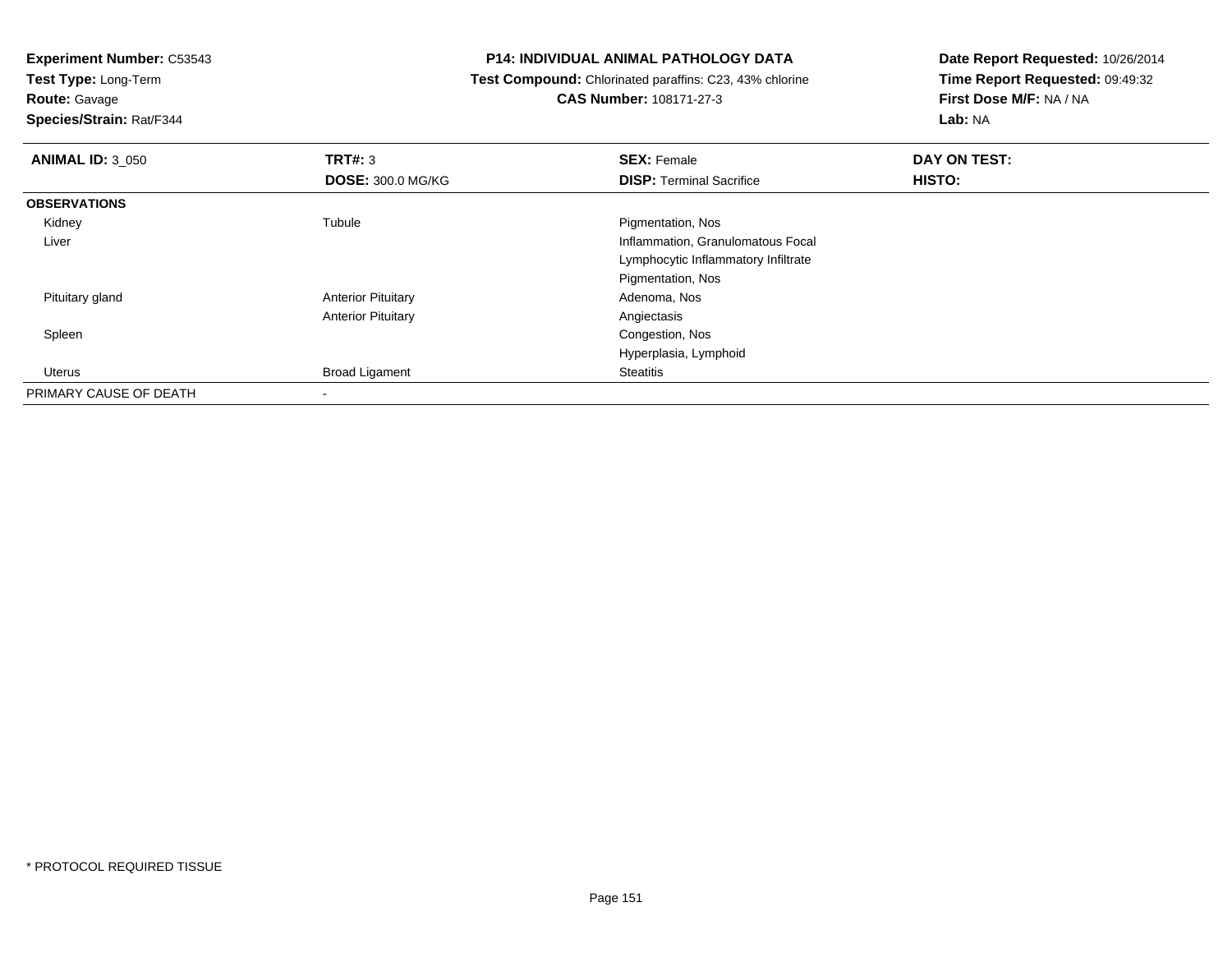**Experiment Number:** C53543
**Test Type:** Long-Term
**Route:** Gavage
**Species/Strain:** Rat/F344

**P14: INDIVIDUAL ANIMAL PATHOLOGY DATA**
**Test Compound:** Chlorinated paraffins: C23, 43% chlorine
**CAS Number:** 108171-27-3

**Date Report Requested:** 10/26/2014
**Time Report Requested:** 09:49:32
**First Dose M/F:** NA / NA
**Lab:** NA

| **ANIMAL ID:** 3_050 | **TRT#:** 3 | **SEX:** Female | **DAY ON TEST:** |
|---|---|---|---|
| | **DOSE:** 300.0 MG/KG | **DISP:** Terminal Sacrifice | **HISTO:** |
| **OBSERVATIONS** | | | |
| Kidney | Tubule | Pigmentation, Nos | |
| Liver | | Inflammation, Granulomatous Focal | |
| | | Lymphocytic Inflammatory Infiltrate | |
| | | Pigmentation, Nos | |
| Pituitary gland | Anterior Pituitary | Adenoma, Nos | |
| | Anterior Pituitary | Angiectasis | |
| Spleen | | Congestion, Nos | |
| | | Hyperplasia, Lymphoid | |
| Uterus | Broad Ligament | Steatitis | |
| PRIMARY CAUSE OF DEATH | - | | |

* PROTOCOL REQUIRED TISSUE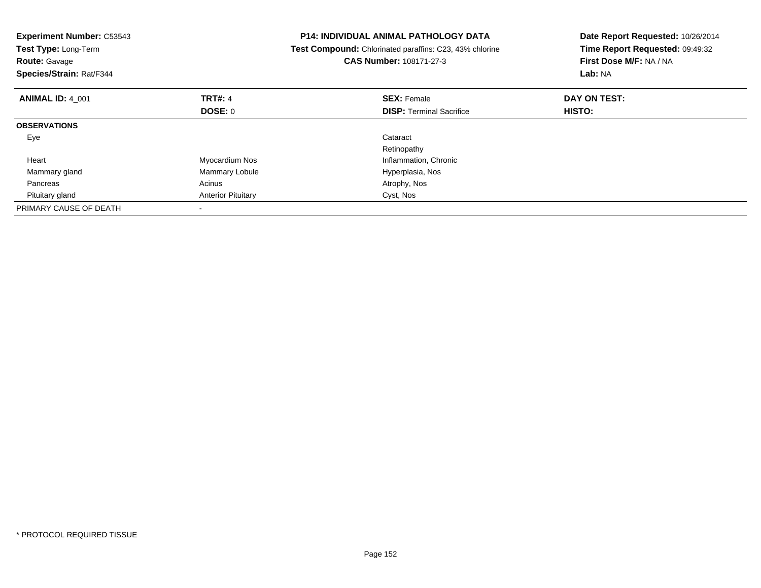**Experiment Number:** C53543
**Test Type:** Long-Term
**Route:** Gavage
**Species/Strain:** Rat/F344

**P14: INDIVIDUAL ANIMAL PATHOLOGY DATA**
**Test Compound:** Chlorinated paraffins: C23, 43% chlorine
**CAS Number:** 108171-27-3

**Date Report Requested:** 10/26/2014
**Time Report Requested:** 09:49:32
**First Dose M/F:** NA / NA
**Lab:** NA

| **ANIMAL ID:** 4_001 | **TRT#:** 4 | **SEX:** Female | **DAY ON TEST:** |
|---|---|---|---|
| | **DOSE:** 0 | **DISP:** Terminal Sacrifice | **HISTO:** |
| **OBSERVATIONS** | | | |
| Eye | | Cataract | |
| | | Retinopathy | |
| Heart | Myocardium Nos | Inflammation, Chronic | |
| Mammary gland | Mammary Lobule | Hyperplasia, Nos | |
| Pancreas | Acinus | Atrophy, Nos | |
| Pituitary gland | Anterior Pituitary | Cyst, Nos | |
| PRIMARY CAUSE OF DEATH | - | | |

* PROTOCOL REQUIRED TISSUE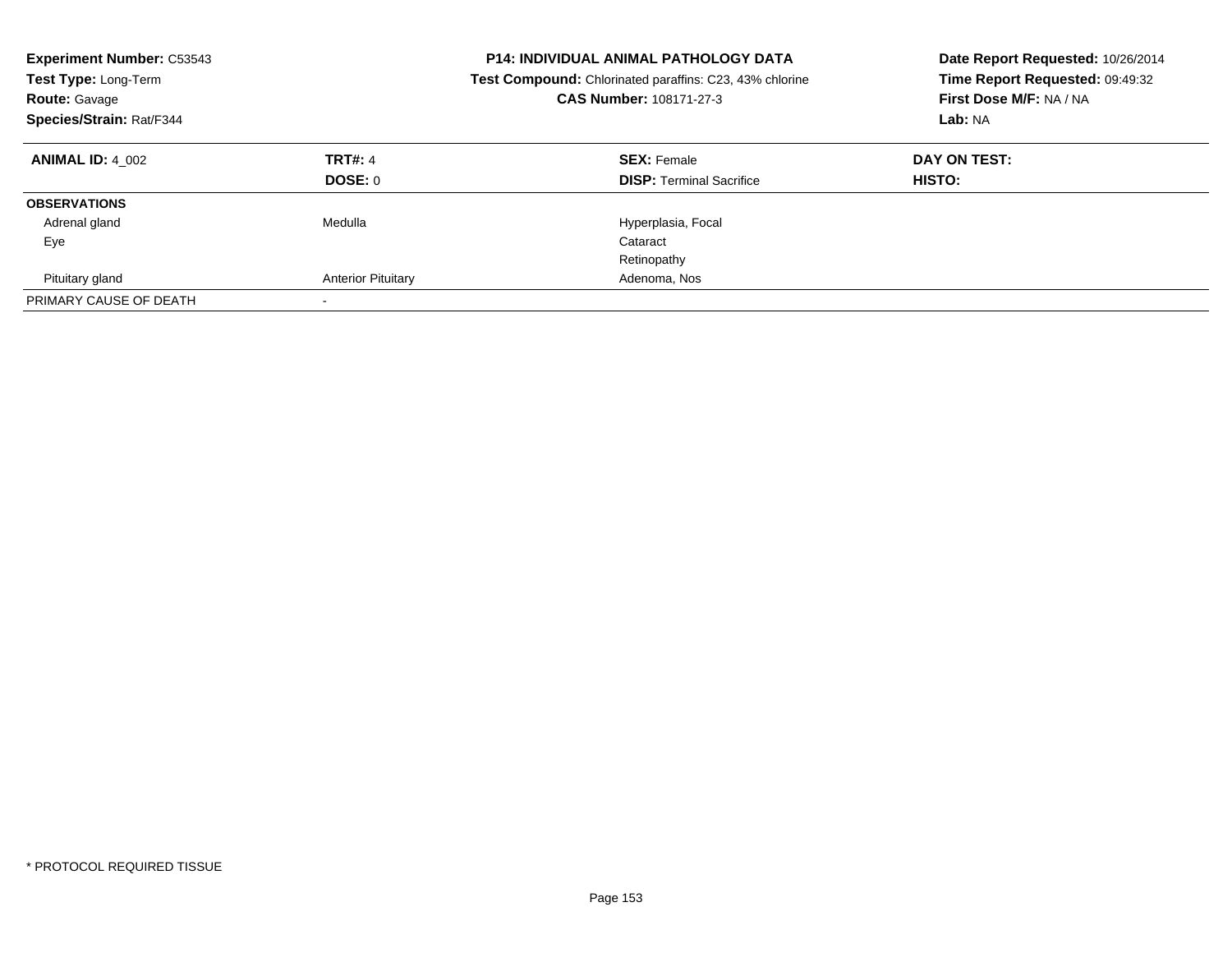**Experiment Number:** C53543
**Test Type:** Long-Term
**Route:** Gavage
**Species/Strain:** Rat/F344

**P14: INDIVIDUAL ANIMAL PATHOLOGY DATA**
**Test Compound:** Chlorinated paraffins: C23, 43% chlorine
**CAS Number:** 108171-27-3

**Date Report Requested:** 10/26/2014
**Time Report Requested:** 09:49:32
**First Dose M/F:** NA / NA
**Lab:** NA

| **ANIMAL ID:** 4_002 | **TRT#:** 4 | **SEX:** Female | **DAY ON TEST:** |
|---|---|---|---|
| | **DOSE:** 0 | **DISP:** Terminal Sacrifice | **HISTO:** |
| **OBSERVATIONS** | | | |
| Adrenal gland | Medulla | Hyperplasia, Focal | |
| Eye | | Cataract | |
| | | Retinopathy | |
| Pituitary gland | Anterior Pituitary | Adenoma, Nos | |
| PRIMARY CAUSE OF DEATH | - | | |

* PROTOCOL REQUIRED TISSUE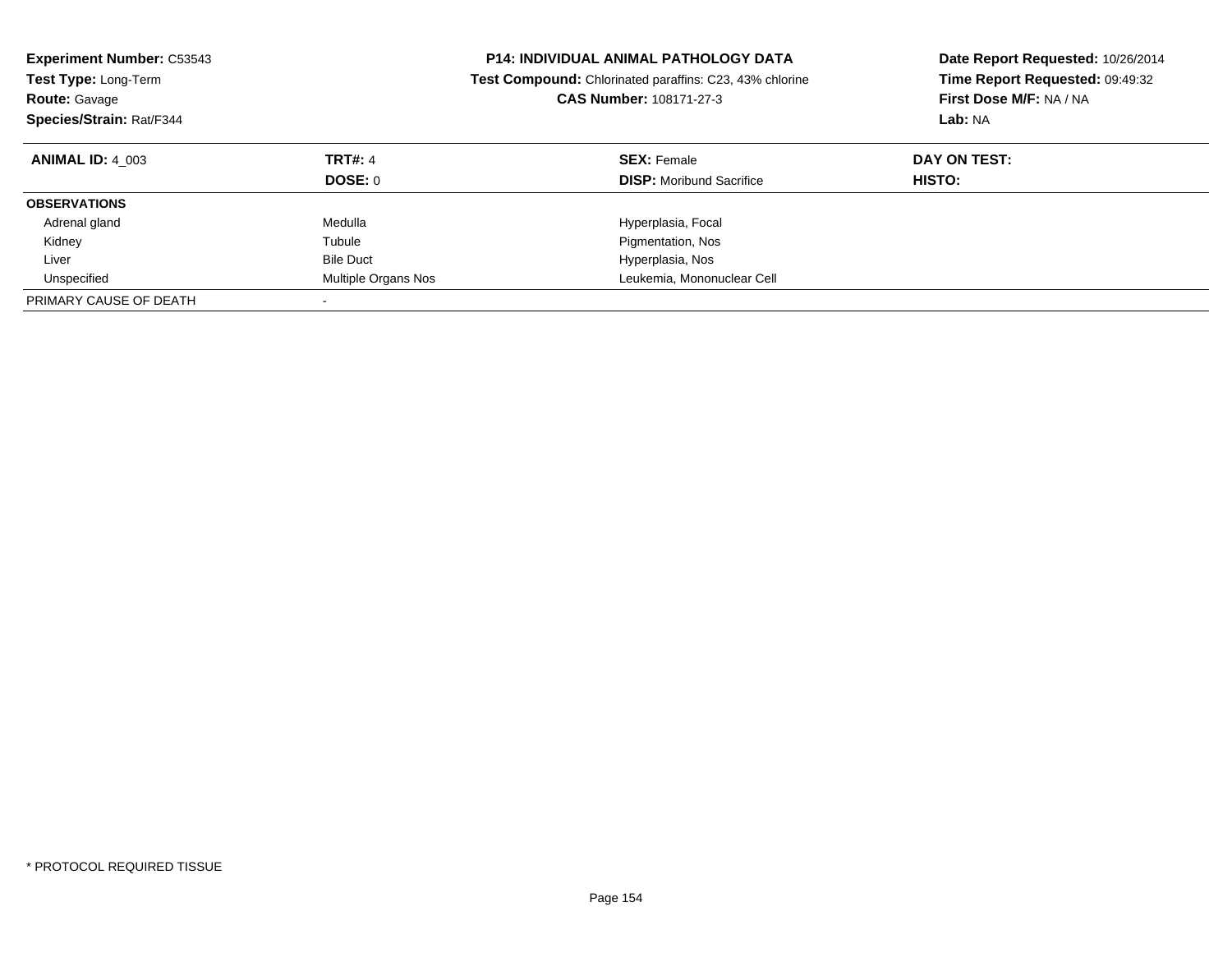**Experiment Number:** C53543
**Test Type:** Long-Term
**Route:** Gavage
**Species/Strain:** Rat/F344

**P14: INDIVIDUAL ANIMAL PATHOLOGY DATA**
**Test Compound:** Chlorinated paraffins: C23, 43% chlorine
**CAS Number:** 108171-27-3

**Date Report Requested:** 10/26/2014
**Time Report Requested:** 09:49:32
**First Dose M/F:** NA / NA
**Lab:** NA

| **ANIMAL ID:** 4_003 | **TRT#:** 4 | **SEX:** Female | **DAY ON TEST:** |
|---|---|---|---|
| | **DOSE:** 0 | **DISP:** Moribund Sacrifice | **HISTO:** |
| **OBSERVATIONS** | | | |
| Adrenal gland | Medulla | Hyperplasia, Focal | |
| Kidney | Tubule | Pigmentation, Nos | |
| Liver | Bile Duct | Hyperplasia, Nos | |
| Unspecified | Multiple Organs Nos | Leukemia, Mononuclear Cell | |
| PRIMARY CAUSE OF DEATH | - | | |

* PROTOCOL REQUIRED TISSUE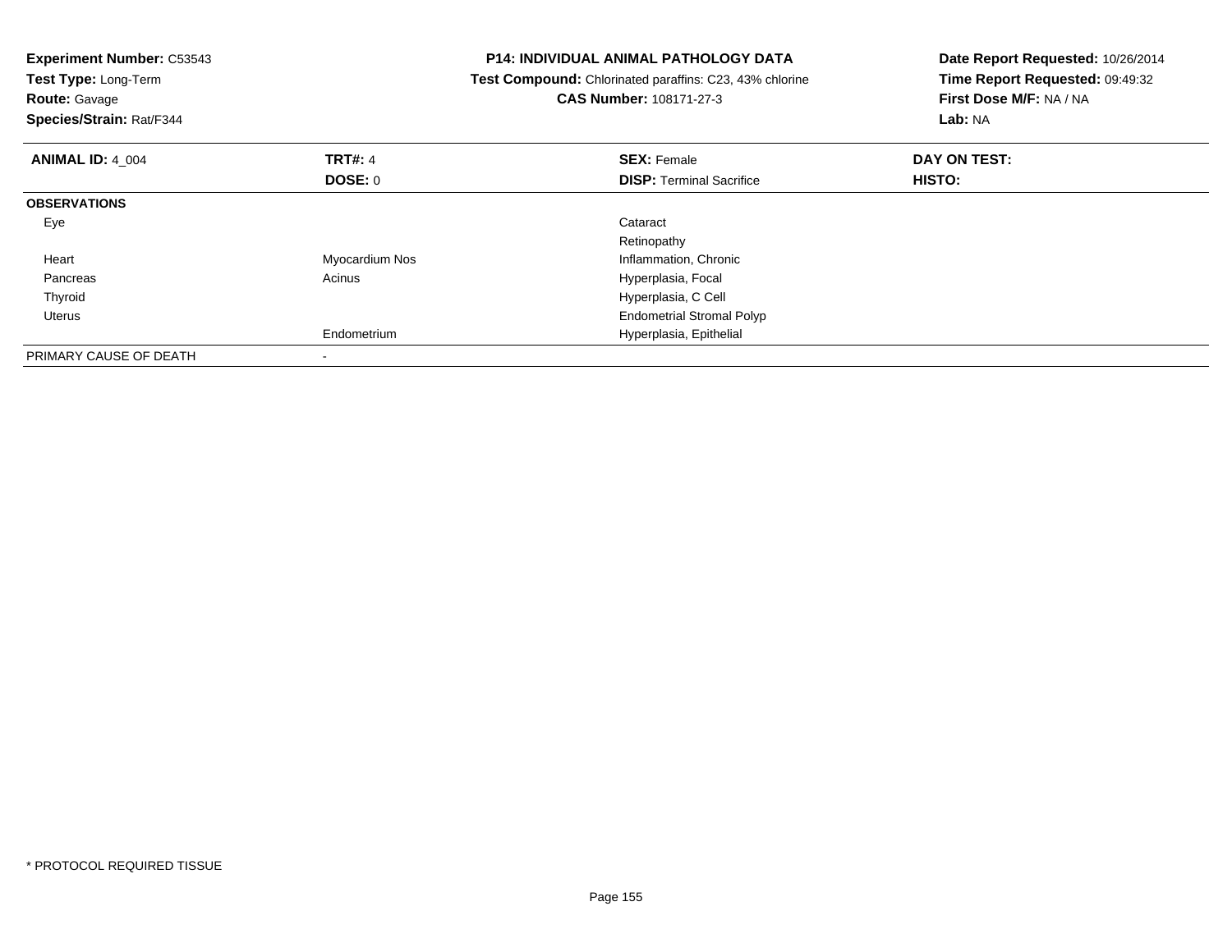**Experiment Number:** C53543
**Test Type:** Long-Term
**Route:** Gavage
**Species/Strain:** Rat/F344

**P14: INDIVIDUAL ANIMAL PATHOLOGY DATA**
**Test Compound:** Chlorinated paraffins: C23, 43% chlorine
**CAS Number:** 108171-27-3

**Date Report Requested:** 10/26/2014
**Time Report Requested:** 09:49:32
**First Dose M/F:** NA / NA
**Lab:** NA

| **ANIMAL ID:** 4_004 | **TRT#:** 4 | **SEX:** Female | **DAY ON TEST:** |
|---|---|---|---|
| | **DOSE:** 0 | **DISP:** Terminal Sacrifice | **HISTO:** |
| **OBSERVATIONS** | | | |
| Eye | | Cataract | |
| | | Retinopathy | |
| Heart | Myocardium Nos | Inflammation, Chronic | |
| Pancreas | Acinus | Hyperplasia, Focal | |
| Thyroid | | Hyperplasia, C Cell | |
| Uterus | | Endometrial Stromal Polyp | |
| | Endometrium | Hyperplasia, Epithelial | |
| PRIMARY CAUSE OF DEATH | - | | |

* PROTOCOL REQUIRED TISSUE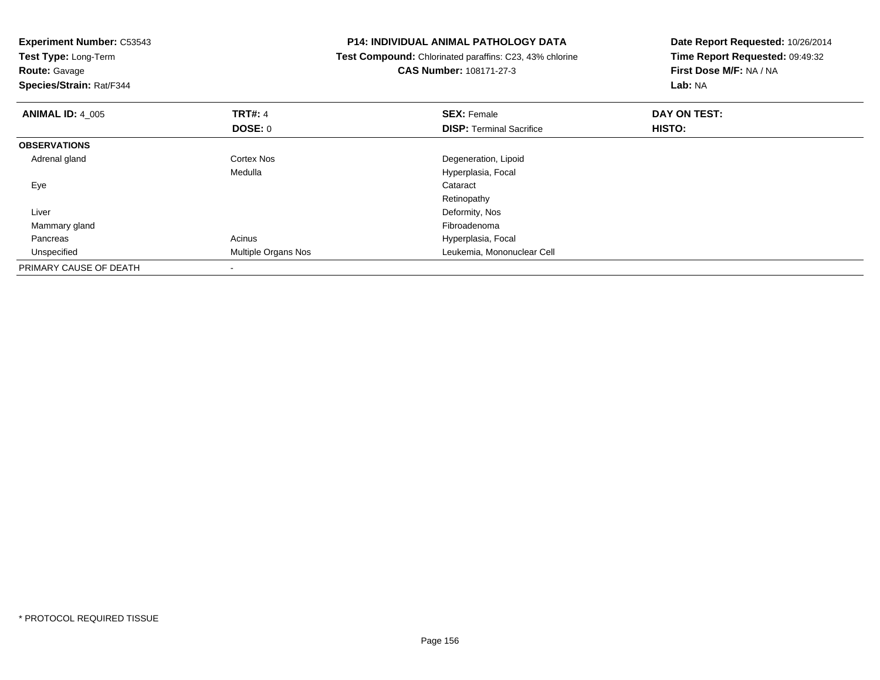**Experiment Number:** C53543
**Test Type:** Long-Term
**Route:** Gavage
**Species/Strain:** Rat/F344

**P14: INDIVIDUAL ANIMAL PATHOLOGY DATA**
**Test Compound:** Chlorinated paraffins: C23, 43% chlorine
**CAS Number:** 108171-27-3

**Date Report Requested:** 10/26/2014
**Time Report Requested:** 09:49:32
**First Dose M/F:** NA / NA
**Lab:** NA

| **ANIMAL ID:** 4_005 | **TRT#:** 4 | **SEX:** Female | **DAY ON TEST:** |
|---|---|---|---|
| | **DOSE:** 0 | **DISP:** Terminal Sacrifice | **HISTO:** |
| **OBSERVATIONS** | | | |
| Adrenal gland | Cortex Nos | Degeneration, Lipoid | |
| | Medulla | Hyperplasia, Focal | |
| Eye | | Cataract | |
| | | Retinopathy | |
| Liver | | Deformity, Nos | |
| Mammary gland | | Fibroadenoma | |
| Pancreas | Acinus | Hyperplasia, Focal | |
| Unspecified | Multiple Organs Nos | Leukemia, Mononuclear Cell | |
| PRIMARY CAUSE OF DEATH | - | | |

* PROTOCOL REQUIRED TISSUE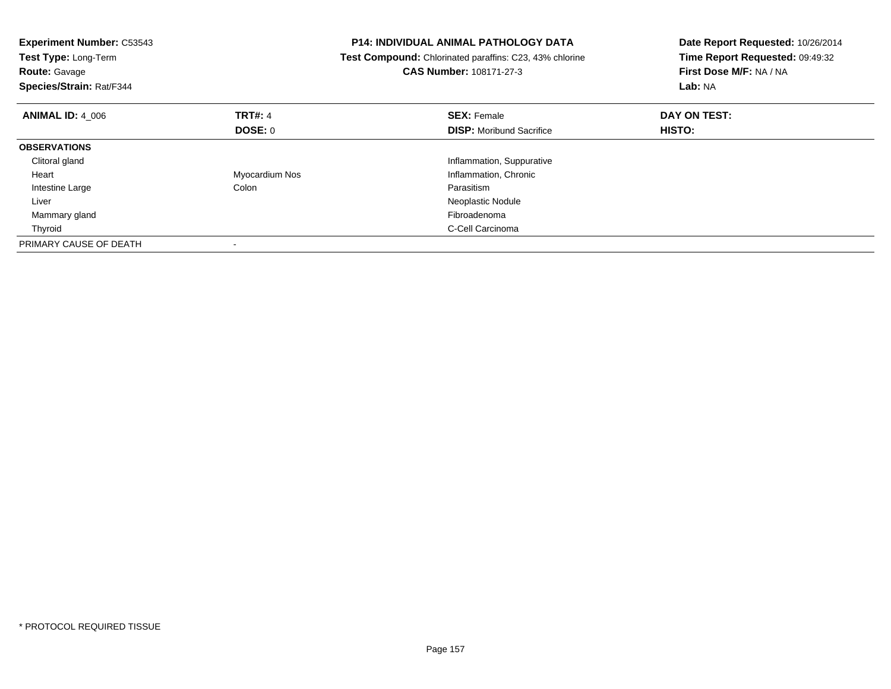**Experiment Number:** C53543
**Test Type:** Long-Term
**Route:** Gavage
**Species/Strain:** Rat/F344

**P14: INDIVIDUAL ANIMAL PATHOLOGY DATA**
**Test Compound:** Chlorinated paraffins: C23, 43% chlorine
**CAS Number:** 108171-27-3

**Date Report Requested:** 10/26/2014
**Time Report Requested:** 09:49:32
**First Dose M/F:** NA / NA
**Lab:** NA

| **ANIMAL ID:** 4_006 | **TRT#:** 4 | **SEX:** Female | **DAY ON TEST:** |
|---|---|---|---|
| | **DOSE:** 0 | **DISP:** Moribund Sacrifice | **HISTO:** |
| **OBSERVATIONS** | | | |
| Clitoral gland | | Inflammation, Suppurative | |
| Heart | Myocardium Nos | Inflammation, Chronic | |
| Intestine Large | Colon | Parasitism | |
| Liver | | Neoplastic Nodule | |
| Mammary gland | | Fibroadenoma | |
| Thyroid | | C-Cell Carcinoma | |
| PRIMARY CAUSE OF DEATH | - | | |

* PROTOCOL REQUIRED TISSUE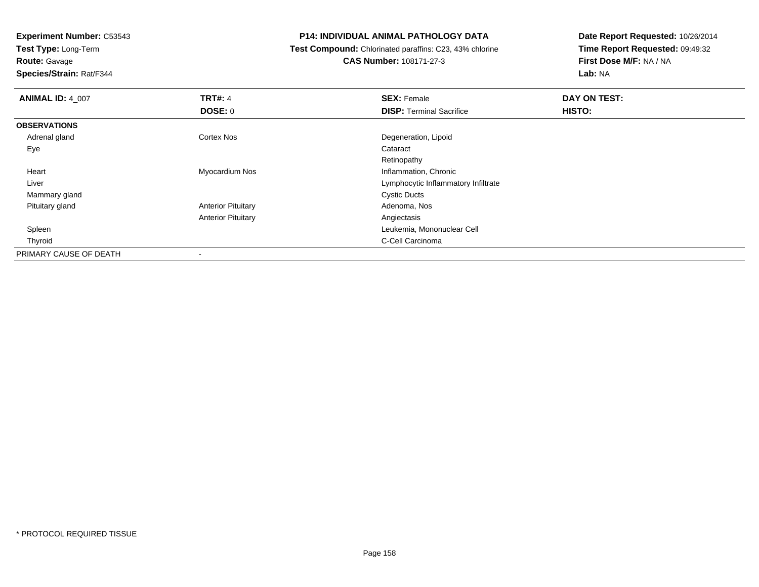**Experiment Number:** C53543
**Test Type:** Long-Term
**Route:** Gavage
**Species/Strain:** Rat/F344

**P14: INDIVIDUAL ANIMAL PATHOLOGY DATA**
**Test Compound:** Chlorinated paraffins: C23, 43% chlorine
**CAS Number:** 108171-27-3

**Date Report Requested:** 10/26/2014
**Time Report Requested:** 09:49:32
**First Dose M/F:** NA / NA
**Lab:** NA

| **ANIMAL ID:** 4_007 | **TRT#:** 4 | **SEX:** Female | **DAY ON TEST:** |
|---|---|---|---|
| | **DOSE:** 0 | **DISP:** Terminal Sacrifice | **HISTO:** |
| **OBSERVATIONS** | | | |
| Adrenal gland | Cortex Nos | Degeneration, Lipoid | |
| Eye | | Cataract | |
| | | Retinopathy | |
| Heart | Myocardium Nos | Inflammation, Chronic | |
| Liver | | Lymphocytic Inflammatory Infiltrate | |
| Mammary gland | | Cystic Ducts | |
| Pituitary gland | Anterior Pituitary | Adenoma, Nos | |
| | Anterior Pituitary | Angiectasis | |
| Spleen | | Leukemia, Mononuclear Cell | |
| Thyroid | | C-Cell Carcinoma | |
| PRIMARY CAUSE OF DEATH | - | | |

\* PROTOCOL REQUIRED TISSUE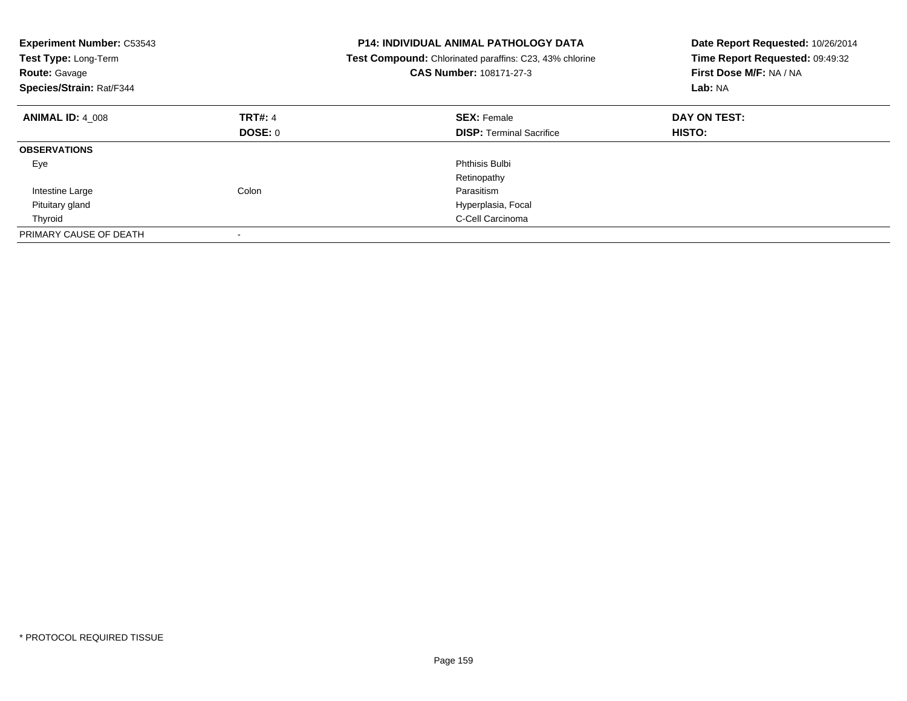**Experiment Number:** C53543
**Test Type:** Long-Term
**Route:** Gavage
**Species/Strain:** Rat/F344

**P14: INDIVIDUAL ANIMAL PATHOLOGY DATA**
**Test Compound:** Chlorinated paraffins: C23, 43% chlorine
**CAS Number:** 108171-27-3

**Date Report Requested:** 10/26/2014
**Time Report Requested:** 09:49:32
**First Dose M/F:** NA / NA
**Lab:** NA

| **ANIMAL ID:** 4_008 | **TRT#:** 4 | **SEX:** Female | **DAY ON TEST:** |
|---|---|---|---|
| | **DOSE:** 0 | **DISP:** Terminal Sacrifice | **HISTO:** |
| **OBSERVATIONS** | | | |
| Eye | | Phthisis Bulbi | |
| | | Retinopathy | |
| Intestine Large | Colon | Parasitism | |
| Pituitary gland | | Hyperplasia, Focal | |
| Thyroid | | C-Cell Carcinoma | |
| PRIMARY CAUSE OF DEATH | - | | |

* PROTOCOL REQUIRED TISSUE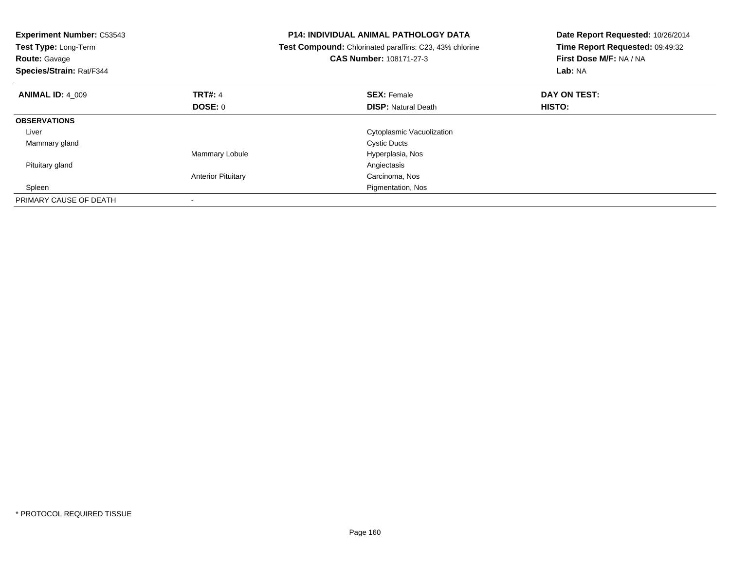**Experiment Number:** C53543
**Test Type:** Long-Term
**Route:** Gavage
**Species/Strain:** Rat/F344

**P14: INDIVIDUAL ANIMAL PATHOLOGY DATA**
**Test Compound:** Chlorinated paraffins: C23, 43% chlorine
**CAS Number:** 108171-27-3

**Date Report Requested:** 10/26/2014
**Time Report Requested:** 09:49:32
**First Dose M/F:** NA / NA
**Lab:** NA

| **ANIMAL ID:** 4_009 | **TRT#:** 4 | **SEX:** Female | **DAY ON TEST:** |
|---|---|---|---|
| | **DOSE:** 0 | **DISP:** Natural Death | **HISTO:** |
| **OBSERVATIONS** | | | |
| Liver | | Cytoplasmic Vacuolization | |
| Mammary gland | | Cystic Ducts | |
| | Mammary Lobule | Hyperplasia, Nos | |
| Pituitary gland | | Angiectasis | |
| | Anterior Pituitary | Carcinoma, Nos | |
| Spleen | | Pigmentation, Nos | |
| PRIMARY CAUSE OF DEATH | - | | |

\* PROTOCOL REQUIRED TISSUE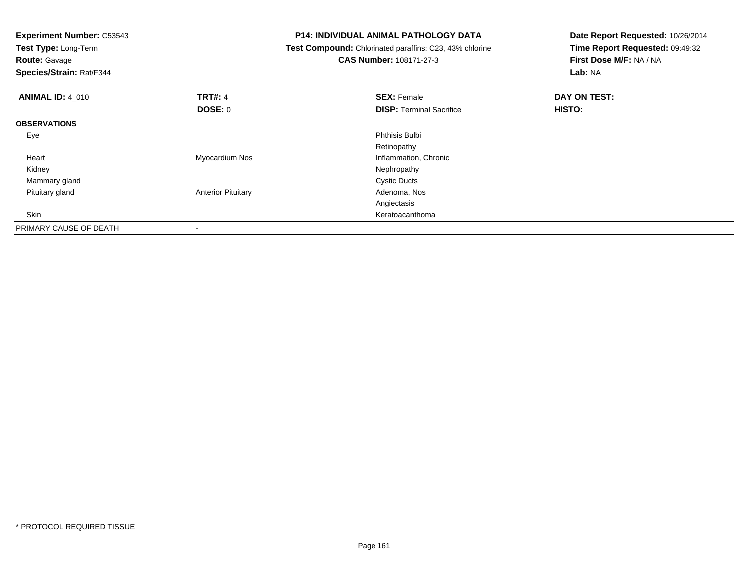**Experiment Number:** C53543
**Test Type:** Long-Term
**Route:** Gavage
**Species/Strain:** Rat/F344

**P14: INDIVIDUAL ANIMAL PATHOLOGY DATA**
**Test Compound:** Chlorinated paraffins: C23, 43% chlorine
**CAS Number:** 108171-27-3

**Date Report Requested:** 10/26/2014
**Time Report Requested:** 09:49:32
**First Dose M/F:** NA / NA
**Lab:** NA

| **ANIMAL ID:** 4_010 | **TRT#:** 4 | **SEX:** Female | **DAY ON TEST:** |
|---|---|---|---|
| | **DOSE:** 0 | **DISP:** Terminal Sacrifice | **HISTO:** |
| **OBSERVATIONS** | | | |
| Eye | | Phthisis Bulbi | |
| | | Retinopathy | |
| Heart | Myocardium Nos | Inflammation, Chronic | |
| Kidney | | Nephropathy | |
| Mammary gland | | Cystic Ducts | |
| Pituitary gland | Anterior Pituitary | Adenoma, Nos | |
| | | Angiectasis | |
| Skin | | Keratoacanthoma | |
| PRIMARY CAUSE OF DEATH | - | | |

* PROTOCOL REQUIRED TISSUE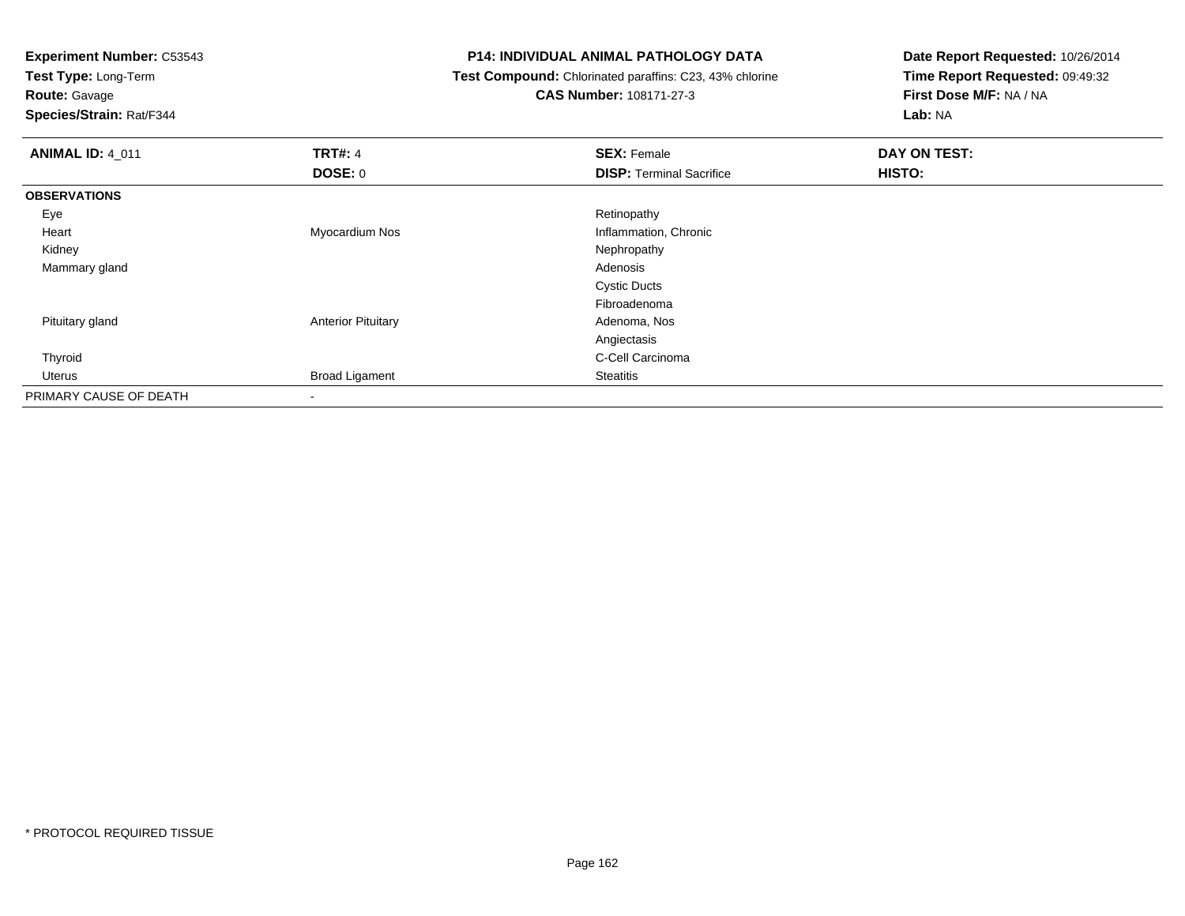**Experiment Number:** C53543
**Test Type:** Long-Term
**Route:** Gavage
**Species/Strain:** Rat/F344

**P14: INDIVIDUAL ANIMAL PATHOLOGY DATA**
**Test Compound:** Chlorinated paraffins: C23, 43% chlorine
**CAS Number:** 108171-27-3

**Date Report Requested:** 10/26/2014
**Time Report Requested:** 09:49:32
**First Dose M/F:** NA / NA
**Lab:** NA

| **ANIMAL ID:** 4_011 | **TRT#:** 4 | **SEX:** Female | **DAY ON TEST:** |
|---|---|---|---|
| | **DOSE:** 0 | **DISP:** Terminal Sacrifice | **HISTO:** |
| **OBSERVATIONS** | | | |
| Eye | | Retinopathy | |
| Heart | Myocardium Nos | Inflammation, Chronic | |
| Kidney | | Nephropathy | |
| Mammary gland | | Adenosis | |
| | | Cystic Ducts | |
| | | Fibroadenoma | |
| Pituitary gland | Anterior Pituitary | Adenoma, Nos | |
| | | Angiectasis | |
| Thyroid | | C-Cell Carcinoma | |
| Uterus | Broad Ligament | Steatitis | |
| PRIMARY CAUSE OF DEATH | - | | |

* PROTOCOL REQUIRED TISSUE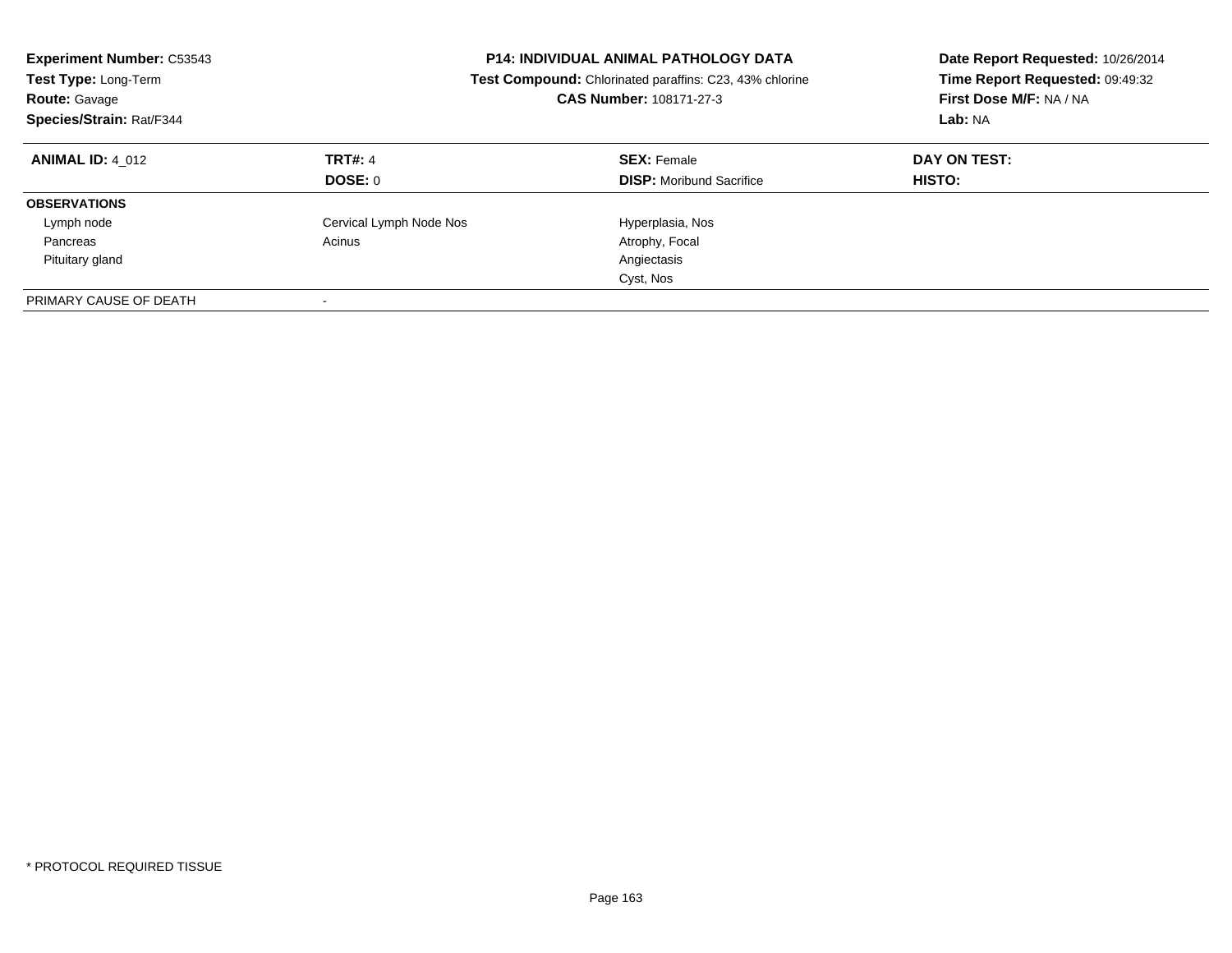**Experiment Number:** C53543
**Test Type:** Long-Term
**Route:** Gavage
**Species/Strain:** Rat/F344

**P14: INDIVIDUAL ANIMAL PATHOLOGY DATA**
**Test Compound:** Chlorinated paraffins: C23, 43% chlorine
**CAS Number:** 108171-27-3

**Date Report Requested:** 10/26/2014
**Time Report Requested:** 09:49:32
**First Dose M/F:** NA / NA
**Lab:** NA

| **ANIMAL ID:** 4_012 | **TRT#:** 4 | **SEX:** Female | **DAY ON TEST:** |
|---|---|---|---|
| | **DOSE:** 0 | **DISP:** Moribund Sacrifice | **HISTO:** |
| **OBSERVATIONS** | | | |
| Lymph node | Cervical Lymph Node Nos | Hyperplasia, Nos | |
| Pancreas | Acinus | Atrophy, Focal | |
| Pituitary gland | | Angiectasis | |
| | | Cyst, Nos | |
| PRIMARY CAUSE OF DEATH | - | | |

* PROTOCOL REQUIRED TISSUE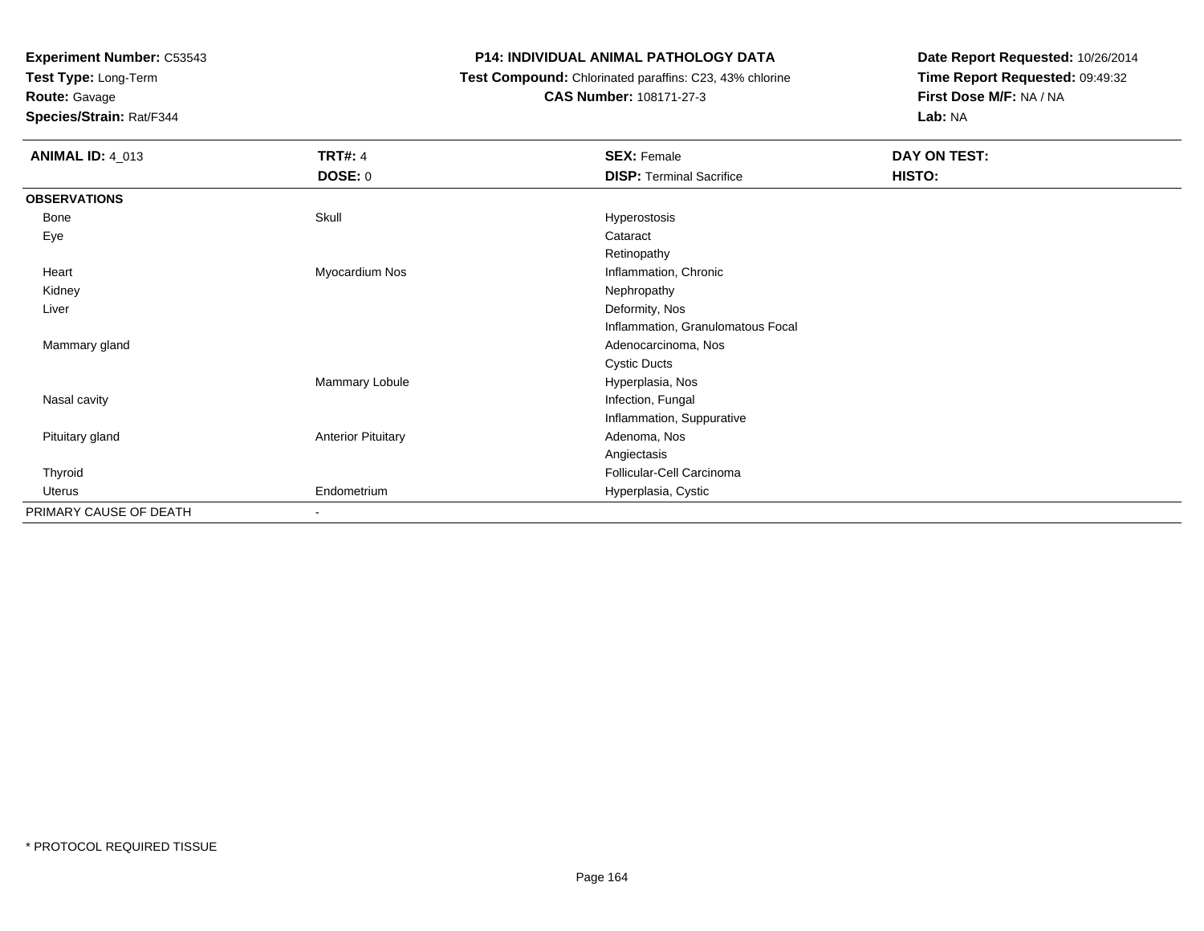**Experiment Number:** C53543
**Test Type:** Long-Term
**Route:** Gavage
**Species/Strain:** Rat/F344

**P14: INDIVIDUAL ANIMAL PATHOLOGY DATA**
**Test Compound:** Chlorinated paraffins: C23, 43% chlorine
**CAS Number:** 108171-27-3

**Date Report Requested:** 10/26/2014
**Time Report Requested:** 09:49:32
**First Dose M/F:** NA / NA
**Lab:** NA

| **ANIMAL ID:** 4_013 | **TRT#:** 4 | **SEX:** Female | **DAY ON TEST:** |
|---|---|---|---|
| | **DOSE:** 0 | **DISP:** Terminal Sacrifice | **HISTO:** |
| **OBSERVATIONS** | | | |
| Bone | Skull | Hyperostosis | |
| Eye | | Cataract | |
| | | Retinopathy | |
| Heart | Myocardium Nos | Inflammation, Chronic | |
| Kidney | | Nephropathy | |
| Liver | | Deformity, Nos | |
| | | Inflammation, Granulomatous Focal | |
| Mammary gland | | Adenocarcinoma, Nos | |
| | | Cystic Ducts | |
| | Mammary Lobule | Hyperplasia, Nos | |
| Nasal cavity | | Infection, Fungal | |
| | | Inflammation, Suppurative | |
| Pituitary gland | Anterior Pituitary | Adenoma, Nos | |
| | | Angiectasis | |
| Thyroid | | Follicular-Cell Carcinoma | |
| Uterus | Endometrium | Hyperplasia, Cystic | |
| PRIMARY CAUSE OF DEATH | - | | |

* PROTOCOL REQUIRED TISSUE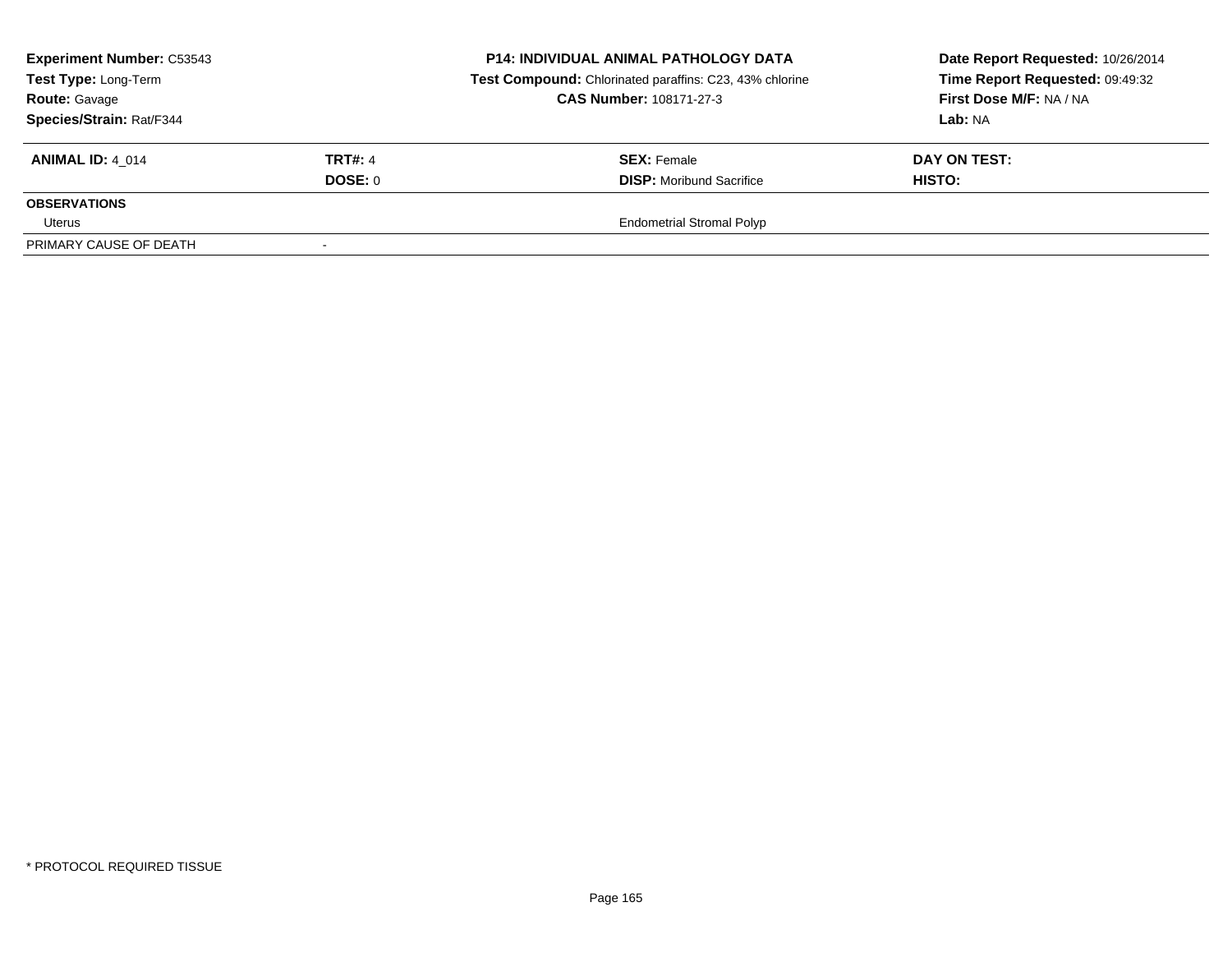**Experiment Number:** C53543
**Test Type:** Long-Term
**Route:** Gavage
**Species/Strain:** Rat/F344

**P14: INDIVIDUAL ANIMAL PATHOLOGY DATA**
**Test Compound:** Chlorinated paraffins: C23, 43% chlorine
**CAS Number:** 108171-27-3

**Date Report Requested:** 10/26/2014
**Time Report Requested:** 09:49:32
**First Dose M/F:** NA / NA
**Lab:** NA

| **ANIMAL ID:** 4_014 | **TRT#:** 4 | **SEX:** Female | **DAY ON TEST:** |
|---|---|---|---|
| | **DOSE:** 0 | **DISP:** Moribund Sacrifice | **HISTO:** |
| **OBSERVATIONS** | | | |
| Uterus | | Endometrial Stromal Polyp | |
| PRIMARY CAUSE OF DEATH | - | | |

* PROTOCOL REQUIRED TISSUE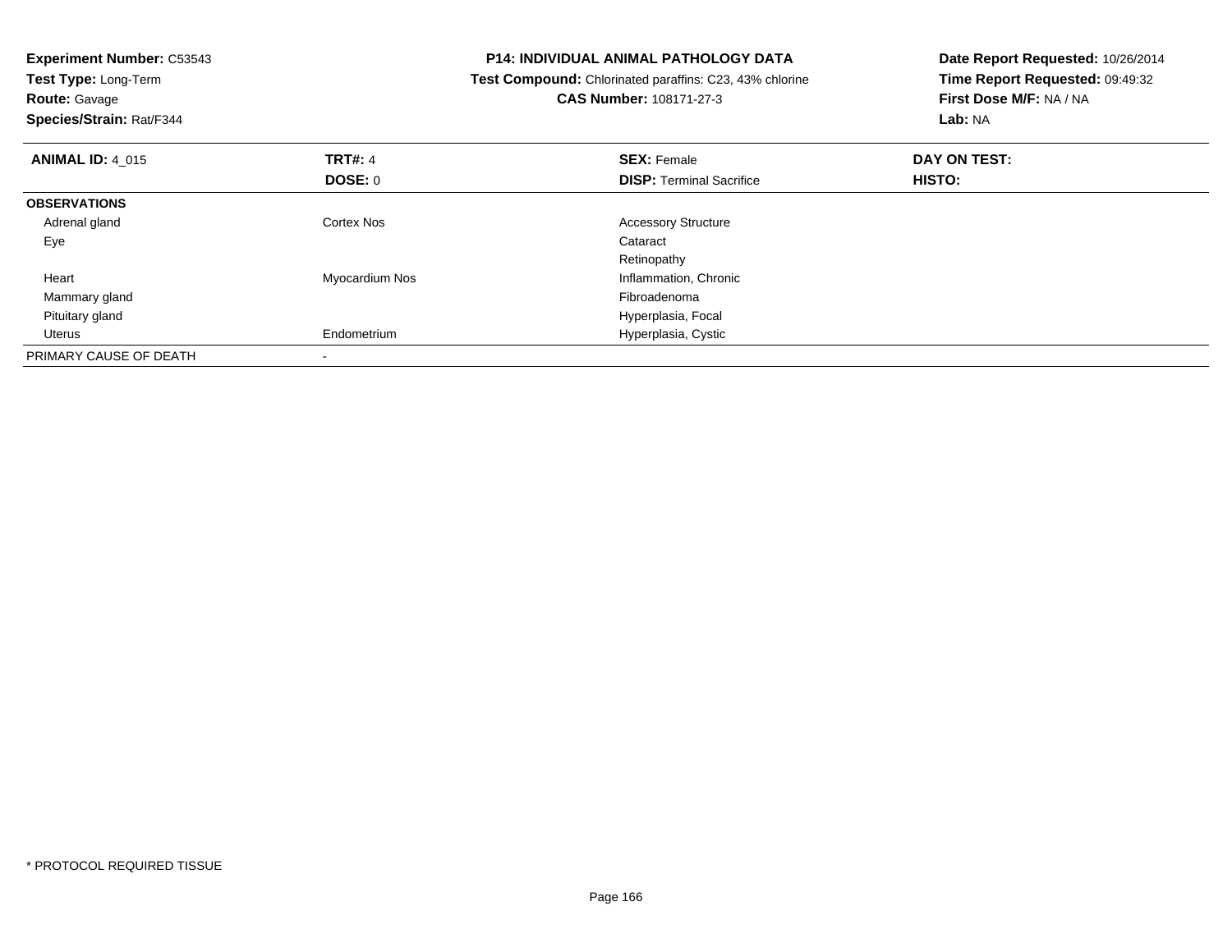**Experiment Number:** C53543
**Test Type:** Long-Term
**Route:** Gavage
**Species/Strain:** Rat/F344

**P14: INDIVIDUAL ANIMAL PATHOLOGY DATA**
**Test Compound:** Chlorinated paraffins: C23, 43% chlorine
**CAS Number:** 108171-27-3

**Date Report Requested:** 10/26/2014
**Time Report Requested:** 09:49:32
**First Dose M/F:** NA / NA
**Lab:** NA

| **ANIMAL ID:** 4_015 | **TRT#:** 4 | **SEX:** Female | **DAY ON TEST:** |
|---|---|---|---|
| | **DOSE:** 0 | **DISP:** Terminal Sacrifice | **HISTO:** |
| **OBSERVATIONS** | | | |
| Adrenal gland | Cortex Nos | Accessory Structure | |
| Eye | | Cataract | |
| | | Retinopathy | |
| Heart | Myocardium Nos | Inflammation, Chronic | |
| Mammary gland | | Fibroadenoma | |
| Pituitary gland | | Hyperplasia, Focal | |
| Uterus | Endometrium | Hyperplasia, Cystic | |
| PRIMARY CAUSE OF DEATH | - | | |

* PROTOCOL REQUIRED TISSUE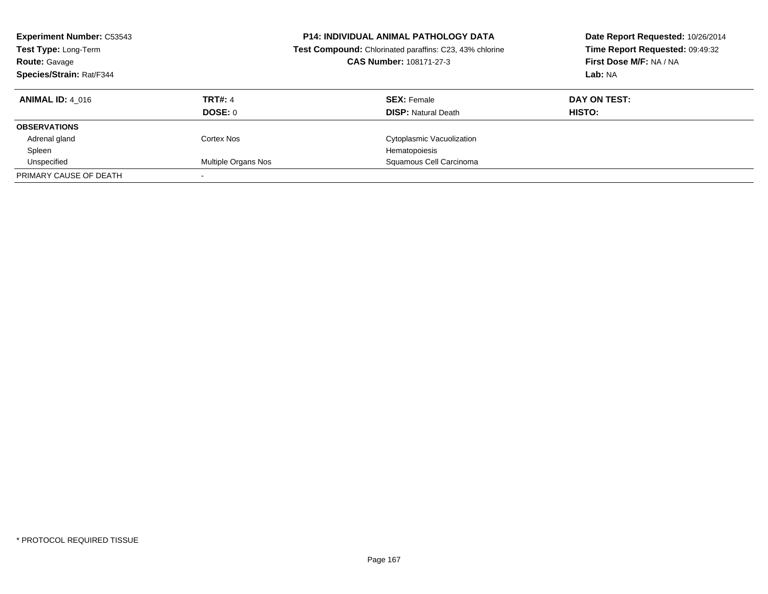**Experiment Number:** C53543
**Test Type:** Long-Term
**Route:** Gavage
**Species/Strain:** Rat/F344

**P14: INDIVIDUAL ANIMAL PATHOLOGY DATA**
**Test Compound:** Chlorinated paraffins: C23, 43% chlorine
**CAS Number:** 108171-27-3

**Date Report Requested:** 10/26/2014
**Time Report Requested:** 09:49:32
**First Dose M/F:** NA / NA
**Lab:** NA

| **ANIMAL ID:** 4_016 | **TRT#:** 4<br>**DOSE:** 0 | **SEX:** Female<br>**DISP:** Natural Death | **DAY ON TEST:**<br>**HISTO:** |
|---|---|---|---|
| **OBSERVATIONS** | | | |
| Adrenal gland | Cortex Nos | Cytoplasmic Vacuolization | |
| Spleen | | Hematopoiesis | |
| Unspecified | Multiple Organs Nos | Squamous Cell Carcinoma | |
| PRIMARY CAUSE OF DEATH | - | | |

* PROTOCOL REQUIRED TISSUE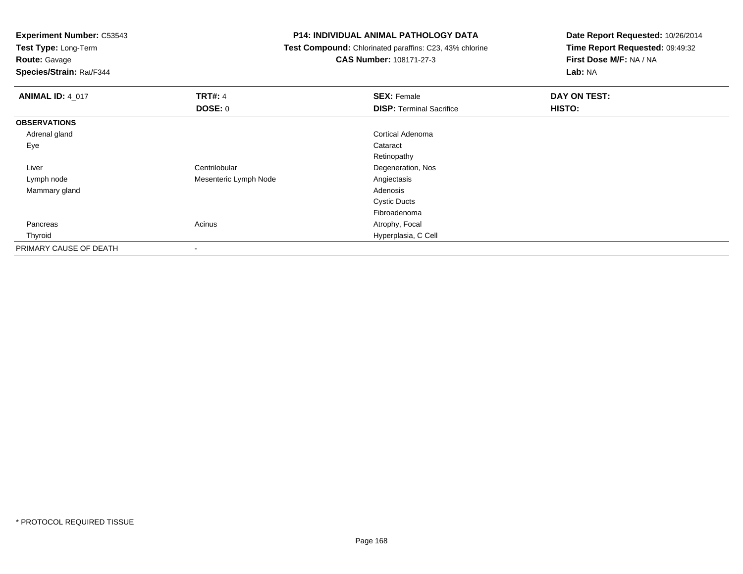**Experiment Number:** C53543
**Test Type:** Long-Term
**Route:** Gavage
**Species/Strain:** Rat/F344

**P14: INDIVIDUAL ANIMAL PATHOLOGY DATA**
**Test Compound:** Chlorinated paraffins: C23, 43% chlorine
**CAS Number:** 108171-27-3

**Date Report Requested:** 10/26/2014
**Time Report Requested:** 09:49:32
**First Dose M/F:** NA / NA
**Lab:** NA

| **ANIMAL ID:** 4_017 | **TRT#:** 4 | **SEX:** Female | **DAY ON TEST:** |
|---|---|---|---|
| | **DOSE:** 0 | **DISP:** Terminal Sacrifice | **HISTO:** |
| **OBSERVATIONS** | | | |
| Adrenal gland | | Cortical Adenoma | |
| Eye | | Cataract | |
| | | Retinopathy | |
| Liver | Centrilobular | Degeneration, Nos | |
| Lymph node | Mesenteric Lymph Node | Angiectasis | |
| Mammary gland | | Adenosis | |
| | | Cystic Ducts | |
| | | Fibroadenoma | |
| Pancreas | Acinus | Atrophy, Focal | |
| Thyroid | | Hyperplasia, C Cell | |
| PRIMARY CAUSE OF DEATH | - | | |

* PROTOCOL REQUIRED TISSUE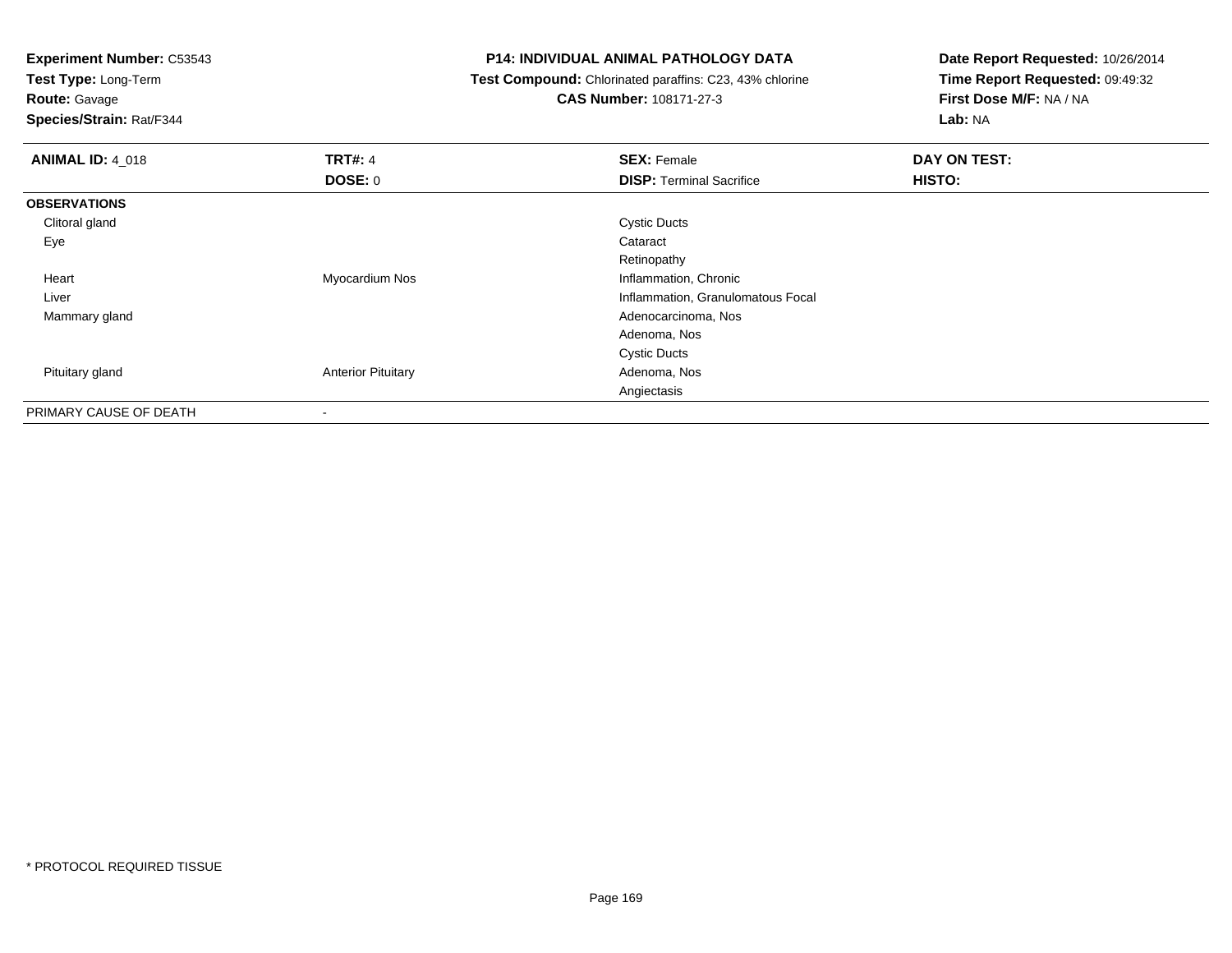**Experiment Number:** C53543
**Test Type:** Long-Term
**Route:** Gavage
**Species/Strain:** Rat/F344

**P14: INDIVIDUAL ANIMAL PATHOLOGY DATA**
**Test Compound:** Chlorinated paraffins: C23, 43% chlorine
**CAS Number:** 108171-27-3

**Date Report Requested:** 10/26/2014
**Time Report Requested:** 09:49:32
**First Dose M/F:** NA / NA
**Lab:** NA

| **ANIMAL ID:** 4_018 | **TRT#:** 4 | **SEX:** Female | **DAY ON TEST:** |
|---|---|---|---|
| | **DOSE:** 0 | **DISP:** Terminal Sacrifice | **HISTO:** |
| **OBSERVATIONS** | | | |
| Clitoral gland | | Cystic Ducts | |
| Eye | | Cataract | |
| | | Retinopathy | |
| Heart | Myocardium Nos | Inflammation, Chronic | |
| Liver | | Inflammation, Granulomatous Focal | |
| Mammary gland | | Adenocarcinoma, Nos | |
| | | Adenoma, Nos | |
| | | Cystic Ducts | |
| Pituitary gland | Anterior Pituitary | Adenoma, Nos | |
| | | Angiectasis | |
| PRIMARY CAUSE OF DEATH | - | | |

* PROTOCOL REQUIRED TISSUE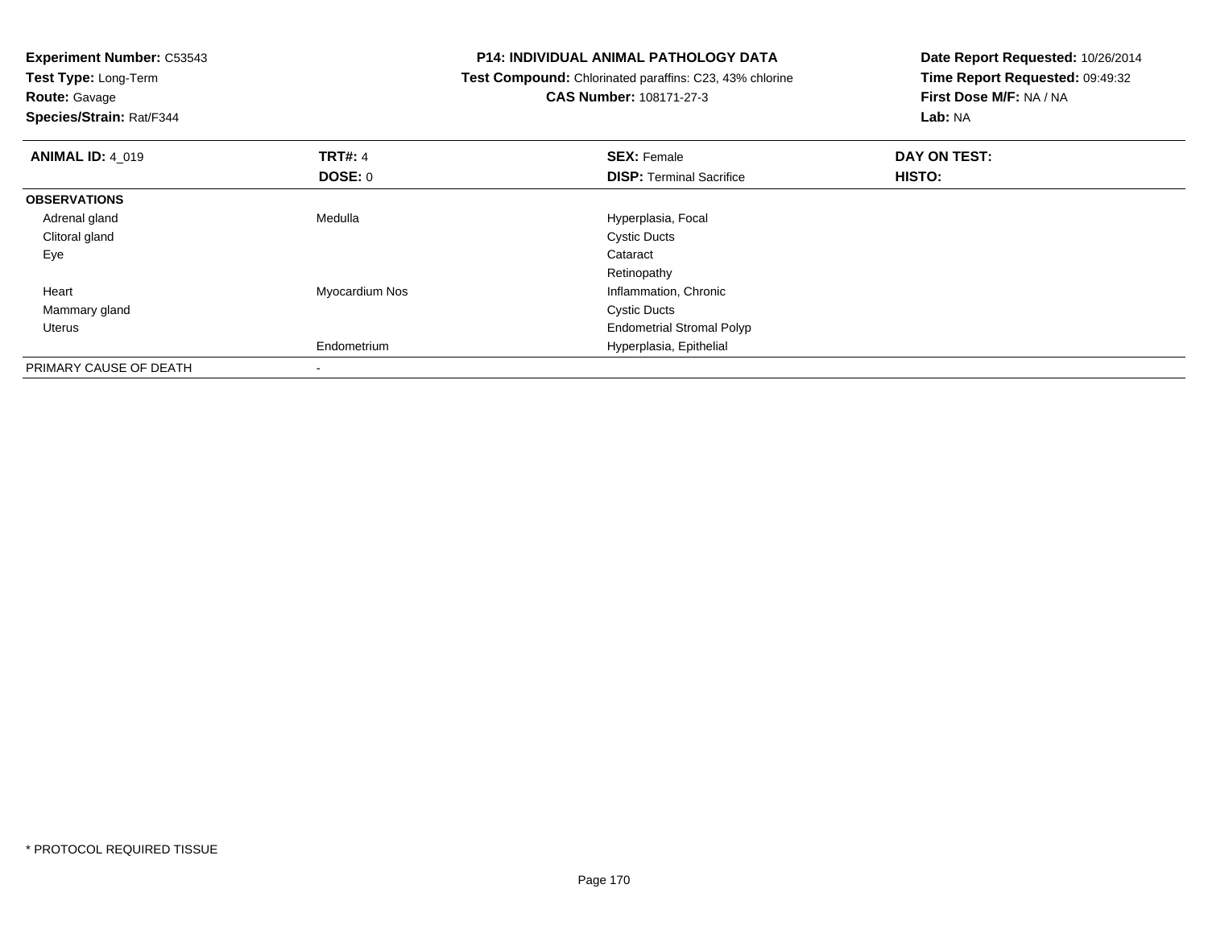**Experiment Number:** C53543
**Test Type:** Long-Term
**Route:** Gavage
**Species/Strain:** Rat/F344

**P14: INDIVIDUAL ANIMAL PATHOLOGY DATA**
**Test Compound:** Chlorinated paraffins: C23, 43% chlorine
**CAS Number:** 108171-27-3

**Date Report Requested:** 10/26/2014
**Time Report Requested:** 09:49:32
**First Dose M/F:** NA / NA
**Lab:** NA

| **ANIMAL ID:** 4_019 | **TRT#:** 4 | **SEX:** Female | **DAY ON TEST:** |
|---|---|---|---|
| | **DOSE:** 0 | **DISP:** Terminal Sacrifice | **HISTO:** |
| **OBSERVATIONS** | | | |
| Adrenal gland | Medulla | Hyperplasia, Focal | |
| Clitoral gland | | Cystic Ducts | |
| Eye | | Cataract | |
| | | Retinopathy | |
| Heart | Myocardium Nos | Inflammation, Chronic | |
| Mammary gland | | Cystic Ducts | |
| Uterus | | Endometrial Stromal Polyp | |
| | Endometrium | Hyperplasia, Epithelial | |
| PRIMARY CAUSE OF DEATH | - | | |

\* PROTOCOL REQUIRED TISSUE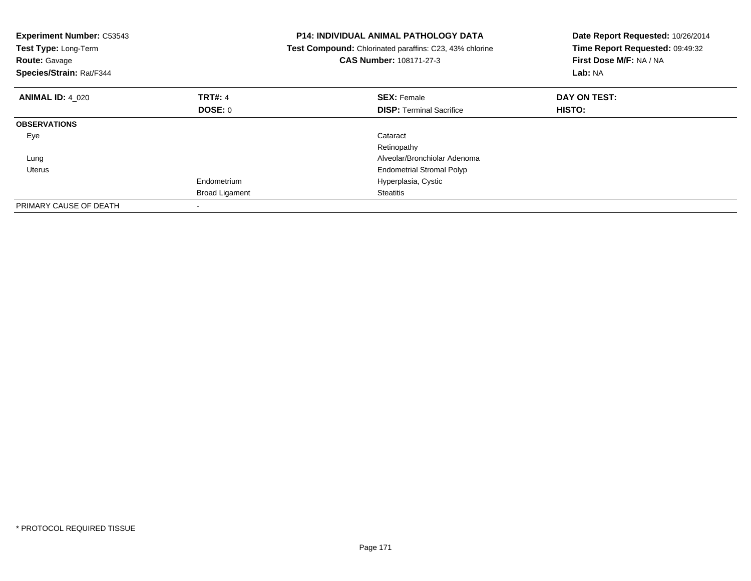**Experiment Number:** C53543
**Test Type:** Long-Term
**Route:** Gavage
**Species/Strain:** Rat/F344

**P14: INDIVIDUAL ANIMAL PATHOLOGY DATA**
**Test Compound:** Chlorinated paraffins: C23, 43% chlorine
**CAS Number:** 108171-27-3

**Date Report Requested:** 10/26/2014
**Time Report Requested:** 09:49:32
**First Dose M/F:** NA / NA
**Lab:** NA

| **ANIMAL ID:** 4_020 | **TRT#:** 4 | **SEX:** Female | **DAY ON TEST:** |
|---|---|---|---|
| | **DOSE:** 0 | **DISP:** Terminal Sacrifice | **HISTO:** |
| **OBSERVATIONS** | | | |
| Eye | | Cataract | |
| | | Retinopathy | |
| Lung | | Alveolar/Bronchiolar Adenoma | |
| Uterus | | Endometrial Stromal Polyp | |
| | Endometrium | Hyperplasia, Cystic | |
| | Broad Ligament | Steatitis | |
| PRIMARY CAUSE OF DEATH | - | | |

* PROTOCOL REQUIRED TISSUE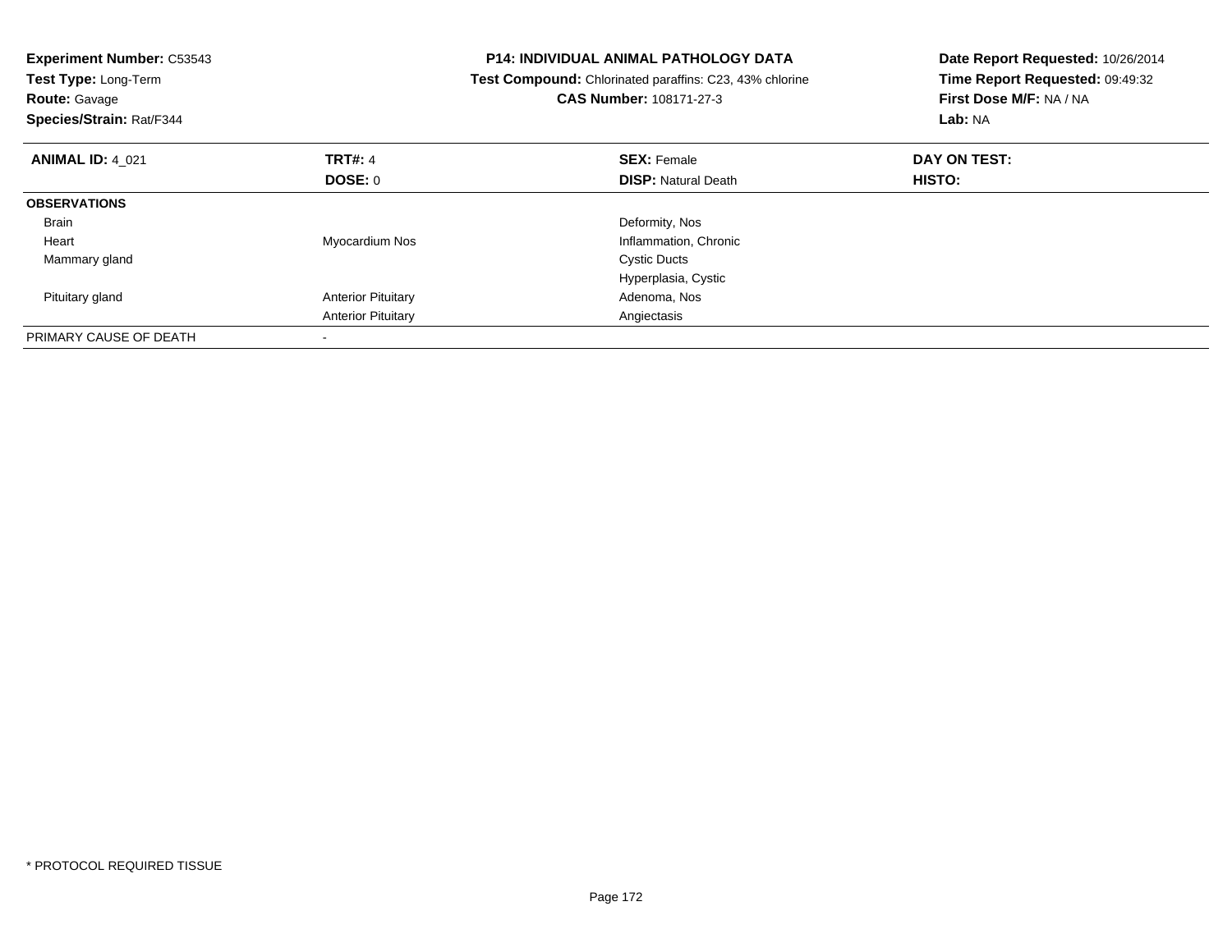**Experiment Number:** C53543
**Test Type:** Long-Term
**Route:** Gavage
**Species/Strain:** Rat/F344

# P14: INDIVIDUAL ANIMAL PATHOLOGY DATA

**Test Compound:** Chlorinated paraffins: C23, 43% chlorine
**CAS Number:** 108171-27-3

**Date Report Requested:** 10/26/2014
**Time Report Requested:** 09:49:32
**First Dose M/F:** NA / NA
**Lab:** NA

| **ANIMAL ID:** 4_021 | **TRT#:** 4 | **SEX:** Female | **DAY ON TEST:** |
|---|---|---|---|
| | **DOSE:** 0 | **DISP:** Natural Death | **HISTO:** |
| **OBSERVATIONS** | | | |
| Brain | | Deformity, Nos | |
| Heart | Myocardium Nos | Inflammation, Chronic | |
| Mammary gland | | Cystic Ducts | |
| | | Hyperplasia, Cystic | |
| Pituitary gland | Anterior Pituitary | Adenoma, Nos | |
| | Anterior Pituitary | Angiectasis | |
| PRIMARY CAUSE OF DEATH | - | | |

* PROTOCOL REQUIRED TISSUE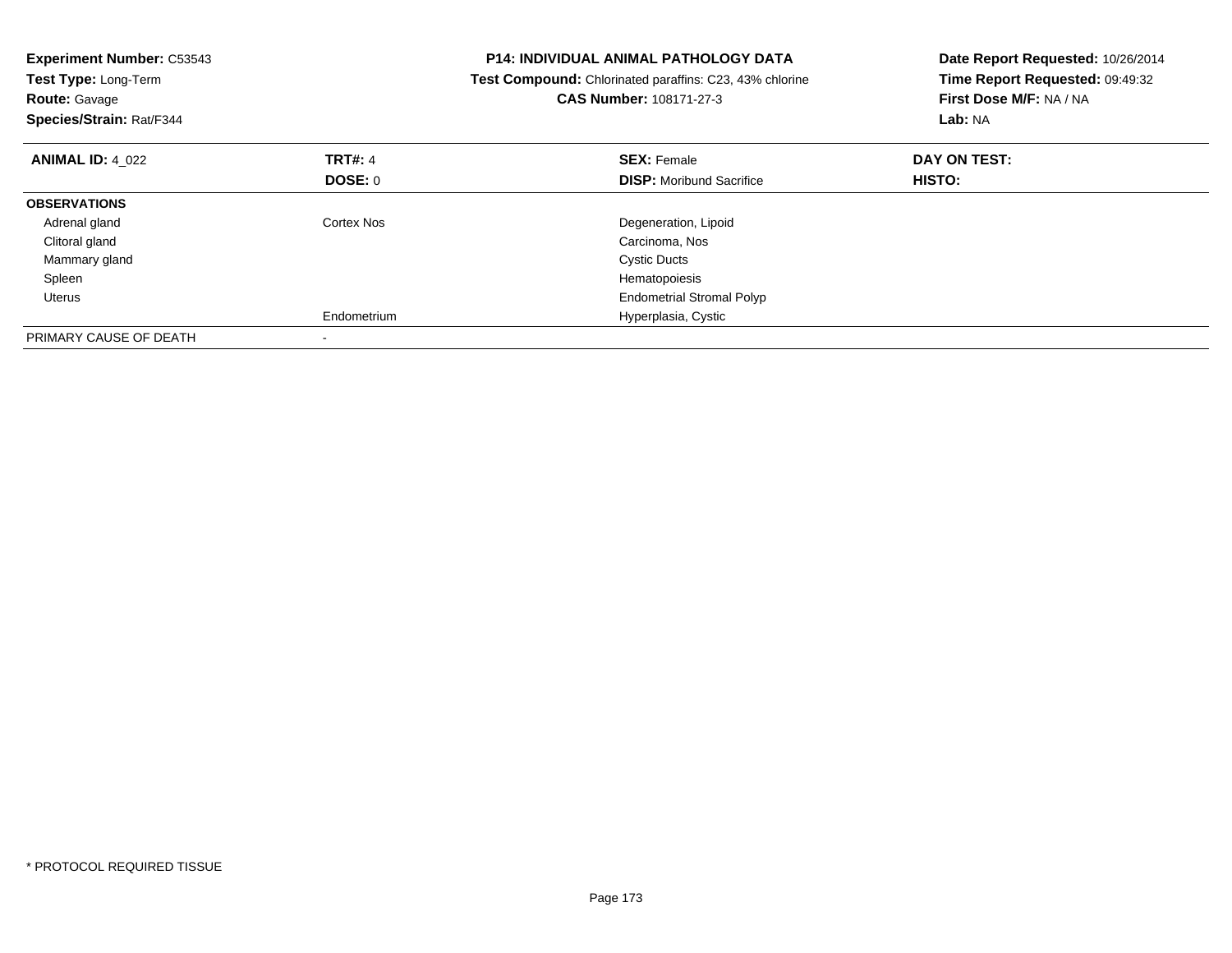**Experiment Number:** C53543
**Test Type:** Long-Term
**Route:** Gavage
**Species/Strain:** Rat/F344

**P14: INDIVIDUAL ANIMAL PATHOLOGY DATA**
**Test Compound:** Chlorinated paraffins: C23, 43% chlorine
**CAS Number:** 108171-27-3

**Date Report Requested:** 10/26/2014
**Time Report Requested:** 09:49:32
**First Dose M/F:** NA / NA
**Lab:** NA

| **ANIMAL ID:** 4_022 | **TRT#:** 4 | **SEX:** Female | **DAY ON TEST:** |
|---|---|---|---|
| | **DOSE:** 0 | **DISP:** Moribund Sacrifice | **HISTO:** |
| **OBSERVATIONS** | | | |
| Adrenal gland | Cortex Nos | Degeneration, Lipoid | |
| Clitoral gland | | Carcinoma, Nos | |
| Mammary gland | | Cystic Ducts | |
| Spleen | | Hematopoiesis | |
| Uterus | | Endometrial Stromal Polyp | |
| | Endometrium | Hyperplasia, Cystic | |
| PRIMARY CAUSE OF DEATH | - | | |

* PROTOCOL REQUIRED TISSUE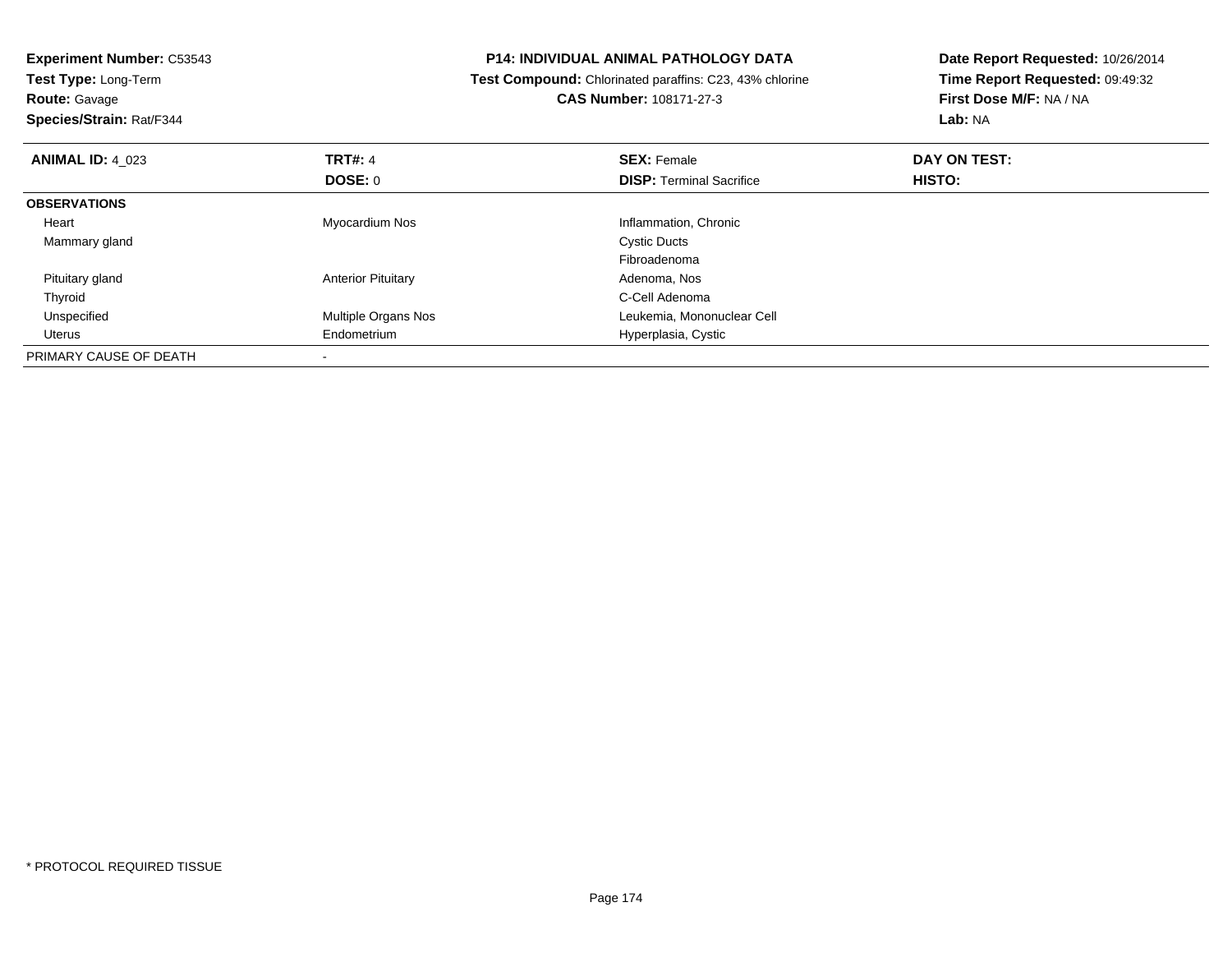**Experiment Number:** C53543
**Test Type:** Long-Term
**Route:** Gavage
**Species/Strain:** Rat/F344

**P14: INDIVIDUAL ANIMAL PATHOLOGY DATA**
**Test Compound:** Chlorinated paraffins: C23, 43% chlorine
**CAS Number:** 108171-27-3

**Date Report Requested:** 10/26/2014
**Time Report Requested:** 09:49:32
**First Dose M/F:** NA / NA
**Lab:** NA

| **ANIMAL ID:** 4_023 | **TRT#:** 4 | **SEX:** Female | **DAY ON TEST:** |
|---|---|---|---|
| | **DOSE:** 0 | **DISP:** Terminal Sacrifice | **HISTO:** |
| **OBSERVATIONS** | | | |
| Heart | Myocardium Nos | Inflammation, Chronic | |
| Mammary gland | | Cystic Ducts | |
| | | Fibroadenoma | |
| Pituitary gland | Anterior Pituitary | Adenoma, Nos | |
| Thyroid | | C-Cell Adenoma | |
| Unspecified | Multiple Organs Nos | Leukemia, Mononuclear Cell | |
| Uterus | Endometrium | Hyperplasia, Cystic | |
| PRIMARY CAUSE OF DEATH | - | | |

* PROTOCOL REQUIRED TISSUE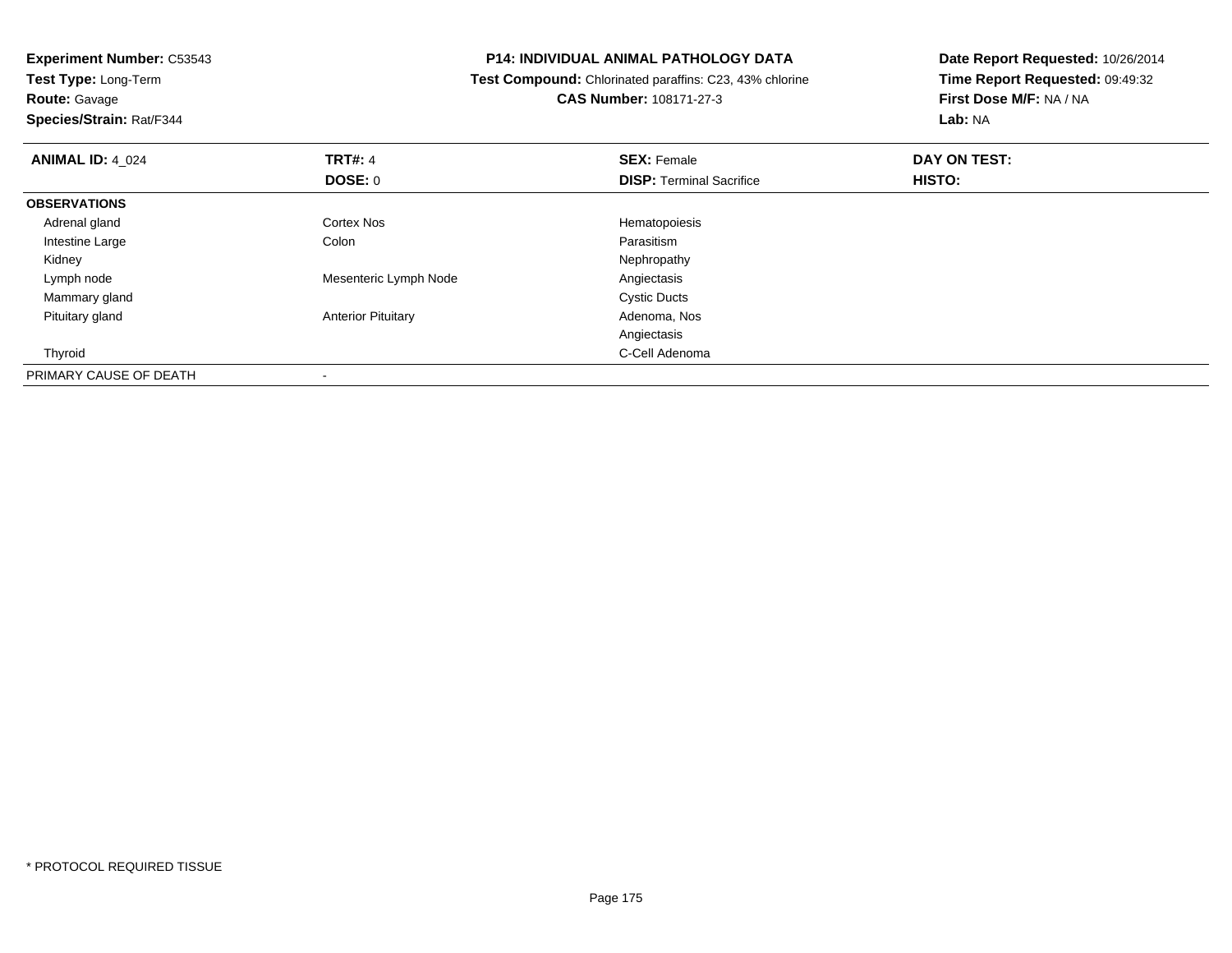**Experiment Number:** C53543
**Test Type:** Long-Term
**Route:** Gavage
**Species/Strain:** Rat/F344

**P14: INDIVIDUAL ANIMAL PATHOLOGY DATA**
**Test Compound:** Chlorinated paraffins: C23, 43% chlorine
**CAS Number:** 108171-27-3

**Date Report Requested:** 10/26/2014
**Time Report Requested:** 09:49:32
**First Dose M/F:** NA / NA
**Lab:** NA

| **ANIMAL ID:** 4_024 | **TRT#:** 4 | **SEX:** Female | **DAY ON TEST:** |
|---|---|---|---|
| | **DOSE:** 0 | **DISP:** Terminal Sacrifice | **HISTO:** |
| **OBSERVATIONS** | | | |
| Adrenal gland | Cortex Nos | Hematopoiesis | |
| Intestine Large | Colon | Parasitism | |
| Kidney | | Nephropathy | |
| Lymph node | Mesenteric Lymph Node | Angiectasis | |
| Mammary gland | | Cystic Ducts | |
| Pituitary gland | Anterior Pituitary | Adenoma, Nos | |
| | | Angiectasis | |
| Thyroid | | C-Cell Adenoma | |
| PRIMARY CAUSE OF DEATH | - | | |

* PROTOCOL REQUIRED TISSUE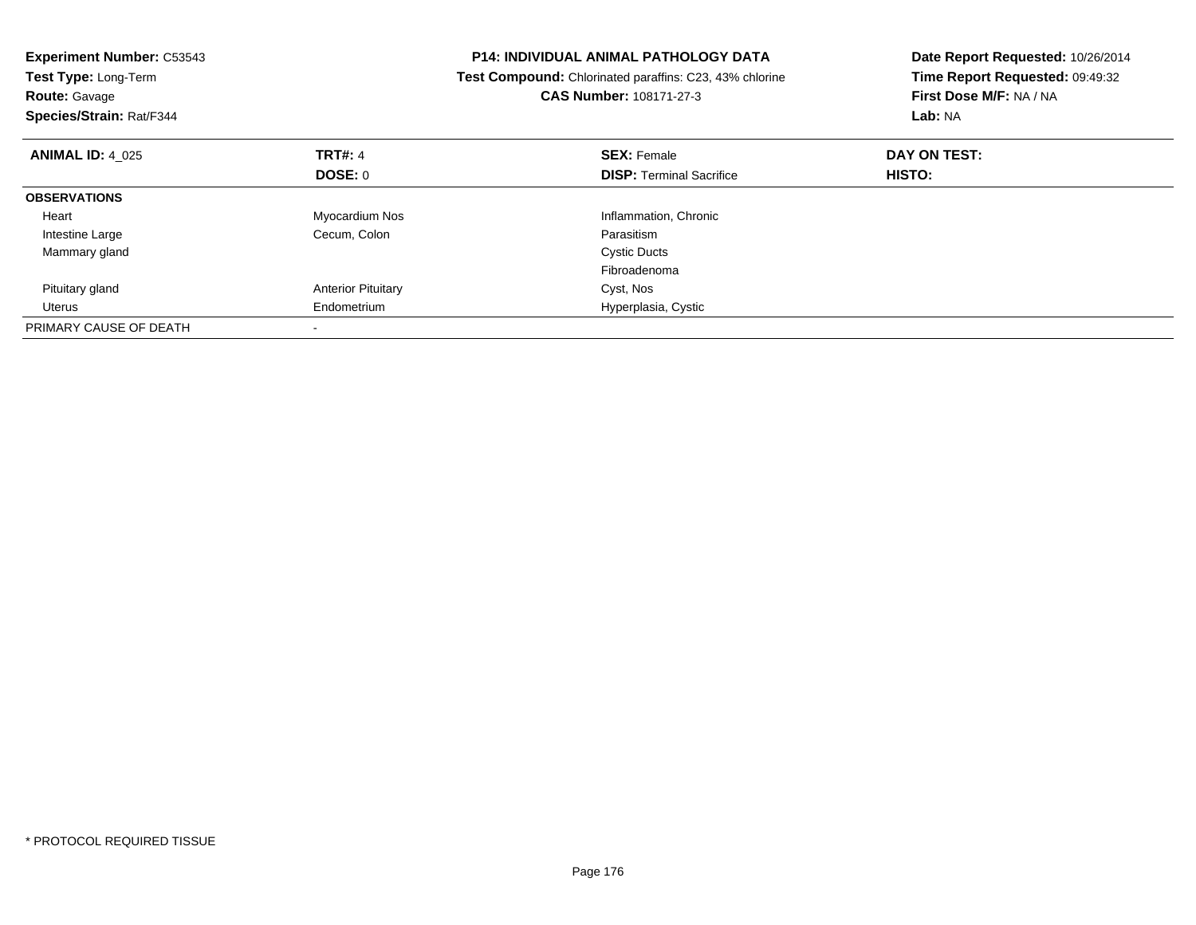**Experiment Number:** C53543
**Test Type:** Long-Term
**Route:** Gavage
**Species/Strain:** Rat/F344

**P14: INDIVIDUAL ANIMAL PATHOLOGY DATA**
**Test Compound:** Chlorinated paraffins: C23, 43% chlorine
**CAS Number:** 108171-27-3

**Date Report Requested:** 10/26/2014
**Time Report Requested:** 09:49:32
**First Dose M/F:** NA / NA
**Lab:** NA

| **ANIMAL ID:** 4_025 | **TRT#:** 4 | **SEX:** Female | **DAY ON TEST:** |
|---|---|---|---|
| | **DOSE:** 0 | **DISP:** Terminal Sacrifice | **HISTO:** |
| **OBSERVATIONS** | | | |
| Heart | Myocardium Nos | Inflammation, Chronic | |
| Intestine Large | Cecum, Colon | Parasitism | |
| Mammary gland | | Cystic Ducts | |
| | | Fibroadenoma | |
| Pituitary gland | Anterior Pituitary | Cyst, Nos | |
| Uterus | Endometrium | Hyperplasia, Cystic | |
| PRIMARY CAUSE OF DEATH | - | | |

* PROTOCOL REQUIRED TISSUE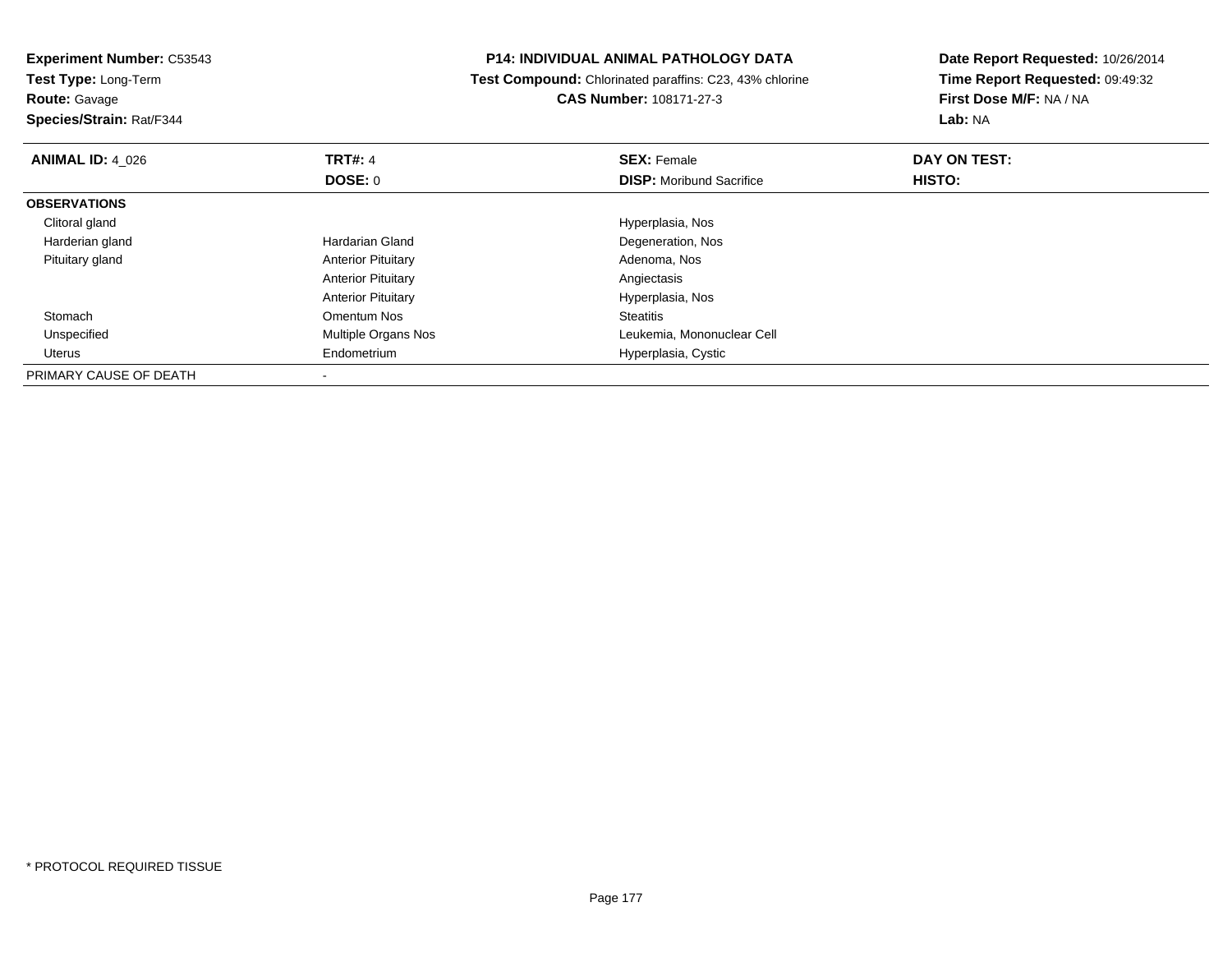**Experiment Number:** C53543
**Test Type:** Long-Term
**Route:** Gavage
**Species/Strain:** Rat/F344

**P14: INDIVIDUAL ANIMAL PATHOLOGY DATA**
**Test Compound:** Chlorinated paraffins: C23, 43% chlorine
**CAS Number:** 108171-27-3

**Date Report Requested:** 10/26/2014
**Time Report Requested:** 09:49:32
**First Dose M/F:** NA / NA
**Lab:** NA

| **ANIMAL ID:** 4_026 | **TRT#:** 4 | **SEX:** Female | **DAY ON TEST:** |
|---|---|---|---|
| | **DOSE:** 0 | **DISP:** Moribund Sacrifice | **HISTO:** |
| **OBSERVATIONS** | | | |
| Clitoral gland | | Hyperplasia, Nos | |
| Harderian gland | Hardarian Gland | Degeneration, Nos | |
| Pituitary gland | Anterior Pituitary | Adenoma, Nos | |
| | Anterior Pituitary | Angiectasis | |
| | Anterior Pituitary | Hyperplasia, Nos | |
| Stomach | Omentum Nos | Steatitis | |
| Unspecified | Multiple Organs Nos | Leukemia, Mononuclear Cell | |
| Uterus | Endometrium | Hyperplasia, Cystic | |
| PRIMARY CAUSE OF DEATH | - | | |

* PROTOCOL REQUIRED TISSUE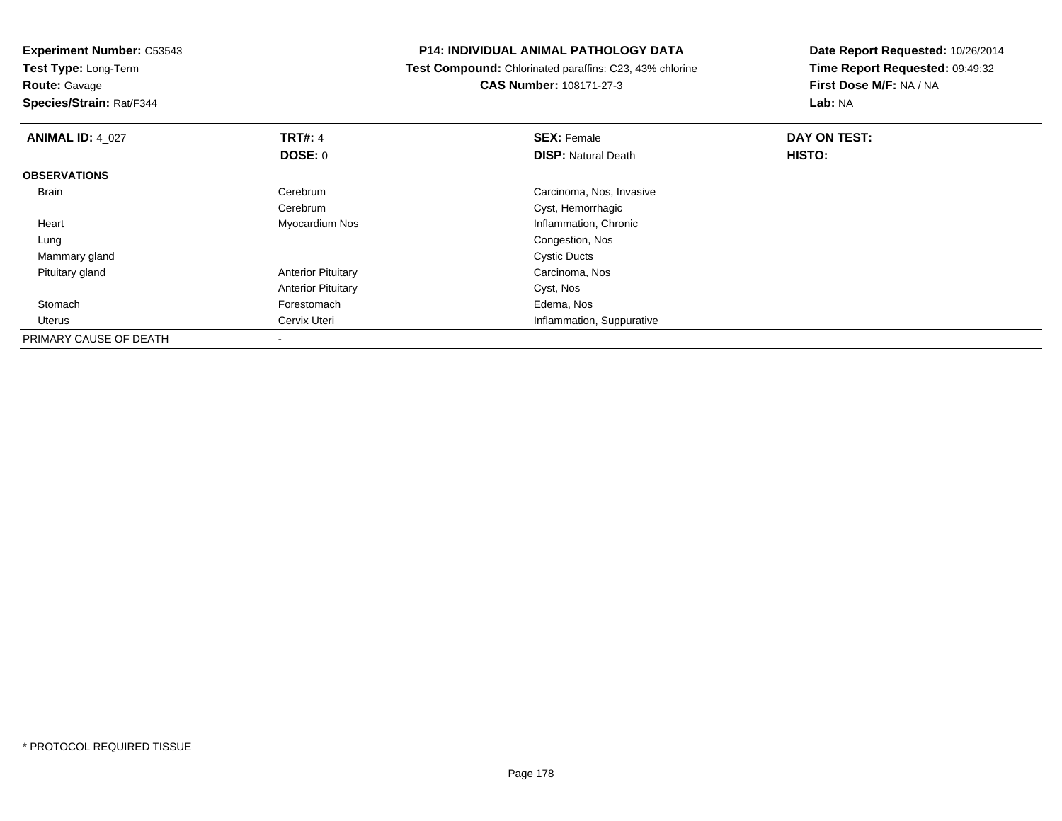**Experiment Number:** C53543
**Test Type:** Long-Term
**Route:** Gavage
**Species/Strain:** Rat/F344

**P14: INDIVIDUAL ANIMAL PATHOLOGY DATA**
**Test Compound:** Chlorinated paraffins: C23, 43% chlorine
**CAS Number:** 108171-27-3

**Date Report Requested:** 10/26/2014
**Time Report Requested:** 09:49:32
**First Dose M/F:** NA / NA
**Lab:** NA

| **ANIMAL ID:** 4_027 | **TRT#:** 4 | **SEX:** Female | **DAY ON TEST:** |
|---|---|---|---|
| | **DOSE:** 0 | **DISP:** Natural Death | **HISTO:** |
| **OBSERVATIONS** | | | |
| Brain | Cerebrum | Carcinoma, Nos, Invasive | |
| | Cerebrum | Cyst, Hemorrhagic | |
| Heart | Myocardium Nos | Inflammation, Chronic | |
| Lung | | Congestion, Nos | |
| Mammary gland | | Cystic Ducts | |
| Pituitary gland | Anterior Pituitary | Carcinoma, Nos | |
| | Anterior Pituitary | Cyst, Nos | |
| Stomach | Forestomach | Edema, Nos | |
| Uterus | Cervix Uteri | Inflammation, Suppurative | |
| PRIMARY CAUSE OF DEATH | - | | |

* PROTOCOL REQUIRED TISSUE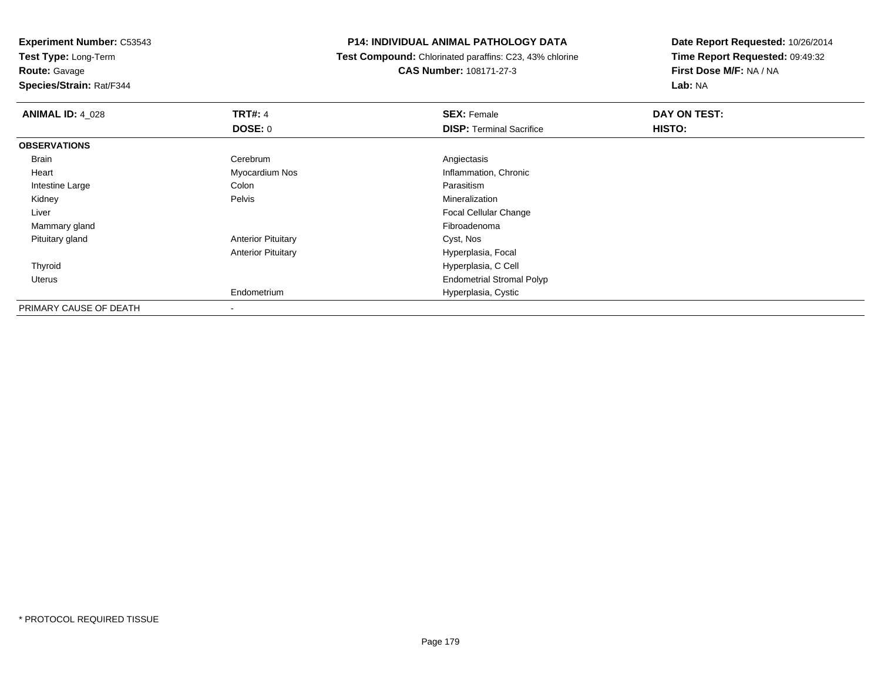**Experiment Number:** C53543
**Test Type:** Long-Term
**Route:** Gavage
**Species/Strain:** Rat/F344

**P14: INDIVIDUAL ANIMAL PATHOLOGY DATA**
**Test Compound:** Chlorinated paraffins: C23, 43% chlorine
**CAS Number:** 108171-27-3

**Date Report Requested:** 10/26/2014
**Time Report Requested:** 09:49:32
**First Dose M/F:** NA / NA
**Lab:** NA

| **ANIMAL ID:** 4_028 | **TRT#:** 4 | **SEX:** Female | **DAY ON TEST:** |
|---|---|---|---|
| | **DOSE:** 0 | **DISP:** Terminal Sacrifice | **HISTO:** |
| **OBSERVATIONS** | | | |
| Brain | Cerebrum | Angiectasis | |
| Heart | Myocardium Nos | Inflammation, Chronic | |
| Intestine Large | Colon | Parasitism | |
| Kidney | Pelvis | Mineralization | |
| Liver | | Focal Cellular Change | |
| Mammary gland | | Fibroadenoma | |
| Pituitary gland | Anterior Pituitary | Cyst, Nos | |
| | Anterior Pituitary | Hyperplasia, Focal | |
| Thyroid | | Hyperplasia, C Cell | |
| Uterus | | Endometrial Stromal Polyp | |
| | Endometrium | Hyperplasia, Cystic | |
| PRIMARY CAUSE OF DEATH | - | | |

* PROTOCOL REQUIRED TISSUE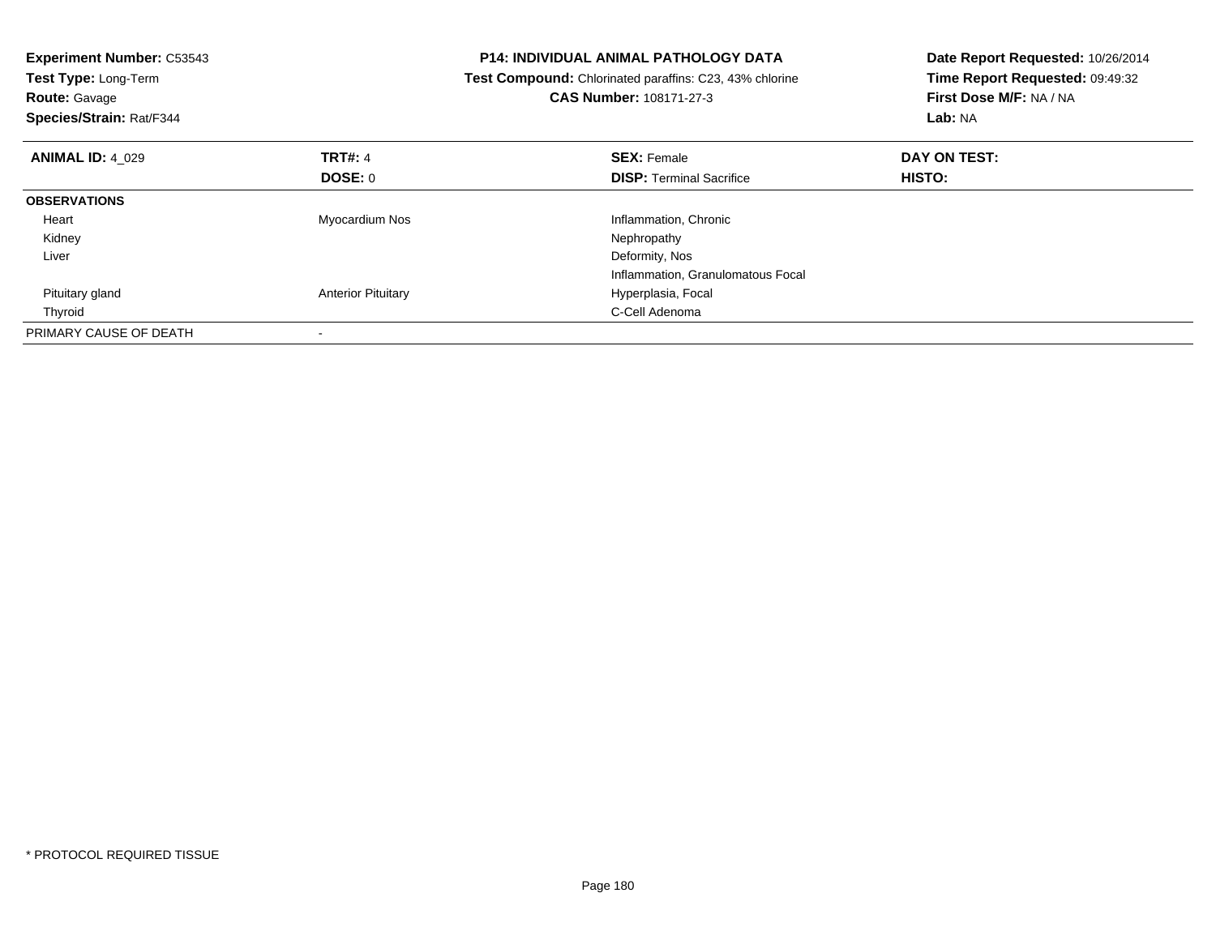**Experiment Number:** C53543
**Test Type:** Long-Term
**Route:** Gavage
**Species/Strain:** Rat/F344

**P14: INDIVIDUAL ANIMAL PATHOLOGY DATA**
**Test Compound:** Chlorinated paraffins: C23, 43% chlorine
**CAS Number:** 108171-27-3

**Date Report Requested:** 10/26/2014
**Time Report Requested:** 09:49:32
**First Dose M/F:** NA / NA
**Lab:** NA

| **ANIMAL ID:** 4_029 | **TRT#:** 4 | **SEX:** Female | **DAY ON TEST:** |
|---|---|---|---|
| | **DOSE:** 0 | **DISP:** Terminal Sacrifice | **HISTO:** |
| **OBSERVATIONS** | | | |
| Heart | Myocardium Nos | Inflammation, Chronic | |
| Kidney | | Nephropathy | |
| Liver | | Deformity, Nos | |
| | | Inflammation, Granulomatous Focal | |
| Pituitary gland | Anterior Pituitary | Hyperplasia, Focal | |
| Thyroid | | C-Cell Adenoma | |
| PRIMARY CAUSE OF DEATH | - | | |

* PROTOCOL REQUIRED TISSUE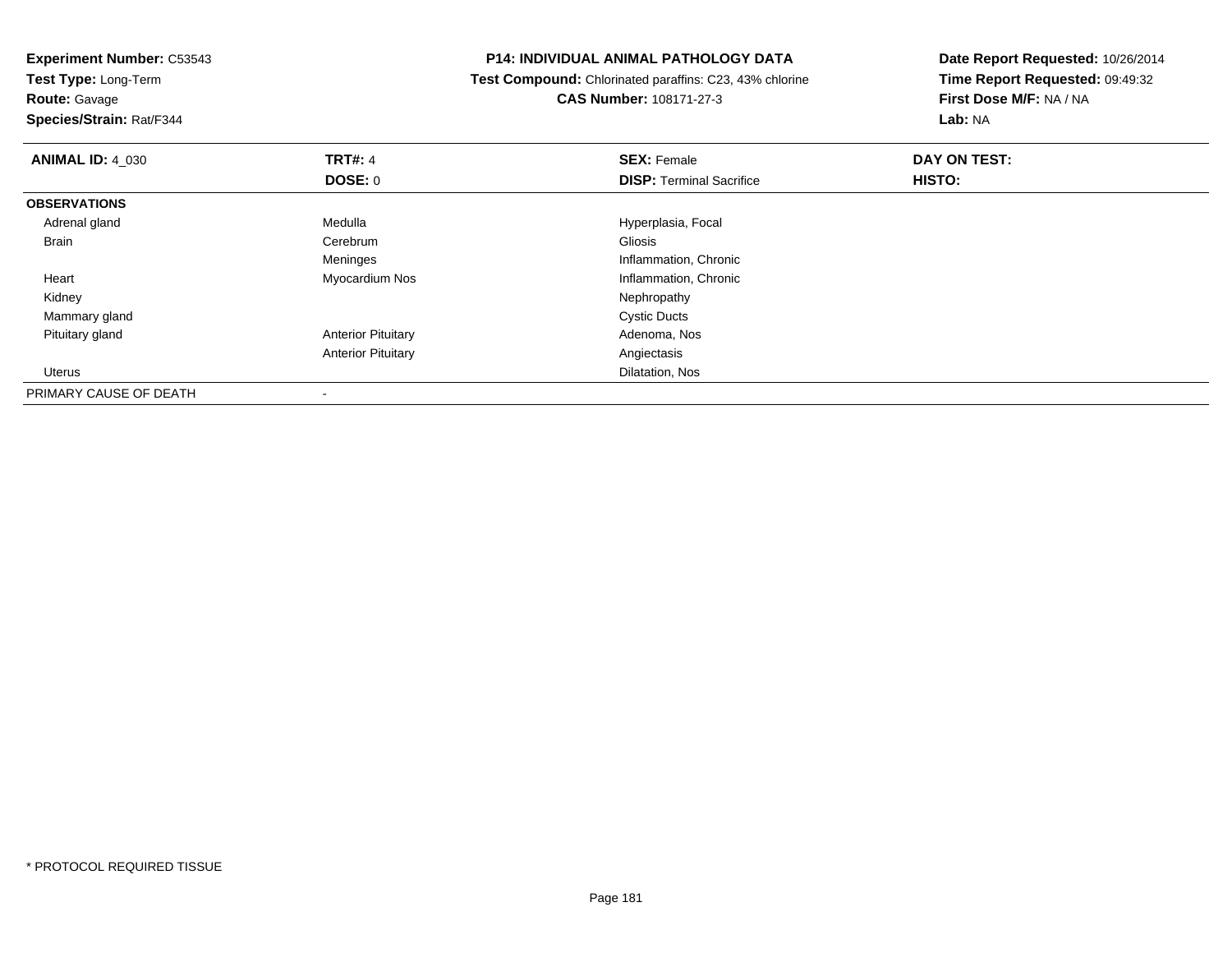**Experiment Number:** C53543
**Test Type:** Long-Term
**Route:** Gavage
**Species/Strain:** Rat/F344

**P14: INDIVIDUAL ANIMAL PATHOLOGY DATA**
**Test Compound:** Chlorinated paraffins: C23, 43% chlorine
**CAS Number:** 108171-27-3

**Date Report Requested:** 10/26/2014
**Time Report Requested:** 09:49:32
**First Dose M/F:** NA / NA
**Lab:** NA

| **ANIMAL ID:** 4_030 | **TRT#:** 4 | **SEX:** Female | **DAY ON TEST:** |
|---|---|---|---|
| | **DOSE:** 0 | **DISP:** Terminal Sacrifice | **HISTO:** |
| **OBSERVATIONS** | | | |
| Adrenal gland | Medulla | Hyperplasia, Focal | |
| Brain | Cerebrum | Gliosis | |
| | Meninges | Inflammation, Chronic | |
| Heart | Myocardium Nos | Inflammation, Chronic | |
| Kidney | | Nephropathy | |
| Mammary gland | | Cystic Ducts | |
| Pituitary gland | Anterior Pituitary | Adenoma, Nos | |
| | Anterior Pituitary | Angiectasis | |
| Uterus | | Dilatation, Nos | |
| PRIMARY CAUSE OF DEATH | - | | |

* PROTOCOL REQUIRED TISSUE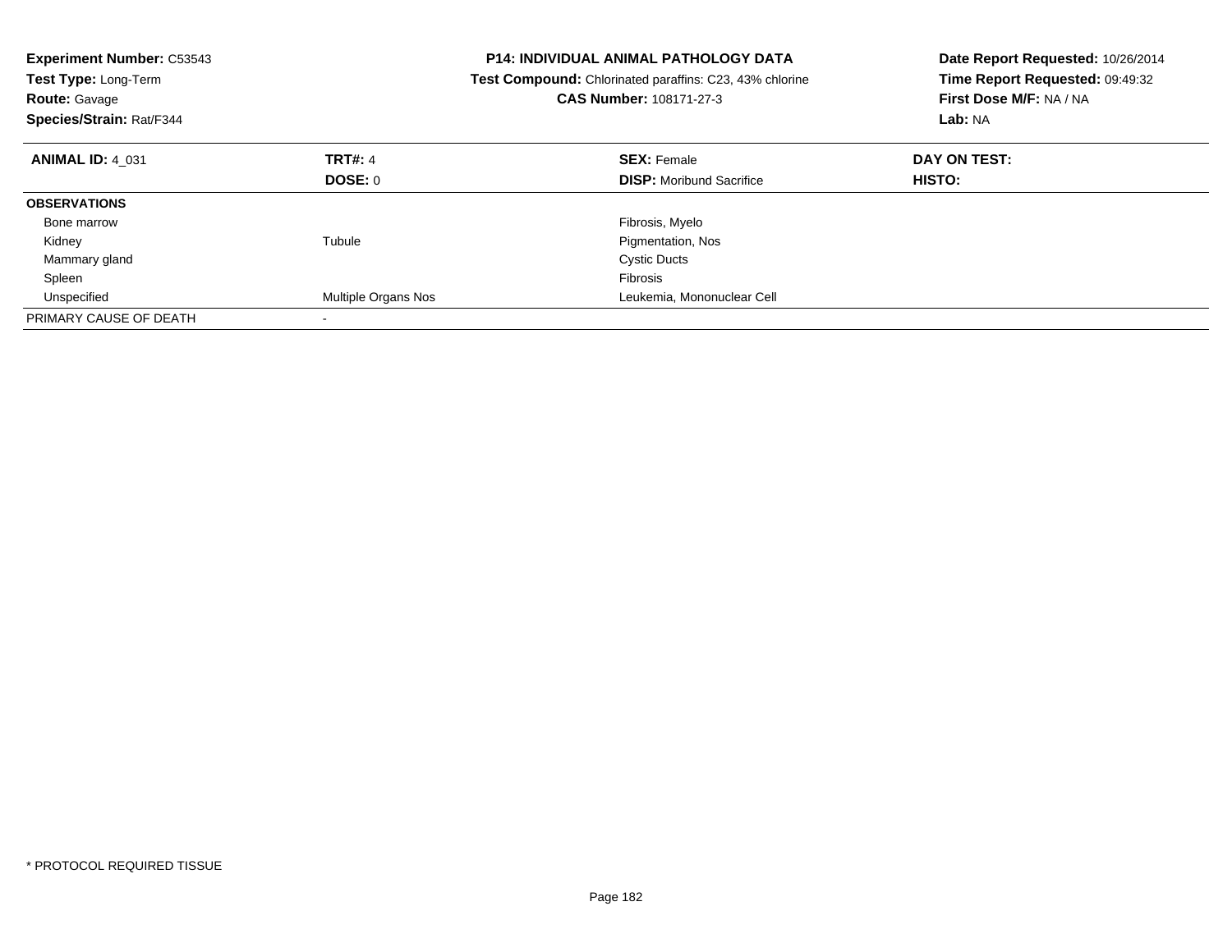**Experiment Number:** C53543
**Test Type:** Long-Term
**Route:** Gavage
**Species/Strain:** Rat/F344

**P14: INDIVIDUAL ANIMAL PATHOLOGY DATA**
**Test Compound:** Chlorinated paraffins: C23, 43% chlorine
**CAS Number:** 108171-27-3

**Date Report Requested:** 10/26/2014
**Time Report Requested:** 09:49:32
**First Dose M/F:** NA / NA
**Lab:** NA

| **ANIMAL ID:** 4_031 | **TRT#:** 4 | **SEX:** Female | **DAY ON TEST:** |
|---|---|---|---|
| | **DOSE:** 0 | **DISP:** Moribund Sacrifice | **HISTO:** |
| **OBSERVATIONS** | | | |
| Bone marrow | | Fibrosis, Myelo | |
| Kidney | Tubule | Pigmentation, Nos | |
| Mammary gland | | Cystic Ducts | |
| Spleen | | Fibrosis | |
| Unspecified | Multiple Organs Nos | Leukemia, Mononuclear Cell | |
| PRIMARY CAUSE OF DEATH | - | | |

* PROTOCOL REQUIRED TISSUE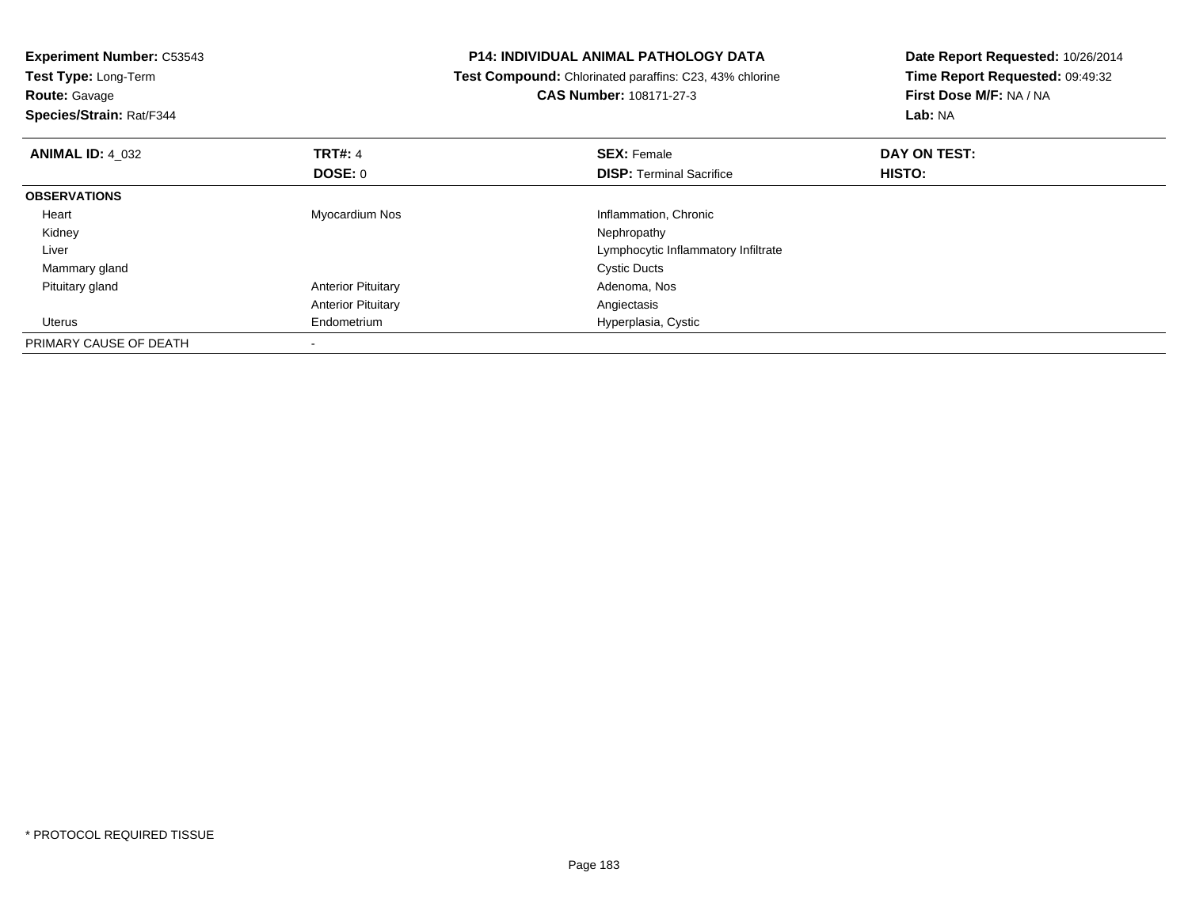**Experiment Number:** C53543
**Test Type:** Long-Term
**Route:** Gavage
**Species/Strain:** Rat/F344

**P14: INDIVIDUAL ANIMAL PATHOLOGY DATA**
**Test Compound:** Chlorinated paraffins: C23, 43% chlorine
**CAS Number:** 108171-27-3

**Date Report Requested:** 10/26/2014
**Time Report Requested:** 09:49:32
**First Dose M/F:** NA / NA
**Lab:** NA

| **ANIMAL ID:** 4_032 | **TRT#:** 4 | **SEX:** Female | **DAY ON TEST:** |
|---|---|---|---|
| | **DOSE:** 0 | **DISP:** Terminal Sacrifice | **HISTO:** |
| **OBSERVATIONS** | | | |
| Heart | Myocardium Nos | Inflammation, Chronic | |
| Kidney | | Nephropathy | |
| Liver | | Lymphocytic Inflammatory Infiltrate | |
| Mammary gland | | Cystic Ducts | |
| Pituitary gland | Anterior Pituitary | Adenoma, Nos | |
| | Anterior Pituitary | Angiectasis | |
| Uterus | Endometrium | Hyperplasia, Cystic | |
| PRIMARY CAUSE OF DEATH | - | | |

* PROTOCOL REQUIRED TISSUE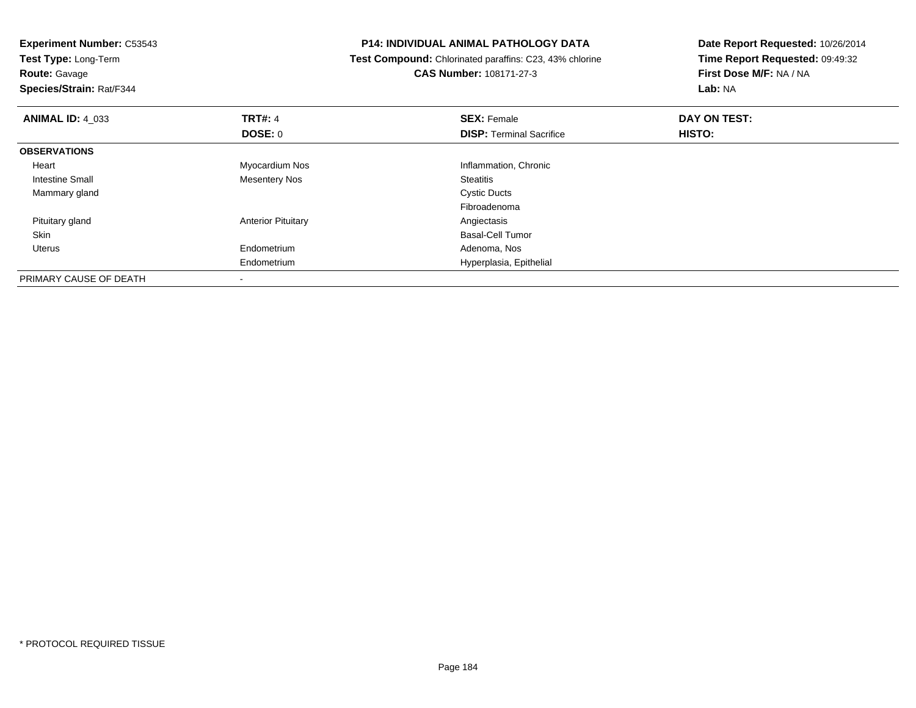**Experiment Number:** C53543
**Test Type:** Long-Term
**Route:** Gavage
**Species/Strain:** Rat/F344

**P14: INDIVIDUAL ANIMAL PATHOLOGY DATA**
**Test Compound:** Chlorinated paraffins: C23, 43% chlorine
**CAS Number:** 108171-27-3

**Date Report Requested:** 10/26/2014
**Time Report Requested:** 09:49:32
**First Dose M/F:** NA / NA
**Lab:** NA

| **ANIMAL ID:** 4_033 | **TRT#:** 4 | **SEX:** Female | **DAY ON TEST:** |
|---|---|---|---|
| | **DOSE:** 0 | **DISP:** Terminal Sacrifice | **HISTO:** |
| **OBSERVATIONS** | | | |
| Heart | Myocardium Nos | Inflammation, Chronic | |
| Intestine Small | Mesentery Nos | Steatitis | |
| Mammary gland | | Cystic Ducts | |
| | | Fibroadenoma | |
| Pituitary gland | Anterior Pituitary | Angiectasis | |
| Skin | | Basal-Cell Tumor | |
| Uterus | Endometrium | Adenoma, Nos | |
| | Endometrium | Hyperplasia, Epithelial | |
| PRIMARY CAUSE OF DEATH | - | | |

* PROTOCOL REQUIRED TISSUE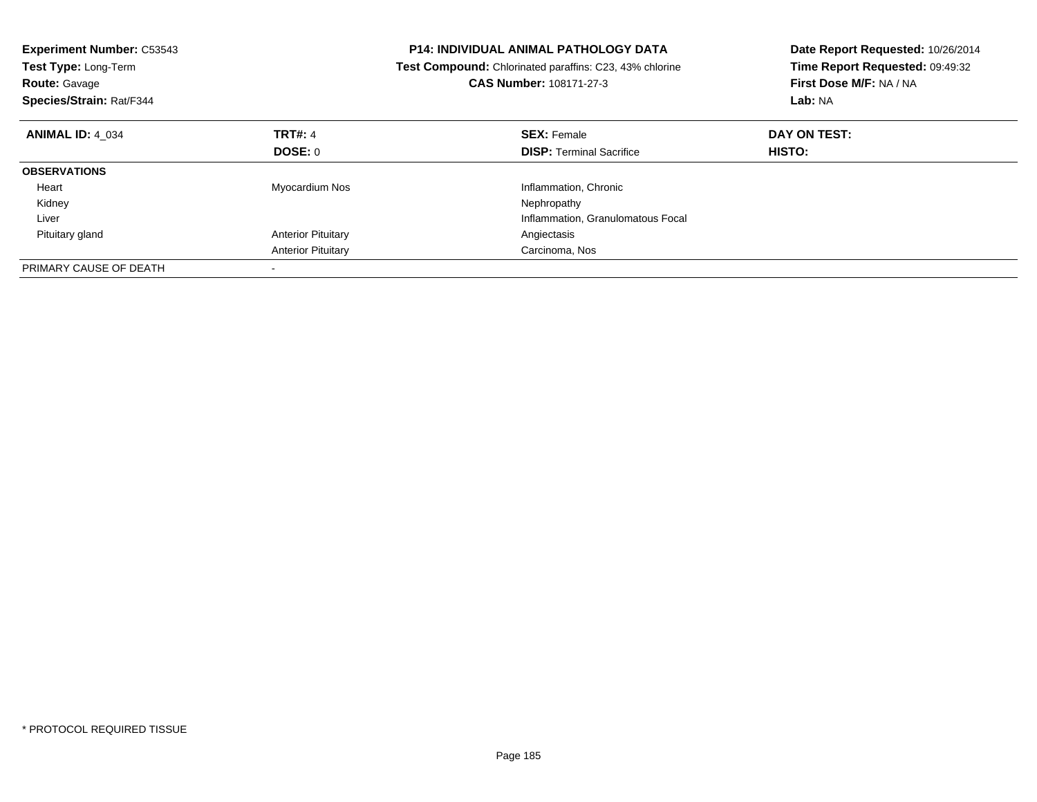**Experiment Number:** C53543
**Test Type:** Long-Term
**Route:** Gavage
**Species/Strain:** Rat/F344

**P14: INDIVIDUAL ANIMAL PATHOLOGY DATA**
**Test Compound:** Chlorinated paraffins: C23, 43% chlorine
**CAS Number:** 108171-27-3

**Date Report Requested:** 10/26/2014
**Time Report Requested:** 09:49:32
**First Dose M/F:** NA / NA
**Lab:** NA

| **ANIMAL ID:** 4_034 | **TRT#:** 4 | **SEX:** Female | **DAY ON TEST:** |
|---|---|---|---|
| | **DOSE:** 0 | **DISP:** Terminal Sacrifice | **HISTO:** |
| **OBSERVATIONS** | | | |
| Heart | Myocardium Nos | Inflammation, Chronic | |
| Kidney | | Nephropathy | |
| Liver | | Inflammation, Granulomatous Focal | |
| Pituitary gland | Anterior Pituitary | Angiectasis | |
| | Anterior Pituitary | Carcinoma, Nos | |
| PRIMARY CAUSE OF DEATH | - | | |

* PROTOCOL REQUIRED TISSUE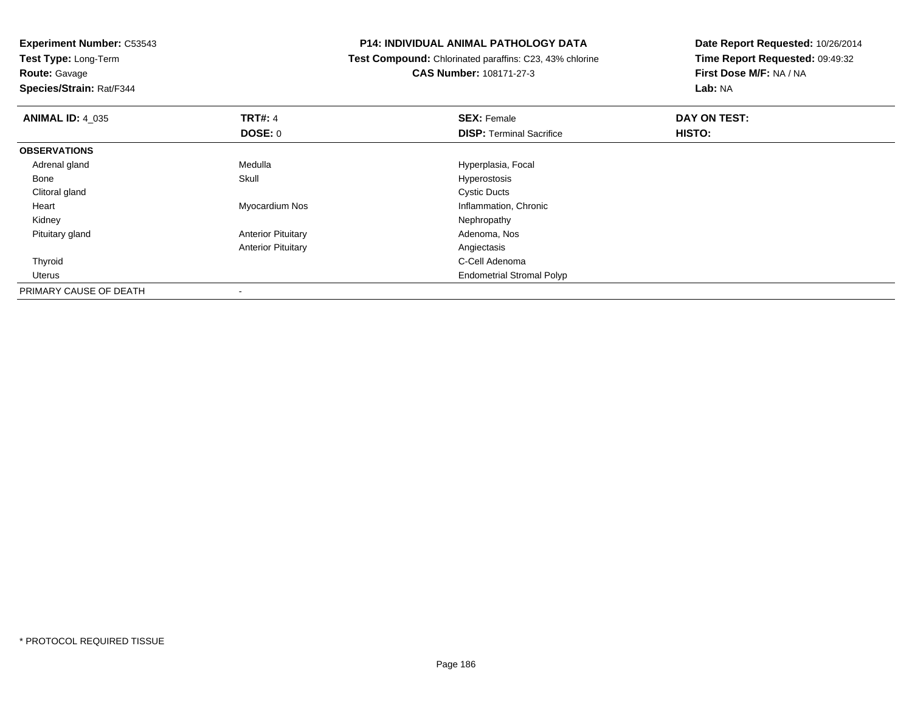**Experiment Number:** C53543
**Test Type:** Long-Term
**Route:** Gavage
**Species/Strain:** Rat/F344

**P14: INDIVIDUAL ANIMAL PATHOLOGY DATA**
**Test Compound:** Chlorinated paraffins: C23, 43% chlorine
**CAS Number:** 108171-27-3

**Date Report Requested:** 10/26/2014
**Time Report Requested:** 09:49:32
**First Dose M/F:** NA / NA
**Lab:** NA

| **ANIMAL ID:** 4_035 | **TRT#:** 4 | **SEX:** Female | **DAY ON TEST:** |
|---|---|---|---|
| | **DOSE:** 0 | **DISP:** Terminal Sacrifice | **HISTO:** |
| **OBSERVATIONS** | | | |
| Adrenal gland | Medulla | Hyperplasia, Focal | |
| Bone | Skull | Hyperostosis | |
| Clitoral gland | | Cystic Ducts | |
| Heart | Myocardium Nos | Inflammation, Chronic | |
| Kidney | | Nephropathy | |
| Pituitary gland | Anterior Pituitary | Adenoma, Nos | |
| | Anterior Pituitary | Angiectasis | |
| Thyroid | | C-Cell Adenoma | |
| Uterus | | Endometrial Stromal Polyp | |
| PRIMARY CAUSE OF DEATH | - | | |

* PROTOCOL REQUIRED TISSUE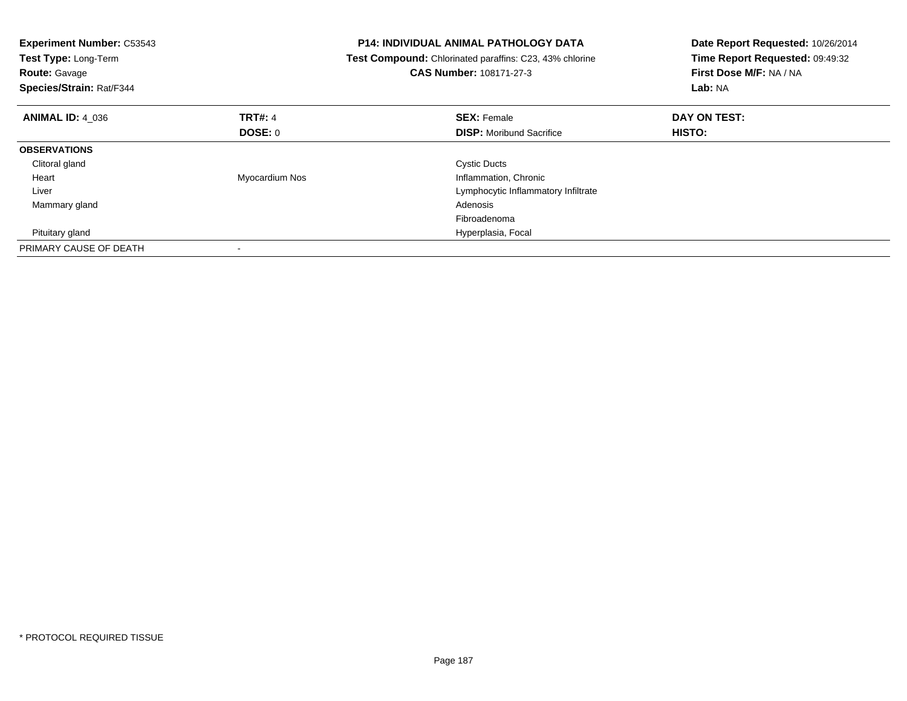**Experiment Number:** C53543
**Test Type:** Long-Term
**Route:** Gavage
**Species/Strain:** Rat/F344

**P14: INDIVIDUAL ANIMAL PATHOLOGY DATA**
**Test Compound:** Chlorinated paraffins: C23, 43% chlorine
**CAS Number:** 108171-27-3

**Date Report Requested:** 10/26/2014
**Time Report Requested:** 09:49:32
**First Dose M/F:** NA / NA
**Lab:** NA

| **ANIMAL ID:** 4_036 | **TRT#:** 4 | **SEX:** Female | **DAY ON TEST:** |
|---|---|---|---|
| | **DOSE:** 0 | **DISP:** Moribund Sacrifice | **HISTO:** |
| **OBSERVATIONS** | | | |
| Clitoral gland | | Cystic Ducts | |
| Heart | Myocardium Nos | Inflammation, Chronic | |
| Liver | | Lymphocytic Inflammatory Infiltrate | |
| Mammary gland | | Adenosis | |
| | | Fibroadenoma | |
| Pituitary gland | | Hyperplasia, Focal | |
| PRIMARY CAUSE OF DEATH | - | | |

* PROTOCOL REQUIRED TISSUE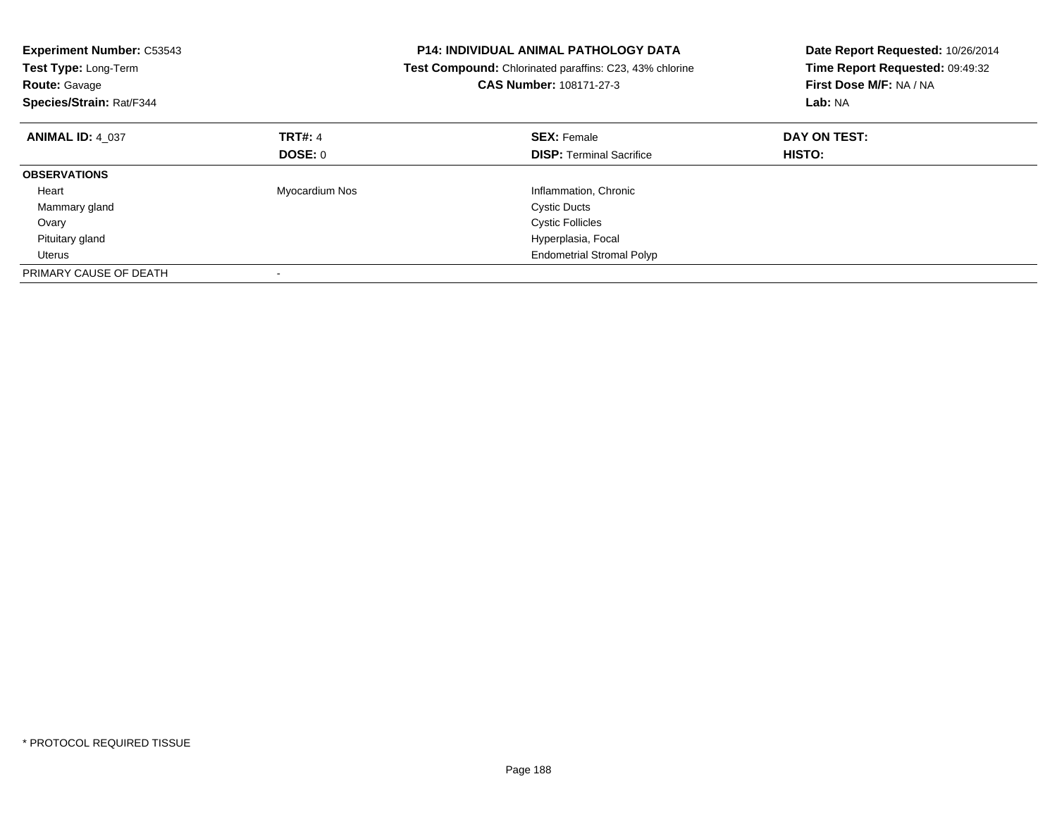**Experiment Number:** C53543
**Test Type:** Long-Term
**Route:** Gavage
**Species/Strain:** Rat/F344

**P14: INDIVIDUAL ANIMAL PATHOLOGY DATA**
**Test Compound:** Chlorinated paraffins: C23, 43% chlorine
**CAS Number:** 108171-27-3

**Date Report Requested:** 10/26/2014
**Time Report Requested:** 09:49:32
**First Dose M/F:** NA / NA
**Lab:** NA

| **ANIMAL ID:** 4_037 | **TRT#:** 4 | **SEX:** Female | **DAY ON TEST:** |
|---|---|---|---|
| | **DOSE:** 0 | **DISP:** Terminal Sacrifice | **HISTO:** |
| **OBSERVATIONS** | | | |
| Heart | Myocardium Nos | Inflammation, Chronic | |
| Mammary gland | | Cystic Ducts | |
| Ovary | | Cystic Follicles | |
| Pituitary gland | | Hyperplasia, Focal | |
| Uterus | | Endometrial Stromal Polyp | |
| PRIMARY CAUSE OF DEATH | - | | |

* PROTOCOL REQUIRED TISSUE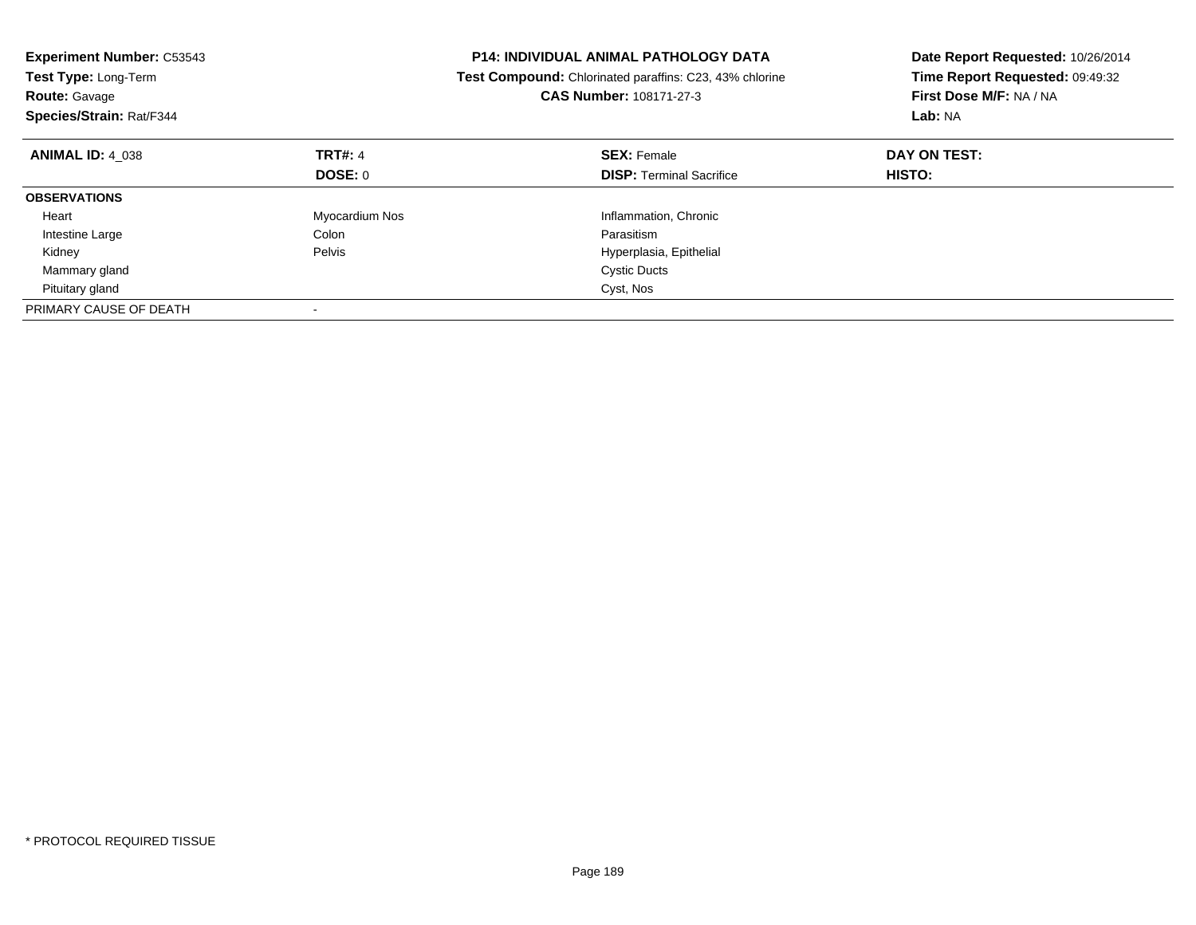**Experiment Number:** C53543
**Test Type:** Long-Term
**Route:** Gavage
**Species/Strain:** Rat/F344

**P14: INDIVIDUAL ANIMAL PATHOLOGY DATA**
**Test Compound:** Chlorinated paraffins: C23, 43% chlorine
**CAS Number:** 108171-27-3

**Date Report Requested:** 10/26/2014
**Time Report Requested:** 09:49:32
**First Dose M/F:** NA / NA
**Lab:** NA

| **ANIMAL ID:** 4_038 | **TRT#:** 4 | **SEX:** Female | **DAY ON TEST:** |
|---|---|---|---|
| | **DOSE:** 0 | **DISP:** Terminal Sacrifice | **HISTO:** |
| **OBSERVATIONS** | | | |
| Heart | Myocardium Nos | Inflammation, Chronic | |
| Intestine Large | Colon | Parasitism | |
| Kidney | Pelvis | Hyperplasia, Epithelial | |
| Mammary gland | | Cystic Ducts | |
| Pituitary gland | | Cyst, Nos | |
| PRIMARY CAUSE OF DEATH | - | | |

* PROTOCOL REQUIRED TISSUE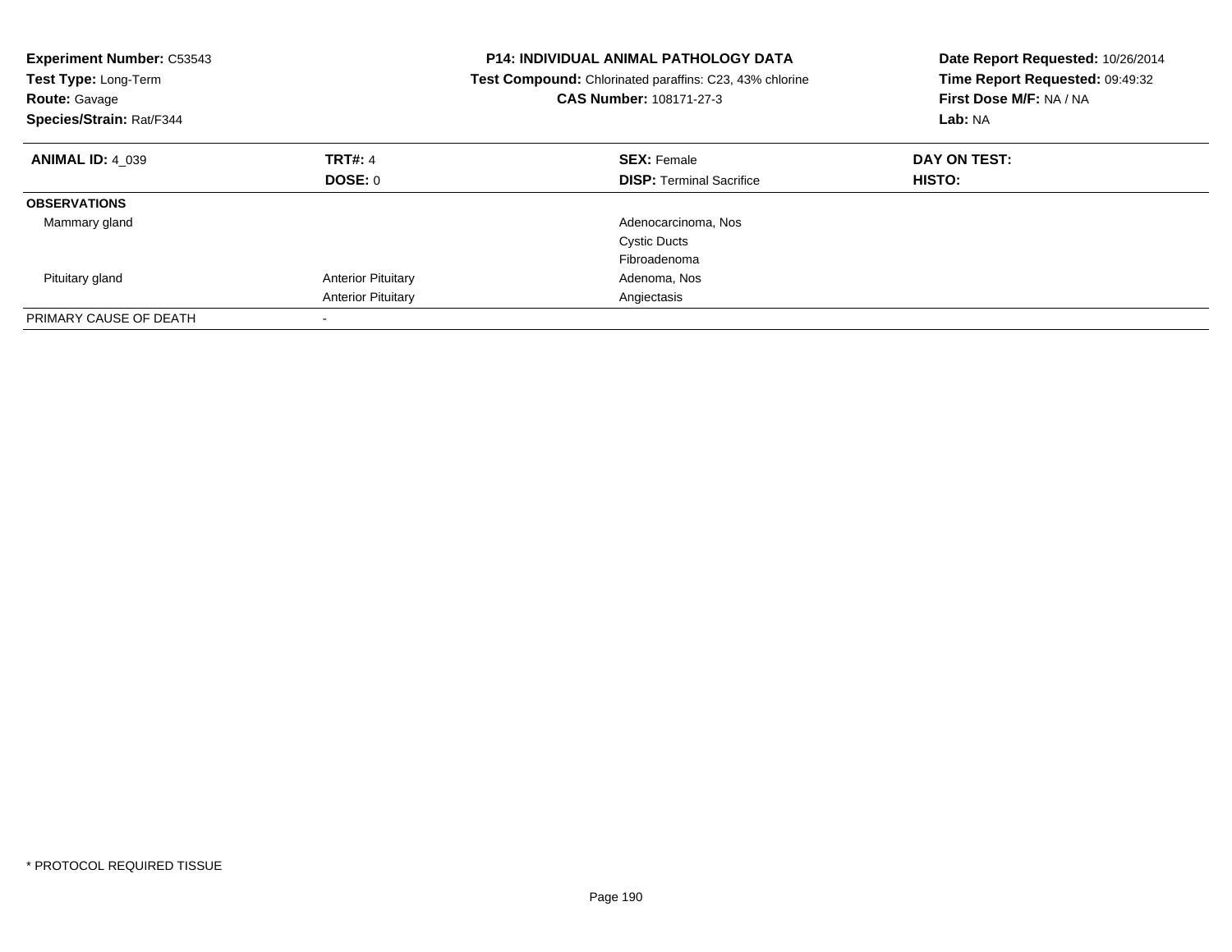**Experiment Number:** C53543
**Test Type:** Long-Term
**Route:** Gavage
**Species/Strain:** Rat/F344

**P14: INDIVIDUAL ANIMAL PATHOLOGY DATA**
**Test Compound:** Chlorinated paraffins: C23, 43% chlorine
**CAS Number:** 108171-27-3

**Date Report Requested:** 10/26/2014
**Time Report Requested:** 09:49:32
**First Dose M/F:** NA / NA
**Lab:** NA

| **ANIMAL ID:** 4_039 | **TRT#:** 4 | **SEX:** Female | **DAY ON TEST:** |
|---|---|---|---|
| | **DOSE:** 0 | **DISP:** Terminal Sacrifice | **HISTO:** |
| **OBSERVATIONS** | | | |
| Mammary gland | | Adenocarcinoma, Nos | |
| | | Cystic Ducts | |
| | | Fibroadenoma | |
| Pituitary gland | Anterior Pituitary | Adenoma, Nos | |
| | Anterior Pituitary | Angiectasis | |
| PRIMARY CAUSE OF DEATH | - | | |

* PROTOCOL REQUIRED TISSUE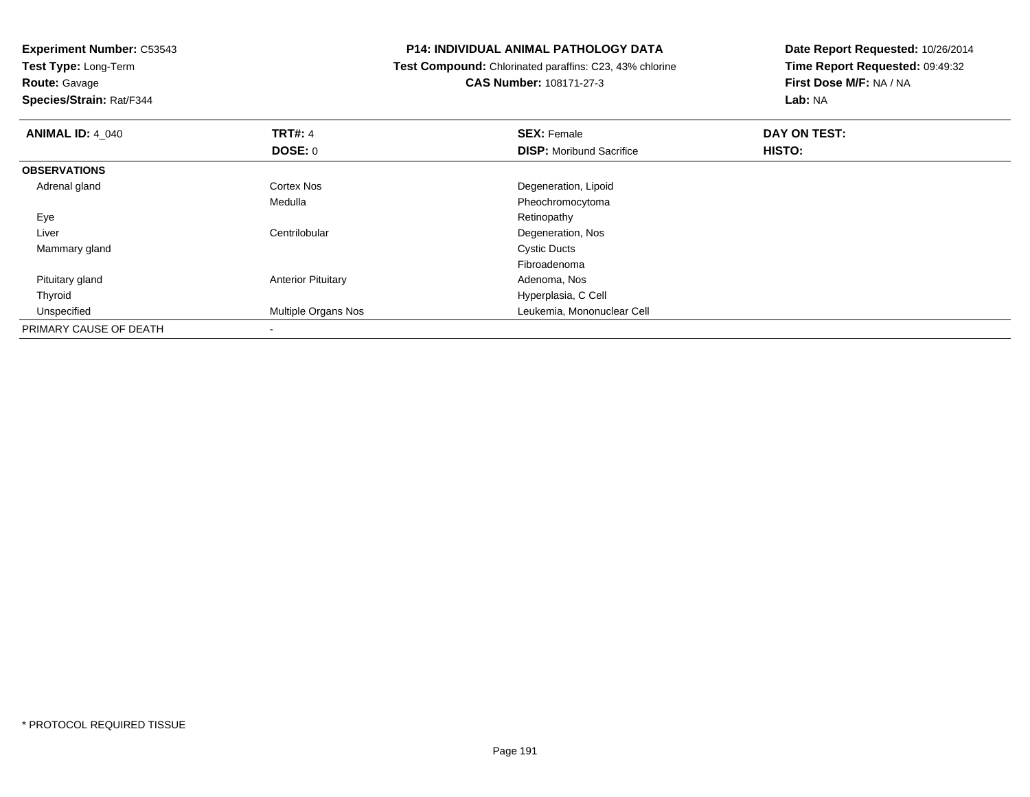**Experiment Number:** C53543
**Test Type:** Long-Term
**Route:** Gavage
**Species/Strain:** Rat/F344

**P14: INDIVIDUAL ANIMAL PATHOLOGY DATA**
**Test Compound:** Chlorinated paraffins: C23, 43% chlorine
**CAS Number:** 108171-27-3

**Date Report Requested:** 10/26/2014
**Time Report Requested:** 09:49:32
**First Dose M/F:** NA / NA
**Lab:** NA

| **ANIMAL ID:** 4_040 | **TRT#:** 4 | **SEX:** Female | **DAY ON TEST:** |
|---|---|---|---|
| | **DOSE:** 0 | **DISP:** Moribund Sacrifice | **HISTO:** |
| **OBSERVATIONS** | | | |
| Adrenal gland | Cortex Nos | Degeneration, Lipoid | |
| | Medulla | Pheochromocytoma | |
| Eye | | Retinopathy | |
| Liver | Centrilobular | Degeneration, Nos | |
| Mammary gland | | Cystic Ducts | |
| | | Fibroadenoma | |
| Pituitary gland | Anterior Pituitary | Adenoma, Nos | |
| Thyroid | | Hyperplasia, C Cell | |
| Unspecified | Multiple Organs Nos | Leukemia, Mononuclear Cell | |
| PRIMARY CAUSE OF DEATH | - | | |

* PROTOCOL REQUIRED TISSUE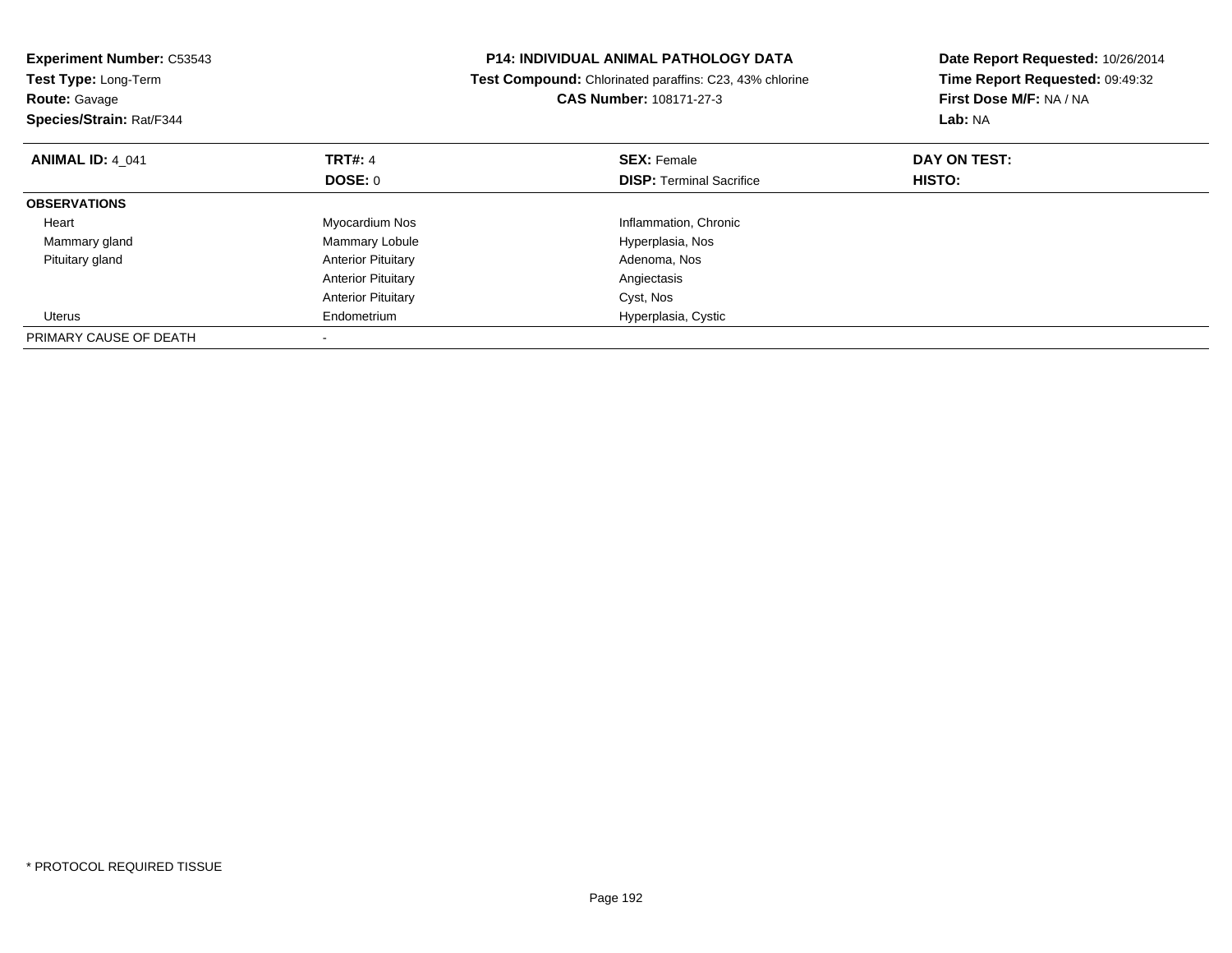**Experiment Number:** C53543
**Test Type:** Long-Term
**Route:** Gavage
**Species/Strain:** Rat/F344

**P14: INDIVIDUAL ANIMAL PATHOLOGY DATA**
**Test Compound:** Chlorinated paraffins: C23, 43% chlorine
**CAS Number:** 108171-27-3

**Date Report Requested:** 10/26/2014
**Time Report Requested:** 09:49:32
**First Dose M/F:** NA / NA
**Lab:** NA

| **ANIMAL ID:** 4_041 | **TRT#:** 4 | **SEX:** Female | **DAY ON TEST:** |
|---|---|---|---|
| | **DOSE:** 0 | **DISP:** Terminal Sacrifice | **HISTO:** |
| **OBSERVATIONS** | | | |
| Heart | Myocardium Nos | Inflammation, Chronic | |
| Mammary gland | Mammary Lobule | Hyperplasia, Nos | |
| Pituitary gland | Anterior Pituitary | Adenoma, Nos | |
| | Anterior Pituitary | Angiectasis | |
| | Anterior Pituitary | Cyst, Nos | |
| Uterus | Endometrium | Hyperplasia, Cystic | |
| PRIMARY CAUSE OF DEATH | - | | |

* PROTOCOL REQUIRED TISSUE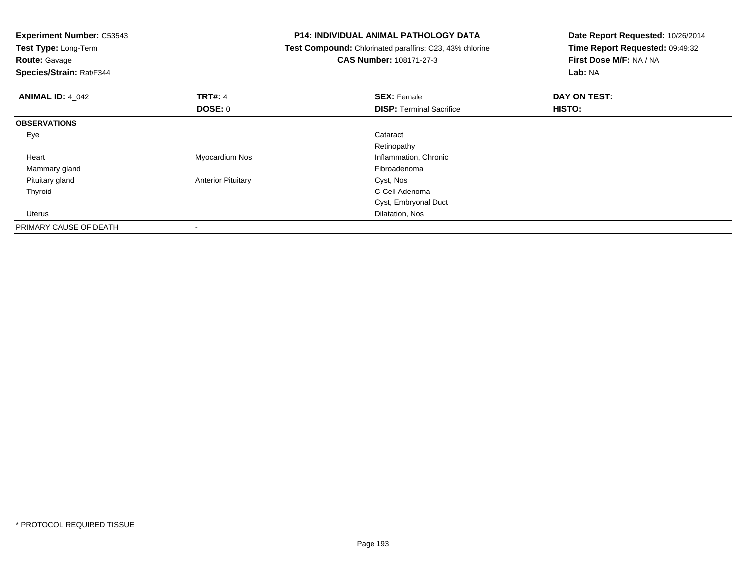**Experiment Number:** C53543
**Test Type:** Long-Term
**Route:** Gavage
**Species/Strain:** Rat/F344

**P14: INDIVIDUAL ANIMAL PATHOLOGY DATA**
**Test Compound:** Chlorinated paraffins: C23, 43% chlorine
**CAS Number:** 108171-27-3

**Date Report Requested:** 10/26/2014
**Time Report Requested:** 09:49:32
**First Dose M/F:** NA / NA
**Lab:** NA

| **ANIMAL ID:** 4_042 | **TRT#:** 4 | **SEX:** Female | **DAY ON TEST:** |
|---|---|---|---|
| | **DOSE:** 0 | **DISP:** Terminal Sacrifice | **HISTO:** |
| **OBSERVATIONS** | | | |
| Eye | | Cataract | |
| | | Retinopathy | |
| Heart | Myocardium Nos | Inflammation, Chronic | |
| Mammary gland | | Fibroadenoma | |
| Pituitary gland | Anterior Pituitary | Cyst, Nos | |
| Thyroid | | C-Cell Adenoma | |
| | | Cyst, Embryonal Duct | |
| Uterus | | Dilatation, Nos | |
| PRIMARY CAUSE OF DEATH | - | | |

* PROTOCOL REQUIRED TISSUE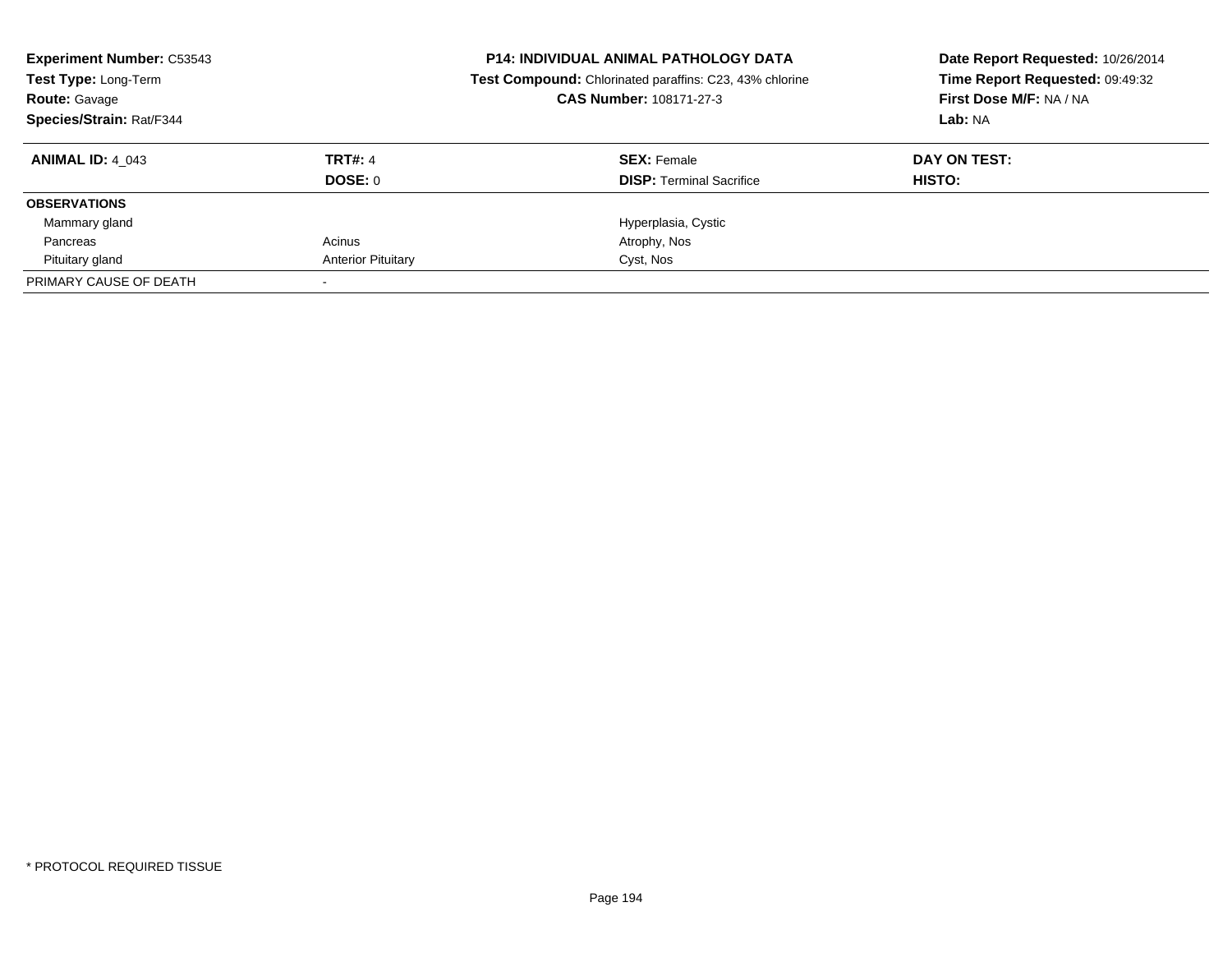**Experiment Number:** C53543
**Test Type:** Long-Term
**Route:** Gavage
**Species/Strain:** Rat/F344

**P14: INDIVIDUAL ANIMAL PATHOLOGY DATA**
**Test Compound:** Chlorinated paraffins: C23, 43% chlorine
**CAS Number:** 108171-27-3

**Date Report Requested:** 10/26/2014
**Time Report Requested:** 09:49:32
**First Dose M/F:** NA / NA
**Lab:** NA

| **ANIMAL ID:** 4_043 | **TRT#:** 4 | **SEX:** Female | **DAY ON TEST:** |
|---|---|---|---|
| | **DOSE:** 0 | **DISP:** Terminal Sacrifice | **HISTO:** |
| **OBSERVATIONS** | | | |
| Mammary gland | | Hyperplasia, Cystic | |
| Pancreas | Acinus | Atrophy, Nos | |
| Pituitary gland | Anterior Pituitary | Cyst, Nos | |
| PRIMARY CAUSE OF DEATH | - | | |

* PROTOCOL REQUIRED TISSUE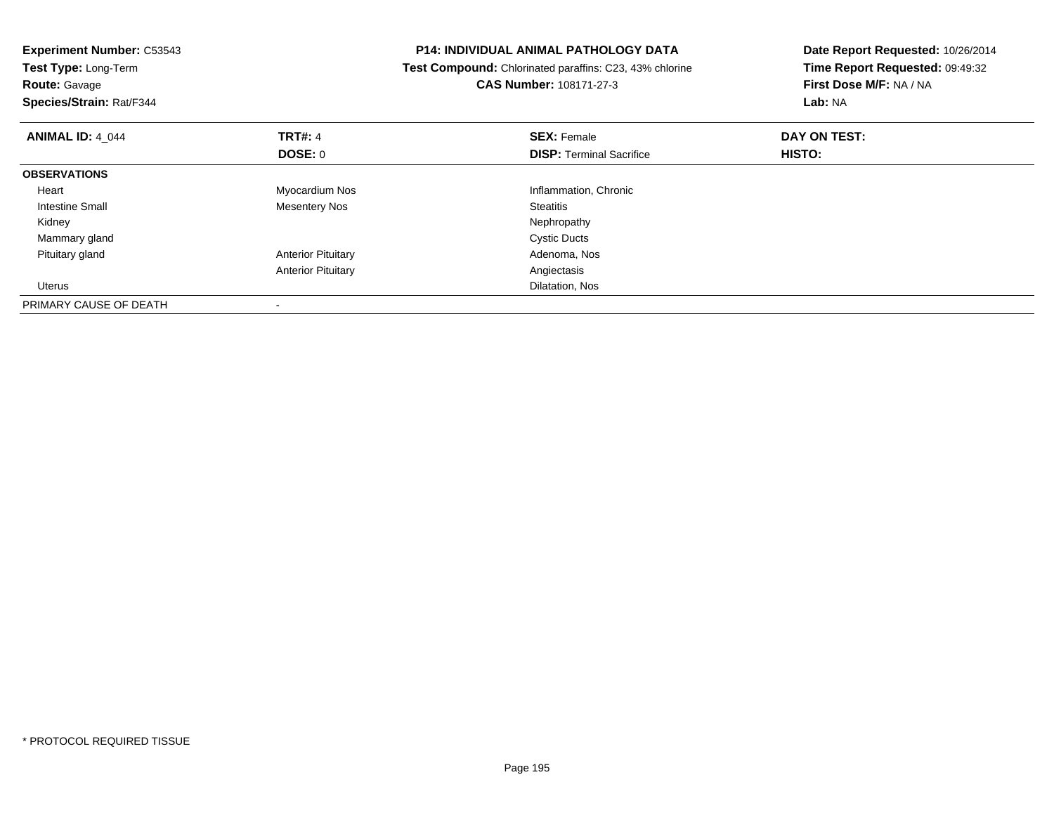**Experiment Number:** C53543
**Test Type:** Long-Term
**Route:** Gavage
**Species/Strain:** Rat/F344

**P14: INDIVIDUAL ANIMAL PATHOLOGY DATA**
**Test Compound:** Chlorinated paraffins: C23, 43% chlorine
**CAS Number:** 108171-27-3

**Date Report Requested:** 10/26/2014
**Time Report Requested:** 09:49:32
**First Dose M/F:** NA / NA
**Lab:** NA

| **ANIMAL ID:** 4_044 | **TRT#:** 4 | **SEX:** Female | **DAY ON TEST:** |
|---|---|---|---|
| | **DOSE:** 0 | **DISP:** Terminal Sacrifice | **HISTO:** |
| **OBSERVATIONS** | | | |
| Heart | Myocardium Nos | Inflammation, Chronic | |
| Intestine Small | Mesentery Nos | Steatitis | |
| Kidney | | Nephropathy | |
| Mammary gland | | Cystic Ducts | |
| Pituitary gland | Anterior Pituitary | Adenoma, Nos | |
| | Anterior Pituitary | Angiectasis | |
| Uterus | | Dilatation, Nos | |
| PRIMARY CAUSE OF DEATH | - | | |

* PROTOCOL REQUIRED TISSUE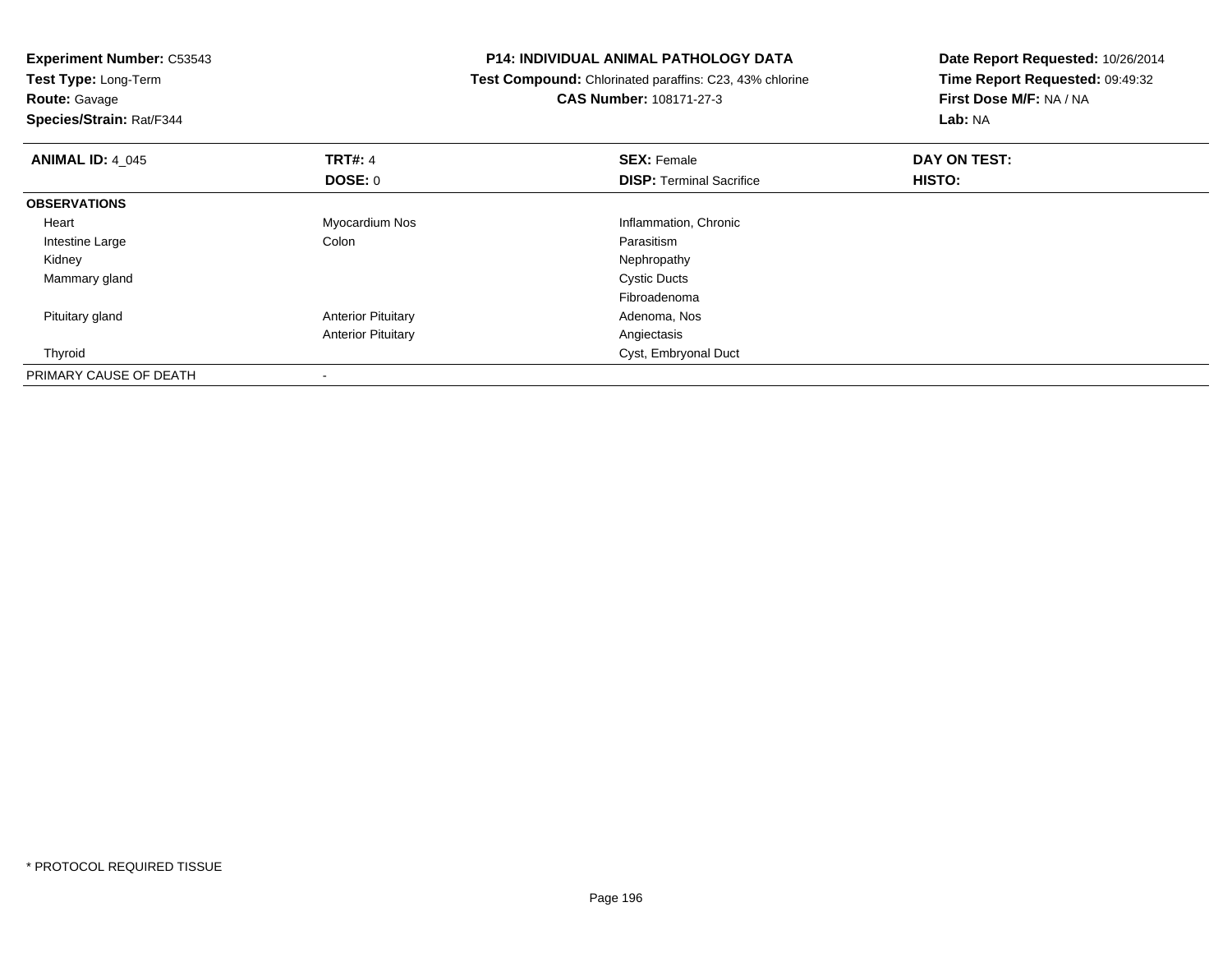**Experiment Number:** C53543
**Test Type:** Long-Term
**Route:** Gavage
**Species/Strain:** Rat/F344

**P14: INDIVIDUAL ANIMAL PATHOLOGY DATA**
**Test Compound:** Chlorinated paraffins: C23, 43% chlorine
**CAS Number:** 108171-27-3

**Date Report Requested:** 10/26/2014
**Time Report Requested:** 09:49:32
**First Dose M/F:** NA / NA
**Lab:** NA

| **ANIMAL ID:** 4_045 | **TRT#:** 4 | **SEX:** Female | **DAY ON TEST:** |
|---|---|---|---|
| | **DOSE:** 0 | **DISP:** Terminal Sacrifice | **HISTO:** |
| **OBSERVATIONS** | | | |
| Heart | Myocardium Nos | Inflammation, Chronic | |
| Intestine Large | Colon | Parasitism | |
| Kidney | | Nephropathy | |
| Mammary gland | | Cystic Ducts | |
| | | Fibroadenoma | |
| Pituitary gland | Anterior Pituitary | Adenoma, Nos | |
| | Anterior Pituitary | Angiectasis | |
| Thyroid | | Cyst, Embryonal Duct | |
| PRIMARY CAUSE OF DEATH | - | | |

* PROTOCOL REQUIRED TISSUE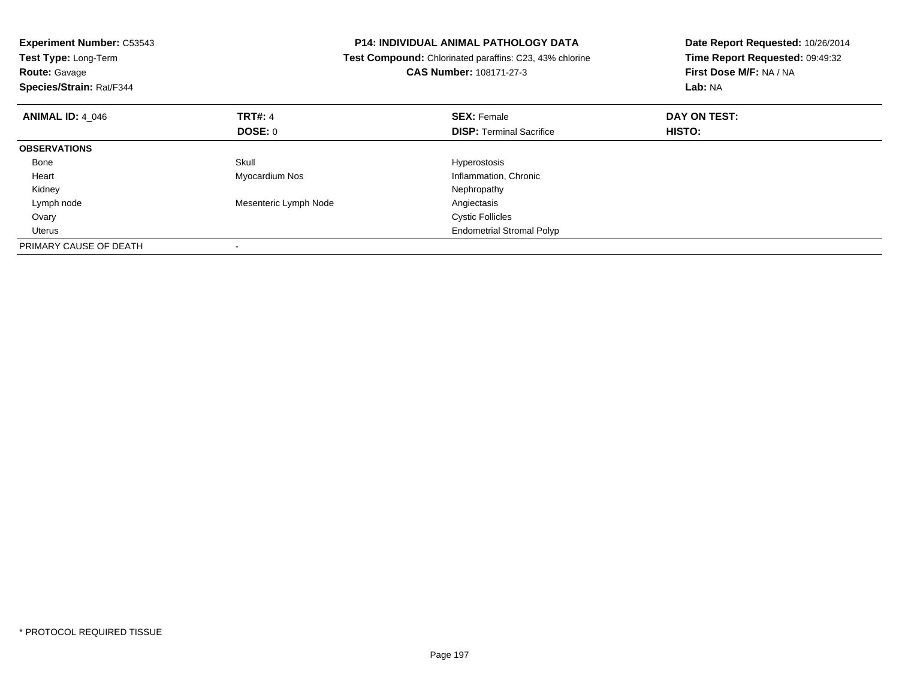**Experiment Number:** C53543
**Test Type:** Long-Term
**Route:** Gavage
**Species/Strain:** Rat/F344

**P14: INDIVIDUAL ANIMAL PATHOLOGY DATA**
**Test Compound:** Chlorinated paraffins: C23, 43% chlorine
**CAS Number:** 108171-27-3

**Date Report Requested:** 10/26/2014
**Time Report Requested:** 09:49:32
**First Dose M/F:** NA / NA
**Lab:** NA

| **ANIMAL ID:** 4_046 | **TRT#:** 4 | **SEX:** Female | **DAY ON TEST:** |
|---|---|---|---|
| | **DOSE:** 0 | **DISP:** Terminal Sacrifice | **HISTO:** |
| **OBSERVATIONS** | | | |
| Bone | Skull | Hyperostosis | |
| Heart | Myocardium Nos | Inflammation, Chronic | |
| Kidney | | Nephropathy | |
| Lymph node | Mesenteric Lymph Node | Angiectasis | |
| Ovary | | Cystic Follicles | |
| Uterus | | Endometrial Stromal Polyp | |
| PRIMARY CAUSE OF DEATH | - | | |

* PROTOCOL REQUIRED TISSUE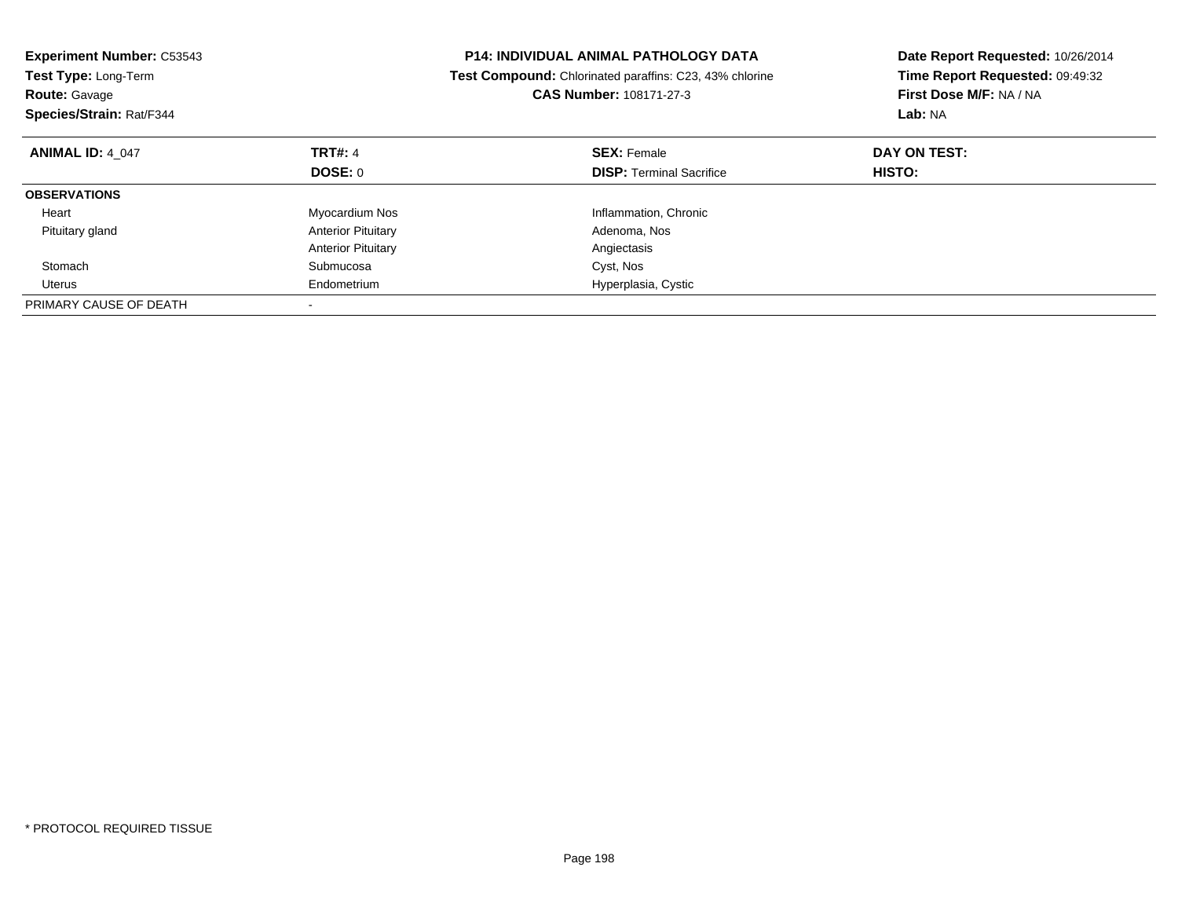**Experiment Number:** C53543
**Test Type:** Long-Term
**Route:** Gavage
**Species/Strain:** Rat/F344

**P14: INDIVIDUAL ANIMAL PATHOLOGY DATA**
**Test Compound:** Chlorinated paraffins: C23, 43% chlorine
**CAS Number:** 108171-27-3

**Date Report Requested:** 10/26/2014
**Time Report Requested:** 09:49:32
**First Dose M/F:** NA / NA
**Lab:** NA

| **ANIMAL ID:** 4_047 | **TRT#:** 4 | **SEX:** Female | **DAY ON TEST:** |
|---|---|---|---|
| | **DOSE:** 0 | **DISP:** Terminal Sacrifice | **HISTO:** |
| **OBSERVATIONS** | | | |
| Heart | Myocardium Nos | Inflammation, Chronic | |
| Pituitary gland | Anterior Pituitary | Adenoma, Nos | |
| | Anterior Pituitary | Angiectasis | |
| Stomach | Submucosa | Cyst, Nos | |
| Uterus | Endometrium | Hyperplasia, Cystic | |
| PRIMARY CAUSE OF DEATH | - | | |

* PROTOCOL REQUIRED TISSUE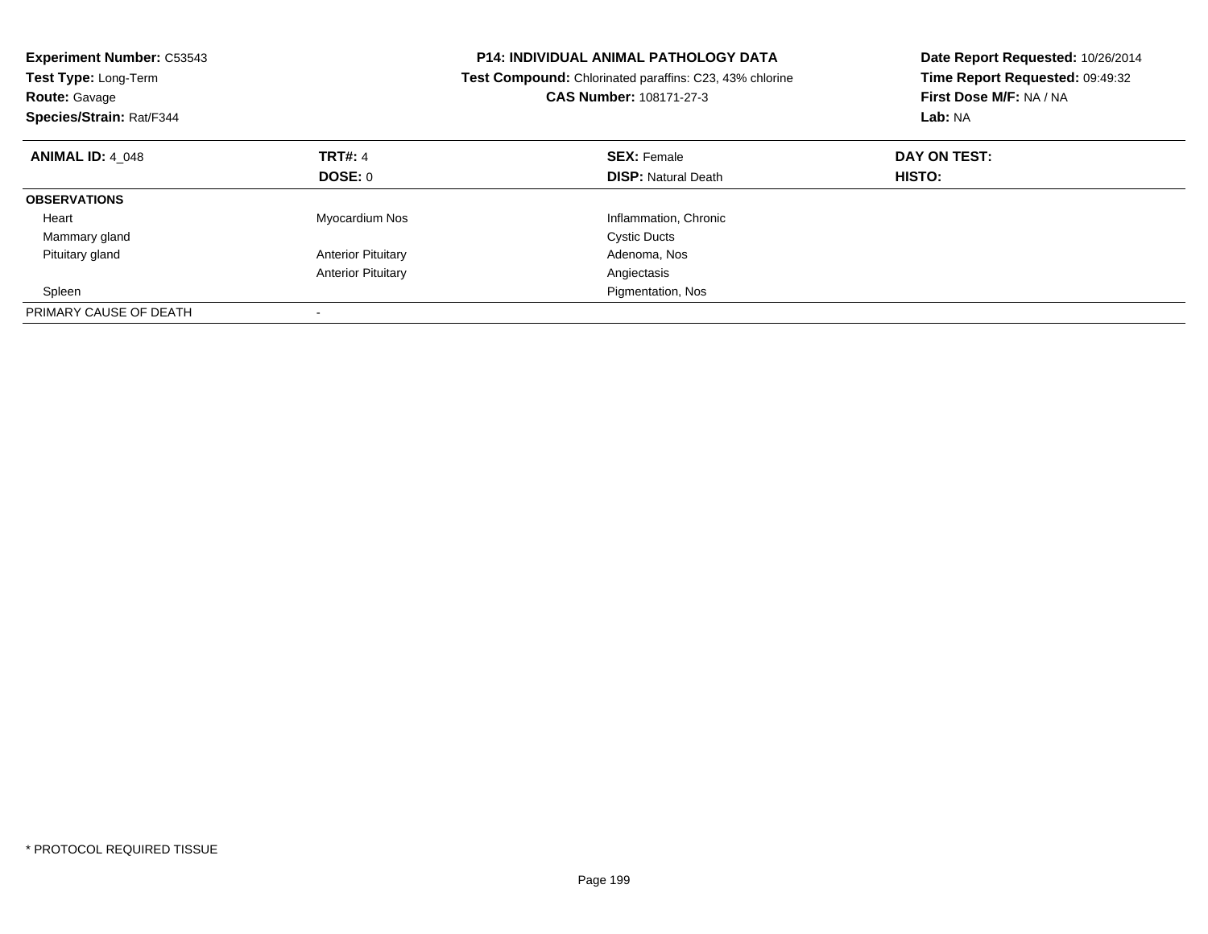**Experiment Number:** C53543
**Test Type:** Long-Term
**Route:** Gavage
**Species/Strain:** Rat/F344

**P14: INDIVIDUAL ANIMAL PATHOLOGY DATA**
**Test Compound:** Chlorinated paraffins: C23, 43% chlorine
**CAS Number:** 108171-27-3

**Date Report Requested:** 10/26/2014
**Time Report Requested:** 09:49:32
**First Dose M/F:** NA / NA
**Lab:** NA

| **ANIMAL ID:** 4_048 | **TRT#:** 4 | **SEX:** Female | **DAY ON TEST:** |
|---|---|---|---|
| | **DOSE:** 0 | **DISP:** Natural Death | **HISTO:** |
| **OBSERVATIONS** | | | |
| Heart | Myocardium Nos | Inflammation, Chronic | |
| Mammary gland | | Cystic Ducts | |
| Pituitary gland | Anterior Pituitary | Adenoma, Nos | |
| | Anterior Pituitary | Angiectasis | |
| Spleen | | Pigmentation, Nos | |
| PRIMARY CAUSE OF DEATH | - | | |

* PROTOCOL REQUIRED TISSUE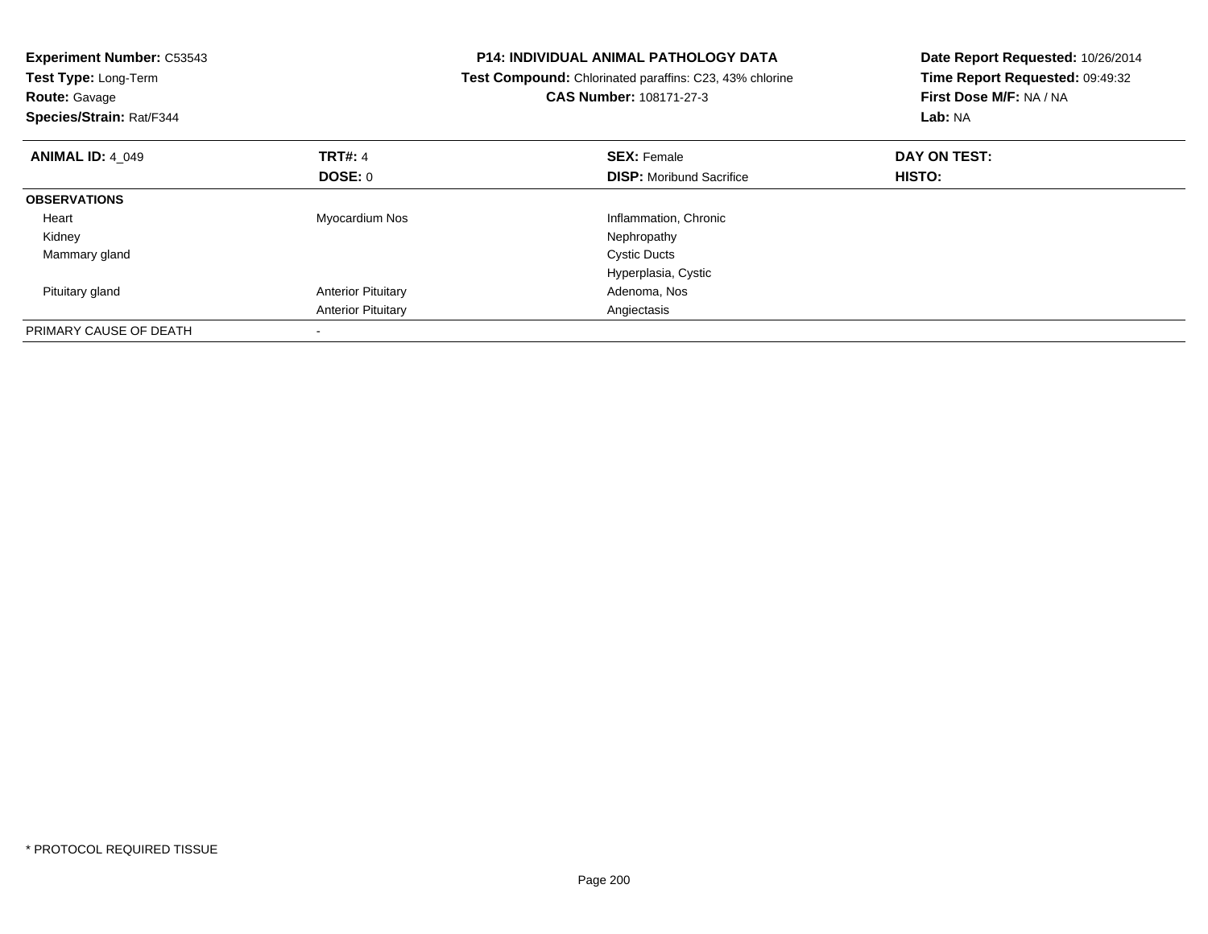**Experiment Number:** C53543
**Test Type:** Long-Term
**Route:** Gavage
**Species/Strain:** Rat/F344

**P14: INDIVIDUAL ANIMAL PATHOLOGY DATA**
**Test Compound:** Chlorinated paraffins: C23, 43% chlorine
**CAS Number:** 108171-27-3

**Date Report Requested:** 10/26/2014
**Time Report Requested:** 09:49:32
**First Dose M/F:** NA / NA
**Lab:** NA

| **ANIMAL ID:** 4_049 | **TRT#:** 4 | **SEX:** Female | **DAY ON TEST:** |
|---|---|---|---|
| | **DOSE:** 0 | **DISP:** Moribund Sacrifice | **HISTO:** |
| **OBSERVATIONS** | | | |
| Heart | Myocardium Nos | Inflammation, Chronic | |
| Kidney | | Nephropathy | |
| Mammary gland | | Cystic Ducts | |
| | | Hyperplasia, Cystic | |
| Pituitary gland | Anterior Pituitary | Adenoma, Nos | |
| | Anterior Pituitary | Angiectasis | |
| PRIMARY CAUSE OF DEATH | - | | |

* PROTOCOL REQUIRED TISSUE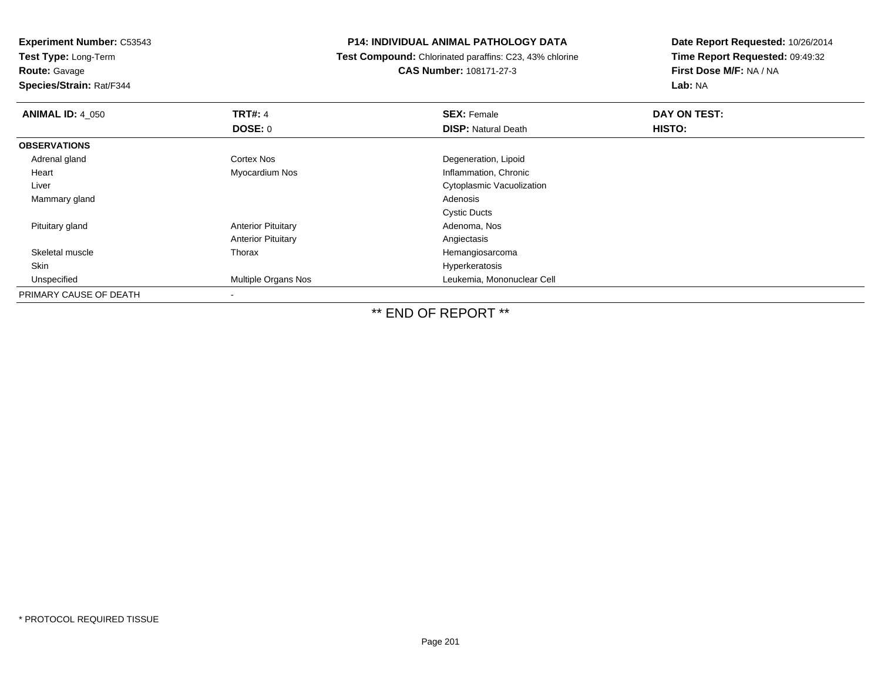**Experiment Number:** C53543
**Test Type:** Long-Term
**Route:** Gavage
**Species/Strain:** Rat/F344

**P14: INDIVIDUAL ANIMAL PATHOLOGY DATA**
**Test Compound:** Chlorinated paraffins: C23, 43% chlorine
**CAS Number:** 108171-27-3

**Date Report Requested:** 10/26/2014
**Time Report Requested:** 09:49:32
**First Dose M/F:** NA / NA
**Lab:** NA

| **ANIMAL ID:** 4_050 | **TRT#:** 4 | **SEX:** Female | **DAY ON TEST:** |
|---|---|---|---|
| | **DOSE:** 0 | **DISP:** Natural Death | **HISTO:** |
| **OBSERVATIONS** | | | |
| Adrenal gland | Cortex Nos | Degeneration, Lipoid | |
| Heart | Myocardium Nos | Inflammation, Chronic | |
| Liver | | Cytoplasmic Vacuolization | |
| Mammary gland | | Adenosis | |
| | | Cystic Ducts | |
| Pituitary gland | Anterior Pituitary | Adenoma, Nos | |
| | Anterior Pituitary | Angiectasis | |
| Skeletal muscle | Thorax | Hemangiosarcoma | |
| Skin | | Hyperkeratosis | |
| Unspecified | Multiple Organs Nos | Leukemia, Mononuclear Cell | |
| PRIMARY CAUSE OF DEATH | - | | |

** END OF REPORT **

* PROTOCOL REQUIRED TISSUE